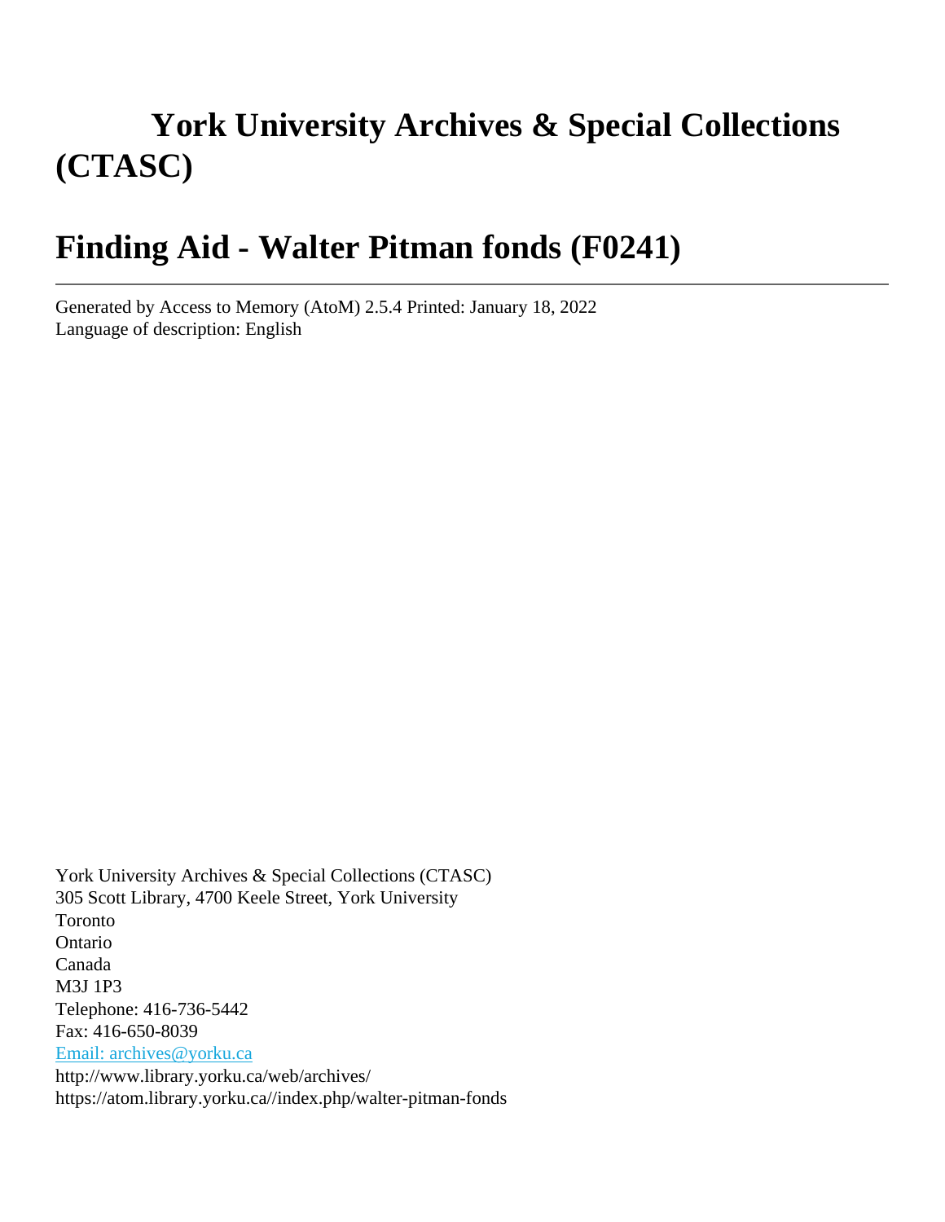# York University Archives & Special Collections (CTASC)

# Finding Aid - Walter Pitman fonds (F0241)

---

Generated by Access to Memory (AtoM) 2.5.4 Printed: January 18, 2022
Language of description: English

York University Archives & Special Collections (CTASC)
305 Scott Library, 4700 Keele Street, York University
Toronto
Ontario
Canada
M3J 1P3
Telephone: 416-736-5442
Fax: 416-650-8039
Email: archives@yorku.ca
http://www.library.yorku.ca/web/archives/
https://atom.library.yorku.ca//index.php/walter-pitman-fonds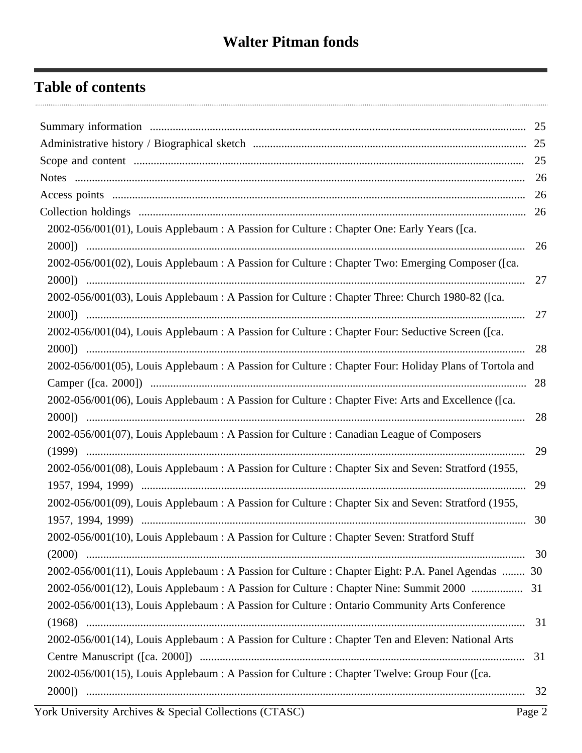# Walter Pitman fonds

## Table of contents

- Summary information ... 25
- Administrative history / Biographical sketch ... 25
- Scope and content ... 25
- Notes ... 26
- Access points ... 26
- Collection holdings ... 26
  - 2002-056/001(01), Louis Applebaum : A Passion for Culture : Chapter One: Early Years ([ca. 2000]) ... 26
  - 2002-056/001(02), Louis Applebaum : A Passion for Culture : Chapter Two: Emerging Composer ([ca. 2000]) ... 27
  - 2002-056/001(03), Louis Applebaum : A Passion for Culture : Chapter Three: Church 1980-82 ([ca. 2000]) ... 27
  - 2002-056/001(04), Louis Applebaum : A Passion for Culture : Chapter Four: Seductive Screen ([ca. 2000]) ... 28
  - 2002-056/001(05), Louis Applebaum : A Passion for Culture : Chapter Four: Holiday Plans of Tortola and Camper ([ca. 2000]) ... 28
  - 2002-056/001(06), Louis Applebaum : A Passion for Culture : Chapter Five: Arts and Excellence ([ca. 2000]) ... 28
  - 2002-056/001(07), Louis Applebaum : A Passion for Culture : Canadian League of Composers (1999) ... 29
  - 2002-056/001(08), Louis Applebaum : A Passion for Culture : Chapter Six and Seven: Stratford (1955, 1957, 1994, 1999) ... 29
  - 2002-056/001(09), Louis Applebaum : A Passion for Culture : Chapter Six and Seven: Stratford (1955, 1957, 1994, 1999) ... 30
  - 2002-056/001(10), Louis Applebaum : A Passion for Culture : Chapter Seven: Stratford Stuff (2000) ... 30
  - 2002-056/001(11), Louis Applebaum : A Passion for Culture : Chapter Eight: P.A. Panel Agendas ... 30
  - 2002-056/001(12), Louis Applebaum : A Passion for Culture : Chapter Nine: Summit 2000 ... 31
  - 2002-056/001(13), Louis Applebaum : A Passion for Culture : Ontario Community Arts Conference (1968) ... 31
  - 2002-056/001(14), Louis Applebaum : A Passion for Culture : Chapter Ten and Eleven: National Arts Centre Manuscript ([ca. 2000]) ... 31
  - 2002-056/001(15), Louis Applebaum : A Passion for Culture : Chapter Twelve: Group Four ([ca. 2000]) ... 32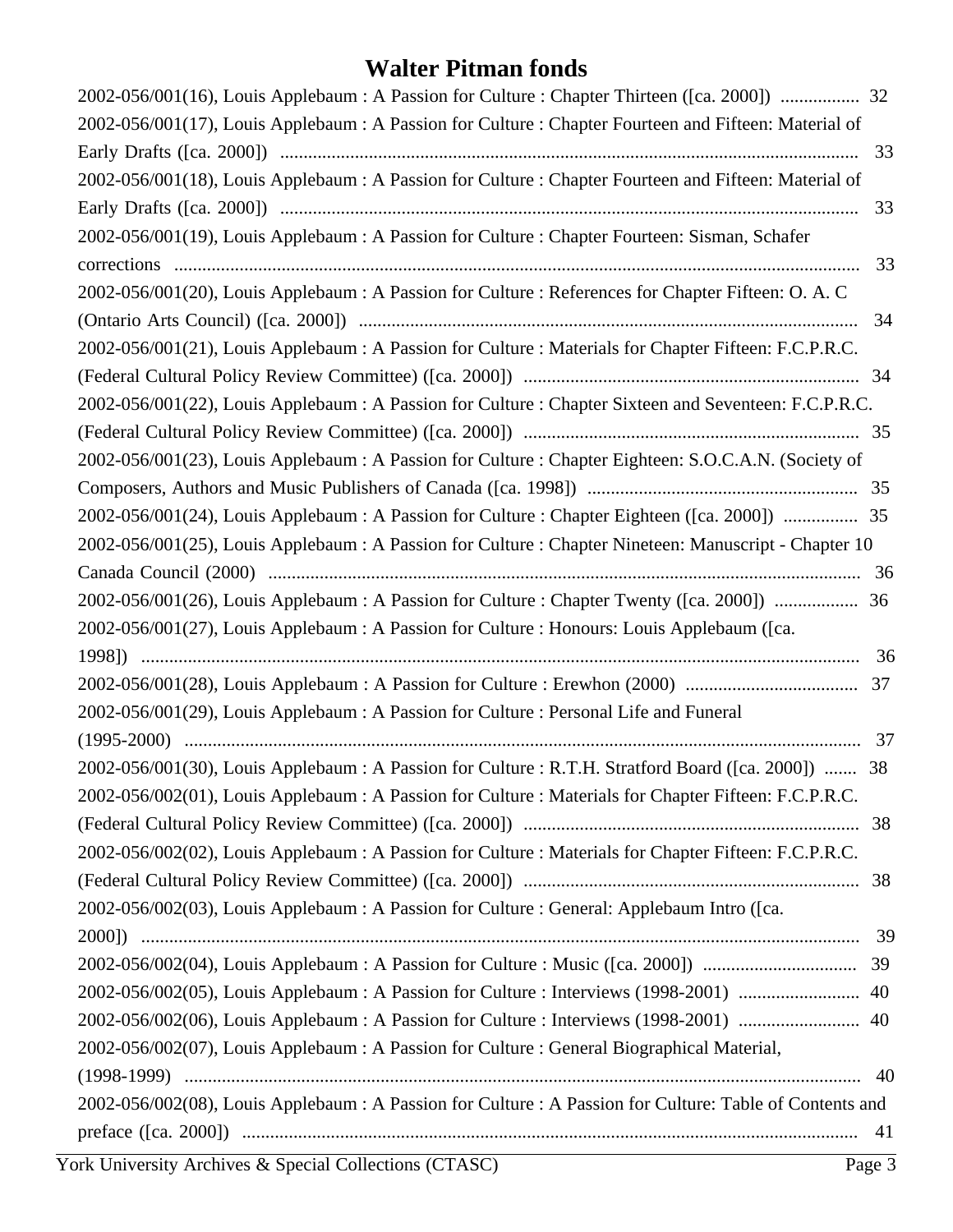# Walter Pitman fonds

2002-056/001(16), Louis Applebaum : A Passion for Culture : Chapter Thirteen ([ca. 2000]) ................. 32

2002-056/001(17), Louis Applebaum : A Passion for Culture : Chapter Fourteen and Fifteen: Material of Early Drafts ([ca. 2000]) ................................................................................................................ 33

2002-056/001(18), Louis Applebaum : A Passion for Culture : Chapter Fourteen and Fifteen: Material of Early Drafts ([ca. 2000]) ................................................................................................................ 33

2002-056/001(19), Louis Applebaum : A Passion for Culture : Chapter Fourteen: Sisman, Schafer corrections ................................................................................................................................ 33

2002-056/001(20), Louis Applebaum : A Passion for Culture : References for Chapter Fifteen: O. A. C (Ontario Arts Council) ([ca. 2000]) ........................................................................................... 34

2002-056/001(21), Louis Applebaum : A Passion for Culture : Materials for Chapter Fifteen: F.C.P.R.C. (Federal Cultural Policy Review Committee) ([ca. 2000]) ........................................................................ 34

2002-056/001(22), Louis Applebaum : A Passion for Culture : Chapter Sixteen and Seventeen: F.C.P.R.C. (Federal Cultural Policy Review Committee) ([ca. 2000]) ........................................................................ 35

2002-056/001(23), Louis Applebaum : A Passion for Culture : Chapter Eighteen: S.O.C.A.N. (Society of Composers, Authors and Music Publishers of Canada ([ca. 1998]) ........................................................... 35

2002-056/001(24), Louis Applebaum : A Passion for Culture : Chapter Eighteen ([ca. 2000]) ................ 35

2002-056/001(25), Louis Applebaum : A Passion for Culture : Chapter Nineteen: Manuscript - Chapter 10 Canada Council (2000) ................................................................................................................ 36

2002-056/001(26), Louis Applebaum : A Passion for Culture : Chapter Twenty ([ca. 2000]) .................. 36

2002-056/001(27), Louis Applebaum : A Passion for Culture : Honours: Louis Applebaum ([ca. 1998]) ........................................................................................................................................ 36

2002-056/001(28), Louis Applebaum : A Passion for Culture : Erewhon (2000) ..................................... 37

2002-056/001(29), Louis Applebaum : A Passion for Culture : Personal Life and Funeral (1995-2000) ................................................................................................................................. 37

2002-056/001(30), Louis Applebaum : A Passion for Culture : R.T.H. Stratford Board ([ca. 2000]) ....... 38

2002-056/002(01), Louis Applebaum : A Passion for Culture : Materials for Chapter Fifteen: F.C.P.R.C. (Federal Cultural Policy Review Committee) ([ca. 2000]) ........................................................................ 38

2002-056/002(02), Louis Applebaum : A Passion for Culture : Materials for Chapter Fifteen: F.C.P.R.C. (Federal Cultural Policy Review Committee) ([ca. 2000]) ........................................................................ 38

2002-056/002(03), Louis Applebaum : A Passion for Culture : General: Applebaum Intro ([ca. 2000]) ........................................................................................................................................ 39

2002-056/002(04), Louis Applebaum : A Passion for Culture : Music ([ca. 2000]) ................................. 39

2002-056/002(05), Louis Applebaum : A Passion for Culture : Interviews (1998-2001) .......................... 40

2002-056/002(06), Louis Applebaum : A Passion for Culture : Interviews (1998-2001) .......................... 40

2002-056/002(07), Louis Applebaum : A Passion for Culture : General Biographical Material, (1998-1999) ................................................................................................................................. 40

2002-056/002(08), Louis Applebaum : A Passion for Culture : A Passion for Culture: Table of Contents and preface ([ca. 2000]) ..................................................................................................................... 41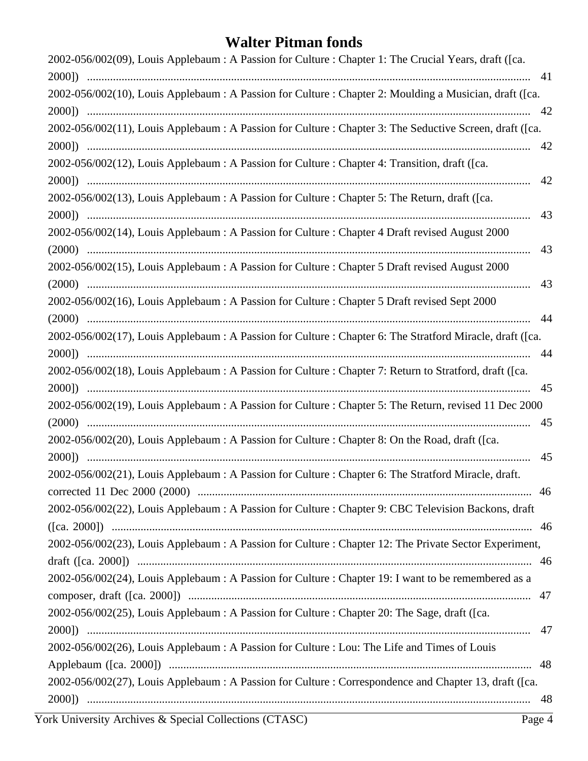# Walter Pitman fonds

2002-056/002(09), Louis Applebaum : A Passion for Culture : Chapter 1: The Crucial Years, draft ([ca. 2000]) ........ 41

2002-056/002(10), Louis Applebaum : A Passion for Culture : Chapter 2: Moulding a Musician, draft ([ca. 2000]) ........ 42

2002-056/002(11), Louis Applebaum : A Passion for Culture : Chapter 3: The Seductive Screen, draft ([ca. 2000]) ........ 42

2002-056/002(12), Louis Applebaum : A Passion for Culture : Chapter 4: Transition, draft ([ca. 2000]) ........ 42

2002-056/002(13), Louis Applebaum : A Passion for Culture : Chapter 5: The Return, draft ([ca. 2000]) ........ 43

2002-056/002(14), Louis Applebaum : A Passion for Culture : Chapter 4 Draft revised August 2000 (2000) ........ 43

2002-056/002(15), Louis Applebaum : A Passion for Culture : Chapter 5 Draft revised August 2000 (2000) ........ 43

2002-056/002(16), Louis Applebaum : A Passion for Culture : Chapter 5 Draft revised Sept 2000 (2000) ........ 44

2002-056/002(17), Louis Applebaum : A Passion for Culture : Chapter 6: The Stratford Miracle, draft ([ca. 2000]) ........ 44

2002-056/002(18), Louis Applebaum : A Passion for Culture : Chapter 7: Return to Stratford, draft ([ca. 2000]) ........ 45

2002-056/002(19), Louis Applebaum : A Passion for Culture : Chapter 5: The Return, revised 11 Dec 2000 (2000) ........ 45

2002-056/002(20), Louis Applebaum : A Passion for Culture : Chapter 8: On the Road, draft ([ca. 2000]) ........ 45

2002-056/002(21), Louis Applebaum : A Passion for Culture : Chapter 6: The Stratford Miracle, draft. corrected 11 Dec 2000 (2000) ........ 46

2002-056/002(22), Louis Applebaum : A Passion for Culture : Chapter 9: CBC Television Backons, draft ([ca. 2000]) ........ 46

2002-056/002(23), Louis Applebaum : A Passion for Culture : Chapter 12: The Private Sector Experiment, draft ([ca. 2000]) ........ 46

2002-056/002(24), Louis Applebaum : A Passion for Culture : Chapter 19: I want to be remembered as a composer, draft ([ca. 2000]) ........ 47

2002-056/002(25), Louis Applebaum : A Passion for Culture : Chapter 20: The Sage, draft ([ca. 2000]) ........ 47

2002-056/002(26), Louis Applebaum : A Passion for Culture : Lou: The Life and Times of Louis Applebaum ([ca. 2000]) ........ 48

2002-056/002(27), Louis Applebaum : A Passion for Culture : Correspondence and Chapter 13, draft ([ca. 2000]) ........ 48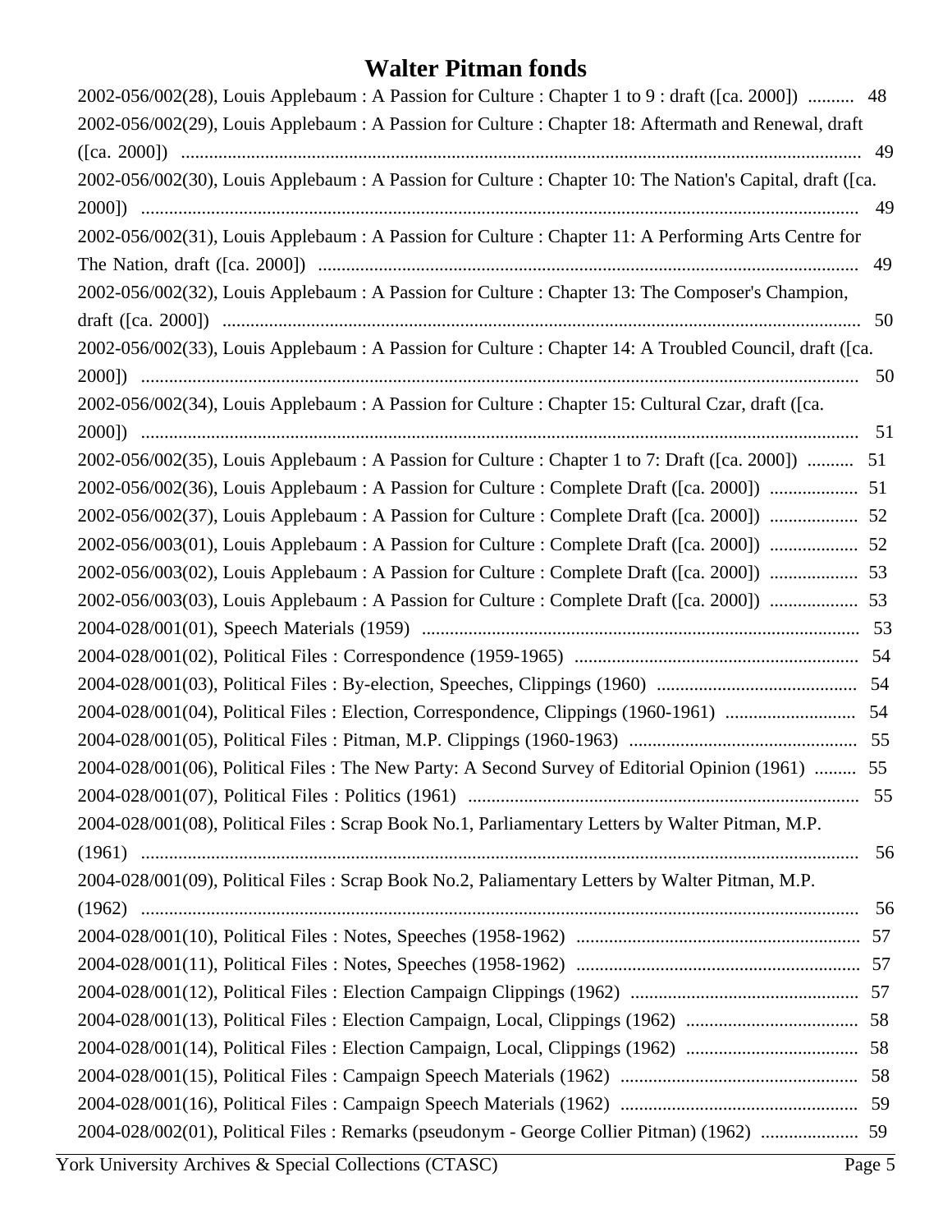# Walter Pitman fonds

2002-056/002(28), Louis Applebaum : A Passion for Culture : Chapter 1 to 9 : draft ([ca. 2000]) .......... 48
2002-056/002(29), Louis Applebaum : A Passion for Culture : Chapter 18: Aftermath and Renewal, draft ([ca. 2000]) .......... 49
2002-056/002(30), Louis Applebaum : A Passion for Culture : Chapter 10: The Nation's Capital, draft ([ca. 2000]) .......... 49
2002-056/002(31), Louis Applebaum : A Passion for Culture : Chapter 11: A Performing Arts Centre for The Nation, draft ([ca. 2000]) .......... 49
2002-056/002(32), Louis Applebaum : A Passion for Culture : Chapter 13: The Composer's Champion, draft ([ca. 2000]) .......... 50
2002-056/002(33), Louis Applebaum : A Passion for Culture : Chapter 14: A Troubled Council, draft ([ca. 2000]) .......... 50
2002-056/002(34), Louis Applebaum : A Passion for Culture : Chapter 15: Cultural Czar, draft ([ca. 2000]) .......... 51
2002-056/002(35), Louis Applebaum : A Passion for Culture : Chapter 1 to 7: Draft ([ca. 2000]) .......... 51
2002-056/002(36), Louis Applebaum : A Passion for Culture : Complete Draft ([ca. 2000]) .......... 51
2002-056/002(37), Louis Applebaum : A Passion for Culture : Complete Draft ([ca. 2000]) .......... 52
2002-056/003(01), Louis Applebaum : A Passion for Culture : Complete Draft ([ca. 2000]) .......... 52
2002-056/003(02), Louis Applebaum : A Passion for Culture : Complete Draft ([ca. 2000]) .......... 53
2002-056/003(03), Louis Applebaum : A Passion for Culture : Complete Draft ([ca. 2000]) .......... 53
2004-028/001(01), Speech Materials (1959) .......... 53
2004-028/001(02), Political Files : Correspondence (1959-1965) .......... 54
2004-028/001(03), Political Files : By-election, Speeches, Clippings (1960) .......... 54
2004-028/001(04), Political Files : Election, Correspondence, Clippings (1960-1961) .......... 54
2004-028/001(05), Political Files : Pitman, M.P. Clippings (1960-1963) .......... 55
2004-028/001(06), Political Files : The New Party: A Second Survey of Editorial Opinion (1961) .......... 55
2004-028/001(07), Political Files : Politics (1961) .......... 55
2004-028/001(08), Political Files : Scrap Book No.1, Parliamentary Letters by Walter Pitman, M.P. (1961) .......... 56
2004-028/001(09), Political Files : Scrap Book No.2, Paliamentary Letters by Walter Pitman, M.P. (1962) .......... 56
2004-028/001(10), Political Files : Notes, Speeches (1958-1962) .......... 57
2004-028/001(11), Political Files : Notes, Speeches (1958-1962) .......... 57
2004-028/001(12), Political Files : Election Campaign Clippings (1962) .......... 57
2004-028/001(13), Political Files : Election Campaign, Local, Clippings (1962) .......... 58
2004-028/001(14), Political Files : Election Campaign, Local, Clippings (1962) .......... 58
2004-028/001(15), Political Files : Campaign Speech Materials (1962) .......... 58
2004-028/001(16), Political Files : Campaign Speech Materials (1962) .......... 59
2004-028/002(01), Political Files : Remarks (pseudonym - George Collier Pitman) (1962) .......... 59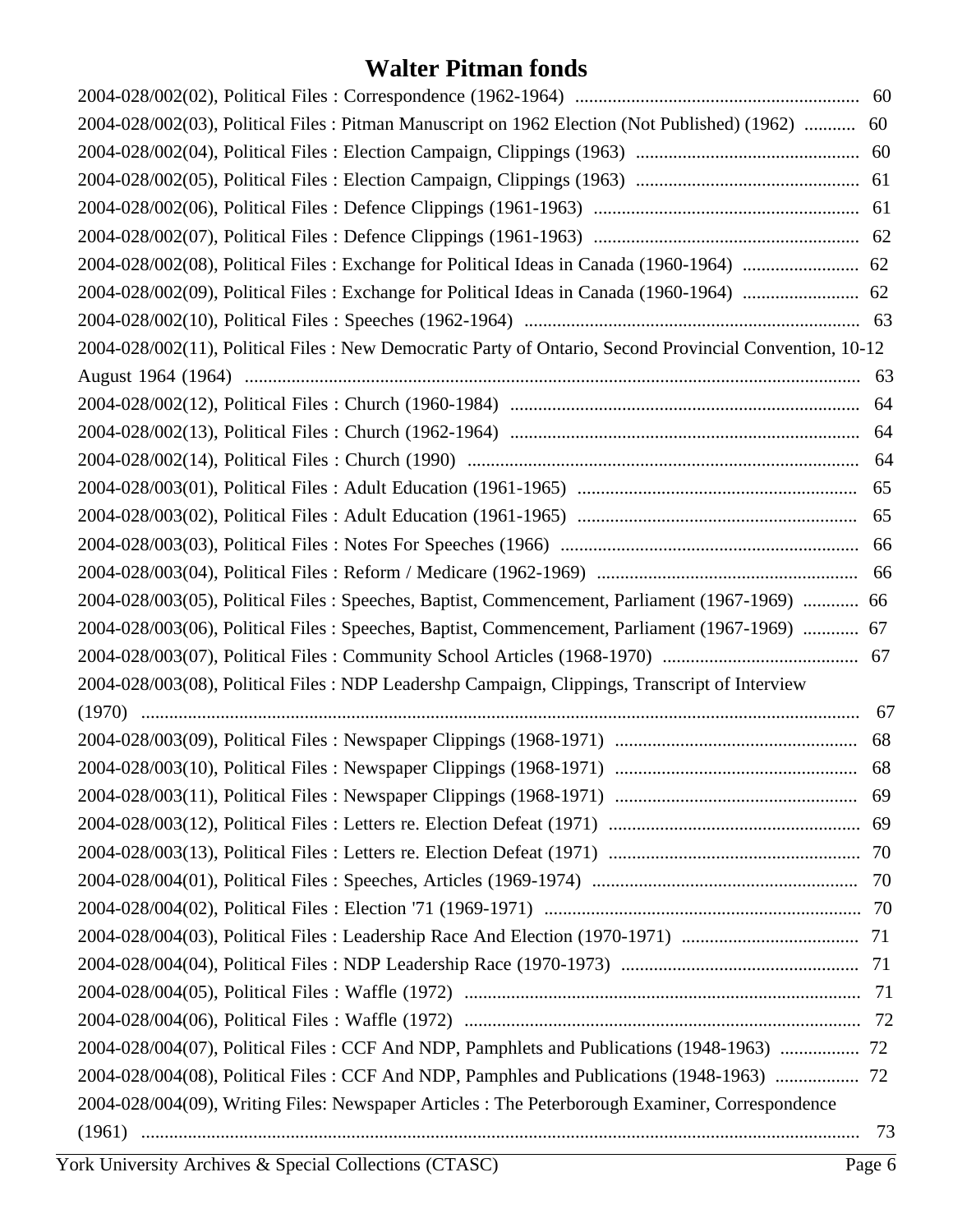# Walter Pitman fonds

2004-028/002(02), Political Files : Correspondence (1962-1964) ............................................................ 60
2004-028/002(03), Political Files : Pitman Manuscript on 1962 Election (Not Published) (1962) ........... 60
2004-028/002(04), Political Files : Election Campaign, Clippings (1963) ................................................ 60
2004-028/002(05), Political Files : Election Campaign, Clippings (1963) ................................................ 61
2004-028/002(06), Political Files : Defence Clippings (1961-1963) ......................................................... 61
2004-028/002(07), Political Files : Defence Clippings (1961-1963) ......................................................... 62
2004-028/002(08), Political Files : Exchange for Political Ideas in Canada (1960-1964) ......................... 62
2004-028/002(09), Political Files : Exchange for Political Ideas in Canada (1960-1964) ......................... 62
2004-028/002(10), Political Files : Speeches (1962-1964) ........................................................................ 63
2004-028/002(11), Political Files : New Democratic Party of Ontario, Second Provincial Convention, 10-12 August 1964 (1964) ................................................................................................................................ 63
2004-028/002(12), Political Files : Church (1960-1984) ........................................................................... 64
2004-028/002(13), Political Files : Church (1962-1964) ........................................................................... 64
2004-028/002(14), Political Files : Church (1990) .................................................................................... 64
2004-028/003(01), Political Files : Adult Education (1961-1965) ............................................................ 65
2004-028/003(02), Political Files : Adult Education (1961-1965) ............................................................ 65
2004-028/003(03), Political Files : Notes For Speeches (1966) ................................................................ 66
2004-028/003(04), Political Files : Reform / Medicare (1962-1969) ........................................................ 66
2004-028/003(05), Political Files : Speeches, Baptist, Commencement, Parliament (1967-1969) ............ 66
2004-028/003(06), Political Files : Speeches, Baptist, Commencement, Parliament (1967-1969) ............ 67
2004-028/003(07), Political Files : Community School Articles (1968-1970) .......................................... 67
2004-028/003(08), Political Files : NDP Leadershp Campaign, Clippings, Transcript of Interview (1970) ........................................................................................................................................................ 67
2004-028/003(09), Political Files : Newspaper Clippings (1968-1971) .................................................... 68
2004-028/003(10), Political Files : Newspaper Clippings (1968-1971) .................................................... 68
2004-028/003(11), Political Files : Newspaper Clippings (1968-1971) .................................................... 69
2004-028/003(12), Political Files : Letters re. Election Defeat (1971) ...................................................... 69
2004-028/003(13), Political Files : Letters re. Election Defeat (1971) ...................................................... 70
2004-028/004(01), Political Files : Speeches, Articles (1969-1974) ......................................................... 70
2004-028/004(02), Political Files : Election '71 (1969-1971) ................................................................... 70
2004-028/004(03), Political Files : Leadership Race And Election (1970-1971) ...................................... 71
2004-028/004(04), Political Files : NDP Leadership Race (1970-1973) ................................................... 71
2004-028/004(05), Political Files : Waffle (1972) ..................................................................................... 71
2004-028/004(06), Political Files : Waffle (1972) ..................................................................................... 72
2004-028/004(07), Political Files : CCF And NDP, Pamphlets and Publications (1948-1963) ................. 72
2004-028/004(08), Political Files : CCF And NDP, Pamphles and Publications (1948-1963) .................. 72
2004-028/004(09), Writing Files: Newspaper Articles : The Peterborough Examiner, Correspondence (1961) ........................................................................................................................................................ 73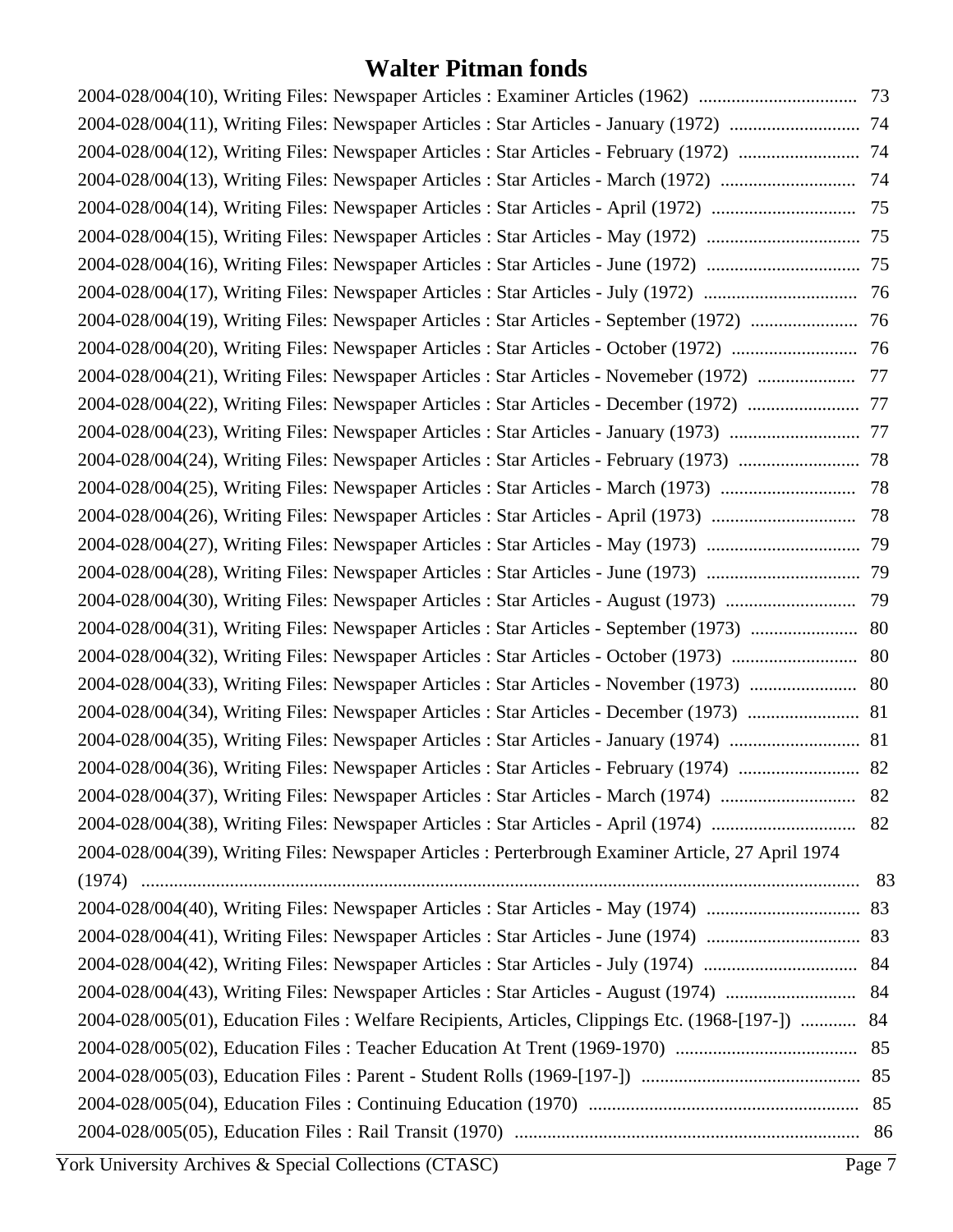2004-028/004(10), Writing Files: Newspaper Articles : Examiner Articles (1962) .................................. 73
2004-028/004(11), Writing Files: Newspaper Articles : Star Articles - January (1972) ............................ 74
2004-028/004(12), Writing Files: Newspaper Articles : Star Articles - February (1972) .......................... 74
2004-028/004(13), Writing Files: Newspaper Articles : Star Articles - March (1972) ............................. 74
2004-028/004(14), Writing Files: Newspaper Articles : Star Articles - April (1972) ............................... 75
2004-028/004(15), Writing Files: Newspaper Articles : Star Articles - May (1972) ................................. 75
2004-028/004(16), Writing Files: Newspaper Articles : Star Articles - June (1972) ................................. 75
2004-028/004(17), Writing Files: Newspaper Articles : Star Articles - July (1972) ................................. 76
2004-028/004(19), Writing Files: Newspaper Articles : Star Articles - September (1972) ....................... 76
2004-028/004(20), Writing Files: Newspaper Articles : Star Articles - October (1972) ........................... 76
2004-028/004(21), Writing Files: Newspaper Articles : Star Articles - Novemeber (1972) ..................... 77
2004-028/004(22), Writing Files: Newspaper Articles : Star Articles - December (1972) ........................ 77
2004-028/004(23), Writing Files: Newspaper Articles : Star Articles - January (1973) ............................ 77
2004-028/004(24), Writing Files: Newspaper Articles : Star Articles - February (1973) .......................... 78
2004-028/004(25), Writing Files: Newspaper Articles : Star Articles - March (1973) ............................. 78
2004-028/004(26), Writing Files: Newspaper Articles : Star Articles - April (1973) ............................... 78
2004-028/004(27), Writing Files: Newspaper Articles : Star Articles - May (1973) ................................. 79
2004-028/004(28), Writing Files: Newspaper Articles : Star Articles - June (1973) ................................. 79
2004-028/004(30), Writing Files: Newspaper Articles : Star Articles - August (1973) ............................ 79
2004-028/004(31), Writing Files: Newspaper Articles : Star Articles - September (1973) ....................... 80
2004-028/004(32), Writing Files: Newspaper Articles : Star Articles - October (1973) ........................... 80
2004-028/004(33), Writing Files: Newspaper Articles : Star Articles - November (1973) ....................... 80
2004-028/004(34), Writing Files: Newspaper Articles : Star Articles - December (1973) ........................ 81
2004-028/004(35), Writing Files: Newspaper Articles : Star Articles - January (1974) ............................ 81
2004-028/004(36), Writing Files: Newspaper Articles : Star Articles - February (1974) .......................... 82
2004-028/004(37), Writing Files: Newspaper Articles : Star Articles - March (1974) ............................. 82
2004-028/004(38), Writing Files: Newspaper Articles : Star Articles - April (1974) ............................... 82
2004-028/004(39), Writing Files: Newspaper Articles : Perterbrough Examiner Article, 27 April 1974 (1974) .......................................................................................................................................... 83
2004-028/004(40), Writing Files: Newspaper Articles : Star Articles - May (1974) ................................. 83
2004-028/004(41), Writing Files: Newspaper Articles : Star Articles - June (1974) ................................. 83
2004-028/004(42), Writing Files: Newspaper Articles : Star Articles - July (1974) ................................. 84
2004-028/004(43), Writing Files: Newspaper Articles : Star Articles - August (1974) ............................ 84
2004-028/005(01), Education Files : Welfare Recipients, Articles, Clippings Etc. (1968-[197-]) ............ 84
2004-028/005(02), Education Files : Teacher Education At Trent (1969-1970) ....................................... 85
2004-028/005(03), Education Files : Parent - Student Rolls (1969-[197-]) ............................................... 85
2004-028/005(04), Education Files : Continuing Education (1970) .......................................................... 85
2004-028/005(05), Education Files : Rail Transit (1970) ......................................................................... 86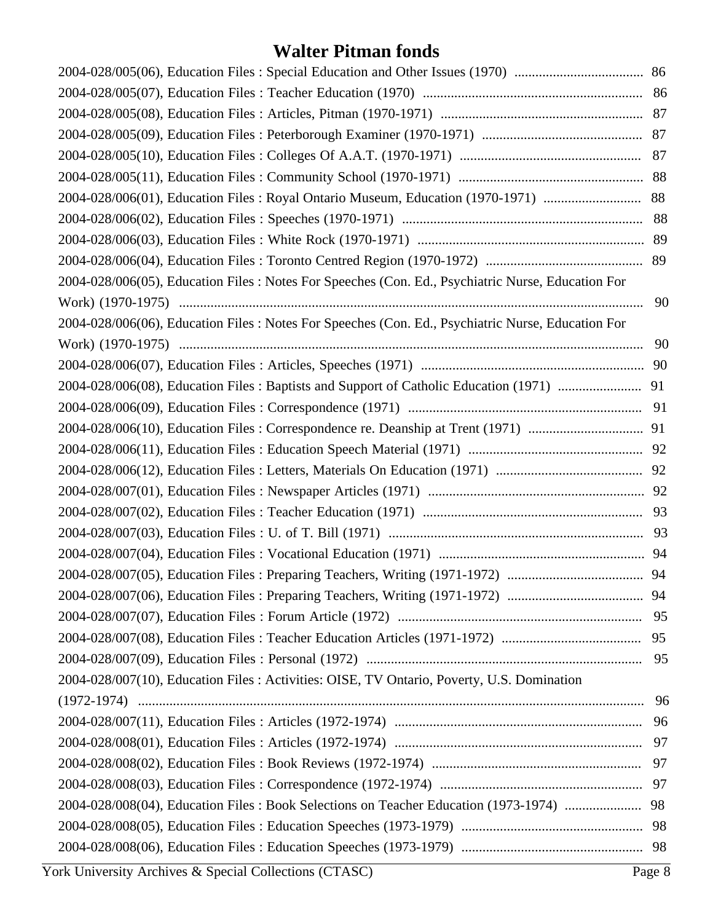2004-028/005(06), Education Files : Special Education and Other Issues (1970) ..................................... 86
2004-028/005(07), Education Files : Teacher Education (1970) ............................................................... 86
2004-028/005(08), Education Files : Articles, Pitman (1970-1971) .......................................................... 87
2004-028/005(09), Education Files : Peterborough Examiner (1970-1971) .............................................. 87
2004-028/005(10), Education Files : Colleges Of A.A.T. (1970-1971) .................................................... 87
2004-028/005(11), Education Files : Community School (1970-1971) ..................................................... 88
2004-028/006(01), Education Files : Royal Ontario Museum, Education (1970-1971) ............................ 88
2004-028/006(02), Education Files : Speeches (1970-1971) ..................................................................... 88
2004-028/006(03), Education Files : White Rock (1970-1971) ................................................................. 89
2004-028/006(04), Education Files : Toronto Centred Region (1970-1972) ............................................. 89
2004-028/006(05), Education Files : Notes For Speeches (Con. Ed., Psychiatric Nurse, Education For Work) (1970-1975) ..................................................................................................................................... 90
2004-028/006(06), Education Files : Notes For Speeches (Con. Ed., Psychiatric Nurse, Education For Work) (1970-1975) ..................................................................................................................................... 90
2004-028/006(07), Education Files : Articles, Speeches (1971) ................................................................ 90
2004-028/006(08), Education Files : Baptists and Support of Catholic Education (1971) ........................ 91
2004-028/006(09), Education Files : Correspondence (1971) ................................................................... 91
2004-028/006(10), Education Files : Correspondence re. Deanship at Trent (1971) ................................. 91
2004-028/006(11), Education Files : Education Speech Material (1971) .................................................. 92
2004-028/006(12), Education Files : Letters, Materials On Education (1971) .......................................... 92
2004-028/007(01), Education Files : Newspaper Articles (1971) .............................................................. 92
2004-028/007(02), Education Files : Teacher Education (1971) ............................................................... 93
2004-028/007(03), Education Files : U. of T. Bill (1971) ......................................................................... 93
2004-028/007(04), Education Files : Vocational Education (1971) ........................................................... 94
2004-028/007(05), Education Files : Preparing Teachers, Writing (1971-1972) ....................................... 94
2004-028/007(06), Education Files : Preparing Teachers, Writing (1971-1972) ....................................... 94
2004-028/007(07), Education Files : Forum Article (1972) ...................................................................... 95
2004-028/007(08), Education Files : Teacher Education Articles (1971-1972) ........................................ 95
2004-028/007(09), Education Files : Personal (1972) ............................................................................... 95
2004-028/007(10), Education Files : Activities: OISE, TV Ontario, Poverty, U.S. Domination (1972-1974) ................................................................................................................................................. 96
2004-028/007(11), Education Files : Articles (1972-1974) ....................................................................... 96
2004-028/008(01), Education Files : Articles (1972-1974) ....................................................................... 97
2004-028/008(02), Education Files : Book Reviews (1972-1974) ............................................................ 97
2004-028/008(03), Education Files : Correspondence (1972-1974) .......................................................... 97
2004-028/008(04), Education Files : Book Selections on Teacher Education (1973-1974) ...................... 98
2004-028/008(05), Education Files : Education Speeches (1973-1979) .................................................... 98
2004-028/008(06), Education Files : Education Speeches (1973-1979) .................................................... 98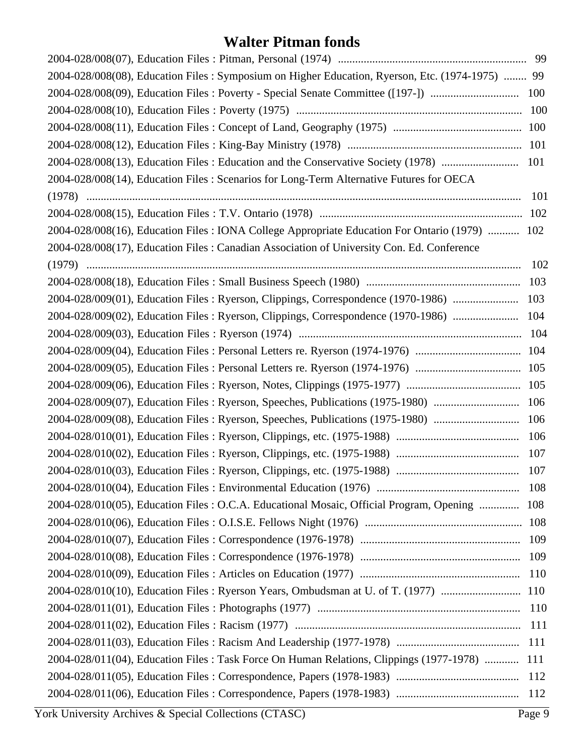# Walter Pitman fonds

2004-028/008(07), Education Files : Pitman, Personal (1974) .......... 99
2004-028/008(08), Education Files : Symposium on Higher Education, Ryerson, Etc. (1974-1975) .......... 99
2004-028/008(09), Education Files : Poverty - Special Senate Committee ([197-]) .......... 100
2004-028/008(10), Education Files : Poverty (1975) .......... 100
2004-028/008(11), Education Files : Concept of Land, Geography (1975) .......... 100
2004-028/008(12), Education Files : King-Bay Ministry (1978) .......... 101
2004-028/008(13), Education Files : Education and the Conservative Society (1978) .......... 101
2004-028/008(14), Education Files : Scenarios for Long-Term Alternative Futures for OECA (1978) .......... 101
2004-028/008(15), Education Files : T.V. Ontario (1978) .......... 102
2004-028/008(16), Education Files : IONA College Appropriate Education For Ontario (1979) .......... 102
2004-028/008(17), Education Files : Canadian Association of University Con. Ed. Conference (1979) .......... 102
2004-028/008(18), Education Files : Small Business Speech (1980) .......... 103
2004-028/009(01), Education Files : Ryerson, Clippings, Correspondence (1970-1986) .......... 103
2004-028/009(02), Education Files : Ryerson, Clippings, Correspondence (1970-1986) .......... 104
2004-028/009(03), Education Files : Ryerson (1974) .......... 104
2004-028/009(04), Education Files : Personal Letters re. Ryerson (1974-1976) .......... 104
2004-028/009(05), Education Files : Personal Letters re. Ryerson (1974-1976) .......... 105
2004-028/009(06), Education Files : Ryerson, Notes, Clippings (1975-1977) .......... 105
2004-028/009(07), Education Files : Ryerson, Speeches, Publications (1975-1980) .......... 106
2004-028/009(08), Education Files : Ryerson, Speeches, Publications (1975-1980) .......... 106
2004-028/010(01), Education Files : Ryerson, Clippings, etc. (1975-1988) .......... 106
2004-028/010(02), Education Files : Ryerson, Clippings, etc. (1975-1988) .......... 107
2004-028/010(03), Education Files : Ryerson, Clippings, etc. (1975-1988) .......... 107
2004-028/010(04), Education Files : Environmental Education (1976) .......... 108
2004-028/010(05), Education Files : O.C.A. Educational Mosaic, Official Program, Opening .......... 108
2004-028/010(06), Education Files : O.I.S.E. Fellows Night (1976) .......... 108
2004-028/010(07), Education Files : Correspondence (1976-1978) .......... 109
2004-028/010(08), Education Files : Correspondence (1976-1978) .......... 109
2004-028/010(09), Education Files : Articles on Education (1977) .......... 110
2004-028/010(10), Education Files : Ryerson Years, Ombudsman at U. of T. (1977) .......... 110
2004-028/011(01), Education Files : Photographs (1977) .......... 110
2004-028/011(02), Education Files : Racism (1977) .......... 111
2004-028/011(03), Education Files : Racism And Leadership (1977-1978) .......... 111
2004-028/011(04), Education Files : Task Force On Human Relations, Clippings (1977-1978) .......... 111
2004-028/011(05), Education Files : Correspondence, Papers (1978-1983) .......... 112
2004-028/011(06), Education Files : Correspondence, Papers (1978-1983) .......... 112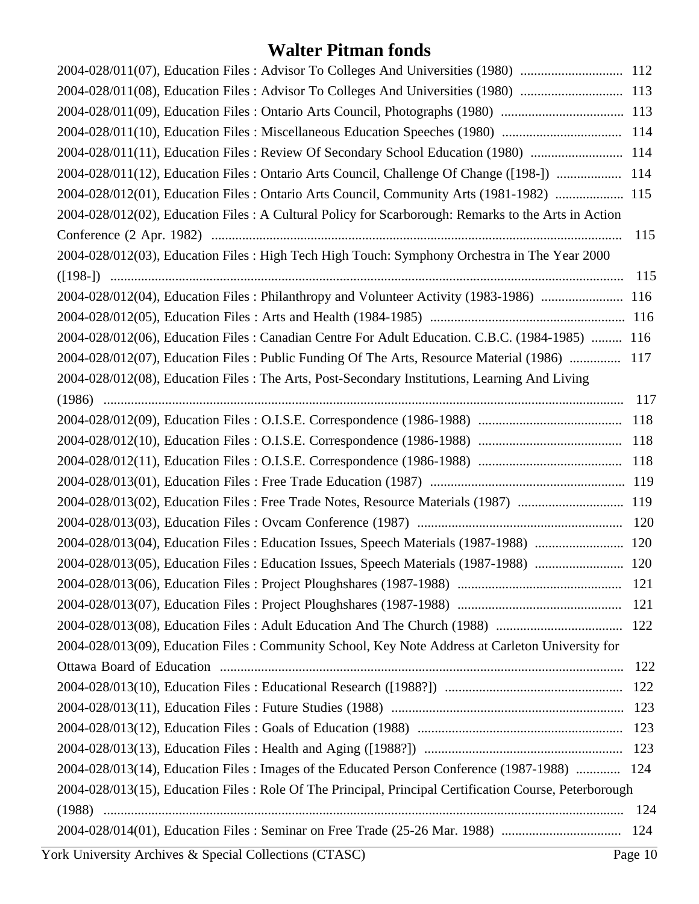# Walter Pitman fonds

2004-028/011(07), Education Files : Advisor To Colleges And Universities (1980) .............................. 112
2004-028/011(08), Education Files : Advisor To Colleges And Universities (1980) .............................. 113
2004-028/011(09), Education Files : Ontario Arts Council, Photographs (1980) .................................... 113
2004-028/011(10), Education Files : Miscellaneous Education Speeches (1980) .................................. 114
2004-028/011(11), Education Files : Review Of Secondary School Education (1980) ........................... 114
2004-028/011(12), Education Files : Ontario Arts Council, Challenge Of Change ([198-]) ................... 114
2004-028/012(01), Education Files : Ontario Arts Council, Community Arts (1981-1982) .................... 115
2004-028/012(02), Education Files : A Cultural Policy for Scarborough: Remarks to the Arts in Action Conference (2 Apr. 1982) ........................................................................................................................ 115
2004-028/012(03), Education Files : High Tech High Touch: Symphony Orchestra in The Year 2000 ([198-]) ..................................................................................................................................... 115
2004-028/012(04), Education Files : Philanthropy and Volunteer Activity (1983-1986) ........................ 116
2004-028/012(05), Education Files : Arts and Health (1984-1985) ......................................................... 116
2004-028/012(06), Education Files : Canadian Centre For Adult Education. C.B.C. (1984-1985) ......... 116
2004-028/012(07), Education Files : Public Funding Of The Arts, Resource Material (1986) ............... 117
2004-028/012(08), Education Files : The Arts, Post-Secondary Institutions, Learning And Living (1986) ....................................................................................................................................... 117
2004-028/012(09), Education Files : O.I.S.E. Correspondence (1986-1988) .......................................... 118
2004-028/012(10), Education Files : O.I.S.E. Correspondence (1986-1988) .......................................... 118
2004-028/012(11), Education Files : O.I.S.E. Correspondence (1986-1988) .......................................... 118
2004-028/013(01), Education Files : Free Trade Education (1987) ......................................................... 119
2004-028/013(02), Education Files : Free Trade Notes, Resource Materials (1987) ............................... 119
2004-028/013(03), Education Files : Ovcam Conference (1987) ............................................................ 120
2004-028/013(04), Education Files : Education Issues, Speech Materials (1987-1988) .......................... 120
2004-028/013(05), Education Files : Education Issues, Speech Materials (1987-1988) .......................... 120
2004-028/013(06), Education Files : Project Ploughshares (1987-1988) ................................................ 121
2004-028/013(07), Education Files : Project Ploughshares (1987-1988) ................................................ 121
2004-028/013(08), Education Files : Adult Education And The Church (1988) ..................................... 122
2004-028/013(09), Education Files : Community School, Key Note Address at Carleton University for Ottawa Board of Education ..................................................................................................................... 122
2004-028/013(10), Education Files : Educational Research ([1988?]) .................................................... 122
2004-028/013(11), Education Files : Future Studies (1988) .................................................................... 123
2004-028/013(12), Education Files : Goals of Education (1988) ............................................................ 123
2004-028/013(13), Education Files : Health and Aging ([1988?]) .......................................................... 123
2004-028/013(14), Education Files : Images of the Educated Person Conference (1987-1988) ............. 124
2004-028/013(15), Education Files : Role Of The Principal, Principal Certification Course, Peterborough (1988) ....................................................................................................................................... 124
2004-028/014(01), Education Files : Seminar on Free Trade (25-26 Mar. 1988) ................................... 124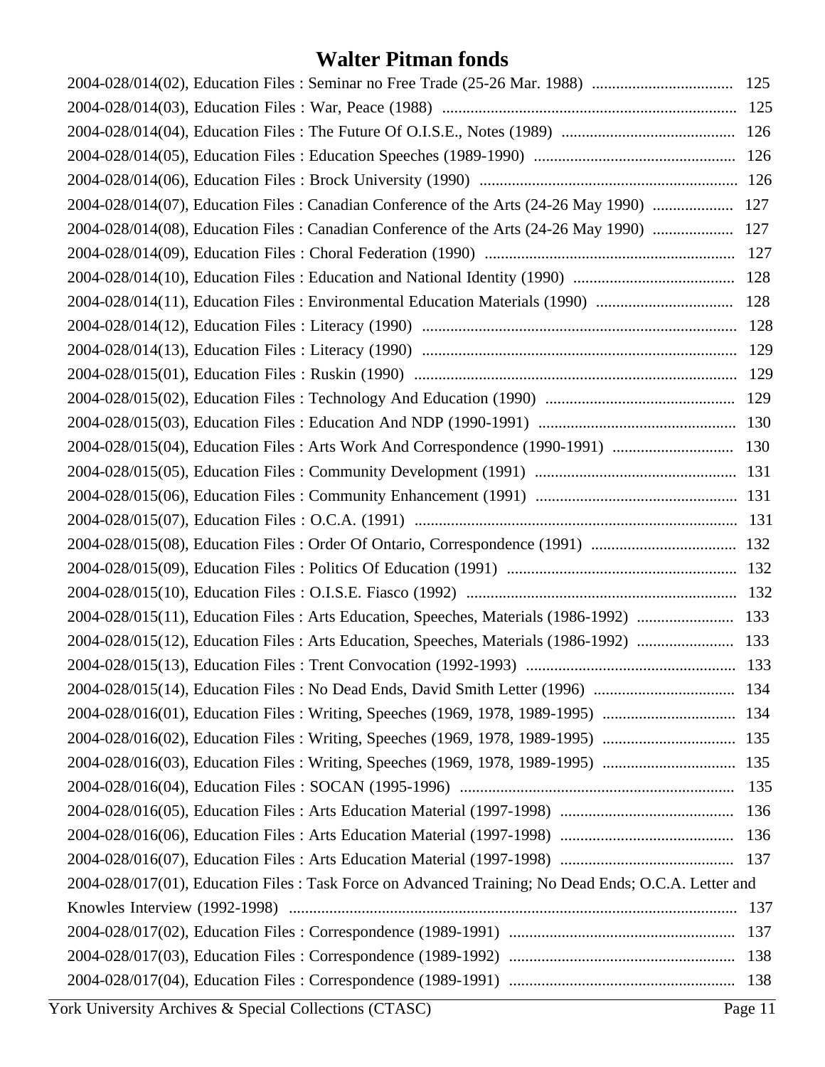# Walter Pitman fonds

2004-028/014(02), Education Files : Seminar no Free Trade (25-26 Mar. 1988) .................................. 125
2004-028/014(03), Education Files : War, Peace (1988) ........................................................................ 125
2004-028/014(04), Education Files : The Future Of O.I.S.E., Notes (1989) .......................................... 126
2004-028/014(05), Education Files : Education Speeches (1989-1990) ................................................. 126
2004-028/014(06), Education Files : Brock University (1990) ............................................................... 126
2004-028/014(07), Education Files : Canadian Conference of the Arts (24-26 May 1990) .................... 127
2004-028/014(08), Education Files : Canadian Conference of the Arts (24-26 May 1990) .................... 127
2004-028/014(09), Education Files : Choral Federation (1990) ............................................................. 127
2004-028/014(10), Education Files : Education and National Identity (1990) ........................................ 128
2004-028/014(11), Education Files : Environmental Education Materials (1990) .................................. 128
2004-028/014(12), Education Files : Literacy (1990) ............................................................................. 128
2004-028/014(13), Education Files : Literacy (1990) ............................................................................. 129
2004-028/015(01), Education Files : Ruskin (1990) ................................................................................ 129
2004-028/015(02), Education Files : Technology And Education (1990) ............................................... 129
2004-028/015(03), Education Files : Education And NDP (1990-1991) ................................................ 130
2004-028/015(04), Education Files : Arts Work And Correspondence (1990-1991) ............................. 130
2004-028/015(05), Education Files : Community Development (1991) ................................................. 131
2004-028/015(06), Education Files : Community Enhancement (1991) ................................................. 131
2004-028/015(07), Education Files : O.C.A. (1991) ................................................................................ 131
2004-028/015(08), Education Files : Order Of Ontario, Correspondence (1991) ................................... 132
2004-028/015(09), Education Files : Politics Of Education (1991) ........................................................ 132
2004-028/015(10), Education Files : O.I.S.E. Fiasco (1992) .................................................................. 132
2004-028/015(11), Education Files : Arts Education, Speeches, Materials (1986-1992) ....................... 133
2004-028/015(12), Education Files : Arts Education, Speeches, Materials (1986-1992) ....................... 133
2004-028/015(13), Education Files : Trent Convocation (1992-1993) ................................................... 133
2004-028/015(14), Education Files : No Dead Ends, David Smith Letter (1996) .................................. 134
2004-028/016(01), Education Files : Writing, Speeches (1969, 1978, 1989-1995) ................................ 134
2004-028/016(02), Education Files : Writing, Speeches (1969, 1978, 1989-1995) ................................ 135
2004-028/016(03), Education Files : Writing, Speeches (1969, 1978, 1989-1995) ................................ 135
2004-028/016(04), Education Files : SOCAN (1995-1996) ................................................................... 135
2004-028/016(05), Education Files : Arts Education Material (1997-1998) .......................................... 136
2004-028/016(06), Education Files : Arts Education Material (1997-1998) .......................................... 136
2004-028/016(07), Education Files : Arts Education Material (1997-1998) .......................................... 137
2004-028/017(01), Education Files : Task Force on Advanced Training; No Dead Ends; O.C.A. Letter and Knowles Interview (1992-1998) ............................................................................................................. 137
2004-028/017(02), Education Files : Correspondence (1989-1991) ....................................................... 137
2004-028/017(03), Education Files : Correspondence (1989-1992) ....................................................... 138
2004-028/017(04), Education Files : Correspondence (1989-1991) ....................................................... 138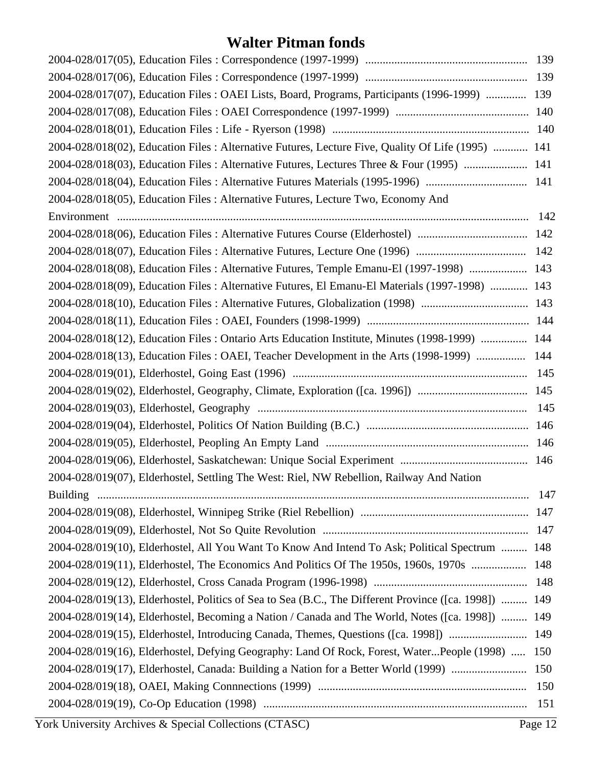# Walter Pitman fonds

2004-028/017(05), Education Files : Correspondence (1997-1999) ........................................................ 139
2004-028/017(06), Education Files : Correspondence (1997-1999) ........................................................ 139
2004-028/017(07), Education Files : OAEI Lists, Board, Programs, Participants (1996-1999) .............. 139
2004-028/017(08), Education Files : OAEI Correspondence (1997-1999) .............................................. 140
2004-028/018(01), Education Files : Life - Ryerson (1998) .................................................................... 140
2004-028/018(02), Education Files : Alternative Futures, Lecture Five, Quality Of Life (1995) ............ 141
2004-028/018(03), Education Files : Alternative Futures, Lectures Three & Four (1995) ...................... 141
2004-028/018(04), Education Files : Alternative Futures Materials (1995-1996) ................................... 141
2004-028/018(05), Education Files : Alternative Futures, Lecture Two, Economy And Environment ............................................................................................................................................ 142
2004-028/018(06), Education Files : Alternative Futures Course (Elderhostel) ...................................... 142
2004-028/018(07), Education Files : Alternative Futures, Lecture One (1996) ...................................... 142
2004-028/018(08), Education Files : Alternative Futures, Temple Emanu-El (1997-1998) .................... 143
2004-028/018(09), Education Files : Alternative Futures, El Emanu-El Materials (1997-1998) ............. 143
2004-028/018(10), Education Files : Alternative Futures, Globalization (1998) ..................................... 143
2004-028/018(11), Education Files : OAEI, Founders (1998-1999) ........................................................ 144
2004-028/018(12), Education Files : Ontario Arts Education Institute, Minutes (1998-1999) ................ 144
2004-028/018(13), Education Files : OAEI, Teacher Development in the Arts (1998-1999) ................. 144
2004-028/019(01), Elderhostel, Going East (1996) ................................................................................. 145
2004-028/019(02), Elderhostel, Geography, Climate, Exploration ([ca. 1996]) ...................................... 145
2004-028/019(03), Elderhostel, Geography ............................................................................................. 145
2004-028/019(04), Elderhostel, Politics Of Nation Building (B.C.) ........................................................ 146
2004-028/019(05), Elderhostel, Peopling An Empty Land ...................................................................... 146
2004-028/019(06), Elderhostel, Saskatchewan: Unique Social Experiment ............................................ 146
2004-028/019(07), Elderhostel, Settling The West: Riel, NW Rebellion, Railway And Nation Building ................................................................................................................................................. 147
2004-028/019(08), Elderhostel, Winnipeg Strike (Riel Rebellion) .......................................................... 147
2004-028/019(09), Elderhostel, Not So Quite Revolution ....................................................................... 147
2004-028/019(10), Elderhostel, All You Want To Know And Intend To Ask; Political Spectrum ......... 148
2004-028/019(11), Elderhostel, The Economics And Politics Of The 1950s, 1960s, 1970s ................... 148
2004-028/019(12), Elderhostel, Cross Canada Program (1996-1998) ..................................................... 148
2004-028/019(13), Elderhostel, Politics of Sea to Sea (B.C., The Different Province ([ca. 1998]) ......... 149
2004-028/019(14), Elderhostel, Becoming a Nation / Canada and The World, Notes ([ca. 1998]) ......... 149
2004-028/019(15), Elderhostel, Introducing Canada, Themes, Questions ([ca. 1998]) ........................... 149
2004-028/019(16), Elderhostel, Defying Geography: Land Of Rock, Forest, Water...People (1998) ..... 150
2004-028/019(17), Elderhostel, Canada: Building a Nation for a Better World (1999) .......................... 150
2004-028/019(18), OAEI, Making Connnections (1999) ........................................................................ 150
2004-028/019(19), Co-Op Education (1998) ........................................................................................... 151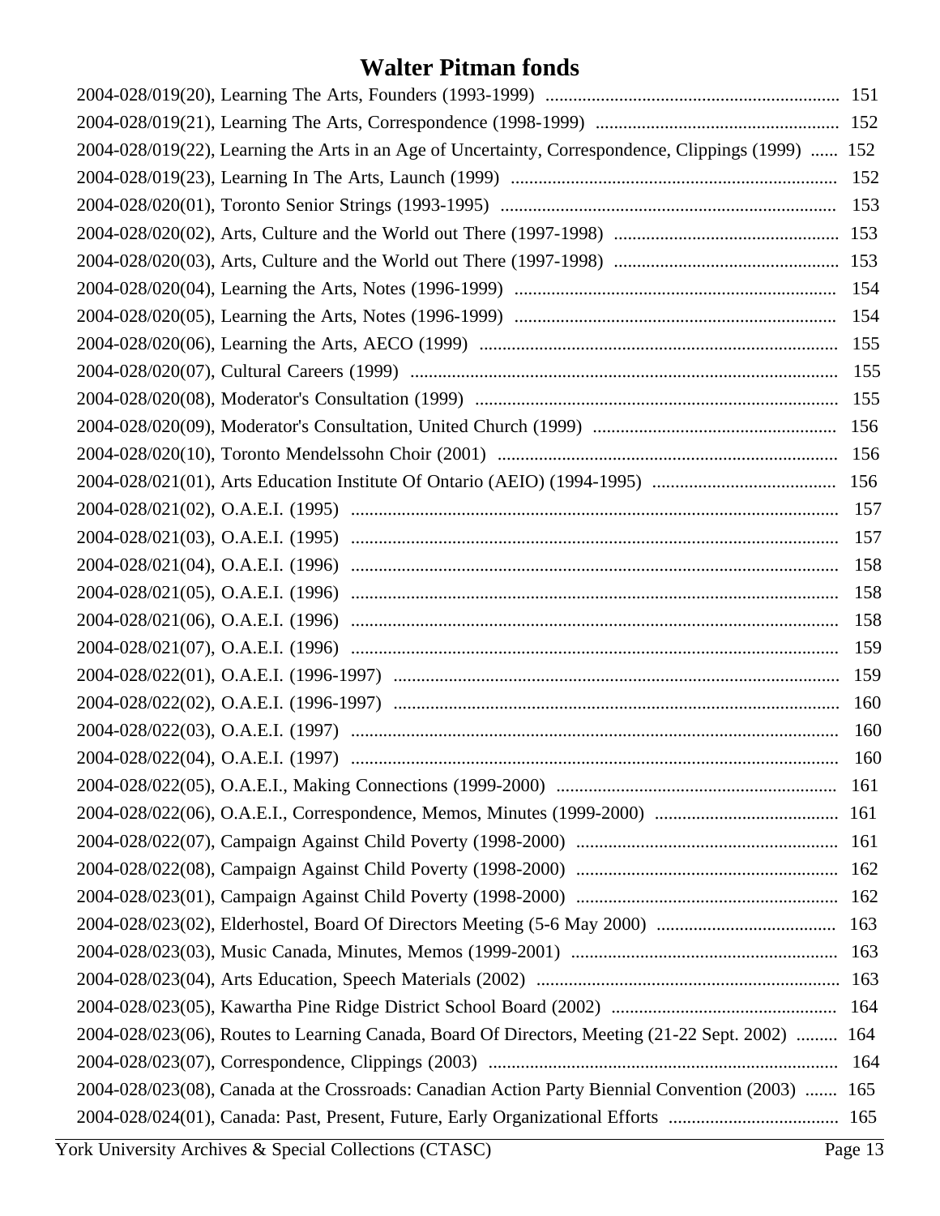# Walter Pitman fonds

2004-028/019(20), Learning The Arts, Founders (1993-1999) ........ 151
2004-028/019(21), Learning The Arts, Correspondence (1998-1999) ........ 152
2004-028/019(22), Learning the Arts in an Age of Uncertainty, Correspondence, Clippings (1999) ...... 152
2004-028/019(23), Learning In The Arts, Launch (1999) ........ 152
2004-028/020(01), Toronto Senior Strings (1993-1995) ........ 153
2004-028/020(02), Arts, Culture and the World out There (1997-1998) ........ 153
2004-028/020(03), Arts, Culture and the World out There (1997-1998) ........ 153
2004-028/020(04), Learning the Arts, Notes (1996-1999) ........ 154
2004-028/020(05), Learning the Arts, Notes (1996-1999) ........ 154
2004-028/020(06), Learning the Arts, AECO (1999) ........ 155
2004-028/020(07), Cultural Careers (1999) ........ 155
2004-028/020(08), Moderator's Consultation (1999) ........ 155
2004-028/020(09), Moderator's Consultation, United Church (1999) ........ 156
2004-028/020(10), Toronto Mendelssohn Choir (2001) ........ 156
2004-028/021(01), Arts Education Institute Of Ontario (AEIO) (1994-1995) ........ 156
2004-028/021(02), O.A.E.I. (1995) ........ 157
2004-028/021(03), O.A.E.I. (1995) ........ 157
2004-028/021(04), O.A.E.I. (1996) ........ 158
2004-028/021(05), O.A.E.I. (1996) ........ 158
2004-028/021(06), O.A.E.I. (1996) ........ 158
2004-028/021(07), O.A.E.I. (1996) ........ 159
2004-028/022(01), O.A.E.I. (1996-1997) ........ 159
2004-028/022(02), O.A.E.I. (1996-1997) ........ 160
2004-028/022(03), O.A.E.I. (1997) ........ 160
2004-028/022(04), O.A.E.I. (1997) ........ 160
2004-028/022(05), O.A.E.I., Making Connections (1999-2000) ........ 161
2004-028/022(06), O.A.E.I., Correspondence, Memos, Minutes (1999-2000) ........ 161
2004-028/022(07), Campaign Against Child Poverty (1998-2000) ........ 161
2004-028/022(08), Campaign Against Child Poverty (1998-2000) ........ 162
2004-028/023(01), Campaign Against Child Poverty (1998-2000) ........ 162
2004-028/023(02), Elderhostel, Board Of Directors Meeting (5-6 May 2000) ........ 163
2004-028/023(03), Music Canada, Minutes, Memos (1999-2001) ........ 163
2004-028/023(04), Arts Education, Speech Materials (2002) ........ 163
2004-028/023(05), Kawartha Pine Ridge District School Board (2002) ........ 164
2004-028/023(06), Routes to Learning Canada, Board Of Directors, Meeting (21-22 Sept. 2002) ........ 164
2004-028/023(07), Correspondence, Clippings (2003) ........ 164
2004-028/023(08), Canada at the Crossroads: Canadian Action Party Biennial Convention (2003) ........ 165
2004-028/024(01), Canada: Past, Present, Future, Early Organizational Efforts ........ 165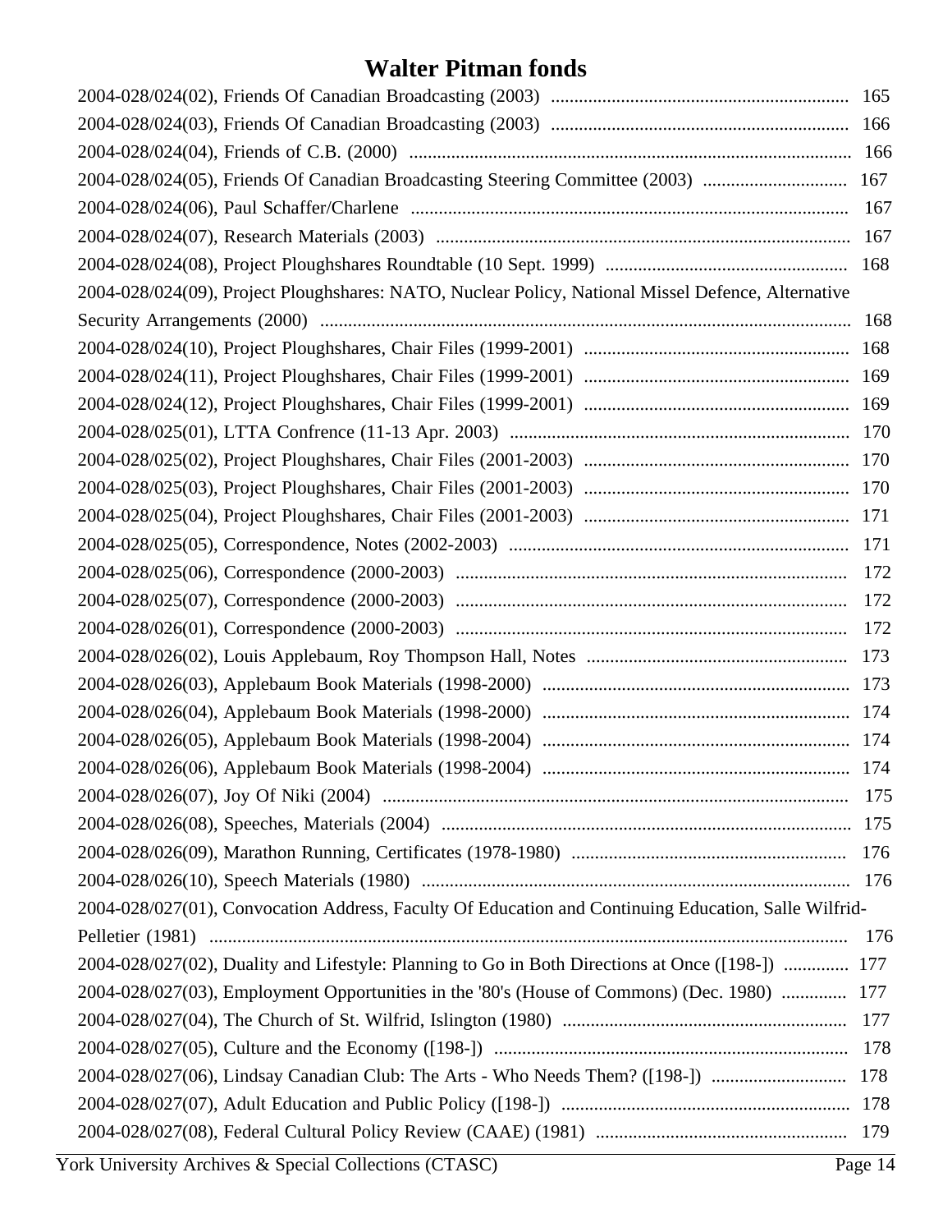# Walter Pitman fonds

2004-028/024(02), Friends Of Canadian Broadcasting (2003) ................................................................ 165
2004-028/024(03), Friends Of Canadian Broadcasting (2003) ................................................................ 166
2004-028/024(04), Friends of C.B. (2000) ................................................................................................ 166
2004-028/024(05), Friends Of Canadian Broadcasting Steering Committee (2003) ............................... 167
2004-028/024(06), Paul Schaffer/Charlene ............................................................................................... 167
2004-028/024(07), Research Materials (2003) ......................................................................................... 167
2004-028/024(08), Project Ploughshares Roundtable (10 Sept. 1999) .................................................... 168
2004-028/024(09), Project Ploughshares: NATO, Nuclear Policy, National Missel Defence, Alternative Security Arrangements (2000) ................................................................................................................. 168
2004-028/024(10), Project Ploughshares, Chair Files (1999-2001) ......................................................... 168
2004-028/024(11), Project Ploughshares, Chair Files (1999-2001) ......................................................... 169
2004-028/024(12), Project Ploughshares, Chair Files (1999-2001) ......................................................... 169
2004-028/025(01), LTTA Confrence (11-13 Apr. 2003) ......................................................................... 170
2004-028/025(02), Project Ploughshares, Chair Files (2001-2003) ......................................................... 170
2004-028/025(03), Project Ploughshares, Chair Files (2001-2003) ......................................................... 170
2004-028/025(04), Project Ploughshares, Chair Files (2001-2003) ......................................................... 171
2004-028/025(05), Correspondence, Notes (2002-2003) ......................................................................... 171
2004-028/025(06), Correspondence (2000-2003) .................................................................................... 172
2004-028/025(07), Correspondence (2000-2003) .................................................................................... 172
2004-028/026(01), Correspondence (2000-2003) .................................................................................... 172
2004-028/026(02), Louis Applebaum, Roy Thompson Hall, Notes ........................................................ 173
2004-028/026(03), Applebaum Book Materials (1998-2000) .................................................................. 173
2004-028/026(04), Applebaum Book Materials (1998-2000) .................................................................. 174
2004-028/026(05), Applebaum Book Materials (1998-2004) .................................................................. 174
2004-028/026(06), Applebaum Book Materials (1998-2004) .................................................................. 174
2004-028/026(07), Joy Of Niki (2004) .................................................................................................... 175
2004-028/026(08), Speeches, Materials (2004) ........................................................................................ 175
2004-028/026(09), Marathon Running, Certificates (1978-1980) ........................................................... 176
2004-028/026(10), Speech Materials (1980) ............................................................................................ 176
2004-028/027(01), Convocation Address, Faculty Of Education and Continuing Education, Salle Wilfrid-Pelletier (1981) ......................................................................................................................................... 176
2004-028/027(02), Duality and Lifestyle: Planning to Go in Both Directions at Once ([198-]) .............. 177
2004-028/027(03), Employment Opportunities in the '80's (House of Commons) (Dec. 1980) .............. 177
2004-028/027(04), The Church of St. Wilfrid, Islington (1980) ............................................................. 177
2004-028/027(05), Culture and the Economy ([198-]) ............................................................................ 178
2004-028/027(06), Lindsay Canadian Club: The Arts - Who Needs Them? ([198-]) ............................. 178
2004-028/027(07), Adult Education and Public Policy ([198-]) .............................................................. 178
2004-028/027(08), Federal Cultural Policy Review (CAAE) (1981) ...................................................... 179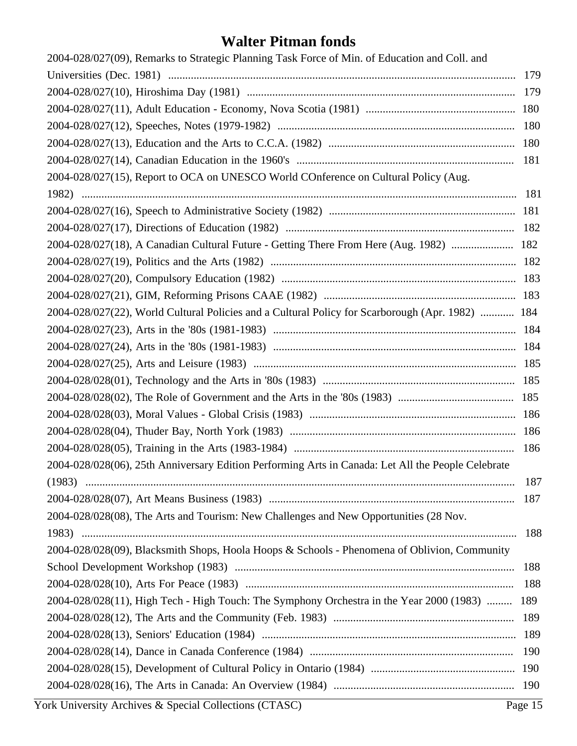# Walter Pitman fonds

2004-028/027(09), Remarks to Strategic Planning Task Force of Min. of Education and Coll. and Universities (Dec. 1981) .......... 179
2004-028/027(10), Hiroshima Day (1981) .......... 179
2004-028/027(11), Adult Education - Economy, Nova Scotia (1981) .......... 180
2004-028/027(12), Speeches, Notes (1979-1982) .......... 180
2004-028/027(13), Education and the Arts to C.C.A. (1982) .......... 180
2004-028/027(14), Canadian Education in the 1960's .......... 181
2004-028/027(15), Report to OCA on UNESCO World COnference on Cultural Policy (Aug. 1982) .......... 181
2004-028/027(16), Speech to Administrative Society (1982) .......... 181
2004-028/027(17), Directions of Education (1982) .......... 182
2004-028/027(18), A Canadian Cultural Future - Getting There From Here (Aug. 1982) .......... 182
2004-028/027(19), Politics and the Arts (1982) .......... 182
2004-028/027(20), Compulsory Education (1982) .......... 183
2004-028/027(21), GIM, Reforming Prisons CAAE (1982) .......... 183
2004-028/027(22), World Cultural Policies and a Cultural Policy for Scarborough (Apr. 1982) .......... 184
2004-028/027(23), Arts in the '80s (1981-1983) .......... 184
2004-028/027(24), Arts in the '80s (1981-1983) .......... 184
2004-028/027(25), Arts and Leisure (1983) .......... 185
2004-028/028(01), Technology and the Arts in '80s (1983) .......... 185
2004-028/028(02), The Role of Government and the Arts in the '80s (1983) .......... 185
2004-028/028(03), Moral Values - Global Crisis (1983) .......... 186
2004-028/028(04), Thuder Bay, North York (1983) .......... 186
2004-028/028(05), Training in the Arts (1983-1984) .......... 186
2004-028/028(06), 25th Anniversary Edition Performing Arts in Canada: Let All the People Celebrate (1983) .......... 187
2004-028/028(07), Art Means Business (1983) .......... 187
2004-028/028(08), The Arts and Tourism: New Challenges and New Opportunities (28 Nov. 1983) .......... 188
2004-028/028(09), Blacksmith Shops, Hoola Hoops & Schools - Phenomena of Oblivion, Community School Development Workshop (1983) .......... 188
2004-028/028(10), Arts For Peace (1983) .......... 188
2004-028/028(11), High Tech - High Touch: The Symphony Orchestra in the Year 2000 (1983) .......... 189
2004-028/028(12), The Arts and the Community (Feb. 1983) .......... 189
2004-028/028(13), Seniors' Education (1984) .......... 189
2004-028/028(14), Dance in Canada Conference (1984) .......... 190
2004-028/028(15), Development of Cultural Policy in Ontario (1984) .......... 190
2004-028/028(16), The Arts in Canada: An Overview (1984) .......... 190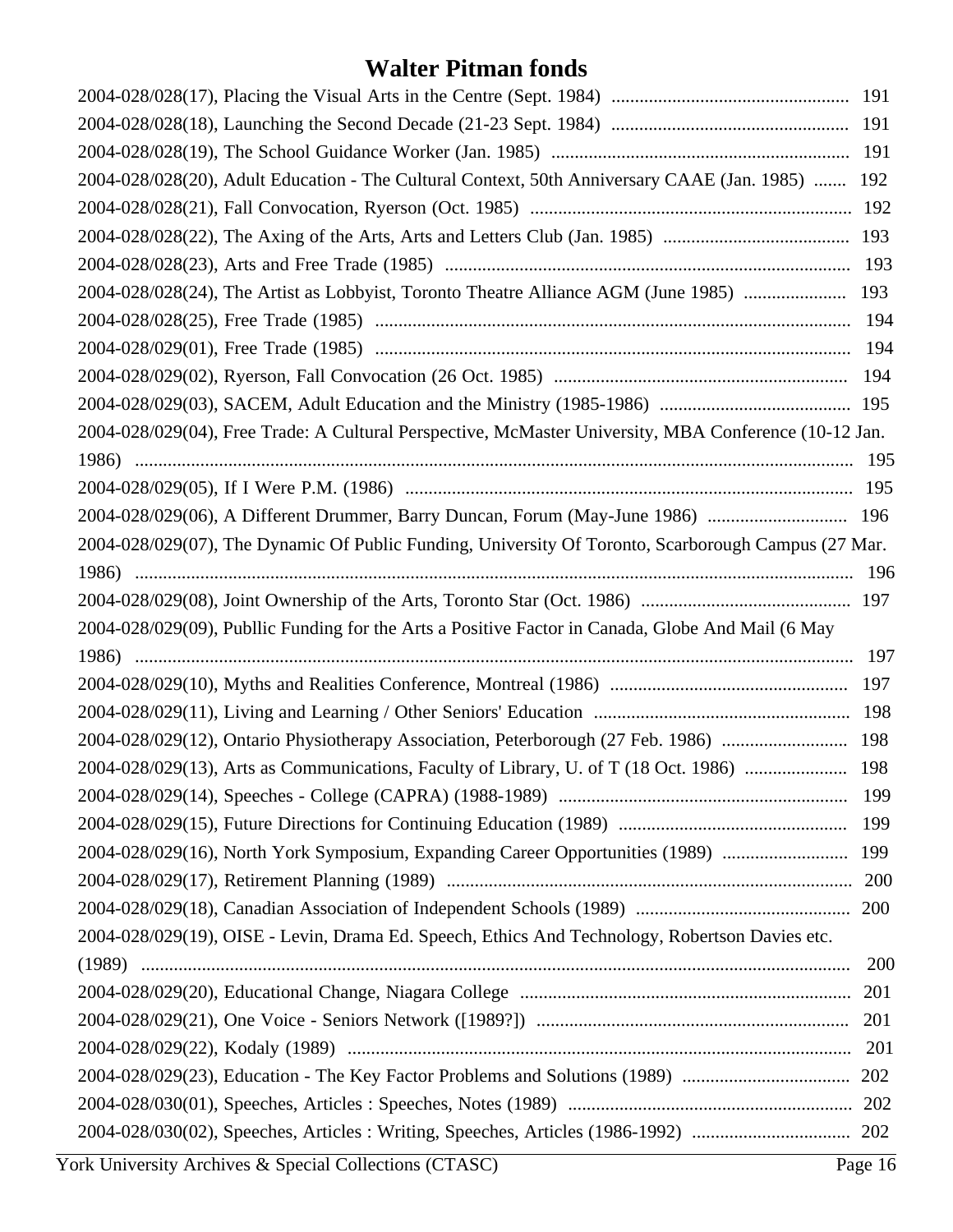# Walter Pitman fonds

2004-028/028(17), Placing the Visual Arts in the Centre (Sept. 1984) .................................................. 191
2004-028/028(18), Launching the Second Decade (21-23 Sept. 1984) .................................................. 191
2004-028/028(19), The School Guidance Worker (Jan. 1985) ................................................................ 191
2004-028/028(20), Adult Education - The Cultural Context, 50th Anniversary CAAE (Jan. 1985) ....... 192
2004-028/028(21), Fall Convocation, Ryerson (Oct. 1985) .................................................................... 192
2004-028/028(22), The Axing of the Arts, Arts and Letters Club (Jan. 1985) ........................................ 193
2004-028/028(23), Arts and Free Trade (1985) ...................................................................................... 193
2004-028/028(24), The Artist as Lobbyist, Toronto Theatre Alliance AGM (June 1985) ...................... 193
2004-028/028(25), Free Trade (1985) ..................................................................................................... 194
2004-028/029(01), Free Trade (1985) ..................................................................................................... 194
2004-028/029(02), Ryerson, Fall Convocation (26 Oct. 1985) .............................................................. 194
2004-028/029(03), SACEM, Adult Education and the Ministry (1985-1986) ........................................ 195
2004-028/029(04), Free Trade: A Cultural Perspective, McMaster University, MBA Conference (10-12 Jan. 1986) ........................................................................................................................................ 195
2004-028/029(05), If I Were P.M. (1986) ............................................................................................... 195
2004-028/029(06), A Different Drummer, Barry Duncan, Forum (May-June 1986) ............................. 196
2004-028/029(07), The Dynamic Of Public Funding, University Of Toronto, Scarborough Campus (27 Mar. 1986) ........................................................................................................................................ 196
2004-028/029(08), Joint Ownership of the Arts, Toronto Star (Oct. 1986) ............................................ 197
2004-028/029(09), Publlic Funding for the Arts a Positive Factor in Canada, Globe And Mail (6 May 1986) ........................................................................................................................................ 197
2004-028/029(10), Myths and Realities Conference, Montreal (1986) .................................................. 197
2004-028/029(11), Living and Learning / Other Seniors' Education ...................................................... 198
2004-028/029(12), Ontario Physiotherapy Association, Peterborough (27 Feb. 1986) .......................... 198
2004-028/029(13), Arts as Communications, Faculty of Library, U. of T (18 Oct. 1986) ..................... 198
2004-028/029(14), Speeches - College (CAPRA) (1988-1989) ............................................................. 199
2004-028/029(15), Future Directions for Continuing Education (1989) ................................................ 199
2004-028/029(16), North York Symposium, Expanding Career Opportunities (1989) .......................... 199
2004-028/029(17), Retirement Planning (1989) ...................................................................................... 200
2004-028/029(18), Canadian Association of Independent Schools (1989) ............................................ 200
2004-028/029(19), OISE - Levin, Drama Ed. Speech, Ethics And Technology, Robertson Davies etc. (1989) ........................................................................................................................................ 200
2004-028/029(20), Educational Change, Niagara College ...................................................................... 201
2004-028/029(21), One Voice - Seniors Network ([1989?]) .................................................................. 201
2004-028/029(22), Kodaly (1989) .......................................................................................................... 201
2004-028/029(23), Education - The Key Factor Problems and Solutions (1989) ................................... 202
2004-028/030(01), Speeches, Articles : Speeches, Notes (1989) ............................................................ 202
2004-028/030(02), Speeches, Articles : Writing, Speeches, Articles (1986-1992) ................................. 202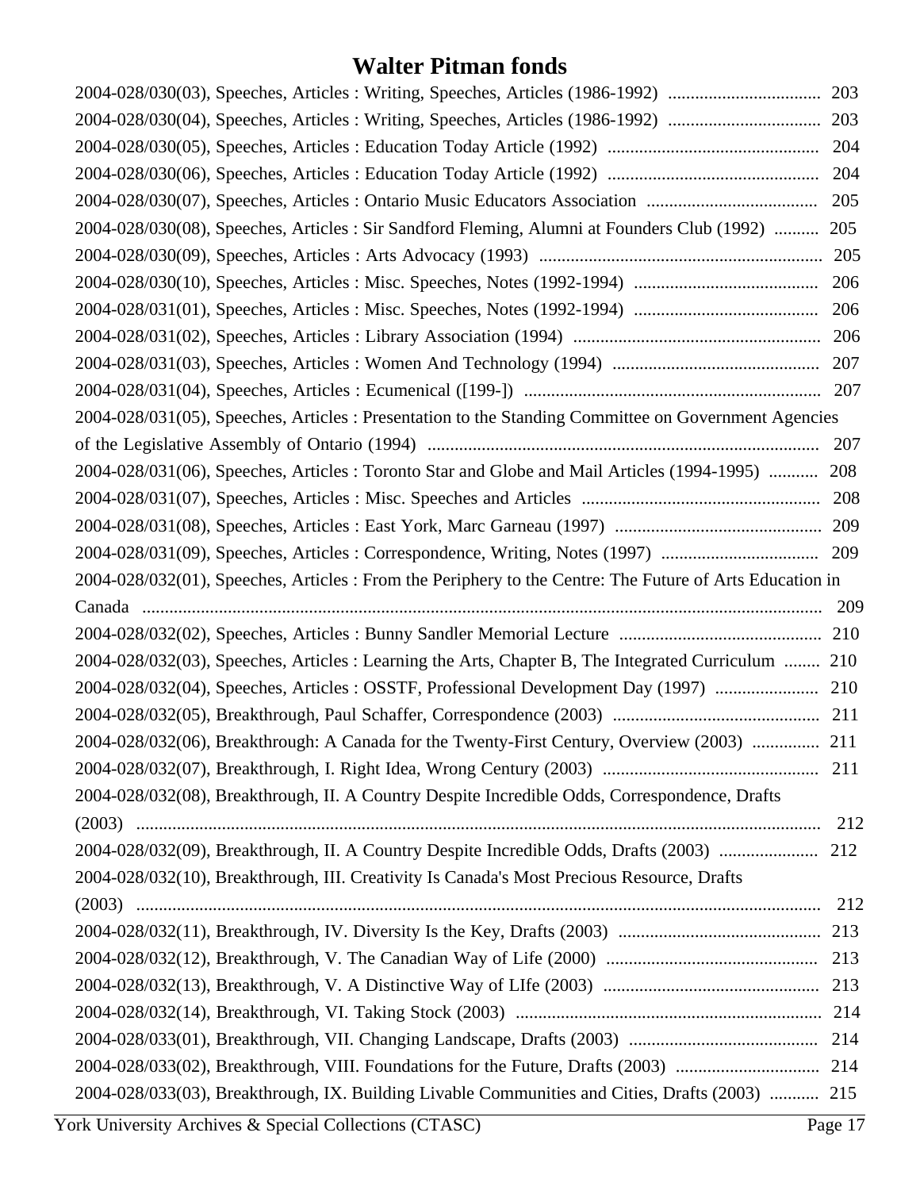2004-028/030(03), Speeches, Articles : Writing, Speeches, Articles (1986-1992) .................................. 203
2004-028/030(04), Speeches, Articles : Writing, Speeches, Articles (1986-1992) .................................. 203
2004-028/030(05), Speeches, Articles : Education Today Article (1992) ............................................... 204
2004-028/030(06), Speeches, Articles : Education Today Article (1992) ............................................... 204
2004-028/030(07), Speeches, Articles : Ontario Music Educators Association ...................................... 205
2004-028/030(08), Speeches, Articles : Sir Sandford Fleming, Alumni at Founders Club (1992) .......... 205
2004-028/030(09), Speeches, Articles : Arts Advocacy (1993) ............................................................... 205
2004-028/030(10), Speeches, Articles : Misc. Speeches, Notes (1992-1994) ......................................... 206
2004-028/031(01), Speeches, Articles : Misc. Speeches, Notes (1992-1994) ......................................... 206
2004-028/031(02), Speeches, Articles : Library Association (1994) ....................................................... 206
2004-028/031(03), Speeches, Articles : Women And Technology (1994) ............................................. 207
2004-028/031(04), Speeches, Articles : Ecumenical ([199-]) .................................................................. 207
2004-028/031(05), Speeches, Articles : Presentation to the Standing Committee on Government Agencies of the Legislative Assembly of Ontario (1994) ....................................................................................... 207
2004-028/031(06), Speeches, Articles : Toronto Star and Globe and Mail Articles (1994-1995) ........... 208
2004-028/031(07), Speeches, Articles : Misc. Speeches and Articles ..................................................... 208
2004-028/031(08), Speeches, Articles : East York, Marc Garneau (1997) .............................................. 209
2004-028/031(09), Speeches, Articles : Correspondence, Writing, Notes (1997) ................................... 209
2004-028/032(01), Speeches, Articles : From the Periphery to the Centre: The Future of Arts Education in Canada ....................................................................................................................................... 209
2004-028/032(02), Speeches, Articles : Bunny Sandler Memorial Lecture ............................................. 210
2004-028/032(03), Speeches, Articles : Learning the Arts, Chapter B, The Integrated Curriculum ........ 210
2004-028/032(04), Speeches, Articles : OSSTF, Professional Development Day (1997) ....................... 210
2004-028/032(05), Breakthrough, Paul Schaffer, Correspondence (2003) .............................................. 211
2004-028/032(06), Breakthrough: A Canada for the Twenty-First Century, Overview (2003) ............... 211
2004-028/032(07), Breakthrough, I. Right Idea, Wrong Century (2003) ................................................ 211
2004-028/032(08), Breakthrough, II. A Country Despite Incredible Odds, Correspondence, Drafts (2003) ....................................................................................................................................... 212
2004-028/032(09), Breakthrough, II. A Country Despite Incredible Odds, Drafts (2003) ...................... 212
2004-028/032(10), Breakthrough, III. Creativity Is Canada's Most Precious Resource, Drafts (2003) ....................................................................................................................................... 212
2004-028/032(11), Breakthrough, IV. Diversity Is the Key, Drafts (2003) ............................................. 213
2004-028/032(12), Breakthrough, V. The Canadian Way of Life (2000) ............................................... 213
2004-028/032(13), Breakthrough, V. A Distinctive Way of LIfe (2003) ................................................ 213
2004-028/032(14), Breakthrough, VI. Taking Stock (2003) .................................................................... 214
2004-028/033(01), Breakthrough, VII. Changing Landscape, Drafts (2003) .......................................... 214
2004-028/033(02), Breakthrough, VIII. Foundations for the Future, Drafts (2003) ................................ 214
2004-028/033(03), Breakthrough, IX. Building Livable Communities and Cities, Drafts (2003) ........... 215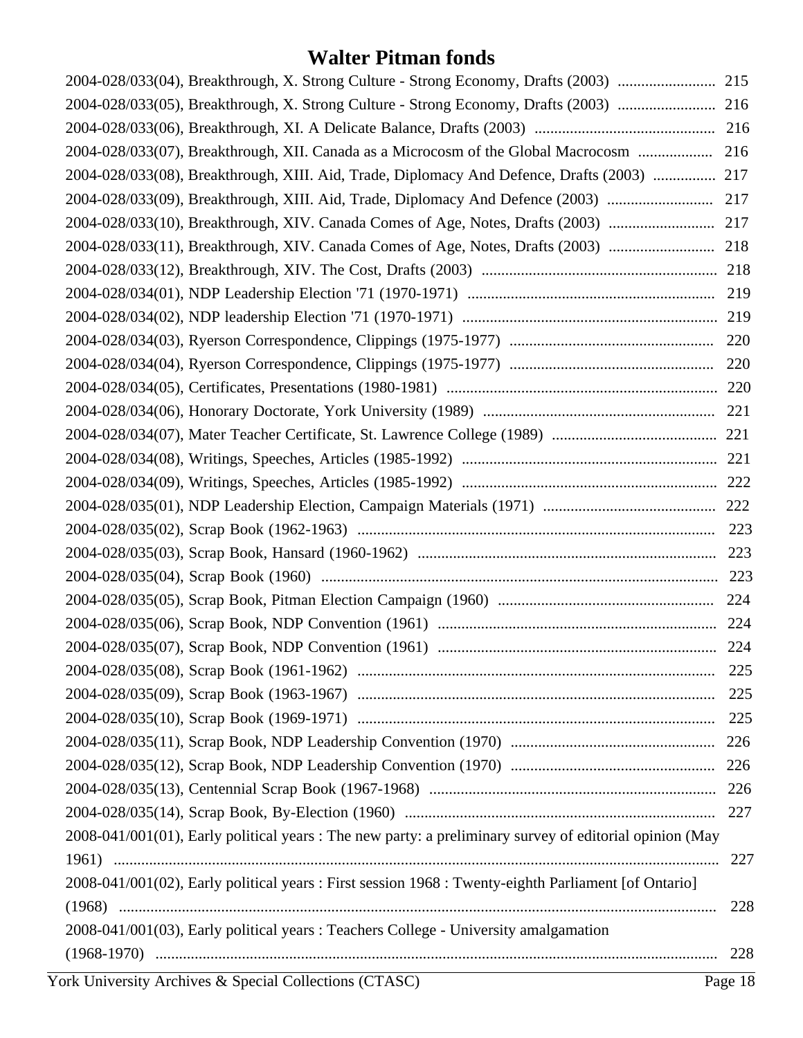2004-028/033(04), Breakthrough, X. Strong Culture - Strong Economy, Drafts (2003) ......................... 215
2004-028/033(05), Breakthrough, X. Strong Culture - Strong Economy, Drafts (2003) ......................... 216
2004-028/033(06), Breakthrough, XI. A Delicate Balance, Drafts (2003) ............................................. 216
2004-028/033(07), Breakthrough, XII. Canada as a Microcosm of the Global Macrocosm ................... 216
2004-028/033(08), Breakthrough, XIII. Aid, Trade, Diplomacy And Defence, Drafts (2003) ................ 217
2004-028/033(09), Breakthrough, XIII. Aid, Trade, Diplomacy And Defence (2003) ........................... 217
2004-028/033(10), Breakthrough, XIV. Canada Comes of Age, Notes, Drafts (2003) ........................... 217
2004-028/033(11), Breakthrough, XIV. Canada Comes of Age, Notes, Drafts (2003) ........................... 218
2004-028/033(12), Breakthrough, XIV. The Cost, Drafts (2003) ............................................................ 218
2004-028/034(01), NDP Leadership Election '71 (1970-1971) .............................................................. 219
2004-028/034(02), NDP leadership Election '71 (1970-1971) ................................................................ 219
2004-028/034(03), Ryerson Correspondence, Clippings (1975-1977) .................................................... 220
2004-028/034(04), Ryerson Correspondence, Clippings (1975-1977) .................................................... 220
2004-028/034(05), Certificates, Presentations (1980-1981) .................................................................... 220
2004-028/034(06), Honorary Doctorate, York University (1989) ........................................................... 221
2004-028/034(07), Mater Teacher Certificate, St. Lawrence College (1989) .......................................... 221
2004-028/034(08), Writings, Speeches, Articles (1985-1992) ................................................................. 221
2004-028/034(09), Writings, Speeches, Articles (1985-1992) ................................................................. 222
2004-028/035(01), NDP Leadership Election, Campaign Materials (1971) ............................................ 222
2004-028/035(02), Scrap Book (1962-1963) ........................................................................................... 223
2004-028/035(03), Scrap Book, Hansard (1960-1962) ............................................................................ 223
2004-028/035(04), Scrap Book (1960) ..................................................................................................... 223
2004-028/035(05), Scrap Book, Pitman Election Campaign (1960) ....................................................... 224
2004-028/035(06), Scrap Book, NDP Convention (1961) ....................................................................... 224
2004-028/035(07), Scrap Book, NDP Convention (1961) ....................................................................... 224
2004-028/035(08), Scrap Book (1961-1962) ........................................................................................... 225
2004-028/035(09), Scrap Book (1963-1967) ........................................................................................... 225
2004-028/035(10), Scrap Book (1969-1971) ........................................................................................... 225
2004-028/035(11), Scrap Book, NDP Leadership Convention (1970) .................................................... 226
2004-028/035(12), Scrap Book, NDP Leadership Convention (1970) .................................................... 226
2004-028/035(13), Centennial Scrap Book (1967-1968) ......................................................................... 226
2004-028/035(14), Scrap Book, By-Election (1960) ............................................................................... 227
2008-041/001(01), Early political years : The new party: a preliminary survey of editorial opinion (May 1961) ......................................................................................................................................... 227
2008-041/001(02), Early political years : First session 1968 : Twenty-eighth Parliament [of Ontario] (1968) ......................................................................................................................................... 228
2008-041/001(03), Early political years : Teachers College - University amalgamation (1968-1970) ............................................................................................................................... 228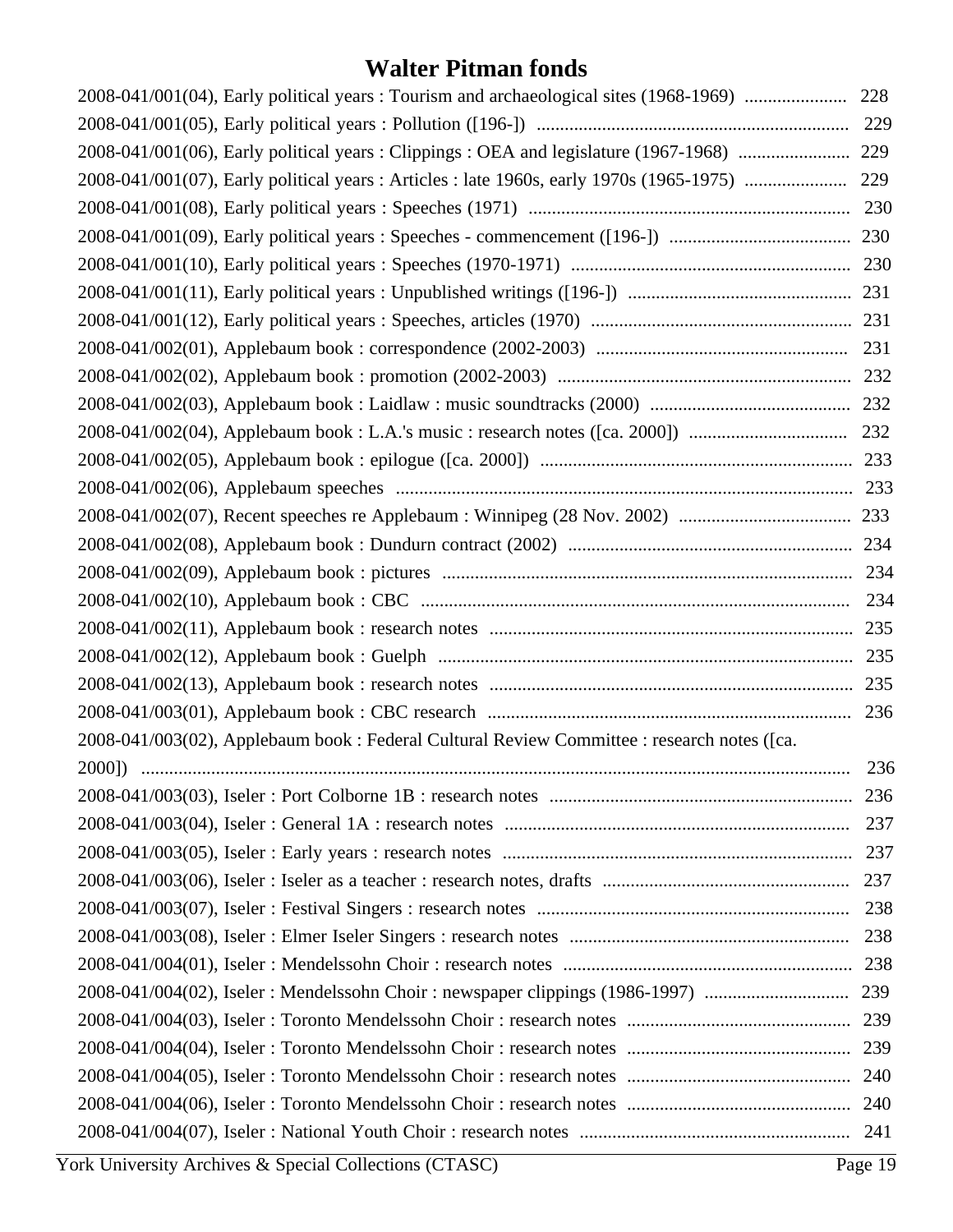# Walter Pitman fonds

2008-041/001(04), Early political years : Tourism and archaeological sites (1968-1969) ...................... 228
2008-041/001(05), Early political years : Pollution ([196-]) .................................................................. 229
2008-041/001(06), Early political years : Clippings : OEA and legislature (1967-1968) ........................ 229
2008-041/001(07), Early political years : Articles : late 1960s, early 1970s (1965-1975) ...................... 229
2008-041/001(08), Early political years : Speeches (1971) ..................................................................... 230
2008-041/001(09), Early political years : Speeches - commencement ([196-]) ....................................... 230
2008-041/001(10), Early political years : Speeches (1970-1971) ............................................................ 230
2008-041/001(11), Early political years : Unpublished writings ([196-]) ................................................ 231
2008-041/001(12), Early political years : Speeches, articles (1970) ........................................................ 231
2008-041/002(01), Applebaum book : correspondence (2002-2003) ...................................................... 231
2008-041/002(02), Applebaum book : promotion (2002-2003) .............................................................. 232
2008-041/002(03), Applebaum book : Laidlaw : music soundtracks (2000) ........................................... 232
2008-041/002(04), Applebaum book : L.A.'s music : research notes ([ca. 2000]) .................................. 232
2008-041/002(05), Applebaum book : epilogue ([ca. 2000]) ................................................................... 233
2008-041/002(06), Applebaum speeches .................................................................................................. 233
2008-041/002(07), Recent speeches re Applebaum : Winnipeg (28 Nov. 2002) ..................................... 233
2008-041/002(08), Applebaum book : Dundurn contract (2002) ............................................................. 234
2008-041/002(09), Applebaum book : pictures ........................................................................................ 234
2008-041/002(10), Applebaum book : CBC ............................................................................................ 234
2008-041/002(11), Applebaum book : research notes .............................................................................. 235
2008-041/002(12), Applebaum book : Guelph ......................................................................................... 235
2008-041/002(13), Applebaum book : research notes .............................................................................. 235
2008-041/003(01), Applebaum book : CBC research .............................................................................. 236
2008-041/003(02), Applebaum book : Federal Cultural Review Committee : research notes ([ca. 2000]) ....................................................................................................................................................... 236
2008-041/003(03), Iseler : Port Colborne 1B : research notes ................................................................. 236
2008-041/003(04), Iseler : General 1A : research notes ........................................................................... 237
2008-041/003(05), Iseler : Early years : research notes ........................................................................... 237
2008-041/003(06), Iseler : Iseler as a teacher : research notes, drafts ...................................................... 237
2008-041/003(07), Iseler : Festival Singers : research notes ................................................................... 238
2008-041/003(08), Iseler : Elmer Iseler Singers : research notes ............................................................ 238
2008-041/004(01), Iseler : Mendelssohn Choir : research notes .............................................................. 238
2008-041/004(02), Iseler : Mendelssohn Choir : newspaper clippings (1986-1997) ............................... 239
2008-041/004(03), Iseler : Toronto Mendelssohn Choir : research notes ................................................ 239
2008-041/004(04), Iseler : Toronto Mendelssohn Choir : research notes ................................................ 239
2008-041/004(05), Iseler : Toronto Mendelssohn Choir : research notes ................................................ 240
2008-041/004(06), Iseler : Toronto Mendelssohn Choir : research notes ................................................ 240
2008-041/004(07), Iseler : National Youth Choir : research notes .......................................................... 241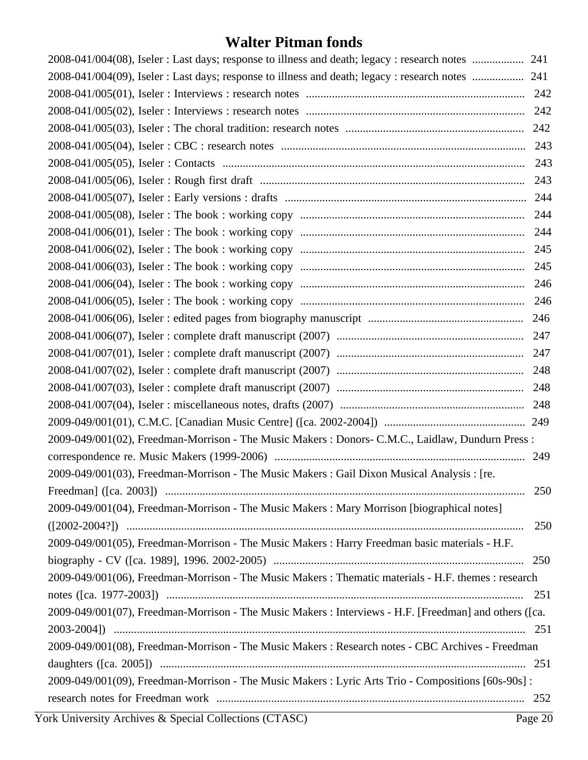# Walter Pitman fonds

2008-041/004(08), Iseler : Last days; response to illness and death; legacy : research notes .................. 241

2008-041/004(09), Iseler : Last days; response to illness and death; legacy : research notes .................. 241

2008-041/005(01), Iseler : Interviews : research notes ............................................................................ 242

2008-041/005(02), Iseler : Interviews : research notes ............................................................................ 242

2008-041/005(03), Iseler : The choral tradition: research notes .............................................................. 242

2008-041/005(04), Iseler : CBC : research notes ..................................................................................... 243

2008-041/005(05), Iseler : Contacts ......................................................................................................... 243

2008-041/005(06), Iseler : Rough first draft ............................................................................................. 243

2008-041/005(07), Iseler : Early versions : drafts .................................................................................... 244

2008-041/005(08), Iseler : The book : working copy .............................................................................. 244

2008-041/006(01), Iseler : The book : working copy .............................................................................. 244

2008-041/006(02), Iseler : The book : working copy .............................................................................. 245

2008-041/006(03), Iseler : The book : working copy .............................................................................. 245

2008-041/006(04), Iseler : The book : working copy .............................................................................. 246

2008-041/006(05), Iseler : The book : working copy .............................................................................. 246

2008-041/006(06), Iseler : edited pages from biography manuscript ...................................................... 246

2008-041/006(07), Iseler : complete draft manuscript (2007) ................................................................. 247

2008-041/007(01), Iseler : complete draft manuscript (2007) ................................................................. 247

2008-041/007(02), Iseler : complete draft manuscript (2007) ................................................................. 248

2008-041/007(03), Iseler : complete draft manuscript (2007) ................................................................. 248

2008-041/007(04), Iseler : miscellaneous notes, drafts (2007) ................................................................ 248

2009-049/001(01), C.M.C. [Canadian Music Centre] ([ca. 2002-2004]) ................................................. 249

2009-049/001(02), Freedman-Morrison - The Music Makers : Donors- C.M.C., Laidlaw, Dundurn Press : correspondence re. Music Makers (1999-2006) ....................................................................................... 249

2009-049/001(03), Freedman-Morrison - The Music Makers : Gail Dixon Musical Analysis : [re. Freedman] ([ca. 2003]) ............................................................................................................................. 250

2009-049/001(04), Freedman-Morrison - The Music Makers : Mary Morrison [biographical notes] ([2002-2004?]) .......................................................................................................................................... 250

2009-049/001(05), Freedman-Morrison - The Music Makers : Harry Freedman basic materials - H.F. biography - CV ([ca. 1989], 1996. 2002-2005) ....................................................................................... 250

2009-049/001(06), Freedman-Morrison - The Music Makers : Thematic materials - H.F. themes : research notes ([ca. 1977-2003]) ........................................................................................................................... 251

2009-049/001(07), Freedman-Morrison - The Music Makers : Interviews - H.F. [Freedman] and others ([ca. 2003-2004]) .............................................................................................................................................. 251

2009-049/001(08), Freedman-Morrison - The Music Makers : Research notes - CBC Archives - Freedman daughters ([ca. 2005]) ............................................................................................................................... 251

2009-049/001(09), Freedman-Morrison - The Music Makers : Lyric Arts Trio - Compositions [60s-90s] : research notes for Freedman work ........................................................................................................... 252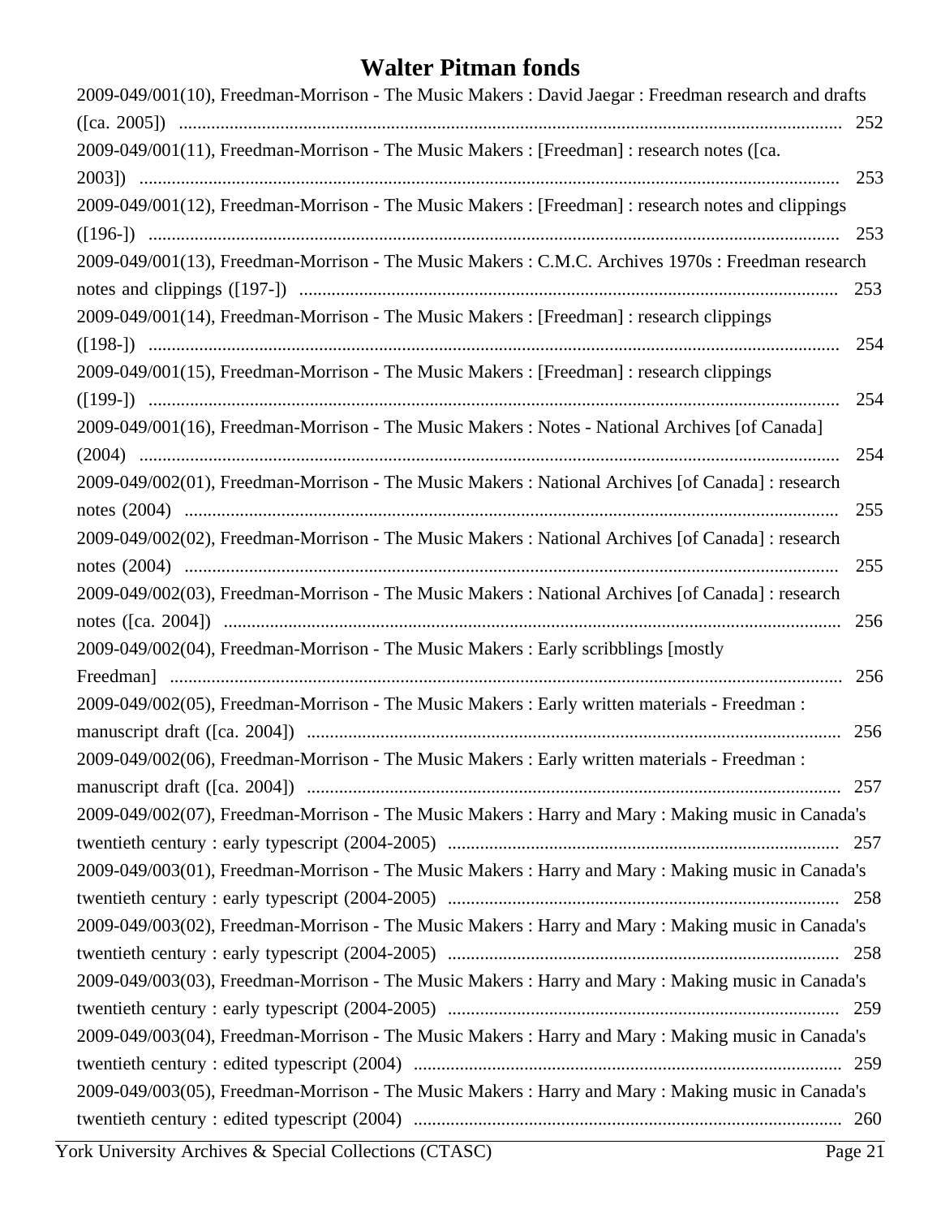2009-049/001(10), Freedman-Morrison - The Music Makers : David Jaegar : Freedman research and drafts ([ca. 2005]) ...... 252
2009-049/001(11), Freedman-Morrison - The Music Makers : [Freedman] : research notes ([ca. 2003]) ...... 253
2009-049/001(12), Freedman-Morrison - The Music Makers : [Freedman] : research notes and clippings ([196-]) ...... 253
2009-049/001(13), Freedman-Morrison - The Music Makers : C.M.C. Archives 1970s : Freedman research notes and clippings ([197-]) ...... 253
2009-049/001(14), Freedman-Morrison - The Music Makers : [Freedman] : research clippings ([198-]) ...... 254
2009-049/001(15), Freedman-Morrison - The Music Makers : [Freedman] : research clippings ([199-]) ...... 254
2009-049/001(16), Freedman-Morrison - The Music Makers : Notes - National Archives [of Canada] (2004) ...... 254
2009-049/002(01), Freedman-Morrison - The Music Makers : National Archives [of Canada] : research notes (2004) ...... 255
2009-049/002(02), Freedman-Morrison - The Music Makers : National Archives [of Canada] : research notes (2004) ...... 255
2009-049/002(03), Freedman-Morrison - The Music Makers : National Archives [of Canada] : research notes ([ca. 2004]) ...... 256
2009-049/002(04), Freedman-Morrison - The Music Makers : Early scribblings [mostly Freedman] ...... 256
2009-049/002(05), Freedman-Morrison - The Music Makers : Early written materials - Freedman : manuscript draft ([ca. 2004]) ...... 256
2009-049/002(06), Freedman-Morrison - The Music Makers : Early written materials - Freedman : manuscript draft ([ca. 2004]) ...... 257
2009-049/002(07), Freedman-Morrison - The Music Makers : Harry and Mary : Making music in Canada's twentieth century : early typescript (2004-2005) ...... 257
2009-049/003(01), Freedman-Morrison - The Music Makers : Harry and Mary : Making music in Canada's twentieth century : early typescript (2004-2005) ...... 258
2009-049/003(02), Freedman-Morrison - The Music Makers : Harry and Mary : Making music in Canada's twentieth century : early typescript (2004-2005) ...... 258
2009-049/003(03), Freedman-Morrison - The Music Makers : Harry and Mary : Making music in Canada's twentieth century : early typescript (2004-2005) ...... 259
2009-049/003(04), Freedman-Morrison - The Music Makers : Harry and Mary : Making music in Canada's twentieth century : edited typescript (2004) ...... 259
2009-049/003(05), Freedman-Morrison - The Music Makers : Harry and Mary : Making music in Canada's twentieth century : edited typescript (2004) ...... 260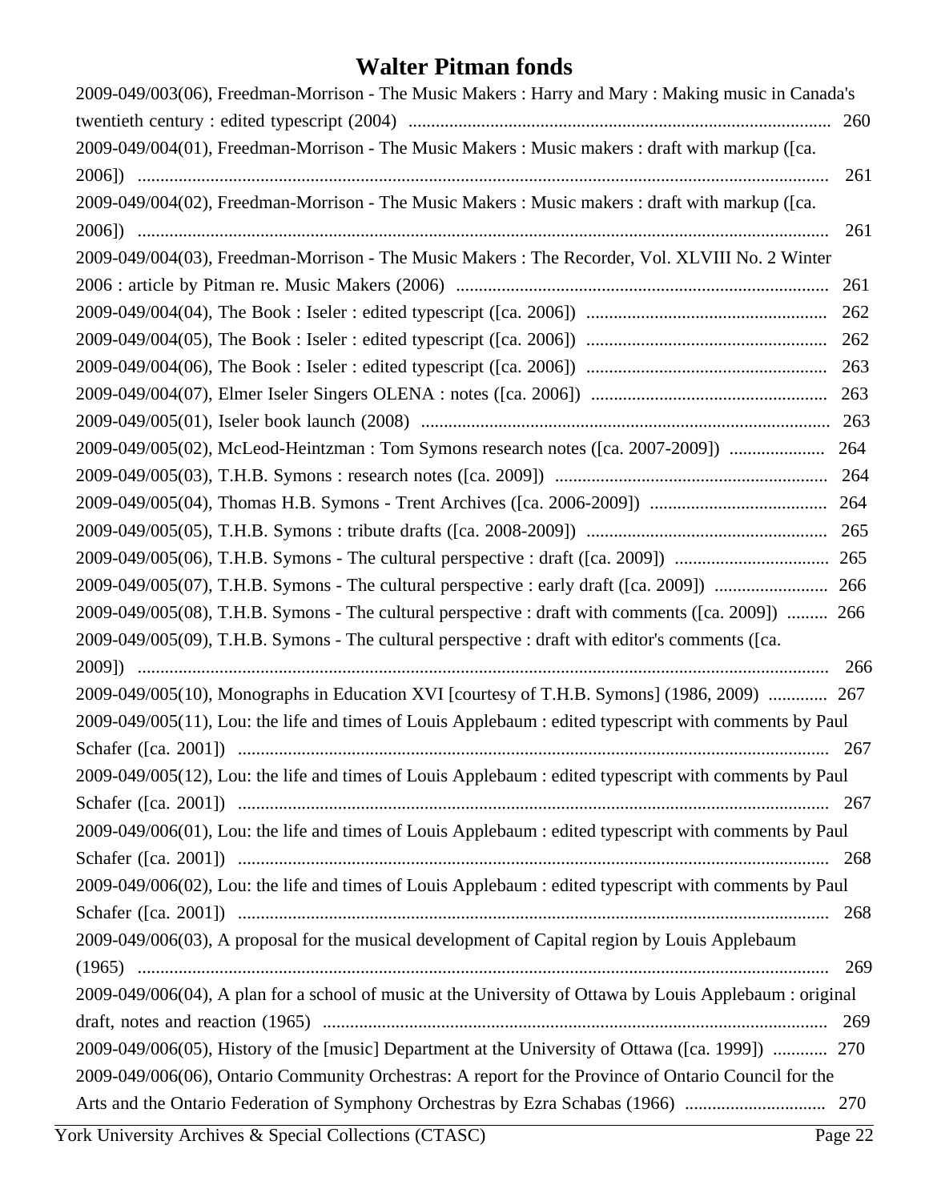# Walter Pitman fonds

2009-049/003(06), Freedman-Morrison - The Music Makers : Harry and Mary : Making music in Canada's twentieth century : edited typescript (2004) .......... 260

2009-049/004(01), Freedman-Morrison - The Music Makers : Music makers : draft with markup ([ca. 2006]) .......... 261

2009-049/004(02), Freedman-Morrison - The Music Makers : Music makers : draft with markup ([ca. 2006]) .......... 261

2009-049/004(03), Freedman-Morrison - The Music Makers : The Recorder, Vol. XLVIII No. 2 Winter 2006 : article by Pitman re. Music Makers (2006) .......... 261

2009-049/004(04), The Book : Iseler : edited typescript ([ca. 2006]) .......... 262

2009-049/004(05), The Book : Iseler : edited typescript ([ca. 2006]) .......... 262

2009-049/004(06), The Book : Iseler : edited typescript ([ca. 2006]) .......... 263

2009-049/004(07), Elmer Iseler Singers OLENA : notes ([ca. 2006]) .......... 263

2009-049/005(01), Iseler book launch (2008) .......... 263

2009-049/005(02), McLeod-Heintzman : Tom Symons research notes ([ca. 2007-2009]) .......... 264

2009-049/005(03), T.H.B. Symons : research notes ([ca. 2009]) .......... 264

2009-049/005(04), Thomas H.B. Symons - Trent Archives ([ca. 2006-2009]) .......... 264

2009-049/005(05), T.H.B. Symons : tribute drafts ([ca. 2008-2009]) .......... 265

2009-049/005(06), T.H.B. Symons - The cultural perspective : draft ([ca. 2009]) .......... 265

2009-049/005(07), T.H.B. Symons - The cultural perspective : early draft ([ca. 2009]) .......... 266

2009-049/005(08), T.H.B. Symons - The cultural perspective : draft with comments ([ca. 2009]) .......... 266

2009-049/005(09), T.H.B. Symons - The cultural perspective : draft with editor's comments ([ca. 2009]) .......... 266

2009-049/005(10), Monographs in Education XVI [courtesy of T.H.B. Symons] (1986, 2009) .......... 267

2009-049/005(11), Lou: the life and times of Louis Applebaum : edited typescript with comments by Paul Schafer ([ca. 2001]) .......... 267

2009-049/005(12), Lou: the life and times of Louis Applebaum : edited typescript with comments by Paul Schafer ([ca. 2001]) .......... 267

2009-049/006(01), Lou: the life and times of Louis Applebaum : edited typescript with comments by Paul Schafer ([ca. 2001]) .......... 268

2009-049/006(02), Lou: the life and times of Louis Applebaum : edited typescript with comments by Paul Schafer ([ca. 2001]) .......... 268

2009-049/006(03), A proposal for the musical development of Capital region by Louis Applebaum (1965) .......... 269

2009-049/006(04), A plan for a school of music at the University of Ottawa by Louis Applebaum : original draft, notes and reaction (1965) .......... 269

2009-049/006(05), History of the [music] Department at the University of Ottawa ([ca. 1999]) .......... 270

2009-049/006(06), Ontario Community Orchestras: A report for the Province of Ontario Council for the Arts and the Ontario Federation of Symphony Orchestras by Ezra Schabas (1966) .......... 270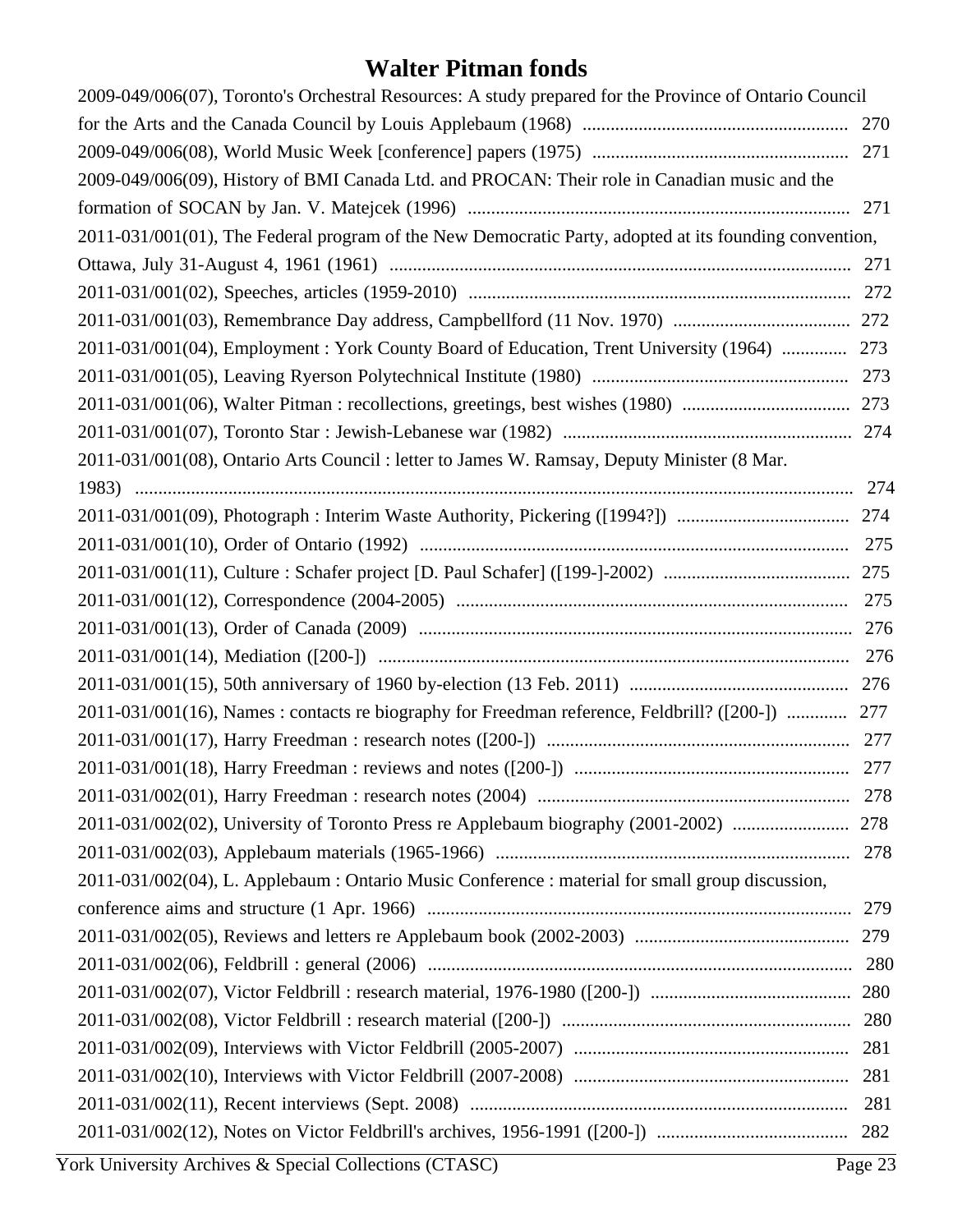# Walter Pitman fonds

2009-049/006(07), Toronto's Orchestral Resources: A study prepared for the Province of Ontario Council for the Arts and the Canada Council by Louis Applebaum (1968) ........................................................ 270

2009-049/006(08), World Music Week [conference] papers (1975) ....................................................... 271

2009-049/006(09), History of BMI Canada Ltd. and PROCAN: Their role in Canadian music and the formation of SOCAN by Jan. V. Matejcek (1996) .................................................................................. 271

2011-031/001(01), The Federal program of the New Democratic Party, adopted at its founding convention, Ottawa, July 31-August 4, 1961 (1961) .................................................................................................. 271

2011-031/001(02), Speeches, articles (1959-2010) .................................................................................. 272

2011-031/001(03), Remembrance Day address, Campbellford (11 Nov. 1970) ...................................... 272

2011-031/001(04), Employment : York County Board of Education, Trent University (1964) .............. 273

2011-031/001(05), Leaving Ryerson Polytechnical Institute (1980) ....................................................... 273

2011-031/001(06), Walter Pitman : recollections, greetings, best wishes (1980) .................................... 273

2011-031/001(07), Toronto Star : Jewish-Lebanese war (1982) .............................................................. 274

2011-031/001(08), Ontario Arts Council : letter to James W. Ramsay, Deputy Minister (8 Mar. 1983) ........................................................................................................................................... 274

2011-031/001(09), Photograph : Interim Waste Authority, Pickering ([1994?]) ..................................... 274

2011-031/001(10), Order of Ontario (1992) ............................................................................................ 275

2011-031/001(11), Culture : Schafer project [D. Paul Schafer] ([199-]-2002) ........................................ 275

2011-031/001(12), Correspondence (2004-2005) .................................................................................... 275

2011-031/001(13), Order of Canada (2009) ............................................................................................. 276

2011-031/001(14), Mediation ([200-]) ..................................................................................................... 276

2011-031/001(15), 50th anniversary of 1960 by-election (13 Feb. 2011) ............................................... 276

2011-031/001(16), Names : contacts re biography for Freedman reference, Feldbrill? ([200-]) ............. 277

2011-031/001(17), Harry Freedman : research notes ([200-]) ................................................................. 277

2011-031/001(18), Harry Freedman : reviews and notes ([200-]) ........................................................... 277

2011-031/002(01), Harry Freedman : research notes (2004) ................................................................... 278

2011-031/002(02), University of Toronto Press re Applebaum biography (2001-2002) ......................... 278

2011-031/002(03), Applebaum materials (1965-1966) ............................................................................ 278

2011-031/002(04), L. Applebaum : Ontario Music Conference : material for small group discussion, conference aims and structure (1 Apr. 1966) .......................................................................................... 279

2011-031/002(05), Reviews and letters re Applebaum book (2002-2003) .............................................. 279

2011-031/002(06), Feldbrill : general (2006) ........................................................................................... 280

2011-031/002(07), Victor Feldbrill : research material, 1976-1980 ([200-]) ........................................... 280

2011-031/002(08), Victor Feldbrill : research material ([200-]) .............................................................. 280

2011-031/002(09), Interviews with Victor Feldbrill (2005-2007) ........................................................... 281

2011-031/002(10), Interviews with Victor Feldbrill (2007-2008) ........................................................... 281

2011-031/002(11), Recent interviews (Sept. 2008) ................................................................................. 281

2011-031/002(12), Notes on Victor Feldbrill's archives, 1956-1991 ([200-]) ......................................... 282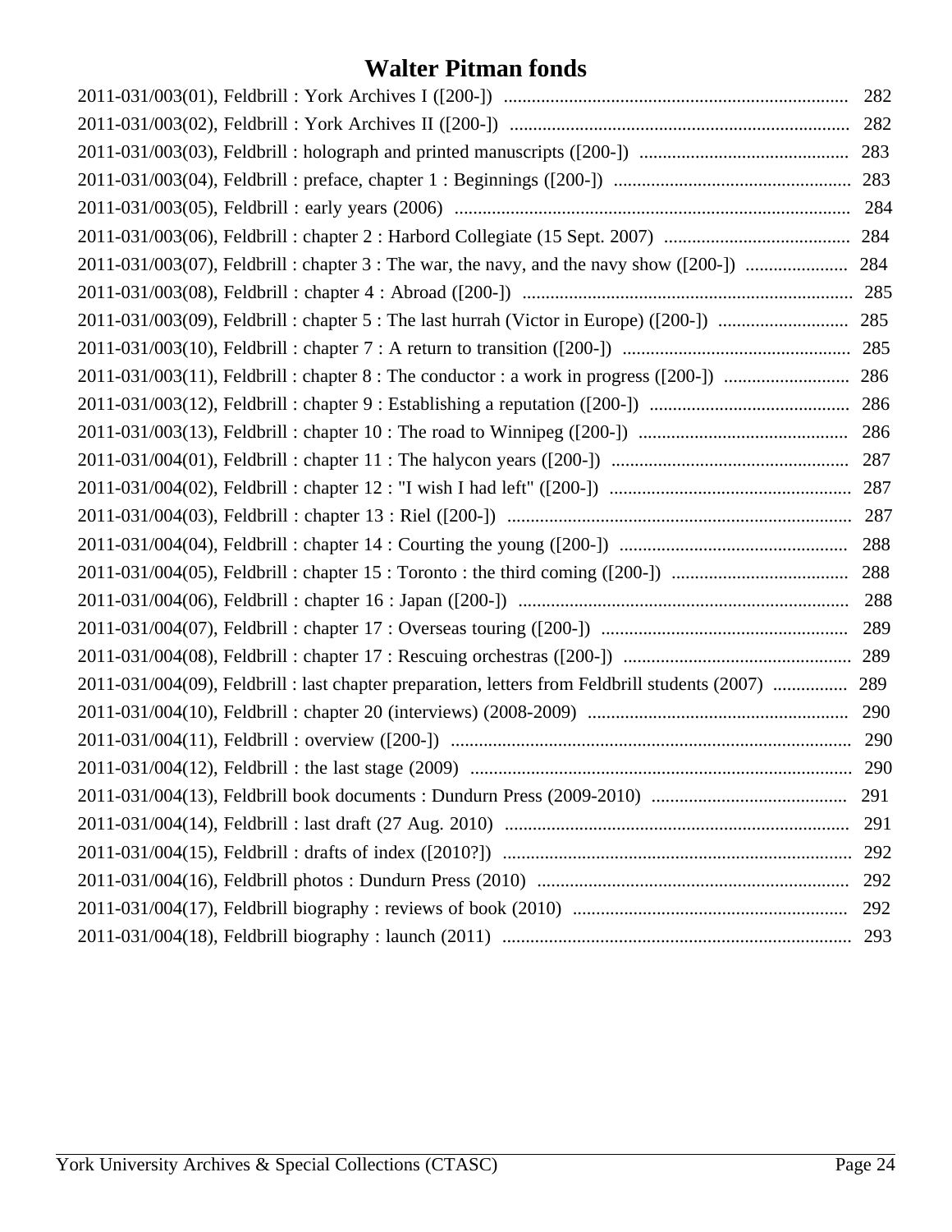# Walter Pitman fonds

2011-031/003(01), Feldbrill : York Archives I ([200-]) .......................................................................... 282
2011-031/003(02), Feldbrill : York Archives II ([200-]) ......................................................................... 282
2011-031/003(03), Feldbrill : holograph and printed manuscripts ([200-]) ............................................. 283
2011-031/003(04), Feldbrill : preface, chapter 1 : Beginnings ([200-]) ................................................... 283
2011-031/003(05), Feldbrill : early years (2006) ..................................................................................... 284
2011-031/003(06), Feldbrill : chapter 2 : Harbord Collegiate (15 Sept. 2007) ........................................ 284
2011-031/003(07), Feldbrill : chapter 3 : The war, the navy, and the navy show ([200-]) ...................... 284
2011-031/003(08), Feldbrill : chapter 4 : Abroad ([200-]) ....................................................................... 285
2011-031/003(09), Feldbrill : chapter 5 : The last hurrah (Victor in Europe) ([200-]) ............................ 285
2011-031/003(10), Feldbrill : chapter 7 : A return to transition ([200-]) ................................................. 285
2011-031/003(11), Feldbrill : chapter 8 : The conductor : a work in progress ([200-]) ........................... 286
2011-031/003(12), Feldbrill : chapter 9 : Establishing a reputation ([200-]) ........................................... 286
2011-031/003(13), Feldbrill : chapter 10 : The road to Winnipeg ([200-]) ............................................. 286
2011-031/004(01), Feldbrill : chapter 11 : The halycon years ([200-]) ................................................... 287
2011-031/004(02), Feldbrill : chapter 12 : "I wish I had left" ([200-]) .................................................... 287
2011-031/004(03), Feldbrill : chapter 13 : Riel ([200-]) .......................................................................... 287
2011-031/004(04), Feldbrill : chapter 14 : Courting the young ([200-]) ................................................. 288
2011-031/004(05), Feldbrill : chapter 15 : Toronto : the third coming ([200-]) ...................................... 288
2011-031/004(06), Feldbrill : chapter 16 : Japan ([200-]) ....................................................................... 288
2011-031/004(07), Feldbrill : chapter 17 : Overseas touring ([200-]) ..................................................... 289
2011-031/004(08), Feldbrill : chapter 17 : Rescuing orchestras ([200-]) ................................................ 289
2011-031/004(09), Feldbrill : last chapter preparation, letters from Feldbrill students (2007) ................ 289
2011-031/004(10), Feldbrill : chapter 20 (interviews) (2008-2009) ........................................................ 290
2011-031/004(11), Feldbrill : overview ([200-]) ...................................................................................... 290
2011-031/004(12), Feldbrill : the last stage (2009) .................................................................................. 290
2011-031/004(13), Feldbrill book documents : Dundurn Press (2009-2010) .......................................... 291
2011-031/004(14), Feldbrill : last draft (27 Aug. 2010) .......................................................................... 291
2011-031/004(15), Feldbrill : drafts of index ([2010?]) ........................................................................... 292
2011-031/004(16), Feldbrill photos : Dundurn Press (2010) ................................................................... 292
2011-031/004(17), Feldbrill biography : reviews of book (2010) ........................................................... 292
2011-031/004(18), Feldbrill biography : launch (2011) ........................................................................... 293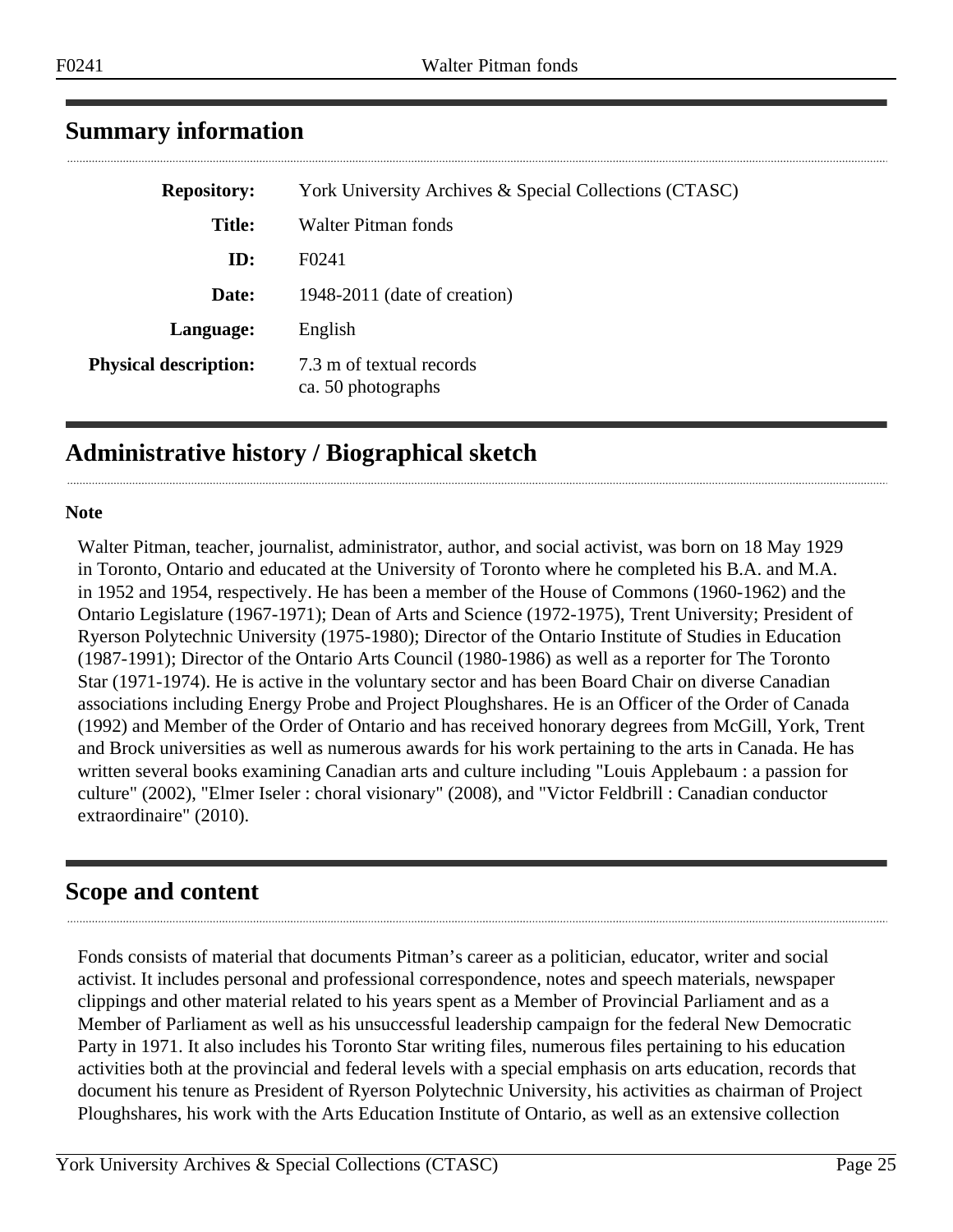## Summary information

**Repository:** York University Archives & Special Collections (CTASC)

**Title:** Walter Pitman fonds

**ID:** F0241

**Date:** 1948-2011 (date of creation)

**Language:** English

**Physical description:** 7.3 m of textual records
ca. 50 photographs

## Administrative history / Biographical sketch

**Note**

Walter Pitman, teacher, journalist, administrator, author, and social activist, was born on 18 May 1929 in Toronto, Ontario and educated at the University of Toronto where he completed his B.A. and M.A. in 1952 and 1954, respectively. He has been a member of the House of Commons (1960-1962) and the Ontario Legislature (1967-1971); Dean of Arts and Science (1972-1975), Trent University; President of Ryerson Polytechnic University (1975-1980); Director of the Ontario Institute of Studies in Education (1987-1991); Director of the Ontario Arts Council (1980-1986) as well as a reporter for The Toronto Star (1971-1974). He is active in the voluntary sector and has been Board Chair on diverse Canadian associations including Energy Probe and Project Ploughshares. He is an Officer of the Order of Canada (1992) and Member of the Order of Ontario and has received honorary degrees from McGill, York, Trent and Brock universities as well as numerous awards for his work pertaining to the arts in Canada. He has written several books examining Canadian arts and culture including "Louis Applebaum : a passion for culture" (2002), "Elmer Iseler : choral visionary" (2008), and "Victor Feldbrill : Canadian conductor extraordinaire" (2010).

## Scope and content

Fonds consists of material that documents Pitman's career as a politician, educator, writer and social activist. It includes personal and professional correspondence, notes and speech materials, newspaper clippings and other material related to his years spent as a Member of Provincial Parliament and as a Member of Parliament as well as his unsuccessful leadership campaign for the federal New Democratic Party in 1971. It also includes his Toronto Star writing files, numerous files pertaining to his education activities both at the provincial and federal levels with a special emphasis on arts education, records that document his tenure as President of Ryerson Polytechnic University, his activities as chairman of Project Ploughshares, his work with the Arts Education Institute of Ontario, as well as an extensive collection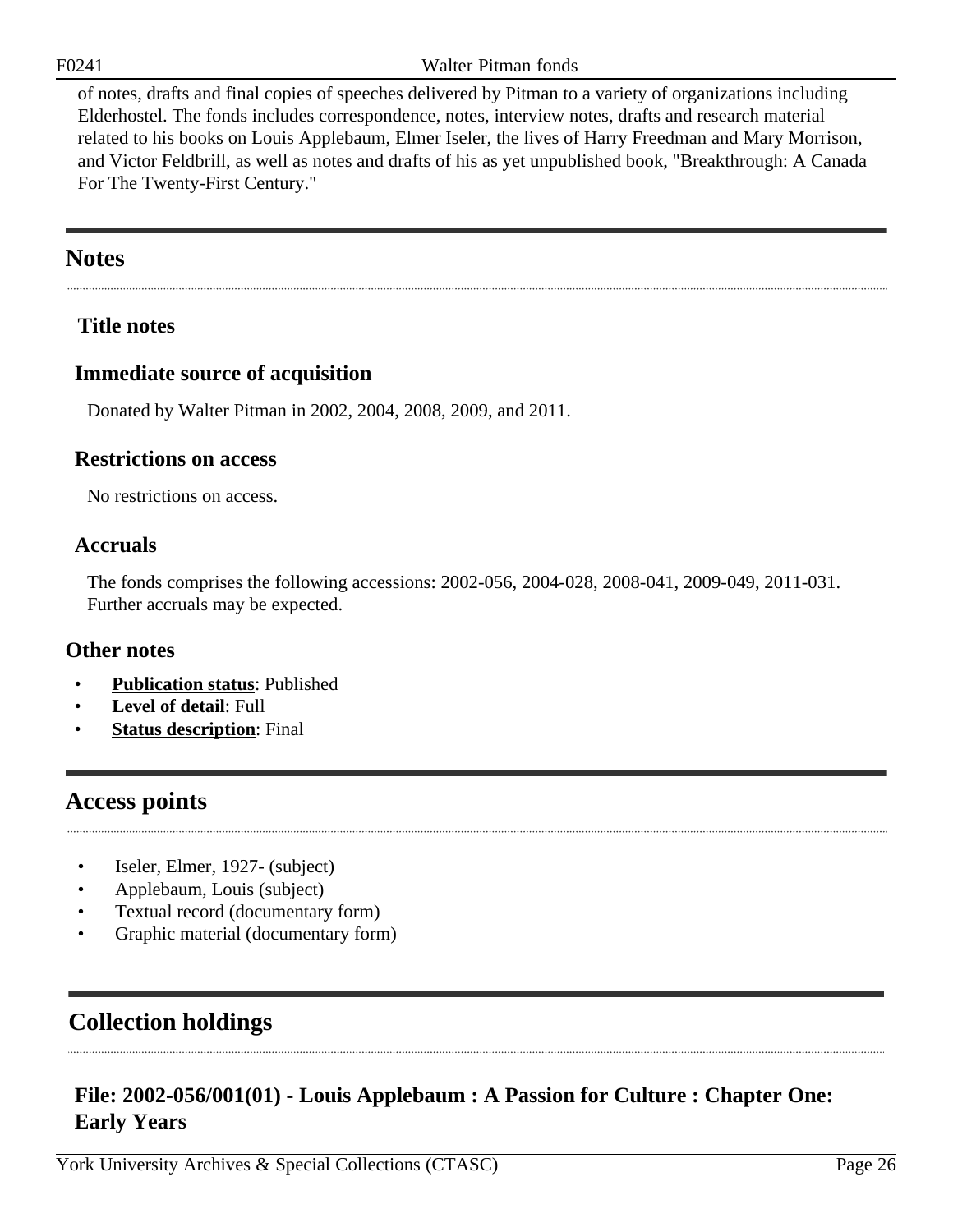of notes, drafts and final copies of speeches delivered by Pitman to a variety of organizations including Elderhostel. The fonds includes correspondence, notes, interview notes, drafts and research material related to his books on Louis Applebaum, Elmer Iseler, the lives of Harry Freedman and Mary Morrison, and Victor Feldbrill, as well as notes and drafts of his as yet unpublished book, "Breakthrough: A Canada For The Twenty-First Century."

## Notes

### Title notes

### Immediate source of acquisition

Donated by Walter Pitman in 2002, 2004, 2008, 2009, and 2011.

### Restrictions on access

No restrictions on access.

### Accruals

The fonds comprises the following accessions: 2002-056, 2004-028, 2008-041, 2009-049, 2011-031. Further accruals may be expected.

### Other notes

- **Publication status**: Published
- **Level of detail**: Full
- **Status description**: Final

## Access points

- Iseler, Elmer, 1927- (subject)
- Applebaum, Louis (subject)
- Textual record (documentary form)
- Graphic material (documentary form)

## Collection holdings

### File: 2002-056/001(01) - Louis Applebaum : A Passion for Culture : Chapter One: Early Years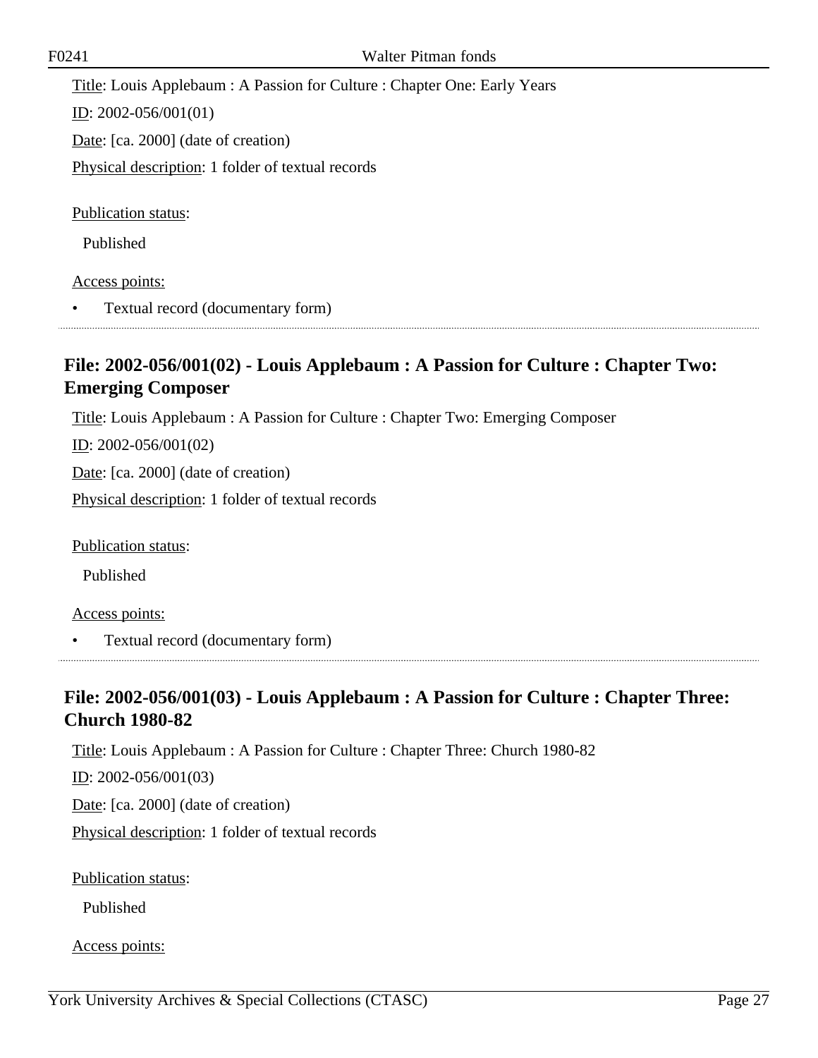Title: Louis Applebaum : A Passion for Culture : Chapter One: Early Years

ID: 2002-056/001(01)

Date: [ca. 2000] (date of creation)

Physical description: 1 folder of textual records

Publication status:

Published

Access points:

- Textual record (documentary form)

### File: 2002-056/001(02) - Louis Applebaum : A Passion for Culture : Chapter Two: Emerging Composer

Title: Louis Applebaum : A Passion for Culture : Chapter Two: Emerging Composer

ID: 2002-056/001(02)

Date: [ca. 2000] (date of creation)

Physical description: 1 folder of textual records

Publication status:

Published

Access points:

- Textual record (documentary form)

### File: 2002-056/001(03) - Louis Applebaum : A Passion for Culture : Chapter Three: Church 1980-82

Title: Louis Applebaum : A Passion for Culture : Chapter Three: Church 1980-82

ID: 2002-056/001(03)

Date: [ca. 2000] (date of creation)

Physical description: 1 folder of textual records

Publication status:

Published

Access points: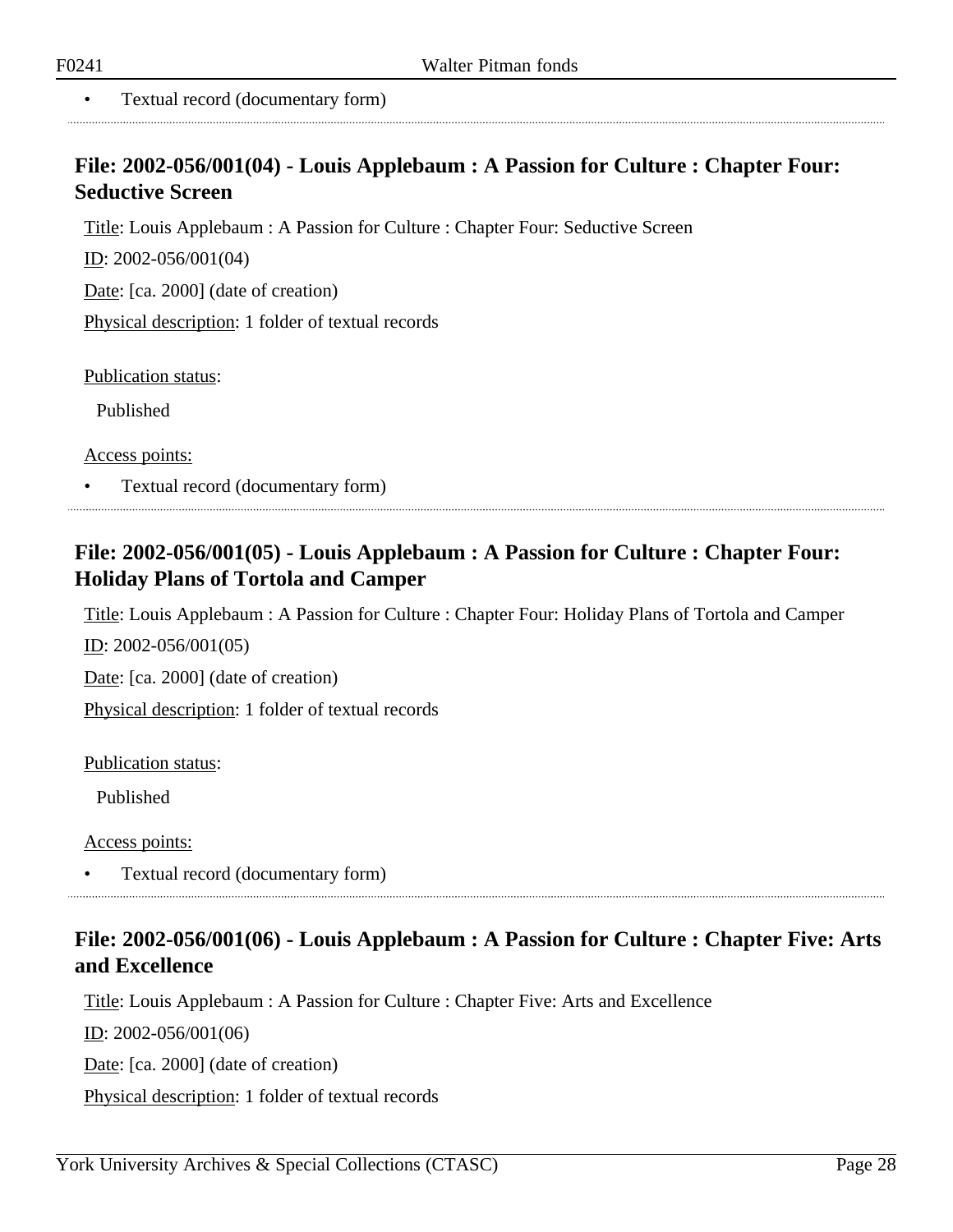- Textual record (documentary form)

## File: 2002-056/001(04) - Louis Applebaum : A Passion for Culture : Chapter Four: Seductive Screen

Title: Louis Applebaum : A Passion for Culture : Chapter Four: Seductive Screen

ID: 2002-056/001(04)

Date: [ca. 2000] (date of creation)

Physical description: 1 folder of textual records

Publication status:

Published

Access points:

- Textual record (documentary form)

## File: 2002-056/001(05) - Louis Applebaum : A Passion for Culture : Chapter Four: Holiday Plans of Tortola and Camper

Title: Louis Applebaum : A Passion for Culture : Chapter Four: Holiday Plans of Tortola and Camper

ID: 2002-056/001(05)

Date: [ca. 2000] (date of creation)

Physical description: 1 folder of textual records

Publication status:

Published

Access points:

- Textual record (documentary form)

## File: 2002-056/001(06) - Louis Applebaum : A Passion for Culture : Chapter Five: Arts and Excellence

Title: Louis Applebaum : A Passion for Culture : Chapter Five: Arts and Excellence

ID: 2002-056/001(06)

Date: [ca. 2000] (date of creation)

Physical description: 1 folder of textual records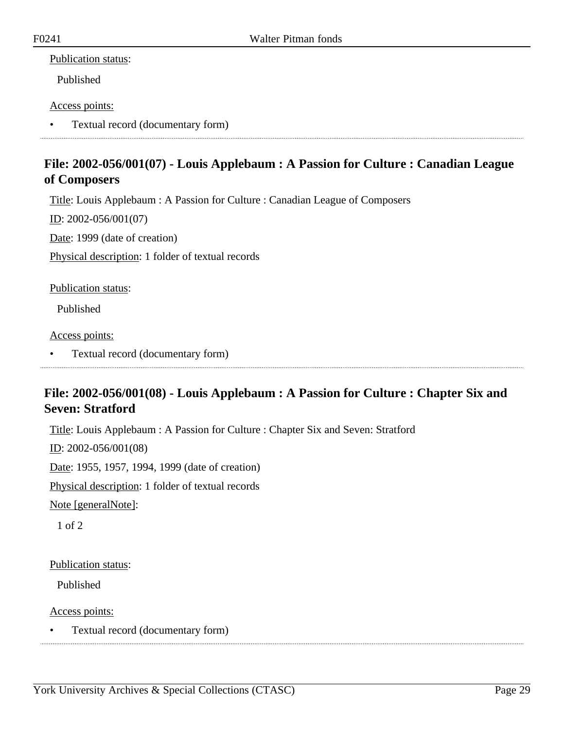Publication status:

Published

Access points:

- Textual record (documentary form)

## File: 2002-056/001(07) - Louis Applebaum : A Passion for Culture : Canadian League of Composers

Title: Louis Applebaum : A Passion for Culture : Canadian League of Composers

ID: 2002-056/001(07)

Date: 1999 (date of creation)

Physical description: 1 folder of textual records

Publication status:

Published

Access points:

- Textual record (documentary form)

## File: 2002-056/001(08) - Louis Applebaum : A Passion for Culture : Chapter Six and Seven: Stratford

Title: Louis Applebaum : A Passion for Culture : Chapter Six and Seven: Stratford

ID: 2002-056/001(08)

Date: 1955, 1957, 1994, 1999 (date of creation)

Physical description: 1 folder of textual records

Note [generalNote]:

1 of 2

Publication status:

Published

Access points:

- Textual record (documentary form)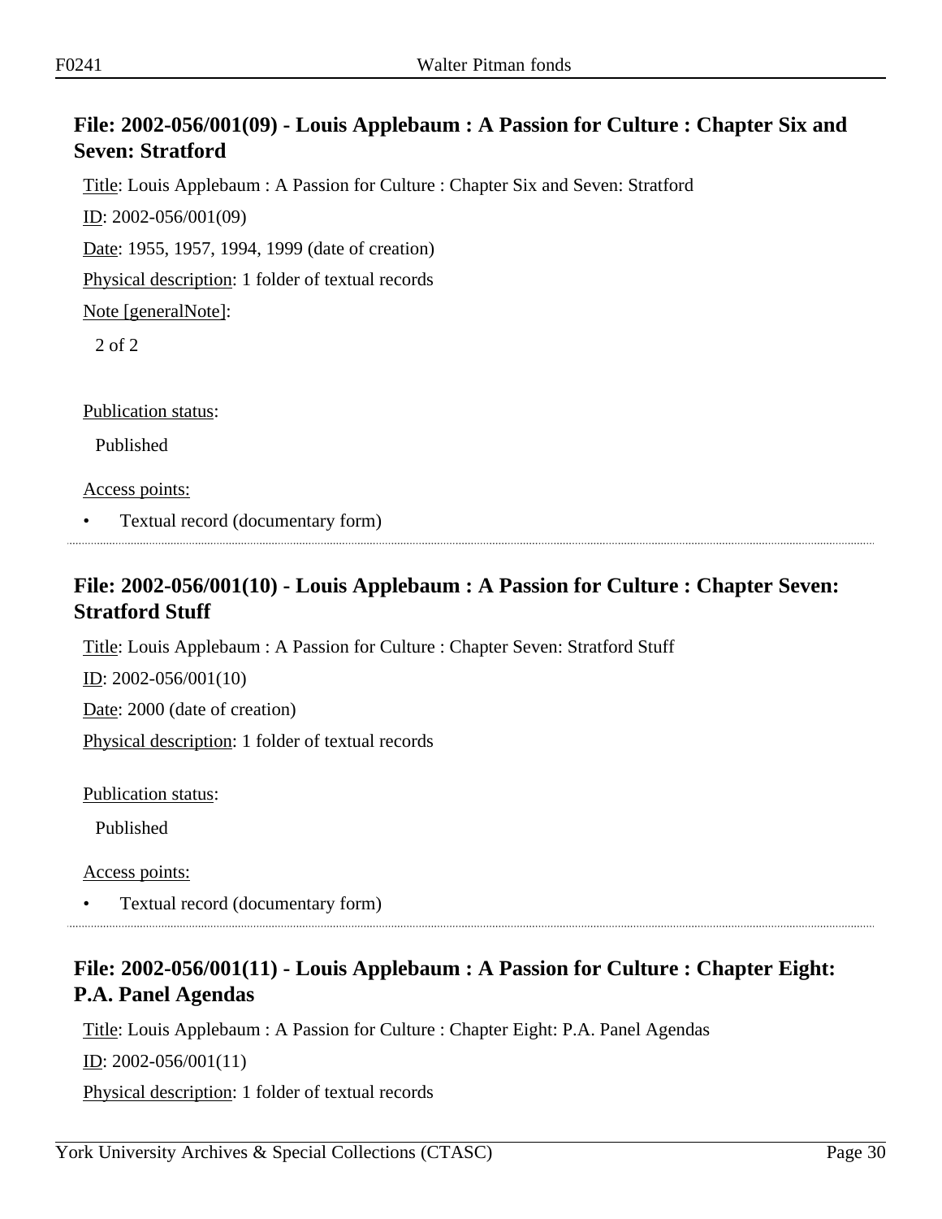## File: 2002-056/001(09) - Louis Applebaum : A Passion for Culture : Chapter Six and Seven: Stratford

Title: Louis Applebaum : A Passion for Culture : Chapter Six and Seven: Stratford

ID: 2002-056/001(09)

Date: 1955, 1957, 1994, 1999 (date of creation)

Physical description: 1 folder of textual records

Note [generalNote]:

2 of 2

Publication status:

Published

Access points:

- Textual record (documentary form)

---

## File: 2002-056/001(10) - Louis Applebaum : A Passion for Culture : Chapter Seven: Stratford Stuff

Title: Louis Applebaum : A Passion for Culture : Chapter Seven: Stratford Stuff

ID: 2002-056/001(10)

Date: 2000 (date of creation)

Physical description: 1 folder of textual records

Publication status:

Published

Access points:

- Textual record (documentary form)

---

## File: 2002-056/001(11) - Louis Applebaum : A Passion for Culture : Chapter Eight: P.A. Panel Agendas

Title: Louis Applebaum : A Passion for Culture : Chapter Eight: P.A. Panel Agendas

ID: 2002-056/001(11)

Physical description: 1 folder of textual records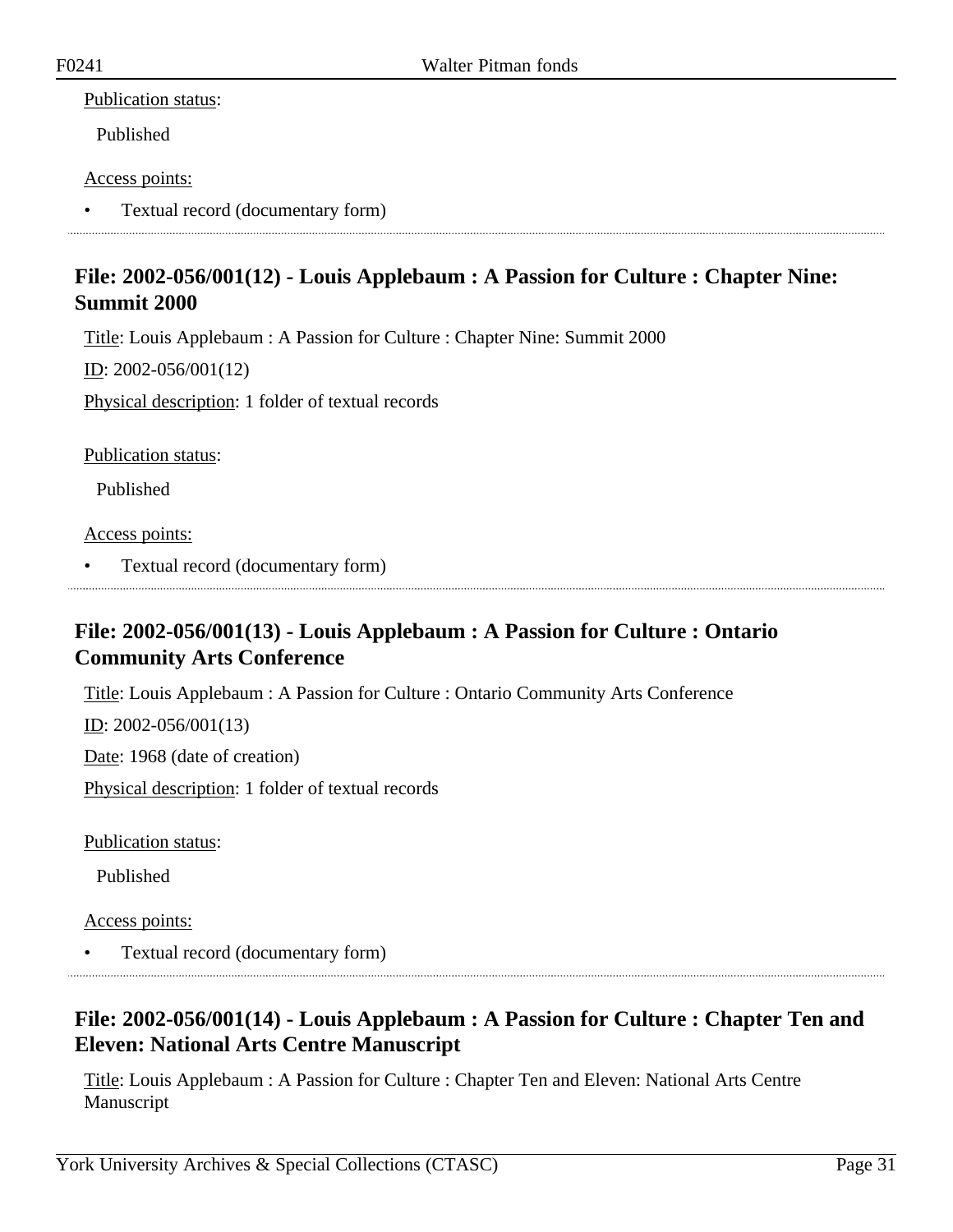Publication status:

Published

Access points:

- Textual record (documentary form)

## File: 2002-056/001(12) - Louis Applebaum : A Passion for Culture : Chapter Nine: Summit 2000

Title: Louis Applebaum : A Passion for Culture : Chapter Nine: Summit 2000

ID: 2002-056/001(12)

Physical description: 1 folder of textual records

Publication status:

Published

Access points:

- Textual record (documentary form)

## File: 2002-056/001(13) - Louis Applebaum : A Passion for Culture : Ontario Community Arts Conference

Title: Louis Applebaum : A Passion for Culture : Ontario Community Arts Conference

ID: 2002-056/001(13)

Date: 1968 (date of creation)

Physical description: 1 folder of textual records

Publication status:

Published

Access points:

- Textual record (documentary form)

## File: 2002-056/001(14) - Louis Applebaum : A Passion for Culture : Chapter Ten and Eleven: National Arts Centre Manuscript

Title: Louis Applebaum : A Passion for Culture : Chapter Ten and Eleven: National Arts Centre Manuscript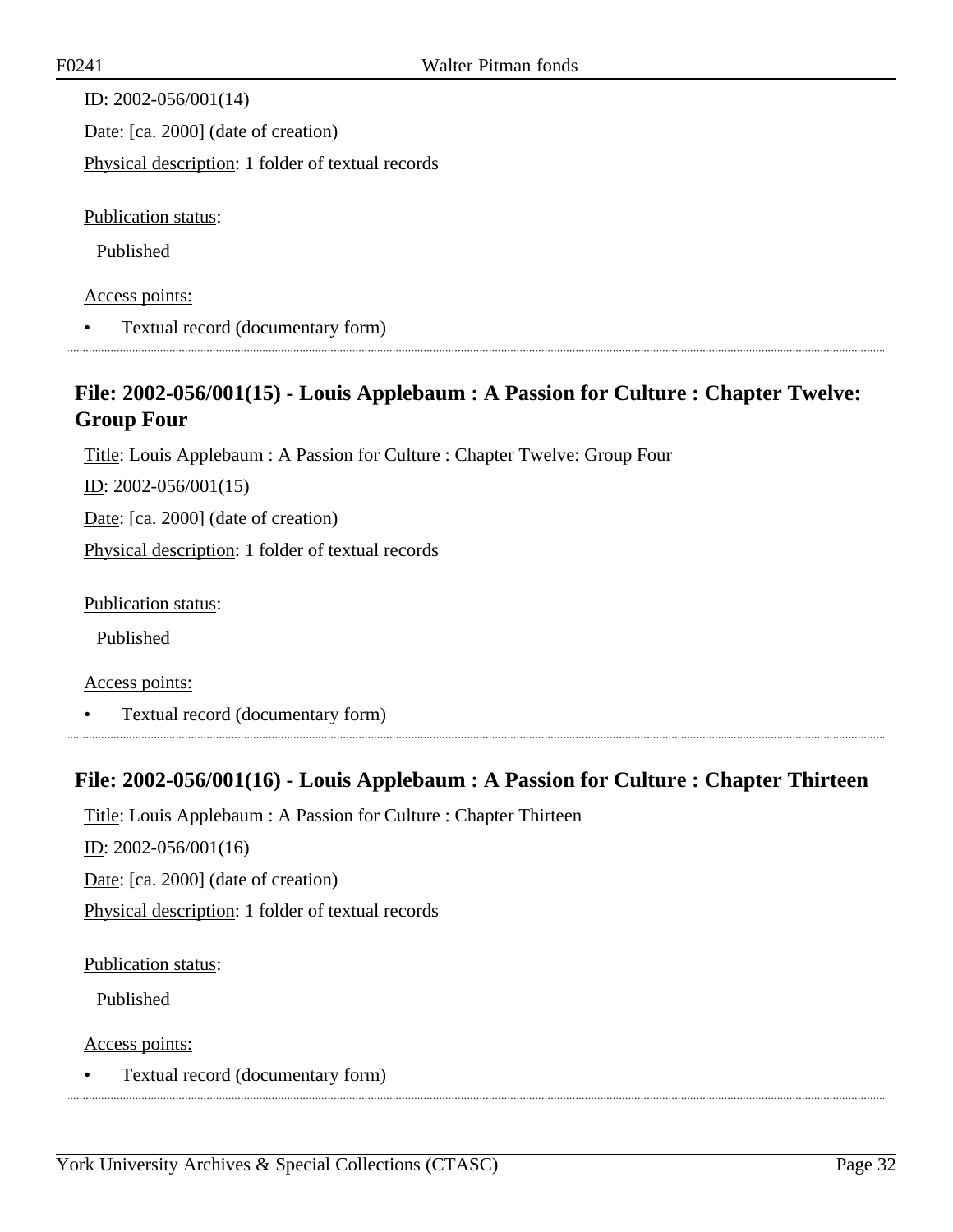ID: 2002-056/001(14)

Date: [ca. 2000] (date of creation)

Physical description: 1 folder of textual records

Publication status:

Published

Access points:

- Textual record (documentary form)

## File: 2002-056/001(15) - Louis Applebaum : A Passion for Culture : Chapter Twelve: Group Four

Title: Louis Applebaum : A Passion for Culture : Chapter Twelve: Group Four

ID: 2002-056/001(15)

Date: [ca. 2000] (date of creation)

Physical description: 1 folder of textual records

Publication status:

Published

Access points:

- Textual record (documentary form)

## File: 2002-056/001(16) - Louis Applebaum : A Passion for Culture : Chapter Thirteen

Title: Louis Applebaum : A Passion for Culture : Chapter Thirteen

ID: 2002-056/001(16)

Date: [ca. 2000] (date of creation)

Physical description: 1 folder of textual records

Publication status:

Published

Access points:

- Textual record (documentary form)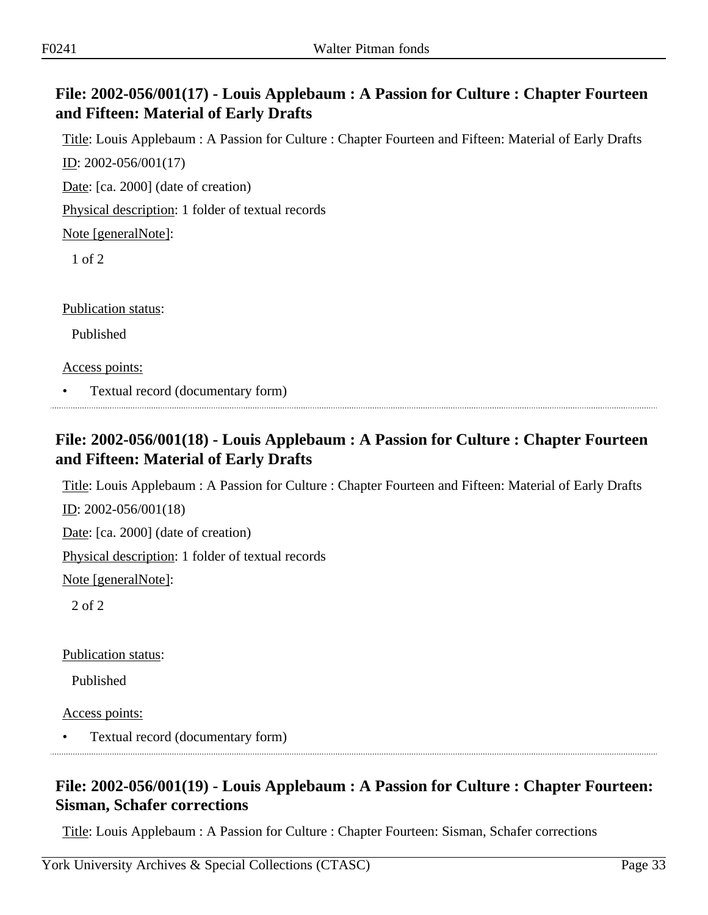## File: 2002-056/001(17) - Louis Applebaum : A Passion for Culture : Chapter Fourteen and Fifteen: Material of Early Drafts

Title: Louis Applebaum : A Passion for Culture : Chapter Fourteen and Fifteen: Material of Early Drafts

ID: 2002-056/001(17)

Date: [ca. 2000] (date of creation)

Physical description: 1 folder of textual records

Note [generalNote]:

1 of 2

Publication status:

Published

Access points:

- Textual record (documentary form)

---

## File: 2002-056/001(18) - Louis Applebaum : A Passion for Culture : Chapter Fourteen and Fifteen: Material of Early Drafts

Title: Louis Applebaum : A Passion for Culture : Chapter Fourteen and Fifteen: Material of Early Drafts

ID: 2002-056/001(18)

Date: [ca. 2000] (date of creation)

Physical description: 1 folder of textual records

Note [generalNote]:

2 of 2

Publication status:

Published

Access points:

- Textual record (documentary form)

---

## File: 2002-056/001(19) - Louis Applebaum : A Passion for Culture : Chapter Fourteen: Sisman, Schafer corrections

Title: Louis Applebaum : A Passion for Culture : Chapter Fourteen: Sisman, Schafer corrections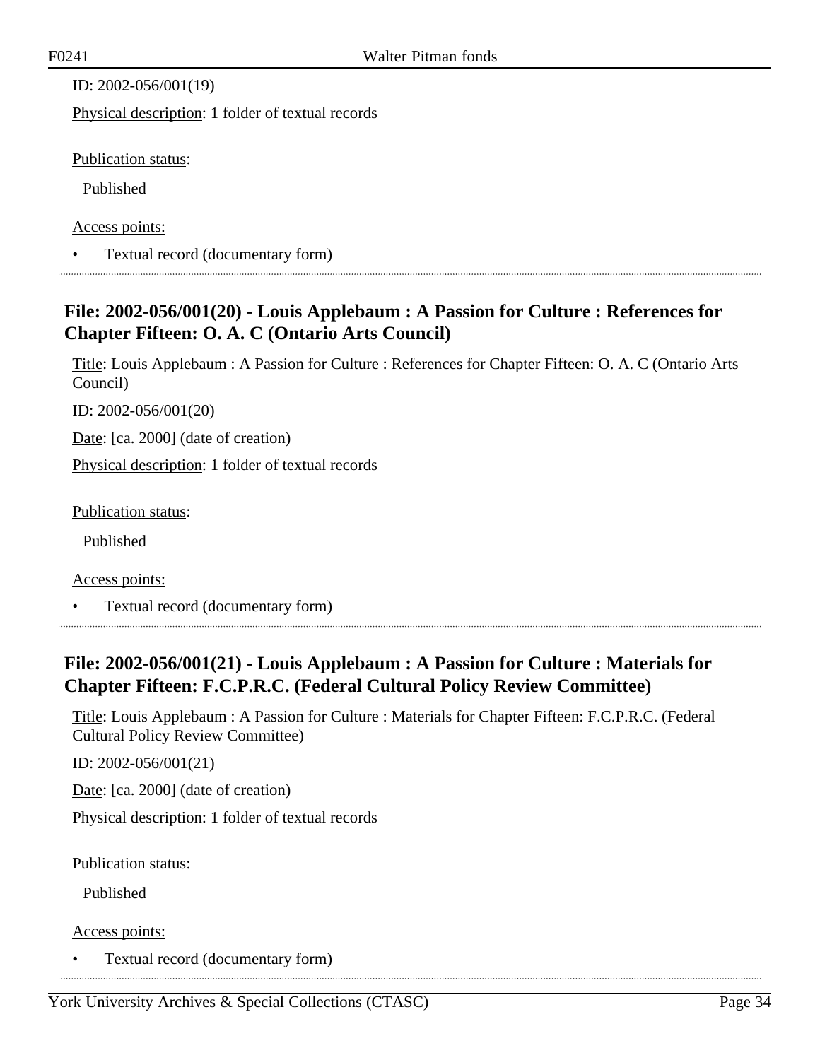ID: 2002-056/001(19)

Physical description: 1 folder of textual records

Publication status:

Published

Access points:

- Textual record (documentary form)

## File: 2002-056/001(20) - Louis Applebaum : A Passion for Culture : References for Chapter Fifteen: O. A. C (Ontario Arts Council)

Title: Louis Applebaum : A Passion for Culture : References for Chapter Fifteen: O. A. C (Ontario Arts Council)

ID: 2002-056/001(20)

Date: [ca. 2000] (date of creation)

Physical description: 1 folder of textual records

Publication status:

Published

Access points:

- Textual record (documentary form)

## File: 2002-056/001(21) - Louis Applebaum : A Passion for Culture : Materials for Chapter Fifteen: F.C.P.R.C. (Federal Cultural Policy Review Committee)

Title: Louis Applebaum : A Passion for Culture : Materials for Chapter Fifteen: F.C.P.R.C. (Federal Cultural Policy Review Committee)

ID: 2002-056/001(21)

Date: [ca. 2000] (date of creation)

Physical description: 1 folder of textual records

Publication status:

Published

Access points:

- Textual record (documentary form)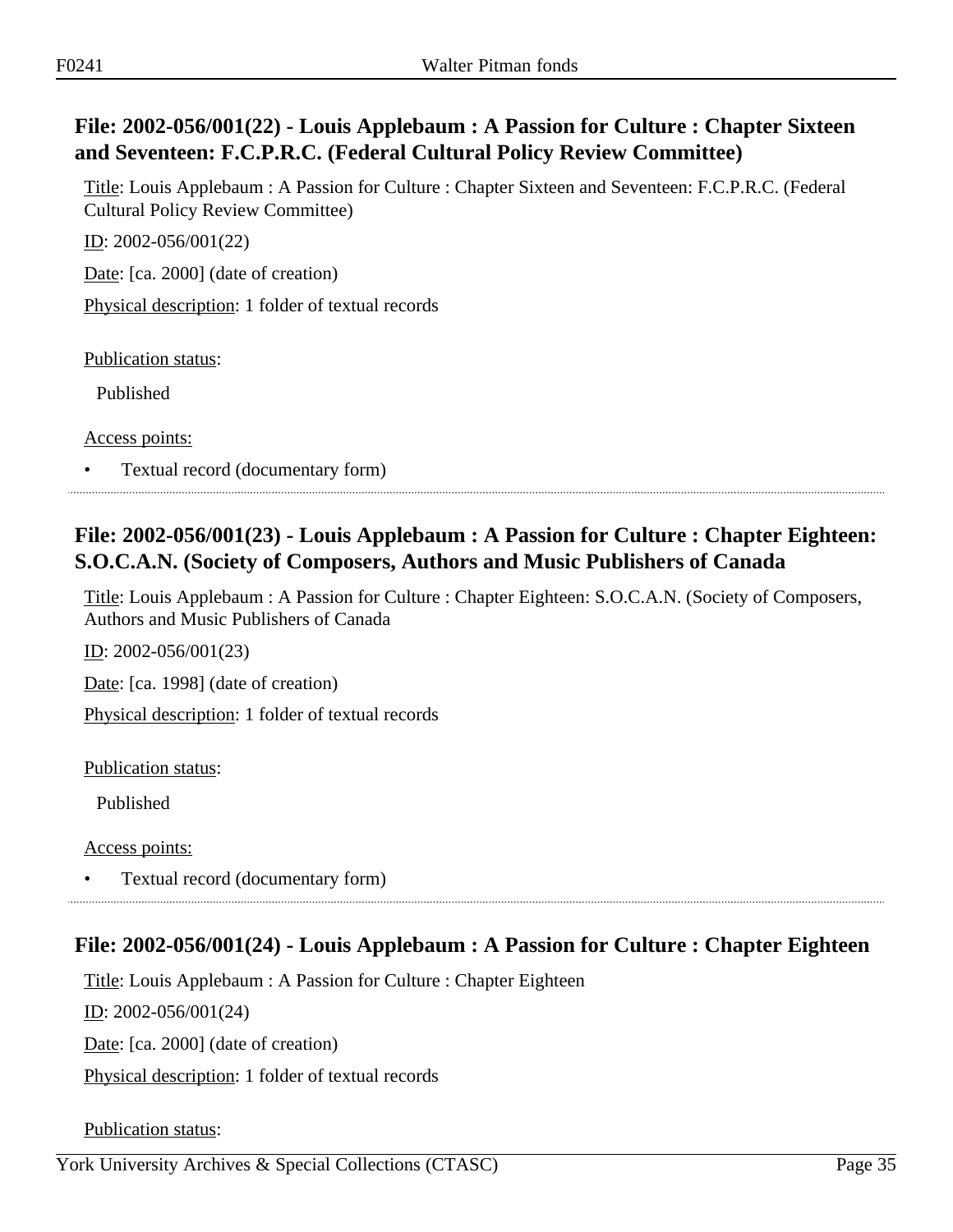## File: 2002-056/001(22) - Louis Applebaum : A Passion for Culture : Chapter Sixteen and Seventeen: F.C.P.R.C. (Federal Cultural Policy Review Committee)

Title: Louis Applebaum : A Passion for Culture : Chapter Sixteen and Seventeen: F.C.P.R.C. (Federal Cultural Policy Review Committee)

ID: 2002-056/001(22)

Date: [ca. 2000] (date of creation)

Physical description: 1 folder of textual records

Publication status:

Published

Access points:

- Textual record (documentary form)

## File: 2002-056/001(23) - Louis Applebaum : A Passion for Culture : Chapter Eighteen: S.O.C.A.N. (Society of Composers, Authors and Music Publishers of Canada

Title: Louis Applebaum : A Passion for Culture : Chapter Eighteen: S.O.C.A.N. (Society of Composers, Authors and Music Publishers of Canada

ID: 2002-056/001(23)

Date: [ca. 1998] (date of creation)

Physical description: 1 folder of textual records

Publication status:

Published

Access points:

- Textual record (documentary form)

## File: 2002-056/001(24) - Louis Applebaum : A Passion for Culture : Chapter Eighteen

Title: Louis Applebaum : A Passion for Culture : Chapter Eighteen

ID: 2002-056/001(24)

Date: [ca. 2000] (date of creation)

Physical description: 1 folder of textual records

Publication status: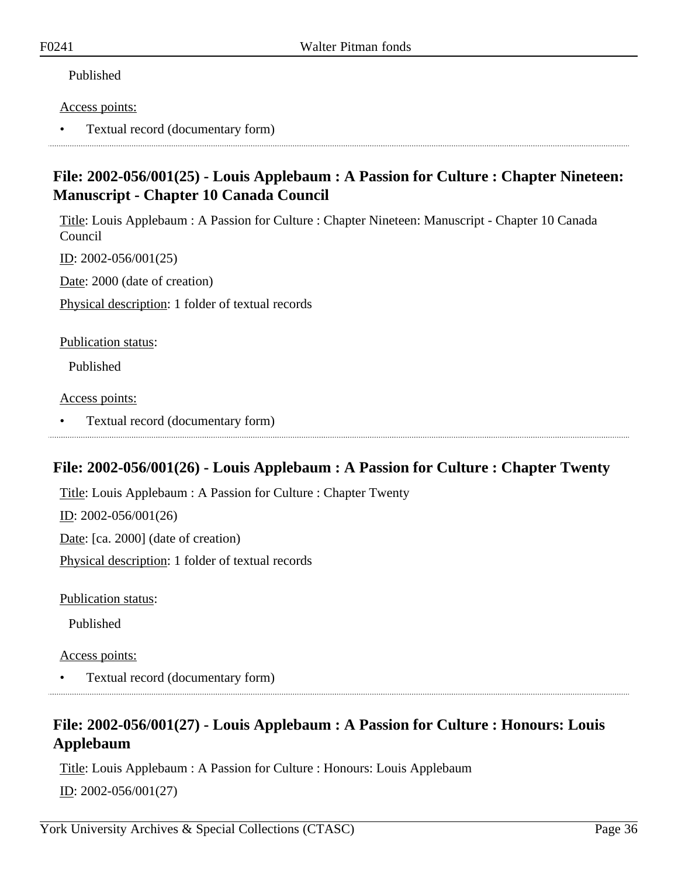Published

Access points:

- Textual record (documentary form)

---

## File: 2002-056/001(25) - Louis Applebaum : A Passion for Culture : Chapter Nineteen: Manuscript - Chapter 10 Canada Council

Title: Louis Applebaum : A Passion for Culture : Chapter Nineteen: Manuscript - Chapter 10 Canada Council

ID: 2002-056/001(25)

Date: 2000 (date of creation)

Physical description: 1 folder of textual records

Publication status:

Published

Access points:

- Textual record (documentary form)

---

## File: 2002-056/001(26) - Louis Applebaum : A Passion for Culture : Chapter Twenty

Title: Louis Applebaum : A Passion for Culture : Chapter Twenty

ID: 2002-056/001(26)

Date: [ca. 2000] (date of creation)

Physical description: 1 folder of textual records

Publication status:

Published

Access points:

- Textual record (documentary form)

---

## File: 2002-056/001(27) - Louis Applebaum : A Passion for Culture : Honours: Louis Applebaum

Title: Louis Applebaum : A Passion for Culture : Honours: Louis Applebaum

ID: 2002-056/001(27)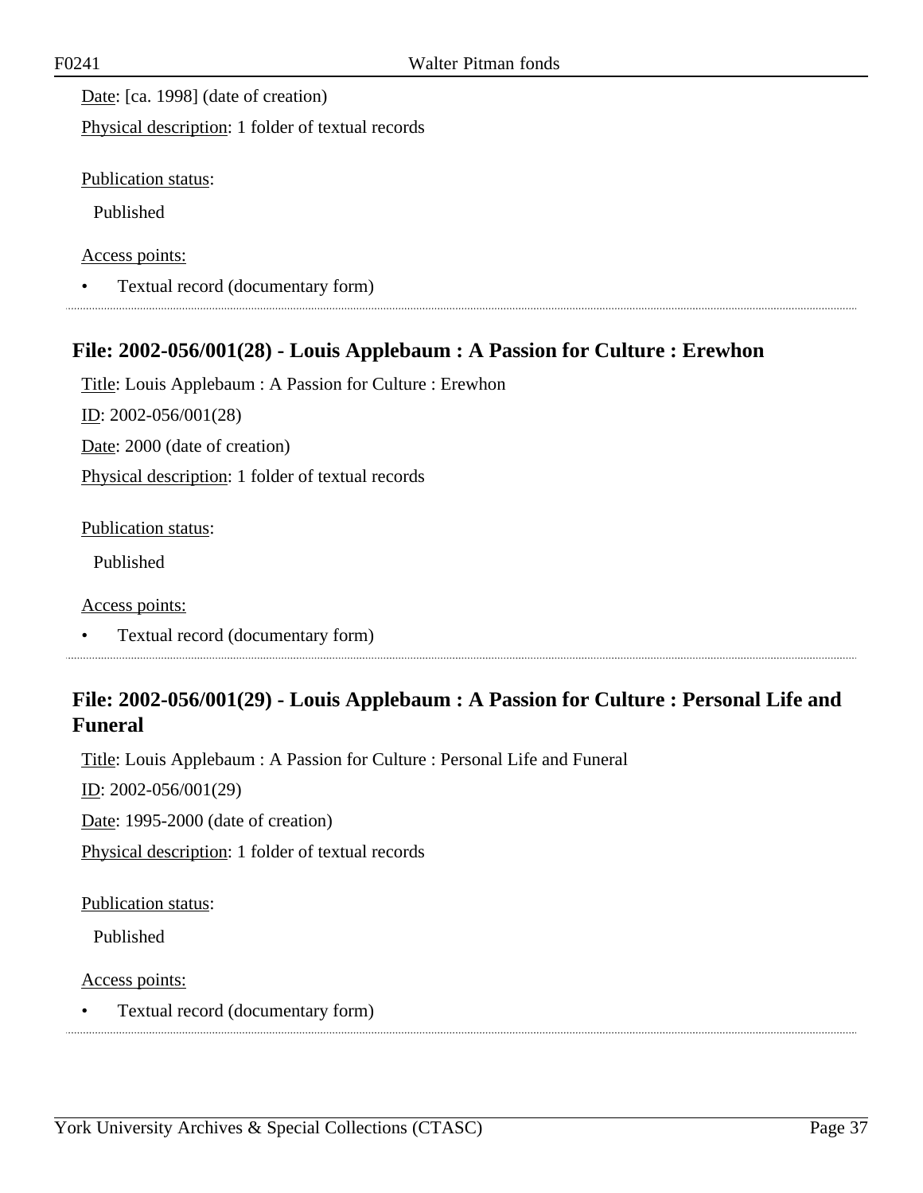Date: [ca. 1998] (date of creation)

Physical description: 1 folder of textual records

Publication status:

Published

Access points:

- Textual record (documentary form)

## File: 2002-056/001(28) - Louis Applebaum : A Passion for Culture : Erewhon

Title: Louis Applebaum : A Passion for Culture : Erewhon

ID: 2002-056/001(28)

Date: 2000 (date of creation)

Physical description: 1 folder of textual records

Publication status:

Published

Access points:

- Textual record (documentary form)

## File: 2002-056/001(29) - Louis Applebaum : A Passion for Culture : Personal Life and Funeral

Title: Louis Applebaum : A Passion for Culture : Personal Life and Funeral

ID: 2002-056/001(29)

Date: 1995-2000 (date of creation)

Physical description: 1 folder of textual records

Publication status:

Published

Access points:

- Textual record (documentary form)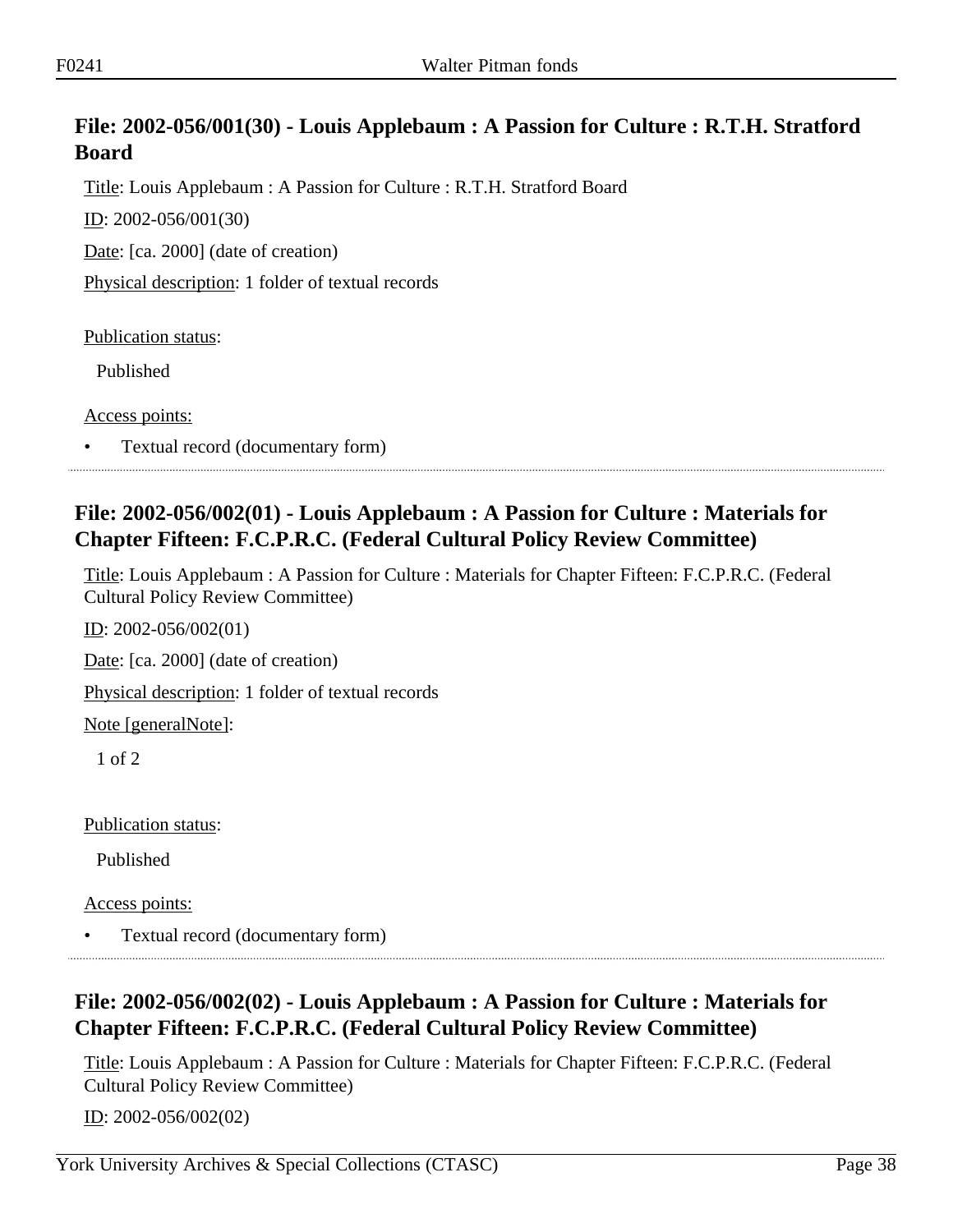## File: 2002-056/001(30) - Louis Applebaum : A Passion for Culture : R.T.H. Stratford Board

Title: Louis Applebaum : A Passion for Culture : R.T.H. Stratford Board

ID: 2002-056/001(30)

Date: [ca. 2000] (date of creation)

Physical description: 1 folder of textual records

Publication status:

Published

Access points:

- Textual record (documentary form)

---

## File: 2002-056/002(01) - Louis Applebaum : A Passion for Culture : Materials for Chapter Fifteen: F.C.P.R.C. (Federal Cultural Policy Review Committee)

Title: Louis Applebaum : A Passion for Culture : Materials for Chapter Fifteen: F.C.P.R.C. (Federal Cultural Policy Review Committee)

ID: 2002-056/002(01)

Date: [ca. 2000] (date of creation)

Physical description: 1 folder of textual records

Note [generalNote]:

1 of 2

Publication status:

Published

Access points:

- Textual record (documentary form)

---

## File: 2002-056/002(02) - Louis Applebaum : A Passion for Culture : Materials for Chapter Fifteen: F.C.P.R.C. (Federal Cultural Policy Review Committee)

Title: Louis Applebaum : A Passion for Culture : Materials for Chapter Fifteen: F.C.P.R.C. (Federal Cultural Policy Review Committee)

ID: 2002-056/002(02)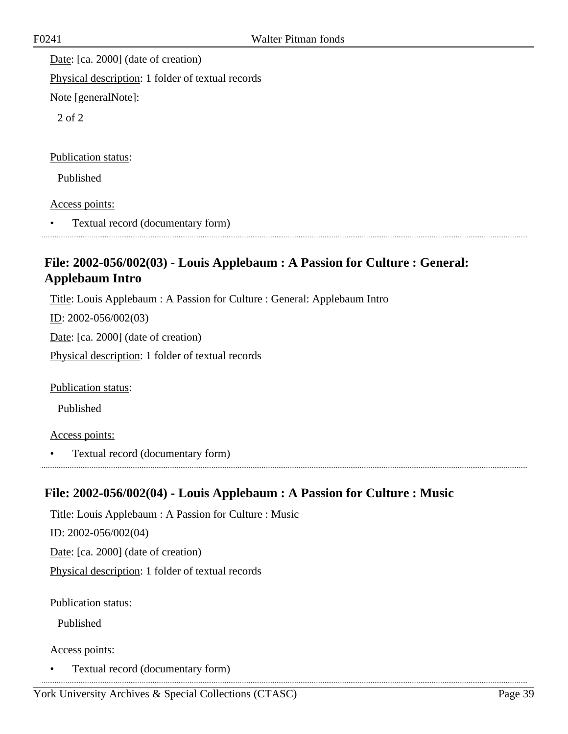Date: [ca. 2000] (date of creation)

Physical description: 1 folder of textual records

Note [generalNote]:

2 of 2

Publication status:

Published

Access points:

- Textual record (documentary form)

## File: 2002-056/002(03) - Louis Applebaum : A Passion for Culture : General: Applebaum Intro

Title: Louis Applebaum : A Passion for Culture : General: Applebaum Intro

ID: 2002-056/002(03)

Date: [ca. 2000] (date of creation)

Physical description: 1 folder of textual records

Publication status:

Published

Access points:

- Textual record (documentary form)

## File: 2002-056/002(04) - Louis Applebaum : A Passion for Culture : Music

Title: Louis Applebaum : A Passion for Culture : Music

ID: 2002-056/002(04)

Date: [ca. 2000] (date of creation)

Physical description: 1 folder of textual records

Publication status:

Published

Access points:

- Textual record (documentary form)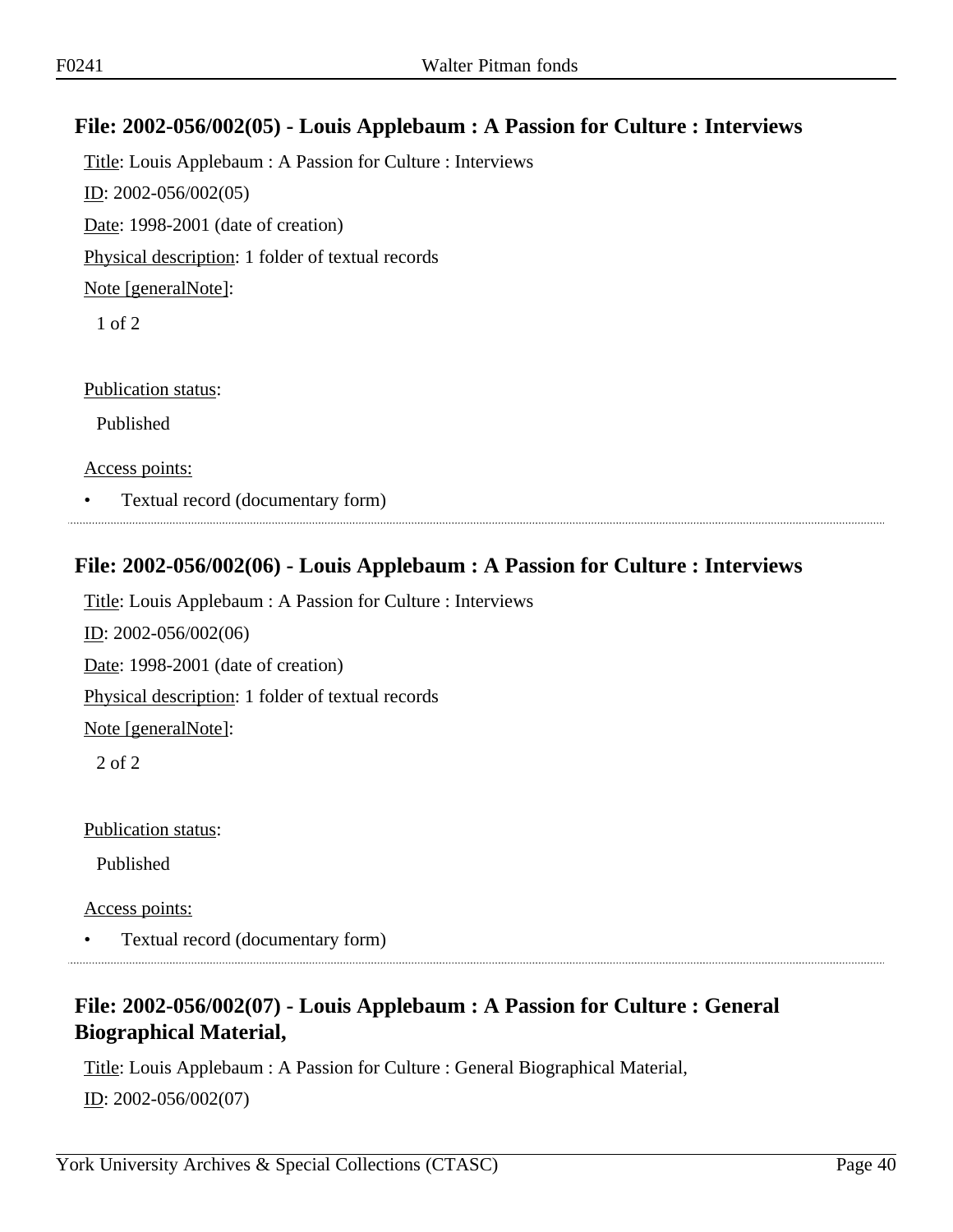### File: 2002-056/002(05) - Louis Applebaum : A Passion for Culture : Interviews

Title: Louis Applebaum : A Passion for Culture : Interviews

ID: 2002-056/002(05)

Date: 1998-2001 (date of creation)

Physical description: 1 folder of textual records

Note [generalNote]:

1 of 2

Publication status:

Published

Access points:

- Textual record (documentary form)

### File: 2002-056/002(06) - Louis Applebaum : A Passion for Culture : Interviews

Title: Louis Applebaum : A Passion for Culture : Interviews

ID: 2002-056/002(06)

Date: 1998-2001 (date of creation)

Physical description: 1 folder of textual records

Note [generalNote]:

2 of 2

Publication status:

Published

Access points:

- Textual record (documentary form)

### File: 2002-056/002(07) - Louis Applebaum : A Passion for Culture : General Biographical Material,

Title: Louis Applebaum : A Passion for Culture : General Biographical Material,

ID: 2002-056/002(07)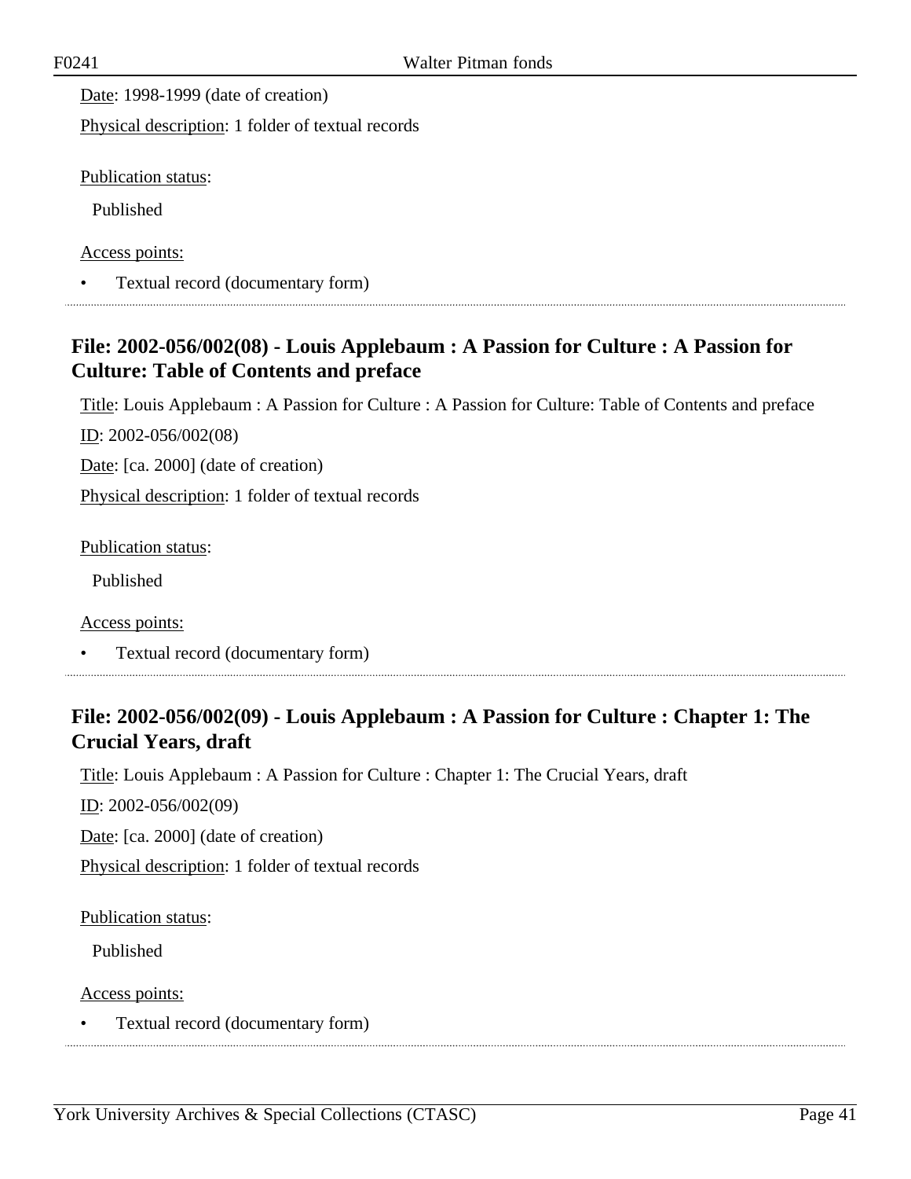Date: 1998-1999 (date of creation)

Physical description: 1 folder of textual records

Publication status:

Published

Access points:

- Textual record (documentary form)

## File: 2002-056/002(08) - Louis Applebaum : A Passion for Culture : A Passion for Culture: Table of Contents and preface

Title: Louis Applebaum : A Passion for Culture : A Passion for Culture: Table of Contents and preface

ID: 2002-056/002(08)

Date: [ca. 2000] (date of creation)

Physical description: 1 folder of textual records

Publication status:

Published

Access points:

- Textual record (documentary form)

## File: 2002-056/002(09) - Louis Applebaum : A Passion for Culture : Chapter 1: The Crucial Years, draft

Title: Louis Applebaum : A Passion for Culture : Chapter 1: The Crucial Years, draft

ID: 2002-056/002(09)

Date: [ca. 2000] (date of creation)

Physical description: 1 folder of textual records

Publication status:

Published

Access points:

- Textual record (documentary form)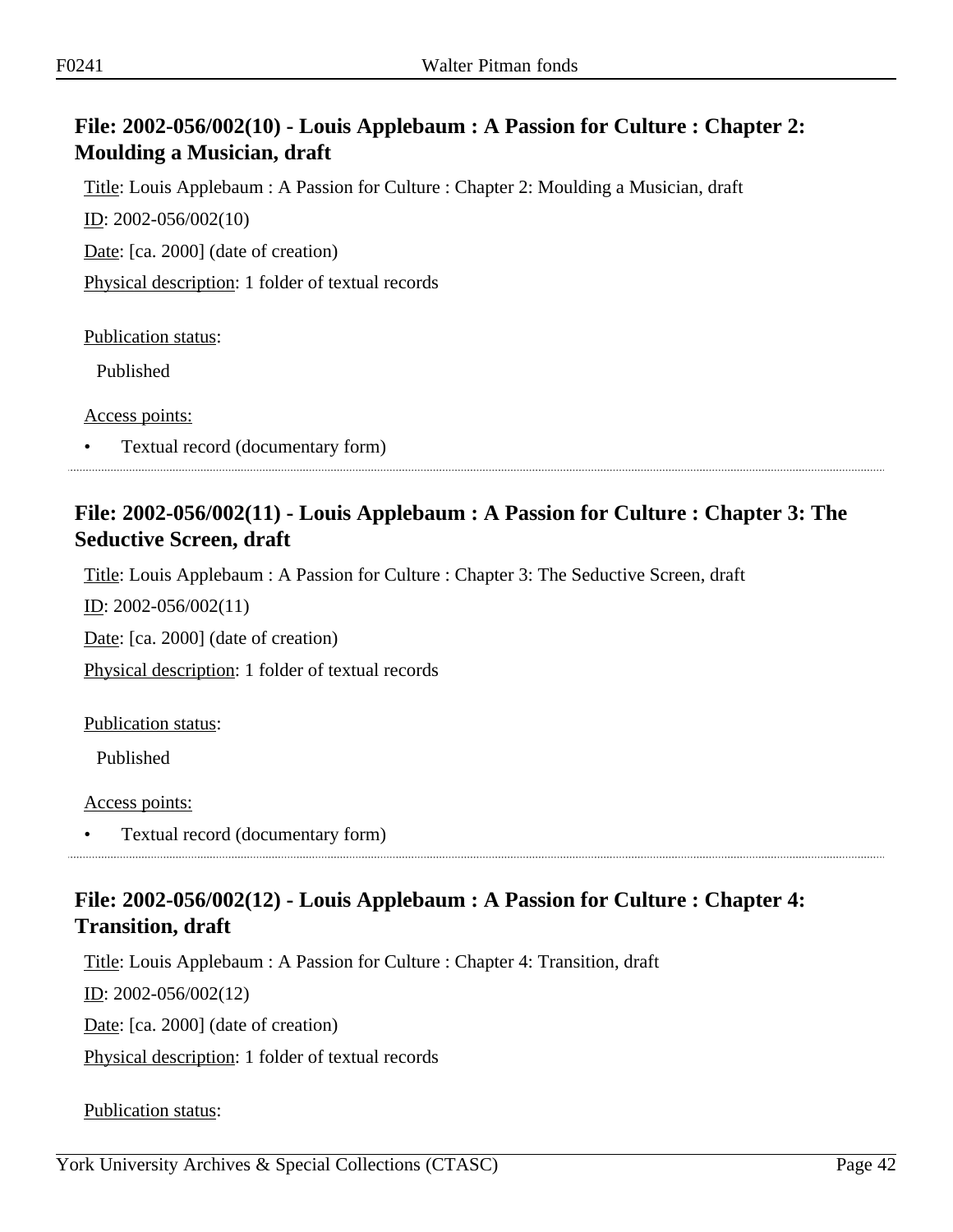## File: 2002-056/002(10) - Louis Applebaum : A Passion for Culture : Chapter 2: Moulding a Musician, draft

Title: Louis Applebaum : A Passion for Culture : Chapter 2: Moulding a Musician, draft

ID: 2002-056/002(10)

Date: [ca. 2000] (date of creation)

Physical description: 1 folder of textual records

Publication status:

Published

Access points:

- Textual record (documentary form)

## File: 2002-056/002(11) - Louis Applebaum : A Passion for Culture : Chapter 3: The Seductive Screen, draft

Title: Louis Applebaum : A Passion for Culture : Chapter 3: The Seductive Screen, draft

ID: 2002-056/002(11)

Date: [ca. 2000] (date of creation)

Physical description: 1 folder of textual records

Publication status:

Published

Access points:

- Textual record (documentary form)

## File: 2002-056/002(12) - Louis Applebaum : A Passion for Culture : Chapter 4: Transition, draft

Title: Louis Applebaum : A Passion for Culture : Chapter 4: Transition, draft

ID: 2002-056/002(12)

Date: [ca. 2000] (date of creation)

Physical description: 1 folder of textual records

Publication status: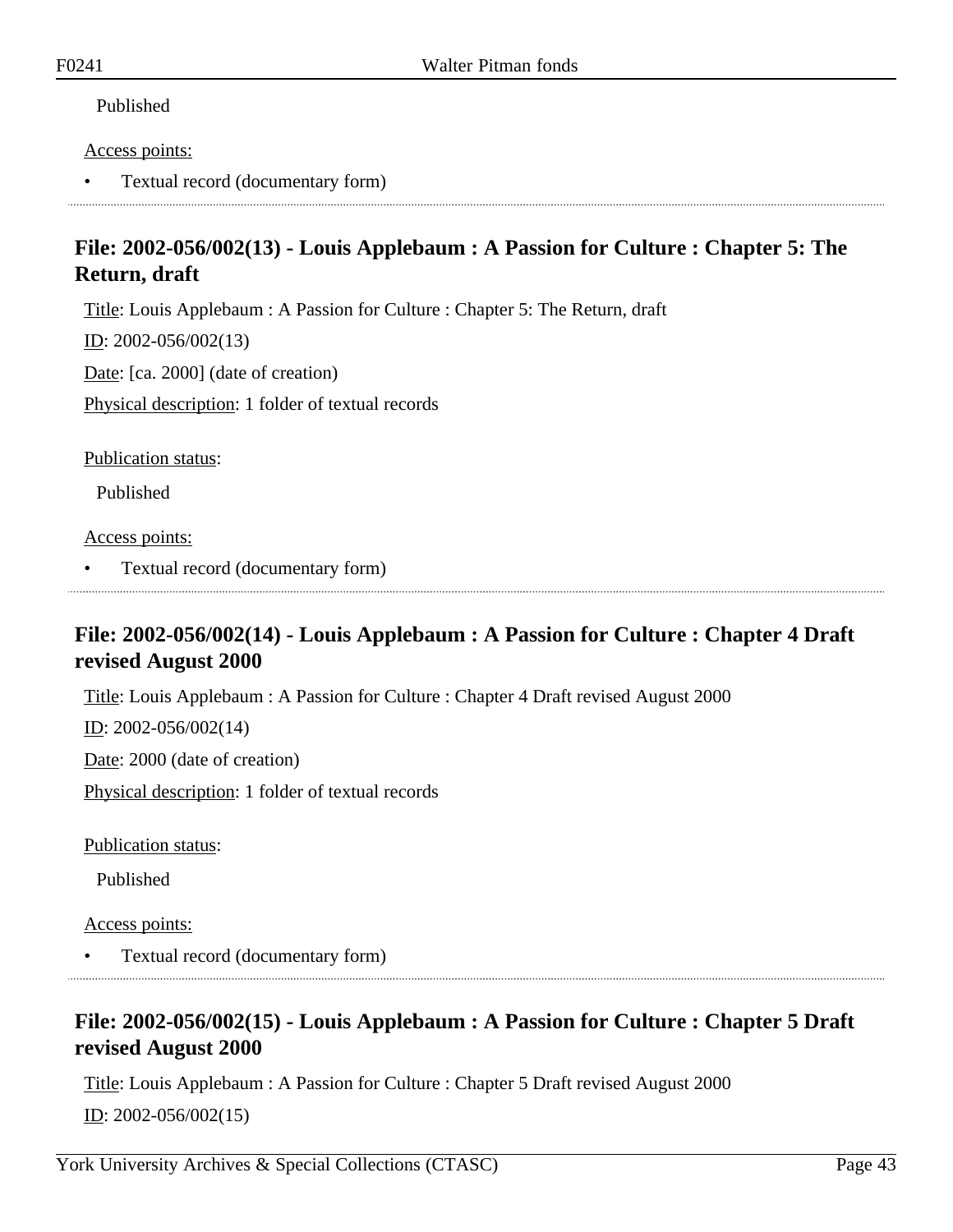Published

Access points:

- Textual record (documentary form)

## File: 2002-056/002(13) - Louis Applebaum : A Passion for Culture : Chapter 5: The Return, draft

Title: Louis Applebaum : A Passion for Culture : Chapter 5: The Return, draft

ID: 2002-056/002(13)

Date: [ca. 2000] (date of creation)

Physical description: 1 folder of textual records

Publication status:

Published

Access points:

- Textual record (documentary form)

## File: 2002-056/002(14) - Louis Applebaum : A Passion for Culture : Chapter 4 Draft revised August 2000

Title: Louis Applebaum : A Passion for Culture : Chapter 4 Draft revised August 2000

ID: 2002-056/002(14)

Date: 2000 (date of creation)

Physical description: 1 folder of textual records

Publication status:

Published

Access points:

- Textual record (documentary form)

## File: 2002-056/002(15) - Louis Applebaum : A Passion for Culture : Chapter 5 Draft revised August 2000

Title: Louis Applebaum : A Passion for Culture : Chapter 5 Draft revised August 2000

ID: 2002-056/002(15)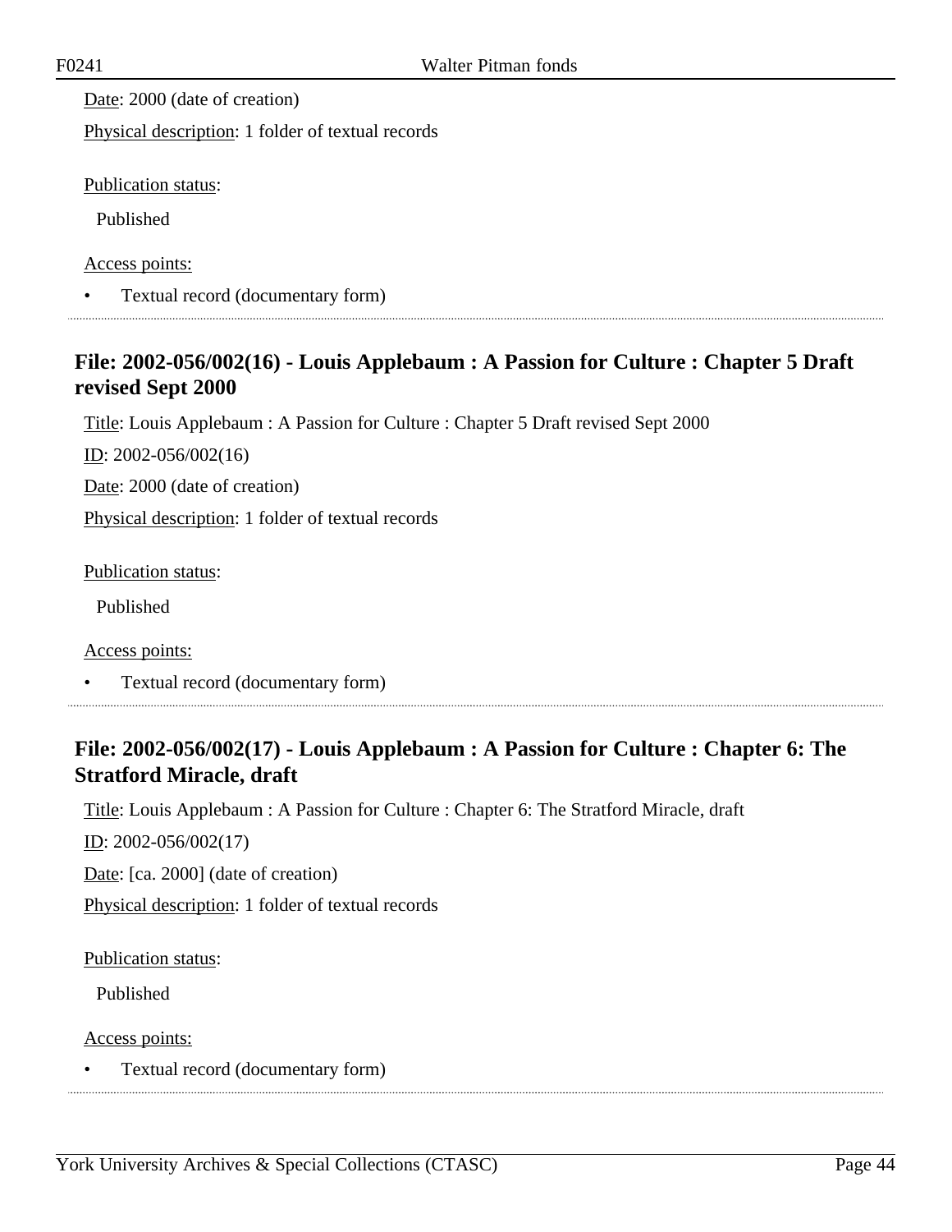Date: 2000 (date of creation)

Physical description: 1 folder of textual records

Publication status:

Published

Access points:

- Textual record (documentary form)

## File: 2002-056/002(16) - Louis Applebaum : A Passion for Culture : Chapter 5 Draft revised Sept 2000

Title: Louis Applebaum : A Passion for Culture : Chapter 5 Draft revised Sept 2000

ID: 2002-056/002(16)

Date: 2000 (date of creation)

Physical description: 1 folder of textual records

Publication status:

Published

Access points:

- Textual record (documentary form)

## File: 2002-056/002(17) - Louis Applebaum : A Passion for Culture : Chapter 6: The Stratford Miracle, draft

Title: Louis Applebaum : A Passion for Culture : Chapter 6: The Stratford Miracle, draft

ID: 2002-056/002(17)

Date: [ca. 2000] (date of creation)

Physical description: 1 folder of textual records

Publication status:

Published

Access points:

- Textual record (documentary form)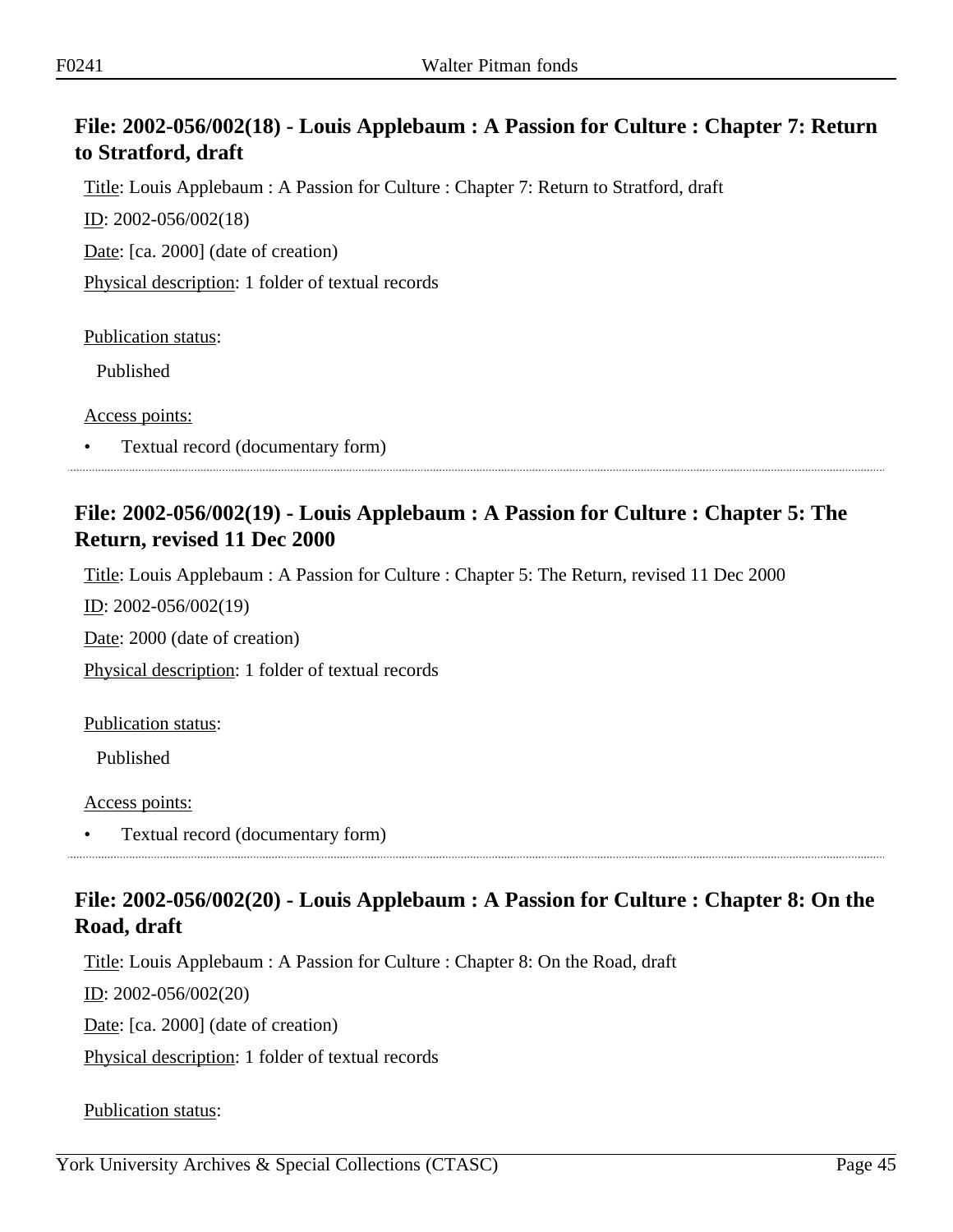## File: 2002-056/002(18) - Louis Applebaum : A Passion for Culture : Chapter 7: Return to Stratford, draft

Title: Louis Applebaum : A Passion for Culture : Chapter 7: Return to Stratford, draft

ID: 2002-056/002(18)

Date: [ca. 2000] (date of creation)

Physical description: 1 folder of textual records

Publication status:

Published

Access points:

- Textual record (documentary form)

## File: 2002-056/002(19) - Louis Applebaum : A Passion for Culture : Chapter 5: The Return, revised 11 Dec 2000

Title: Louis Applebaum : A Passion for Culture : Chapter 5: The Return, revised 11 Dec 2000

ID: 2002-056/002(19)

Date: 2000 (date of creation)

Physical description: 1 folder of textual records

Publication status:

Published

Access points:

- Textual record (documentary form)

## File: 2002-056/002(20) - Louis Applebaum : A Passion for Culture : Chapter 8: On the Road, draft

Title: Louis Applebaum : A Passion for Culture : Chapter 8: On the Road, draft

ID: 2002-056/002(20)

Date: [ca. 2000] (date of creation)

Physical description: 1 folder of textual records

Publication status: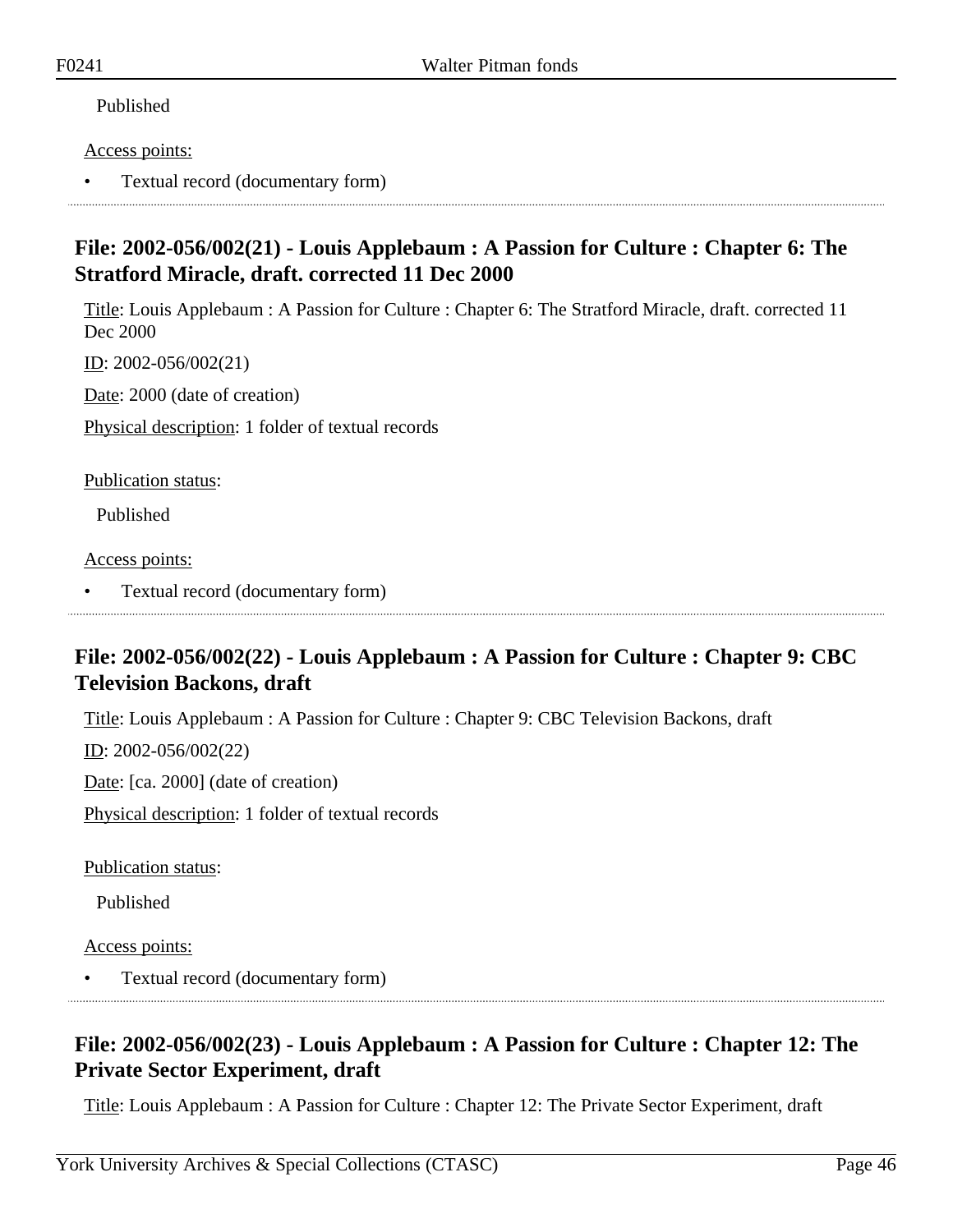Published

Access points:

- Textual record (documentary form)

## File: 2002-056/002(21) - Louis Applebaum : A Passion for Culture : Chapter 6: The Stratford Miracle, draft. corrected 11 Dec 2000

Title: Louis Applebaum : A Passion for Culture : Chapter 6: The Stratford Miracle, draft. corrected 11 Dec 2000

ID: 2002-056/002(21)

Date: 2000 (date of creation)

Physical description: 1 folder of textual records

Publication status:

Published

Access points:

- Textual record (documentary form)

## File: 2002-056/002(22) - Louis Applebaum : A Passion for Culture : Chapter 9: CBC Television Backons, draft

Title: Louis Applebaum : A Passion for Culture : Chapter 9: CBC Television Backons, draft

ID: 2002-056/002(22)

Date: [ca. 2000] (date of creation)

Physical description: 1 folder of textual records

Publication status:

Published

Access points:

- Textual record (documentary form)

## File: 2002-056/002(23) - Louis Applebaum : A Passion for Culture : Chapter 12: The Private Sector Experiment, draft

Title: Louis Applebaum : A Passion for Culture : Chapter 12: The Private Sector Experiment, draft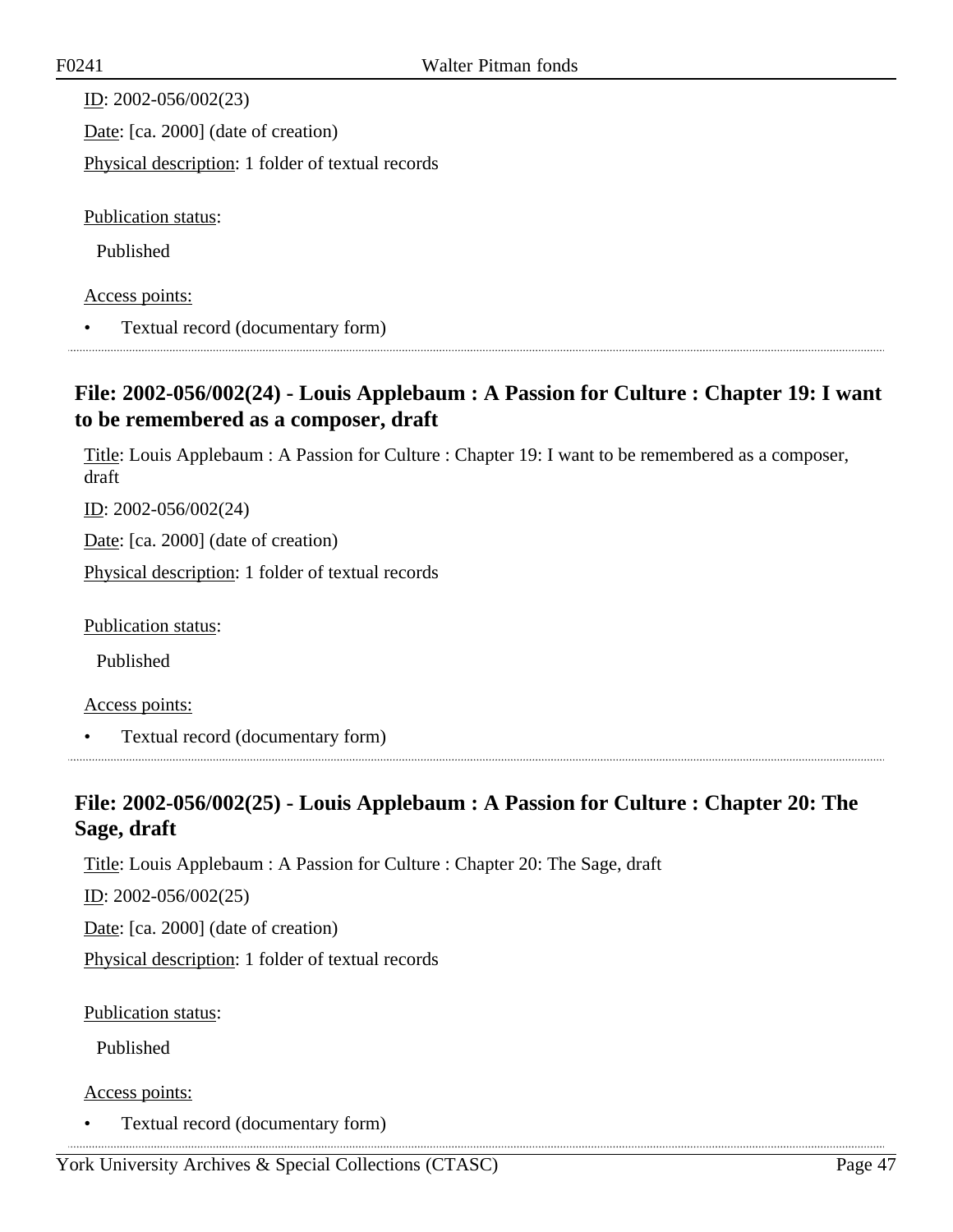ID: 2002-056/002(23)

Date: [ca. 2000] (date of creation)

Physical description: 1 folder of textual records

Publication status:

Published

Access points:

- Textual record (documentary form)

## File: 2002-056/002(24) - Louis Applebaum : A Passion for Culture : Chapter 19: I want to be remembered as a composer, draft

Title: Louis Applebaum : A Passion for Culture : Chapter 19: I want to be remembered as a composer, draft

ID: 2002-056/002(24)

Date: [ca. 2000] (date of creation)

Physical description: 1 folder of textual records

Publication status:

Published

Access points:

- Textual record (documentary form)

## File: 2002-056/002(25) - Louis Applebaum : A Passion for Culture : Chapter 20: The Sage, draft

Title: Louis Applebaum : A Passion for Culture : Chapter 20: The Sage, draft

ID: 2002-056/002(25)

Date: [ca. 2000] (date of creation)

Physical description: 1 folder of textual records

Publication status:

Published

Access points:

- Textual record (documentary form)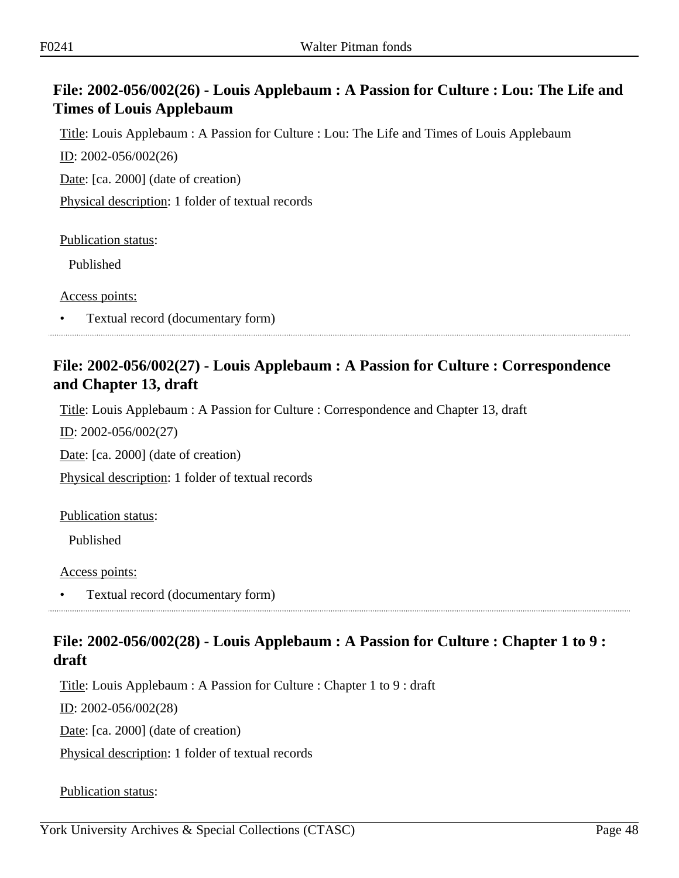## File: 2002-056/002(26) - Louis Applebaum : A Passion for Culture : Lou: The Life and Times of Louis Applebaum

Title: Louis Applebaum : A Passion for Culture : Lou: The Life and Times of Louis Applebaum

ID: 2002-056/002(26)

Date: [ca. 2000] (date of creation)

Physical description: 1 folder of textual records

Publication status:

Published

Access points:

- Textual record (documentary form)

---

## File: 2002-056/002(27) - Louis Applebaum : A Passion for Culture : Correspondence and Chapter 13, draft

Title: Louis Applebaum : A Passion for Culture : Correspondence and Chapter 13, draft

ID: 2002-056/002(27)

Date: [ca. 2000] (date of creation)

Physical description: 1 folder of textual records

Publication status:

Published

Access points:

- Textual record (documentary form)

---

## File: 2002-056/002(28) - Louis Applebaum : A Passion for Culture : Chapter 1 to 9 : draft

Title: Louis Applebaum : A Passion for Culture : Chapter 1 to 9 : draft

ID: 2002-056/002(28)

Date: [ca. 2000] (date of creation)

Physical description: 1 folder of textual records

Publication status: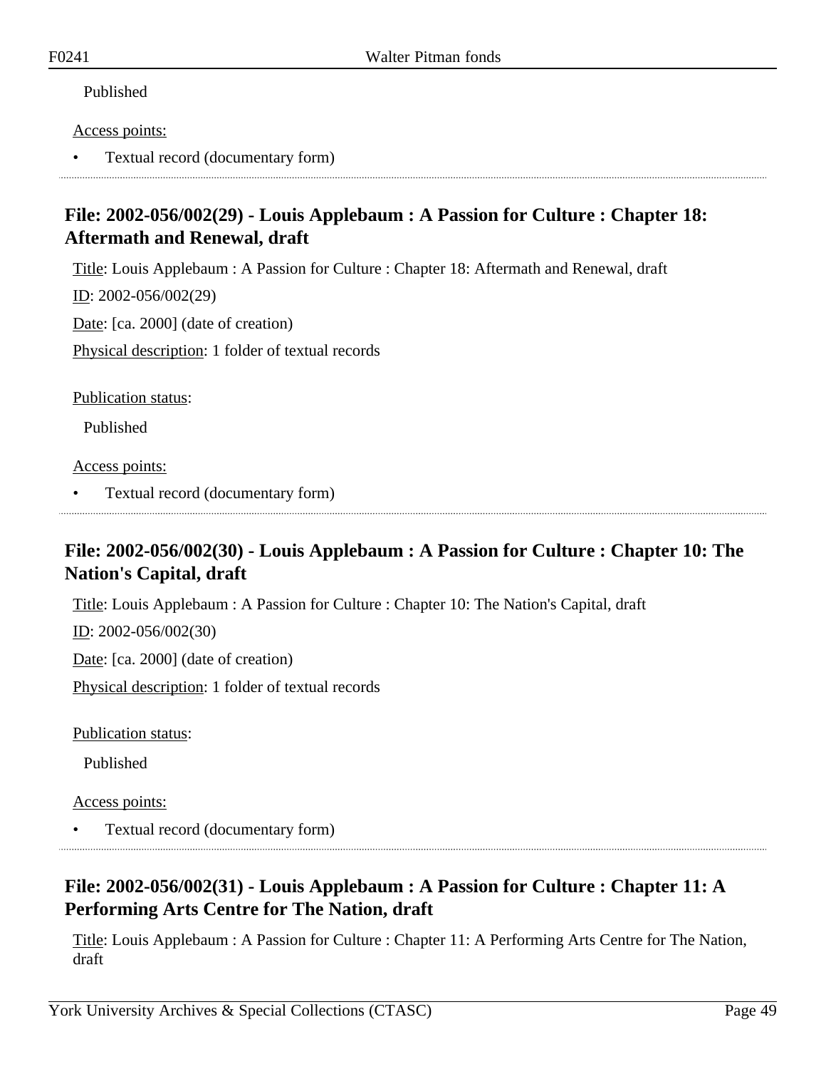Published

Access points:

- Textual record (documentary form)

## File: 2002-056/002(29) - Louis Applebaum : A Passion for Culture : Chapter 18: Aftermath and Renewal, draft

Title: Louis Applebaum : A Passion for Culture : Chapter 18: Aftermath and Renewal, draft

ID: 2002-056/002(29)

Date: [ca. 2000] (date of creation)

Physical description: 1 folder of textual records

Publication status:

Published

Access points:

- Textual record (documentary form)

## File: 2002-056/002(30) - Louis Applebaum : A Passion for Culture : Chapter 10: The Nation's Capital, draft

Title: Louis Applebaum : A Passion for Culture : Chapter 10: The Nation's Capital, draft

ID: 2002-056/002(30)

Date: [ca. 2000] (date of creation)

Physical description: 1 folder of textual records

Publication status:

Published

Access points:

- Textual record (documentary form)

## File: 2002-056/002(31) - Louis Applebaum : A Passion for Culture : Chapter 11: A Performing Arts Centre for The Nation, draft

Title: Louis Applebaum : A Passion for Culture : Chapter 11: A Performing Arts Centre for The Nation, draft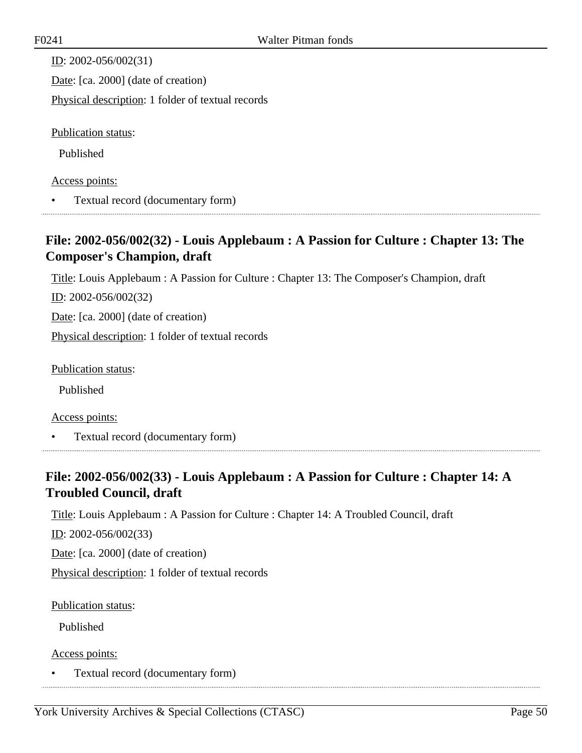ID: 2002-056/002(31)

Date: [ca. 2000] (date of creation)

Physical description: 1 folder of textual records

Publication status:

Published

Access points:

- Textual record (documentary form)

## File: 2002-056/002(32) - Louis Applebaum : A Passion for Culture : Chapter 13: The Composer's Champion, draft

Title: Louis Applebaum : A Passion for Culture : Chapter 13: The Composer's Champion, draft

ID: 2002-056/002(32)

Date: [ca. 2000] (date of creation)

Physical description: 1 folder of textual records

Publication status:

Published

Access points:

- Textual record (documentary form)

## File: 2002-056/002(33) - Louis Applebaum : A Passion for Culture : Chapter 14: A Troubled Council, draft

Title: Louis Applebaum : A Passion for Culture : Chapter 14: A Troubled Council, draft

ID: 2002-056/002(33)

Date: [ca. 2000] (date of creation)

Physical description: 1 folder of textual records

Publication status:

Published

Access points:

- Textual record (documentary form)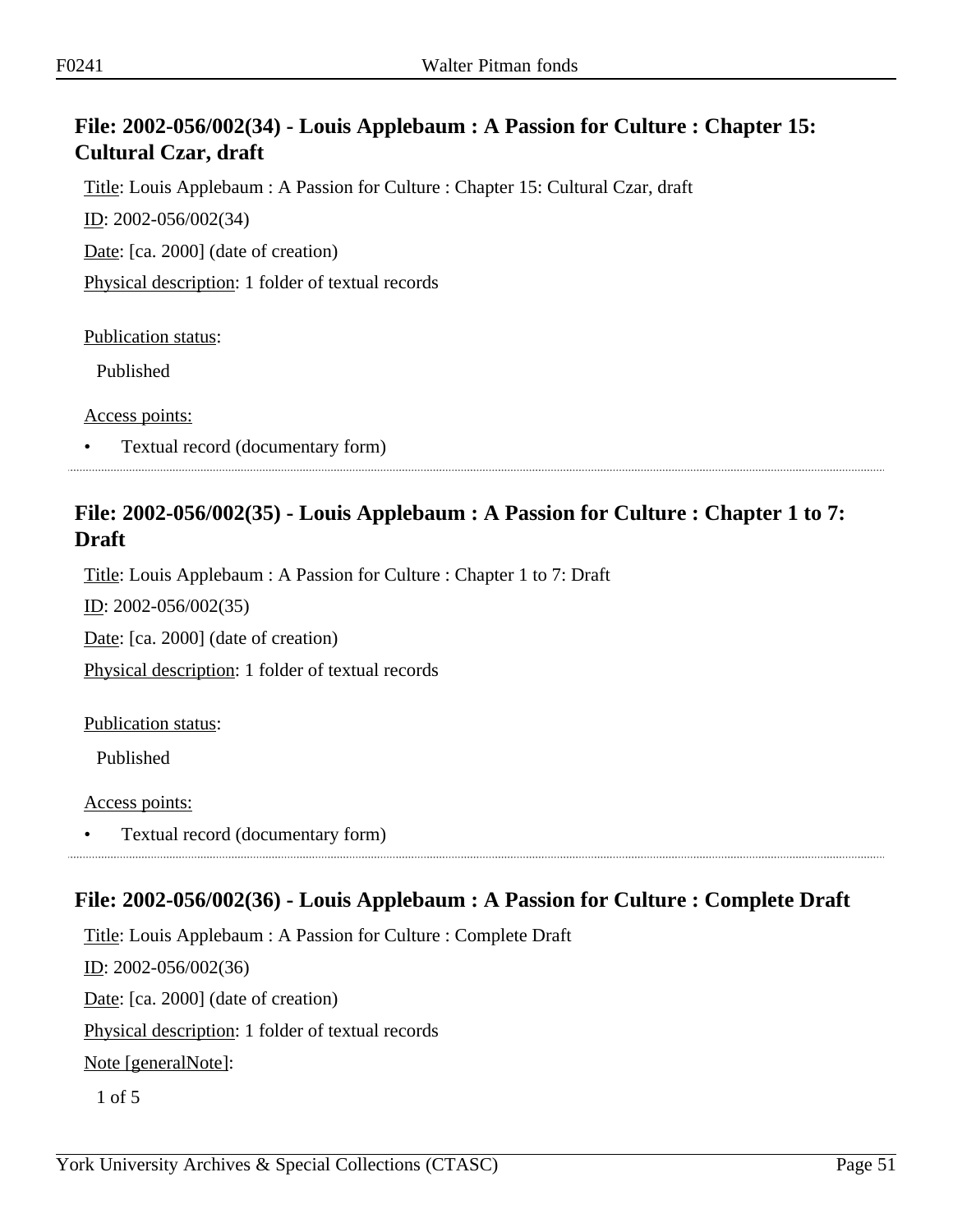## File: 2002-056/002(34) - Louis Applebaum : A Passion for Culture : Chapter 15: Cultural Czar, draft

Title: Louis Applebaum : A Passion for Culture : Chapter 15: Cultural Czar, draft

ID: 2002-056/002(34)

Date: [ca. 2000] (date of creation)

Physical description: 1 folder of textual records

Publication status:

Published

Access points:

- Textual record (documentary form)

## File: 2002-056/002(35) - Louis Applebaum : A Passion for Culture : Chapter 1 to 7: Draft

Title: Louis Applebaum : A Passion for Culture : Chapter 1 to 7: Draft

ID: 2002-056/002(35)

Date: [ca. 2000] (date of creation)

Physical description: 1 folder of textual records

Publication status:

Published

Access points:

- Textual record (documentary form)

## File: 2002-056/002(36) - Louis Applebaum : A Passion for Culture : Complete Draft

Title: Louis Applebaum : A Passion for Culture : Complete Draft

ID: 2002-056/002(36)

Date: [ca. 2000] (date of creation)

Physical description: 1 folder of textual records

Note [generalNote]:

1 of 5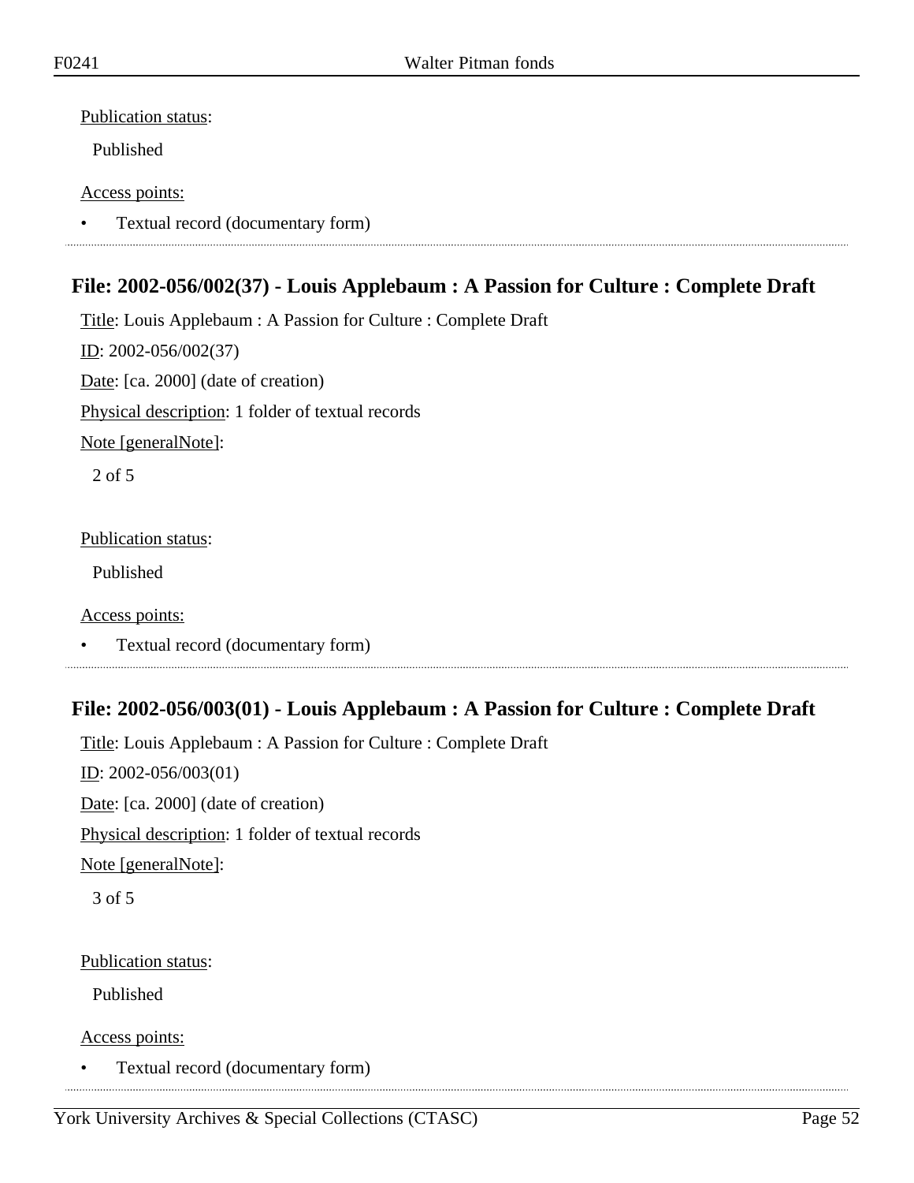Publication status:

Published

Access points:

- Textual record (documentary form)

## File: 2002-056/002(37) - Louis Applebaum : A Passion for Culture : Complete Draft

Title: Louis Applebaum : A Passion for Culture : Complete Draft

ID: 2002-056/002(37)

Date: [ca. 2000] (date of creation)

Physical description: 1 folder of textual records

Note [generalNote]:

2 of 5

Publication status:

Published

Access points:

- Textual record (documentary form)

## File: 2002-056/003(01) - Louis Applebaum : A Passion for Culture : Complete Draft

Title: Louis Applebaum : A Passion for Culture : Complete Draft

ID: 2002-056/003(01)

Date: [ca. 2000] (date of creation)

Physical description: 1 folder of textual records

Note [generalNote]:

3 of 5

Publication status:

Published

Access points:

- Textual record (documentary form)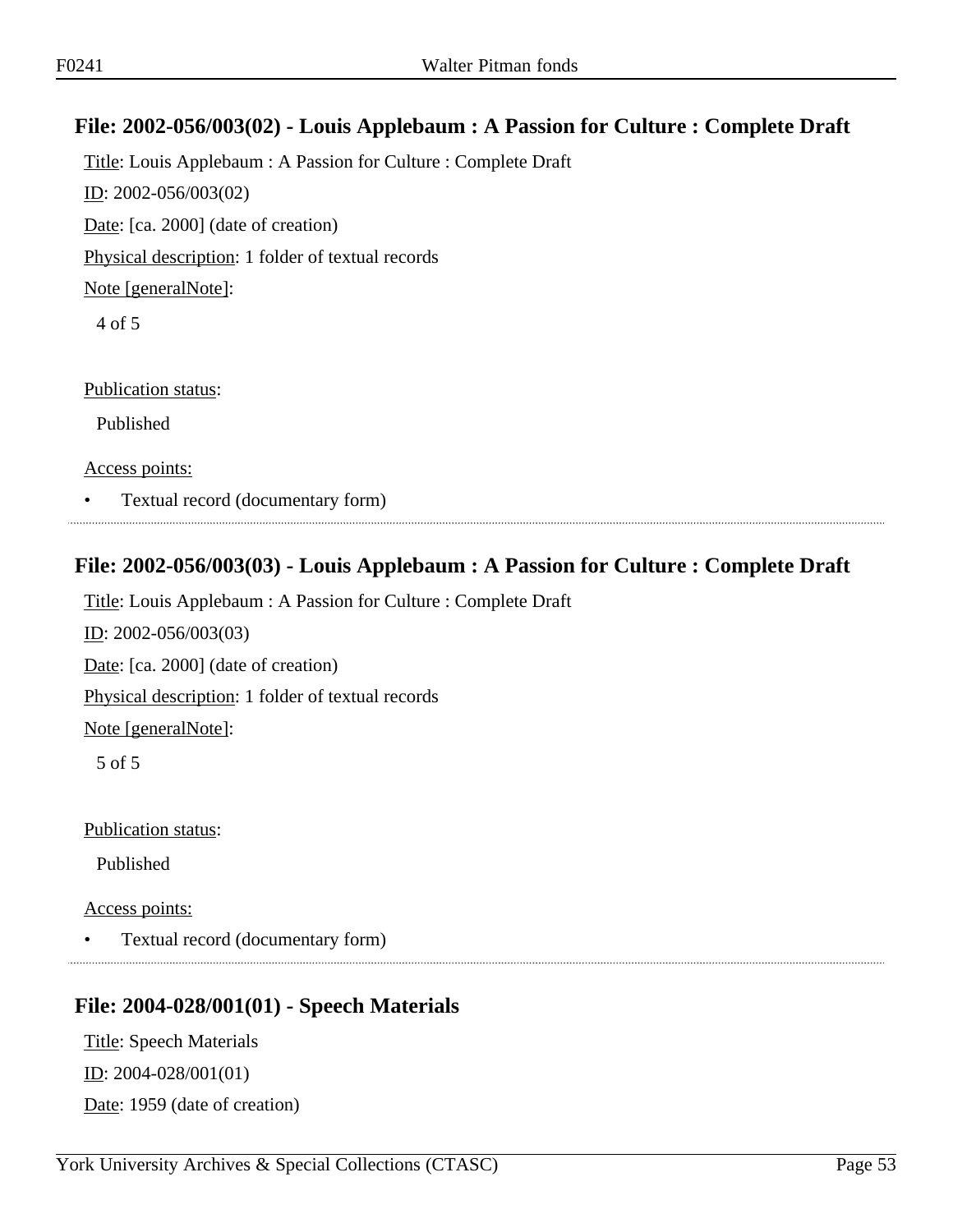## File: 2002-056/003(02) - Louis Applebaum : A Passion for Culture : Complete Draft

Title: Louis Applebaum : A Passion for Culture : Complete Draft

ID: 2002-056/003(02)

Date: [ca. 2000] (date of creation)

Physical description: 1 folder of textual records

Note [generalNote]:

4 of 5

Publication status:

Published

Access points:

- Textual record (documentary form)

## File: 2002-056/003(03) - Louis Applebaum : A Passion for Culture : Complete Draft

Title: Louis Applebaum : A Passion for Culture : Complete Draft

ID: 2002-056/003(03)

Date: [ca. 2000] (date of creation)

Physical description: 1 folder of textual records

Note [generalNote]:

5 of 5

Publication status:

Published

Access points:

- Textual record (documentary form)

## File: 2004-028/001(01) - Speech Materials

Title: Speech Materials

ID: 2004-028/001(01)

Date: 1959 (date of creation)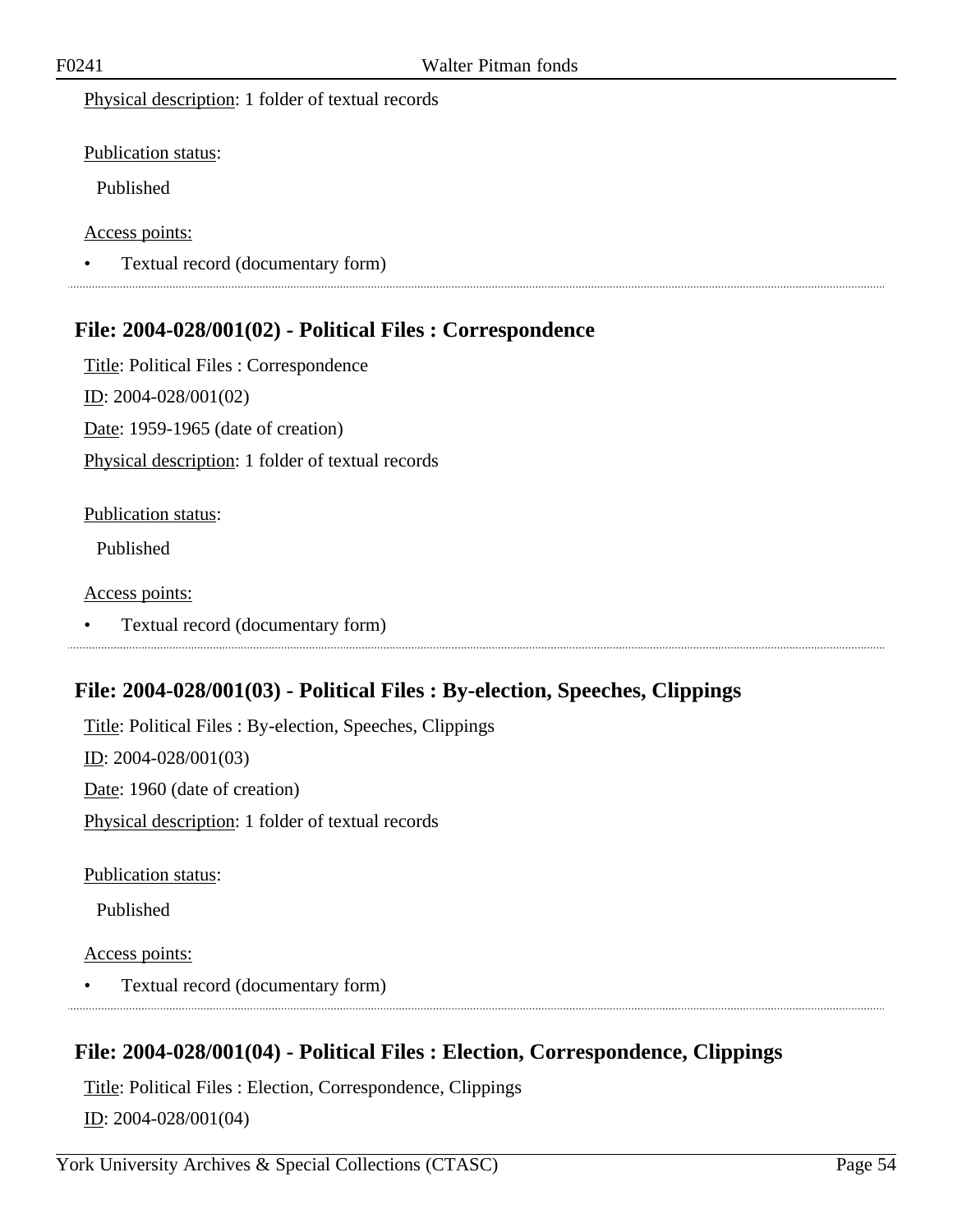Physical description: 1 folder of textual records

Publication status:

Published

Access points:

- Textual record (documentary form)

### File: 2004-028/001(02) - Political Files : Correspondence

Title: Political Files : Correspondence

ID: 2004-028/001(02)

Date: 1959-1965 (date of creation)

Physical description: 1 folder of textual records

Publication status:

Published

Access points:

- Textual record (documentary form)

### File: 2004-028/001(03) - Political Files : By-election, Speeches, Clippings

Title: Political Files : By-election, Speeches, Clippings

ID: 2004-028/001(03)

Date: 1960 (date of creation)

Physical description: 1 folder of textual records

Publication status:

Published

Access points:

- Textual record (documentary form)

### File: 2004-028/001(04) - Political Files : Election, Correspondence, Clippings

Title: Political Files : Election, Correspondence, Clippings

ID: 2004-028/001(04)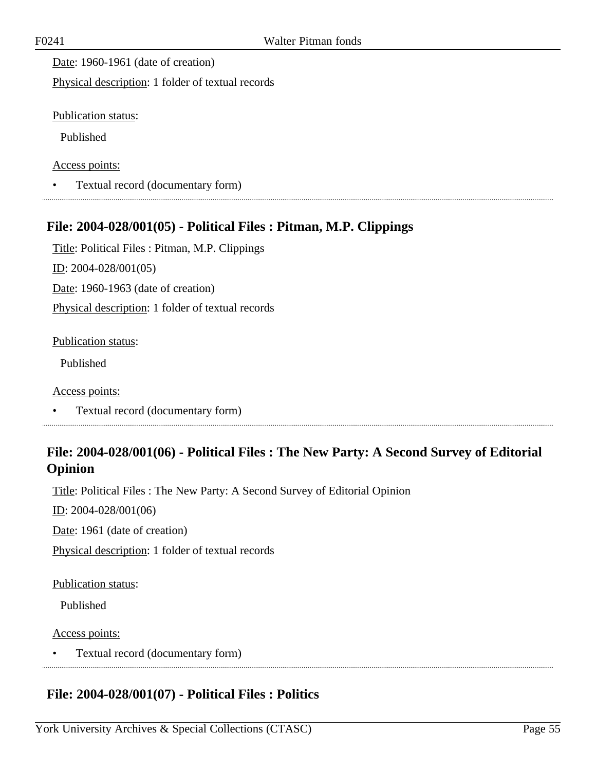Date: 1960-1961 (date of creation)

Physical description: 1 folder of textual records

Publication status:

Published

Access points:

- Textual record (documentary form)

## File: 2004-028/001(05) - Political Files : Pitman, M.P. Clippings

Title: Political Files : Pitman, M.P. Clippings

ID: 2004-028/001(05)

Date: 1960-1963 (date of creation)

Physical description: 1 folder of textual records

Publication status:

Published

Access points:

- Textual record (documentary form)

## File: 2004-028/001(06) - Political Files : The New Party: A Second Survey of Editorial Opinion

Title: Political Files : The New Party: A Second Survey of Editorial Opinion

ID: 2004-028/001(06)

Date: 1961 (date of creation)

Physical description: 1 folder of textual records

Publication status:

Published

Access points:

- Textual record (documentary form)

## File: 2004-028/001(07) - Political Files : Politics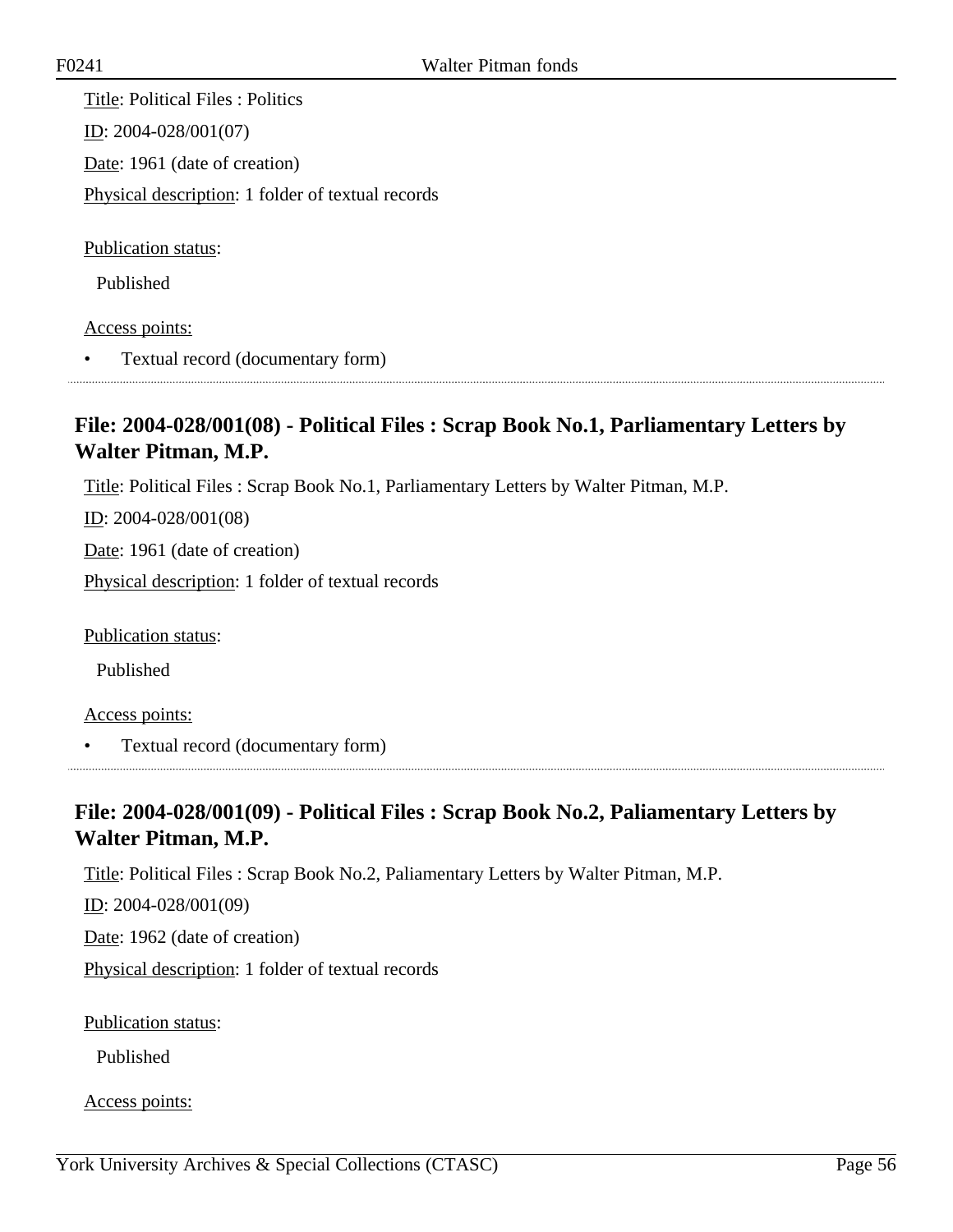Title: Political Files : Politics

ID: 2004-028/001(07)

Date: 1961 (date of creation)

Physical description: 1 folder of textual records

Publication status:

Published

Access points:

- Textual record (documentary form)

## File: 2004-028/001(08) - Political Files : Scrap Book No.1, Parliamentary Letters by Walter Pitman, M.P.

Title: Political Files : Scrap Book No.1, Parliamentary Letters by Walter Pitman, M.P.

ID: 2004-028/001(08)

Date: 1961 (date of creation)

Physical description: 1 folder of textual records

Publication status:

Published

Access points:

- Textual record (documentary form)

## File: 2004-028/001(09) - Political Files : Scrap Book No.2, Paliamentary Letters by Walter Pitman, M.P.

Title: Political Files : Scrap Book No.2, Paliamentary Letters by Walter Pitman, M.P.

ID: 2004-028/001(09)

Date: 1962 (date of creation)

Physical description: 1 folder of textual records

Publication status:

Published

Access points: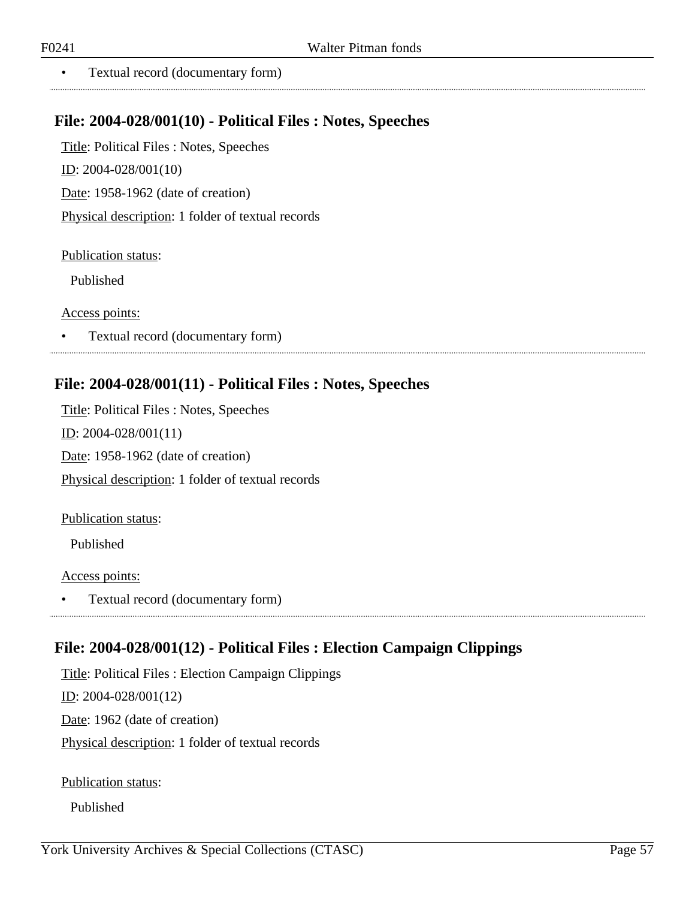- Textual record (documentary form)

## File: 2004-028/001(10) - Political Files : Notes, Speeches

Title: Political Files : Notes, Speeches

ID: 2004-028/001(10)

Date: 1958-1962 (date of creation)

Physical description: 1 folder of textual records

Publication status:

Published

Access points:

- Textual record (documentary form)

## File: 2004-028/001(11) - Political Files : Notes, Speeches

Title: Political Files : Notes, Speeches

ID: 2004-028/001(11)

Date: 1958-1962 (date of creation)

Physical description: 1 folder of textual records

Publication status:

Published

Access points:

- Textual record (documentary form)

## File: 2004-028/001(12) - Political Files : Election Campaign Clippings

Title: Political Files : Election Campaign Clippings

ID: 2004-028/001(12)

Date: 1962 (date of creation)

Physical description: 1 folder of textual records

Publication status:

Published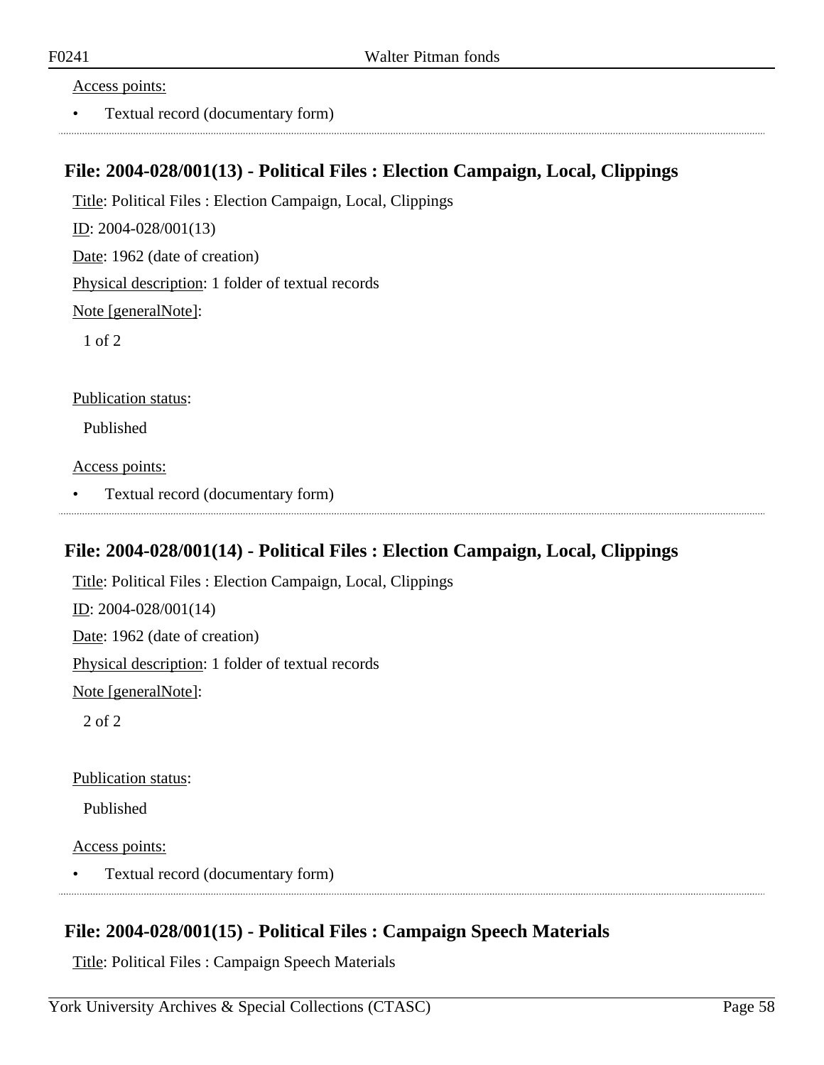Access points:

- Textual record (documentary form)

## File: 2004-028/001(13) - Political Files : Election Campaign, Local, Clippings

Title: Political Files : Election Campaign, Local, Clippings

ID: 2004-028/001(13)

Date: 1962 (date of creation)

Physical description: 1 folder of textual records

Note [generalNote]:

1 of 2

Publication status:

Published

Access points:

- Textual record (documentary form)

## File: 2004-028/001(14) - Political Files : Election Campaign, Local, Clippings

Title: Political Files : Election Campaign, Local, Clippings

ID: 2004-028/001(14)

Date: 1962 (date of creation)

Physical description: 1 folder of textual records

Note [generalNote]:

2 of 2

Publication status:

Published

Access points:

- Textual record (documentary form)

## File: 2004-028/001(15) - Political Files : Campaign Speech Materials

Title: Political Files : Campaign Speech Materials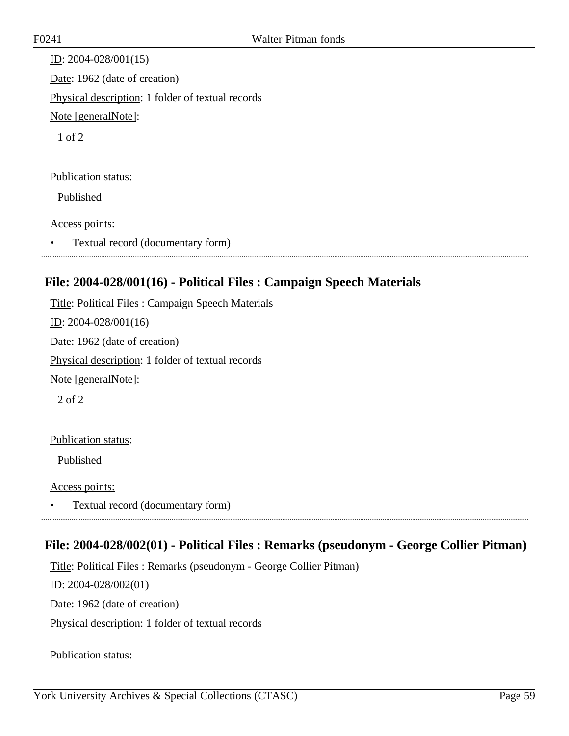ID: 2004-028/001(15)

Date: 1962 (date of creation)

Physical description: 1 folder of textual records

Note [generalNote]:

1 of 2

Publication status:

Published

Access points:

- Textual record (documentary form)

## File: 2004-028/001(16) - Political Files : Campaign Speech Materials

Title: Political Files : Campaign Speech Materials

ID: 2004-028/001(16)

Date: 1962 (date of creation)

Physical description: 1 folder of textual records

Note [generalNote]:

2 of 2

Publication status:

Published

Access points:

- Textual record (documentary form)

## File: 2004-028/002(01) - Political Files : Remarks (pseudonym - George Collier Pitman)

Title: Political Files : Remarks (pseudonym - George Collier Pitman)

ID: 2004-028/002(01)

Date: 1962 (date of creation)

Physical description: 1 folder of textual records

Publication status: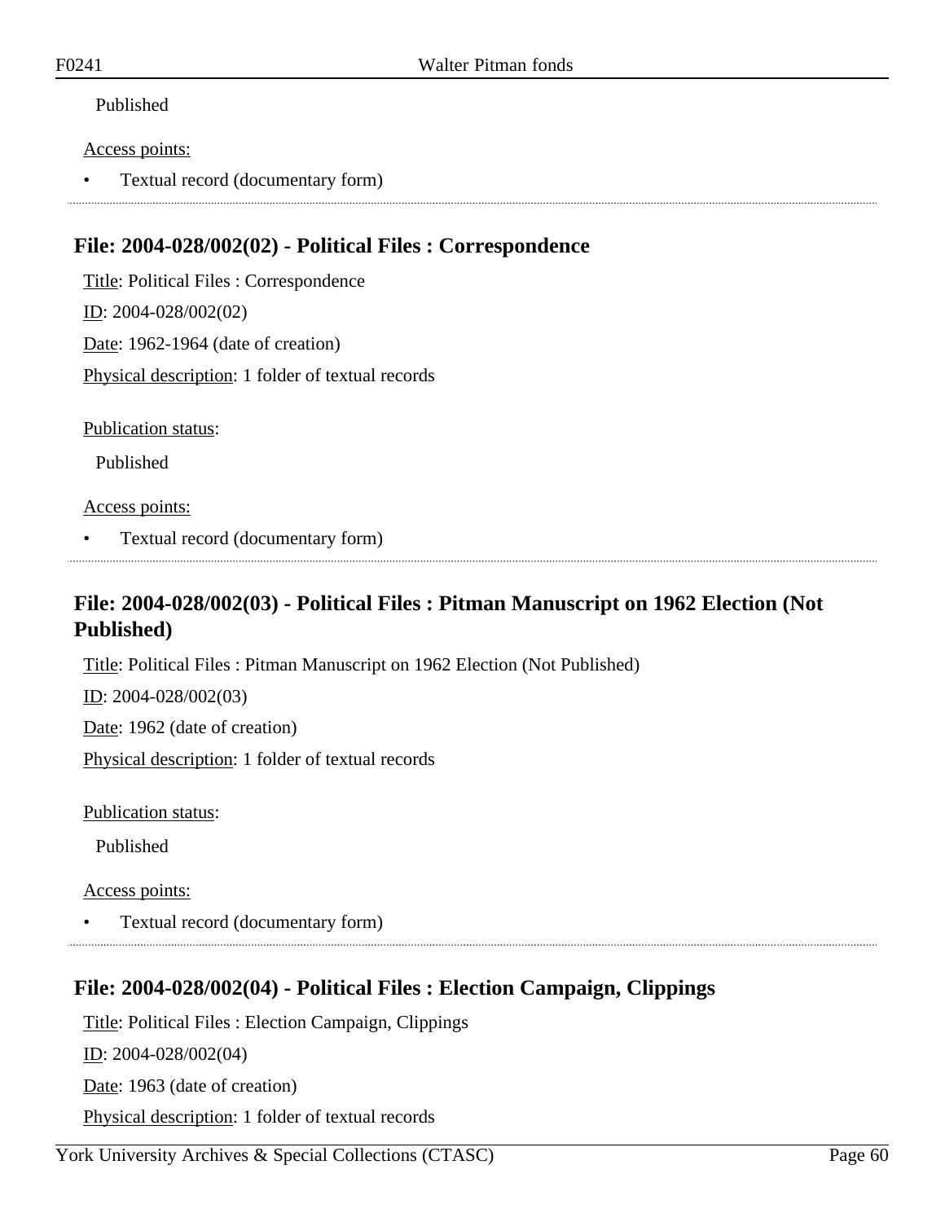Published

Access points:

- Textual record (documentary form)

## File: 2004-028/002(02) - Political Files : Correspondence

Title: Political Files : Correspondence

ID: 2004-028/002(02)

Date: 1962-1964 (date of creation)

Physical description: 1 folder of textual records

Publication status:

Published

Access points:

- Textual record (documentary form)

## File: 2004-028/002(03) - Political Files : Pitman Manuscript on 1962 Election (Not Published)

Title: Political Files : Pitman Manuscript on 1962 Election (Not Published)

ID: 2004-028/002(03)

Date: 1962 (date of creation)

Physical description: 1 folder of textual records

Publication status:

Published

Access points:

- Textual record (documentary form)

## File: 2004-028/002(04) - Political Files : Election Campaign, Clippings

Title: Political Files : Election Campaign, Clippings

ID: 2004-028/002(04)

Date: 1963 (date of creation)

Physical description: 1 folder of textual records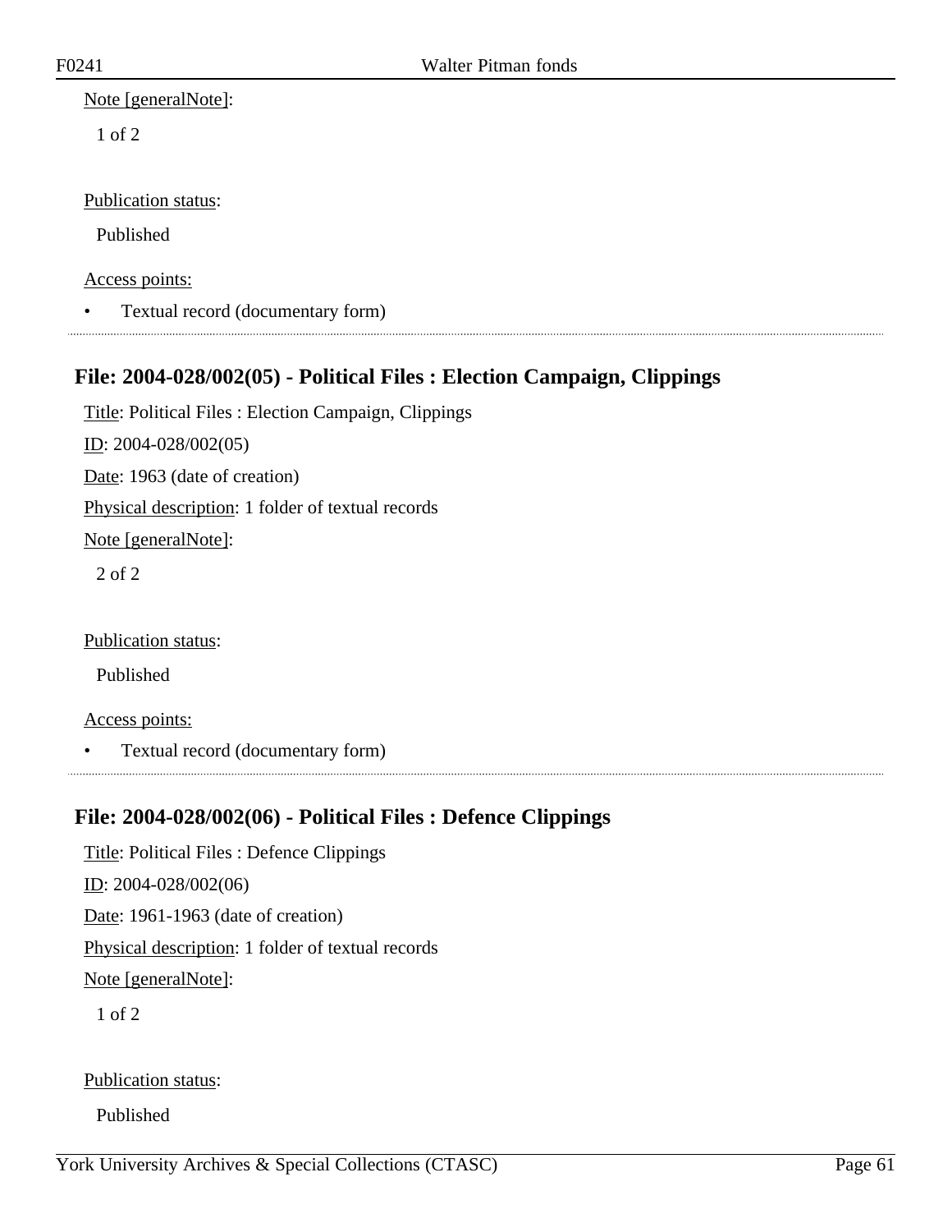Note [generalNote]:

1 of 2

Publication status:

Published

Access points:

- Textual record (documentary form)

## File: 2004-028/002(05) - Political Files : Election Campaign, Clippings

Title: Political Files : Election Campaign, Clippings

ID: 2004-028/002(05)

Date: 1963 (date of creation)

Physical description: 1 folder of textual records

Note [generalNote]:

2 of 2

Publication status:

Published

Access points:

- Textual record (documentary form)

## File: 2004-028/002(06) - Political Files : Defence Clippings

Title: Political Files : Defence Clippings

ID: 2004-028/002(06)

Date: 1961-1963 (date of creation)

Physical description: 1 folder of textual records

Note [generalNote]:

1 of 2

Publication status:

Published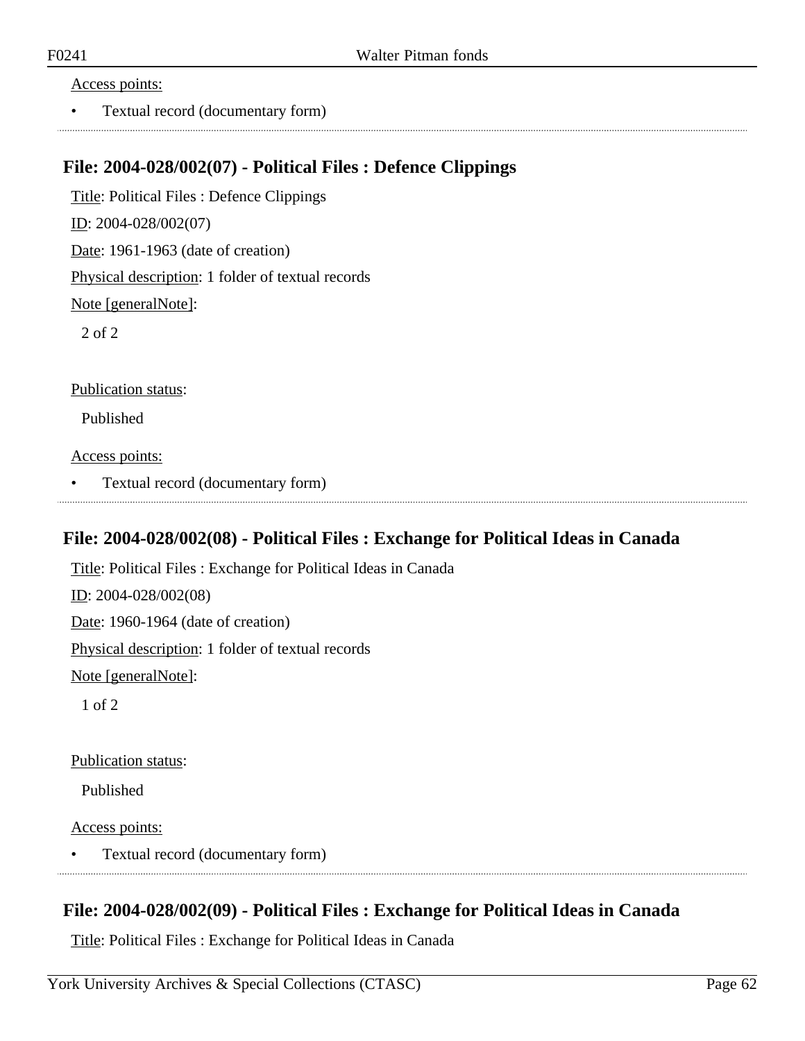Access points:

- Textual record (documentary form)

## File: 2004-028/002(07) - Political Files : Defence Clippings

Title: Political Files : Defence Clippings

ID: 2004-028/002(07)

Date: 1961-1963 (date of creation)

Physical description: 1 folder of textual records

Note [generalNote]:

2 of 2

Publication status:

Published

Access points:

- Textual record (documentary form)

## File: 2004-028/002(08) - Political Files : Exchange for Political Ideas in Canada

Title: Political Files : Exchange for Political Ideas in Canada

ID: 2004-028/002(08)

Date: 1960-1964 (date of creation)

Physical description: 1 folder of textual records

Note [generalNote]:

1 of 2

Publication status:

Published

Access points:

- Textual record (documentary form)

## File: 2004-028/002(09) - Political Files : Exchange for Political Ideas in Canada

Title: Political Files : Exchange for Political Ideas in Canada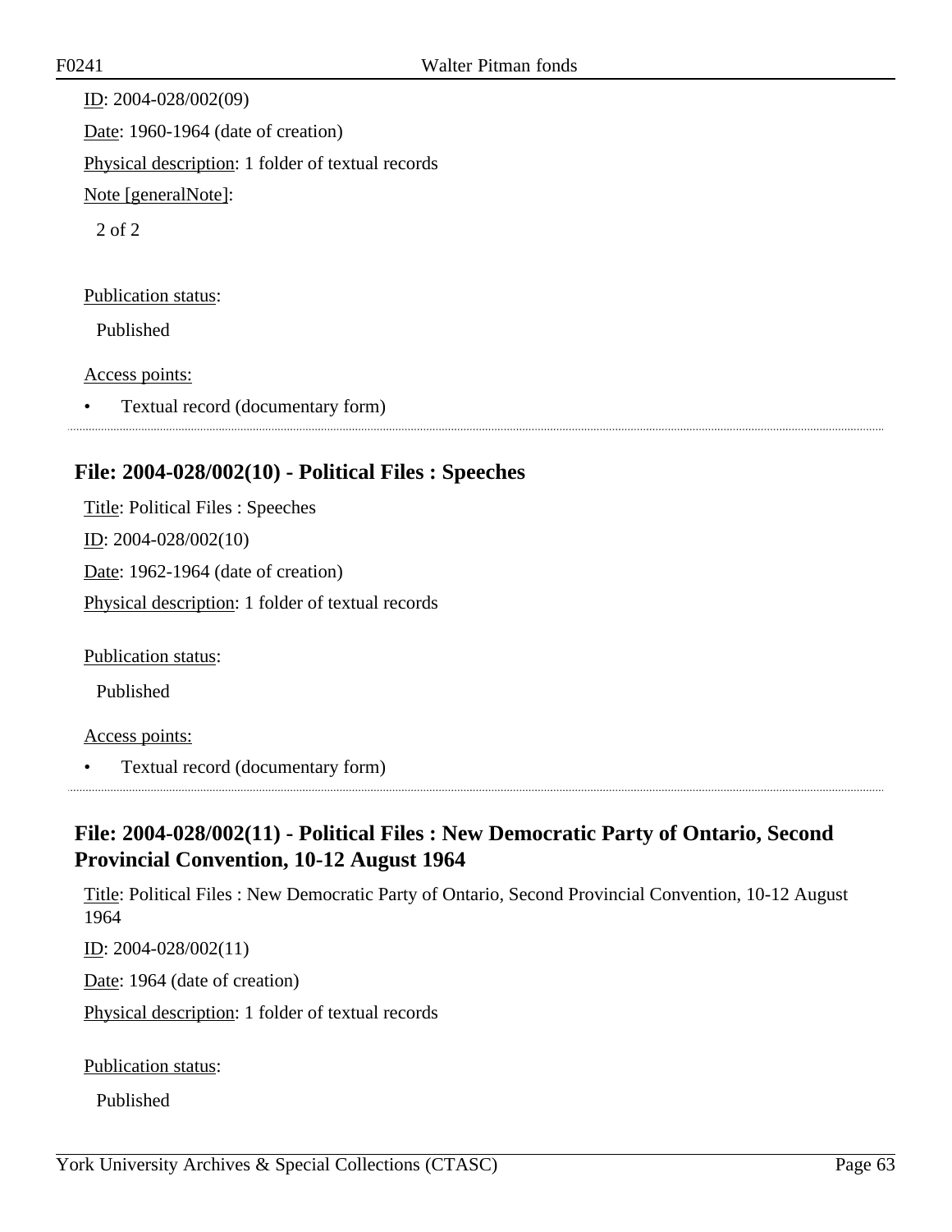ID: 2004-028/002(09)

Date: 1960-1964 (date of creation)

Physical description: 1 folder of textual records

Note [generalNote]:

2 of 2

Publication status:

Published

Access points:

- Textual record (documentary form)

## File: 2004-028/002(10) - Political Files : Speeches

Title: Political Files : Speeches

ID: 2004-028/002(10)

Date: 1962-1964 (date of creation)

Physical description: 1 folder of textual records

Publication status:

Published

Access points:

- Textual record (documentary form)

## File: 2004-028/002(11) - Political Files : New Democratic Party of Ontario, Second Provincial Convention, 10-12 August 1964

Title: Political Files : New Democratic Party of Ontario, Second Provincial Convention, 10-12 August 1964

ID: 2004-028/002(11)

Date: 1964 (date of creation)

Physical description: 1 folder of textual records

Publication status:

Published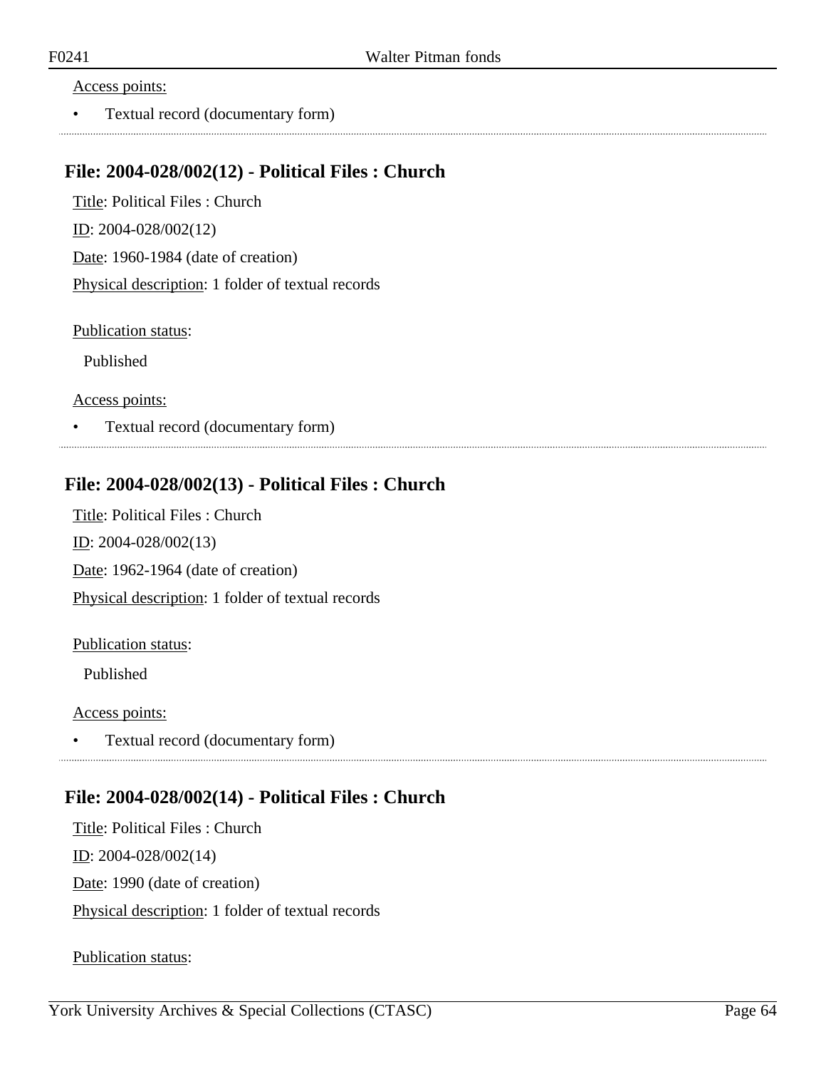Access points:

- Textual record (documentary form)

## File: 2004-028/002(12) - Political Files : Church

Title: Political Files : Church

ID: 2004-028/002(12)

Date: 1960-1984 (date of creation)

Physical description: 1 folder of textual records

Publication status:

Published

Access points:

- Textual record (documentary form)

## File: 2004-028/002(13) - Political Files : Church

Title: Political Files : Church

ID: 2004-028/002(13)

Date: 1962-1964 (date of creation)

Physical description: 1 folder of textual records

Publication status:

Published

Access points:

- Textual record (documentary form)

## File: 2004-028/002(14) - Political Files : Church

Title: Political Files : Church

ID: 2004-028/002(14)

Date: 1990 (date of creation)

Physical description: 1 folder of textual records

Publication status: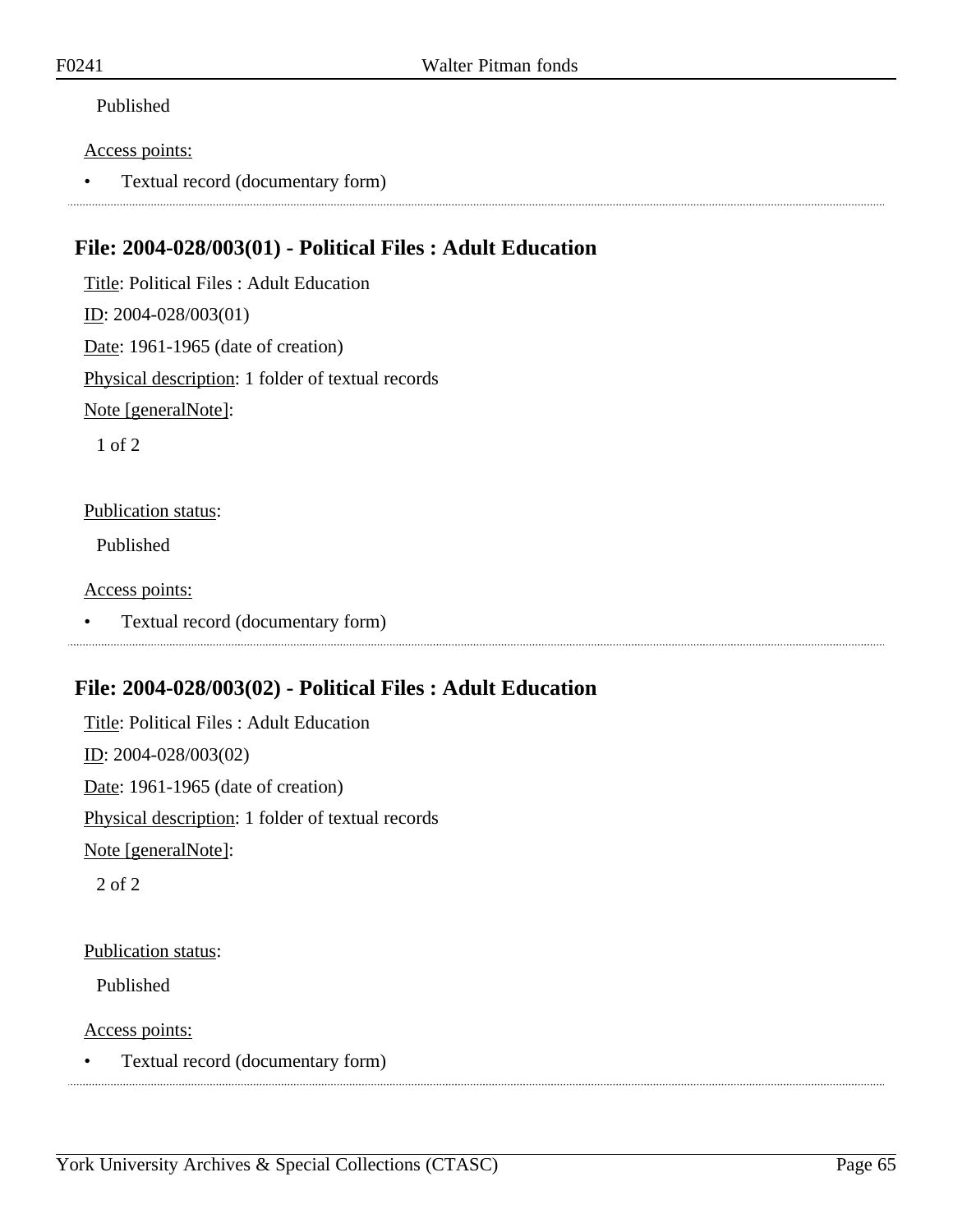Published

Access points:

- Textual record (documentary form)

---

## File: 2004-028/003(01) - Political Files : Adult Education

Title: Political Files : Adult Education

ID: 2004-028/003(01)

Date: 1961-1965 (date of creation)

Physical description: 1 folder of textual records

Note [generalNote]:

1 of 2

Publication status:

Published

Access points:

- Textual record (documentary form)

---

## File: 2004-028/003(02) - Political Files : Adult Education

Title: Political Files : Adult Education

ID: 2004-028/003(02)

Date: 1961-1965 (date of creation)

Physical description: 1 folder of textual records

Note [generalNote]:

2 of 2

Publication status:

Published

Access points:

- Textual record (documentary form)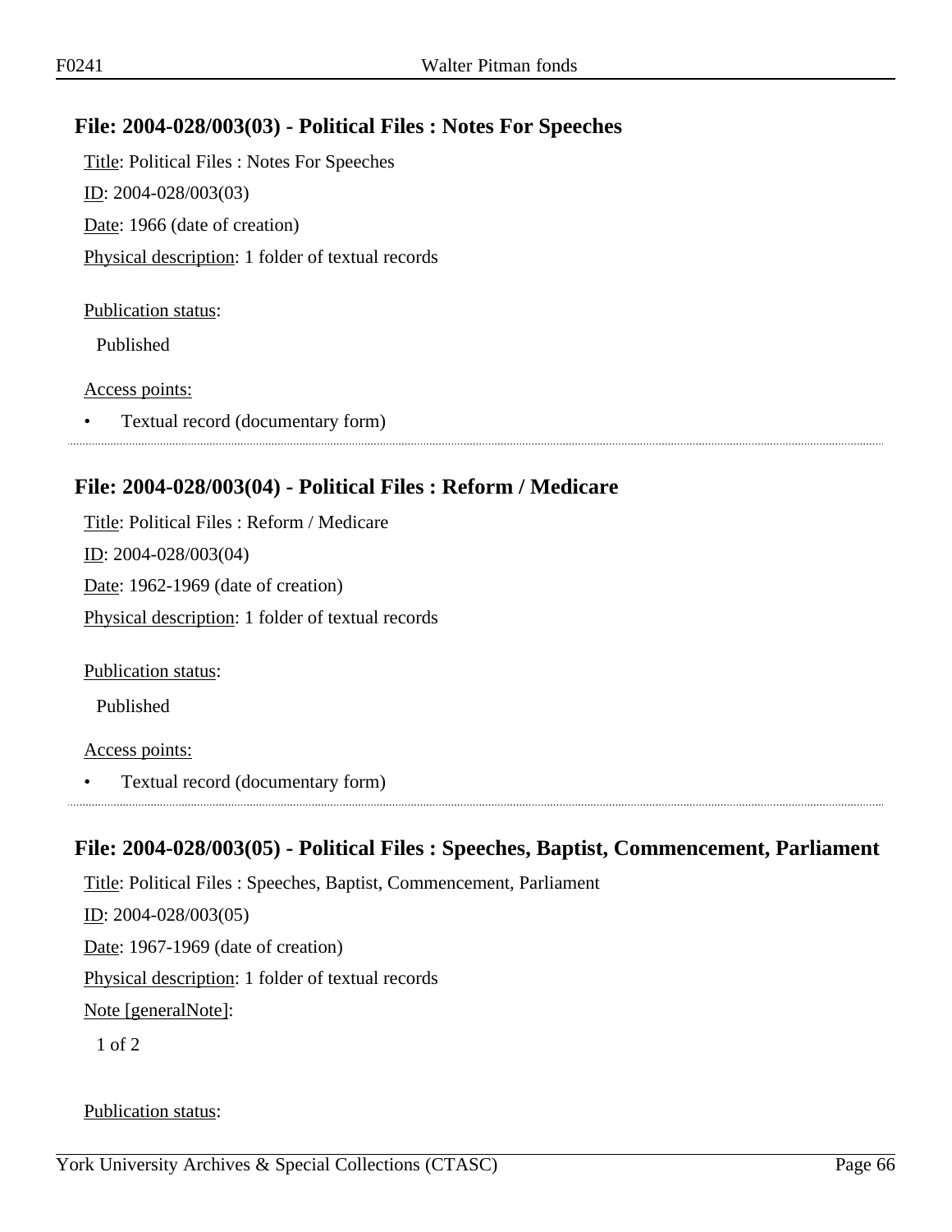## File: 2004-028/003(03) - Political Files : Notes For Speeches

Title: Political Files : Notes For Speeches

ID: 2004-028/003(03)

Date: 1966 (date of creation)

Physical description: 1 folder of textual records

Publication status:

Published

Access points:

- Textual record (documentary form)

## File: 2004-028/003(04) - Political Files : Reform / Medicare

Title: Political Files : Reform / Medicare

ID: 2004-028/003(04)

Date: 1962-1969 (date of creation)

Physical description: 1 folder of textual records

Publication status:

Published

Access points:

- Textual record (documentary form)

## File: 2004-028/003(05) - Political Files : Speeches, Baptist, Commencement, Parliament

Title: Political Files : Speeches, Baptist, Commencement, Parliament

ID: 2004-028/003(05)

Date: 1967-1969 (date of creation)

Physical description: 1 folder of textual records

Note [generalNote]:

1 of 2

Publication status: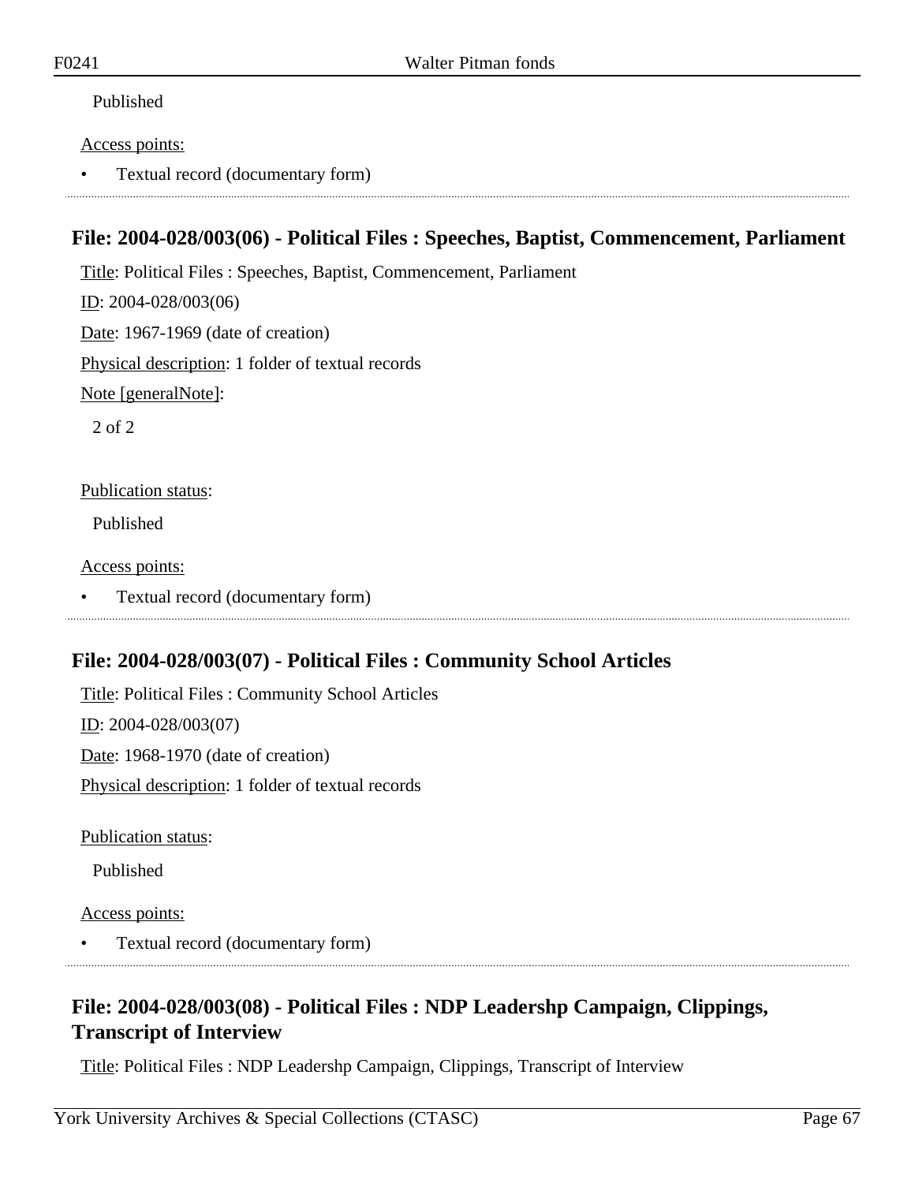Published

Access points:

- Textual record (documentary form)

---

## File: 2004-028/003(06) - Political Files : Speeches, Baptist, Commencement, Parliament

Title: Political Files : Speeches, Baptist, Commencement, Parliament

ID: 2004-028/003(06)

Date: 1967-1969 (date of creation)

Physical description: 1 folder of textual records

Note [generalNote]:

2 of 2

Publication status:

Published

Access points:

- Textual record (documentary form)

---

## File: 2004-028/003(07) - Political Files : Community School Articles

Title: Political Files : Community School Articles

ID: 2004-028/003(07)

Date: 1968-1970 (date of creation)

Physical description: 1 folder of textual records

Publication status:

Published

Access points:

- Textual record (documentary form)

---

## File: 2004-028/003(08) - Political Files : NDP Leadershp Campaign, Clippings, Transcript of Interview

Title: Political Files : NDP Leadershp Campaign, Clippings, Transcript of Interview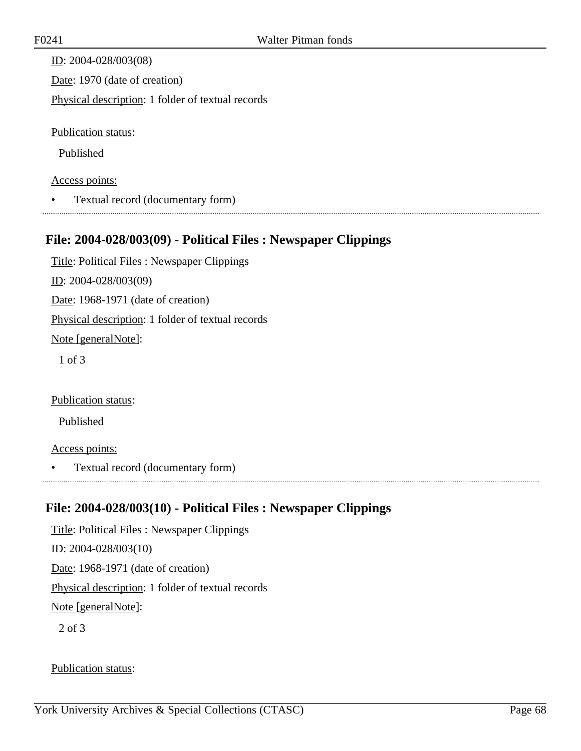ID: 2004-028/003(08)

Date: 1970 (date of creation)

Physical description: 1 folder of textual records

Publication status:

Published

Access points:

- Textual record (documentary form)

## File: 2004-028/003(09) - Political Files : Newspaper Clippings

Title: Political Files : Newspaper Clippings

ID: 2004-028/003(09)

Date: 1968-1971 (date of creation)

Physical description: 1 folder of textual records

Note [generalNote]:

1 of 3

Publication status:

Published

Access points:

- Textual record (documentary form)

## File: 2004-028/003(10) - Political Files : Newspaper Clippings

Title: Political Files : Newspaper Clippings

ID: 2004-028/003(10)

Date: 1968-1971 (date of creation)

Physical description: 1 folder of textual records

Note [generalNote]:

2 of 3

Publication status: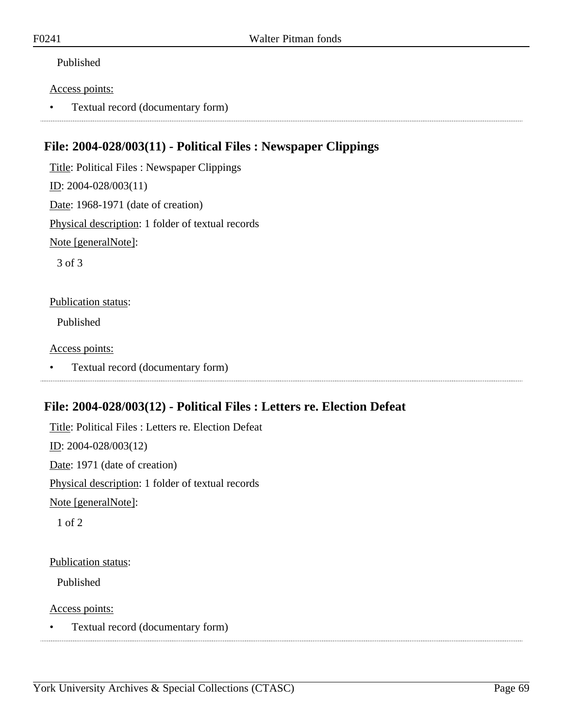Published

Access points:

- Textual record (documentary form)

## File: 2004-028/003(11) - Political Files : Newspaper Clippings

Title: Political Files : Newspaper Clippings

ID: 2004-028/003(11)

Date: 1968-1971 (date of creation)

Physical description: 1 folder of textual records

Note [generalNote]:

3 of 3

Publication status:

Published

Access points:

- Textual record (documentary form)

## File: 2004-028/003(12) - Political Files : Letters re. Election Defeat

Title: Political Files : Letters re. Election Defeat

ID: 2004-028/003(12)

Date: 1971 (date of creation)

Physical description: 1 folder of textual records

Note [generalNote]:

1 of 2

Publication status:

Published

Access points:

- Textual record (documentary form)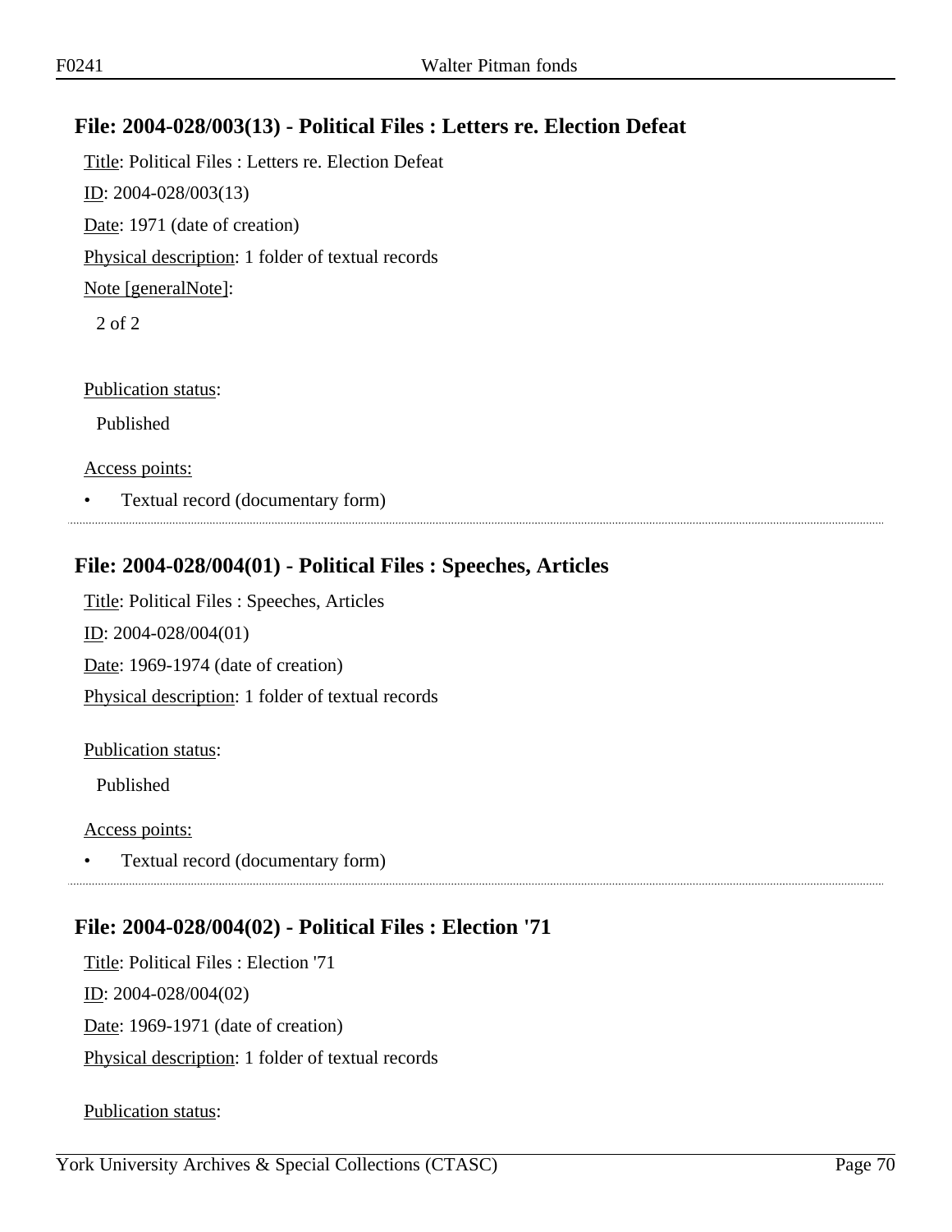## File: 2004-028/003(13) - Political Files : Letters re. Election Defeat

Title: Political Files : Letters re. Election Defeat

ID: 2004-028/003(13)

Date: 1971 (date of creation)

Physical description: 1 folder of textual records

Note [generalNote]:

2 of 2

Publication status:

Published

Access points:

- Textual record (documentary form)

## File: 2004-028/004(01) - Political Files : Speeches, Articles

Title: Political Files : Speeches, Articles

ID: 2004-028/004(01)

Date: 1969-1974 (date of creation)

Physical description: 1 folder of textual records

Publication status:

Published

Access points:

- Textual record (documentary form)

## File: 2004-028/004(02) - Political Files : Election '71

Title: Political Files : Election '71

ID: 2004-028/004(02)

Date: 1969-1971 (date of creation)

Physical description: 1 folder of textual records

Publication status: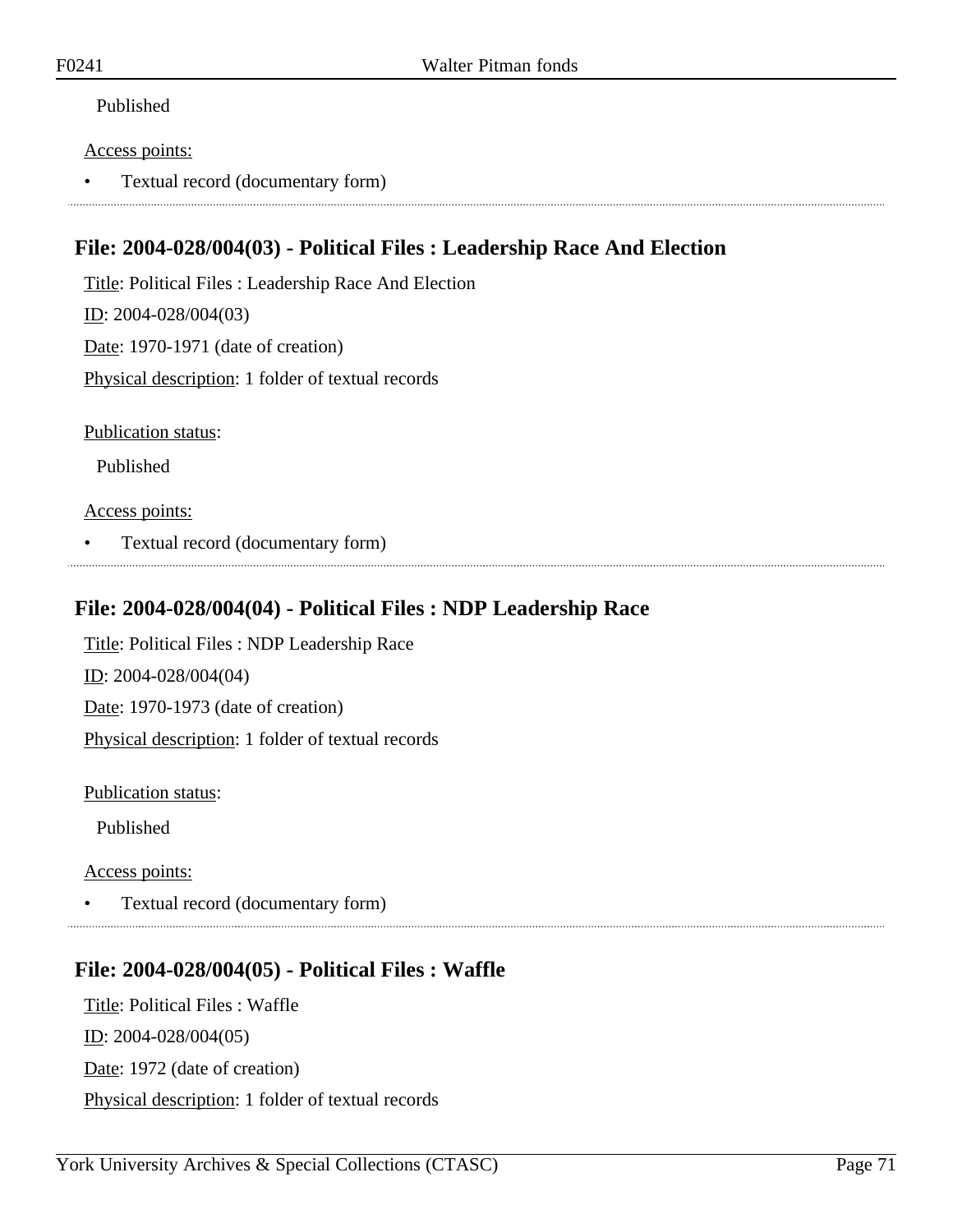Published

Access points:

- Textual record (documentary form)

## File: 2004-028/004(03) - Political Files : Leadership Race And Election

Title: Political Files : Leadership Race And Election

ID: 2004-028/004(03)

Date: 1970-1971 (date of creation)

Physical description: 1 folder of textual records

Publication status:

Published

Access points:

- Textual record (documentary form)

## File: 2004-028/004(04) - Political Files : NDP Leadership Race

Title: Political Files : NDP Leadership Race

ID: 2004-028/004(04)

Date: 1970-1973 (date of creation)

Physical description: 1 folder of textual records

Publication status:

Published

Access points:

- Textual record (documentary form)

## File: 2004-028/004(05) - Political Files : Waffle

Title: Political Files : Waffle

ID: 2004-028/004(05)

Date: 1972 (date of creation)

Physical description: 1 folder of textual records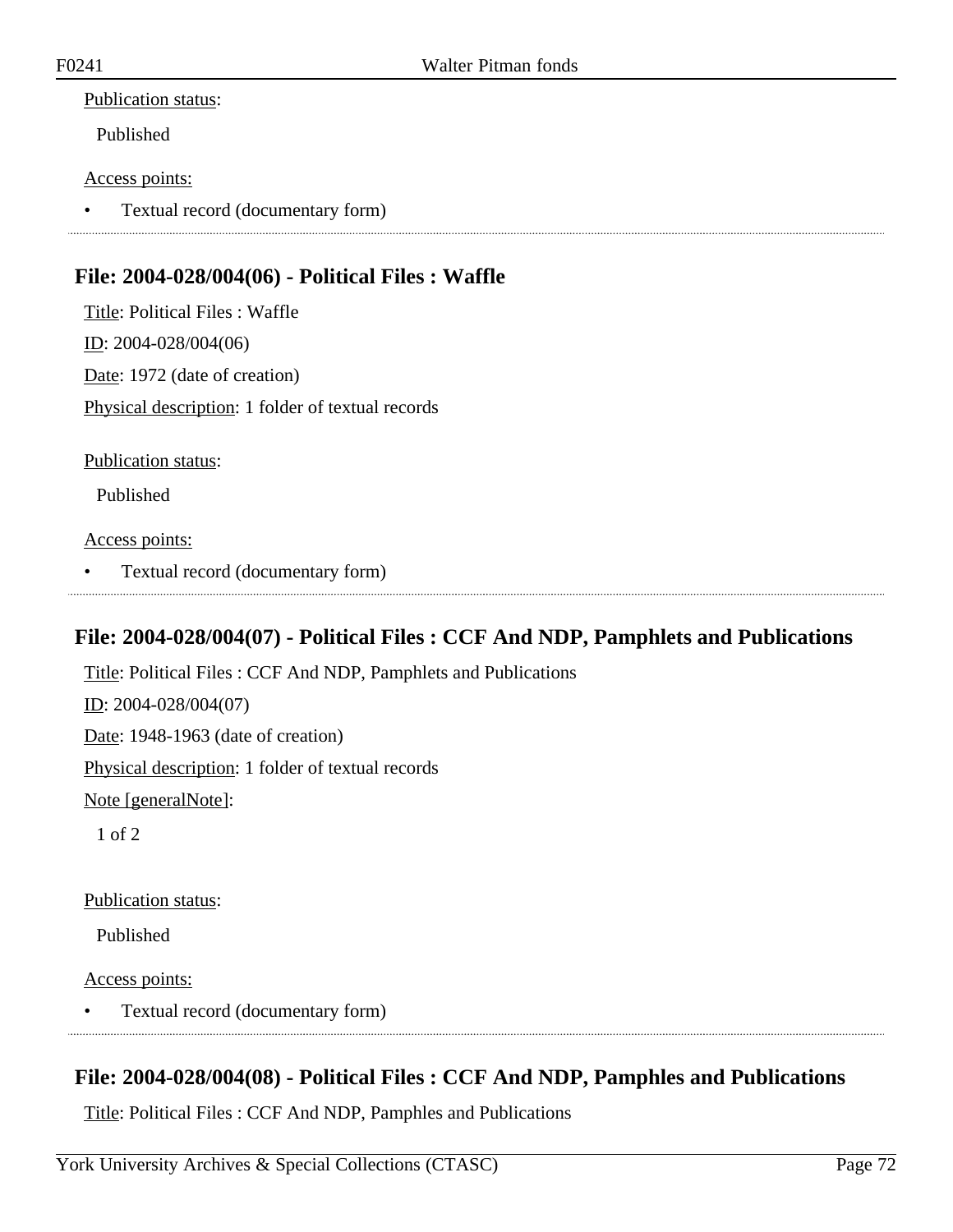Publication status:

Published

Access points:

- Textual record (documentary form)

## File: 2004-028/004(06) - Political Files : Waffle

Title: Political Files : Waffle

ID: 2004-028/004(06)

Date: 1972 (date of creation)

Physical description: 1 folder of textual records

Publication status:

Published

Access points:

- Textual record (documentary form)

## File: 2004-028/004(07) - Political Files : CCF And NDP, Pamphlets and Publications

Title: Political Files : CCF And NDP, Pamphlets and Publications

ID: 2004-028/004(07)

Date: 1948-1963 (date of creation)

Physical description: 1 folder of textual records

Note [generalNote]:

1 of 2

Publication status:

Published

Access points:

- Textual record (documentary form)

## File: 2004-028/004(08) - Political Files : CCF And NDP, Pamphles and Publications

Title: Political Files : CCF And NDP, Pamphles and Publications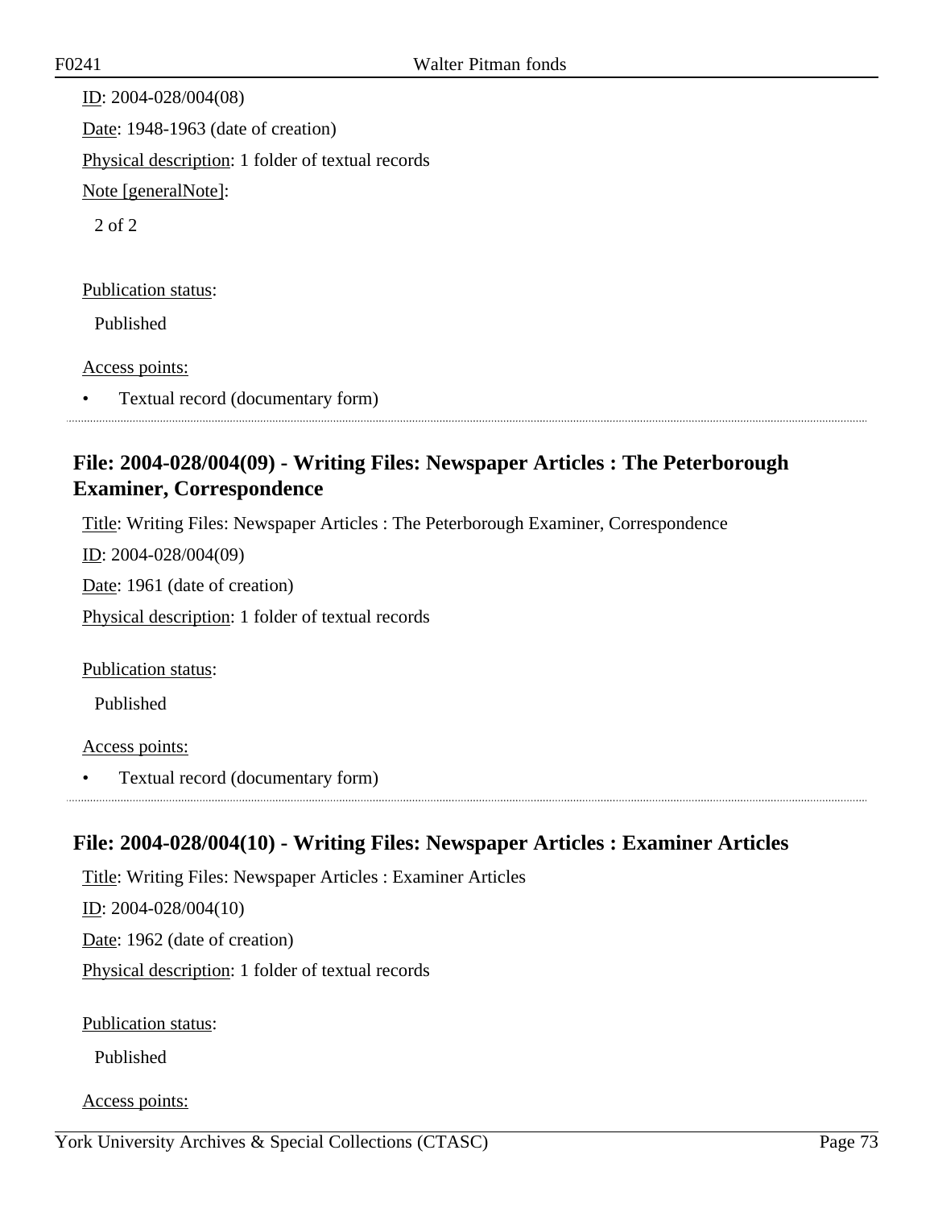ID: 2004-028/004(08)

Date: 1948-1963 (date of creation)

Physical description: 1 folder of textual records

Note [generalNote]:

2 of 2

Publication status:

Published

Access points:

- Textual record (documentary form)

## File: 2004-028/004(09) - Writing Files: Newspaper Articles : The Peterborough Examiner, Correspondence

Title: Writing Files: Newspaper Articles : The Peterborough Examiner, Correspondence

ID: 2004-028/004(09)

Date: 1961 (date of creation)

Physical description: 1 folder of textual records

Publication status:

Published

Access points:

- Textual record (documentary form)

## File: 2004-028/004(10) - Writing Files: Newspaper Articles : Examiner Articles

Title: Writing Files: Newspaper Articles : Examiner Articles

ID: 2004-028/004(10)

Date: 1962 (date of creation)

Physical description: 1 folder of textual records

Publication status:

Published

Access points: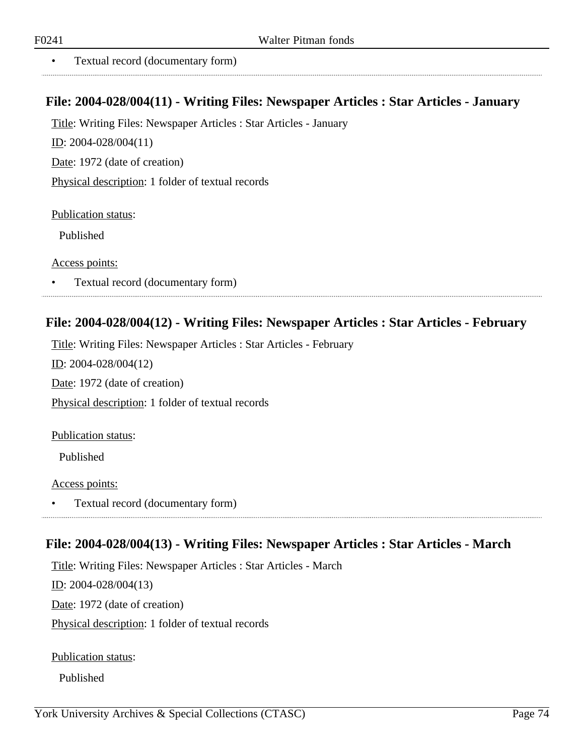- Textual record (documentary form)

## File: 2004-028/004(11) - Writing Files: Newspaper Articles : Star Articles - January

Title: Writing Files: Newspaper Articles : Star Articles - January

ID: 2004-028/004(11)

Date: 1972 (date of creation)

Physical description: 1 folder of textual records

Publication status:

Published

Access points:

- Textual record (documentary form)

## File: 2004-028/004(12) - Writing Files: Newspaper Articles : Star Articles - February

Title: Writing Files: Newspaper Articles : Star Articles - February

ID: 2004-028/004(12)

Date: 1972 (date of creation)

Physical description: 1 folder of textual records

Publication status:

Published

Access points:

- Textual record (documentary form)

## File: 2004-028/004(13) - Writing Files: Newspaper Articles : Star Articles - March

Title: Writing Files: Newspaper Articles : Star Articles - March

ID: 2004-028/004(13)

Date: 1972 (date of creation)

Physical description: 1 folder of textual records

Publication status:

Published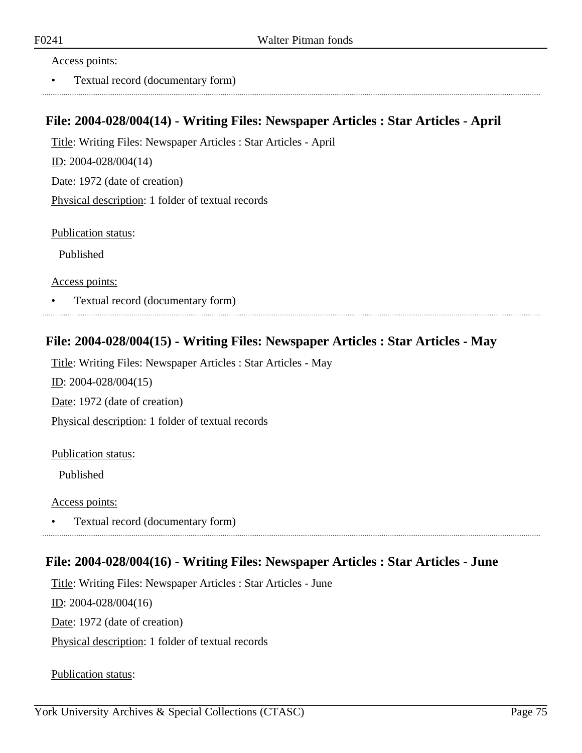Access points:

- Textual record (documentary form)

## File: 2004-028/004(14) - Writing Files: Newspaper Articles : Star Articles - April

Title: Writing Files: Newspaper Articles : Star Articles - April

ID: 2004-028/004(14)

Date: 1972 (date of creation)

Physical description: 1 folder of textual records

Publication status:

Published

Access points:

- Textual record (documentary form)

## File: 2004-028/004(15) - Writing Files: Newspaper Articles : Star Articles - May

Title: Writing Files: Newspaper Articles : Star Articles - May

ID: 2004-028/004(15)

Date: 1972 (date of creation)

Physical description: 1 folder of textual records

Publication status:

Published

Access points:

- Textual record (documentary form)

## File: 2004-028/004(16) - Writing Files: Newspaper Articles : Star Articles - June

Title: Writing Files: Newspaper Articles : Star Articles - June

ID: 2004-028/004(16)

Date: 1972 (date of creation)

Physical description: 1 folder of textual records

Publication status: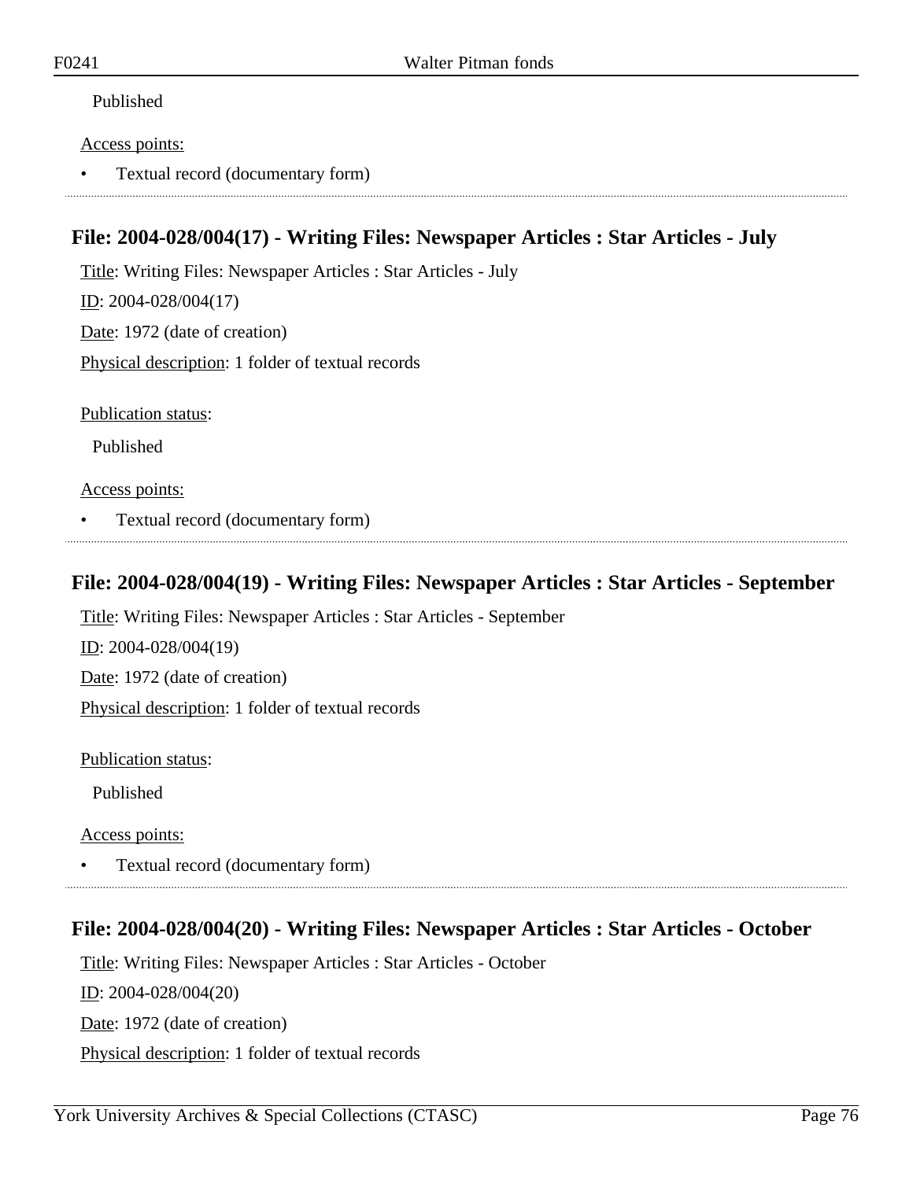Published

Access points:

- Textual record (documentary form)

---

## File: 2004-028/004(17) - Writing Files: Newspaper Articles : Star Articles - July

Title: Writing Files: Newspaper Articles : Star Articles - July

ID: 2004-028/004(17)

Date: 1972 (date of creation)

Physical description: 1 folder of textual records

Publication status:

Published

Access points:

- Textual record (documentary form)

---

## File: 2004-028/004(19) - Writing Files: Newspaper Articles : Star Articles - September

Title: Writing Files: Newspaper Articles : Star Articles - September

ID: 2004-028/004(19)

Date: 1972 (date of creation)

Physical description: 1 folder of textual records

Publication status:

Published

Access points:

- Textual record (documentary form)

---

## File: 2004-028/004(20) - Writing Files: Newspaper Articles : Star Articles - October

Title: Writing Files: Newspaper Articles : Star Articles - October

ID: 2004-028/004(20)

Date: 1972 (date of creation)

Physical description: 1 folder of textual records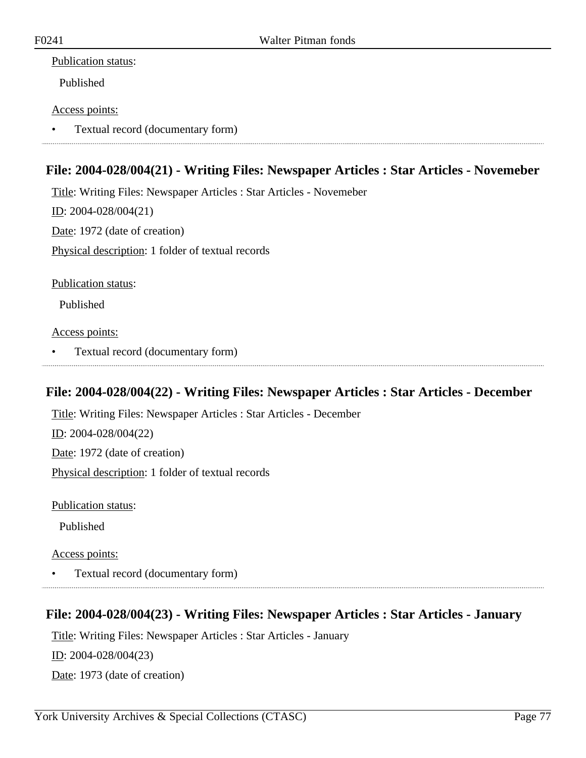Publication status:

Published

Access points:

- Textual record (documentary form)

## File: 2004-028/004(21) - Writing Files: Newspaper Articles : Star Articles - Novemeber

Title: Writing Files: Newspaper Articles : Star Articles - Novemeber

ID: 2004-028/004(21)

Date: 1972 (date of creation)

Physical description: 1 folder of textual records

Publication status:

Published

Access points:

- Textual record (documentary form)

## File: 2004-028/004(22) - Writing Files: Newspaper Articles : Star Articles - December

Title: Writing Files: Newspaper Articles : Star Articles - December

ID: 2004-028/004(22)

Date: 1972 (date of creation)

Physical description: 1 folder of textual records

Publication status:

Published

Access points:

- Textual record (documentary form)

## File: 2004-028/004(23) - Writing Files: Newspaper Articles : Star Articles - January

Title: Writing Files: Newspaper Articles : Star Articles - January

ID: 2004-028/004(23)

Date: 1973 (date of creation)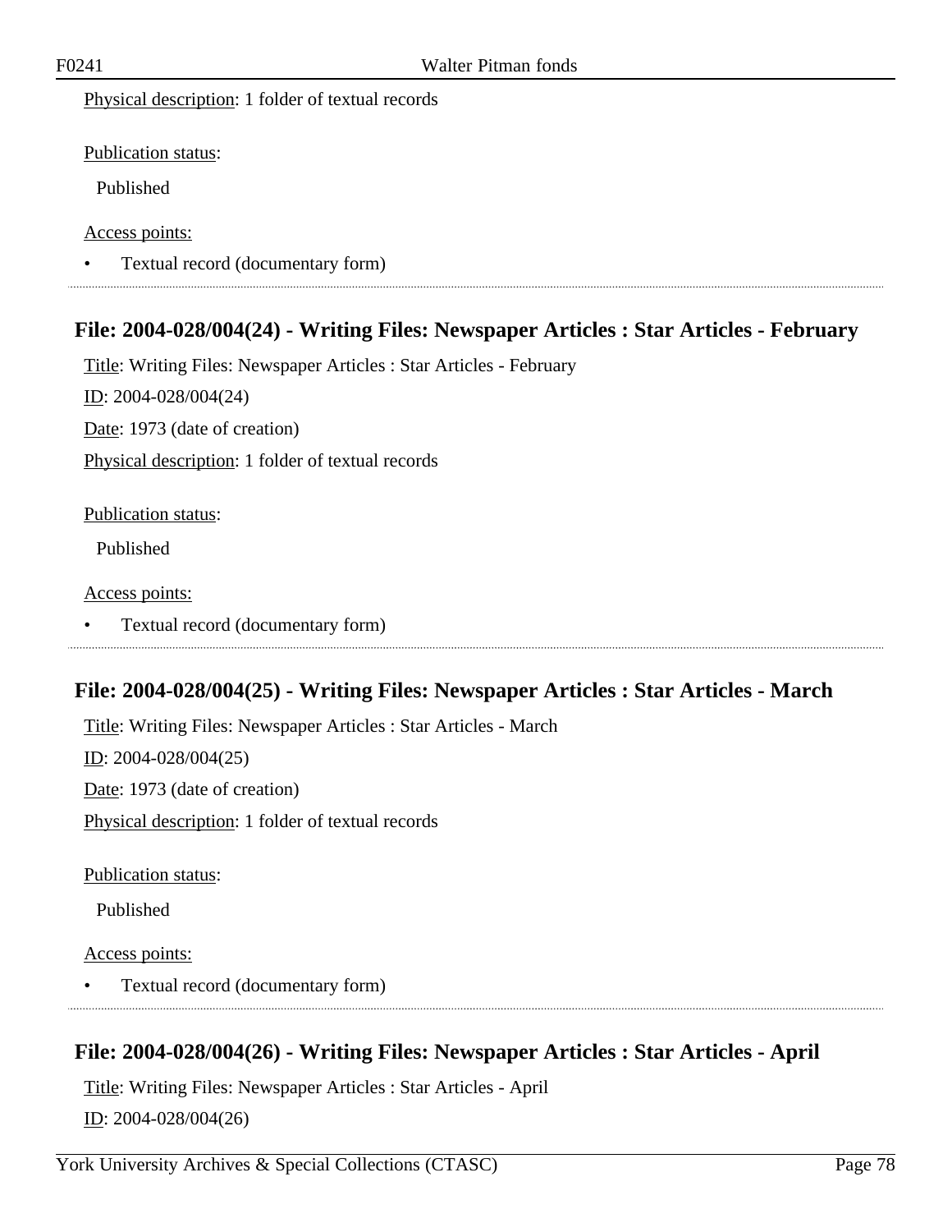Physical description: 1 folder of textual records

Publication status:

Published

Access points:

- Textual record (documentary form)

## File: 2004-028/004(24) - Writing Files: Newspaper Articles : Star Articles - February

Title: Writing Files: Newspaper Articles : Star Articles - February

ID: 2004-028/004(24)

Date: 1973 (date of creation)

Physical description: 1 folder of textual records

Publication status:

Published

Access points:

- Textual record (documentary form)

## File: 2004-028/004(25) - Writing Files: Newspaper Articles : Star Articles - March

Title: Writing Files: Newspaper Articles : Star Articles - March

ID: 2004-028/004(25)

Date: 1973 (date of creation)

Physical description: 1 folder of textual records

Publication status:

Published

Access points:

- Textual record (documentary form)

## File: 2004-028/004(26) - Writing Files: Newspaper Articles : Star Articles - April

Title: Writing Files: Newspaper Articles : Star Articles - April

ID: 2004-028/004(26)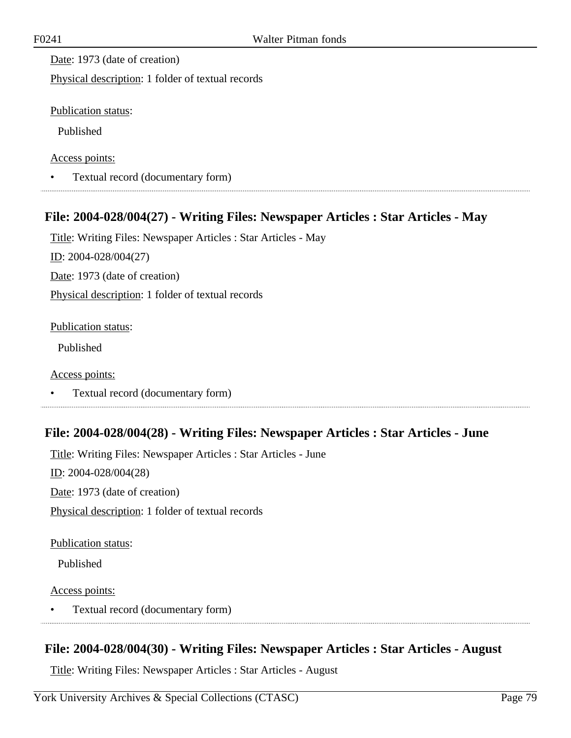Date: 1973 (date of creation)

Physical description: 1 folder of textual records

Publication status:

Published

Access points:

- Textual record (documentary form)

## File: 2004-028/004(27) - Writing Files: Newspaper Articles : Star Articles - May

Title: Writing Files: Newspaper Articles : Star Articles - May

ID: 2004-028/004(27)

Date: 1973 (date of creation)

Physical description: 1 folder of textual records

Publication status:

Published

Access points:

- Textual record (documentary form)

## File: 2004-028/004(28) - Writing Files: Newspaper Articles : Star Articles - June

Title: Writing Files: Newspaper Articles : Star Articles - June

ID: 2004-028/004(28)

Date: 1973 (date of creation)

Physical description: 1 folder of textual records

Publication status:

Published

Access points:

- Textual record (documentary form)

## File: 2004-028/004(30) - Writing Files: Newspaper Articles : Star Articles - August

Title: Writing Files: Newspaper Articles : Star Articles - August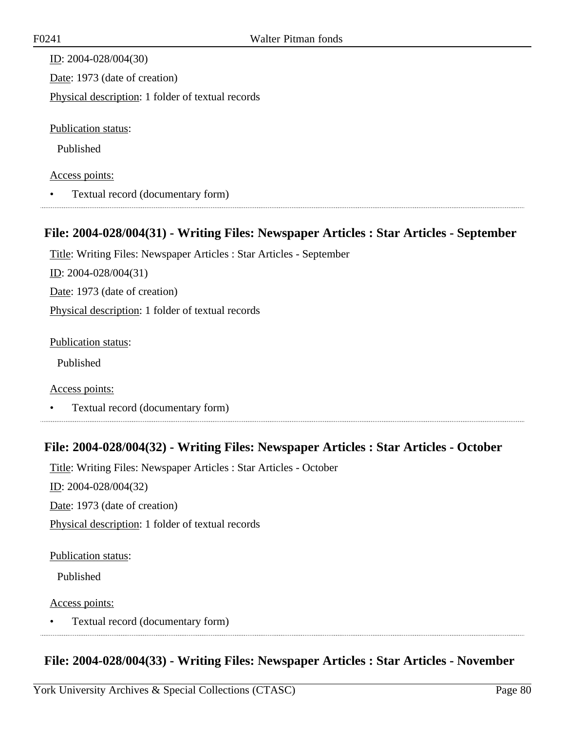ID: 2004-028/004(30)

Date: 1973 (date of creation)

Physical description: 1 folder of textual records

Publication status:

Published

Access points:

- Textual record (documentary form)

## File: 2004-028/004(31) - Writing Files: Newspaper Articles : Star Articles - September

Title: Writing Files: Newspaper Articles : Star Articles - September

ID: 2004-028/004(31)

Date: 1973 (date of creation)

Physical description: 1 folder of textual records

Publication status:

Published

Access points:

- Textual record (documentary form)

## File: 2004-028/004(32) - Writing Files: Newspaper Articles : Star Articles - October

Title: Writing Files: Newspaper Articles : Star Articles - October

ID: 2004-028/004(32)

Date: 1973 (date of creation)

Physical description: 1 folder of textual records

Publication status:

Published

Access points:

- Textual record (documentary form)

## File: 2004-028/004(33) - Writing Files: Newspaper Articles : Star Articles - November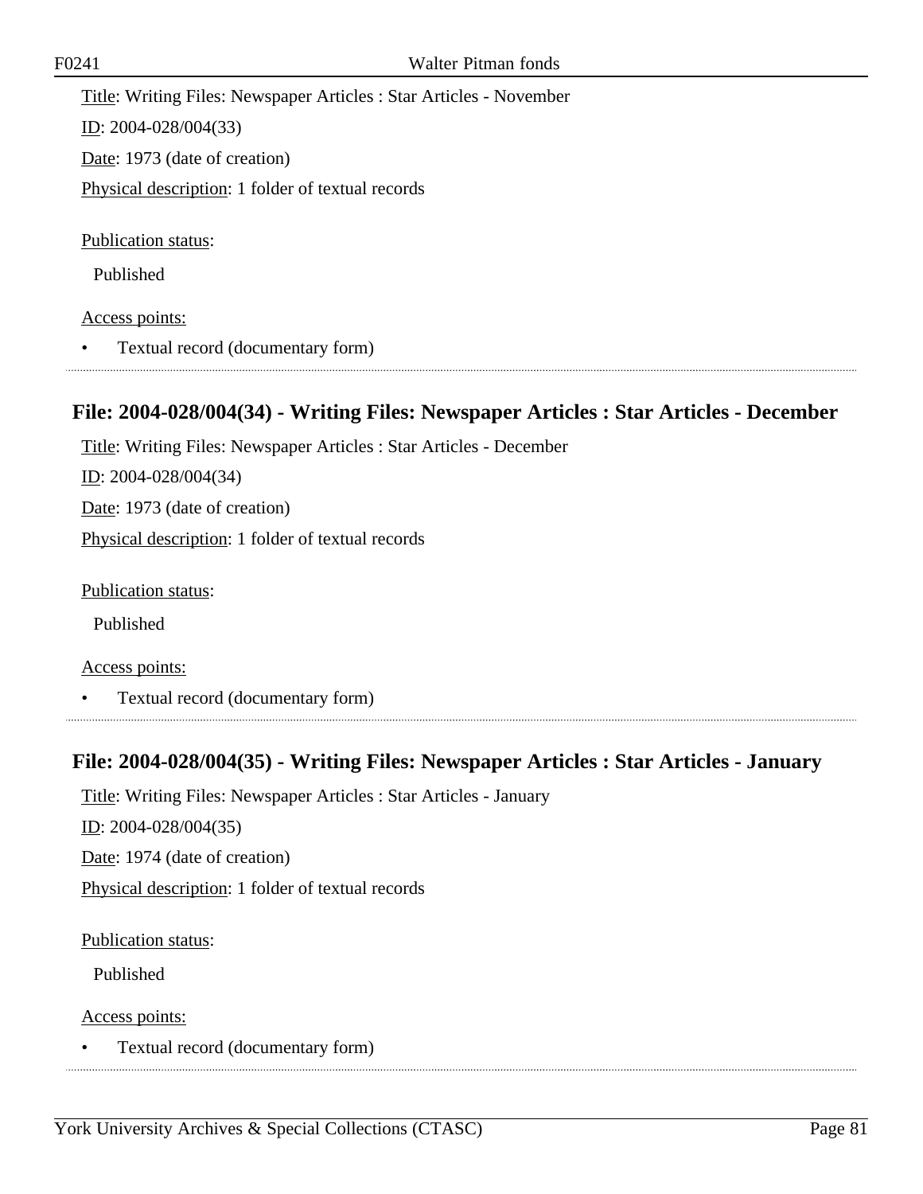Title: Writing Files: Newspaper Articles : Star Articles - November

ID: 2004-028/004(33)

Date: 1973 (date of creation)

Physical description: 1 folder of textual records

Publication status:

Published

Access points:

- Textual record (documentary form)

## File: 2004-028/004(34) - Writing Files: Newspaper Articles : Star Articles - December

Title: Writing Files: Newspaper Articles : Star Articles - December

ID: 2004-028/004(34)

Date: 1973 (date of creation)

Physical description: 1 folder of textual records

Publication status:

Published

Access points:

- Textual record (documentary form)

## File: 2004-028/004(35) - Writing Files: Newspaper Articles : Star Articles - January

Title: Writing Files: Newspaper Articles : Star Articles - January

ID: 2004-028/004(35)

Date: 1974 (date of creation)

Physical description: 1 folder of textual records

Publication status:

Published

Access points:

- Textual record (documentary form)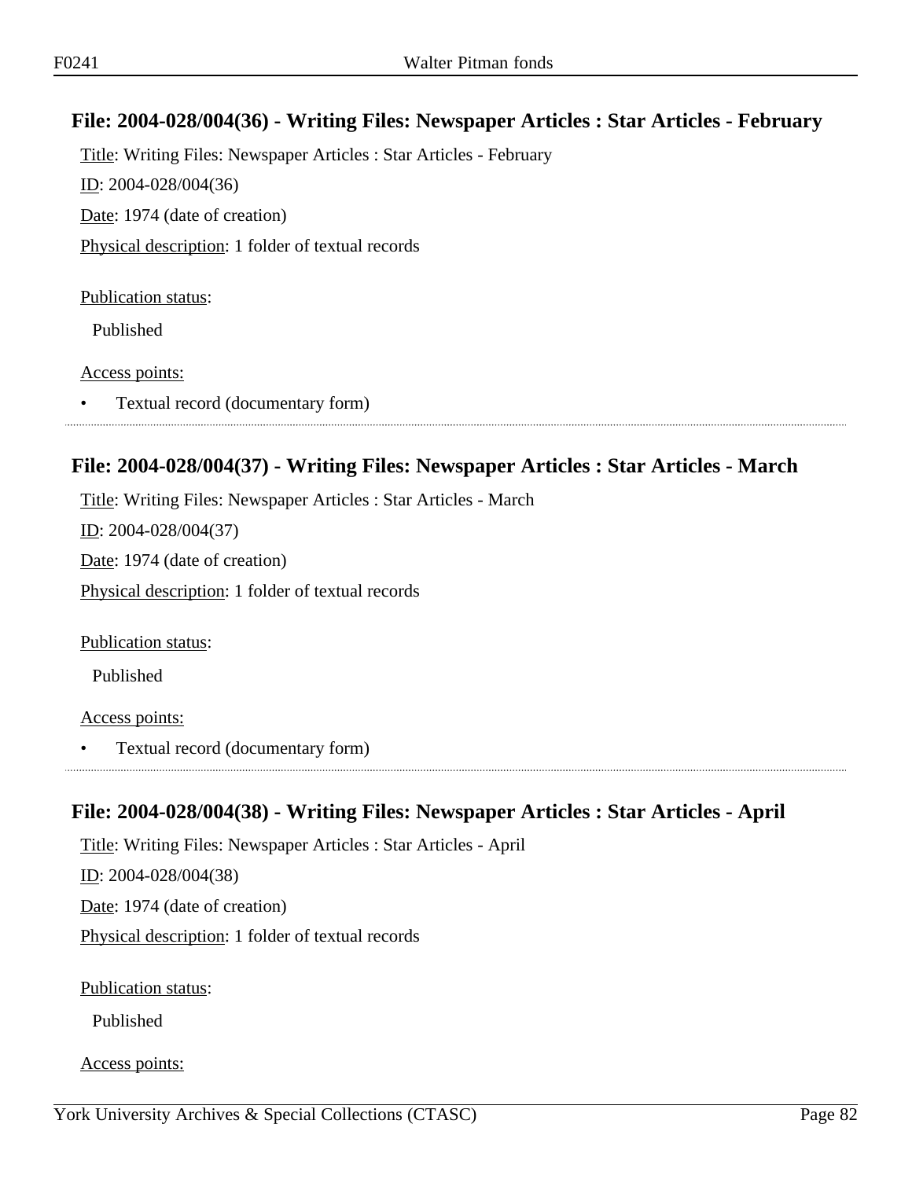## File: 2004-028/004(36) - Writing Files: Newspaper Articles : Star Articles - February

Title: Writing Files: Newspaper Articles : Star Articles - February

ID: 2004-028/004(36)

Date: 1974 (date of creation)

Physical description: 1 folder of textual records

Publication status:

Published

Access points:

- Textual record (documentary form)

## File: 2004-028/004(37) - Writing Files: Newspaper Articles : Star Articles - March

Title: Writing Files: Newspaper Articles : Star Articles - March

ID: 2004-028/004(37)

Date: 1974 (date of creation)

Physical description: 1 folder of textual records

Publication status:

Published

Access points:

- Textual record (documentary form)

## File: 2004-028/004(38) - Writing Files: Newspaper Articles : Star Articles - April

Title: Writing Files: Newspaper Articles : Star Articles - April

ID: 2004-028/004(38)

Date: 1974 (date of creation)

Physical description: 1 folder of textual records

Publication status:

Published

Access points: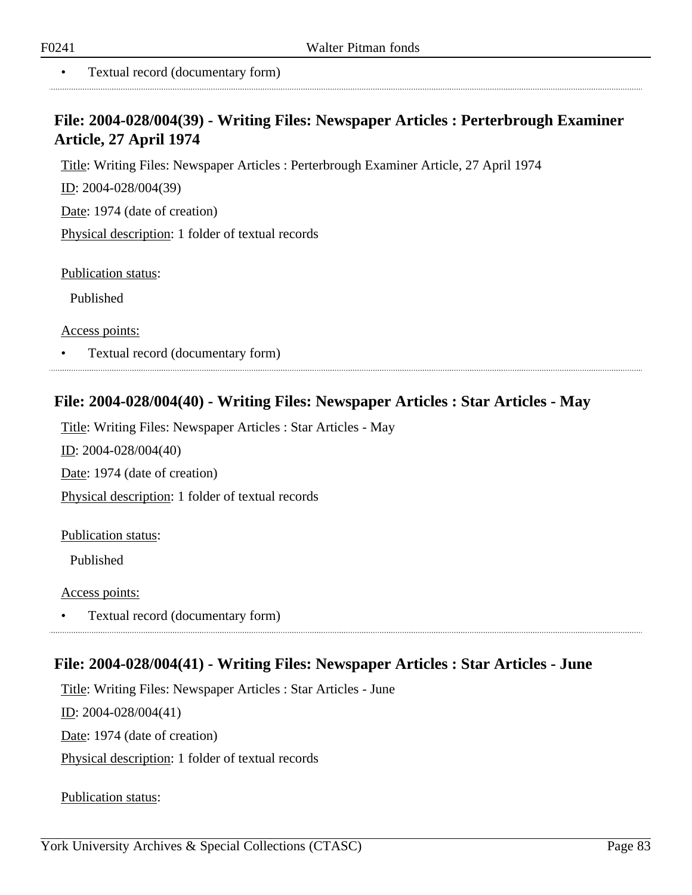- Textual record (documentary form)

## File: 2004-028/004(39) - Writing Files: Newspaper Articles : Perterbrough Examiner Article, 27 April 1974

Title: Writing Files: Newspaper Articles : Perterbrough Examiner Article, 27 April 1974

ID: 2004-028/004(39)

Date: 1974 (date of creation)

Physical description: 1 folder of textual records

Publication status:

Published

Access points:

- Textual record (documentary form)

## File: 2004-028/004(40) - Writing Files: Newspaper Articles : Star Articles - May

Title: Writing Files: Newspaper Articles : Star Articles - May

ID: 2004-028/004(40)

Date: 1974 (date of creation)

Physical description: 1 folder of textual records

Publication status:

Published

Access points:

- Textual record (documentary form)

## File: 2004-028/004(41) - Writing Files: Newspaper Articles : Star Articles - June

Title: Writing Files: Newspaper Articles : Star Articles - June

ID: 2004-028/004(41)

Date: 1974 (date of creation)

Physical description: 1 folder of textual records

Publication status: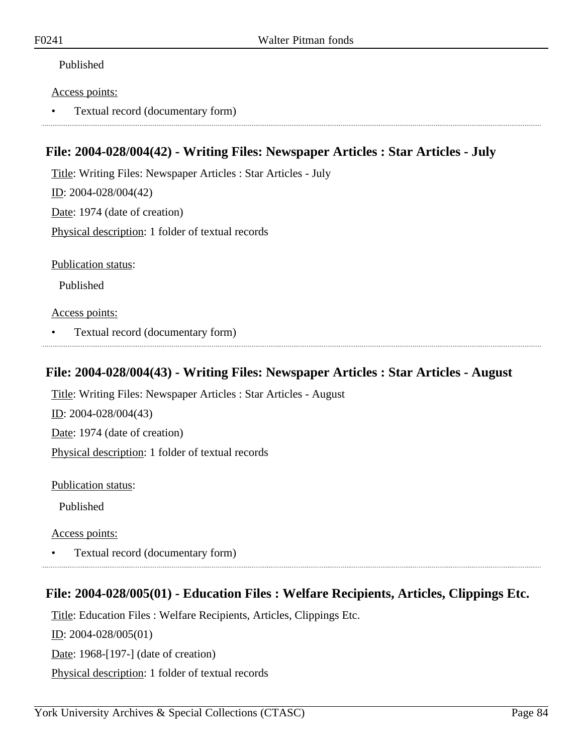Published

Access points:

- Textual record (documentary form)

### File: 2004-028/004(42) - Writing Files: Newspaper Articles : Star Articles - July

Title: Writing Files: Newspaper Articles : Star Articles - July

ID: 2004-028/004(42)

Date: 1974 (date of creation)

Physical description: 1 folder of textual records

Publication status:

Published

Access points:

- Textual record (documentary form)

### File: 2004-028/004(43) - Writing Files: Newspaper Articles : Star Articles - August

Title: Writing Files: Newspaper Articles : Star Articles - August

ID: 2004-028/004(43)

Date: 1974 (date of creation)

Physical description: 1 folder of textual records

Publication status:

Published

Access points:

- Textual record (documentary form)

### File: 2004-028/005(01) - Education Files : Welfare Recipients, Articles, Clippings Etc.

Title: Education Files : Welfare Recipients, Articles, Clippings Etc.

ID: 2004-028/005(01)

Date: 1968-[197-] (date of creation)

Physical description: 1 folder of textual records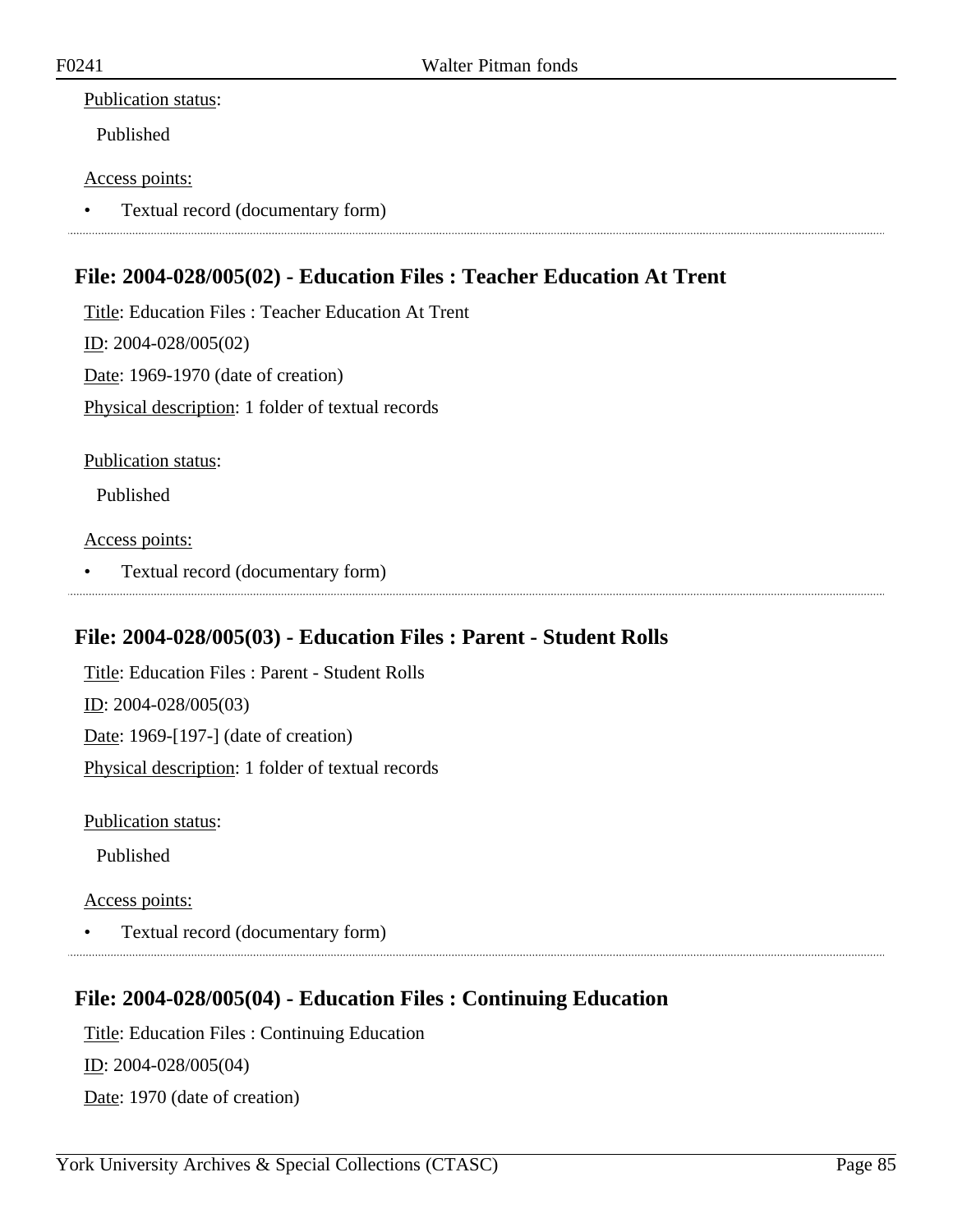Publication status:

Published

Access points:

- Textual record (documentary form)

---

## File: 2004-028/005(02) - Education Files : Teacher Education At Trent

Title: Education Files : Teacher Education At Trent

ID: 2004-028/005(02)

Date: 1969-1970 (date of creation)

Physical description: 1 folder of textual records

Publication status:

Published

Access points:

- Textual record (documentary form)

---

## File: 2004-028/005(03) - Education Files : Parent - Student Rolls

Title: Education Files : Parent - Student Rolls

ID: 2004-028/005(03)

Date: 1969-[197-] (date of creation)

Physical description: 1 folder of textual records

Publication status:

Published

Access points:

- Textual record (documentary form)

---

## File: 2004-028/005(04) - Education Files : Continuing Education

Title: Education Files : Continuing Education

ID: 2004-028/005(04)

Date: 1970 (date of creation)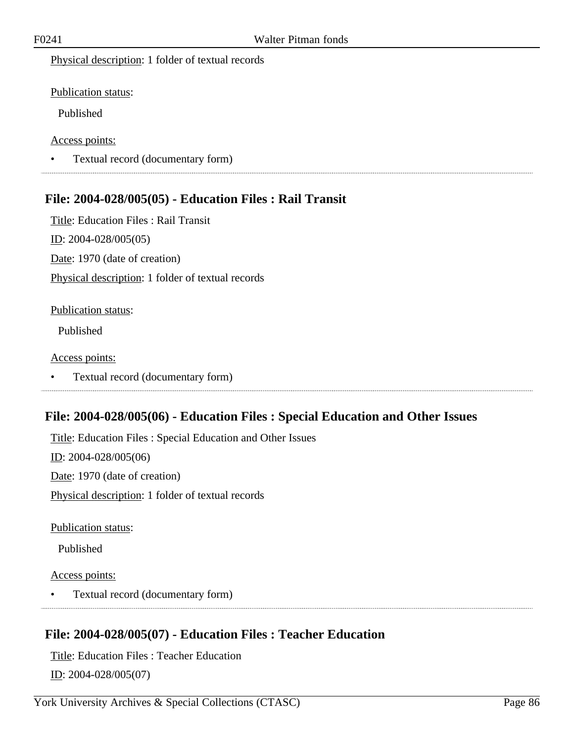Physical description: 1 folder of textual records

Publication status:

Published

Access points:

- Textual record (documentary form)

## File: 2004-028/005(05) - Education Files : Rail Transit

Title: Education Files : Rail Transit

ID: 2004-028/005(05)

Date: 1970 (date of creation)

Physical description: 1 folder of textual records

Publication status:

Published

Access points:

- Textual record (documentary form)

## File: 2004-028/005(06) - Education Files : Special Education and Other Issues

Title: Education Files : Special Education and Other Issues

ID: 2004-028/005(06)

Date: 1970 (date of creation)

Physical description: 1 folder of textual records

Publication status:

Published

Access points:

- Textual record (documentary form)

## File: 2004-028/005(07) - Education Files : Teacher Education

Title: Education Files : Teacher Education

ID: 2004-028/005(07)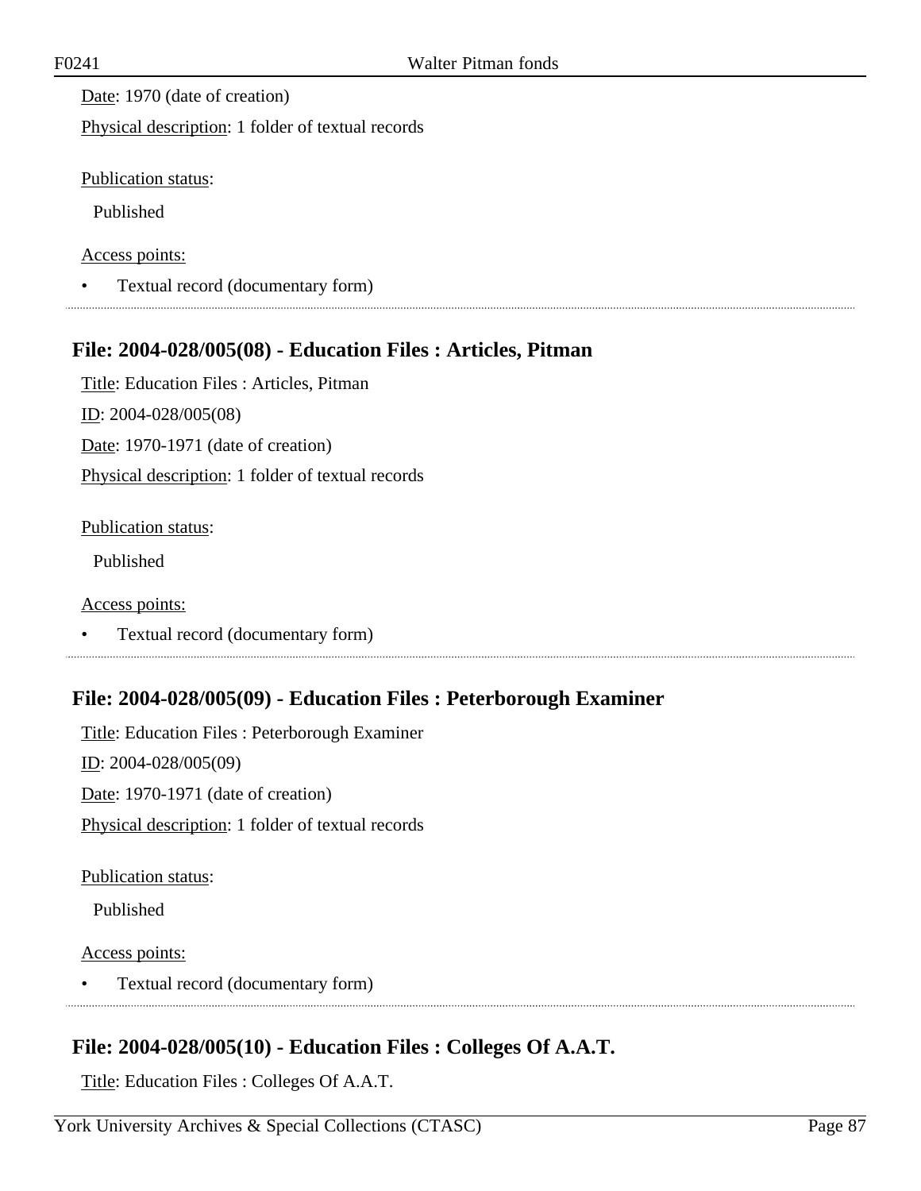Date: 1970 (date of creation)

Physical description: 1 folder of textual records

Publication status:

Published

Access points:

- Textual record (documentary form)

## File: 2004-028/005(08) - Education Files : Articles, Pitman

Title: Education Files : Articles, Pitman

ID: 2004-028/005(08)

Date: 1970-1971 (date of creation)

Physical description: 1 folder of textual records

Publication status:

Published

Access points:

- Textual record (documentary form)

## File: 2004-028/005(09) - Education Files : Peterborough Examiner

Title: Education Files : Peterborough Examiner

ID: 2004-028/005(09)

Date: 1970-1971 (date of creation)

Physical description: 1 folder of textual records

Publication status:

Published

Access points:

- Textual record (documentary form)

## File: 2004-028/005(10) - Education Files : Colleges Of A.A.T.

Title: Education Files : Colleges Of A.A.T.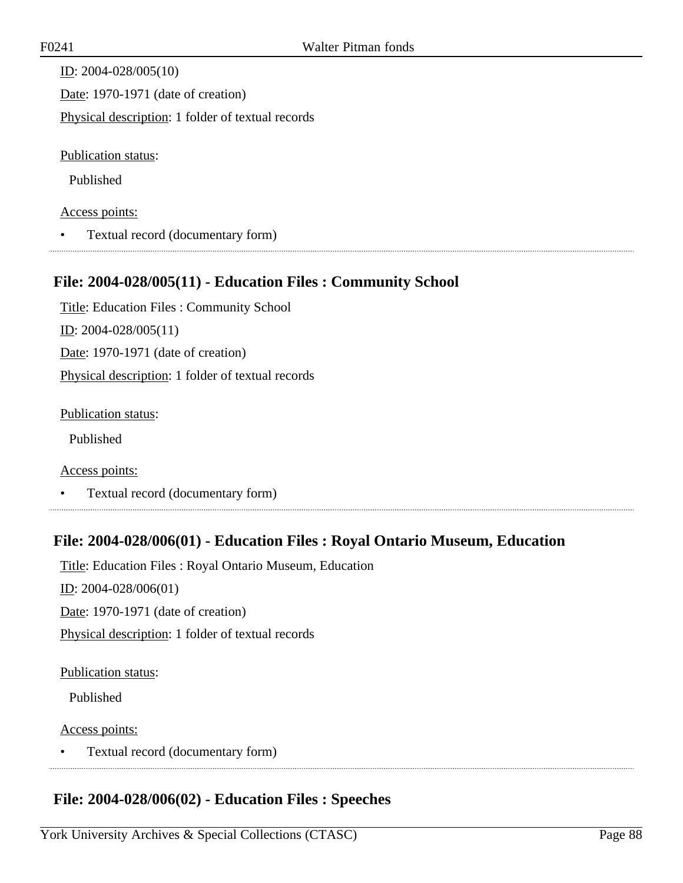ID: 2004-028/005(10)

Date: 1970-1971 (date of creation)

Physical description: 1 folder of textual records

Publication status:

Published

Access points:

- Textual record (documentary form)

## File: 2004-028/005(11) - Education Files : Community School

Title: Education Files : Community School

ID: 2004-028/005(11)

Date: 1970-1971 (date of creation)

Physical description: 1 folder of textual records

Publication status:

Published

Access points:

- Textual record (documentary form)

## File: 2004-028/006(01) - Education Files : Royal Ontario Museum, Education

Title: Education Files : Royal Ontario Museum, Education

ID: 2004-028/006(01)

Date: 1970-1971 (date of creation)

Physical description: 1 folder of textual records

Publication status:

Published

Access points:

- Textual record (documentary form)

## File: 2004-028/006(02) - Education Files : Speeches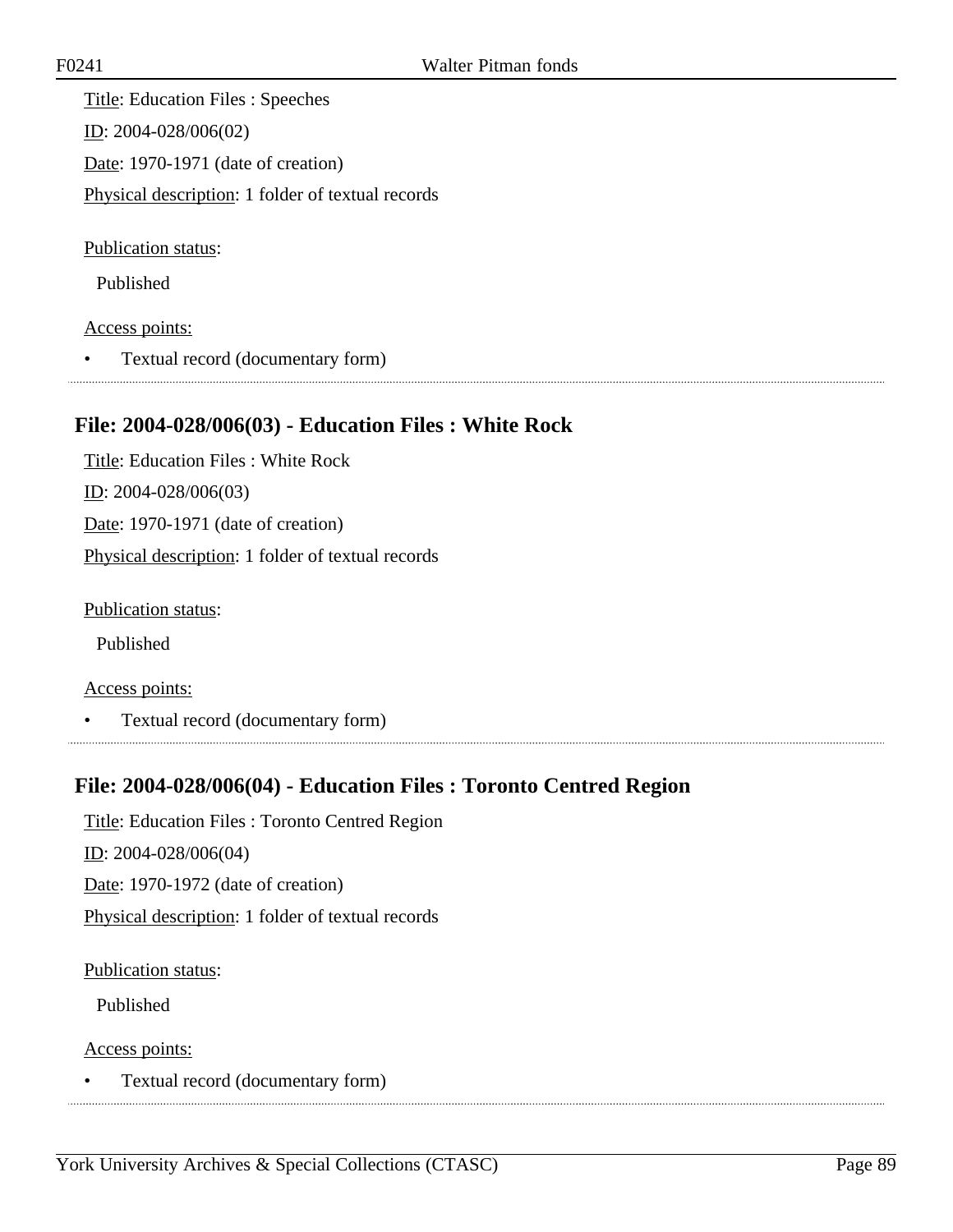Title: Education Files : Speeches

ID: 2004-028/006(02)

Date: 1970-1971 (date of creation)

Physical description: 1 folder of textual records

Publication status:

Published

Access points:

- Textual record (documentary form)

## File: 2004-028/006(03) - Education Files : White Rock

Title: Education Files : White Rock

ID: 2004-028/006(03)

Date: 1970-1971 (date of creation)

Physical description: 1 folder of textual records

Publication status:

Published

Access points:

- Textual record (documentary form)

## File: 2004-028/006(04) - Education Files : Toronto Centred Region

Title: Education Files : Toronto Centred Region

ID: 2004-028/006(04)

Date: 1970-1972 (date of creation)

Physical description: 1 folder of textual records

Publication status:

Published

Access points:

- Textual record (documentary form)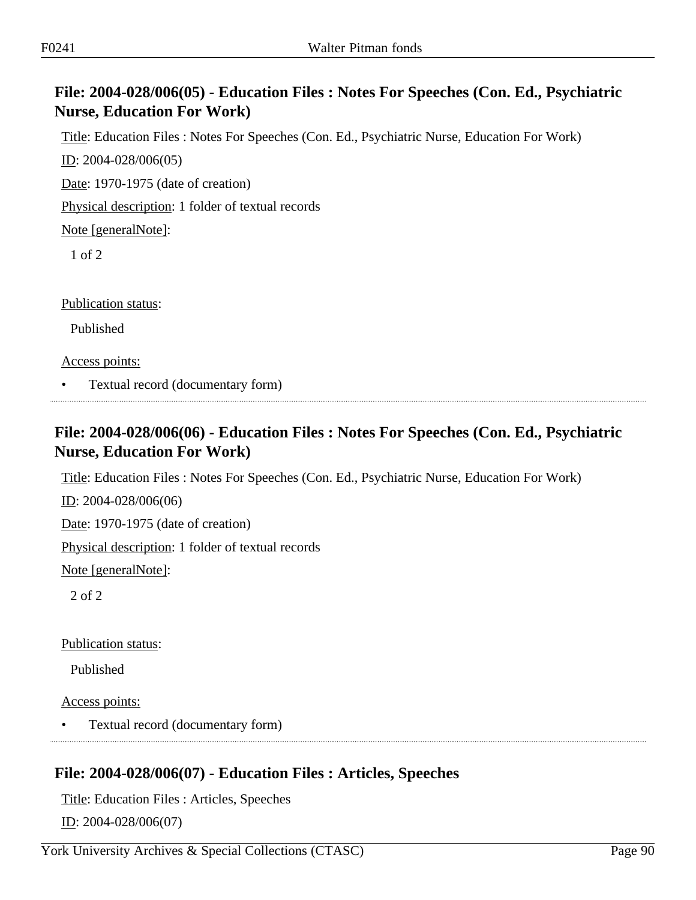## File: 2004-028/006(05) - Education Files : Notes For Speeches (Con. Ed., Psychiatric Nurse, Education For Work)

Title: Education Files : Notes For Speeches (Con. Ed., Psychiatric Nurse, Education For Work)

ID: 2004-028/006(05)

Date: 1970-1975 (date of creation)

Physical description: 1 folder of textual records

Note [generalNote]:

1 of 2

Publication status:

Published

Access points:

- Textual record (documentary form)

## File: 2004-028/006(06) - Education Files : Notes For Speeches (Con. Ed., Psychiatric Nurse, Education For Work)

Title: Education Files : Notes For Speeches (Con. Ed., Psychiatric Nurse, Education For Work)

ID: 2004-028/006(06)

Date: 1970-1975 (date of creation)

Physical description: 1 folder of textual records

Note [generalNote]:

2 of 2

Publication status:

Published

Access points:

- Textual record (documentary form)

## File: 2004-028/006(07) - Education Files : Articles, Speeches

Title: Education Files : Articles, Speeches

ID: 2004-028/006(07)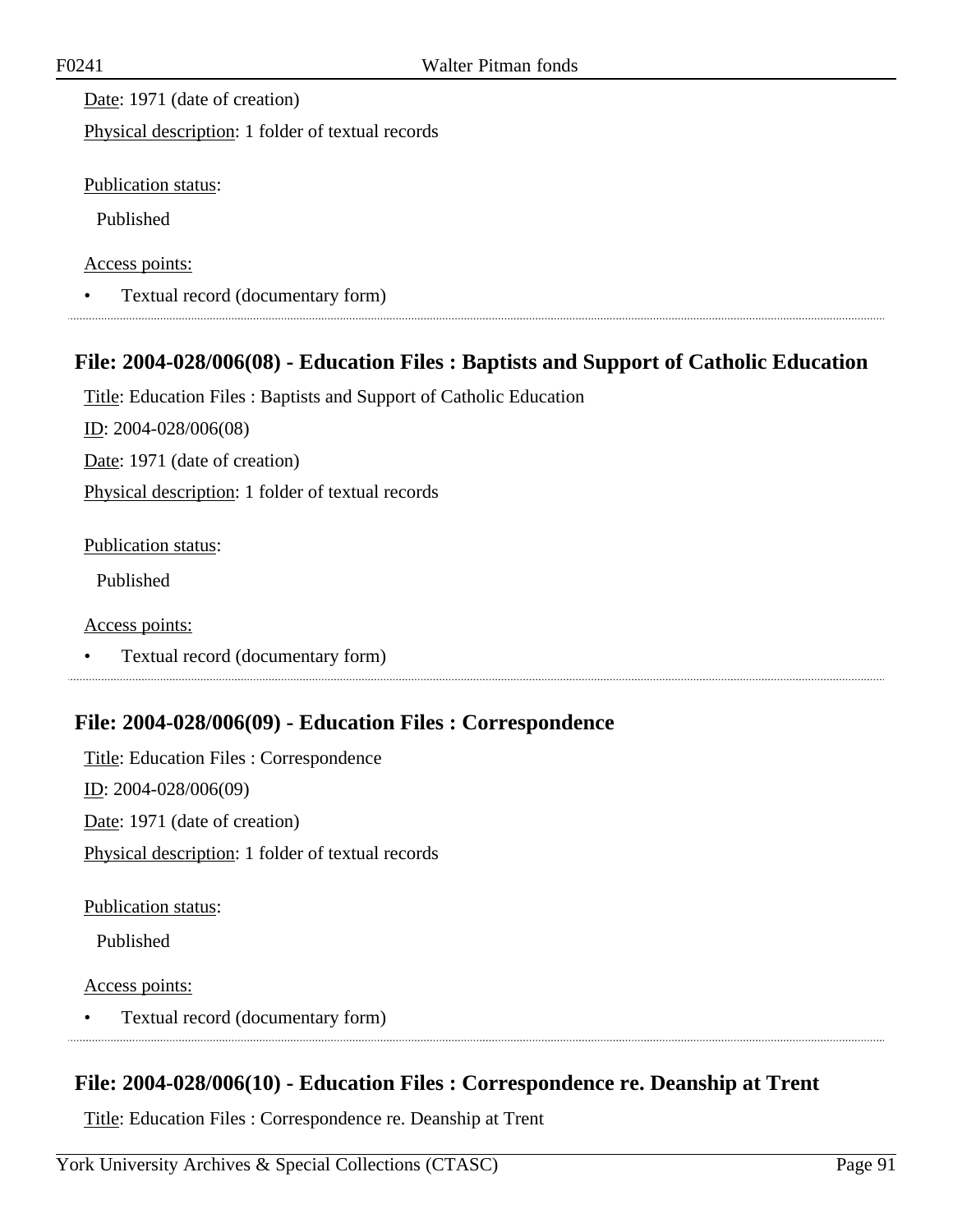Date: 1971 (date of creation)

Physical description: 1 folder of textual records

Publication status:

Published

Access points:

- Textual record (documentary form)

## File: 2004-028/006(08) - Education Files : Baptists and Support of Catholic Education

Title: Education Files : Baptists and Support of Catholic Education

ID: 2004-028/006(08)

Date: 1971 (date of creation)

Physical description: 1 folder of textual records

Publication status:

Published

Access points:

- Textual record (documentary form)

## File: 2004-028/006(09) - Education Files : Correspondence

Title: Education Files : Correspondence

ID: 2004-028/006(09)

Date: 1971 (date of creation)

Physical description: 1 folder of textual records

Publication status:

Published

Access points:

- Textual record (documentary form)

## File: 2004-028/006(10) - Education Files : Correspondence re. Deanship at Trent

Title: Education Files : Correspondence re. Deanship at Trent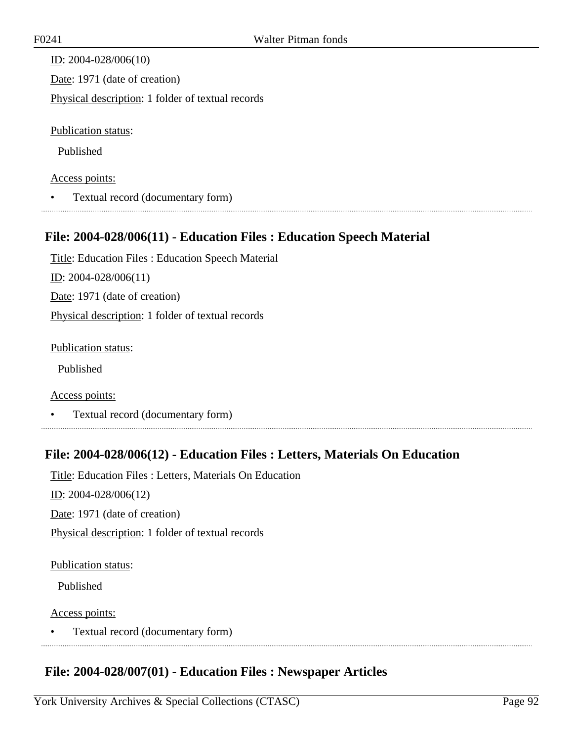ID: 2004-028/006(10)

Date: 1971 (date of creation)

Physical description: 1 folder of textual records

Publication status:

Published

Access points:

- Textual record (documentary form)

## File: 2004-028/006(11) - Education Files : Education Speech Material

Title: Education Files : Education Speech Material

ID: 2004-028/006(11)

Date: 1971 (date of creation)

Physical description: 1 folder of textual records

Publication status:

Published

Access points:

- Textual record (documentary form)

## File: 2004-028/006(12) - Education Files : Letters, Materials On Education

Title: Education Files : Letters, Materials On Education

ID: 2004-028/006(12)

Date: 1971 (date of creation)

Physical description: 1 folder of textual records

Publication status:

Published

Access points:

- Textual record (documentary form)

## File: 2004-028/007(01) - Education Files : Newspaper Articles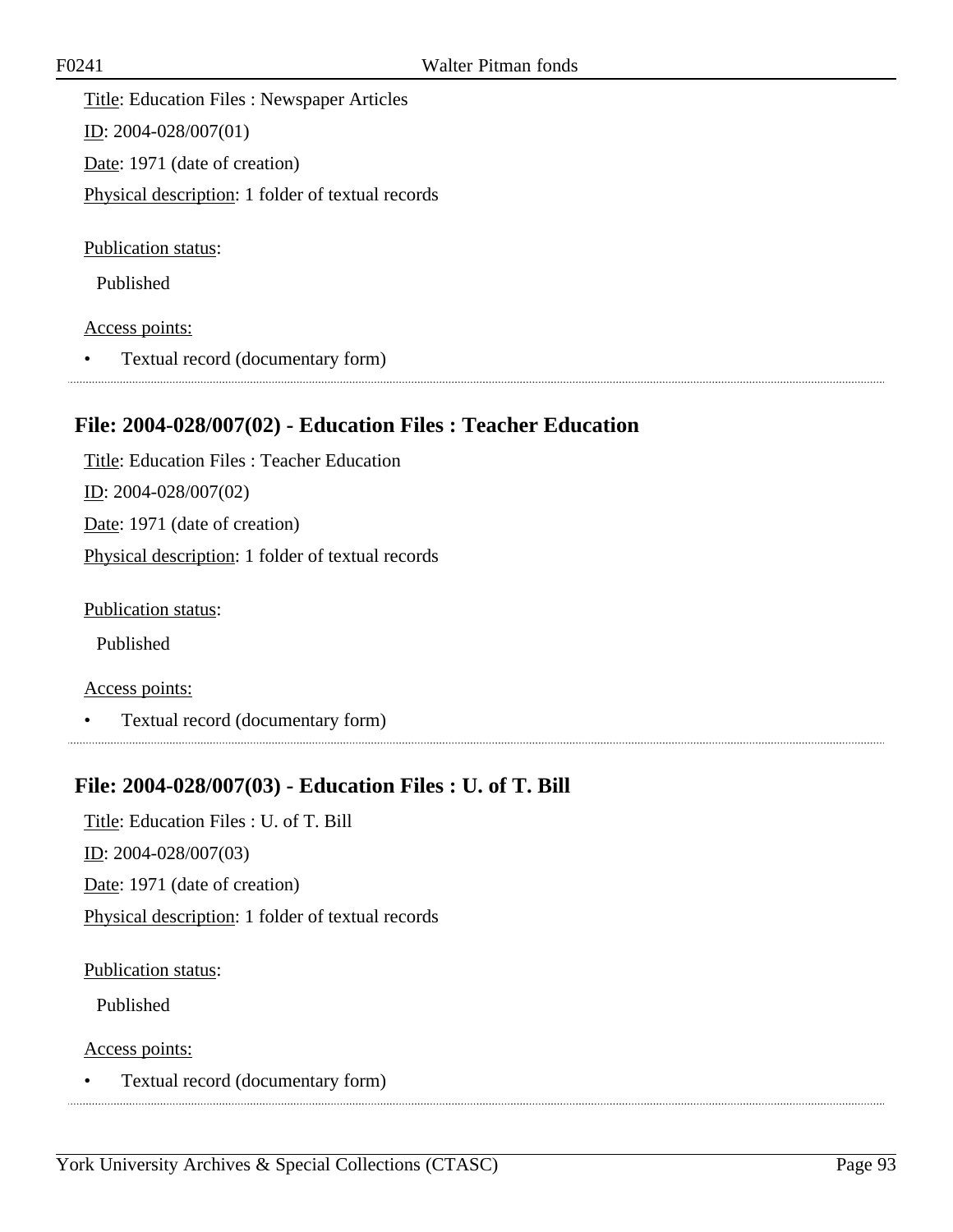Title: Education Files : Newspaper Articles

ID: 2004-028/007(01)

Date: 1971 (date of creation)

Physical description: 1 folder of textual records

Publication status:

Published

Access points:

- Textual record (documentary form)

## File: 2004-028/007(02) - Education Files : Teacher Education

Title: Education Files : Teacher Education

ID: 2004-028/007(02)

Date: 1971 (date of creation)

Physical description: 1 folder of textual records

Publication status:

Published

Access points:

- Textual record (documentary form)

## File: 2004-028/007(03) - Education Files : U. of T. Bill

Title: Education Files : U. of T. Bill

ID: 2004-028/007(03)

Date: 1971 (date of creation)

Physical description: 1 folder of textual records

Publication status:

Published

Access points:

- Textual record (documentary form)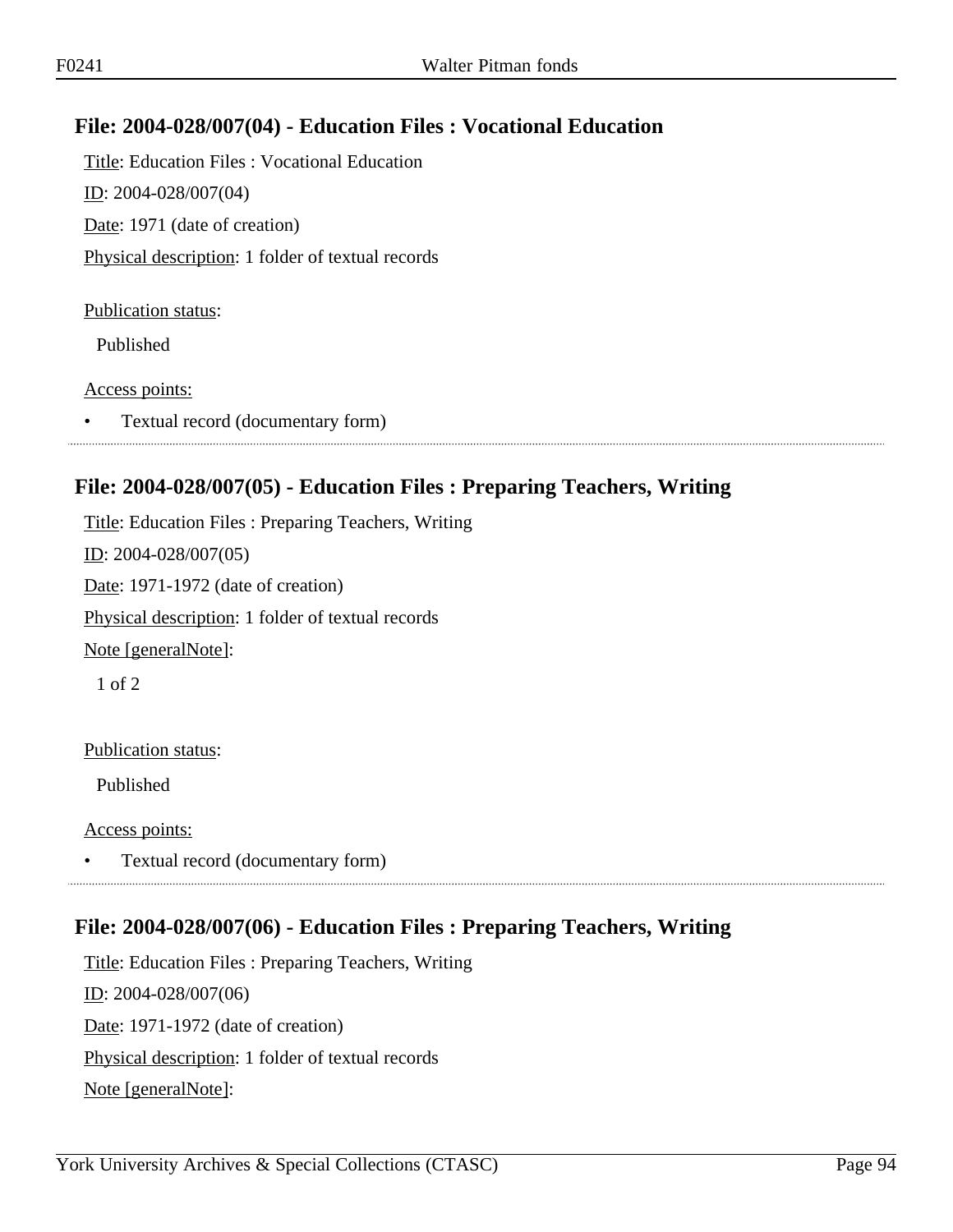## File: 2004-028/007(04) - Education Files : Vocational Education

Title: Education Files : Vocational Education

ID: 2004-028/007(04)

Date: 1971 (date of creation)

Physical description: 1 folder of textual records

Publication status:

Published

Access points:

- Textual record (documentary form)

## File: 2004-028/007(05) - Education Files : Preparing Teachers, Writing

Title: Education Files : Preparing Teachers, Writing

ID: 2004-028/007(05)

Date: 1971-1972 (date of creation)

Physical description: 1 folder of textual records

Note [generalNote]:

1 of 2

Publication status:

Published

Access points:

- Textual record (documentary form)

## File: 2004-028/007(06) - Education Files : Preparing Teachers, Writing

Title: Education Files : Preparing Teachers, Writing

ID: 2004-028/007(06)

Date: 1971-1972 (date of creation)

Physical description: 1 folder of textual records

Note [generalNote]: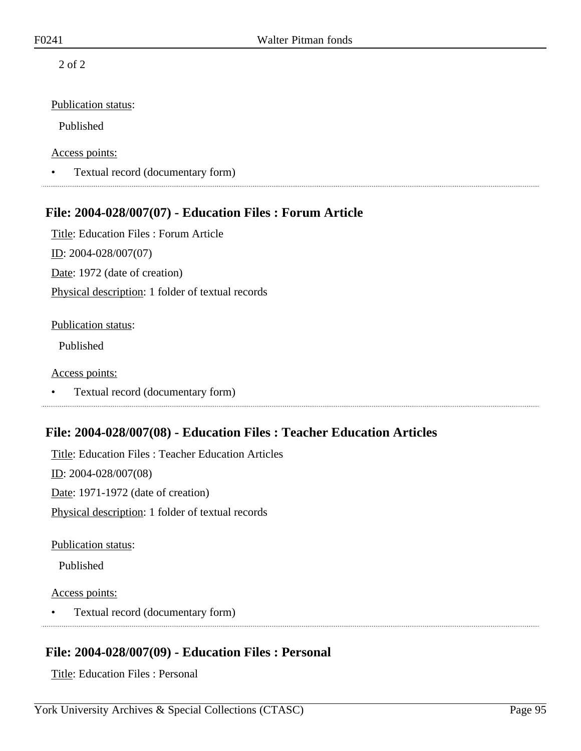2 of 2

Publication status:

Published

Access points:

- Textual record (documentary form)

## File: 2004-028/007(07) - Education Files : Forum Article

Title: Education Files : Forum Article

ID: 2004-028/007(07)

Date: 1972 (date of creation)

Physical description: 1 folder of textual records

Publication status:

Published

Access points:

- Textual record (documentary form)

## File: 2004-028/007(08) - Education Files : Teacher Education Articles

Title: Education Files : Teacher Education Articles

ID: 2004-028/007(08)

Date: 1971-1972 (date of creation)

Physical description: 1 folder of textual records

Publication status:

Published

Access points:

- Textual record (documentary form)

## File: 2004-028/007(09) - Education Files : Personal

Title: Education Files : Personal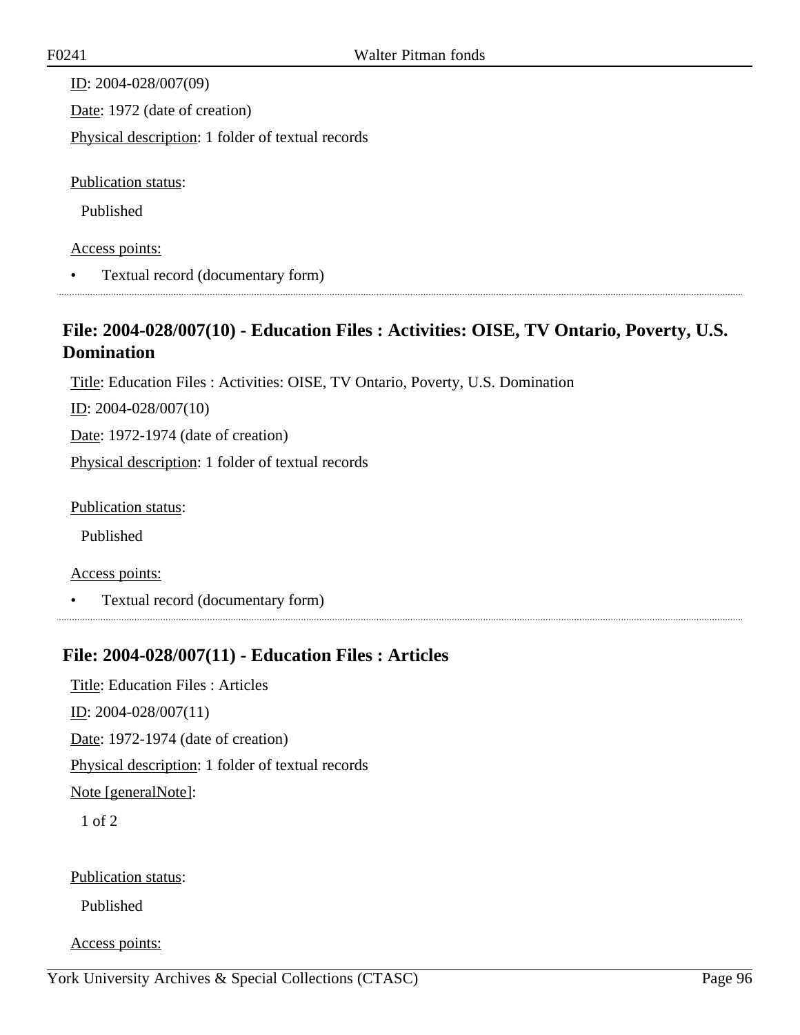ID: 2004-028/007(09)

Date: 1972 (date of creation)

Physical description: 1 folder of textual records

Publication status:

Published

Access points:

- Textual record (documentary form)

## File: 2004-028/007(10) - Education Files : Activities: OISE, TV Ontario, Poverty, U.S. Domination

Title: Education Files : Activities: OISE, TV Ontario, Poverty, U.S. Domination

ID: 2004-028/007(10)

Date: 1972-1974 (date of creation)

Physical description: 1 folder of textual records

Publication status:

Published

Access points:

- Textual record (documentary form)

## File: 2004-028/007(11) - Education Files : Articles

Title: Education Files : Articles

ID: 2004-028/007(11)

Date: 1972-1974 (date of creation)

Physical description: 1 folder of textual records

Note [generalNote]:

1 of 2

Publication status:

Published

Access points: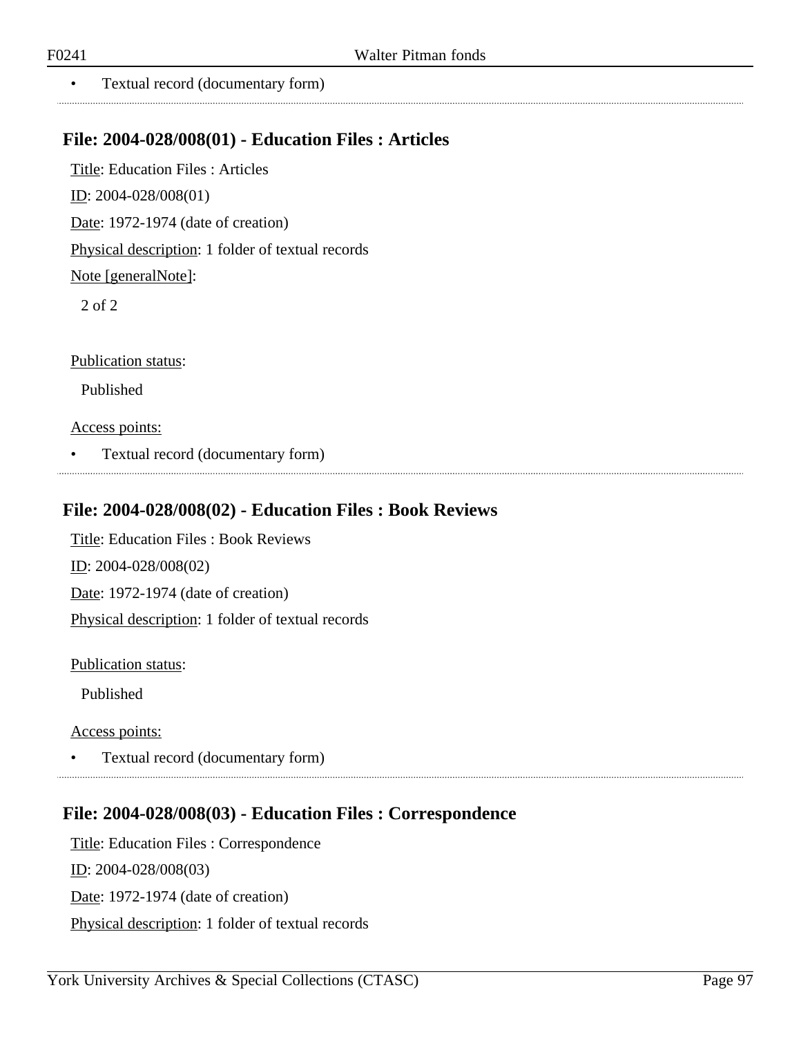- Textual record (documentary form)

## File: 2004-028/008(01) - Education Files : Articles

Title: Education Files : Articles

ID: 2004-028/008(01)

Date: 1972-1974 (date of creation)

Physical description: 1 folder of textual records

Note [generalNote]:

2 of 2

Publication status:

Published

Access points:

- Textual record (documentary form)

## File: 2004-028/008(02) - Education Files : Book Reviews

Title: Education Files : Book Reviews

ID: 2004-028/008(02)

Date: 1972-1974 (date of creation)

Physical description: 1 folder of textual records

Publication status:

Published

Access points:

- Textual record (documentary form)

## File: 2004-028/008(03) - Education Files : Correspondence

Title: Education Files : Correspondence

ID: 2004-028/008(03)

Date: 1972-1974 (date of creation)

Physical description: 1 folder of textual records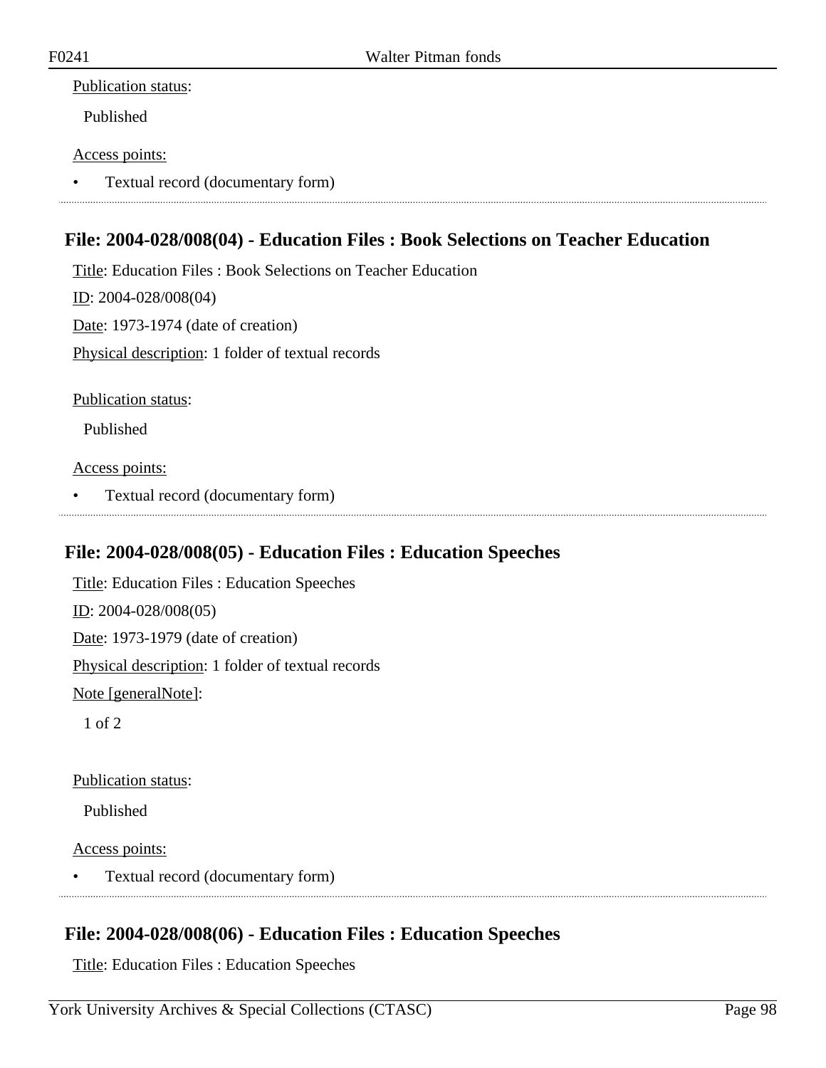Publication status:

Published

Access points:

- Textual record (documentary form)

## File: 2004-028/008(04) - Education Files : Book Selections on Teacher Education

Title: Education Files : Book Selections on Teacher Education

ID: 2004-028/008(04)

Date: 1973-1974 (date of creation)

Physical description: 1 folder of textual records

Publication status:

Published

Access points:

- Textual record (documentary form)

## File: 2004-028/008(05) - Education Files : Education Speeches

Title: Education Files : Education Speeches

ID: 2004-028/008(05)

Date: 1973-1979 (date of creation)

Physical description: 1 folder of textual records

Note [generalNote]:

1 of 2

Publication status:

Published

Access points:

- Textual record (documentary form)

## File: 2004-028/008(06) - Education Files : Education Speeches

Title: Education Files : Education Speeches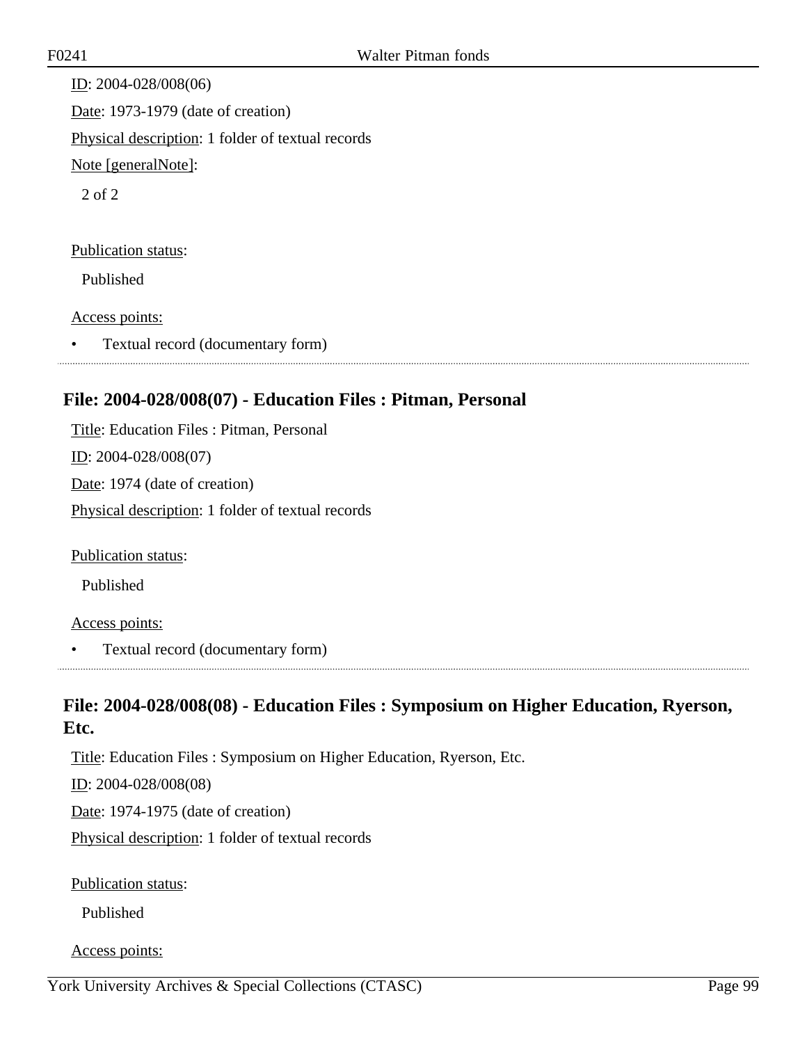ID: 2004-028/008(06)

Date: 1973-1979 (date of creation)

Physical description: 1 folder of textual records

Note [generalNote]:

2 of 2

Publication status:

Published

Access points:

- Textual record (documentary form)

## File: 2004-028/008(07) - Education Files : Pitman, Personal

Title: Education Files : Pitman, Personal

ID: 2004-028/008(07)

Date: 1974 (date of creation)

Physical description: 1 folder of textual records

Publication status:

Published

Access points:

- Textual record (documentary form)

## File: 2004-028/008(08) - Education Files : Symposium on Higher Education, Ryerson, Etc.

Title: Education Files : Symposium on Higher Education, Ryerson, Etc.

ID: 2004-028/008(08)

Date: 1974-1975 (date of creation)

Physical description: 1 folder of textual records

Publication status:

Published

Access points: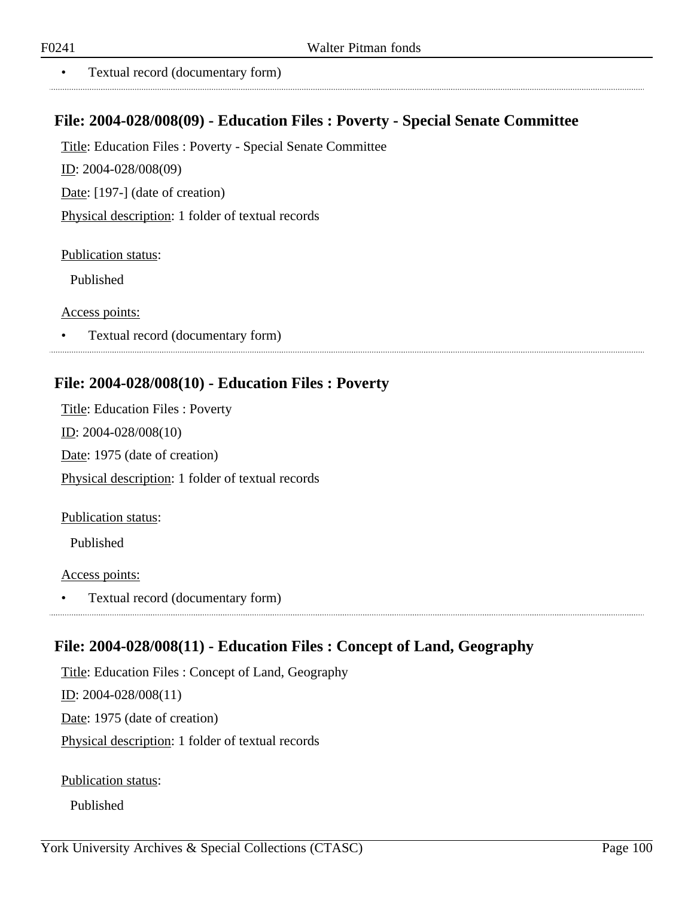- Textual record (documentary form)

## File: 2004-028/008(09) - Education Files : Poverty - Special Senate Committee

Title: Education Files : Poverty - Special Senate Committee

ID: 2004-028/008(09)

Date: [197-] (date of creation)

Physical description: 1 folder of textual records

Publication status:

Published

Access points:

- Textual record (documentary form)

## File: 2004-028/008(10) - Education Files : Poverty

Title: Education Files : Poverty

ID: 2004-028/008(10)

Date: 1975 (date of creation)

Physical description: 1 folder of textual records

Publication status:

Published

Access points:

- Textual record (documentary form)

## File: 2004-028/008(11) - Education Files : Concept of Land, Geography

Title: Education Files : Concept of Land, Geography

ID: 2004-028/008(11)

Date: 1975 (date of creation)

Physical description: 1 folder of textual records

Publication status:

Published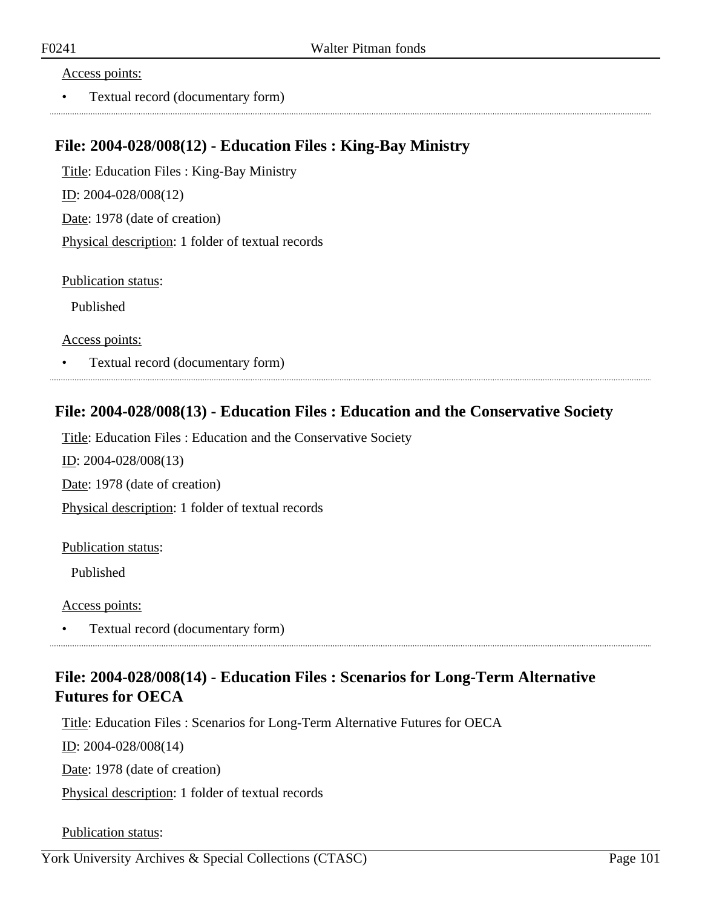Access points:

- Textual record (documentary form)

## File: 2004-028/008(12) - Education Files : King-Bay Ministry

Title: Education Files : King-Bay Ministry

ID: 2004-028/008(12)

Date: 1978 (date of creation)

Physical description: 1 folder of textual records

Publication status:

Published

Access points:

- Textual record (documentary form)

## File: 2004-028/008(13) - Education Files : Education and the Conservative Society

Title: Education Files : Education and the Conservative Society

ID: 2004-028/008(13)

Date: 1978 (date of creation)

Physical description: 1 folder of textual records

Publication status:

Published

Access points:

- Textual record (documentary form)

## File: 2004-028/008(14) - Education Files : Scenarios for Long-Term Alternative Futures for OECA

Title: Education Files : Scenarios for Long-Term Alternative Futures for OECA

ID: 2004-028/008(14)

Date: 1978 (date of creation)

Physical description: 1 folder of textual records

Publication status: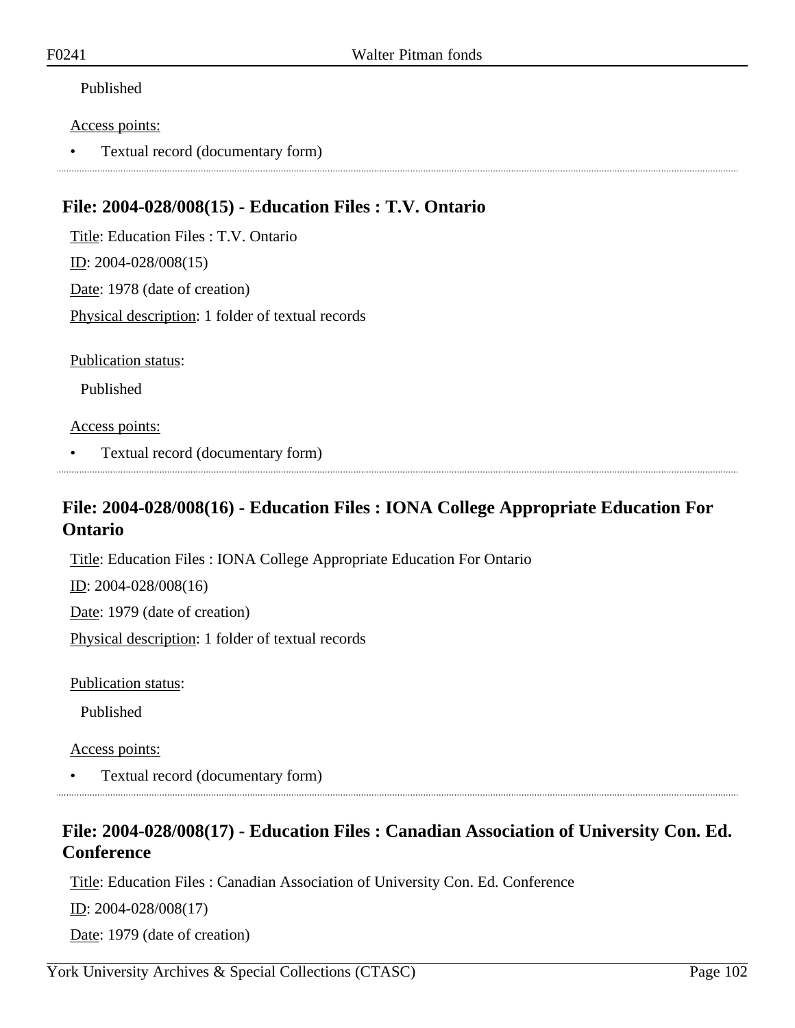Published

Access points:

- Textual record (documentary form)

---

## File: 2004-028/008(15) - Education Files : T.V. Ontario

Title: Education Files : T.V. Ontario

ID: 2004-028/008(15)

Date: 1978 (date of creation)

Physical description: 1 folder of textual records

Publication status:

Published

Access points:

- Textual record (documentary form)

---

## File: 2004-028/008(16) - Education Files : IONA College Appropriate Education For Ontario

Title: Education Files : IONA College Appropriate Education For Ontario

ID: 2004-028/008(16)

Date: 1979 (date of creation)

Physical description: 1 folder of textual records

Publication status:

Published

Access points:

- Textual record (documentary form)

---

## File: 2004-028/008(17) - Education Files : Canadian Association of University Con. Ed. Conference

Title: Education Files : Canadian Association of University Con. Ed. Conference

ID: 2004-028/008(17)

Date: 1979 (date of creation)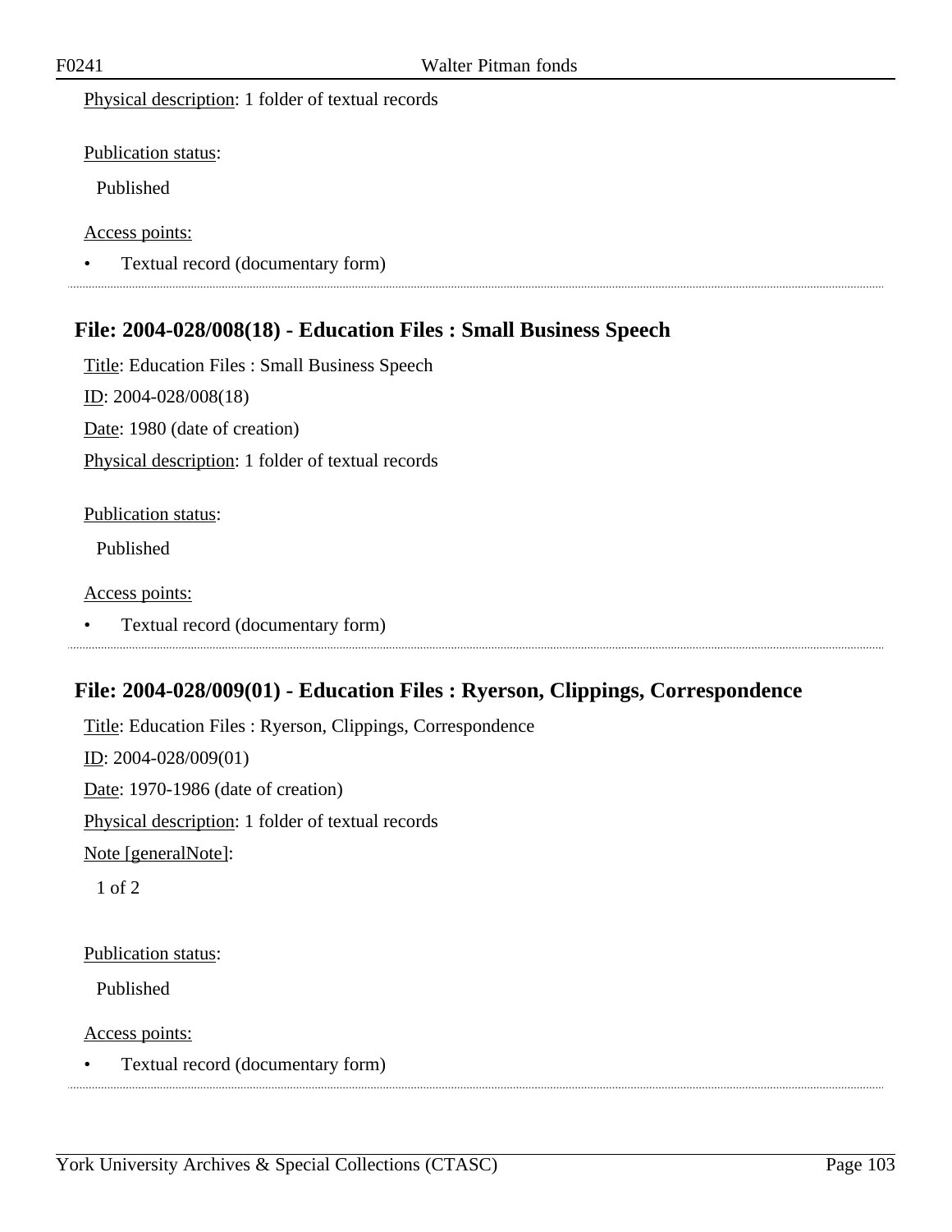Physical description: 1 folder of textual records

Publication status:

Published

Access points:

- Textual record (documentary form)

## File: 2004-028/008(18) - Education Files : Small Business Speech

Title: Education Files : Small Business Speech

ID: 2004-028/008(18)

Date: 1980 (date of creation)

Physical description: 1 folder of textual records

Publication status:

Published

Access points:

- Textual record (documentary form)

## File: 2004-028/009(01) - Education Files : Ryerson, Clippings, Correspondence

Title: Education Files : Ryerson, Clippings, Correspondence

ID: 2004-028/009(01)

Date: 1970-1986 (date of creation)

Physical description: 1 folder of textual records

Note [generalNote]:

1 of 2

Publication status:

Published

Access points:

- Textual record (documentary form)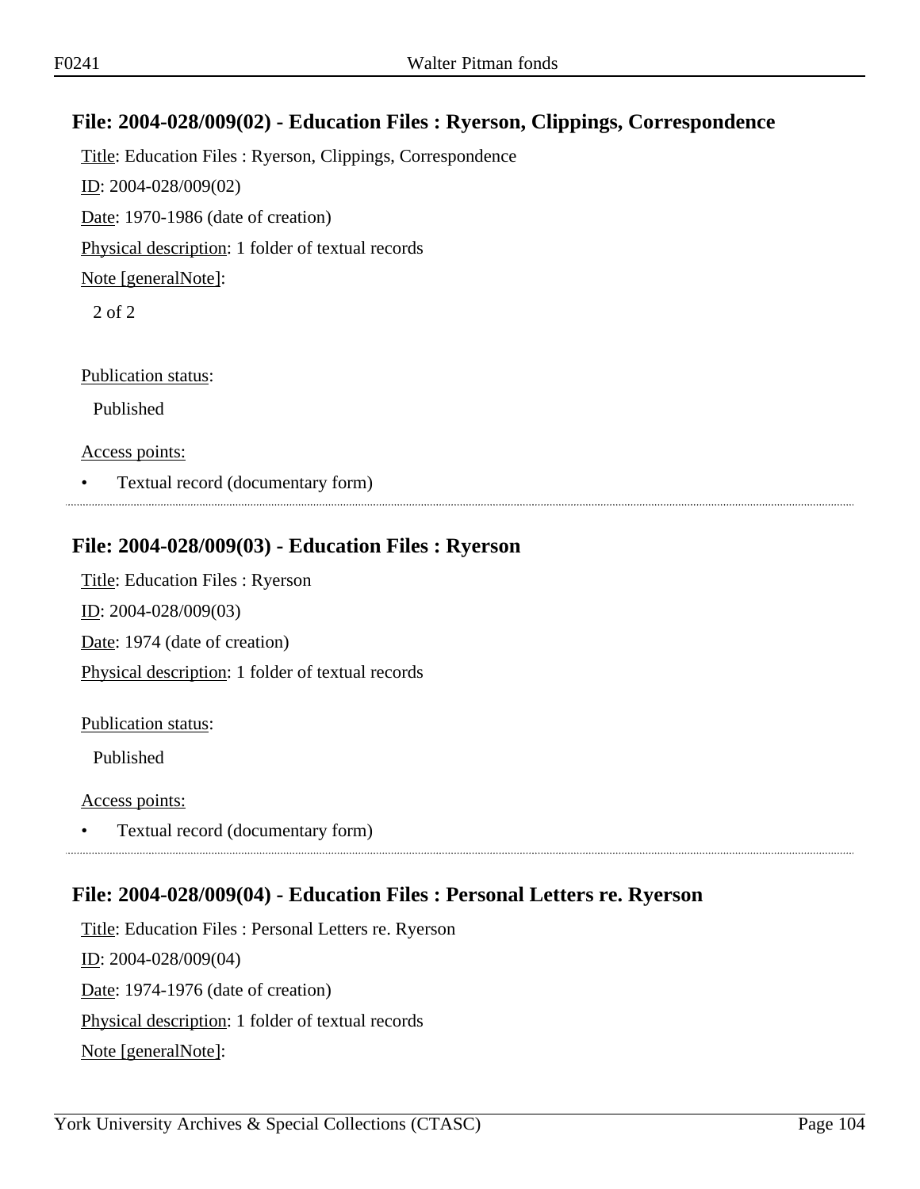## File: 2004-028/009(02) - Education Files : Ryerson, Clippings, Correspondence

Title: Education Files : Ryerson, Clippings, Correspondence

ID: 2004-028/009(02)

Date: 1970-1986 (date of creation)

Physical description: 1 folder of textual records

Note [generalNote]:

2 of 2

Publication status:

Published

Access points:

- Textual record (documentary form)

## File: 2004-028/009(03) - Education Files : Ryerson

Title: Education Files : Ryerson

ID: 2004-028/009(03)

Date: 1974 (date of creation)

Physical description: 1 folder of textual records

Publication status:

Published

Access points:

- Textual record (documentary form)

## File: 2004-028/009(04) - Education Files : Personal Letters re. Ryerson

Title: Education Files : Personal Letters re. Ryerson

ID: 2004-028/009(04)

Date: 1974-1976 (date of creation)

Physical description: 1 folder of textual records

Note [generalNote]: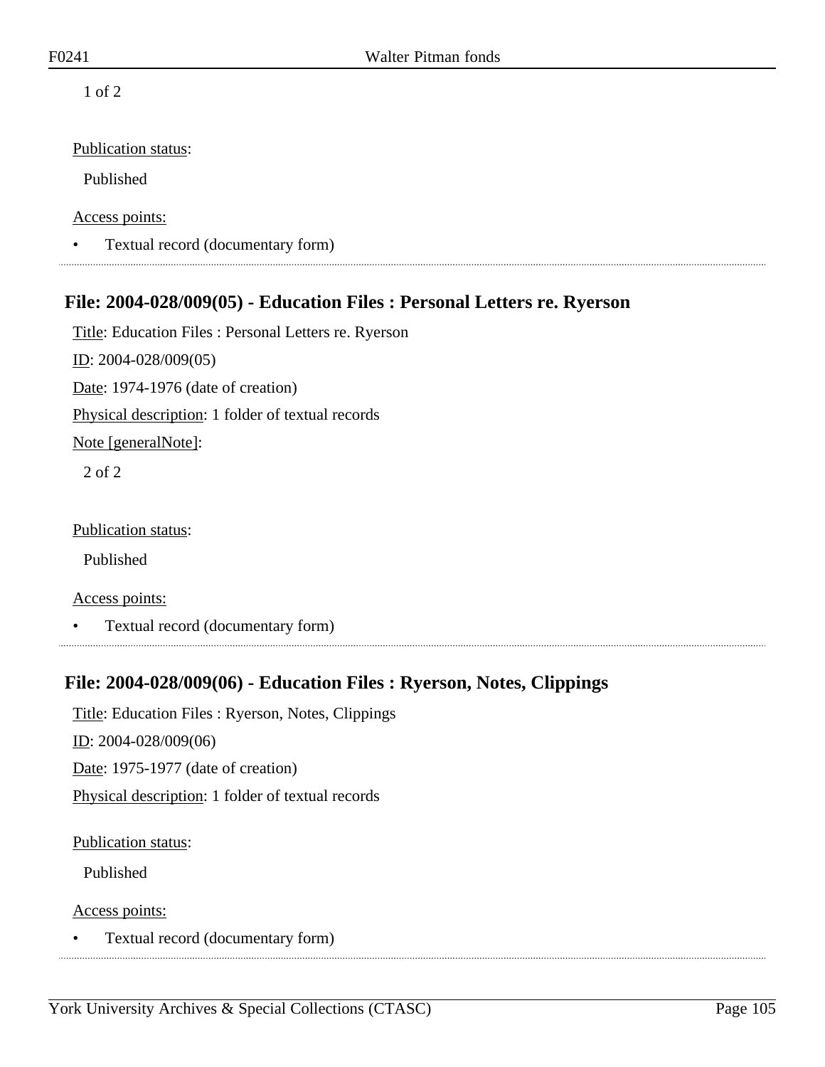1 of 2

Publication status:

Published

Access points:

- Textual record (documentary form)

## File: 2004-028/009(05) - Education Files : Personal Letters re. Ryerson

Title: Education Files : Personal Letters re. Ryerson

ID: 2004-028/009(05)

Date: 1974-1976 (date of creation)

Physical description: 1 folder of textual records

Note [generalNote]:

2 of 2

Publication status:

Published

Access points:

- Textual record (documentary form)

## File: 2004-028/009(06) - Education Files : Ryerson, Notes, Clippings

Title: Education Files : Ryerson, Notes, Clippings

ID: 2004-028/009(06)

Date: 1975-1977 (date of creation)

Physical description: 1 folder of textual records

Publication status:

Published

Access points:

- Textual record (documentary form)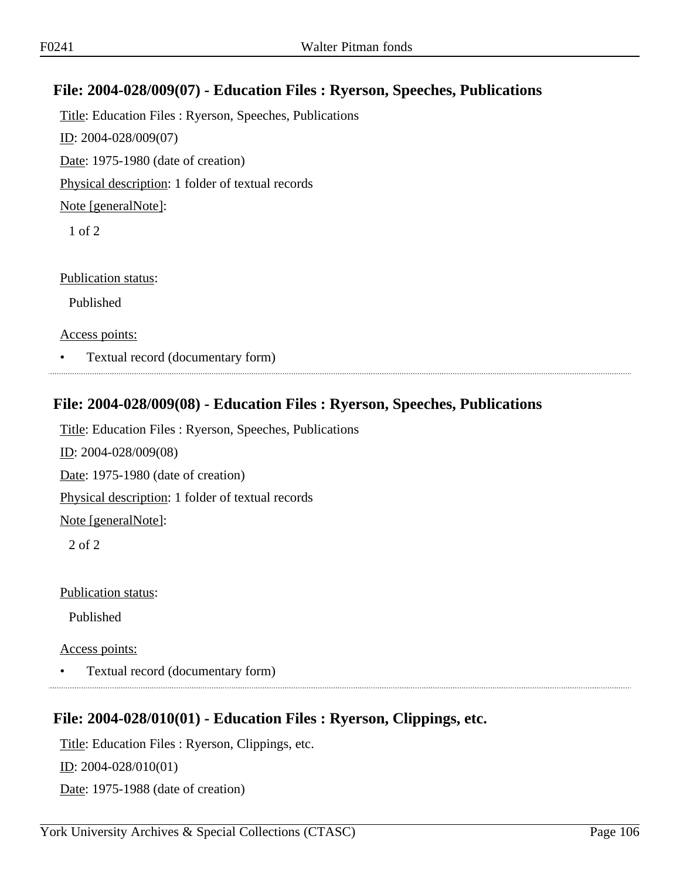## File: 2004-028/009(07) - Education Files : Ryerson, Speeches, Publications

Title: Education Files : Ryerson, Speeches, Publications

ID: 2004-028/009(07)

Date: 1975-1980 (date of creation)

Physical description: 1 folder of textual records

Note [generalNote]:

1 of 2

Publication status:

Published

Access points:

- Textual record (documentary form)

## File: 2004-028/009(08) - Education Files : Ryerson, Speeches, Publications

Title: Education Files : Ryerson, Speeches, Publications

ID: 2004-028/009(08)

Date: 1975-1980 (date of creation)

Physical description: 1 folder of textual records

Note [generalNote]:

2 of 2

Publication status:

Published

Access points:

- Textual record (documentary form)

## File: 2004-028/010(01) - Education Files : Ryerson, Clippings, etc.

Title: Education Files : Ryerson, Clippings, etc.

ID: 2004-028/010(01)

Date: 1975-1988 (date of creation)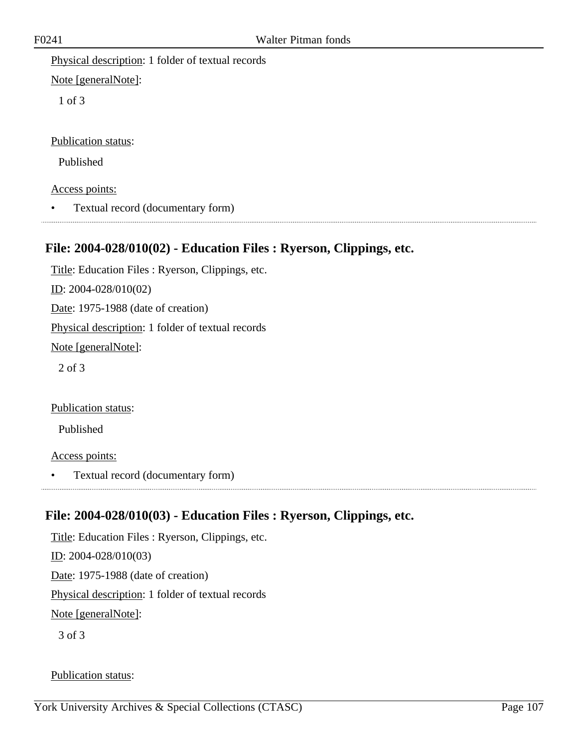Physical description: 1 folder of textual records

Note [generalNote]:

1 of 3

Publication status:

Published

Access points:

- Textual record (documentary form)

## File: 2004-028/010(02) - Education Files : Ryerson, Clippings, etc.

Title: Education Files : Ryerson, Clippings, etc.

ID: 2004-028/010(02)

Date: 1975-1988 (date of creation)

Physical description: 1 folder of textual records

Note [generalNote]:

2 of 3

Publication status:

Published

Access points:

- Textual record (documentary form)

## File: 2004-028/010(03) - Education Files : Ryerson, Clippings, etc.

Title: Education Files : Ryerson, Clippings, etc.

ID: 2004-028/010(03)

Date: 1975-1988 (date of creation)

Physical description: 1 folder of textual records

Note [generalNote]:

3 of 3

Publication status: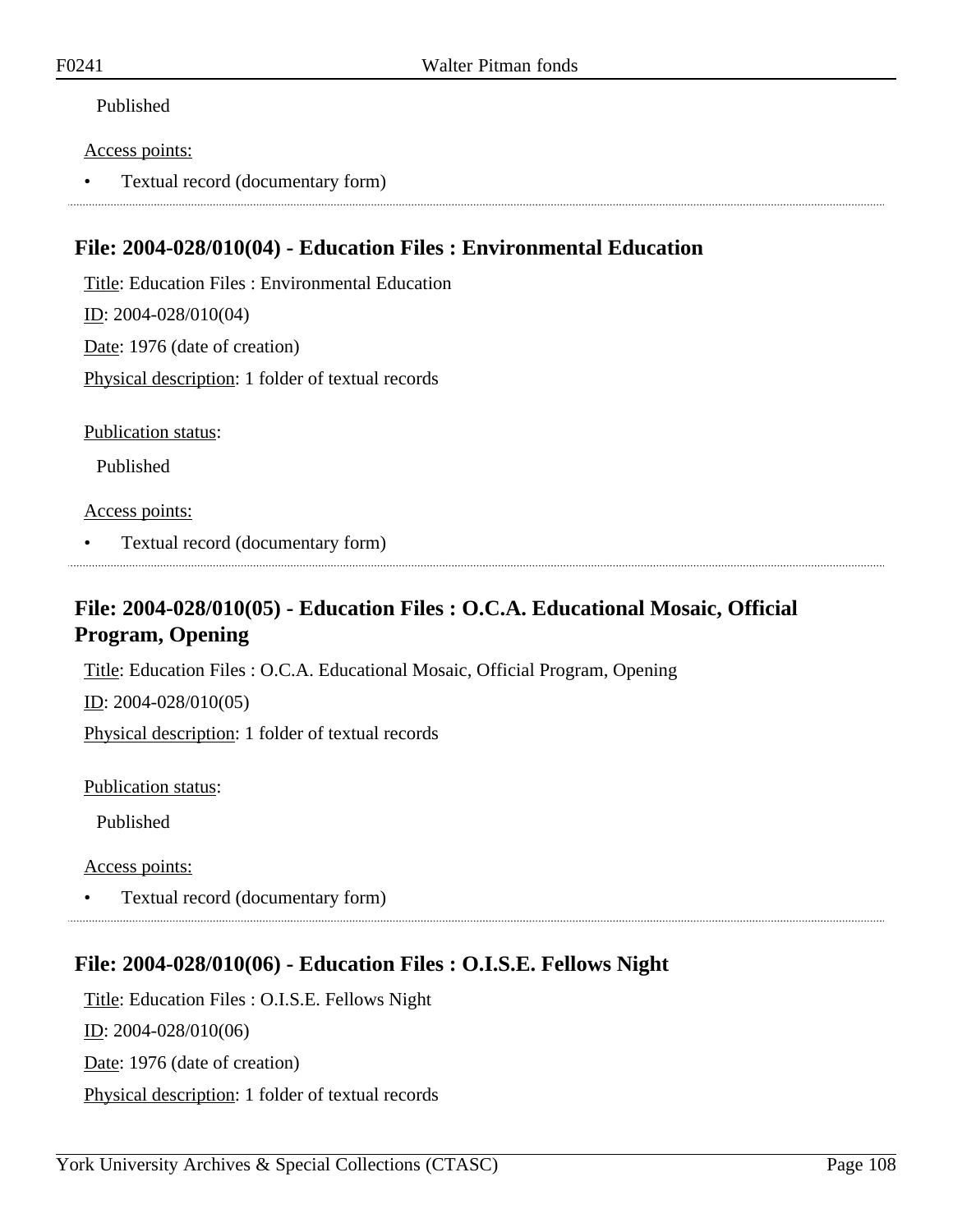Published

Access points:

- Textual record (documentary form)

## File: 2004-028/010(04) - Education Files : Environmental Education

Title: Education Files : Environmental Education

ID: 2004-028/010(04)

Date: 1976 (date of creation)

Physical description: 1 folder of textual records

Publication status:

Published

Access points:

- Textual record (documentary form)

## File: 2004-028/010(05) - Education Files : O.C.A. Educational Mosaic, Official Program, Opening

Title: Education Files : O.C.A. Educational Mosaic, Official Program, Opening

ID: 2004-028/010(05)

Physical description: 1 folder of textual records

Publication status:

Published

Access points:

- Textual record (documentary form)

## File: 2004-028/010(06) - Education Files : O.I.S.E. Fellows Night

Title: Education Files : O.I.S.E. Fellows Night

ID: 2004-028/010(06)

Date: 1976 (date of creation)

Physical description: 1 folder of textual records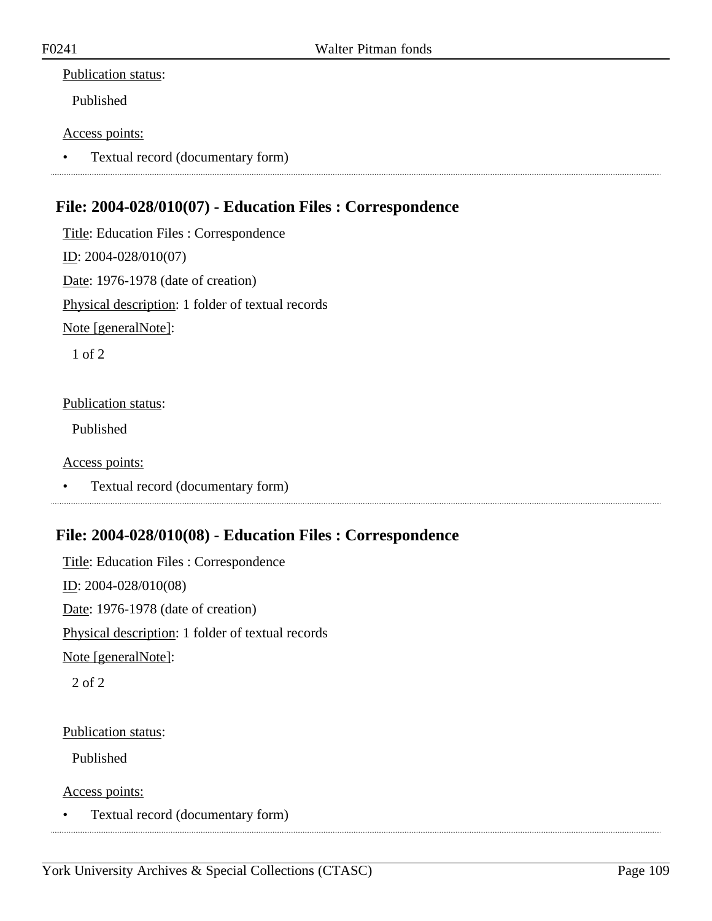Publication status:

Published

Access points:

- Textual record (documentary form)

---

## File: 2004-028/010(07) - Education Files : Correspondence

Title: Education Files : Correspondence

ID: 2004-028/010(07)

Date: 1976-1978 (date of creation)

Physical description: 1 folder of textual records

Note [generalNote]:

1 of 2

Publication status:

Published

Access points:

- Textual record (documentary form)

---

## File: 2004-028/010(08) - Education Files : Correspondence

Title: Education Files : Correspondence

ID: 2004-028/010(08)

Date: 1976-1978 (date of creation)

Physical description: 1 folder of textual records

Note [generalNote]:

2 of 2

Publication status:

Published

Access points:

- Textual record (documentary form)

---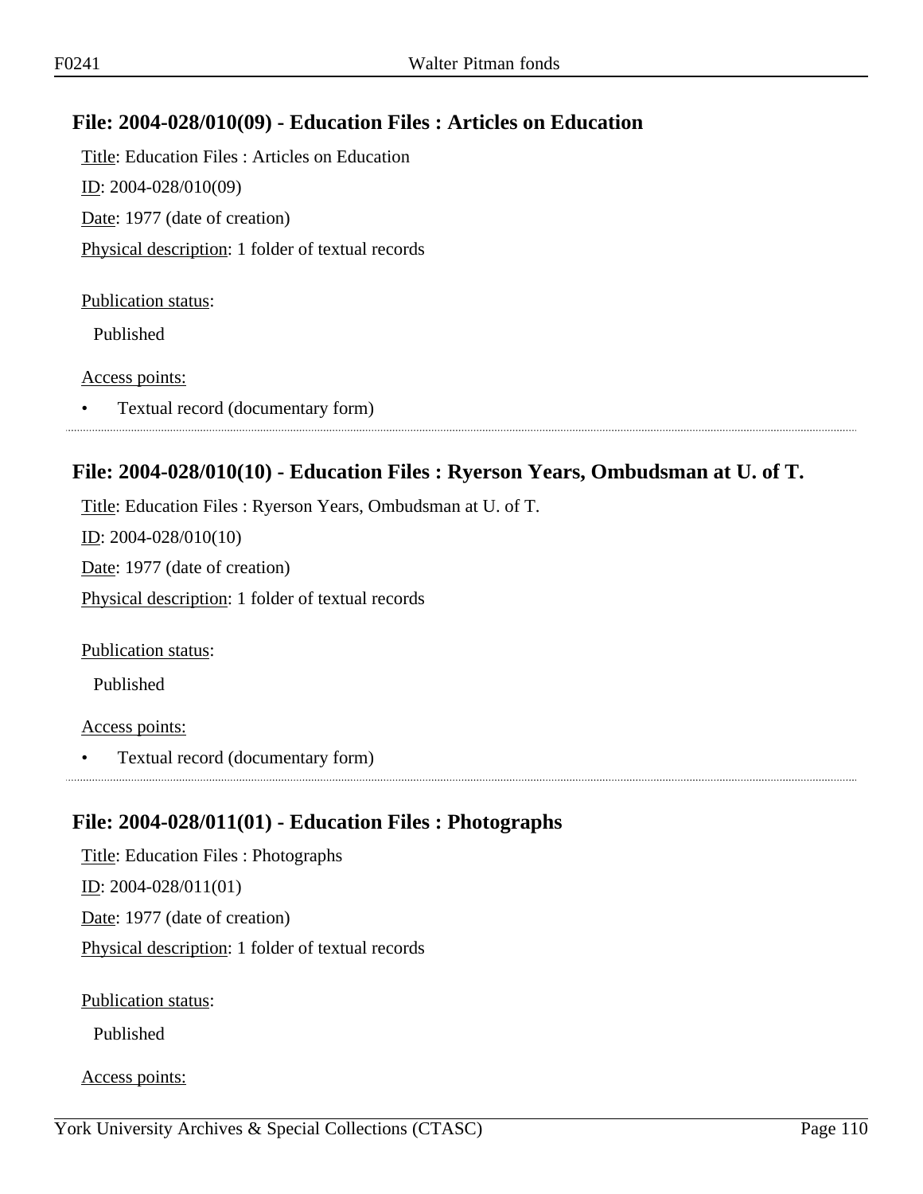## File: 2004-028/010(09) - Education Files : Articles on Education

Title: Education Files : Articles on Education

ID: 2004-028/010(09)

Date: 1977 (date of creation)

Physical description: 1 folder of textual records

Publication status:

Published

Access points:

- Textual record (documentary form)

## File: 2004-028/010(10) - Education Files : Ryerson Years, Ombudsman at U. of T.

Title: Education Files : Ryerson Years, Ombudsman at U. of T.

ID: 2004-028/010(10)

Date: 1977 (date of creation)

Physical description: 1 folder of textual records

Publication status:

Published

Access points:

- Textual record (documentary form)

## File: 2004-028/011(01) - Education Files : Photographs

Title: Education Files : Photographs

ID: 2004-028/011(01)

Date: 1977 (date of creation)

Physical description: 1 folder of textual records

Publication status:

Published

Access points: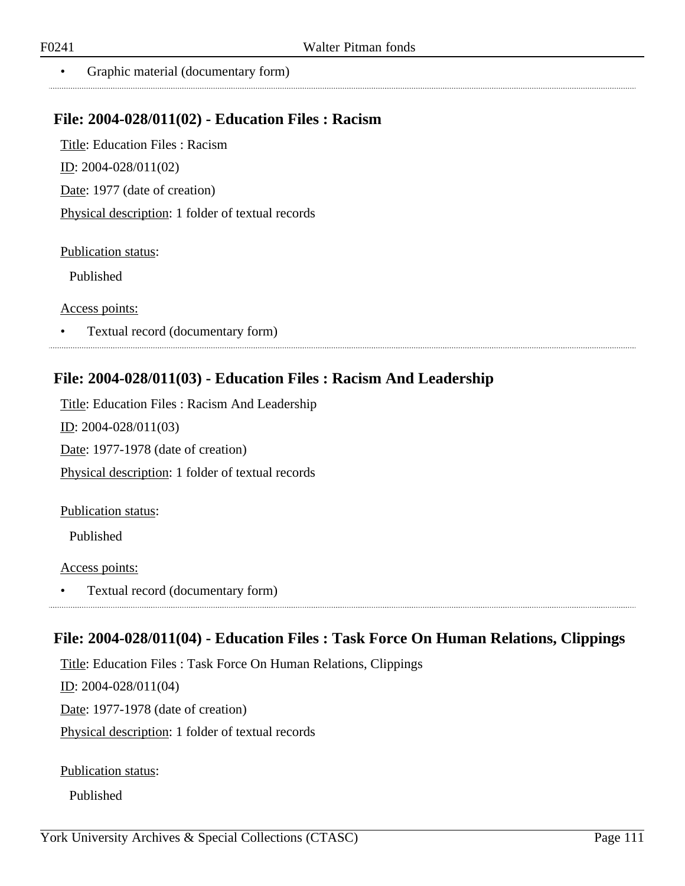- Graphic material (documentary form)

## File: 2004-028/011(02) - Education Files : Racism

Title: Education Files : Racism

ID: 2004-028/011(02)

Date: 1977 (date of creation)

Physical description: 1 folder of textual records

Publication status:

Published

Access points:

- Textual record (documentary form)

## File: 2004-028/011(03) - Education Files : Racism And Leadership

Title: Education Files : Racism And Leadership

ID: 2004-028/011(03)

Date: 1977-1978 (date of creation)

Physical description: 1 folder of textual records

Publication status:

Published

Access points:

- Textual record (documentary form)

## File: 2004-028/011(04) - Education Files : Task Force On Human Relations, Clippings

Title: Education Files : Task Force On Human Relations, Clippings

ID: 2004-028/011(04)

Date: 1977-1978 (date of creation)

Physical description: 1 folder of textual records

Publication status:

Published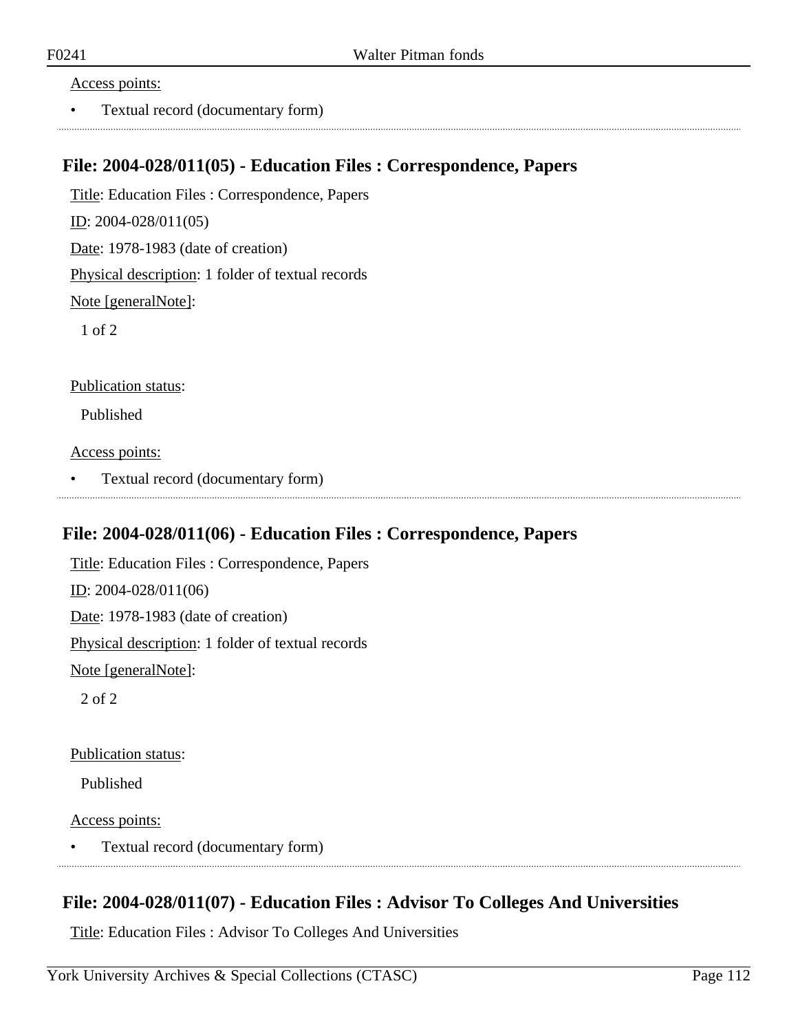Access points:

- Textual record (documentary form)

## File: 2004-028/011(05) - Education Files : Correspondence, Papers

Title: Education Files : Correspondence, Papers

ID: 2004-028/011(05)

Date: 1978-1983 (date of creation)

Physical description: 1 folder of textual records

Note [generalNote]:

1 of 2

Publication status:

Published

Access points:

- Textual record (documentary form)

## File: 2004-028/011(06) - Education Files : Correspondence, Papers

Title: Education Files : Correspondence, Papers

ID: 2004-028/011(06)

Date: 1978-1983 (date of creation)

Physical description: 1 folder of textual records

Note [generalNote]:

2 of 2

Publication status:

Published

Access points:

- Textual record (documentary form)

## File: 2004-028/011(07) - Education Files : Advisor To Colleges And Universities

Title: Education Files : Advisor To Colleges And Universities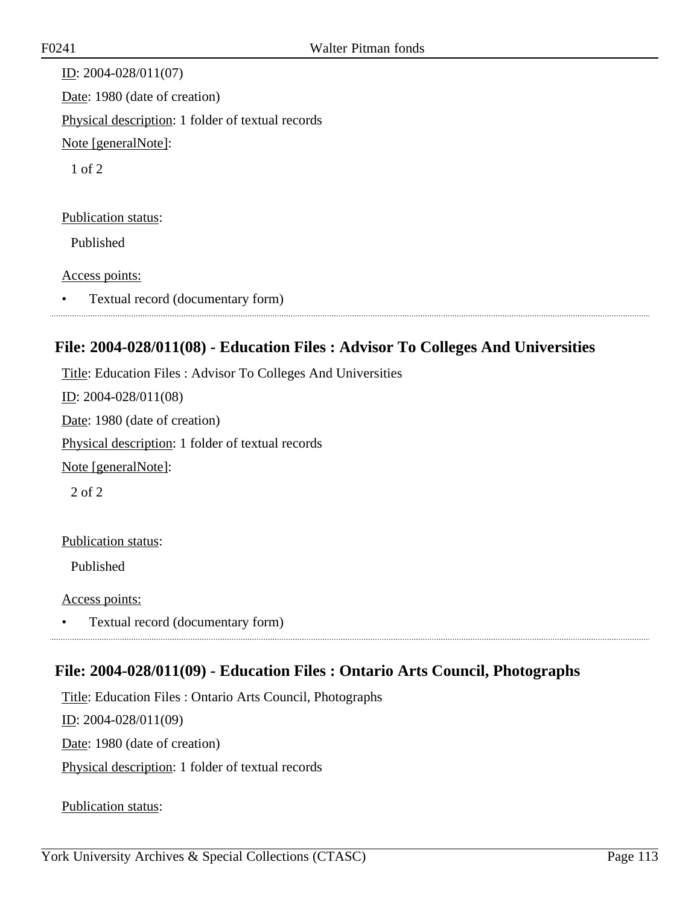ID: 2004-028/011(07)

Date: 1980 (date of creation)

Physical description: 1 folder of textual records

Note [generalNote]:

1 of 2

Publication status:

Published

Access points:

- Textual record (documentary form)

## File: 2004-028/011(08) - Education Files : Advisor To Colleges And Universities

Title: Education Files : Advisor To Colleges And Universities

ID: 2004-028/011(08)

Date: 1980 (date of creation)

Physical description: 1 folder of textual records

Note [generalNote]:

2 of 2

Publication status:

Published

Access points:

- Textual record (documentary form)

## File: 2004-028/011(09) - Education Files : Ontario Arts Council, Photographs

Title: Education Files : Ontario Arts Council, Photographs

ID: 2004-028/011(09)

Date: 1980 (date of creation)

Physical description: 1 folder of textual records

Publication status: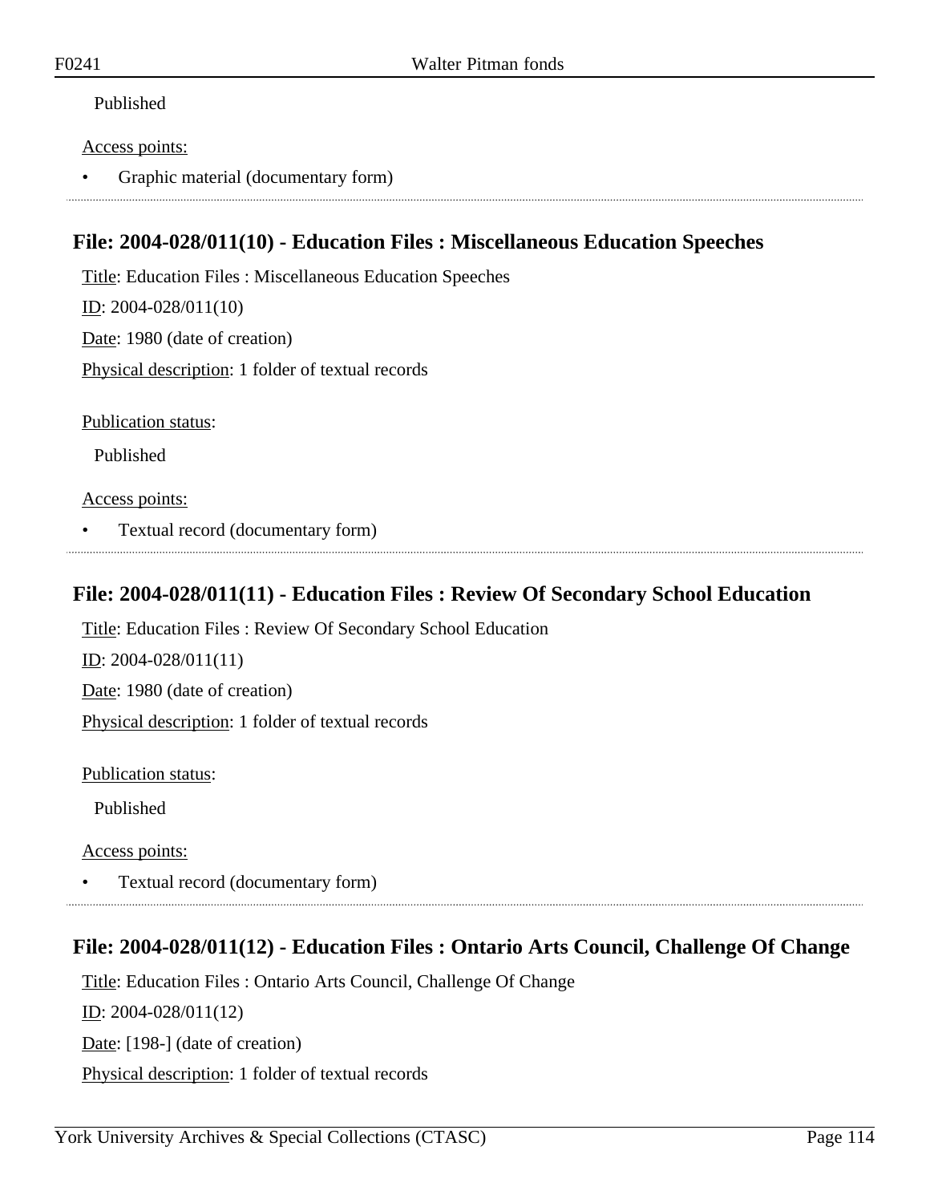Published

Access points:

- Graphic material (documentary form)

## File: 2004-028/011(10) - Education Files : Miscellaneous Education Speeches

Title: Education Files : Miscellaneous Education Speeches

ID: 2004-028/011(10)

Date: 1980 (date of creation)

Physical description: 1 folder of textual records

Publication status:

Published

Access points:

- Textual record (documentary form)

## File: 2004-028/011(11) - Education Files : Review Of Secondary School Education

Title: Education Files : Review Of Secondary School Education

ID: 2004-028/011(11)

Date: 1980 (date of creation)

Physical description: 1 folder of textual records

Publication status:

Published

Access points:

- Textual record (documentary form)

## File: 2004-028/011(12) - Education Files : Ontario Arts Council, Challenge Of Change

Title: Education Files : Ontario Arts Council, Challenge Of Change

ID: 2004-028/011(12)

Date: [198-] (date of creation)

Physical description: 1 folder of textual records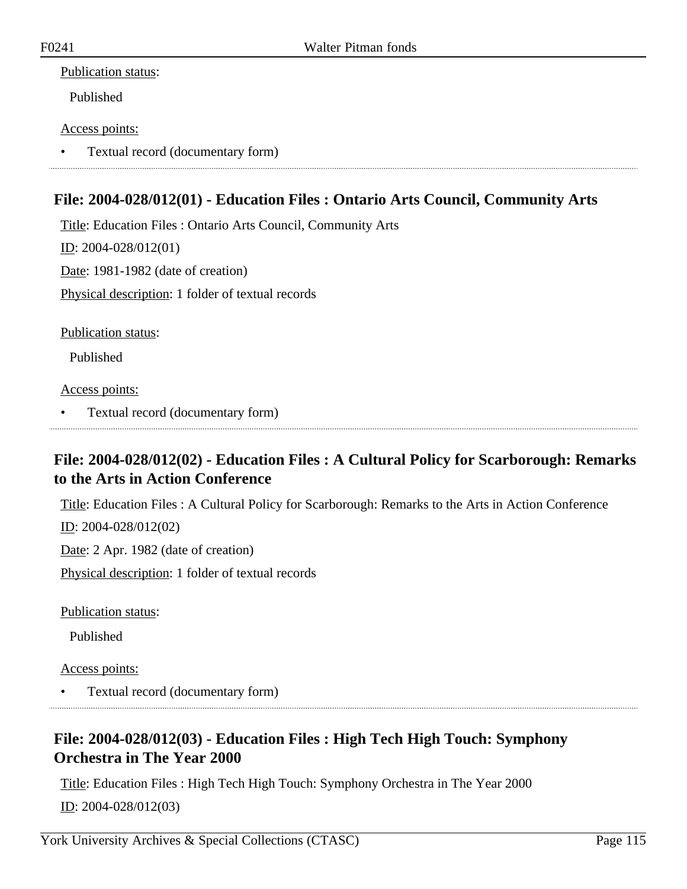Publication status:

Published

Access points:

- Textual record (documentary form)

## File: 2004-028/012(01) - Education Files : Ontario Arts Council, Community Arts

Title: Education Files : Ontario Arts Council, Community Arts

ID: 2004-028/012(01)

Date: 1981-1982 (date of creation)

Physical description: 1 folder of textual records

Publication status:

Published

Access points:

- Textual record (documentary form)

## File: 2004-028/012(02) - Education Files : A Cultural Policy for Scarborough: Remarks to the Arts in Action Conference

Title: Education Files : A Cultural Policy for Scarborough: Remarks to the Arts in Action Conference

ID: 2004-028/012(02)

Date: 2 Apr. 1982 (date of creation)

Physical description: 1 folder of textual records

Publication status:

Published

Access points:

- Textual record (documentary form)

## File: 2004-028/012(03) - Education Files : High Tech High Touch: Symphony Orchestra in The Year 2000

Title: Education Files : High Tech High Touch: Symphony Orchestra in The Year 2000

ID: 2004-028/012(03)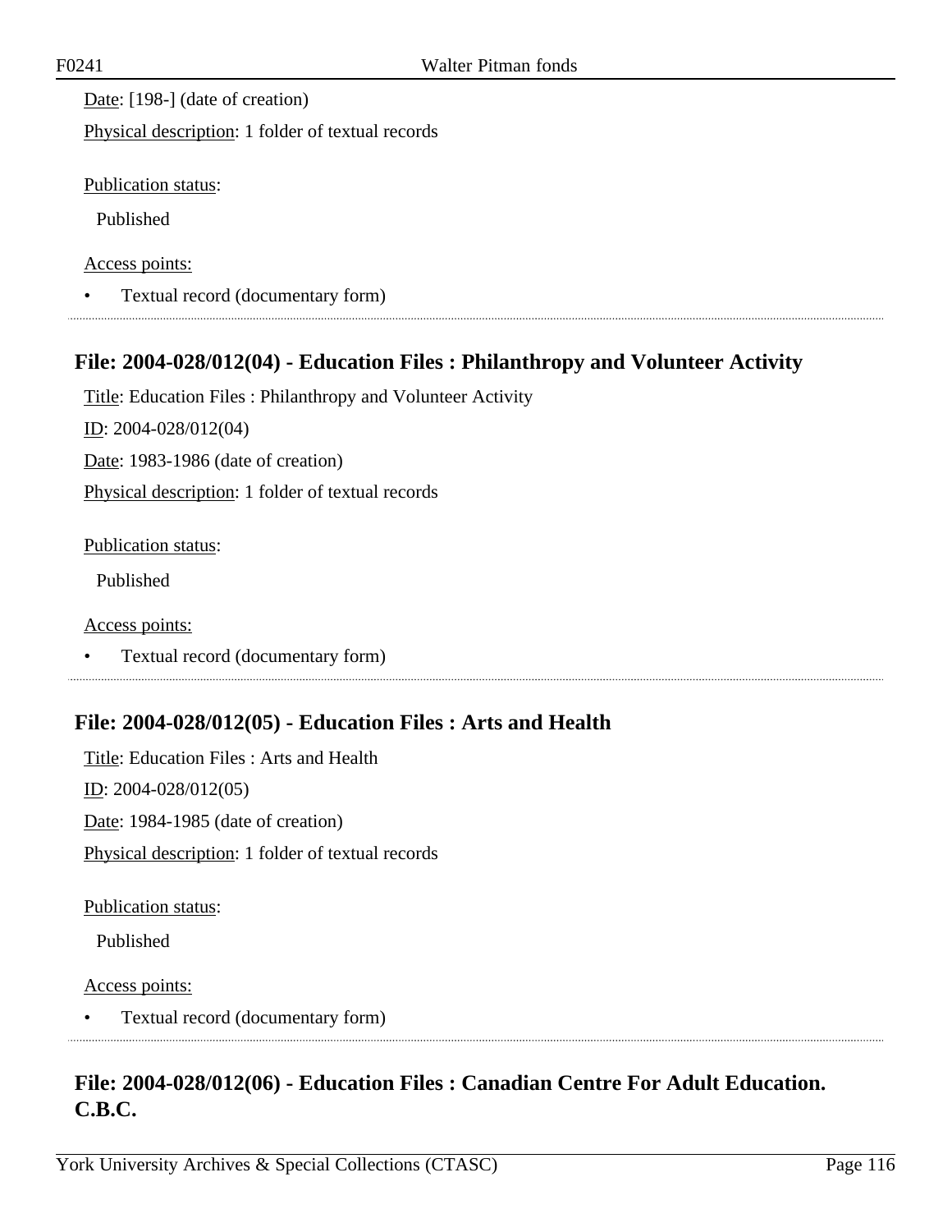Date: [198-] (date of creation)

Physical description: 1 folder of textual records

Publication status:

Published

Access points:

- Textual record (documentary form)

## File: 2004-028/012(04) - Education Files : Philanthropy and Volunteer Activity

Title: Education Files : Philanthropy and Volunteer Activity

ID: 2004-028/012(04)

Date: 1983-1986 (date of creation)

Physical description: 1 folder of textual records

Publication status:

Published

Access points:

- Textual record (documentary form)

## File: 2004-028/012(05) - Education Files : Arts and Health

Title: Education Files : Arts and Health

ID: 2004-028/012(05)

Date: 1984-1985 (date of creation)

Physical description: 1 folder of textual records

Publication status:

Published

Access points:

- Textual record (documentary form)

## File: 2004-028/012(06) - Education Files : Canadian Centre For Adult Education. C.B.C.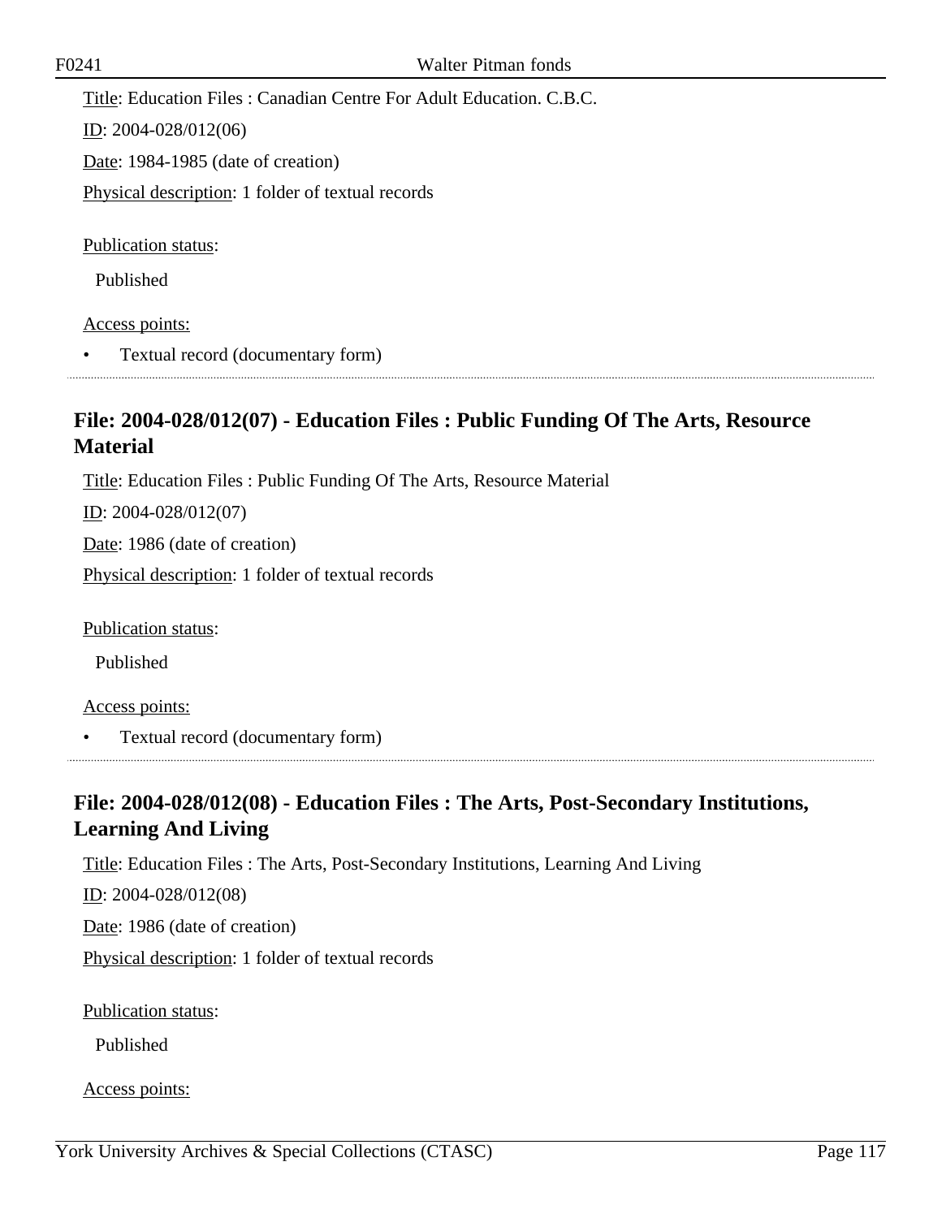Title: Education Files : Canadian Centre For Adult Education. C.B.C.

ID: 2004-028/012(06)

Date: 1984-1985 (date of creation)

Physical description: 1 folder of textual records

Publication status:

Published

Access points:

- Textual record (documentary form)

## File: 2004-028/012(07) - Education Files : Public Funding Of The Arts, Resource Material

Title: Education Files : Public Funding Of The Arts, Resource Material

ID: 2004-028/012(07)

Date: 1986 (date of creation)

Physical description: 1 folder of textual records

Publication status:

Published

Access points:

- Textual record (documentary form)

## File: 2004-028/012(08) - Education Files : The Arts, Post-Secondary Institutions, Learning And Living

Title: Education Files : The Arts, Post-Secondary Institutions, Learning And Living

ID: 2004-028/012(08)

Date: 1986 (date of creation)

Physical description: 1 folder of textual records

Publication status:

Published

Access points: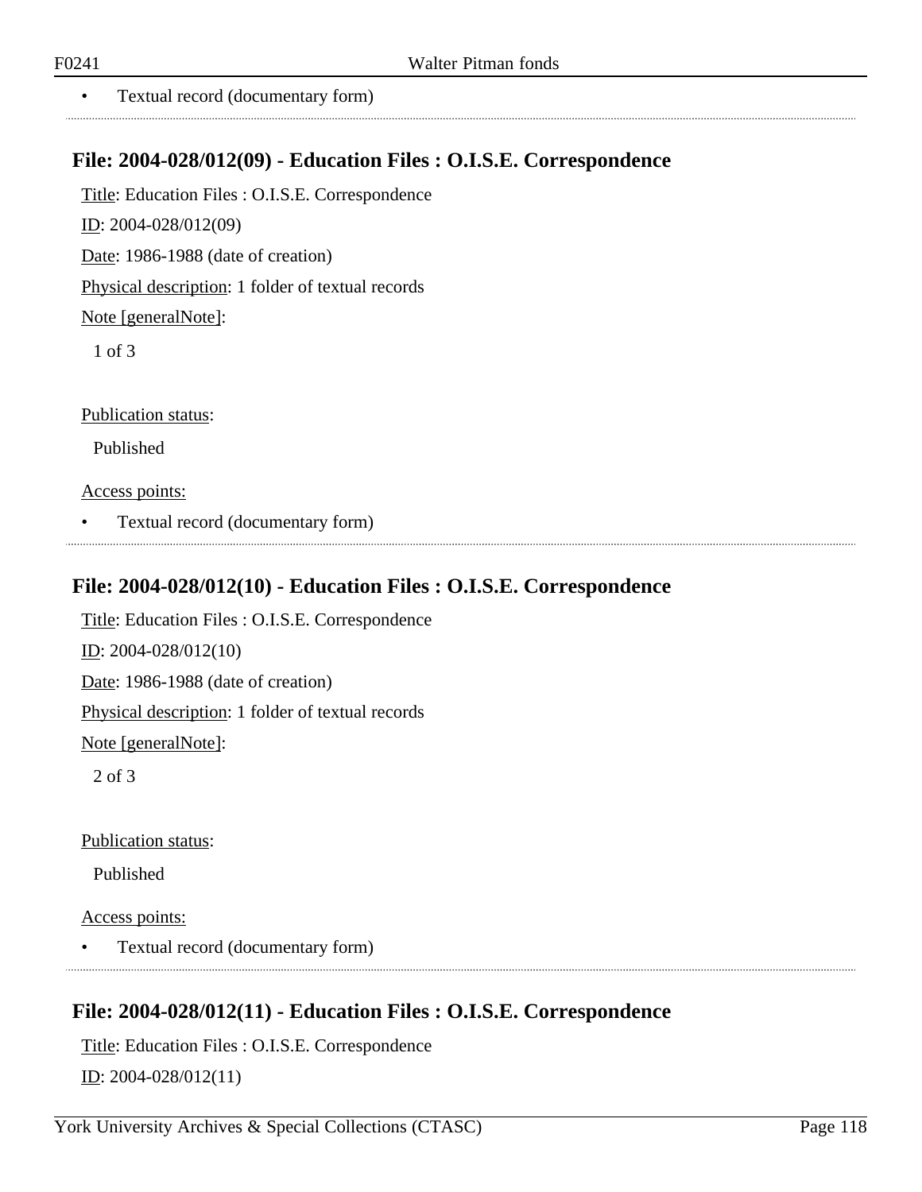- Textual record (documentary form)

## File: 2004-028/012(09) - Education Files : O.I.S.E. Correspondence

Title: Education Files : O.I.S.E. Correspondence

ID: 2004-028/012(09)

Date: 1986-1988 (date of creation)

Physical description: 1 folder of textual records

Note [generalNote]:

1 of 3

Publication status:

Published

Access points:

- Textual record (documentary form)

## File: 2004-028/012(10) - Education Files : O.I.S.E. Correspondence

Title: Education Files : O.I.S.E. Correspondence

ID: 2004-028/012(10)

Date: 1986-1988 (date of creation)

Physical description: 1 folder of textual records

Note [generalNote]:

2 of 3

Publication status:

Published

Access points:

- Textual record (documentary form)

## File: 2004-028/012(11) - Education Files : O.I.S.E. Correspondence

Title: Education Files : O.I.S.E. Correspondence

ID: 2004-028/012(11)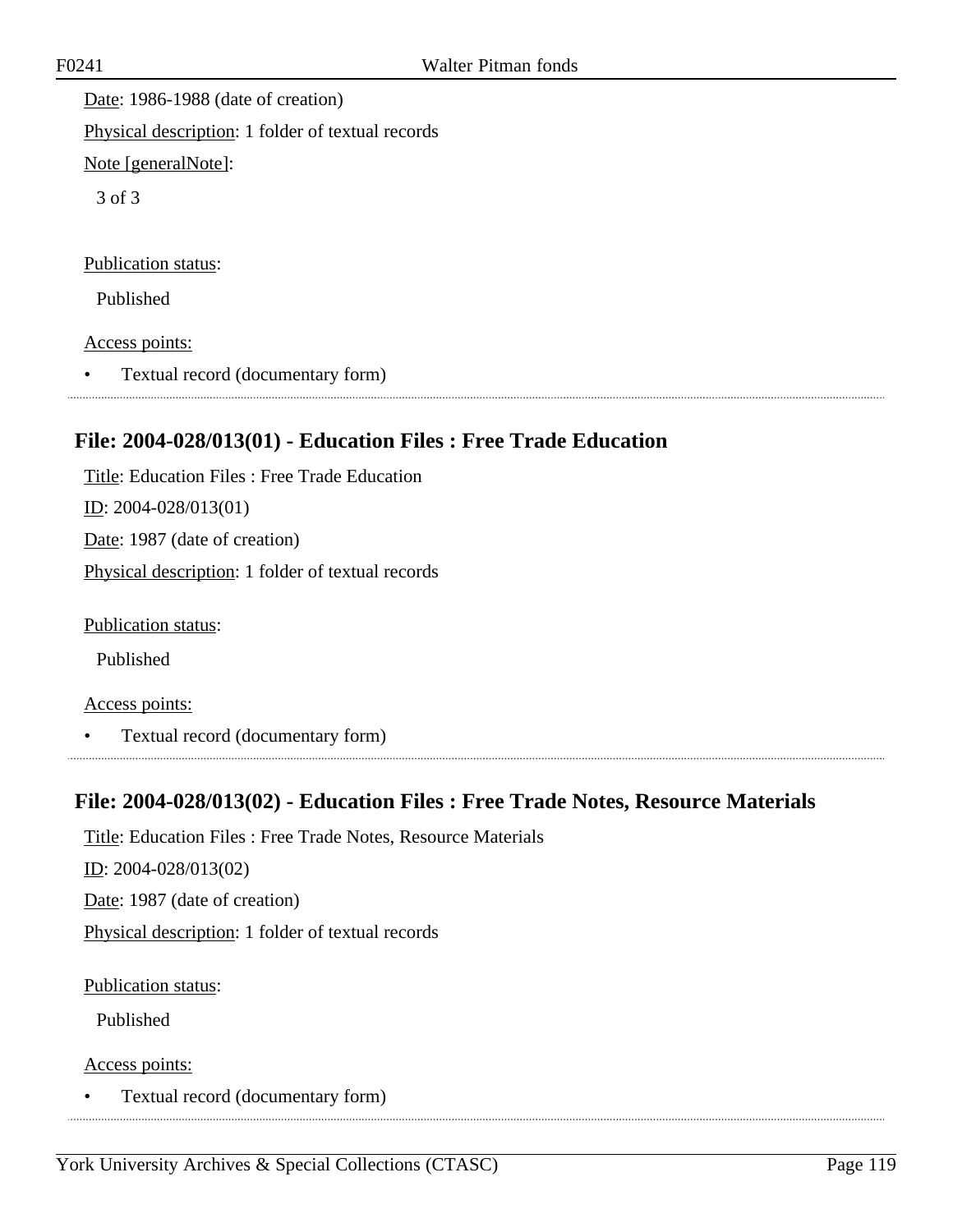Date: 1986-1988 (date of creation)

Physical description: 1 folder of textual records

Note [generalNote]:

3 of 3

Publication status:

Published

Access points:

- Textual record (documentary form)

## File: 2004-028/013(01) - Education Files : Free Trade Education

Title: Education Files : Free Trade Education

ID: 2004-028/013(01)

Date: 1987 (date of creation)

Physical description: 1 folder of textual records

Publication status:

Published

Access points:

- Textual record (documentary form)

## File: 2004-028/013(02) - Education Files : Free Trade Notes, Resource Materials

Title: Education Files : Free Trade Notes, Resource Materials

ID: 2004-028/013(02)

Date: 1987 (date of creation)

Physical description: 1 folder of textual records

Publication status:

Published

Access points:

- Textual record (documentary form)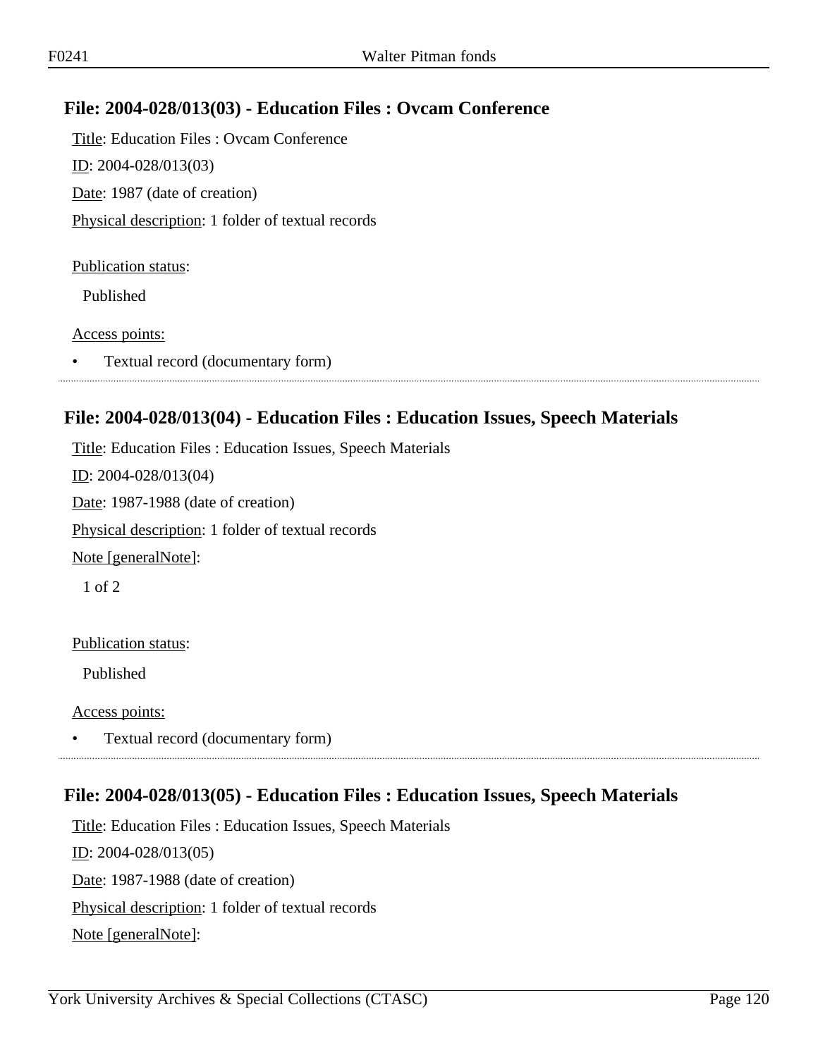## File: 2004-028/013(03) - Education Files : Ovcam Conference

Title: Education Files : Ovcam Conference

ID: 2004-028/013(03)

Date: 1987 (date of creation)

Physical description: 1 folder of textual records

Publication status:

Published

Access points:

- Textual record (documentary form)

## File: 2004-028/013(04) - Education Files : Education Issues, Speech Materials

Title: Education Files : Education Issues, Speech Materials

ID: 2004-028/013(04)

Date: 1987-1988 (date of creation)

Physical description: 1 folder of textual records

Note [generalNote]:

1 of 2

Publication status:

Published

Access points:

- Textual record (documentary form)

## File: 2004-028/013(05) - Education Files : Education Issues, Speech Materials

Title: Education Files : Education Issues, Speech Materials

ID: 2004-028/013(05)

Date: 1987-1988 (date of creation)

Physical description: 1 folder of textual records

Note [generalNote]: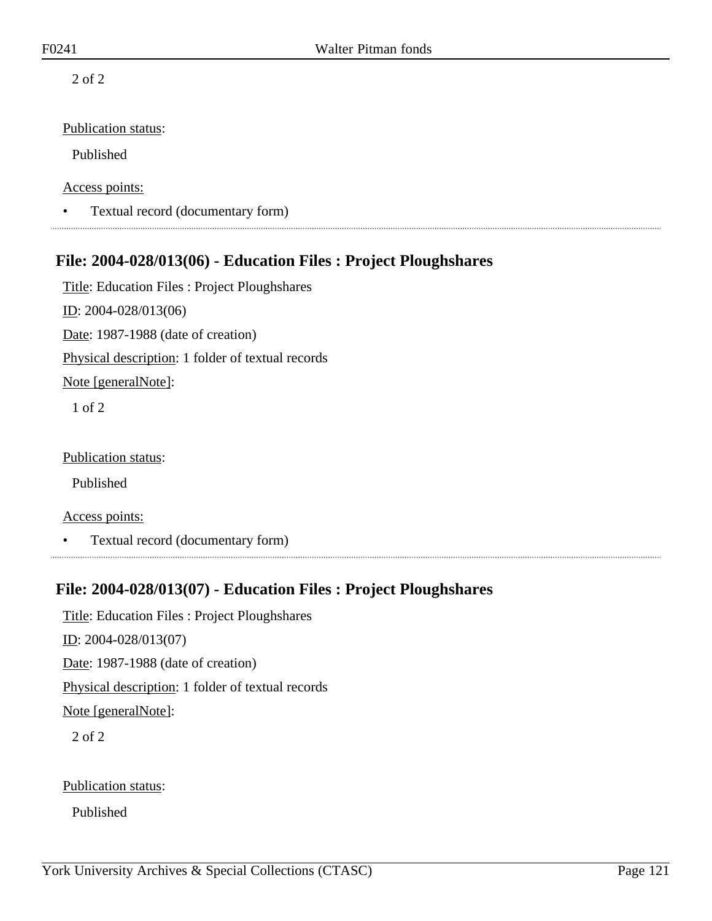2 of 2

Publication status:

Published

Access points:

- Textual record (documentary form)

## File: 2004-028/013(06) - Education Files : Project Ploughshares

Title: Education Files : Project Ploughshares

ID: 2004-028/013(06)

Date: 1987-1988 (date of creation)

Physical description: 1 folder of textual records

Note [generalNote]:

1 of 2

Publication status:

Published

Access points:

- Textual record (documentary form)

## File: 2004-028/013(07) - Education Files : Project Ploughshares

Title: Education Files : Project Ploughshares

ID: 2004-028/013(07)

Date: 1987-1988 (date of creation)

Physical description: 1 folder of textual records

Note [generalNote]:

2 of 2

Publication status:

Published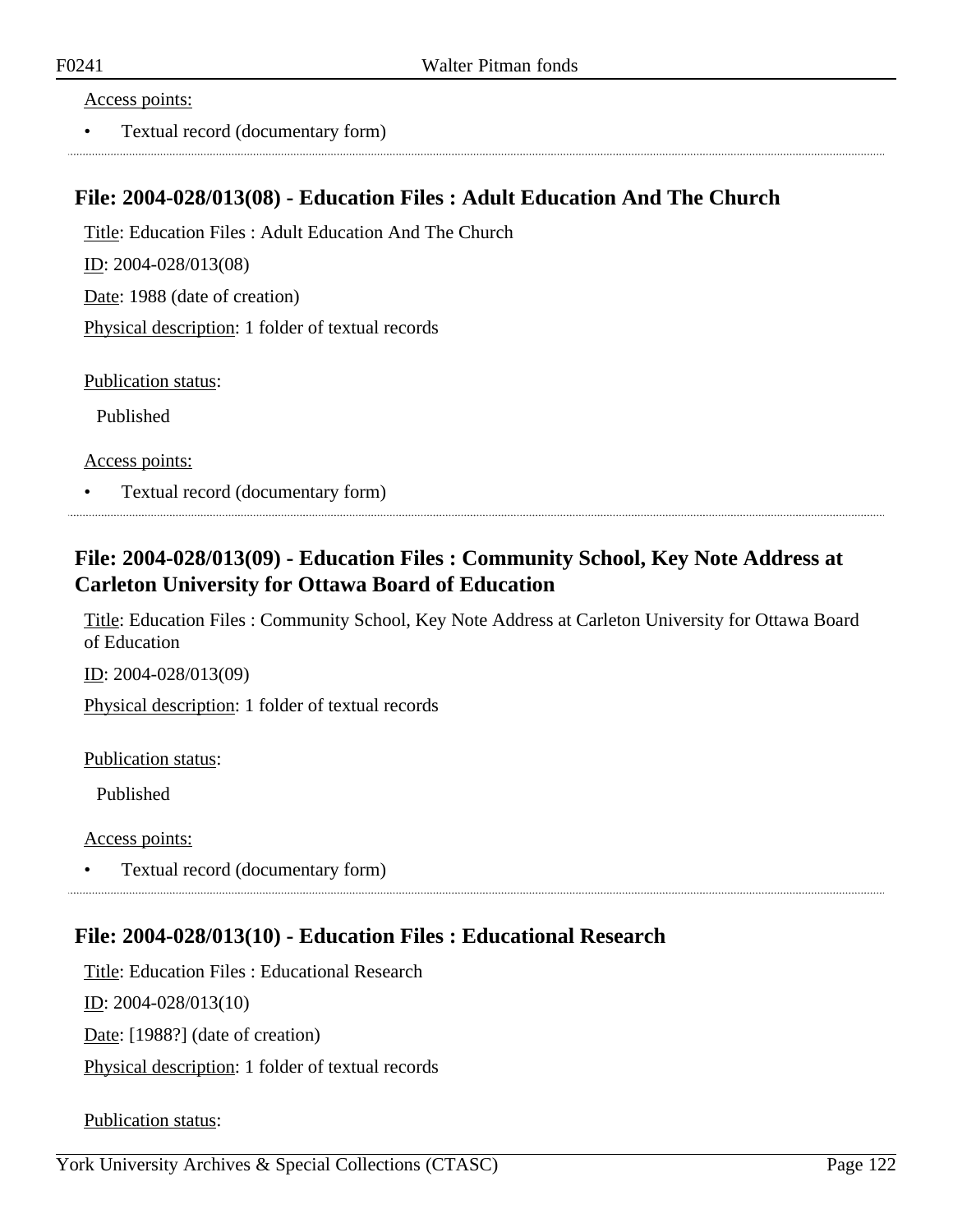Access points:

- Textual record (documentary form)

## File: 2004-028/013(08) - Education Files : Adult Education And The Church

Title: Education Files : Adult Education And The Church

ID: 2004-028/013(08)

Date: 1988 (date of creation)

Physical description: 1 folder of textual records

Publication status:

Published

Access points:

- Textual record (documentary form)

## File: 2004-028/013(09) - Education Files : Community School, Key Note Address at Carleton University for Ottawa Board of Education

Title: Education Files : Community School, Key Note Address at Carleton University for Ottawa Board of Education

ID: 2004-028/013(09)

Physical description: 1 folder of textual records

Publication status:

Published

Access points:

- Textual record (documentary form)

## File: 2004-028/013(10) - Education Files : Educational Research

Title: Education Files : Educational Research

ID: 2004-028/013(10)

Date: [1988?] (date of creation)

Physical description: 1 folder of textual records

Publication status: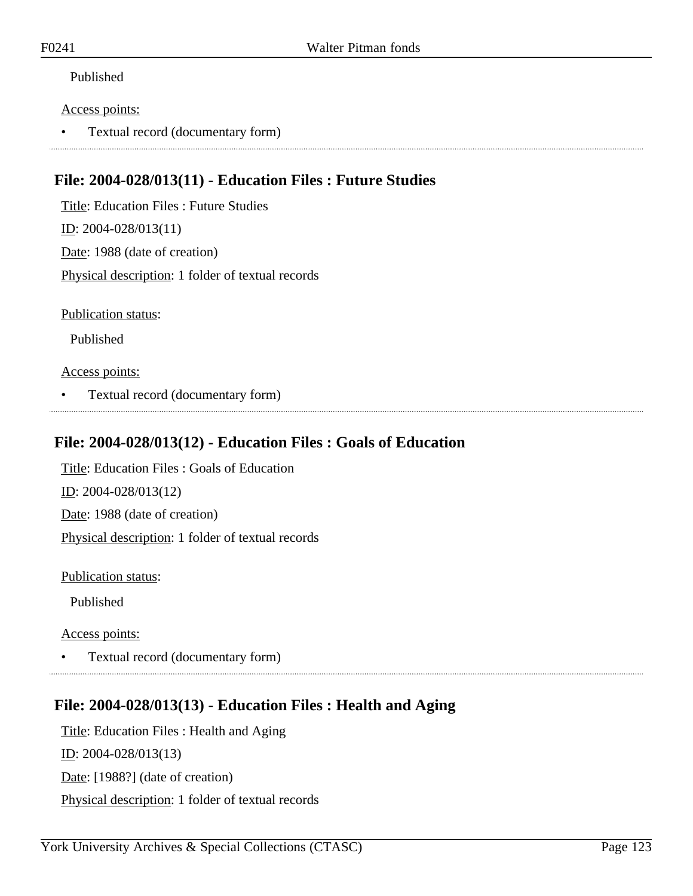Published

Access points:

- Textual record (documentary form)

## File: 2004-028/013(11) - Education Files : Future Studies

Title: Education Files : Future Studies

ID: 2004-028/013(11)

Date: 1988 (date of creation)

Physical description: 1 folder of textual records

Publication status:

Published

Access points:

- Textual record (documentary form)

## File: 2004-028/013(12) - Education Files : Goals of Education

Title: Education Files : Goals of Education

ID: 2004-028/013(12)

Date: 1988 (date of creation)

Physical description: 1 folder of textual records

Publication status:

Published

Access points:

- Textual record (documentary form)

## File: 2004-028/013(13) - Education Files : Health and Aging

Title: Education Files : Health and Aging

ID: 2004-028/013(13)

Date: [1988?] (date of creation)

Physical description: 1 folder of textual records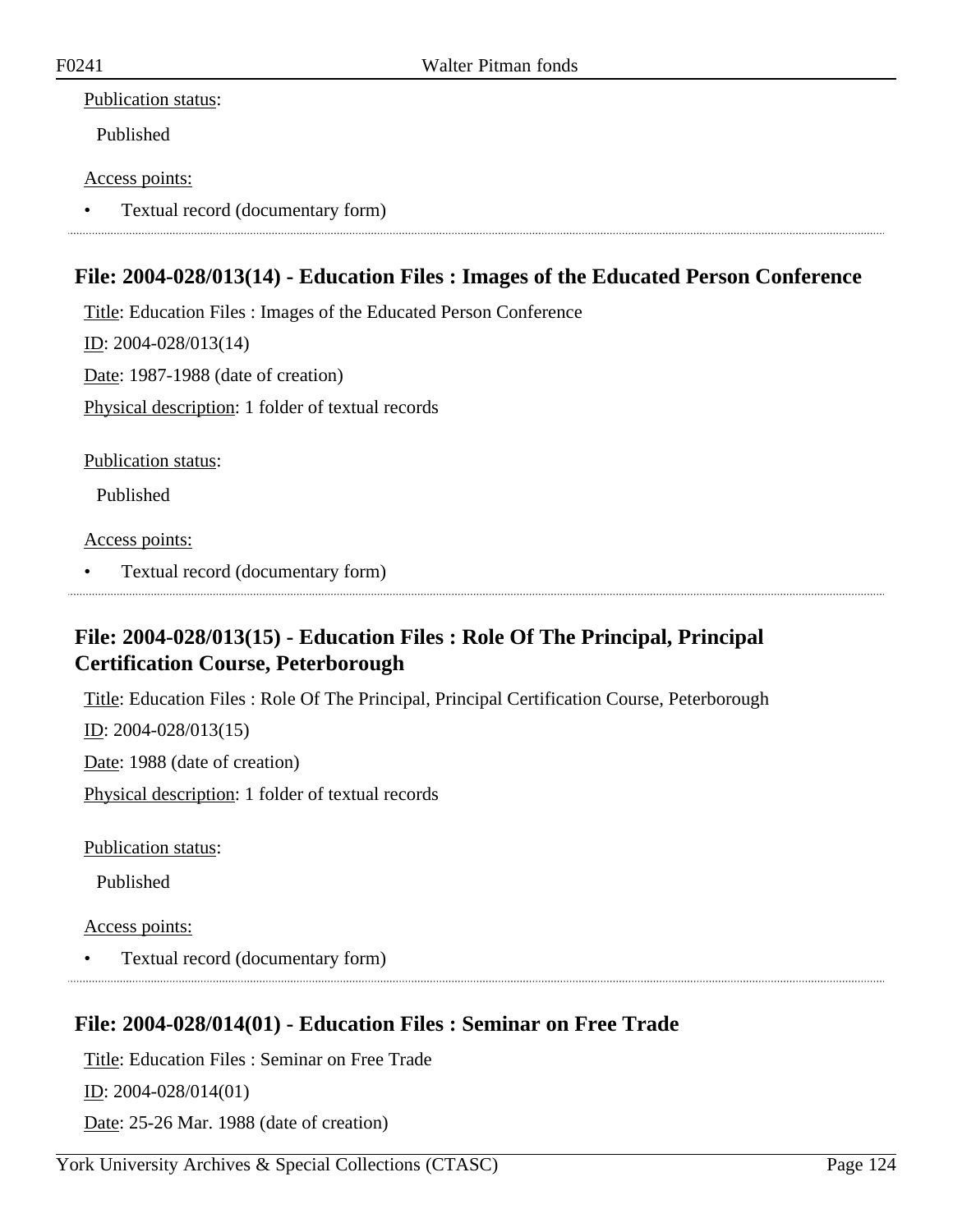Publication status:

Published

Access points:

- Textual record (documentary form)

## File: 2004-028/013(14) - Education Files : Images of the Educated Person Conference

Title: Education Files : Images of the Educated Person Conference

ID: 2004-028/013(14)

Date: 1987-1988 (date of creation)

Physical description: 1 folder of textual records

Publication status:

Published

Access points:

- Textual record (documentary form)

## File: 2004-028/013(15) - Education Files : Role Of The Principal, Principal Certification Course, Peterborough

Title: Education Files : Role Of The Principal, Principal Certification Course, Peterborough

ID: 2004-028/013(15)

Date: 1988 (date of creation)

Physical description: 1 folder of textual records

Publication status:

Published

Access points:

- Textual record (documentary form)

## File: 2004-028/014(01) - Education Files : Seminar on Free Trade

Title: Education Files : Seminar on Free Trade

ID: 2004-028/014(01)

Date: 25-26 Mar. 1988 (date of creation)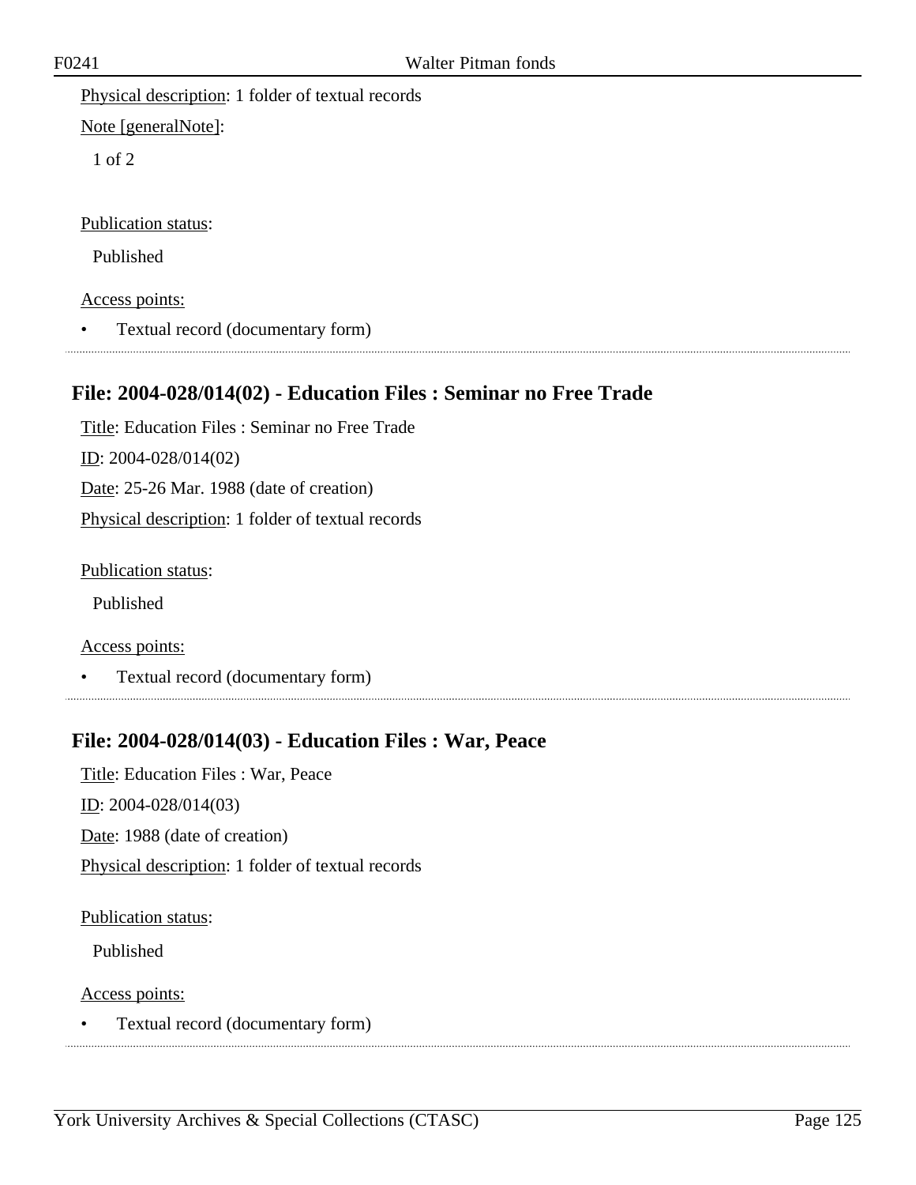Physical description: 1 folder of textual records

Note [generalNote]:

1 of 2

Publication status:

Published

Access points:

- Textual record (documentary form)

### File: 2004-028/014(02) - Education Files : Seminar no Free Trade

Title: Education Files : Seminar no Free Trade

ID: 2004-028/014(02)

Date: 25-26 Mar. 1988 (date of creation)

Physical description: 1 folder of textual records

Publication status:

Published

Access points:

- Textual record (documentary form)

### File: 2004-028/014(03) - Education Files : War, Peace

Title: Education Files : War, Peace

ID: 2004-028/014(03)

Date: 1988 (date of creation)

Physical description: 1 folder of textual records

Publication status:

Published

Access points:

- Textual record (documentary form)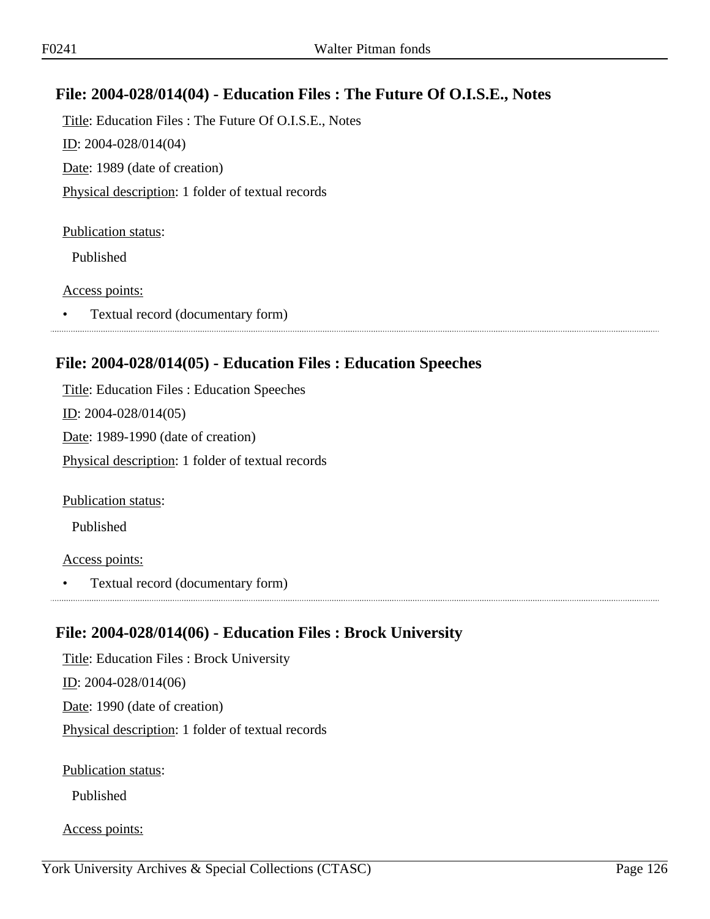## File: 2004-028/014(04) - Education Files : The Future Of O.I.S.E., Notes

Title: Education Files : The Future Of O.I.S.E., Notes

ID: 2004-028/014(04)

Date: 1989 (date of creation)

Physical description: 1 folder of textual records

Publication status:

Published

Access points:

- Textual record (documentary form)

## File: 2004-028/014(05) - Education Files : Education Speeches

Title: Education Files : Education Speeches

ID: 2004-028/014(05)

Date: 1989-1990 (date of creation)

Physical description: 1 folder of textual records

Publication status:

Published

Access points:

- Textual record (documentary form)

## File: 2004-028/014(06) - Education Files : Brock University

Title: Education Files : Brock University

ID: 2004-028/014(06)

Date: 1990 (date of creation)

Physical description: 1 folder of textual records

Publication status:

Published

Access points: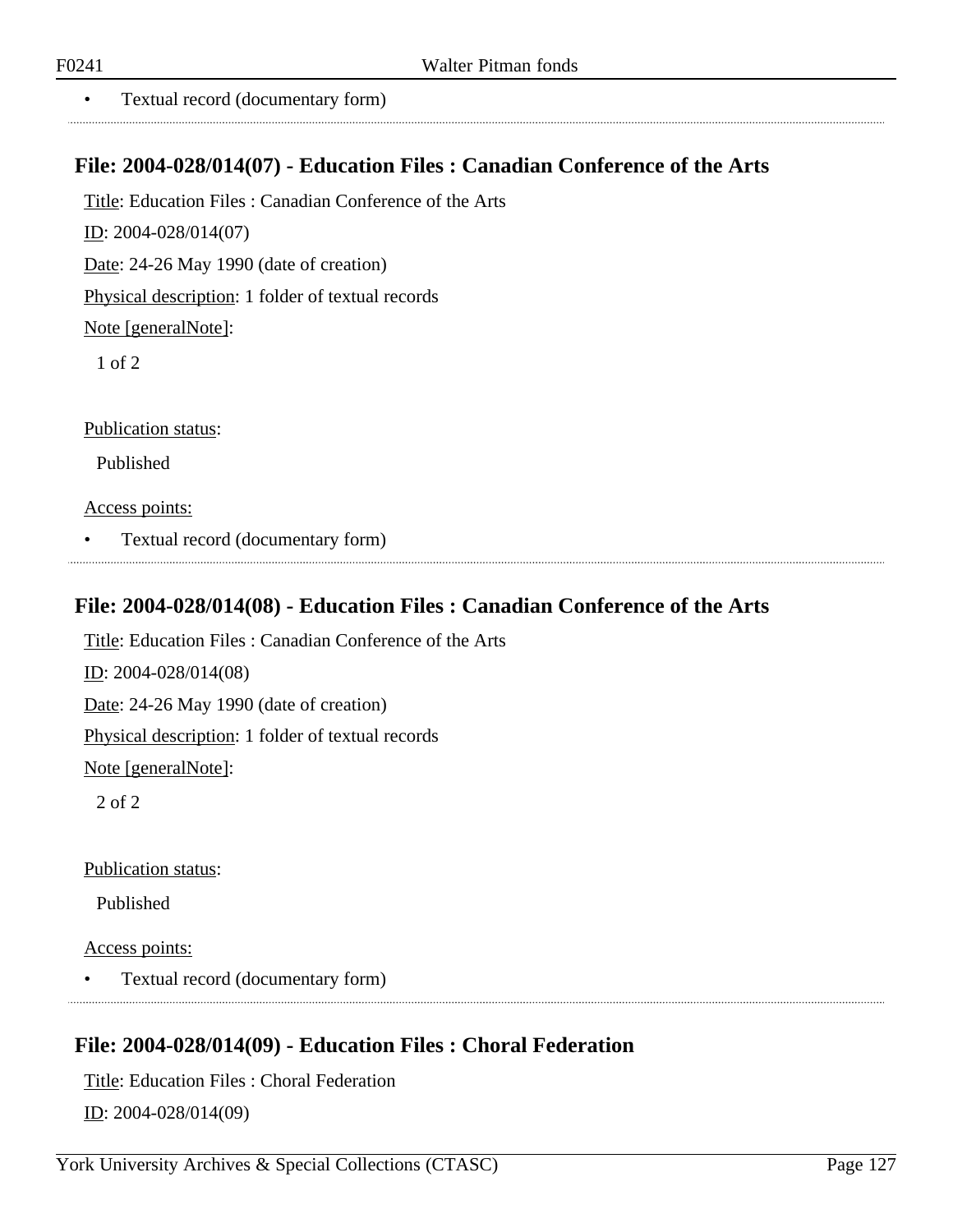- Textual record (documentary form)

## File: 2004-028/014(07) - Education Files : Canadian Conference of the Arts

Title: Education Files : Canadian Conference of the Arts

ID: 2004-028/014(07)

Date: 24-26 May 1990 (date of creation)

Physical description: 1 folder of textual records

Note [generalNote]:

1 of 2

Publication status:

Published

Access points:

- Textual record (documentary form)

## File: 2004-028/014(08) - Education Files : Canadian Conference of the Arts

Title: Education Files : Canadian Conference of the Arts

ID: 2004-028/014(08)

Date: 24-26 May 1990 (date of creation)

Physical description: 1 folder of textual records

Note [generalNote]:

2 of 2

Publication status:

Published

Access points:

- Textual record (documentary form)

## File: 2004-028/014(09) - Education Files : Choral Federation

Title: Education Files : Choral Federation

ID: 2004-028/014(09)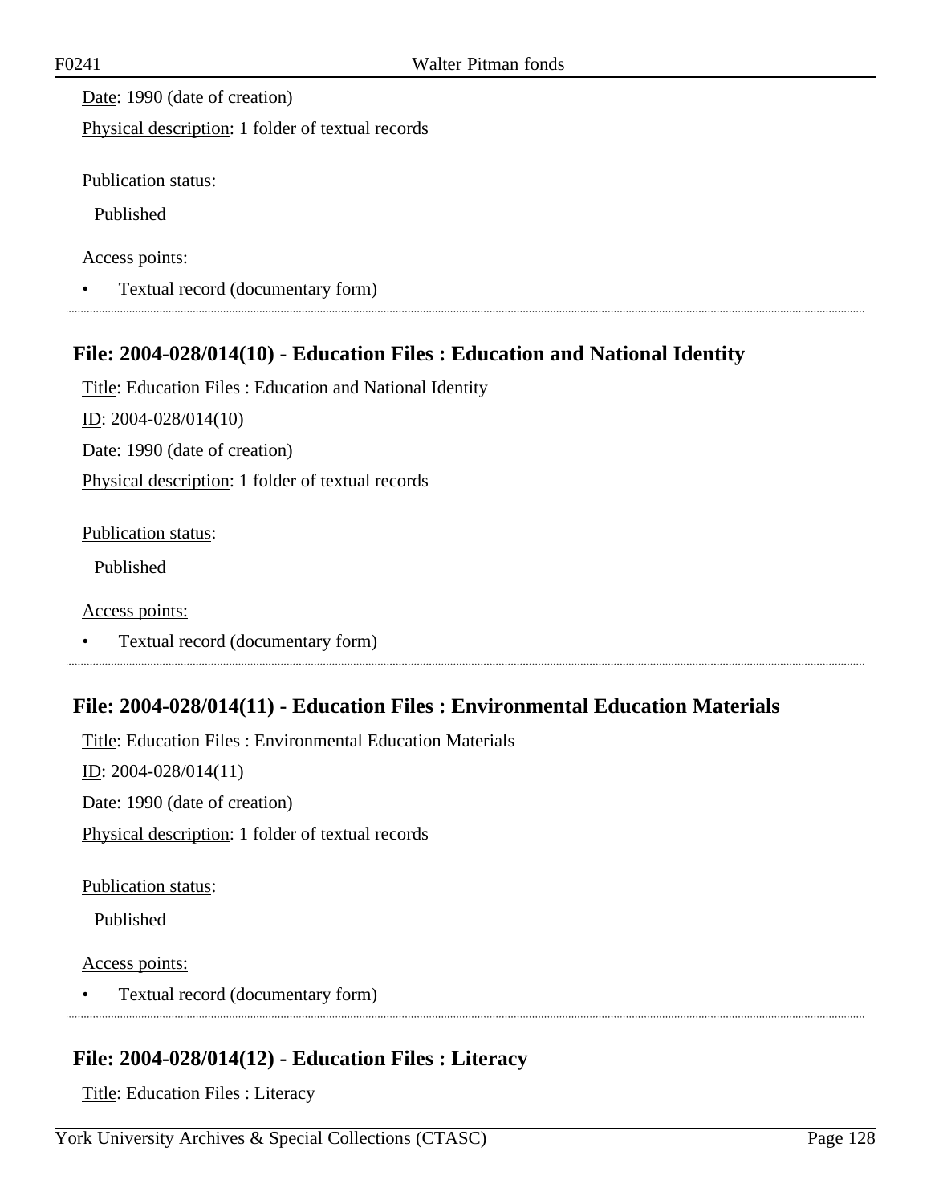Date: 1990 (date of creation)

Physical description: 1 folder of textual records

Publication status:

Published

Access points:

- Textual record (documentary form)

## File: 2004-028/014(10) - Education Files : Education and National Identity

Title: Education Files : Education and National Identity

ID: 2004-028/014(10)

Date: 1990 (date of creation)

Physical description: 1 folder of textual records

Publication status:

Published

Access points:

- Textual record (documentary form)

## File: 2004-028/014(11) - Education Files : Environmental Education Materials

Title: Education Files : Environmental Education Materials

ID: 2004-028/014(11)

Date: 1990 (date of creation)

Physical description: 1 folder of textual records

Publication status:

Published

Access points:

- Textual record (documentary form)

## File: 2004-028/014(12) - Education Files : Literacy

Title: Education Files : Literacy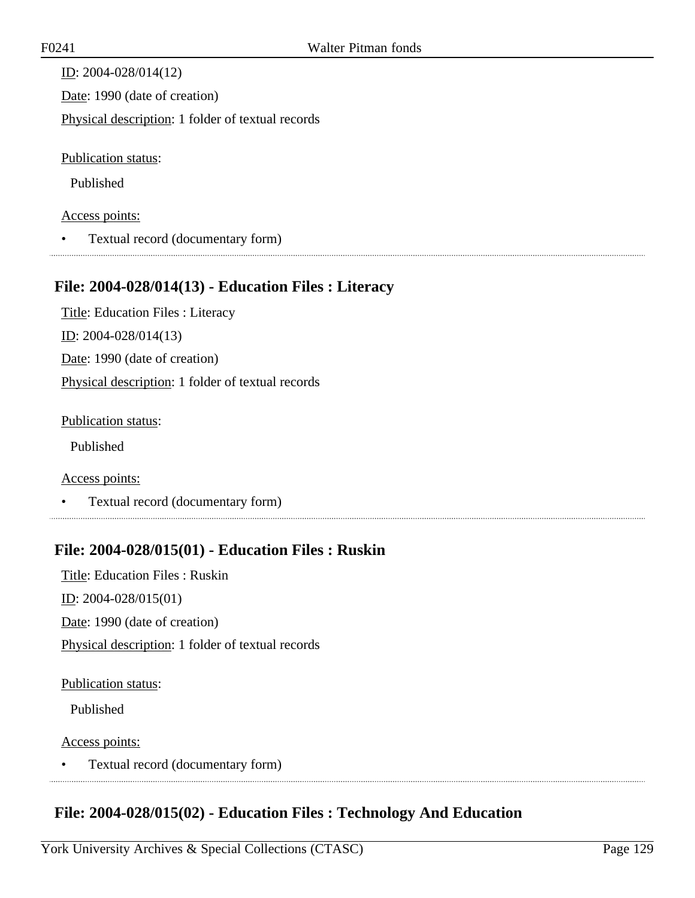ID: 2004-028/014(12)

Date: 1990 (date of creation)

Physical description: 1 folder of textual records

Publication status:

Published

Access points:

- Textual record (documentary form)

## File: 2004-028/014(13) - Education Files : Literacy

Title: Education Files : Literacy

ID: 2004-028/014(13)

Date: 1990 (date of creation)

Physical description: 1 folder of textual records

Publication status:

Published

Access points:

- Textual record (documentary form)

## File: 2004-028/015(01) - Education Files : Ruskin

Title: Education Files : Ruskin

ID: 2004-028/015(01)

Date: 1990 (date of creation)

Physical description: 1 folder of textual records

Publication status:

Published

Access points:

- Textual record (documentary form)

## File: 2004-028/015(02) - Education Files : Technology And Education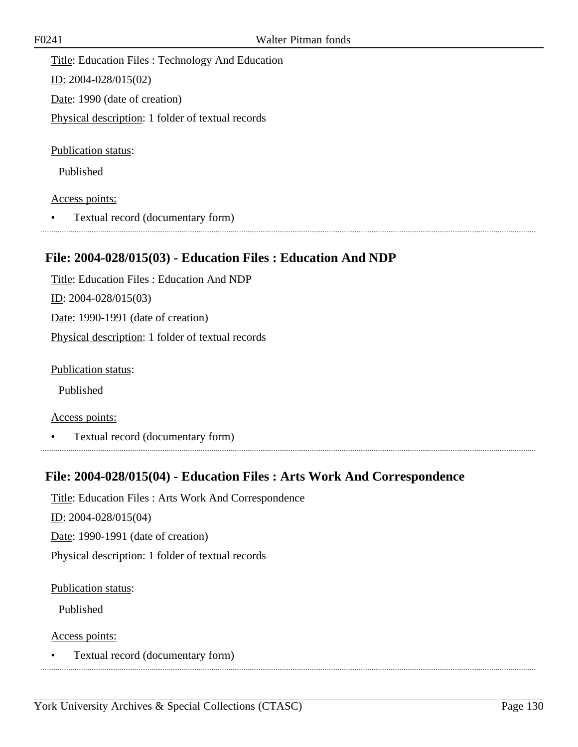Title: Education Files : Technology And Education

ID: 2004-028/015(02)

Date: 1990 (date of creation)

Physical description: 1 folder of textual records

Publication status:

Published

Access points:

- Textual record (documentary form)

## File: 2004-028/015(03) - Education Files : Education And NDP

Title: Education Files : Education And NDP

ID: 2004-028/015(03)

Date: 1990-1991 (date of creation)

Physical description: 1 folder of textual records

Publication status:

Published

Access points:

- Textual record (documentary form)

## File: 2004-028/015(04) - Education Files : Arts Work And Correspondence

Title: Education Files : Arts Work And Correspondence

ID: 2004-028/015(04)

Date: 1990-1991 (date of creation)

Physical description: 1 folder of textual records

Publication status:

Published

Access points:

- Textual record (documentary form)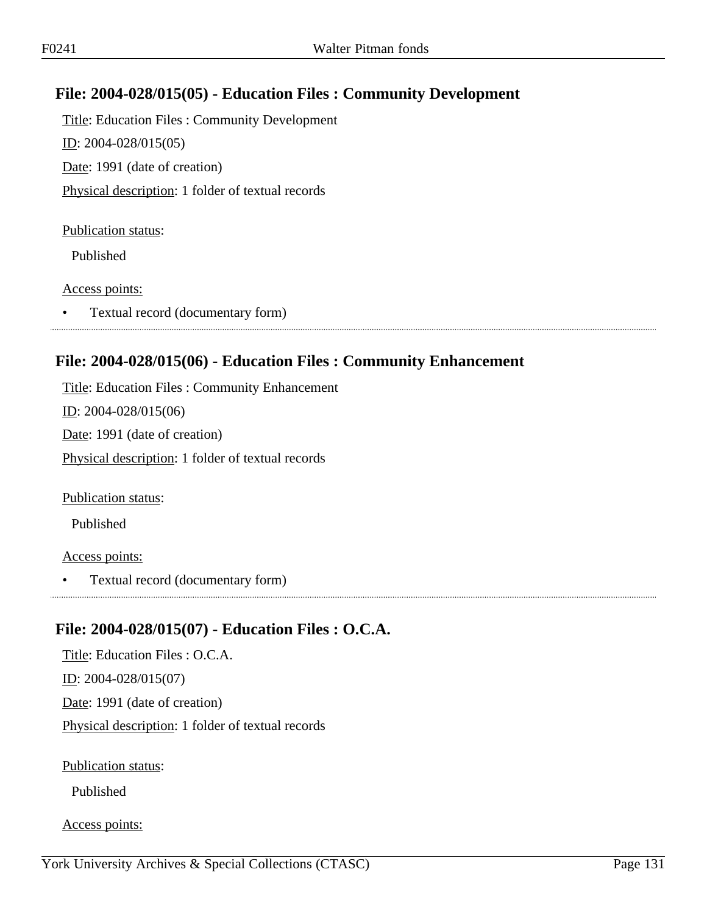## File: 2004-028/015(05) - Education Files : Community Development

Title: Education Files : Community Development

ID: 2004-028/015(05)

Date: 1991 (date of creation)

Physical description: 1 folder of textual records

Publication status:

Published

Access points:

- Textual record (documentary form)

## File: 2004-028/015(06) - Education Files : Community Enhancement

Title: Education Files : Community Enhancement

ID: 2004-028/015(06)

Date: 1991 (date of creation)

Physical description: 1 folder of textual records

Publication status:

Published

Access points:

- Textual record (documentary form)

## File: 2004-028/015(07) - Education Files : O.C.A.

Title: Education Files : O.C.A.

ID: 2004-028/015(07)

Date: 1991 (date of creation)

Physical description: 1 folder of textual records

Publication status:

Published

Access points: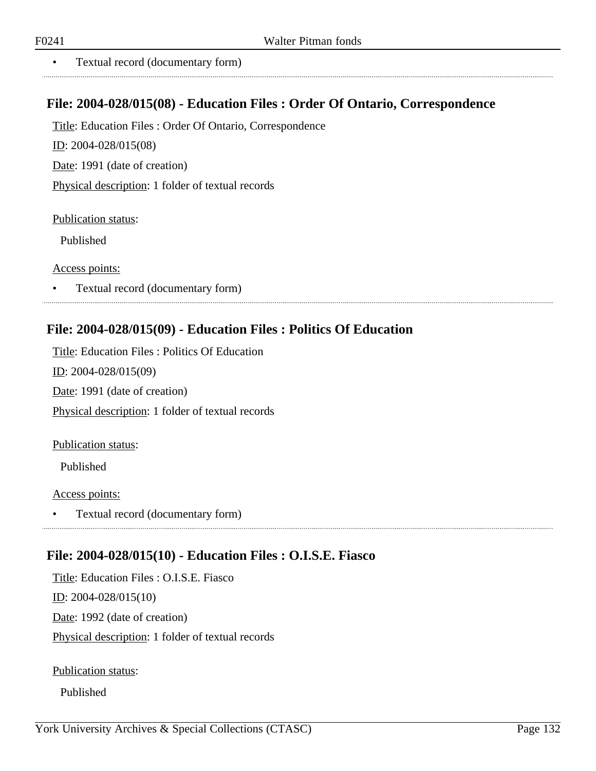- Textual record (documentary form)

## File: 2004-028/015(08) - Education Files : Order Of Ontario, Correspondence

Title: Education Files : Order Of Ontario, Correspondence

ID: 2004-028/015(08)

Date: 1991 (date of creation)

Physical description: 1 folder of textual records

Publication status:

Published

Access points:

- Textual record (documentary form)

## File: 2004-028/015(09) - Education Files : Politics Of Education

Title: Education Files : Politics Of Education

ID: 2004-028/015(09)

Date: 1991 (date of creation)

Physical description: 1 folder of textual records

Publication status:

Published

Access points:

- Textual record (documentary form)

## File: 2004-028/015(10) - Education Files : O.I.S.E. Fiasco

Title: Education Files : O.I.S.E. Fiasco

ID: 2004-028/015(10)

Date: 1992 (date of creation)

Physical description: 1 folder of textual records

Publication status:

Published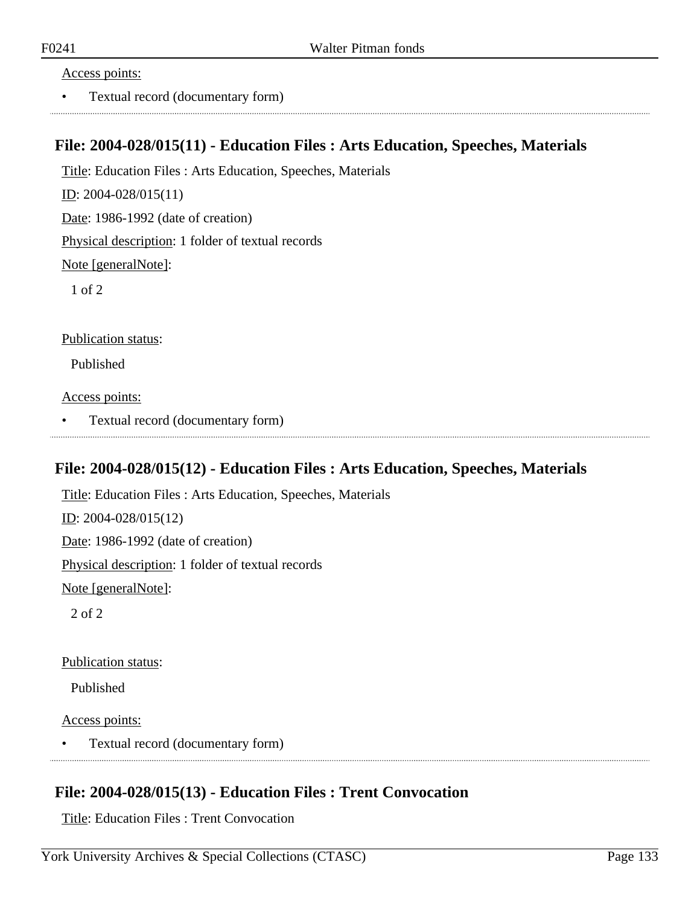Access points:

- Textual record (documentary form)

## File: 2004-028/015(11) - Education Files : Arts Education, Speeches, Materials

Title: Education Files : Arts Education, Speeches, Materials

ID: 2004-028/015(11)

Date: 1986-1992 (date of creation)

Physical description: 1 folder of textual records

Note [generalNote]:

1 of 2

Publication status:

Published

Access points:

- Textual record (documentary form)

## File: 2004-028/015(12) - Education Files : Arts Education, Speeches, Materials

Title: Education Files : Arts Education, Speeches, Materials

ID: 2004-028/015(12)

Date: 1986-1992 (date of creation)

Physical description: 1 folder of textual records

Note [generalNote]:

2 of 2

Publication status:

Published

Access points:

- Textual record (documentary form)

## File: 2004-028/015(13) - Education Files : Trent Convocation

Title: Education Files : Trent Convocation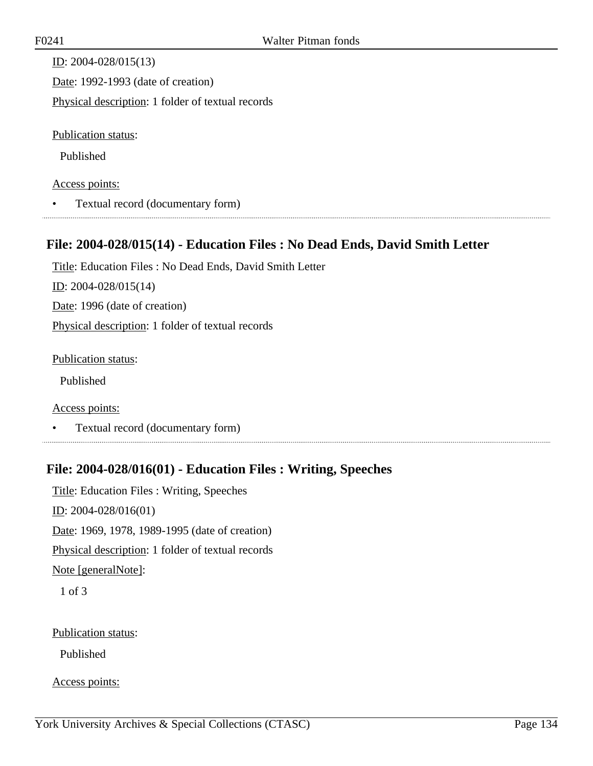ID: 2004-028/015(13)

Date: 1992-1993 (date of creation)

Physical description: 1 folder of textual records

Publication status:

Published

Access points:

- Textual record (documentary form)

## File: 2004-028/015(14) - Education Files : No Dead Ends, David Smith Letter

Title: Education Files : No Dead Ends, David Smith Letter

ID: 2004-028/015(14)

Date: 1996 (date of creation)

Physical description: 1 folder of textual records

Publication status:

Published

Access points:

- Textual record (documentary form)

## File: 2004-028/016(01) - Education Files : Writing, Speeches

Title: Education Files : Writing, Speeches

ID: 2004-028/016(01)

Date: 1969, 1978, 1989-1995 (date of creation)

Physical description: 1 folder of textual records

Note [generalNote]:

1 of 3

Publication status:

Published

Access points: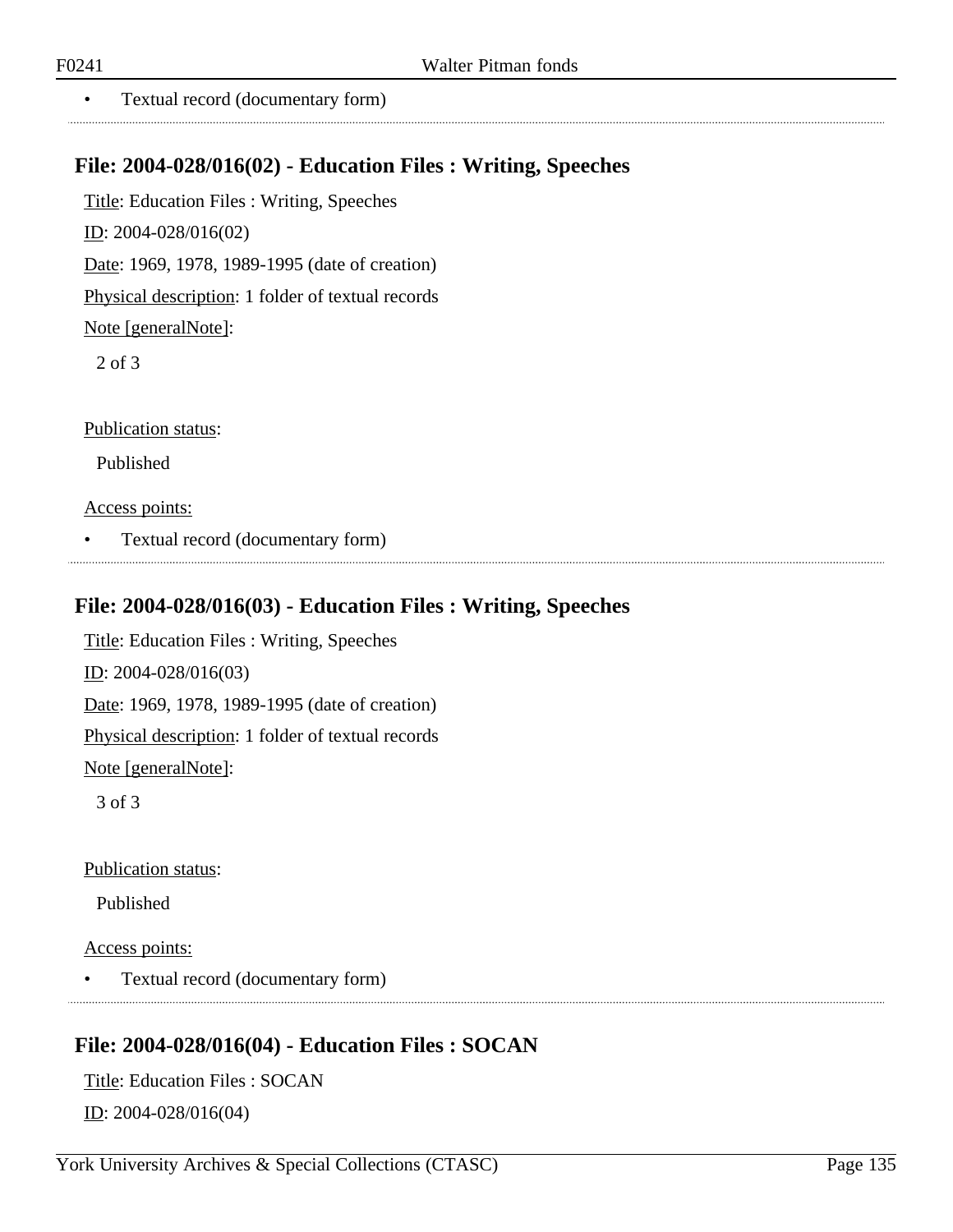- Textual record (documentary form)

## File: 2004-028/016(02) - Education Files : Writing, Speeches

Title: Education Files : Writing, Speeches

ID: 2004-028/016(02)

Date: 1969, 1978, 1989-1995 (date of creation)

Physical description: 1 folder of textual records

Note [generalNote]:

2 of 3

Publication status:

Published

Access points:

- Textual record (documentary form)

## File: 2004-028/016(03) - Education Files : Writing, Speeches

Title: Education Files : Writing, Speeches

ID: 2004-028/016(03)

Date: 1969, 1978, 1989-1995 (date of creation)

Physical description: 1 folder of textual records

Note [generalNote]:

3 of 3

Publication status:

Published

Access points:

- Textual record (documentary form)

## File: 2004-028/016(04) - Education Files : SOCAN

Title: Education Files : SOCAN

ID: 2004-028/016(04)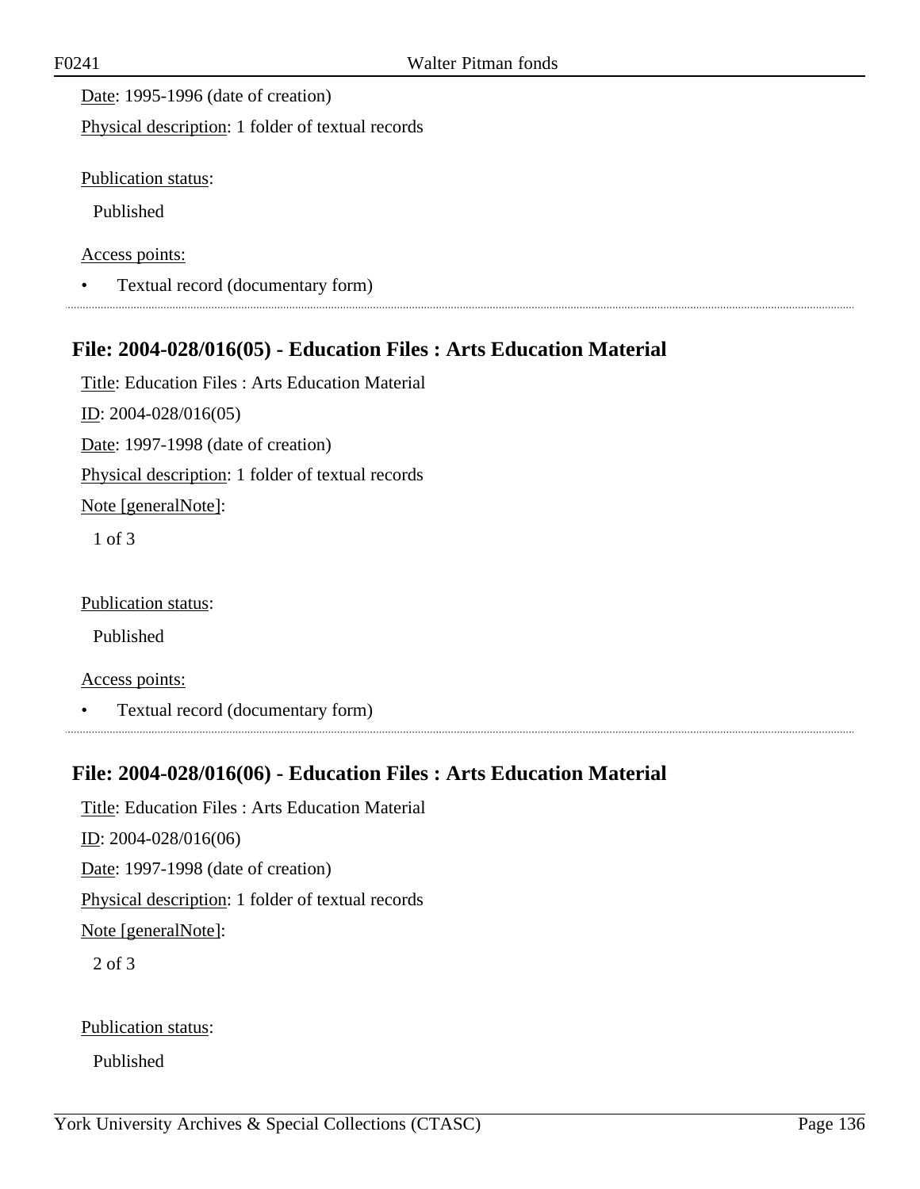Date: 1995-1996 (date of creation)

Physical description: 1 folder of textual records

Publication status:

Published

Access points:

- Textual record (documentary form)

### File: 2004-028/016(05) - Education Files : Arts Education Material

Title: Education Files : Arts Education Material

ID: 2004-028/016(05)

Date: 1997-1998 (date of creation)

Physical description: 1 folder of textual records

Note [generalNote]:

1 of 3

Publication status:

Published

Access points:

- Textual record (documentary form)

### File: 2004-028/016(06) - Education Files : Arts Education Material

Title: Education Files : Arts Education Material

ID: 2004-028/016(06)

Date: 1997-1998 (date of creation)

Physical description: 1 folder of textual records

Note [generalNote]:

2 of 3

Publication status:

Published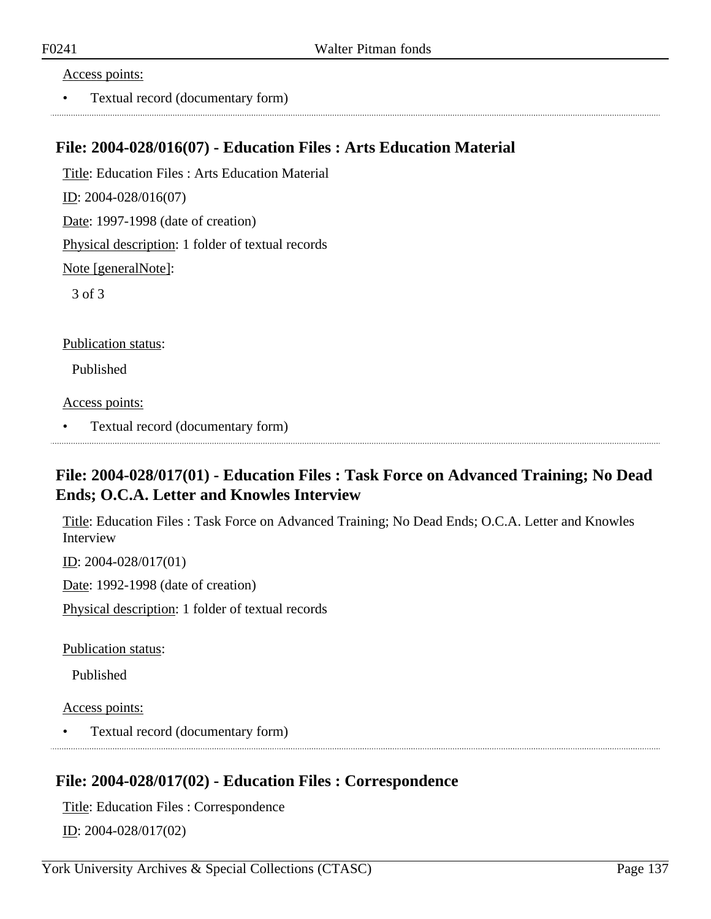Access points:

- Textual record (documentary form)

## File: 2004-028/016(07) - Education Files : Arts Education Material

Title: Education Files : Arts Education Material

ID: 2004-028/016(07)

Date: 1997-1998 (date of creation)

Physical description: 1 folder of textual records

Note [generalNote]:

3 of 3

Publication status:

Published

Access points:

- Textual record (documentary form)

## File: 2004-028/017(01) - Education Files : Task Force on Advanced Training; No Dead Ends; O.C.A. Letter and Knowles Interview

Title: Education Files : Task Force on Advanced Training; No Dead Ends; O.C.A. Letter and Knowles Interview

ID: 2004-028/017(01)

Date: 1992-1998 (date of creation)

Physical description: 1 folder of textual records

Publication status:

Published

Access points:

- Textual record (documentary form)

## File: 2004-028/017(02) - Education Files : Correspondence

Title: Education Files : Correspondence

ID: 2004-028/017(02)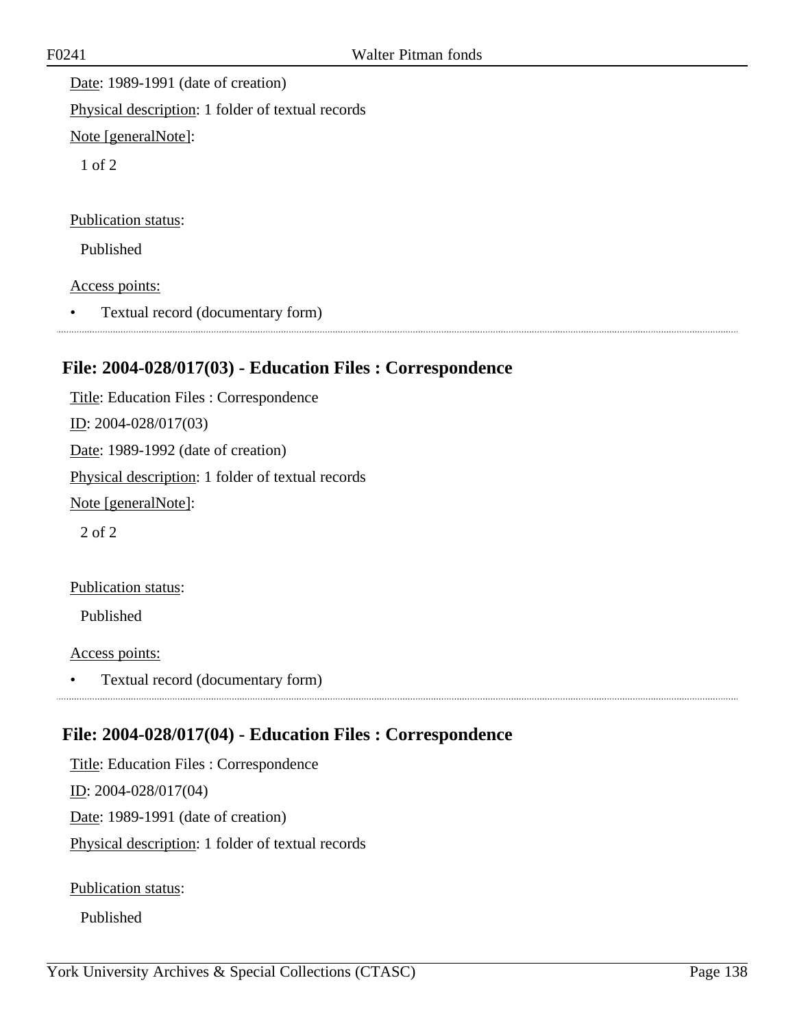Date: 1989-1991 (date of creation)

Physical description: 1 folder of textual records

Note [generalNote]:

1 of 2

Publication status:

Published

Access points:

- Textual record (documentary form)

## File: 2004-028/017(03) - Education Files : Correspondence

Title: Education Files : Correspondence

ID: 2004-028/017(03)

Date: 1989-1992 (date of creation)

Physical description: 1 folder of textual records

Note [generalNote]:

2 of 2

Publication status:

Published

Access points:

- Textual record (documentary form)

## File: 2004-028/017(04) - Education Files : Correspondence

Title: Education Files : Correspondence

ID: 2004-028/017(04)

Date: 1989-1991 (date of creation)

Physical description: 1 folder of textual records

Publication status:

Published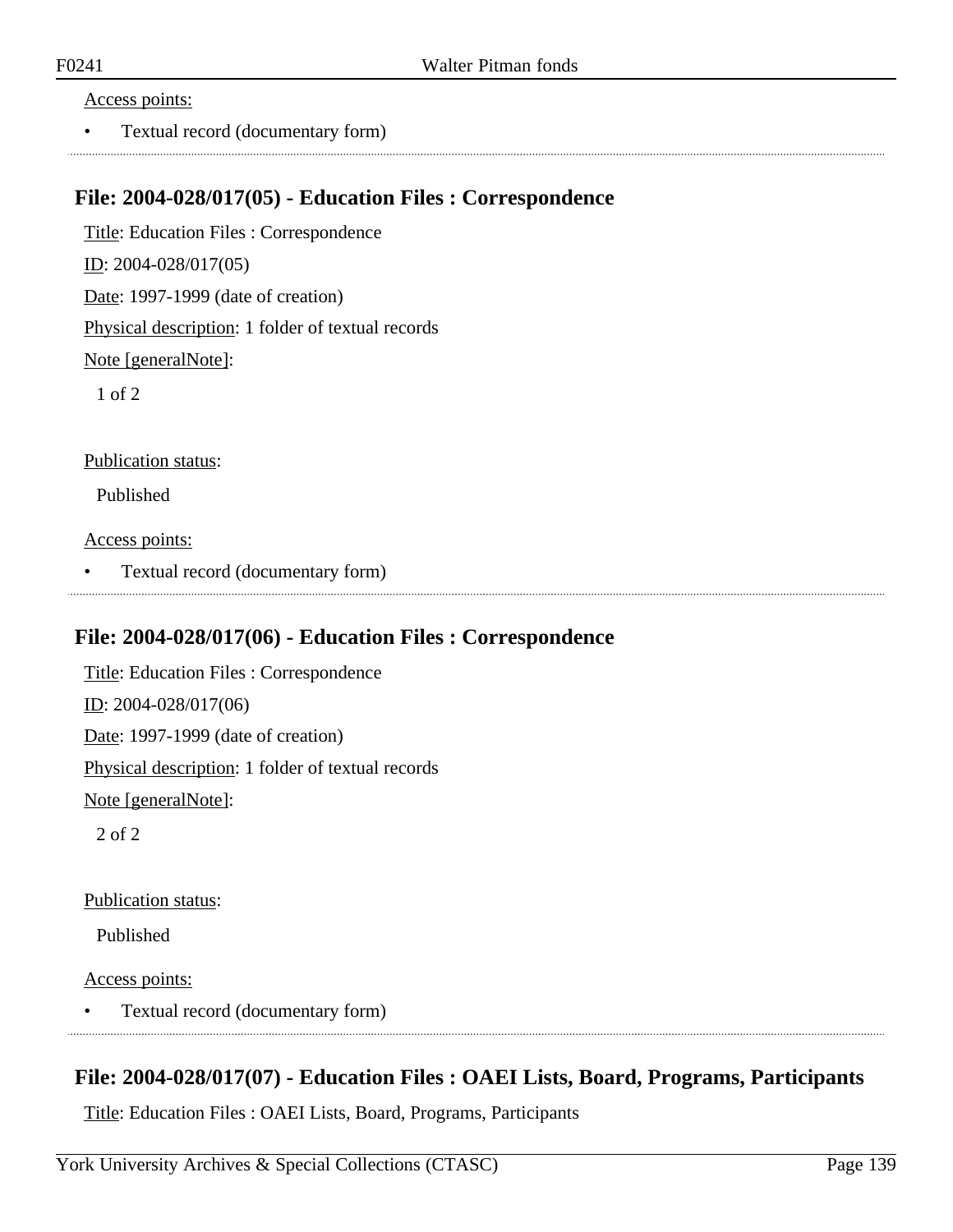Access points:

- Textual record (documentary form)

## File: 2004-028/017(05) - Education Files : Correspondence

Title: Education Files : Correspondence

ID: 2004-028/017(05)

Date: 1997-1999 (date of creation)

Physical description: 1 folder of textual records

Note [generalNote]:

1 of 2

Publication status:

Published

Access points:

- Textual record (documentary form)

## File: 2004-028/017(06) - Education Files : Correspondence

Title: Education Files : Correspondence

ID: 2004-028/017(06)

Date: 1997-1999 (date of creation)

Physical description: 1 folder of textual records

Note [generalNote]:

2 of 2

Publication status:

Published

Access points:

- Textual record (documentary form)

## File: 2004-028/017(07) - Education Files : OAEI Lists, Board, Programs, Participants

Title: Education Files : OAEI Lists, Board, Programs, Participants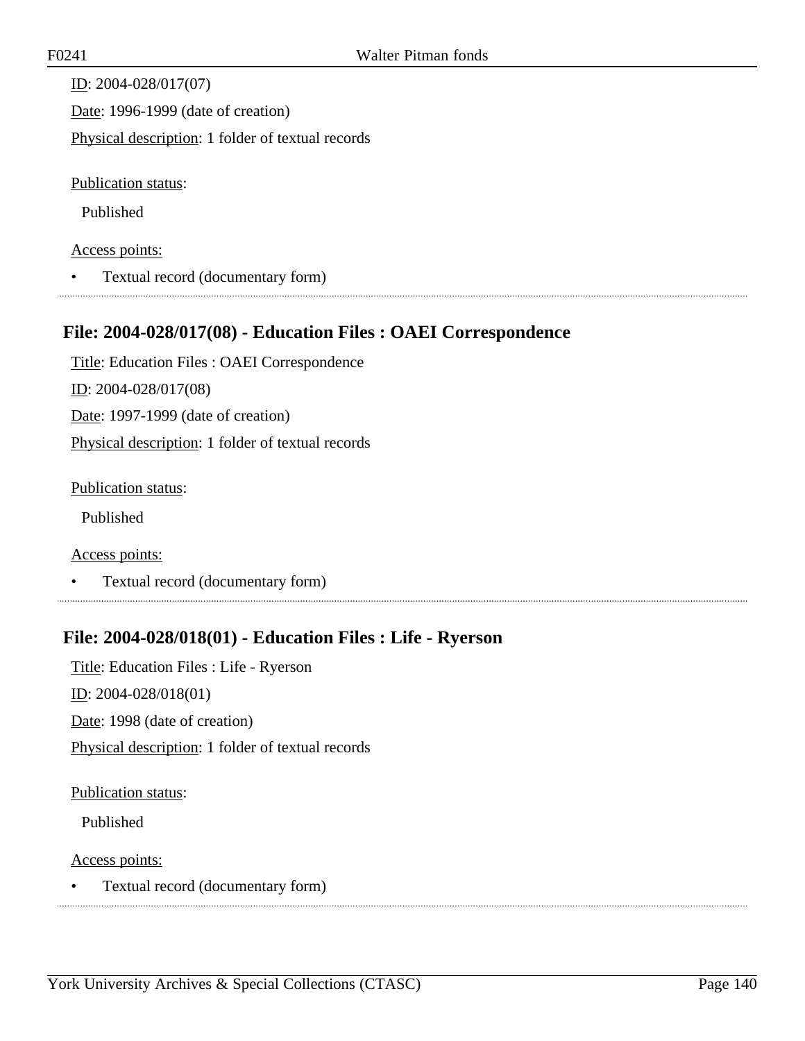ID: 2004-028/017(07)

Date: 1996-1999 (date of creation)

Physical description: 1 folder of textual records

Publication status:

Published

Access points:

- Textual record (documentary form)

## File: 2004-028/017(08) - Education Files : OAEI Correspondence

Title: Education Files : OAEI Correspondence

ID: 2004-028/017(08)

Date: 1997-1999 (date of creation)

Physical description: 1 folder of textual records

Publication status:

Published

Access points:

- Textual record (documentary form)

## File: 2004-028/018(01) - Education Files : Life - Ryerson

Title: Education Files : Life - Ryerson

ID: 2004-028/018(01)

Date: 1998 (date of creation)

Physical description: 1 folder of textual records

Publication status:

Published

Access points:

- Textual record (documentary form)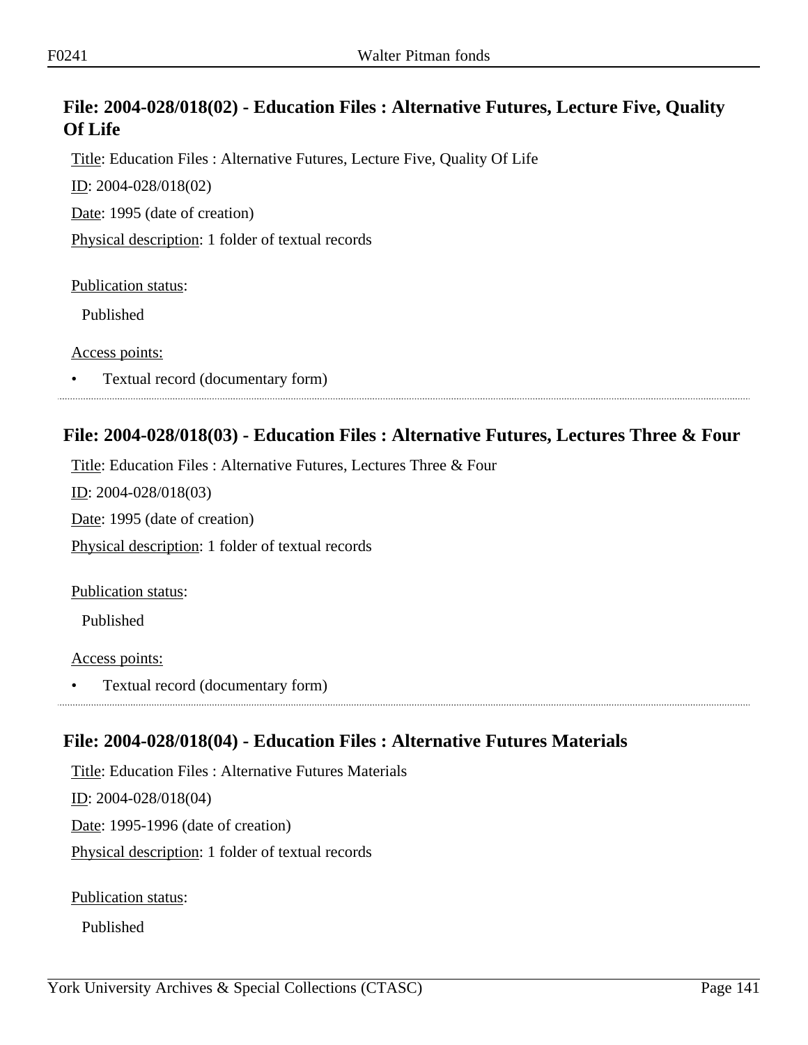## File: 2004-028/018(02) - Education Files : Alternative Futures, Lecture Five, Quality Of Life

Title: Education Files : Alternative Futures, Lecture Five, Quality Of Life

ID: 2004-028/018(02)

Date: 1995 (date of creation)

Physical description: 1 folder of textual records

Publication status:

Published

Access points:

- Textual record (documentary form)

## File: 2004-028/018(03) - Education Files : Alternative Futures, Lectures Three & Four

Title: Education Files : Alternative Futures, Lectures Three & Four

ID: 2004-028/018(03)

Date: 1995 (date of creation)

Physical description: 1 folder of textual records

Publication status:

Published

Access points:

- Textual record (documentary form)

## File: 2004-028/018(04) - Education Files : Alternative Futures Materials

Title: Education Files : Alternative Futures Materials

ID: 2004-028/018(04)

Date: 1995-1996 (date of creation)

Physical description: 1 folder of textual records

Publication status:

Published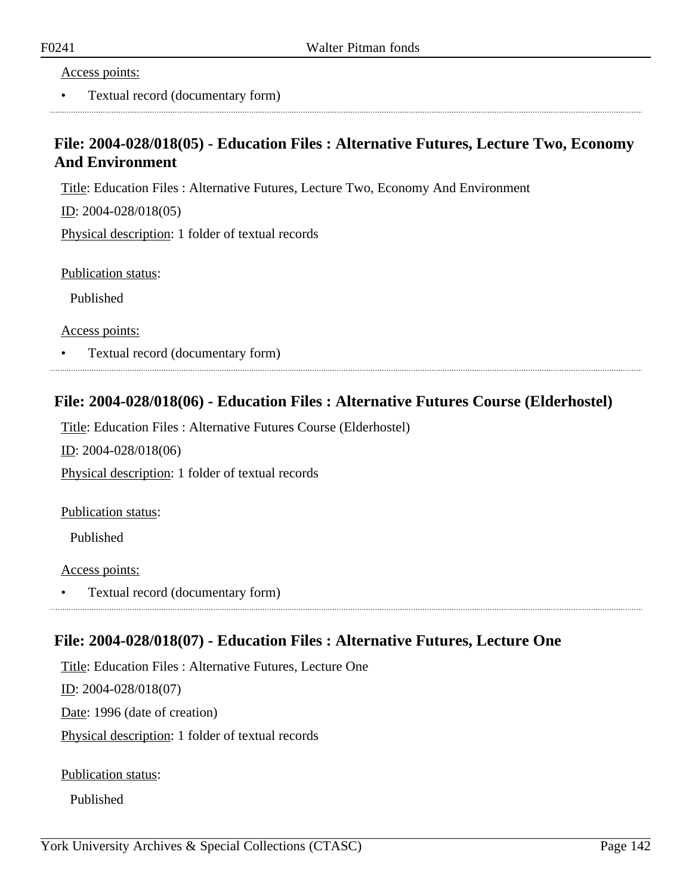Access points:

- Textual record (documentary form)

## File: 2004-028/018(05) - Education Files : Alternative Futures, Lecture Two, Economy And Environment

Title: Education Files : Alternative Futures, Lecture Two, Economy And Environment

ID: 2004-028/018(05)

Physical description: 1 folder of textual records

Publication status:

Published

Access points:

- Textual record (documentary form)

## File: 2004-028/018(06) - Education Files : Alternative Futures Course (Elderhostel)

Title: Education Files : Alternative Futures Course (Elderhostel)

ID: 2004-028/018(06)

Physical description: 1 folder of textual records

Publication status:

Published

Access points:

- Textual record (documentary form)

## File: 2004-028/018(07) - Education Files : Alternative Futures, Lecture One

Title: Education Files : Alternative Futures, Lecture One

ID: 2004-028/018(07)

Date: 1996 (date of creation)

Physical description: 1 folder of textual records

Publication status:

Published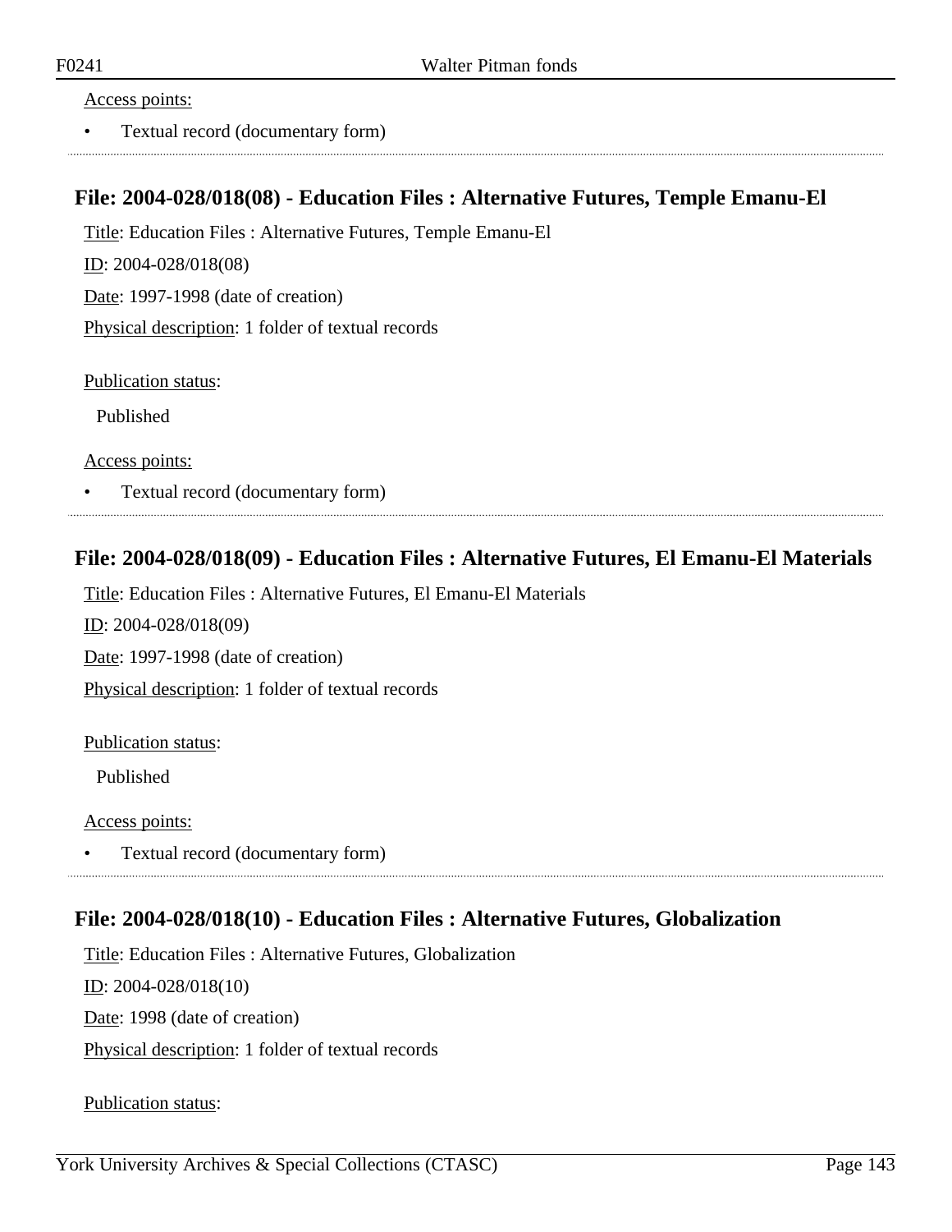Access points:

- Textual record (documentary form)

## File: 2004-028/018(08) - Education Files : Alternative Futures, Temple Emanu-El

Title: Education Files : Alternative Futures, Temple Emanu-El

ID: 2004-028/018(08)

Date: 1997-1998 (date of creation)

Physical description: 1 folder of textual records

Publication status:

Published

Access points:

- Textual record (documentary form)

## File: 2004-028/018(09) - Education Files : Alternative Futures, El Emanu-El Materials

Title: Education Files : Alternative Futures, El Emanu-El Materials

ID: 2004-028/018(09)

Date: 1997-1998 (date of creation)

Physical description: 1 folder of textual records

Publication status:

Published

Access points:

- Textual record (documentary form)

## File: 2004-028/018(10) - Education Files : Alternative Futures, Globalization

Title: Education Files : Alternative Futures, Globalization

ID: 2004-028/018(10)

Date: 1998 (date of creation)

Physical description: 1 folder of textual records

Publication status: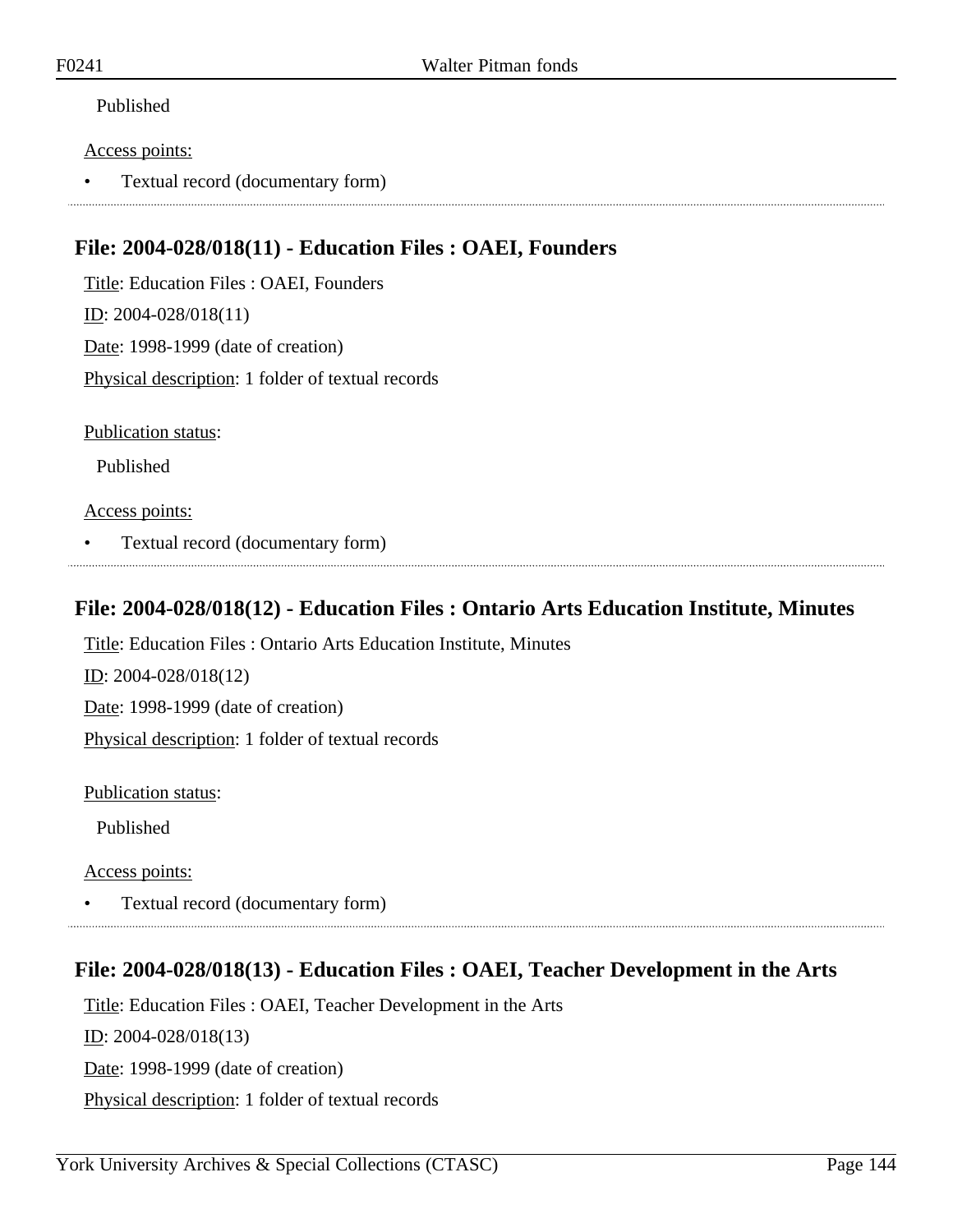Published

Access points:

- Textual record (documentary form)

## File: 2004-028/018(11) - Education Files : OAEI, Founders

Title: Education Files : OAEI, Founders

ID: 2004-028/018(11)

Date: 1998-1999 (date of creation)

Physical description: 1 folder of textual records

Publication status:

Published

Access points:

- Textual record (documentary form)

## File: 2004-028/018(12) - Education Files : Ontario Arts Education Institute, Minutes

Title: Education Files : Ontario Arts Education Institute, Minutes

ID: 2004-028/018(12)

Date: 1998-1999 (date of creation)

Physical description: 1 folder of textual records

Publication status:

Published

Access points:

- Textual record (documentary form)

## File: 2004-028/018(13) - Education Files : OAEI, Teacher Development in the Arts

Title: Education Files : OAEI, Teacher Development in the Arts

ID: 2004-028/018(13)

Date: 1998-1999 (date of creation)

Physical description: 1 folder of textual records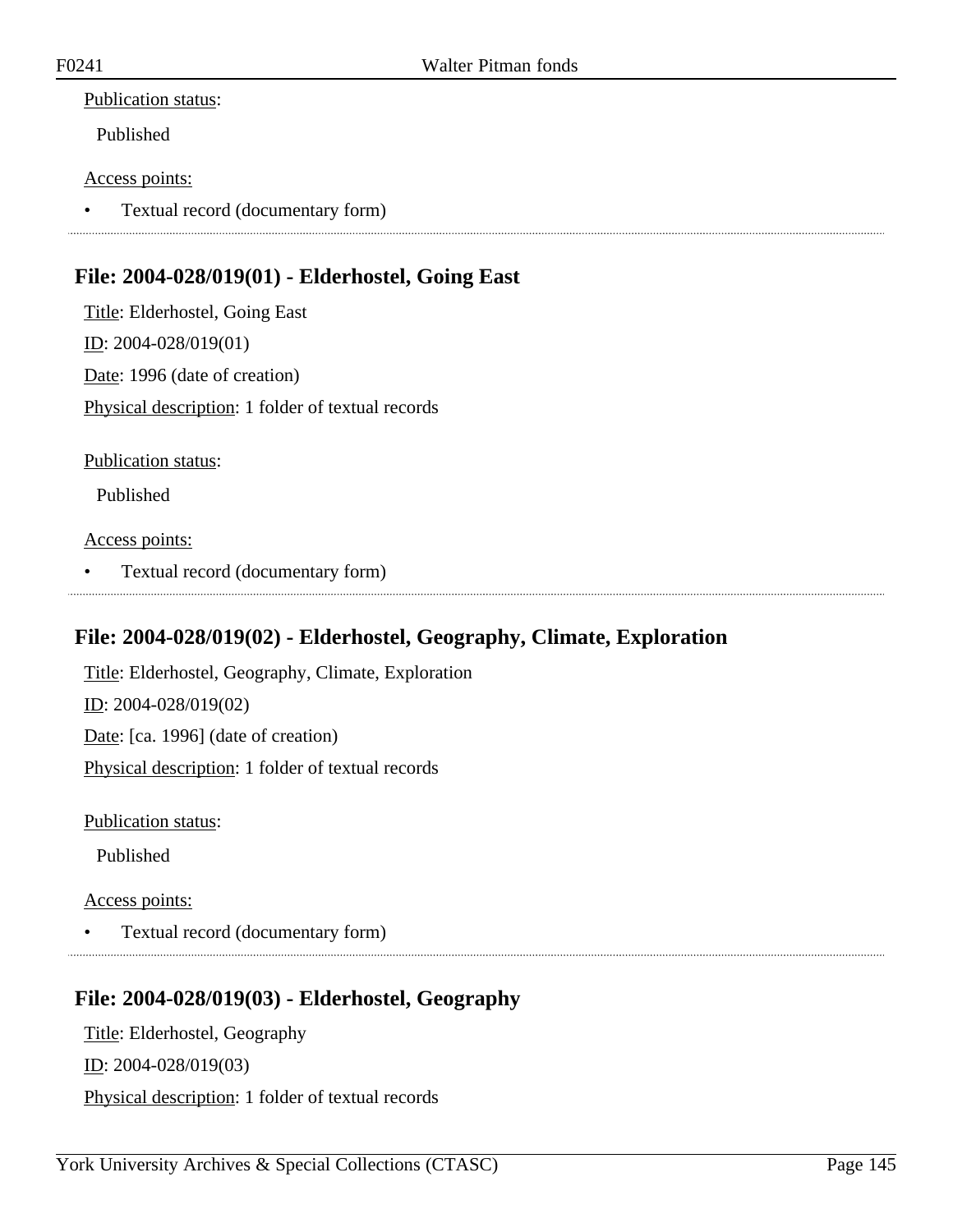Publication status:

Published

Access points:

- Textual record (documentary form)

## File: 2004-028/019(01) - Elderhostel, Going East

Title: Elderhostel, Going East

ID: 2004-028/019(01)

Date: 1996 (date of creation)

Physical description: 1 folder of textual records

Publication status:

Published

Access points:

- Textual record (documentary form)

## File: 2004-028/019(02) - Elderhostel, Geography, Climate, Exploration

Title: Elderhostel, Geography, Climate, Exploration

ID: 2004-028/019(02)

Date: [ca. 1996] (date of creation)

Physical description: 1 folder of textual records

Publication status:

Published

Access points:

- Textual record (documentary form)

## File: 2004-028/019(03) - Elderhostel, Geography

Title: Elderhostel, Geography

ID: 2004-028/019(03)

Physical description: 1 folder of textual records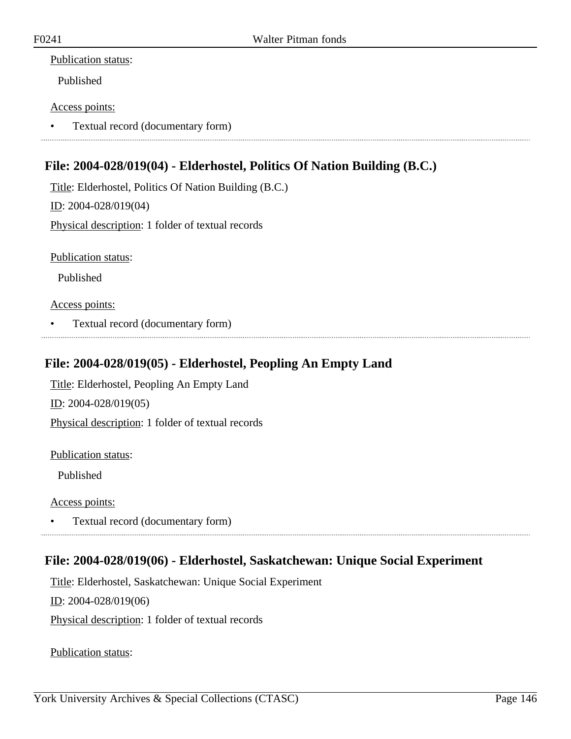Publication status:

Published

Access points:

- Textual record (documentary form)

## File: 2004-028/019(04) - Elderhostel, Politics Of Nation Building (B.C.)

Title: Elderhostel, Politics Of Nation Building (B.C.)

ID: 2004-028/019(04)

Physical description: 1 folder of textual records

Publication status:

Published

Access points:

- Textual record (documentary form)

## File: 2004-028/019(05) - Elderhostel, Peopling An Empty Land

Title: Elderhostel, Peopling An Empty Land

ID: 2004-028/019(05)

Physical description: 1 folder of textual records

Publication status:

Published

Access points:

- Textual record (documentary form)

## File: 2004-028/019(06) - Elderhostel, Saskatchewan: Unique Social Experiment

Title: Elderhostel, Saskatchewan: Unique Social Experiment

ID: 2004-028/019(06)

Physical description: 1 folder of textual records

Publication status: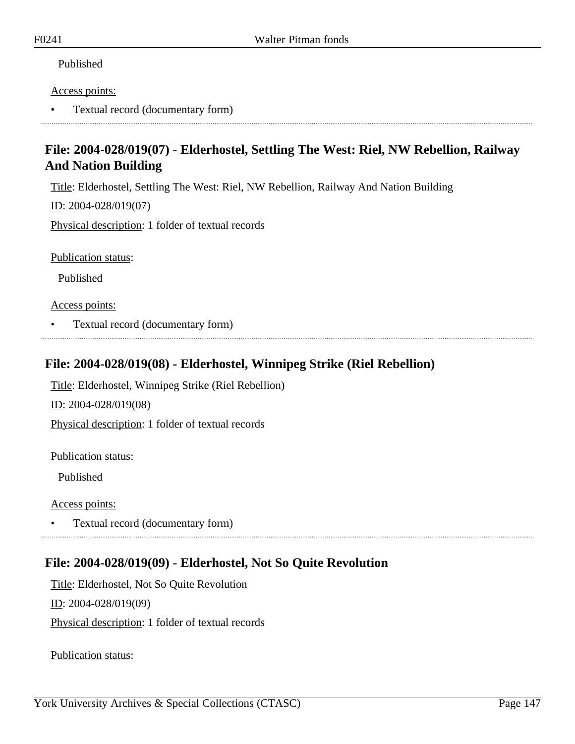Published

Access points:

- Textual record (documentary form)

## File: 2004-028/019(07) - Elderhostel, Settling The West: Riel, NW Rebellion, Railway And Nation Building

Title: Elderhostel, Settling The West: Riel, NW Rebellion, Railway And Nation Building

ID: 2004-028/019(07)

Physical description: 1 folder of textual records

Publication status:

Published

Access points:

- Textual record (documentary form)

## File: 2004-028/019(08) - Elderhostel, Winnipeg Strike (Riel Rebellion)

Title: Elderhostel, Winnipeg Strike (Riel Rebellion)

ID: 2004-028/019(08)

Physical description: 1 folder of textual records

Publication status:

Published

Access points:

- Textual record (documentary form)

## File: 2004-028/019(09) - Elderhostel, Not So Quite Revolution

Title: Elderhostel, Not So Quite Revolution

ID: 2004-028/019(09)

Physical description: 1 folder of textual records

Publication status: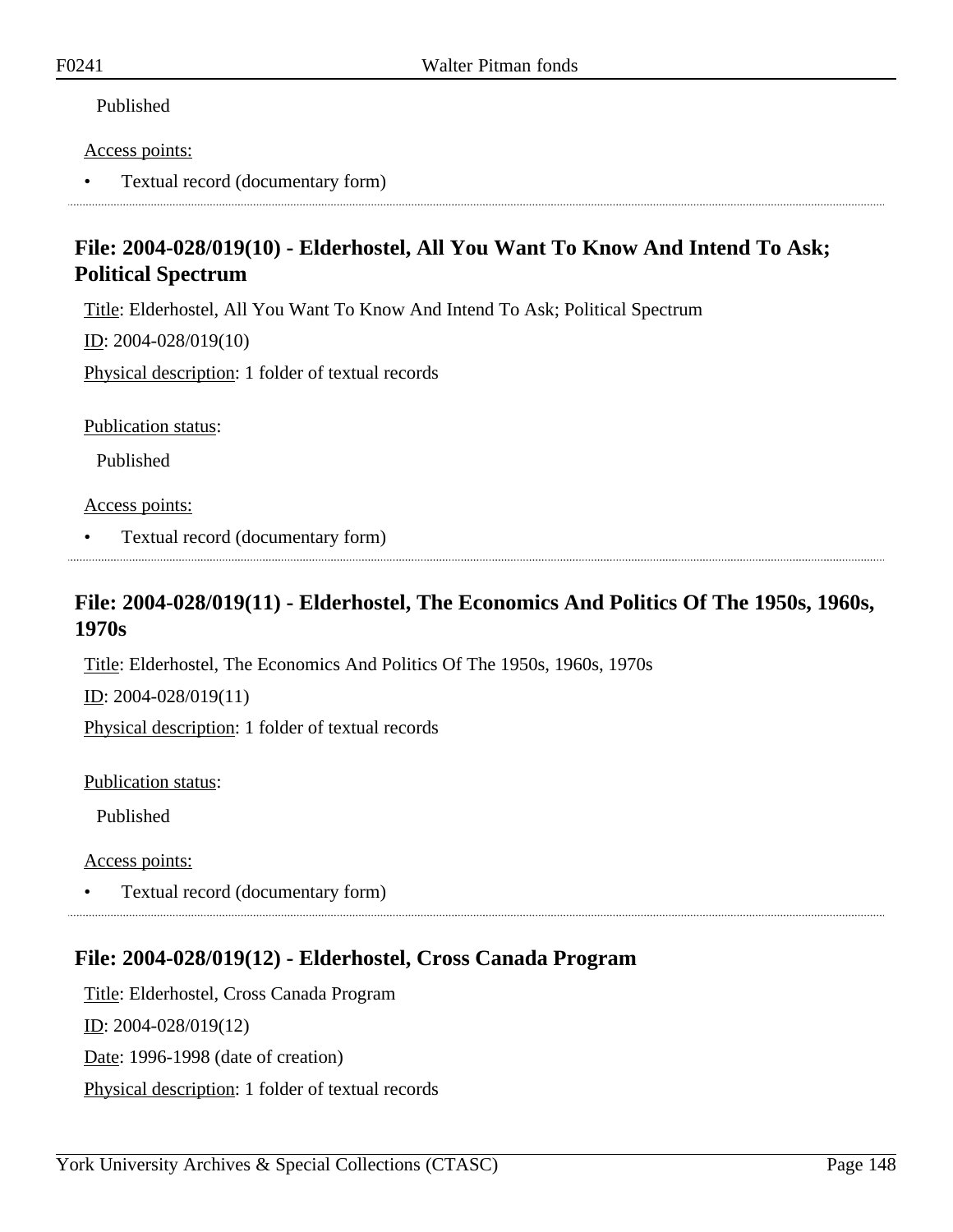Publication status:

Published

Access points:

- Textual record (documentary form)

---

## File: 2004-028/019(10) - Elderhostel, All You Want To Know And Intend To Ask; Political Spectrum

Title: Elderhostel, All You Want To Know And Intend To Ask; Political Spectrum

ID: 2004-028/019(10)

Physical description: 1 folder of textual records

Publication status:

Published

Access points:

- Textual record (documentary form)

---

## File: 2004-028/019(11) - Elderhostel, The Economics And Politics Of The 1950s, 1960s, 1970s

Title: Elderhostel, The Economics And Politics Of The 1950s, 1960s, 1970s

ID: 2004-028/019(11)

Physical description: 1 folder of textual records

Publication status:

Published

Access points:

- Textual record (documentary form)

---

## File: 2004-028/019(12) - Elderhostel, Cross Canada Program

Title: Elderhostel, Cross Canada Program

ID: 2004-028/019(12)

Date: 1996-1998 (date of creation)

Physical description: 1 folder of textual records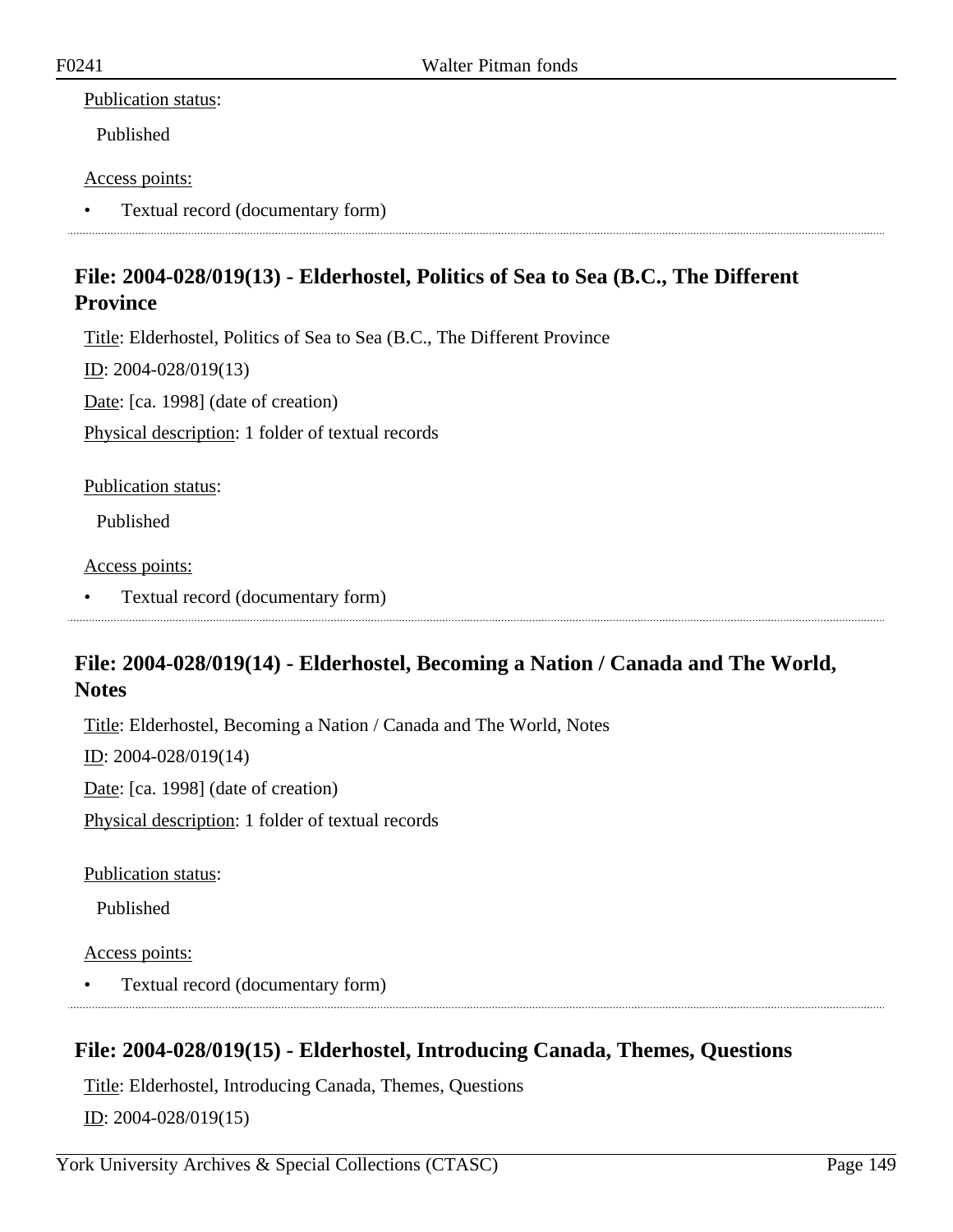Publication status:

Published

Access points:

- Textual record (documentary form)

## File: 2004-028/019(13) - Elderhostel, Politics of Sea to Sea (B.C., The Different Province

Title: Elderhostel, Politics of Sea to Sea (B.C., The Different Province

ID: 2004-028/019(13)

Date: [ca. 1998] (date of creation)

Physical description: 1 folder of textual records

Publication status:

Published

Access points:

- Textual record (documentary form)

## File: 2004-028/019(14) - Elderhostel, Becoming a Nation / Canada and The World, Notes

Title: Elderhostel, Becoming a Nation / Canada and The World, Notes

ID: 2004-028/019(14)

Date: [ca. 1998] (date of creation)

Physical description: 1 folder of textual records

Publication status:

Published

Access points:

- Textual record (documentary form)

## File: 2004-028/019(15) - Elderhostel, Introducing Canada, Themes, Questions

Title: Elderhostel, Introducing Canada, Themes, Questions

ID: 2004-028/019(15)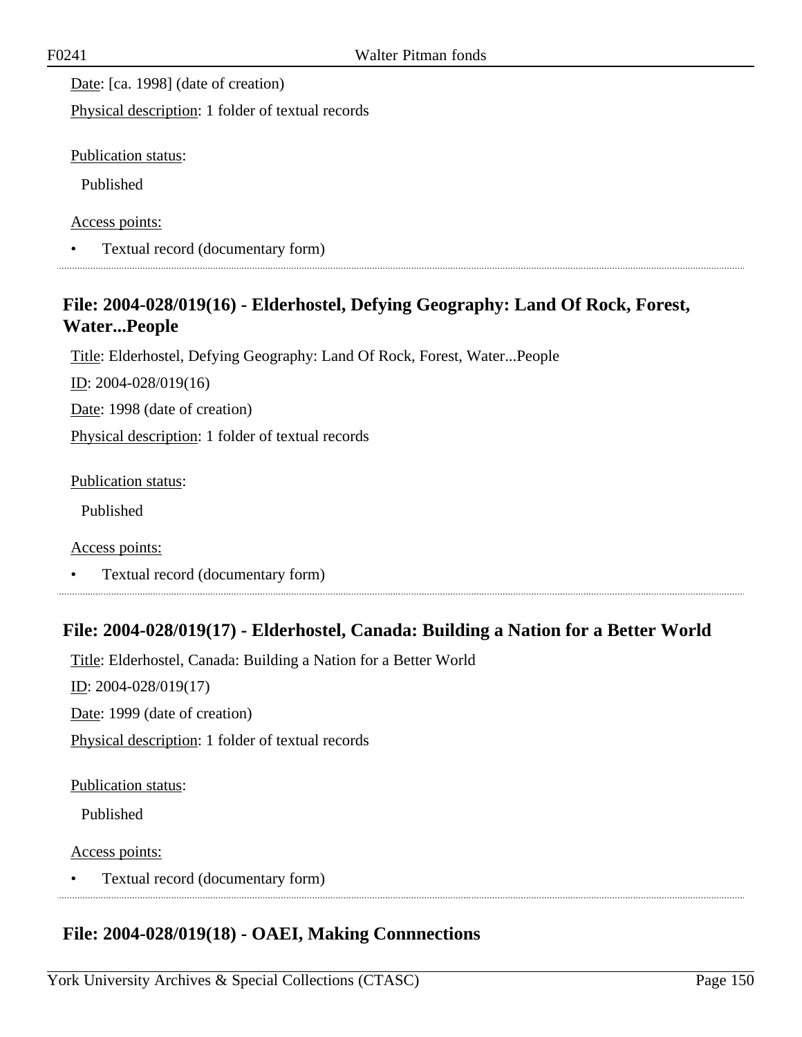Date: [ca. 1998] (date of creation)

Physical description: 1 folder of textual records

Publication status:

Published

Access points:

- Textual record (documentary form)

## File: 2004-028/019(16) - Elderhostel, Defying Geography: Land Of Rock, Forest, Water...People

Title: Elderhostel, Defying Geography: Land Of Rock, Forest, Water...People

ID: 2004-028/019(16)

Date: 1998 (date of creation)

Physical description: 1 folder of textual records

Publication status:

Published

Access points:

- Textual record (documentary form)

## File: 2004-028/019(17) - Elderhostel, Canada: Building a Nation for a Better World

Title: Elderhostel, Canada: Building a Nation for a Better World

ID: 2004-028/019(17)

Date: 1999 (date of creation)

Physical description: 1 folder of textual records

Publication status:

Published

Access points:

- Textual record (documentary form)

## File: 2004-028/019(18) - OAEI, Making Connnections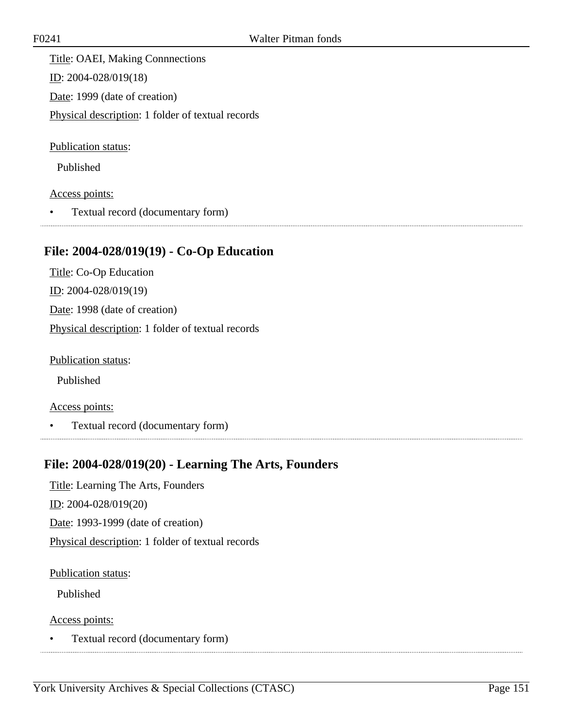Title: OAEI, Making Connnections

ID: 2004-028/019(18)

Date: 1999 (date of creation)

Physical description: 1 folder of textual records

Publication status:

Published

Access points:

- Textual record (documentary form)

## File: 2004-028/019(19) - Co-Op Education

Title: Co-Op Education

ID: 2004-028/019(19)

Date: 1998 (date of creation)

Physical description: 1 folder of textual records

Publication status:

Published

Access points:

- Textual record (documentary form)

## File: 2004-028/019(20) - Learning The Arts, Founders

Title: Learning The Arts, Founders

ID: 2004-028/019(20)

Date: 1993-1999 (date of creation)

Physical description: 1 folder of textual records

Publication status:

Published

Access points:

- Textual record (documentary form)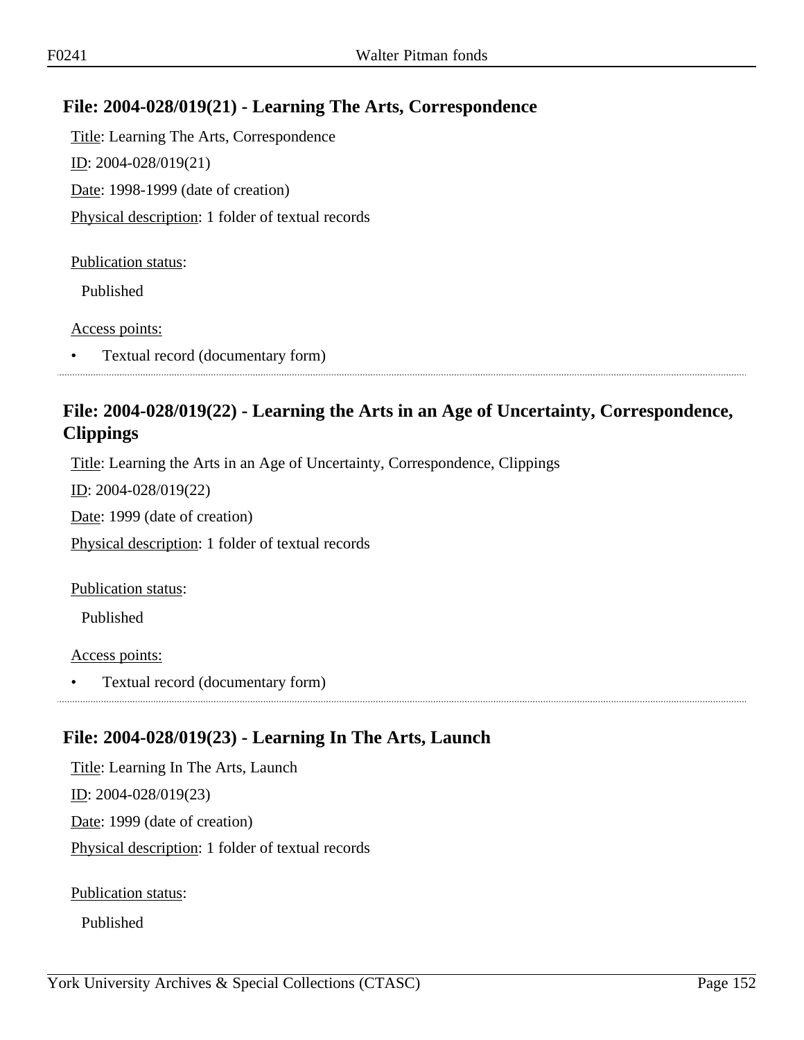## File: 2004-028/019(21) - Learning The Arts, Correspondence

Title: Learning The Arts, Correspondence

ID: 2004-028/019(21)

Date: 1998-1999 (date of creation)

Physical description: 1 folder of textual records

Publication status:

Published

Access points:

- Textual record (documentary form)

## File: 2004-028/019(22) - Learning the Arts in an Age of Uncertainty, Correspondence, Clippings

Title: Learning the Arts in an Age of Uncertainty, Correspondence, Clippings

ID: 2004-028/019(22)

Date: 1999 (date of creation)

Physical description: 1 folder of textual records

Publication status:

Published

Access points:

- Textual record (documentary form)

## File: 2004-028/019(23) - Learning In The Arts, Launch

Title: Learning In The Arts, Launch

ID: 2004-028/019(23)

Date: 1999 (date of creation)

Physical description: 1 folder of textual records

Publication status:

Published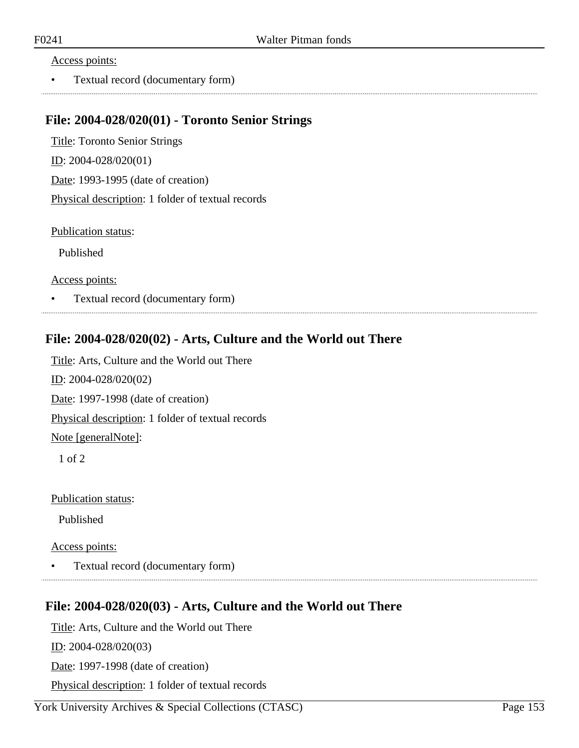Access points:

- Textual record (documentary form)

## File: 2004-028/020(01) - Toronto Senior Strings

Title: Toronto Senior Strings

ID: 2004-028/020(01)

Date: 1993-1995 (date of creation)

Physical description: 1 folder of textual records

Publication status:

Published

Access points:

- Textual record (documentary form)

## File: 2004-028/020(02) - Arts, Culture and the World out There

Title: Arts, Culture and the World out There

ID: 2004-028/020(02)

Date: 1997-1998 (date of creation)

Physical description: 1 folder of textual records

Note [generalNote]:

1 of 2

Publication status:

Published

Access points:

- Textual record (documentary form)

## File: 2004-028/020(03) - Arts, Culture and the World out There

Title: Arts, Culture and the World out There

ID: 2004-028/020(03)

Date: 1997-1998 (date of creation)

Physical description: 1 folder of textual records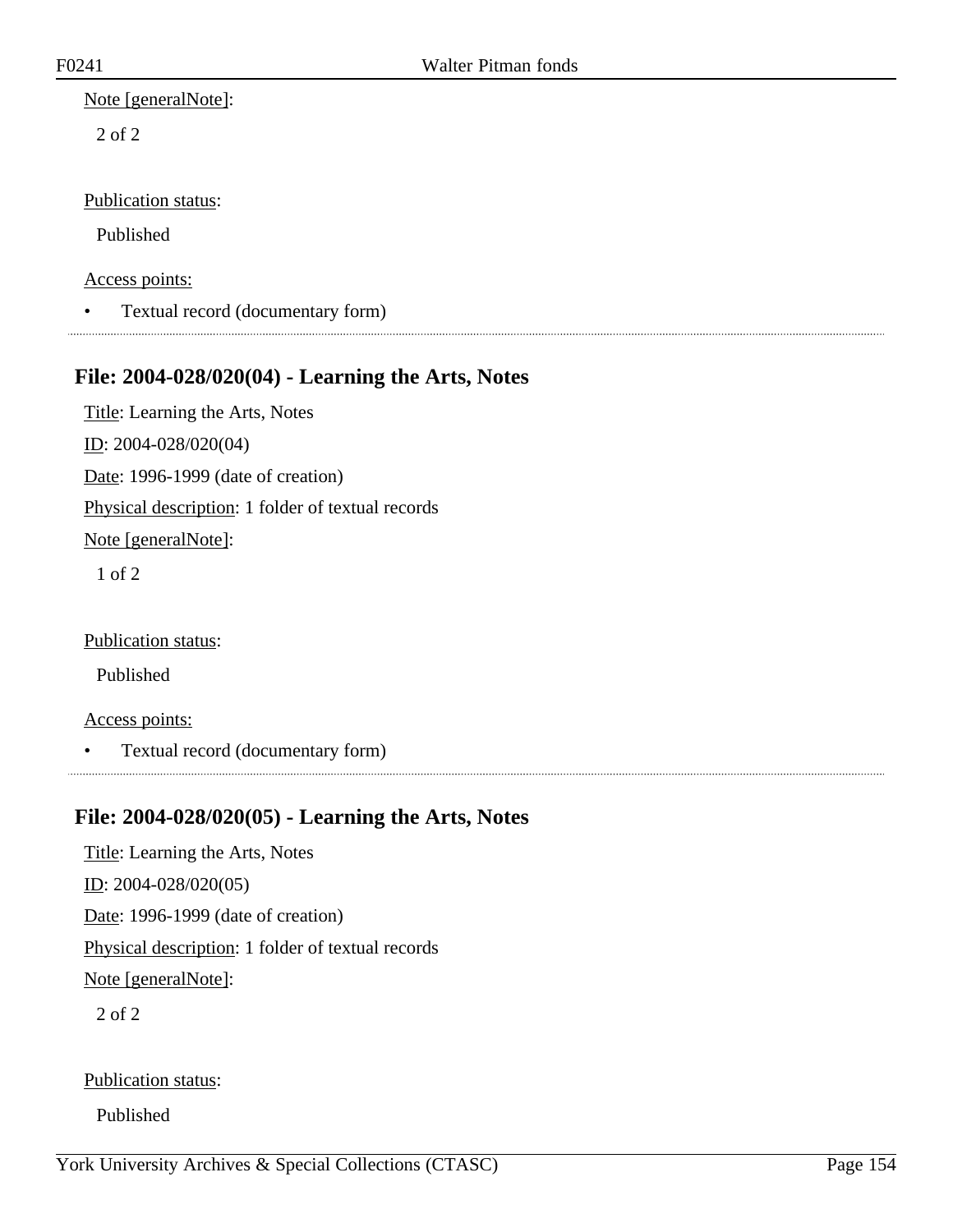Note [generalNote]:

2 of 2

Publication status:

Published

Access points:

- Textual record (documentary form)

## File: 2004-028/020(04) - Learning the Arts, Notes

Title: Learning the Arts, Notes

ID: 2004-028/020(04)

Date: 1996-1999 (date of creation)

Physical description: 1 folder of textual records

Note [generalNote]:

1 of 2

Publication status:

Published

Access points:

- Textual record (documentary form)

## File: 2004-028/020(05) - Learning the Arts, Notes

Title: Learning the Arts, Notes

ID: 2004-028/020(05)

Date: 1996-1999 (date of creation)

Physical description: 1 folder of textual records

Note [generalNote]:

2 of 2

Publication status:

Published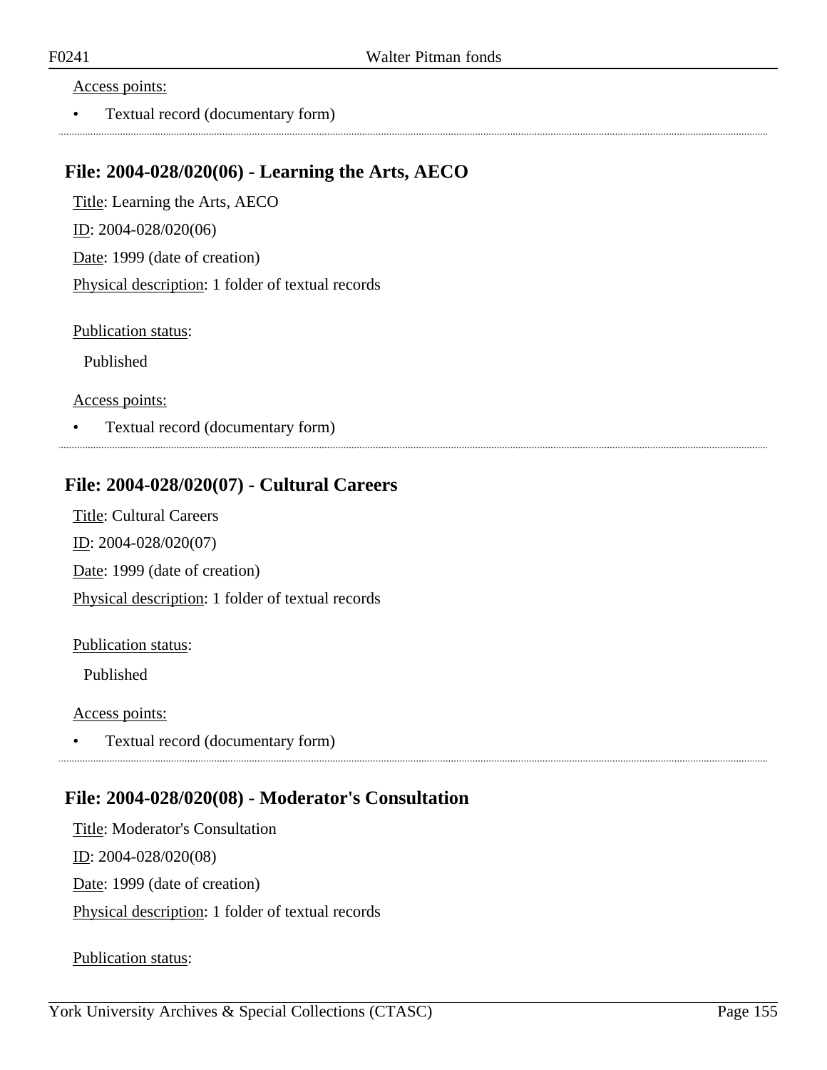Access points:

- Textual record (documentary form)

## File: 2004-028/020(06) - Learning the Arts, AECO

Title: Learning the Arts, AECO

ID: 2004-028/020(06)

Date: 1999 (date of creation)

Physical description: 1 folder of textual records

Publication status:

Published

Access points:

- Textual record (documentary form)

## File: 2004-028/020(07) - Cultural Careers

Title: Cultural Careers

ID: 2004-028/020(07)

Date: 1999 (date of creation)

Physical description: 1 folder of textual records

Publication status:

Published

Access points:

- Textual record (documentary form)

## File: 2004-028/020(08) - Moderator's Consultation

Title: Moderator's Consultation

ID: 2004-028/020(08)

Date: 1999 (date of creation)

Physical description: 1 folder of textual records

Publication status: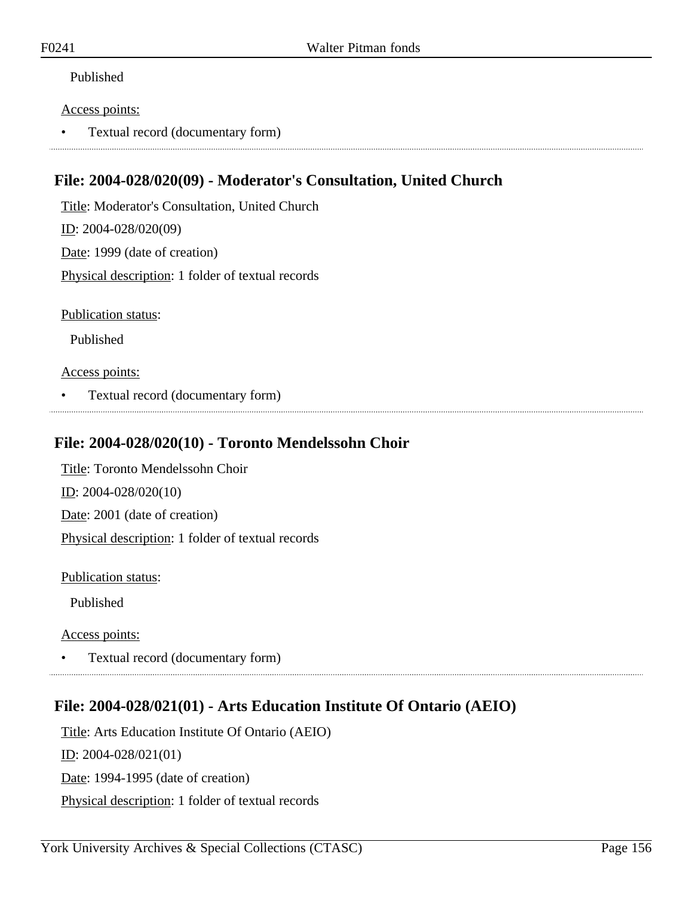Published

Access points:

- Textual record (documentary form)

## File: 2004-028/020(09) - Moderator's Consultation, United Church

Title: Moderator's Consultation, United Church

ID: 2004-028/020(09)

Date: 1999 (date of creation)

Physical description: 1 folder of textual records

Publication status:

Published

Access points:

- Textual record (documentary form)

## File: 2004-028/020(10) - Toronto Mendelssohn Choir

Title: Toronto Mendelssohn Choir

ID: 2004-028/020(10)

Date: 2001 (date of creation)

Physical description: 1 folder of textual records

Publication status:

Published

Access points:

- Textual record (documentary form)

## File: 2004-028/021(01) - Arts Education Institute Of Ontario (AEIO)

Title: Arts Education Institute Of Ontario (AEIO)

ID: 2004-028/021(01)

Date: 1994-1995 (date of creation)

Physical description: 1 folder of textual records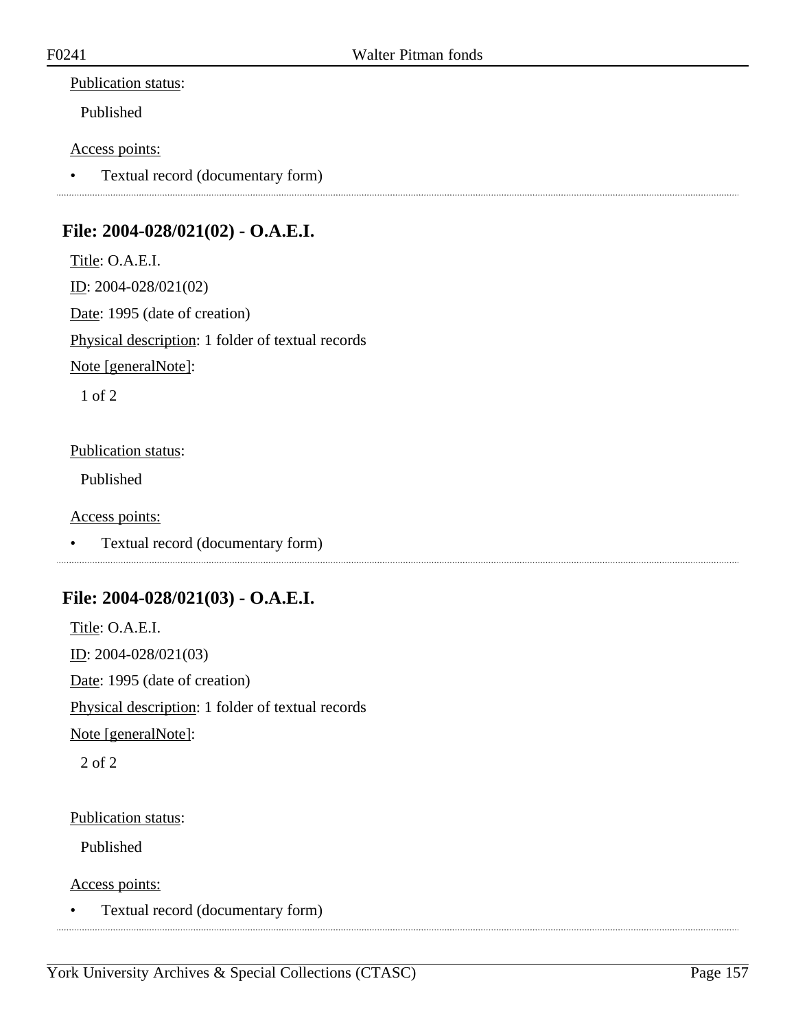Publication status:

Published

Access points:

- Textual record (documentary form)

## File: 2004-028/021(02) - O.A.E.I.

Title: O.A.E.I.

ID: 2004-028/021(02)

Date: 1995 (date of creation)

Physical description: 1 folder of textual records

Note [generalNote]:

1 of 2

Publication status:

Published

Access points:

- Textual record (documentary form)

## File: 2004-028/021(03) - O.A.E.I.

Title: O.A.E.I.

ID: 2004-028/021(03)

Date: 1995 (date of creation)

Physical description: 1 folder of textual records

Note [generalNote]:

2 of 2

Publication status:

Published

Access points:

- Textual record (documentary form)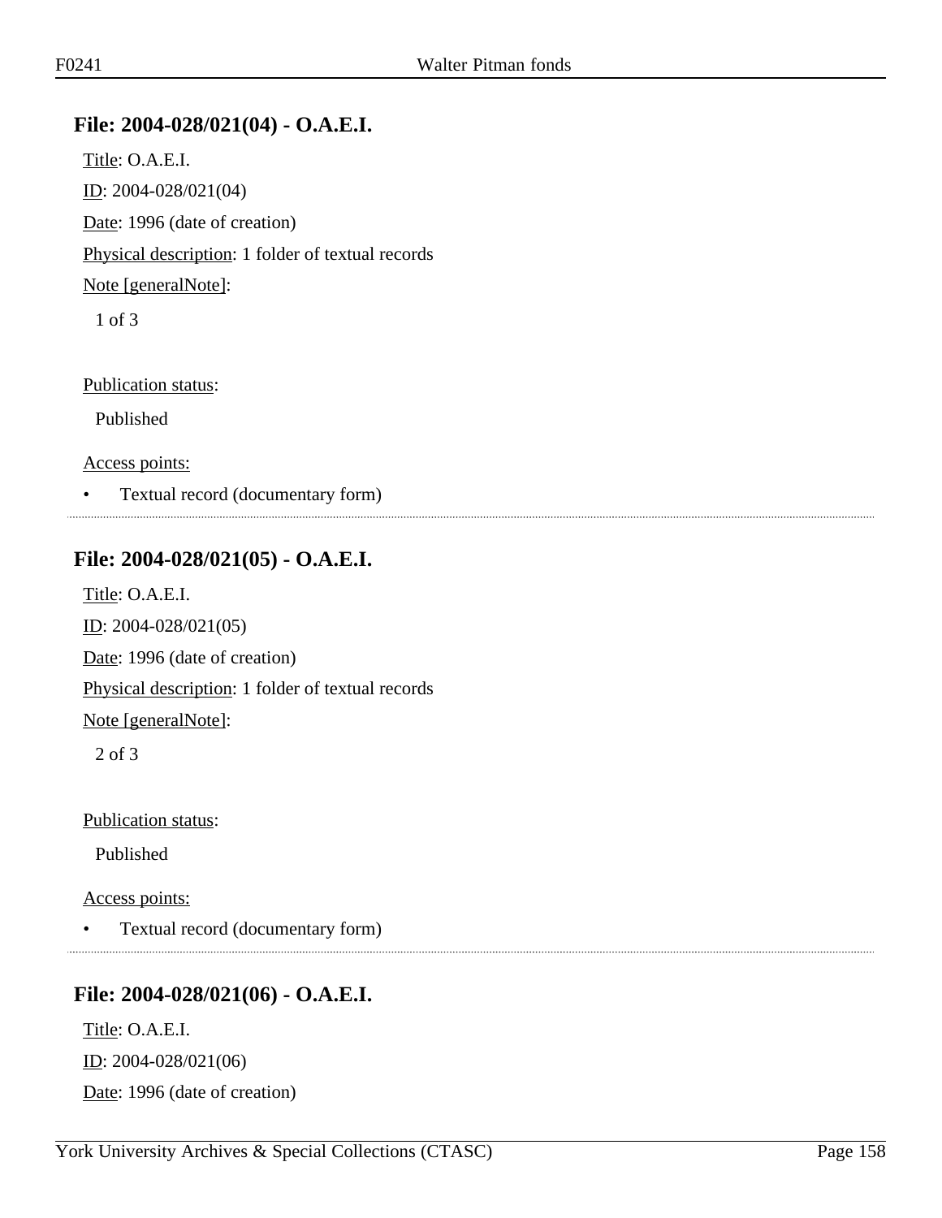## File: 2004-028/021(04) - O.A.E.I.

Title: O.A.E.I.

ID: 2004-028/021(04)

Date: 1996 (date of creation)

Physical description: 1 folder of textual records

Note [generalNote]:

1 of 3

Publication status:

Published

Access points:

- Textual record (documentary form)

---

## File: 2004-028/021(05) - O.A.E.I.

Title: O.A.E.I.

ID: 2004-028/021(05)

Date: 1996 (date of creation)

Physical description: 1 folder of textual records

Note [generalNote]:

2 of 3

Publication status:

Published

Access points:

- Textual record (documentary form)

---

## File: 2004-028/021(06) - O.A.E.I.

Title: O.A.E.I.

ID: 2004-028/021(06)

Date: 1996 (date of creation)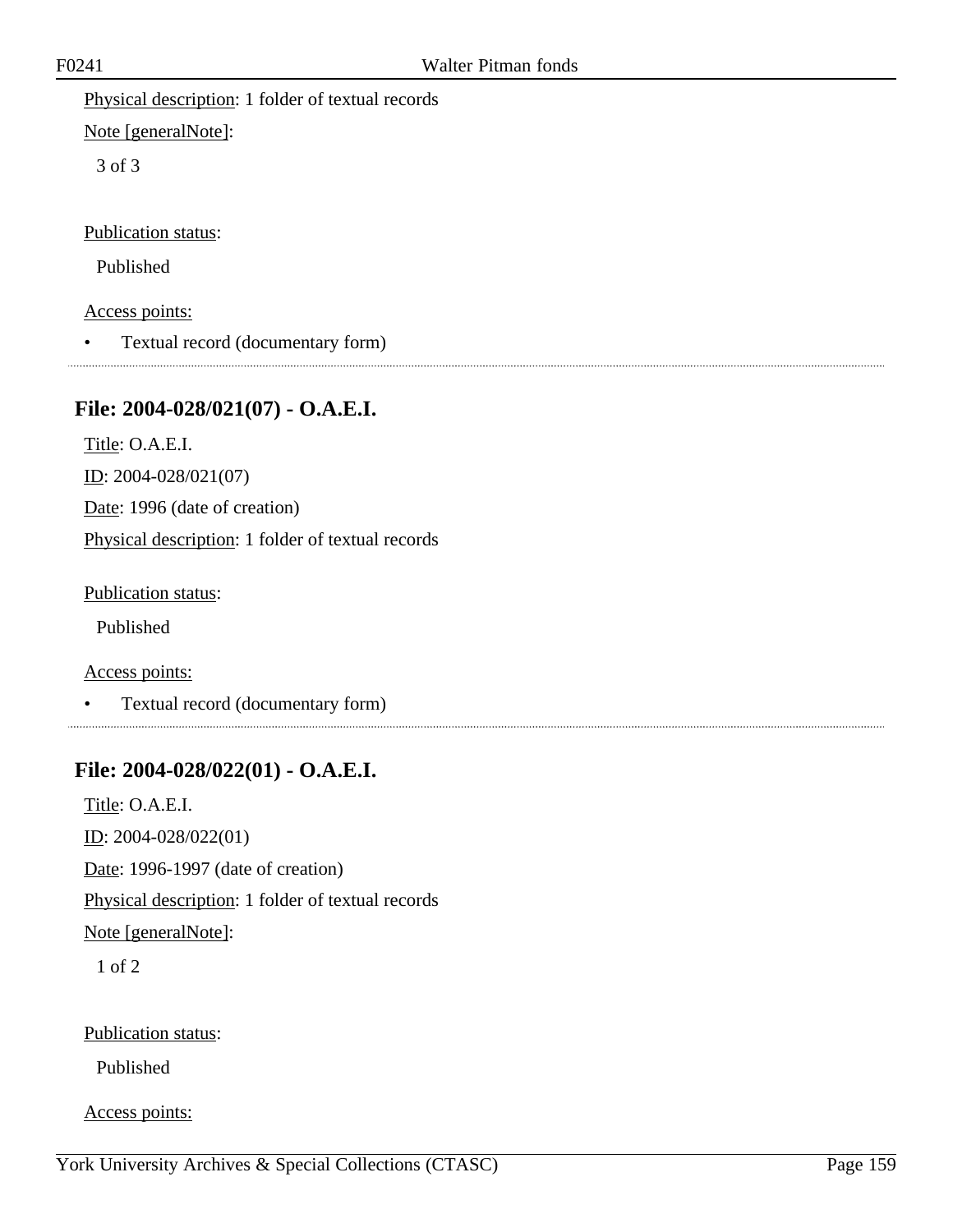Physical description: 1 folder of textual records

Note [generalNote]:

3 of 3

Publication status:

Published

Access points:

- Textual record (documentary form)

## File: 2004-028/021(07) - O.A.E.I.

Title: O.A.E.I.

ID: 2004-028/021(07)

Date: 1996 (date of creation)

Physical description: 1 folder of textual records

Publication status:

Published

Access points:

- Textual record (documentary form)

## File: 2004-028/022(01) - O.A.E.I.

Title: O.A.E.I.

ID: 2004-028/022(01)

Date: 1996-1997 (date of creation)

Physical description: 1 folder of textual records

Note [generalNote]:

1 of 2

Publication status:

Published

Access points: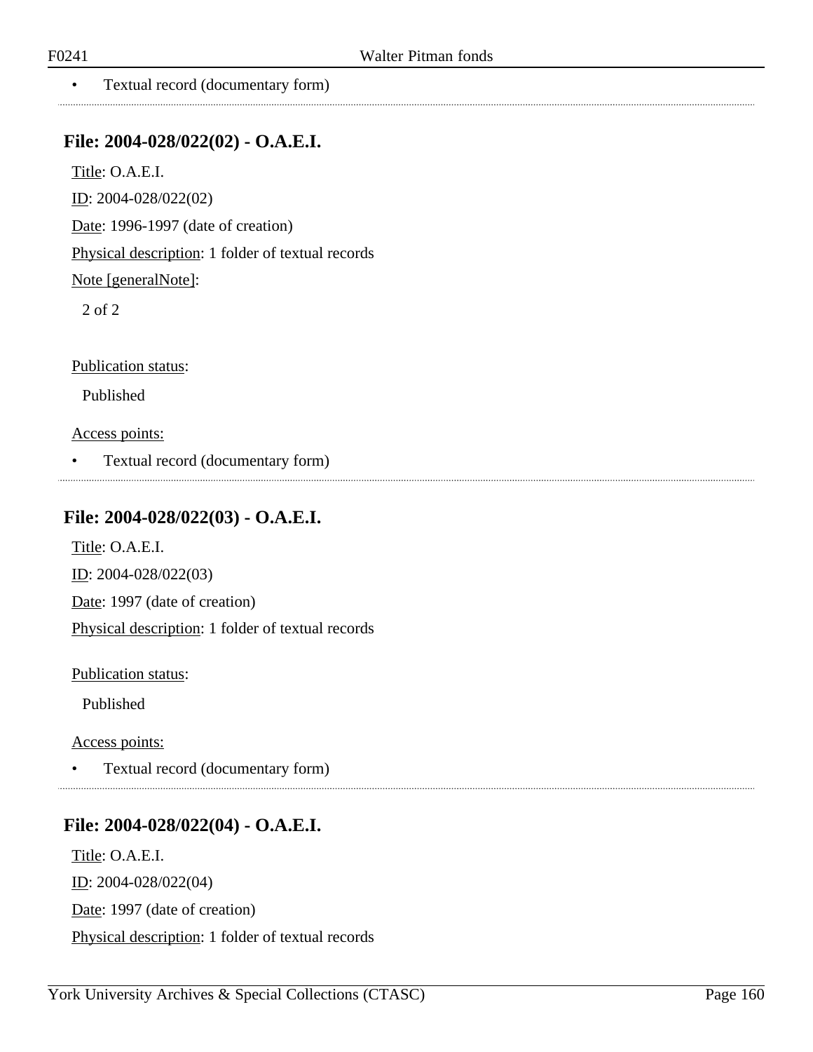- Textual record (documentary form)

## File: 2004-028/022(02) - O.A.E.I.

Title: O.A.E.I.

ID: 2004-028/022(02)

Date: 1996-1997 (date of creation)

Physical description: 1 folder of textual records

Note [generalNote]:

2 of 2

Publication status:

Published

Access points:

- Textual record (documentary form)

## File: 2004-028/022(03) - O.A.E.I.

Title: O.A.E.I.

ID: 2004-028/022(03)

Date: 1997 (date of creation)

Physical description: 1 folder of textual records

Publication status:

Published

Access points:

- Textual record (documentary form)

## File: 2004-028/022(04) - O.A.E.I.

Title: O.A.E.I.

ID: 2004-028/022(04)

Date: 1997 (date of creation)

Physical description: 1 folder of textual records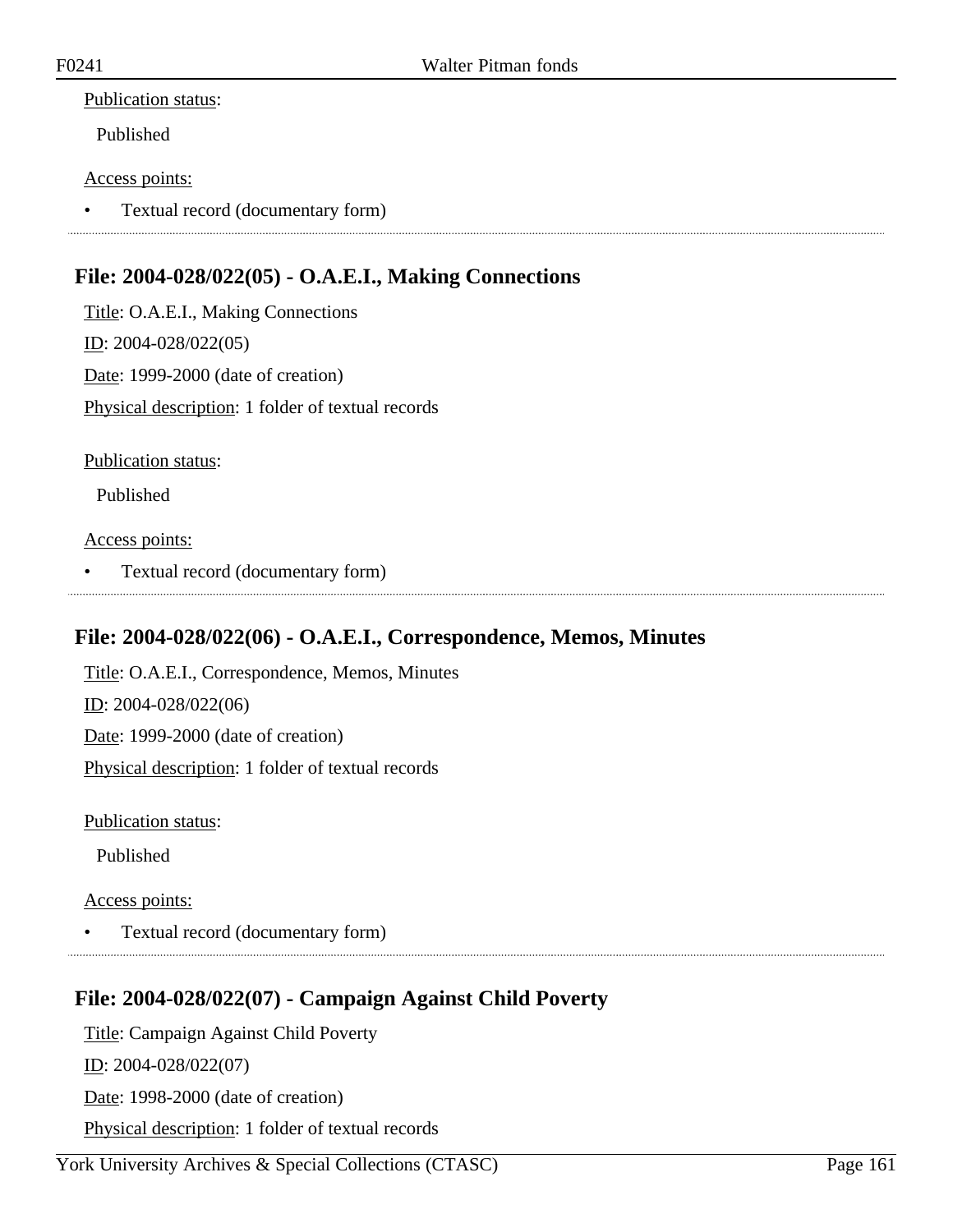Publication status:

Published

Access points:

- Textual record (documentary form)

---

## File: 2004-028/022(05) - O.A.E.I., Making Connections

Title: O.A.E.I., Making Connections

ID: 2004-028/022(05)

Date: 1999-2000 (date of creation)

Physical description: 1 folder of textual records

Publication status:

Published

Access points:

- Textual record (documentary form)

---

## File: 2004-028/022(06) - O.A.E.I., Correspondence, Memos, Minutes

Title: O.A.E.I., Correspondence, Memos, Minutes

ID: 2004-028/022(06)

Date: 1999-2000 (date of creation)

Physical description: 1 folder of textual records

Publication status:

Published

Access points:

- Textual record (documentary form)

---

## File: 2004-028/022(07) - Campaign Against Child Poverty

Title: Campaign Against Child Poverty

ID: 2004-028/022(07)

Date: 1998-2000 (date of creation)

Physical description: 1 folder of textual records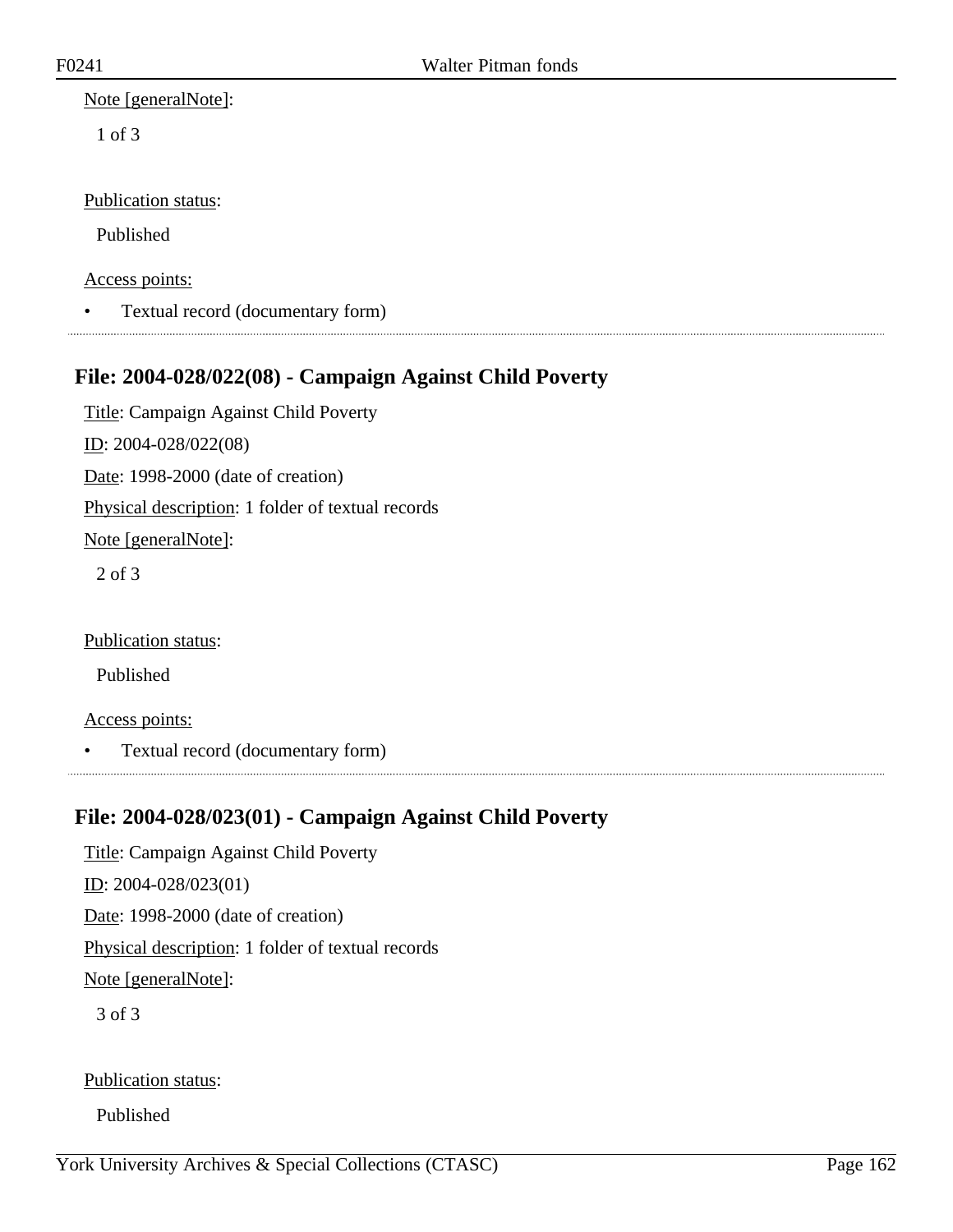Note [generalNote]:

1 of 3

Publication status:

Published

Access points:

- Textual record (documentary form)

## File: 2004-028/022(08) - Campaign Against Child Poverty

Title: Campaign Against Child Poverty

ID: 2004-028/022(08)

Date: 1998-2000 (date of creation)

Physical description: 1 folder of textual records

Note [generalNote]:

2 of 3

Publication status:

Published

Access points:

- Textual record (documentary form)

## File: 2004-028/023(01) - Campaign Against Child Poverty

Title: Campaign Against Child Poverty

ID: 2004-028/023(01)

Date: 1998-2000 (date of creation)

Physical description: 1 folder of textual records

Note [generalNote]:

3 of 3

Publication status:

Published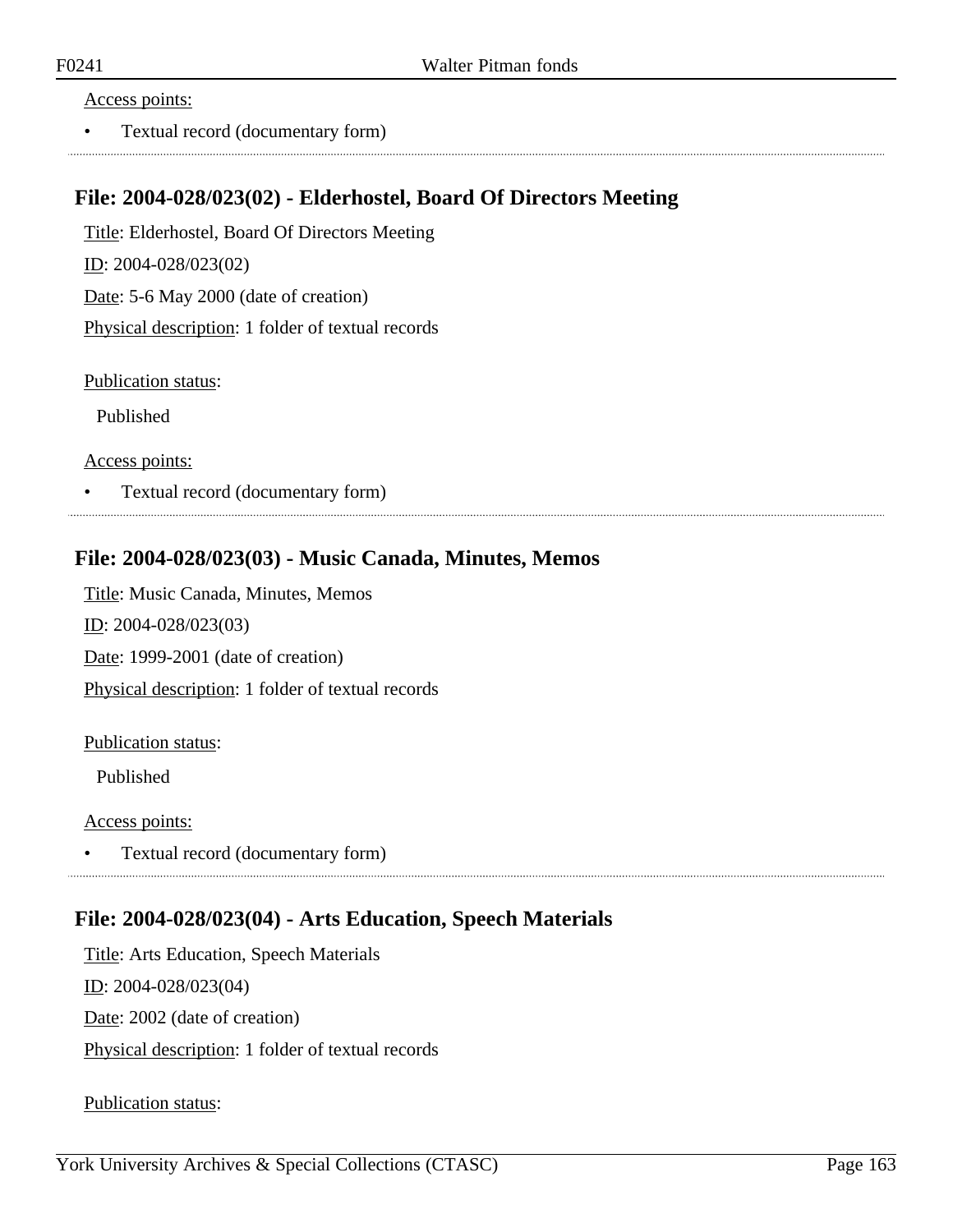Access points:

- Textual record (documentary form)

## File: 2004-028/023(02) - Elderhostel, Board Of Directors Meeting

Title: Elderhostel, Board Of Directors Meeting

ID: 2004-028/023(02)

Date: 5-6 May 2000 (date of creation)

Physical description: 1 folder of textual records

Publication status:

Published

Access points:

- Textual record (documentary form)

## File: 2004-028/023(03) - Music Canada, Minutes, Memos

Title: Music Canada, Minutes, Memos

ID: 2004-028/023(03)

Date: 1999-2001 (date of creation)

Physical description: 1 folder of textual records

Publication status:

Published

Access points:

- Textual record (documentary form)

## File: 2004-028/023(04) - Arts Education, Speech Materials

Title: Arts Education, Speech Materials

ID: 2004-028/023(04)

Date: 2002 (date of creation)

Physical description: 1 folder of textual records

Publication status: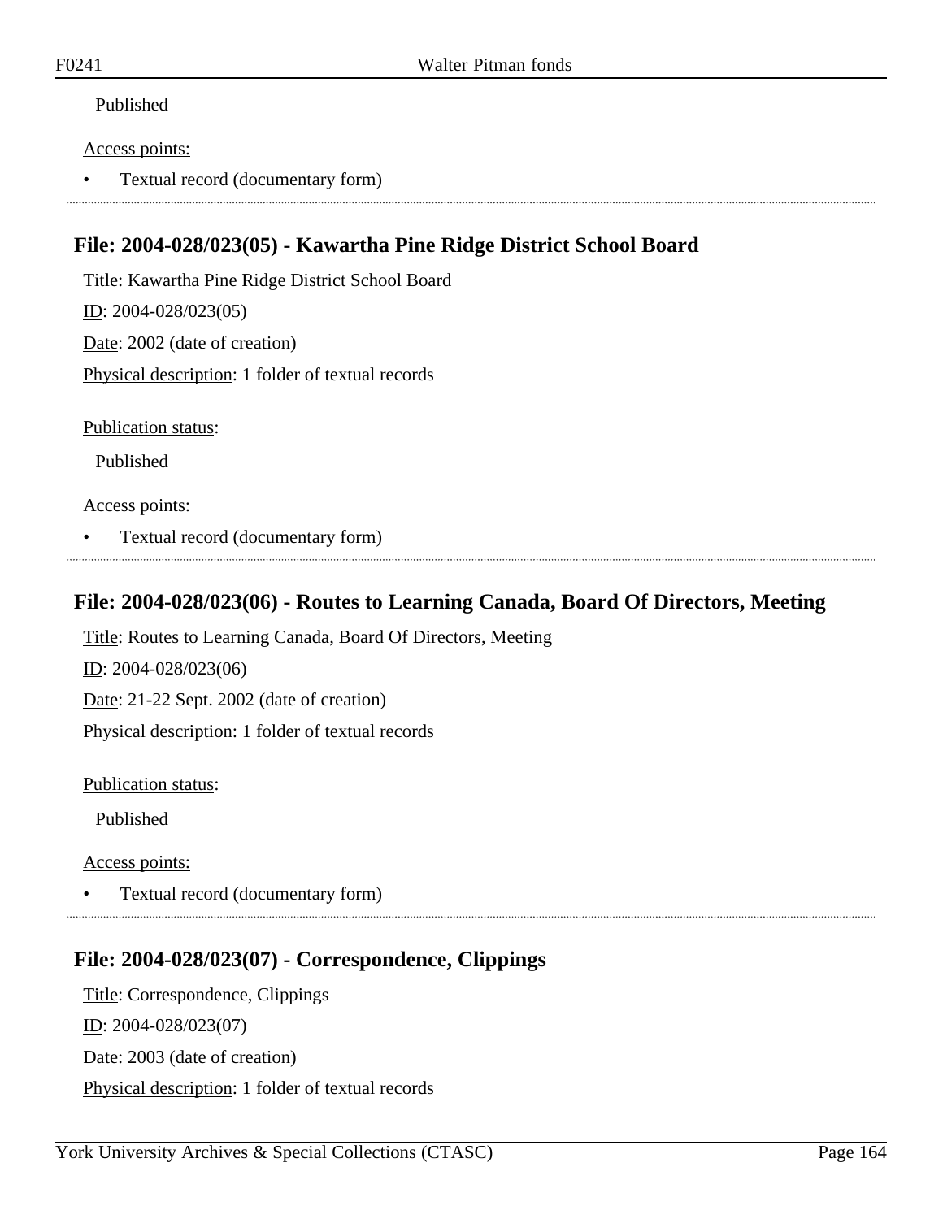Published

Access points:

- Textual record (documentary form)

## File: 2004-028/023(05) - Kawartha Pine Ridge District School Board

Title: Kawartha Pine Ridge District School Board

ID: 2004-028/023(05)

Date: 2002 (date of creation)

Physical description: 1 folder of textual records

Publication status:

Published

Access points:

- Textual record (documentary form)

## File: 2004-028/023(06) - Routes to Learning Canada, Board Of Directors, Meeting

Title: Routes to Learning Canada, Board Of Directors, Meeting

ID: 2004-028/023(06)

Date: 21-22 Sept. 2002 (date of creation)

Physical description: 1 folder of textual records

Publication status:

Published

Access points:

- Textual record (documentary form)

## File: 2004-028/023(07) - Correspondence, Clippings

Title: Correspondence, Clippings

ID: 2004-028/023(07)

Date: 2003 (date of creation)

Physical description: 1 folder of textual records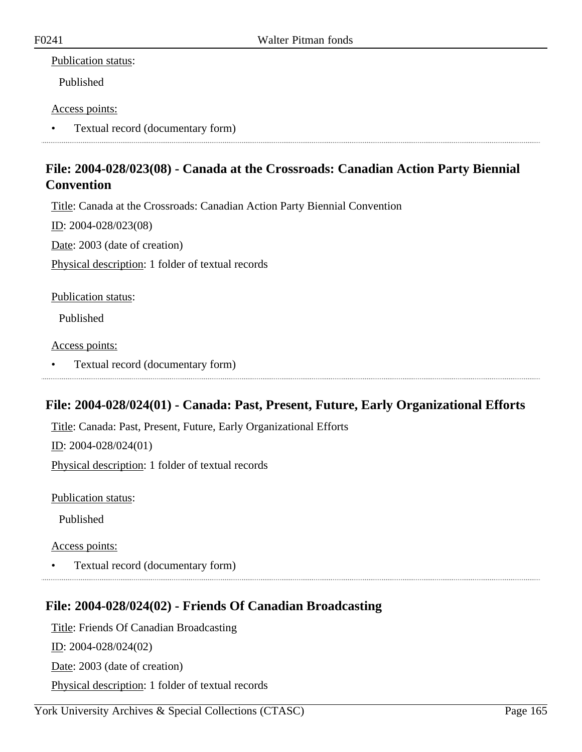Publication status:

Published

Access points:

- Textual record (documentary form)

## File: 2004-028/023(08) - Canada at the Crossroads: Canadian Action Party Biennial Convention

Title: Canada at the Crossroads: Canadian Action Party Biennial Convention

ID: 2004-028/023(08)

Date: 2003 (date of creation)

Physical description: 1 folder of textual records

Publication status:

Published

Access points:

- Textual record (documentary form)

## File: 2004-028/024(01) - Canada: Past, Present, Future, Early Organizational Efforts

Title: Canada: Past, Present, Future, Early Organizational Efforts

ID: 2004-028/024(01)

Physical description: 1 folder of textual records

Publication status:

Published

Access points:

- Textual record (documentary form)

## File: 2004-028/024(02) - Friends Of Canadian Broadcasting

Title: Friends Of Canadian Broadcasting

ID: 2004-028/024(02)

Date: 2003 (date of creation)

Physical description: 1 folder of textual records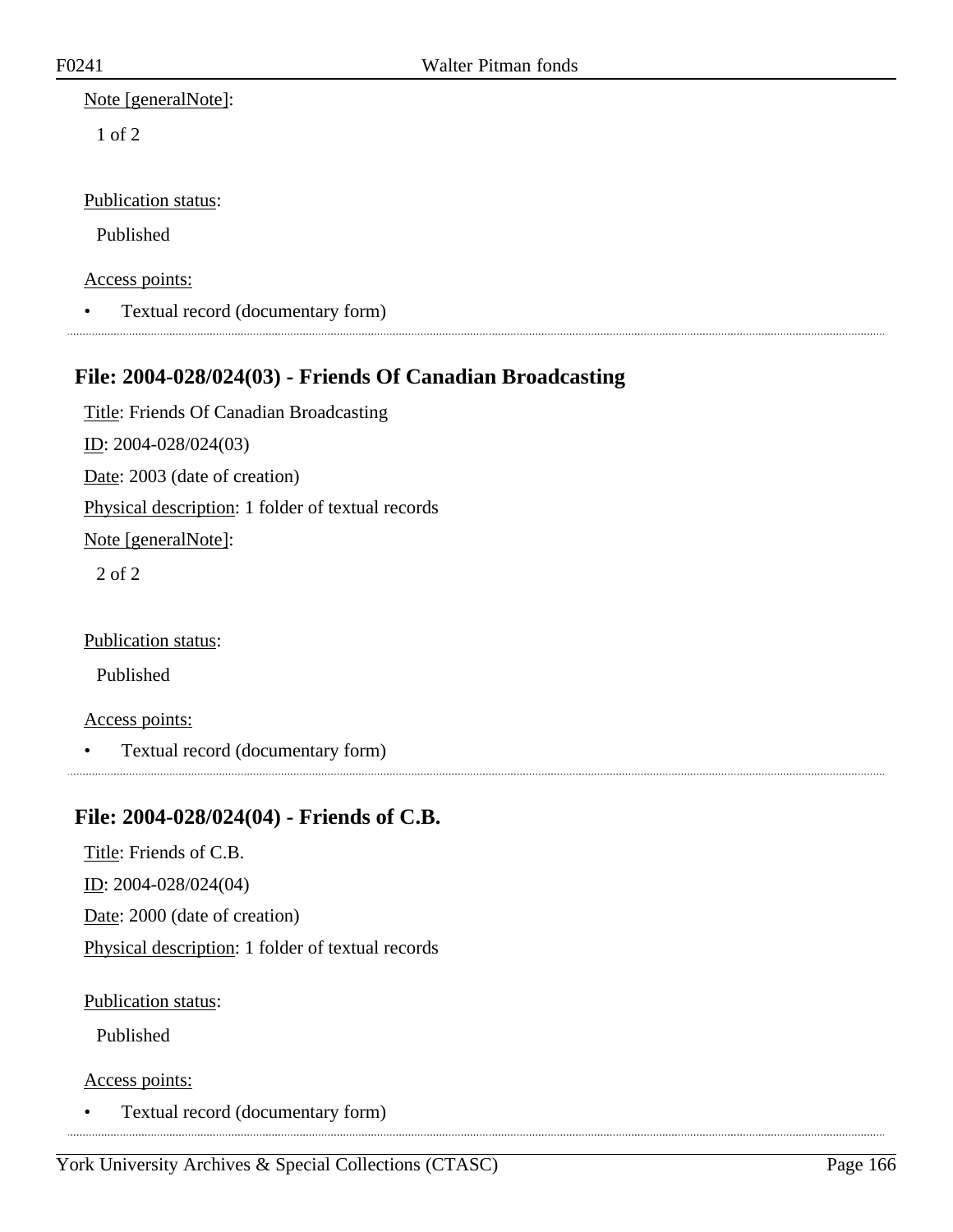Note [generalNote]:

1 of 2

Publication status:

Published

Access points:

- Textual record (documentary form)

## File: 2004-028/024(03) - Friends Of Canadian Broadcasting

Title: Friends Of Canadian Broadcasting

ID: 2004-028/024(03)

Date: 2003 (date of creation)

Physical description: 1 folder of textual records

Note [generalNote]:

2 of 2

Publication status:

Published

Access points:

- Textual record (documentary form)

## File: 2004-028/024(04) - Friends of C.B.

Title: Friends of C.B.

ID: 2004-028/024(04)

Date: 2000 (date of creation)

Physical description: 1 folder of textual records

Publication status:

Published

Access points:

- Textual record (documentary form)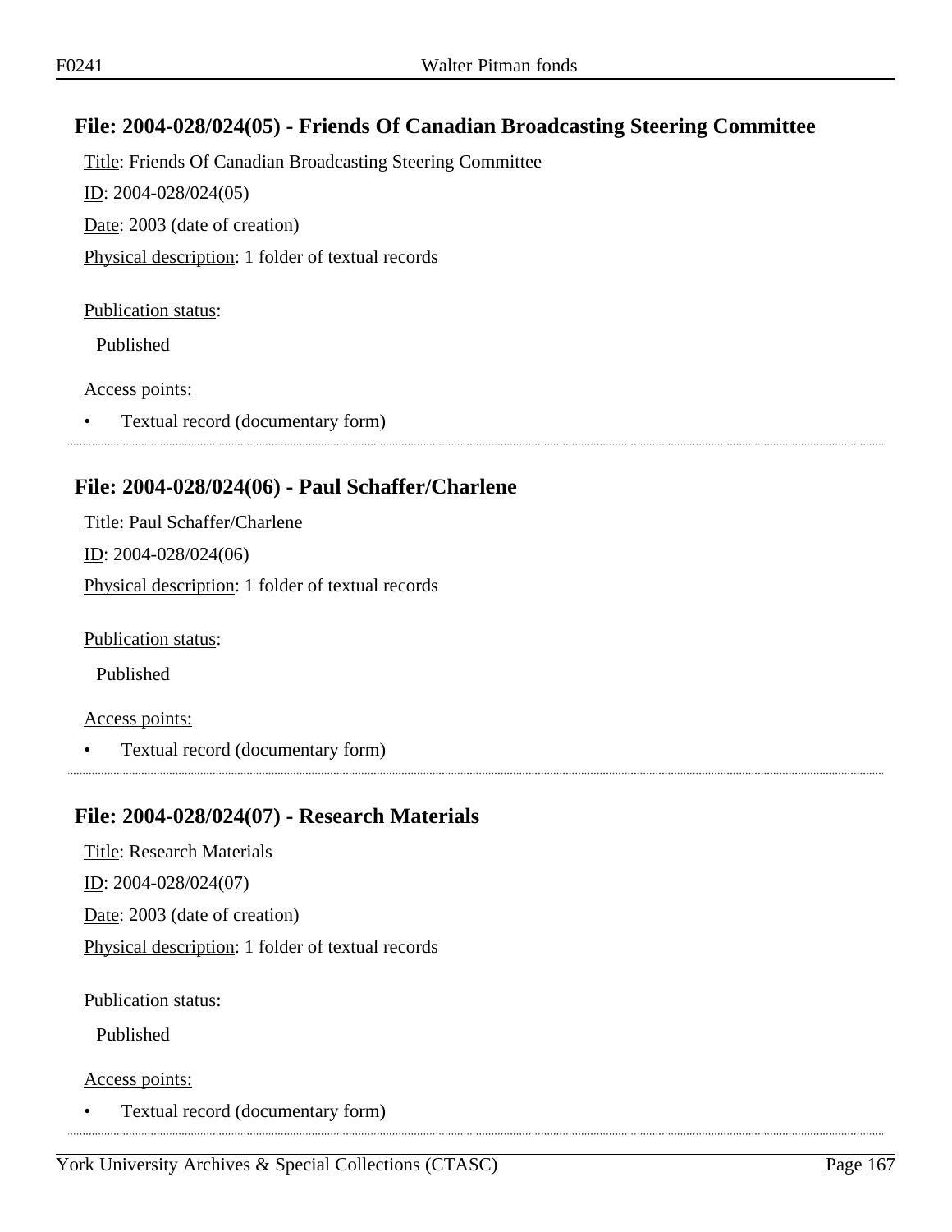## File: 2004-028/024(05) - Friends Of Canadian Broadcasting Steering Committee

Title: Friends Of Canadian Broadcasting Steering Committee

ID: 2004-028/024(05)

Date: 2003 (date of creation)

Physical description: 1 folder of textual records

Publication status:

Published

Access points:

- Textual record (documentary form)

## File: 2004-028/024(06) - Paul Schaffer/Charlene

Title: Paul Schaffer/Charlene

ID: 2004-028/024(06)

Physical description: 1 folder of textual records

Publication status:

Published

Access points:

- Textual record (documentary form)

## File: 2004-028/024(07) - Research Materials

Title: Research Materials

ID: 2004-028/024(07)

Date: 2003 (date of creation)

Physical description: 1 folder of textual records

Publication status:

Published

Access points:

- Textual record (documentary form)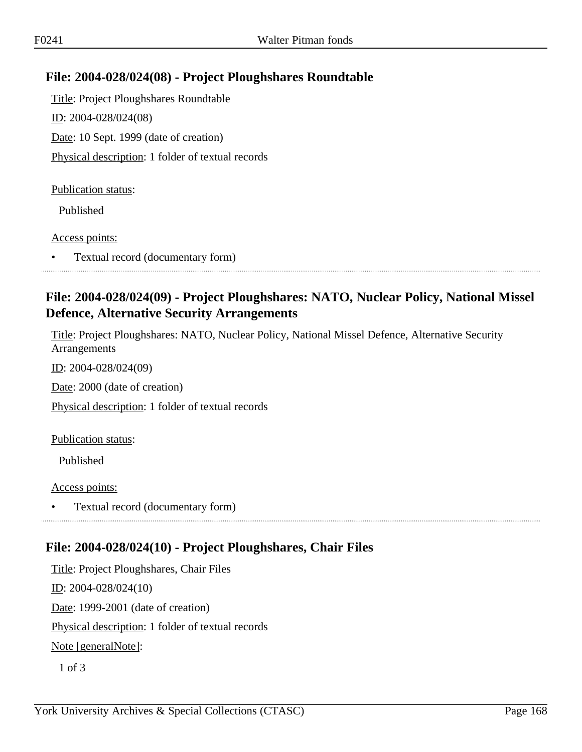## File: 2004-028/024(08) - Project Ploughshares Roundtable

Title: Project Ploughshares Roundtable

ID: 2004-028/024(08)

Date: 10 Sept. 1999 (date of creation)

Physical description: 1 folder of textual records

Publication status:

Published

Access points:

- Textual record (documentary form)

## File: 2004-028/024(09) - Project Ploughshares: NATO, Nuclear Policy, National Missel Defence, Alternative Security Arrangements

Title: Project Ploughshares: NATO, Nuclear Policy, National Missel Defence, Alternative Security Arrangements

ID: 2004-028/024(09)

Date: 2000 (date of creation)

Physical description: 1 folder of textual records

Publication status:

Published

Access points:

- Textual record (documentary form)

## File: 2004-028/024(10) - Project Ploughshares, Chair Files

Title: Project Ploughshares, Chair Files

ID: 2004-028/024(10)

Date: 1999-2001 (date of creation)

Physical description: 1 folder of textual records

Note [generalNote]:

1 of 3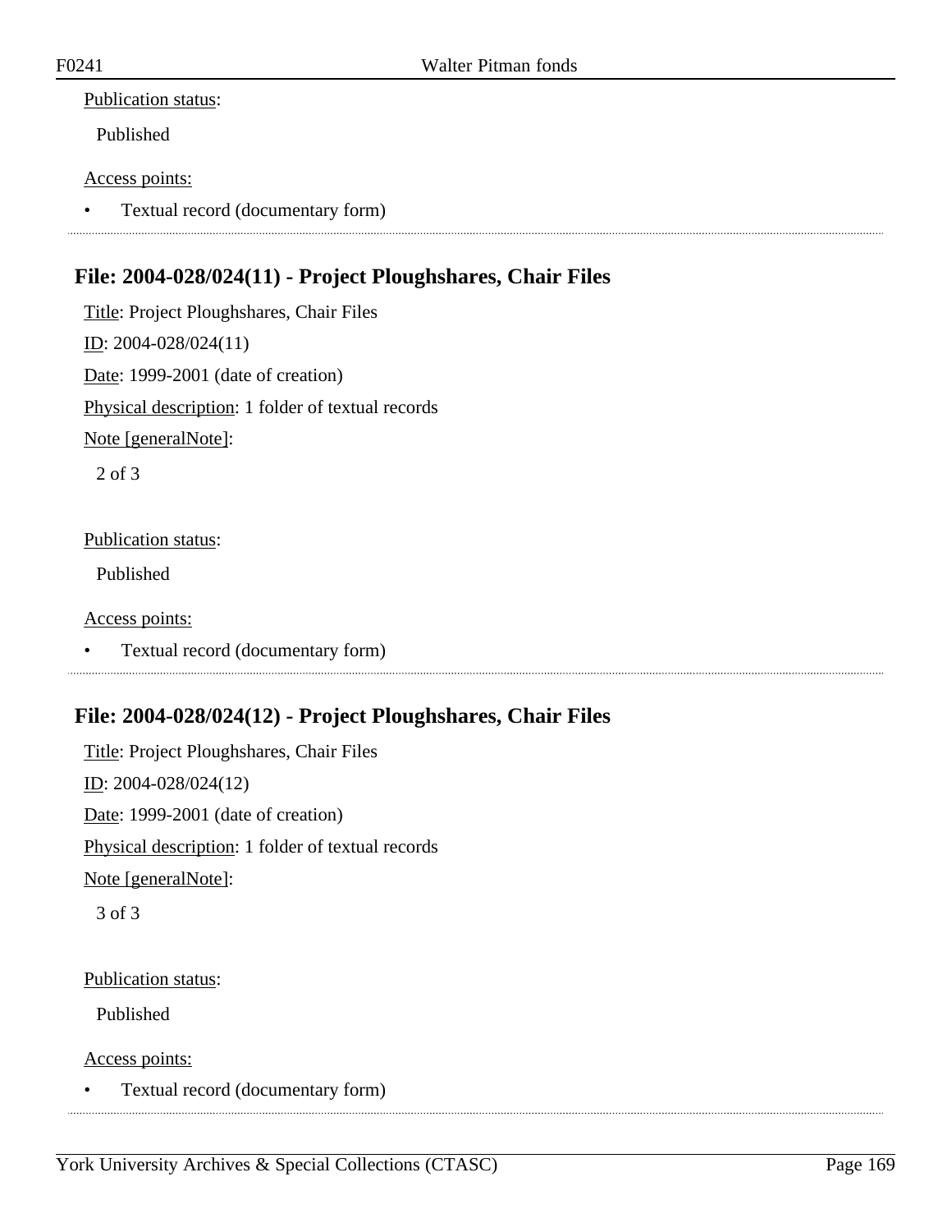Publication status:

Published

Access points:

- Textual record (documentary form)

---

## File: 2004-028/024(11) - Project Ploughshares, Chair Files

Title: Project Ploughshares, Chair Files

ID: 2004-028/024(11)

Date: 1999-2001 (date of creation)

Physical description: 1 folder of textual records

Note [generalNote]:

2 of 3

Publication status:

Published

Access points:

- Textual record (documentary form)

---

## File: 2004-028/024(12) - Project Ploughshares, Chair Files

Title: Project Ploughshares, Chair Files

ID: 2004-028/024(12)

Date: 1999-2001 (date of creation)

Physical description: 1 folder of textual records

Note [generalNote]:

3 of 3

Publication status:

Published

Access points:

- Textual record (documentary form)

---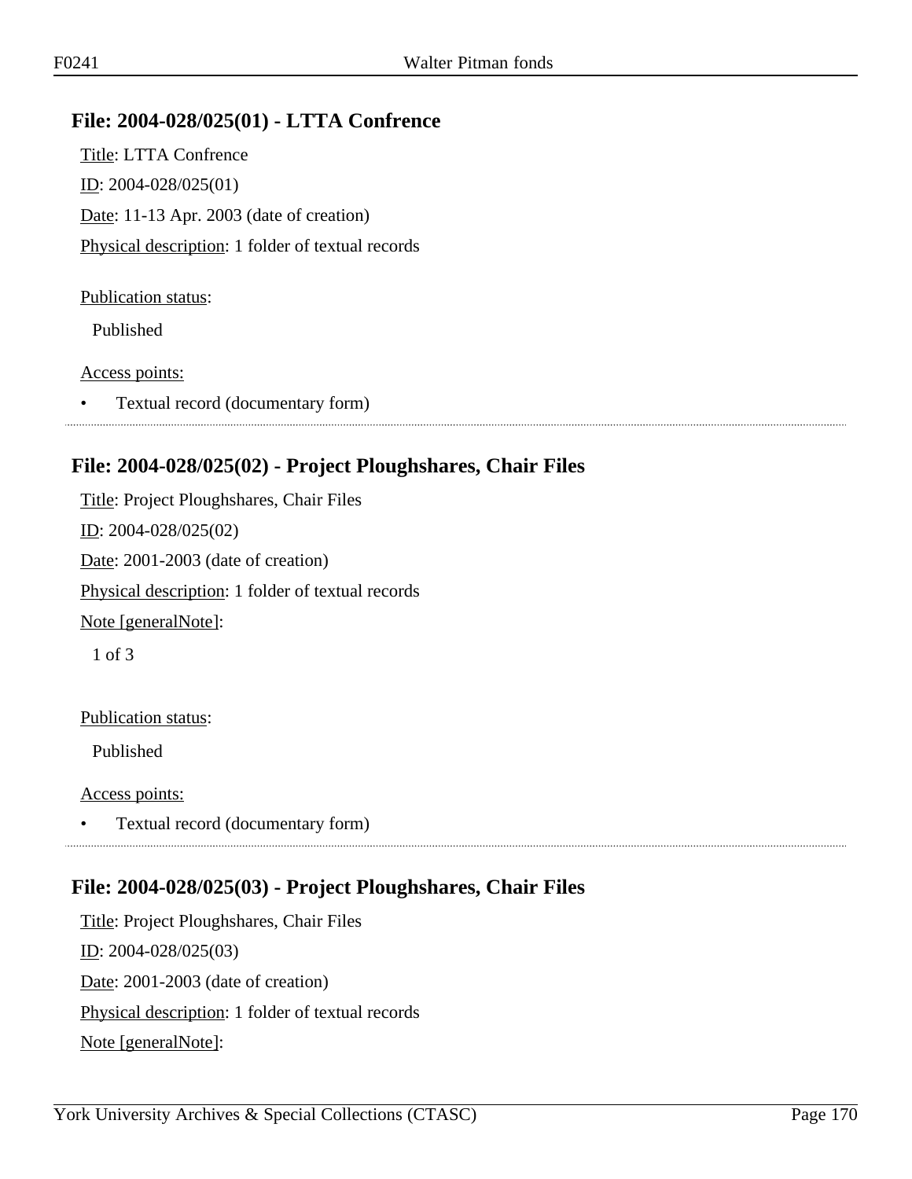## File: 2004-028/025(01) - LTTA Confrence

Title: LTTA Confrence

ID: 2004-028/025(01)

Date: 11-13 Apr. 2003 (date of creation)

Physical description: 1 folder of textual records

Publication status:

Published

Access points:

- Textual record (documentary form)

## File: 2004-028/025(02) - Project Ploughshares, Chair Files

Title: Project Ploughshares, Chair Files

ID: 2004-028/025(02)

Date: 2001-2003 (date of creation)

Physical description: 1 folder of textual records

Note [generalNote]:

1 of 3

Publication status:

Published

Access points:

- Textual record (documentary form)

## File: 2004-028/025(03) - Project Ploughshares, Chair Files

Title: Project Ploughshares, Chair Files

ID: 2004-028/025(03)

Date: 2001-2003 (date of creation)

Physical description: 1 folder of textual records

Note [generalNote]: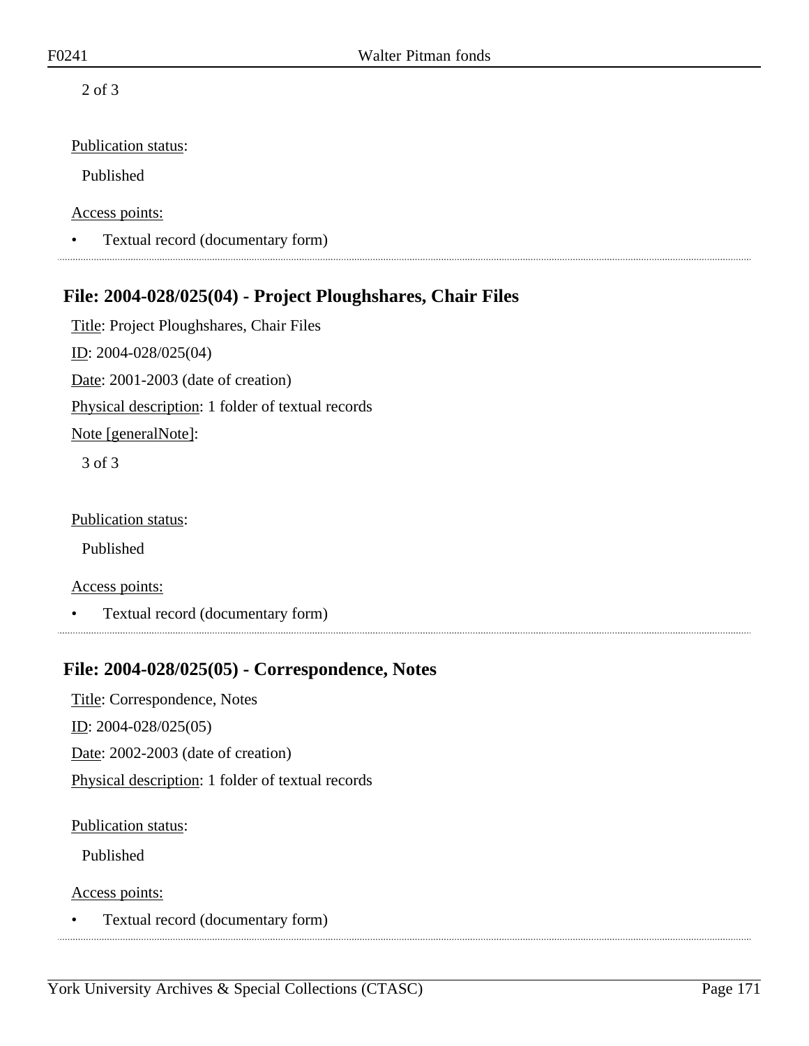2 of 3

Publication status:

Published

Access points:

- Textual record (documentary form)

## File: 2004-028/025(04) - Project Ploughshares, Chair Files

Title: Project Ploughshares, Chair Files

ID: 2004-028/025(04)

Date: 2001-2003 (date of creation)

Physical description: 1 folder of textual records

Note [generalNote]:

3 of 3

Publication status:

Published

Access points:

- Textual record (documentary form)

## File: 2004-028/025(05) - Correspondence, Notes

Title: Correspondence, Notes

ID: 2004-028/025(05)

Date: 2002-2003 (date of creation)

Physical description: 1 folder of textual records

Publication status:

Published

Access points:

- Textual record (documentary form)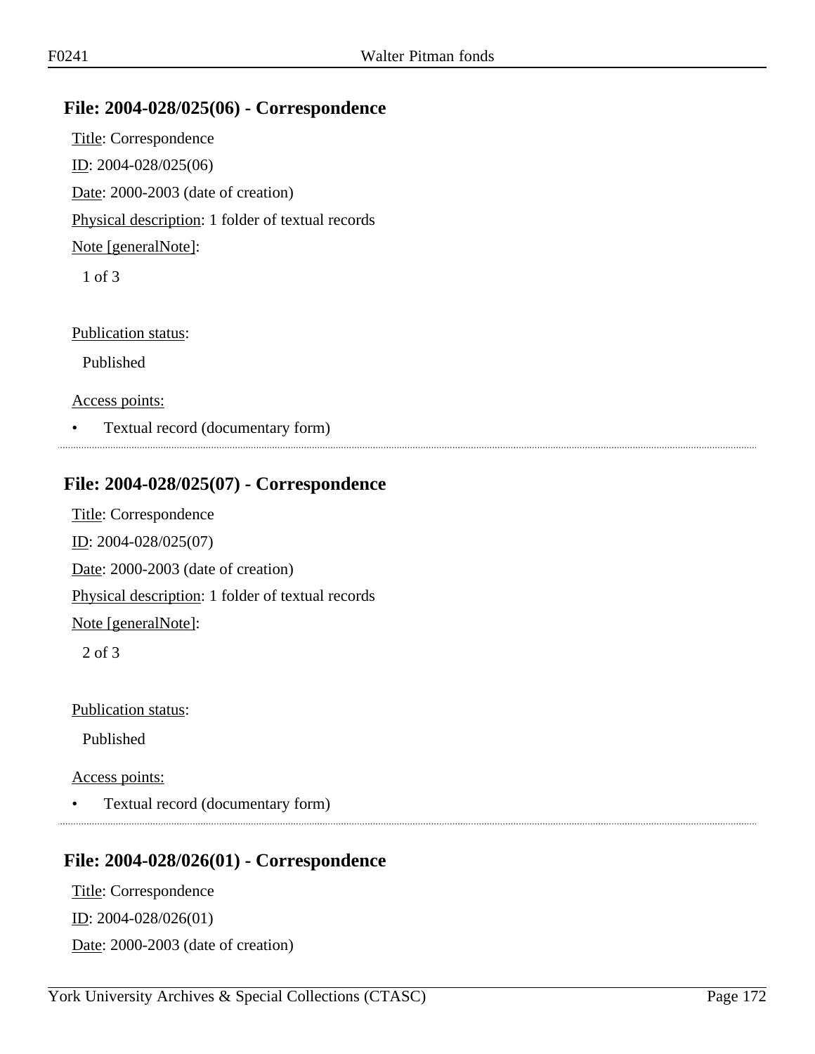## File: 2004-028/025(06) - Correspondence

Title: Correspondence

ID: 2004-028/025(06)

Date: 2000-2003 (date of creation)

Physical description: 1 folder of textual records

Note [generalNote]:

1 of 3

Publication status:

Published

Access points:

- Textual record (documentary form)

## File: 2004-028/025(07) - Correspondence

Title: Correspondence

ID: 2004-028/025(07)

Date: 2000-2003 (date of creation)

Physical description: 1 folder of textual records

Note [generalNote]:

2 of 3

Publication status:

Published

Access points:

- Textual record (documentary form)

## File: 2004-028/026(01) - Correspondence

Title: Correspondence

ID: 2004-028/026(01)

Date: 2000-2003 (date of creation)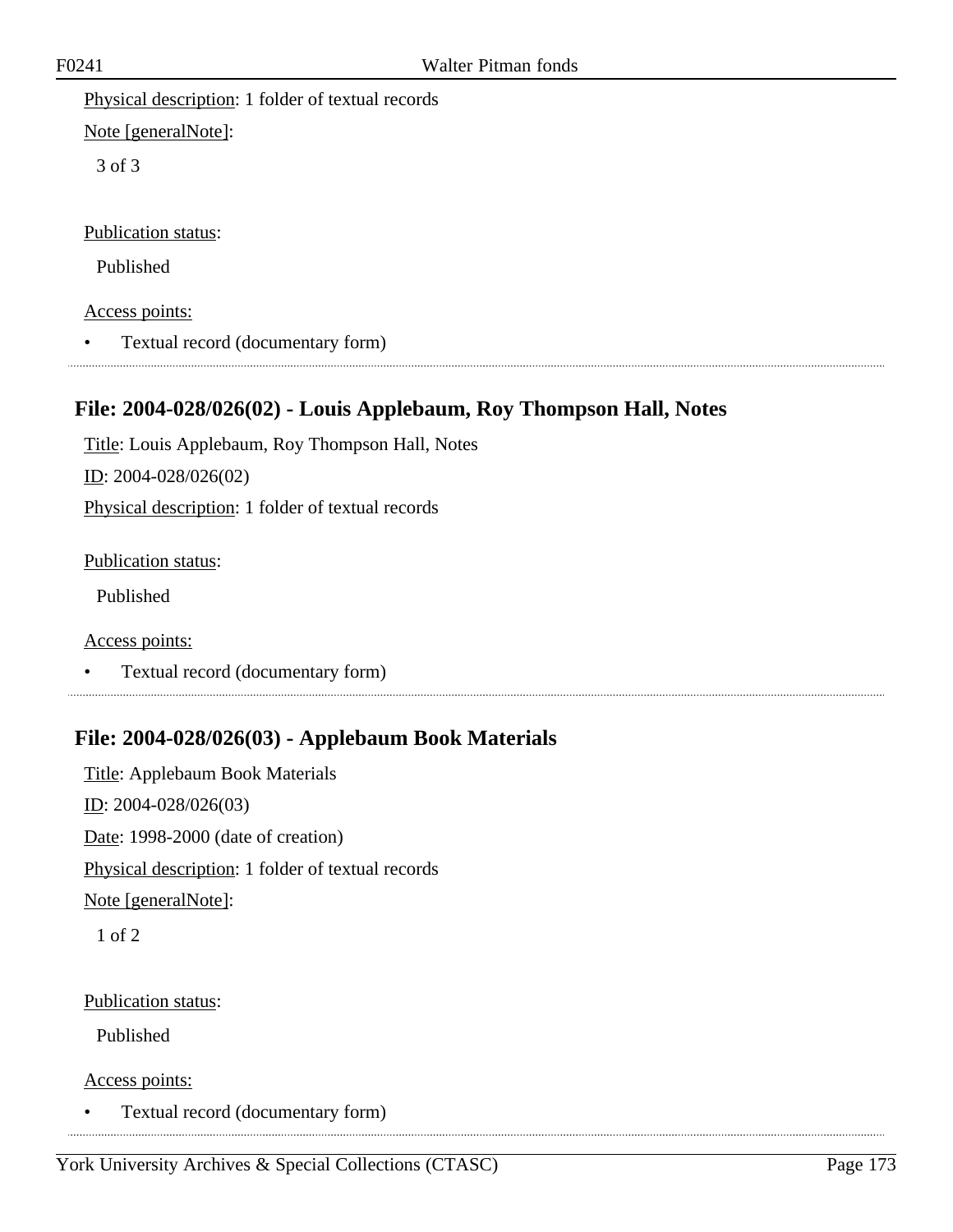Physical description: 1 folder of textual records

Note [generalNote]:

3 of 3

Publication status:

Published

Access points:

- Textual record (documentary form)

## File: 2004-028/026(02) - Louis Applebaum, Roy Thompson Hall, Notes

Title: Louis Applebaum, Roy Thompson Hall, Notes

ID: 2004-028/026(02)

Physical description: 1 folder of textual records

Publication status:

Published

Access points:

- Textual record (documentary form)

## File: 2004-028/026(03) - Applebaum Book Materials

Title: Applebaum Book Materials

ID: 2004-028/026(03)

Date: 1998-2000 (date of creation)

Physical description: 1 folder of textual records

Note [generalNote]:

1 of 2

Publication status:

Published

Access points:

- Textual record (documentary form)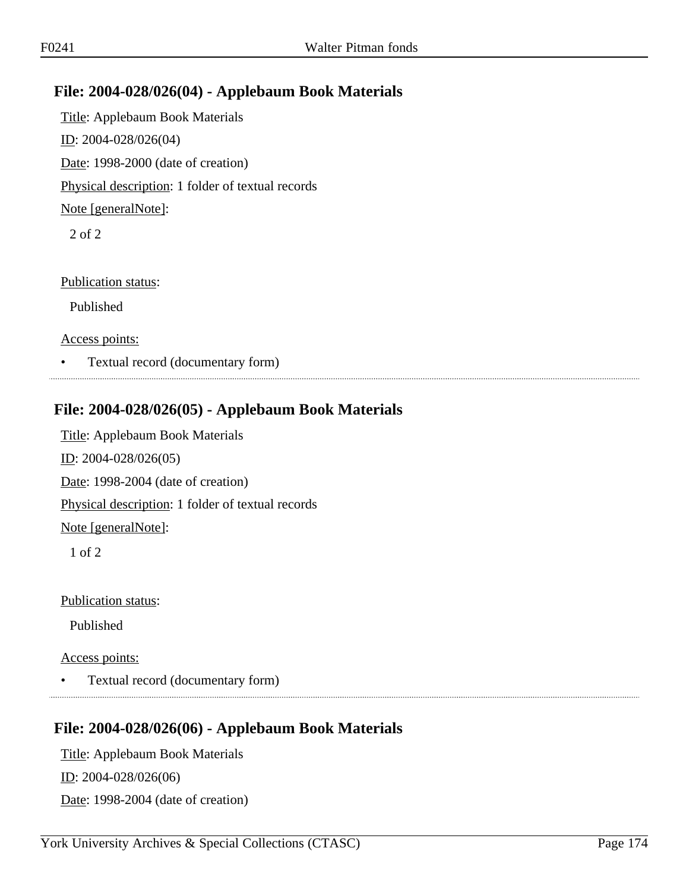## File: 2004-028/026(04) - Applebaum Book Materials

Title: Applebaum Book Materials

ID: 2004-028/026(04)

Date: 1998-2000 (date of creation)

Physical description: 1 folder of textual records

Note [generalNote]:

2 of 2

Publication status:

Published

Access points:

- Textual record (documentary form)

## File: 2004-028/026(05) - Applebaum Book Materials

Title: Applebaum Book Materials

ID: 2004-028/026(05)

Date: 1998-2004 (date of creation)

Physical description: 1 folder of textual records

Note [generalNote]:

1 of 2

Publication status:

Published

Access points:

- Textual record (documentary form)

## File: 2004-028/026(06) - Applebaum Book Materials

Title: Applebaum Book Materials

ID: 2004-028/026(06)

Date: 1998-2004 (date of creation)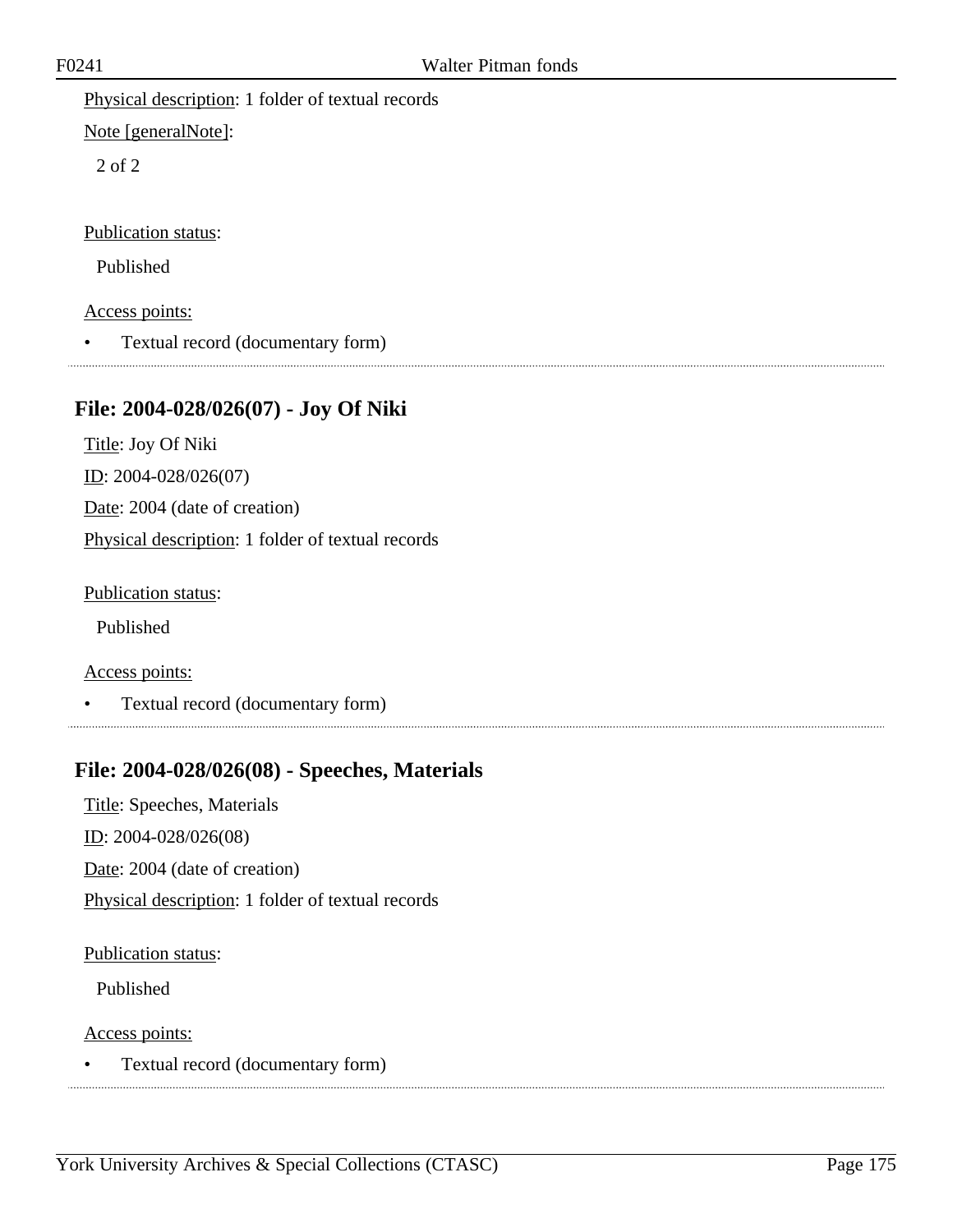Physical description: 1 folder of textual records

Note [generalNote]:

2 of 2

Publication status:

Published

Access points:

- Textual record (documentary form)

## File: 2004-028/026(07) - Joy Of Niki

Title: Joy Of Niki

ID: 2004-028/026(07)

Date: 2004 (date of creation)

Physical description: 1 folder of textual records

Publication status:

Published

Access points:

- Textual record (documentary form)

## File: 2004-028/026(08) - Speeches, Materials

Title: Speeches, Materials

ID: 2004-028/026(08)

Date: 2004 (date of creation)

Physical description: 1 folder of textual records

Publication status:

Published

Access points:

- Textual record (documentary form)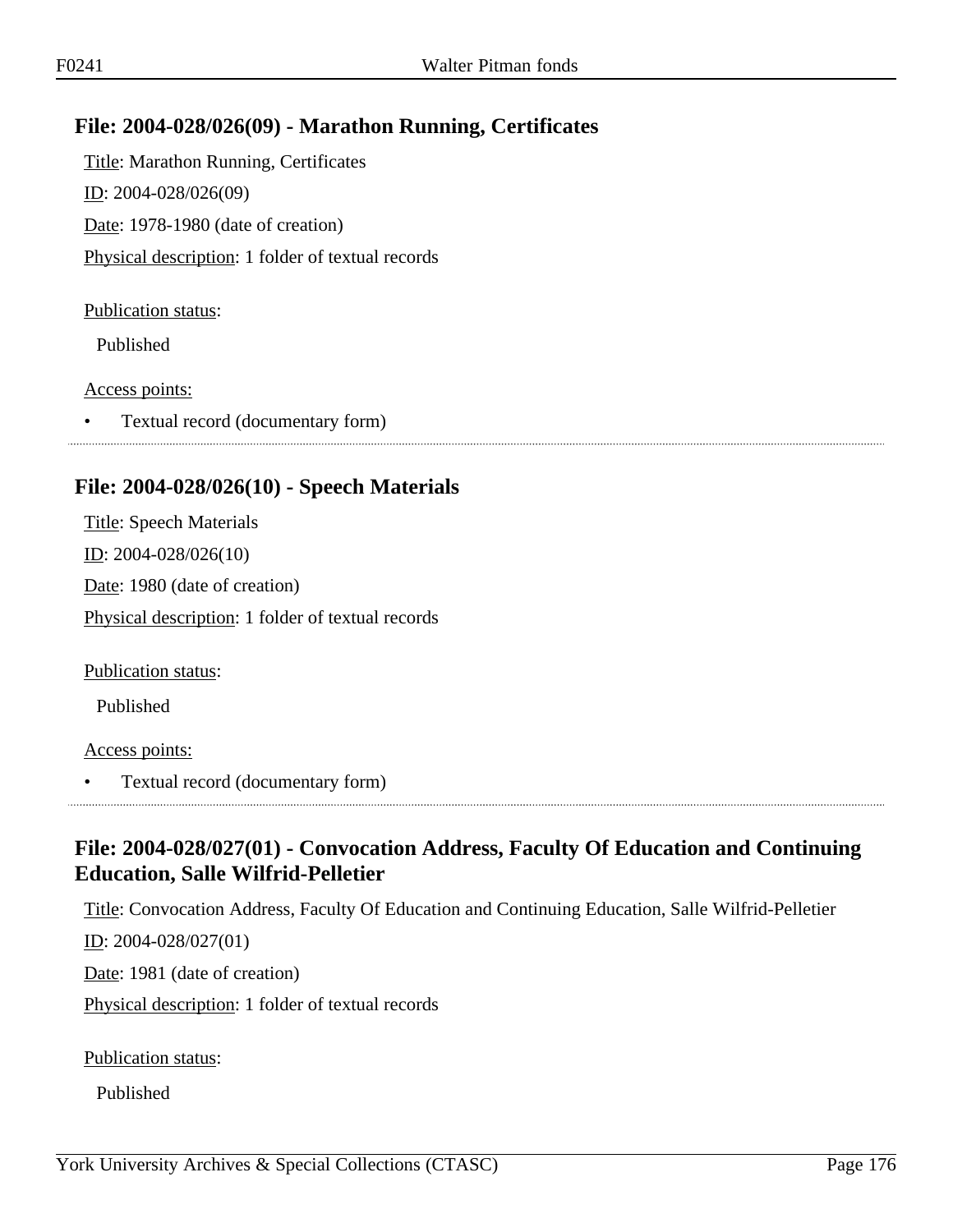## File: 2004-028/026(09) - Marathon Running, Certificates

Title: Marathon Running, Certificates

ID: 2004-028/026(09)

Date: 1978-1980 (date of creation)

Physical description: 1 folder of textual records

Publication status:

Published

Access points:

- Textual record (documentary form)

## File: 2004-028/026(10) - Speech Materials

Title: Speech Materials

ID: 2004-028/026(10)

Date: 1980 (date of creation)

Physical description: 1 folder of textual records

Publication status:

Published

Access points:

- Textual record (documentary form)

## File: 2004-028/027(01) - Convocation Address, Faculty Of Education and Continuing Education, Salle Wilfrid-Pelletier

Title: Convocation Address, Faculty Of Education and Continuing Education, Salle Wilfrid-Pelletier

ID: 2004-028/027(01)

Date: 1981 (date of creation)

Physical description: 1 folder of textual records

Publication status:

Published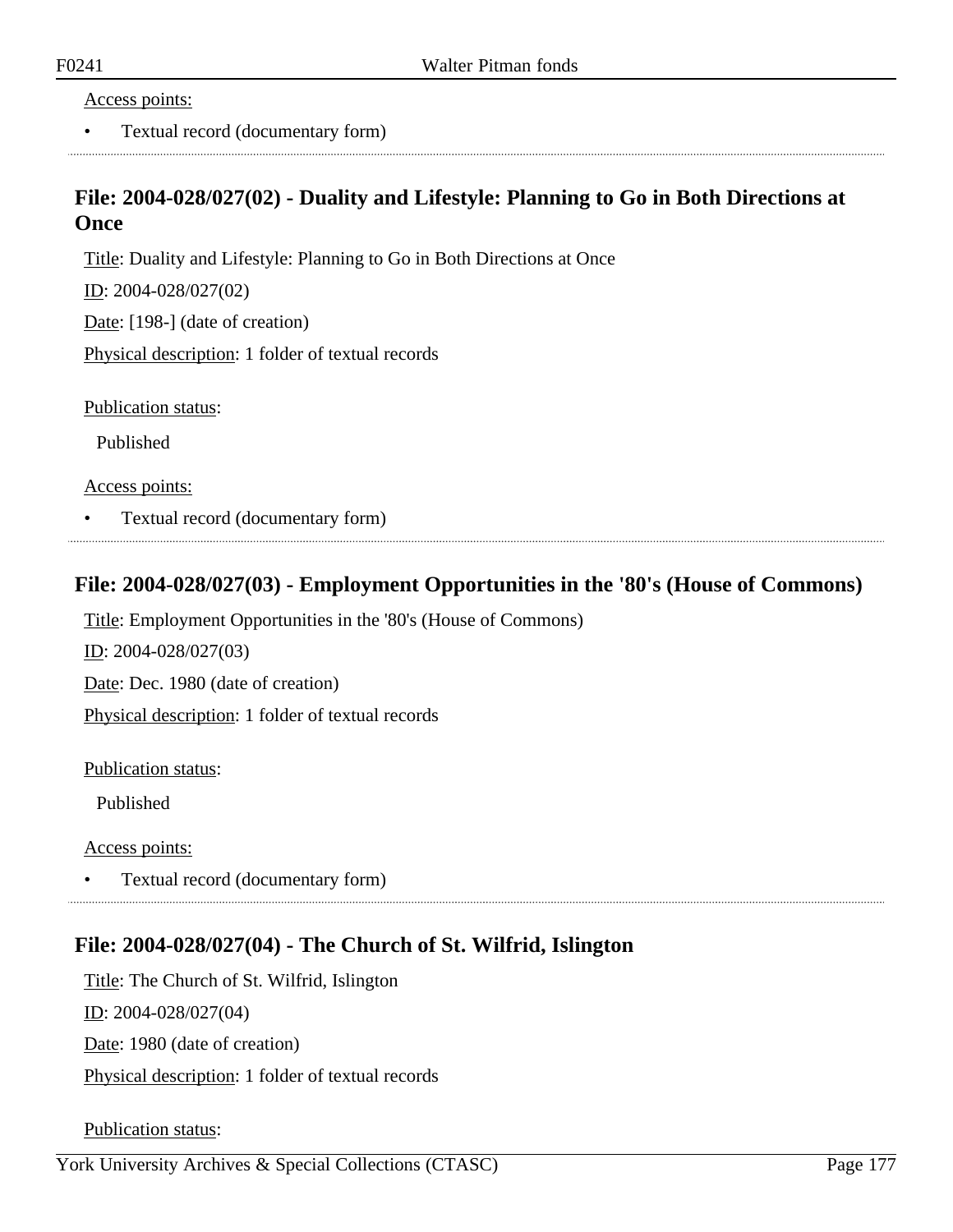Access points:

- Textual record (documentary form)

## File: 2004-028/027(02) - Duality and Lifestyle: Planning to Go in Both Directions at Once

Title: Duality and Lifestyle: Planning to Go in Both Directions at Once

ID: 2004-028/027(02)

Date: [198-] (date of creation)

Physical description: 1 folder of textual records

Publication status:

Published

Access points:

- Textual record (documentary form)

## File: 2004-028/027(03) - Employment Opportunities in the '80's (House of Commons)

Title: Employment Opportunities in the '80's (House of Commons)

ID: 2004-028/027(03)

Date: Dec. 1980 (date of creation)

Physical description: 1 folder of textual records

Publication status:

Published

Access points:

- Textual record (documentary form)

## File: 2004-028/027(04) - The Church of St. Wilfrid, Islington

Title: The Church of St. Wilfrid, Islington

ID: 2004-028/027(04)

Date: 1980 (date of creation)

Physical description: 1 folder of textual records

Publication status: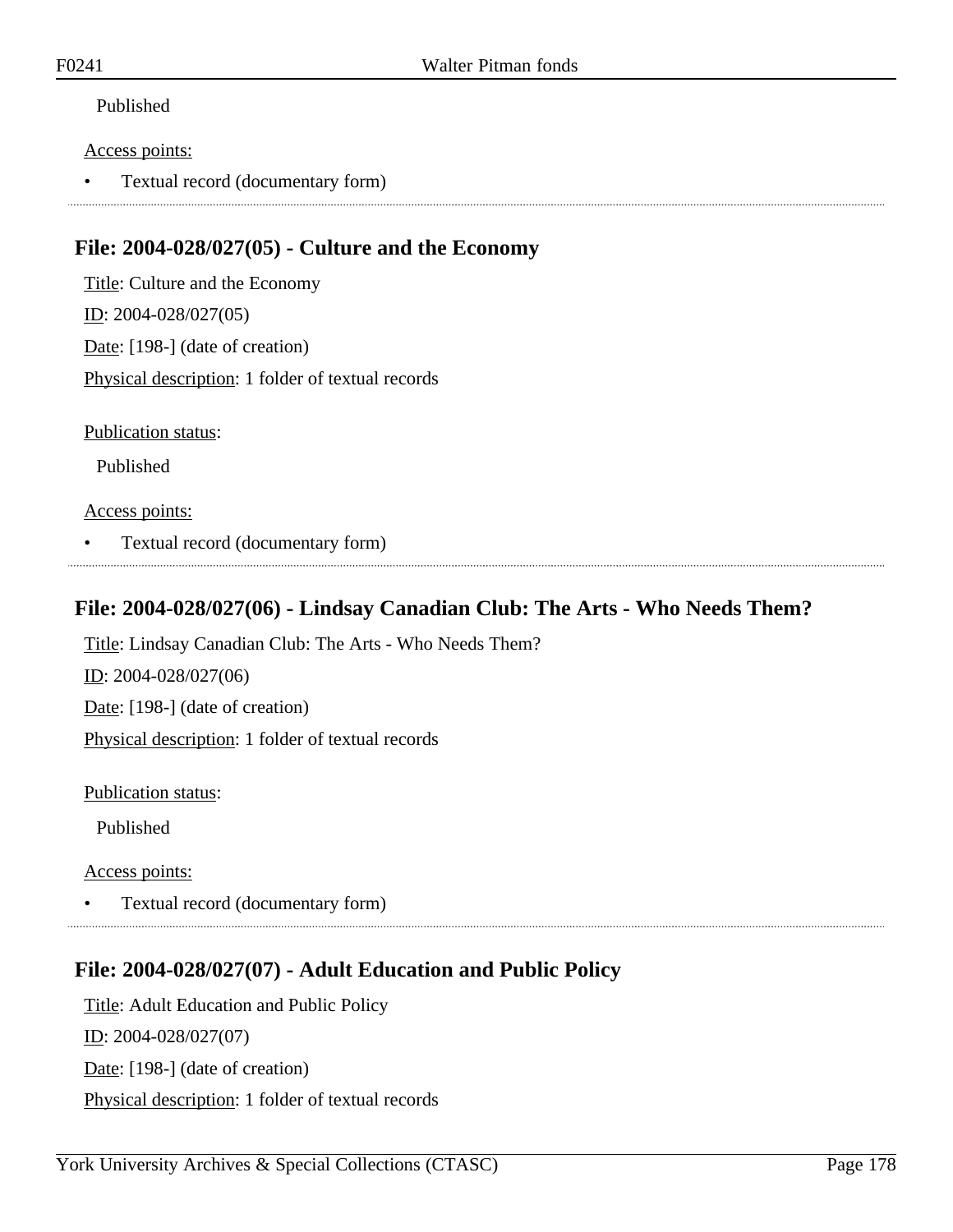Published

Access points:

- Textual record (documentary form)

---

## File: 2004-028/027(05) - Culture and the Economy

Title: Culture and the Economy

ID: 2004-028/027(05)

Date: [198-] (date of creation)

Physical description: 1 folder of textual records

Publication status:

Published

Access points:

- Textual record (documentary form)

---

## File: 2004-028/027(06) - Lindsay Canadian Club: The Arts - Who Needs Them?

Title: Lindsay Canadian Club: The Arts - Who Needs Them?

ID: 2004-028/027(06)

Date: [198-] (date of creation)

Physical description: 1 folder of textual records

Publication status:

Published

Access points:

- Textual record (documentary form)

---

## File: 2004-028/027(07) - Adult Education and Public Policy

Title: Adult Education and Public Policy

ID: 2004-028/027(07)

Date: [198-] (date of creation)

Physical description: 1 folder of textual records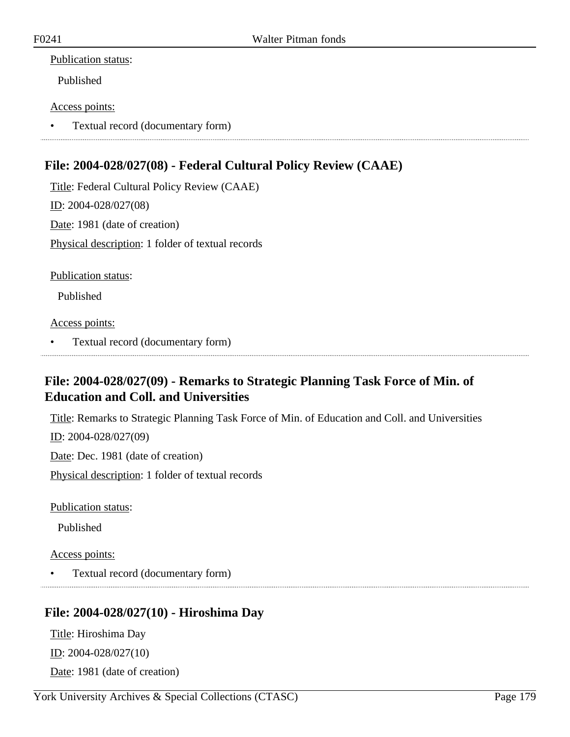Publication status:

Published

Access points:

- Textual record (documentary form)

## File: 2004-028/027(08) - Federal Cultural Policy Review (CAAE)

Title: Federal Cultural Policy Review (CAAE)

ID: 2004-028/027(08)

Date: 1981 (date of creation)

Physical description: 1 folder of textual records

Publication status:

Published

Access points:

- Textual record (documentary form)

## File: 2004-028/027(09) - Remarks to Strategic Planning Task Force of Min. of Education and Coll. and Universities

Title: Remarks to Strategic Planning Task Force of Min. of Education and Coll. and Universities

ID: 2004-028/027(09)

Date: Dec. 1981 (date of creation)

Physical description: 1 folder of textual records

Publication status:

Published

Access points:

- Textual record (documentary form)

## File: 2004-028/027(10) - Hiroshima Day

Title: Hiroshima Day

ID: 2004-028/027(10)

Date: 1981 (date of creation)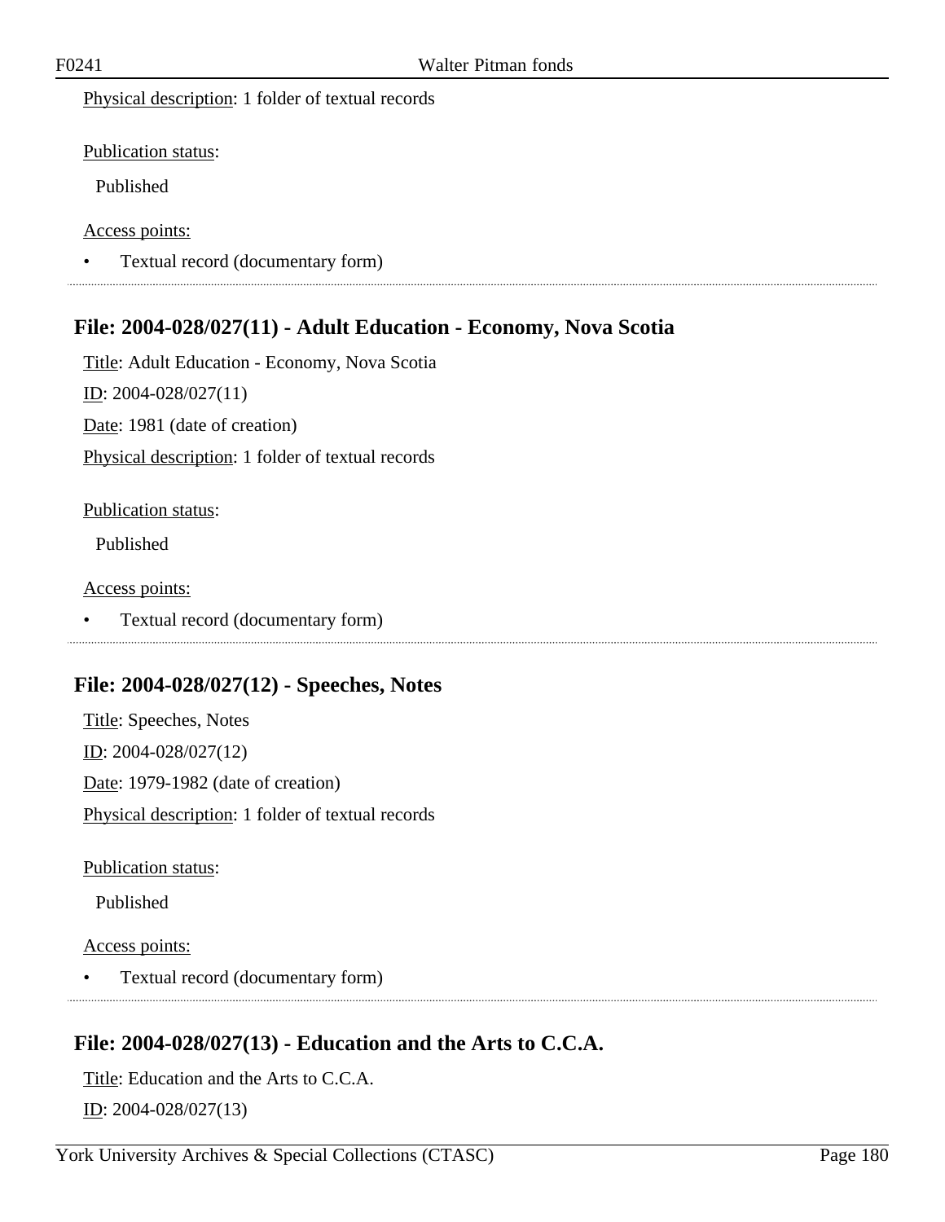Physical description: 1 folder of textual records

Publication status:

Published

Access points:

- Textual record (documentary form)

## File: 2004-028/027(11) - Adult Education - Economy, Nova Scotia

Title: Adult Education - Economy, Nova Scotia

ID: 2004-028/027(11)

Date: 1981 (date of creation)

Physical description: 1 folder of textual records

Publication status:

Published

Access points:

- Textual record (documentary form)

## File: 2004-028/027(12) - Speeches, Notes

Title: Speeches, Notes

ID: 2004-028/027(12)

Date: 1979-1982 (date of creation)

Physical description: 1 folder of textual records

Publication status:

Published

Access points:

- Textual record (documentary form)

## File: 2004-028/027(13) - Education and the Arts to C.C.A.

Title: Education and the Arts to C.C.A.

ID: 2004-028/027(13)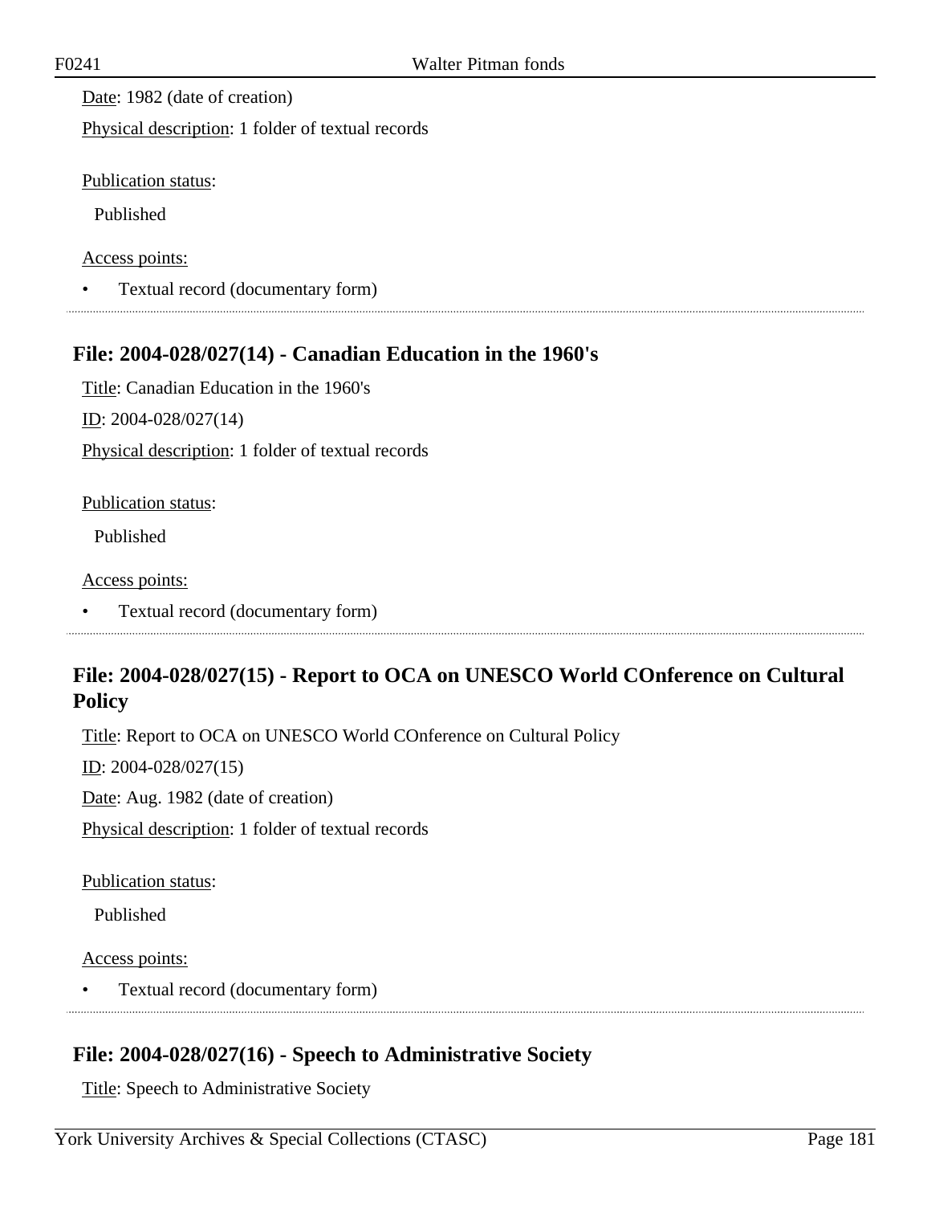Date: 1982 (date of creation)

Physical description: 1 folder of textual records

Publication status:

Published

Access points:

- Textual record (documentary form)

## File: 2004-028/027(14) - Canadian Education in the 1960's

Title: Canadian Education in the 1960's

ID: 2004-028/027(14)

Physical description: 1 folder of textual records

Publication status:

Published

Access points:

- Textual record (documentary form)

## File: 2004-028/027(15) - Report to OCA on UNESCO World COnference on Cultural Policy

Title: Report to OCA on UNESCO World COnference on Cultural Policy

ID: 2004-028/027(15)

Date: Aug. 1982 (date of creation)

Physical description: 1 folder of textual records

Publication status:

Published

Access points:

- Textual record (documentary form)

## File: 2004-028/027(16) - Speech to Administrative Society

Title: Speech to Administrative Society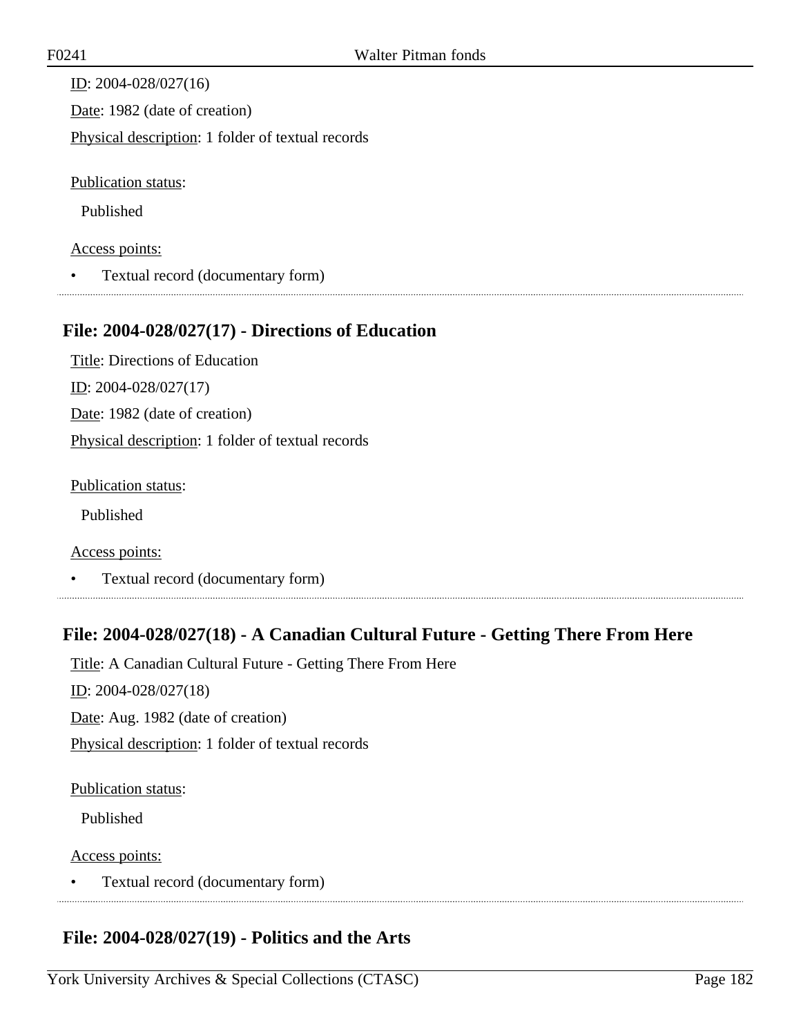ID: 2004-028/027(16)

Date: 1982 (date of creation)

Physical description: 1 folder of textual records

Publication status:

Published

Access points:

- Textual record (documentary form)

## File: 2004-028/027(17) - Directions of Education

Title: Directions of Education

ID: 2004-028/027(17)

Date: 1982 (date of creation)

Physical description: 1 folder of textual records

Publication status:

Published

Access points:

- Textual record (documentary form)

## File: 2004-028/027(18) - A Canadian Cultural Future - Getting There From Here

Title: A Canadian Cultural Future - Getting There From Here

ID: 2004-028/027(18)

Date: Aug. 1982 (date of creation)

Physical description: 1 folder of textual records

Publication status:

Published

Access points:

- Textual record (documentary form)

## File: 2004-028/027(19) - Politics and the Arts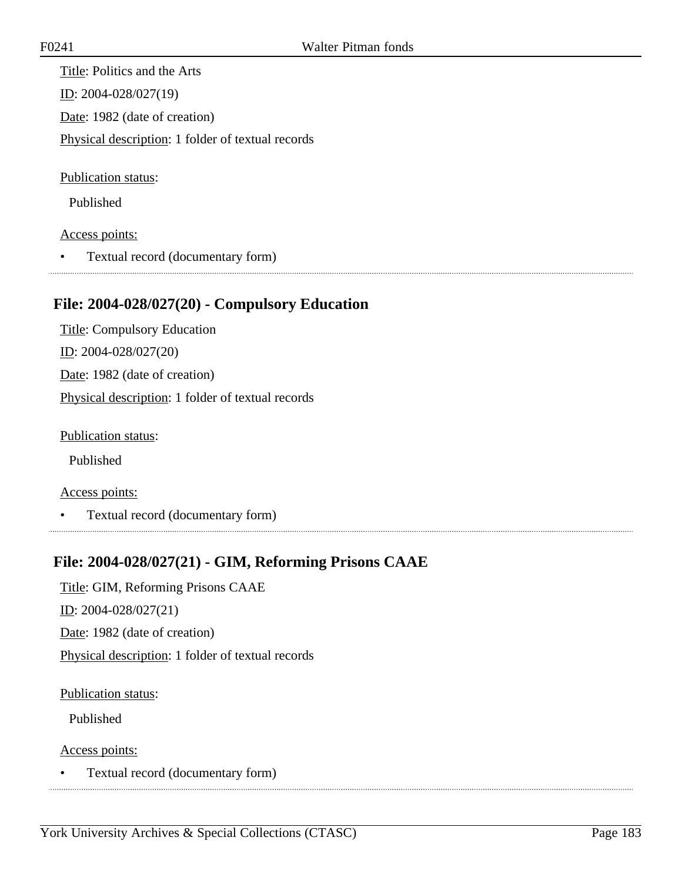Title: Politics and the Arts

ID: 2004-028/027(19)

Date: 1982 (date of creation)

Physical description: 1 folder of textual records

Publication status:

Published

Access points:

- Textual record (documentary form)

## File: 2004-028/027(20) - Compulsory Education

Title: Compulsory Education

ID: 2004-028/027(20)

Date: 1982 (date of creation)

Physical description: 1 folder of textual records

Publication status:

Published

Access points:

- Textual record (documentary form)

## File: 2004-028/027(21) - GIM, Reforming Prisons CAAE

Title: GIM, Reforming Prisons CAAE

ID: 2004-028/027(21)

Date: 1982 (date of creation)

Physical description: 1 folder of textual records

Publication status:

Published

Access points:

- Textual record (documentary form)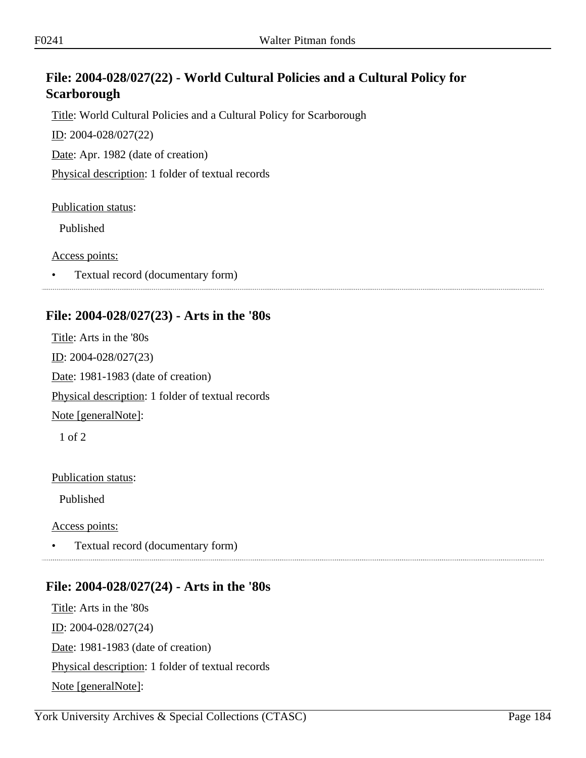## File: 2004-028/027(22) - World Cultural Policies and a Cultural Policy for Scarborough

Title: World Cultural Policies and a Cultural Policy for Scarborough

ID: 2004-028/027(22)

Date: Apr. 1982 (date of creation)

Physical description: 1 folder of textual records

Publication status:

Published

Access points:

- Textual record (documentary form)

## File: 2004-028/027(23) - Arts in the '80s

Title: Arts in the '80s

ID: 2004-028/027(23)

Date: 1981-1983 (date of creation)

Physical description: 1 folder of textual records

Note [generalNote]:

1 of 2

Publication status:

Published

Access points:

- Textual record (documentary form)

## File: 2004-028/027(24) - Arts in the '80s

Title: Arts in the '80s

ID: 2004-028/027(24)

Date: 1981-1983 (date of creation)

Physical description: 1 folder of textual records

Note [generalNote]: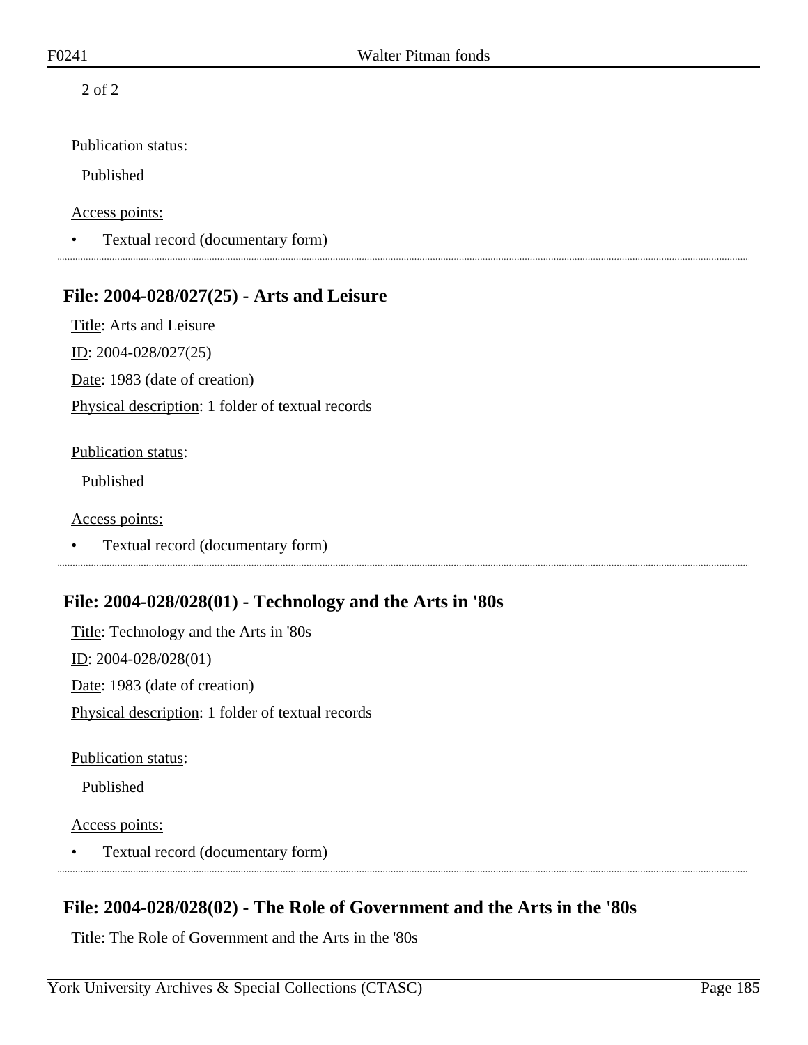2 of 2

Publication status:

Published

Access points:

- Textual record (documentary form)

## File: 2004-028/027(25) - Arts and Leisure

Title: Arts and Leisure

ID: 2004-028/027(25)

Date: 1983 (date of creation)

Physical description: 1 folder of textual records

Publication status:

Published

Access points:

- Textual record (documentary form)

## File: 2004-028/028(01) - Technology and the Arts in '80s

Title: Technology and the Arts in '80s

ID: 2004-028/028(01)

Date: 1983 (date of creation)

Physical description: 1 folder of textual records

Publication status:

Published

Access points:

- Textual record (documentary form)

## File: 2004-028/028(02) - The Role of Government and the Arts in the '80s

Title: The Role of Government and the Arts in the '80s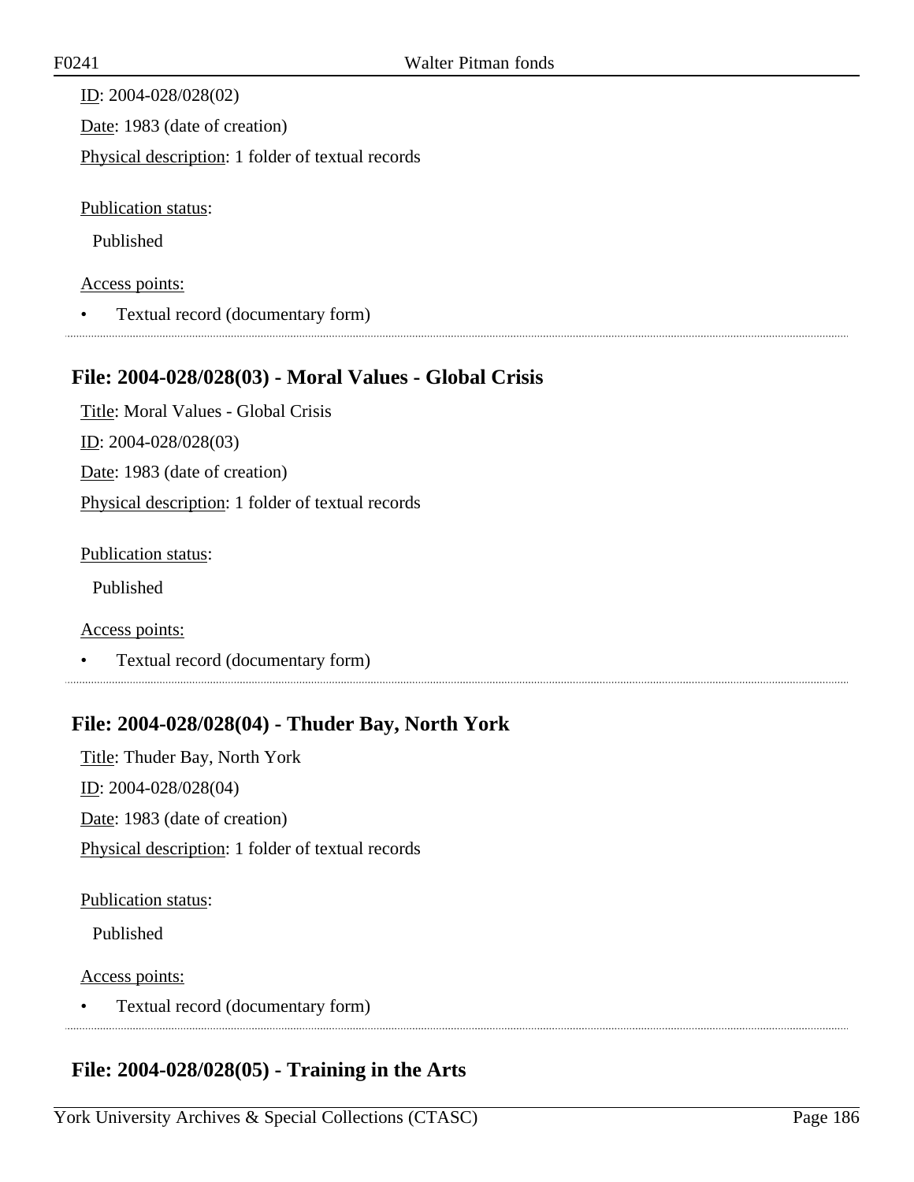ID: 2004-028/028(02)

Date: 1983 (date of creation)

Physical description: 1 folder of textual records

Publication status:

Published

Access points:

- Textual record (documentary form)

## File: 2004-028/028(03) - Moral Values - Global Crisis

Title: Moral Values - Global Crisis

ID: 2004-028/028(03)

Date: 1983 (date of creation)

Physical description: 1 folder of textual records

Publication status:

Published

Access points:

- Textual record (documentary form)

## File: 2004-028/028(04) - Thuder Bay, North York

Title: Thuder Bay, North York

ID: 2004-028/028(04)

Date: 1983 (date of creation)

Physical description: 1 folder of textual records

Publication status:

Published

Access points:

- Textual record (documentary form)

## File: 2004-028/028(05) - Training in the Arts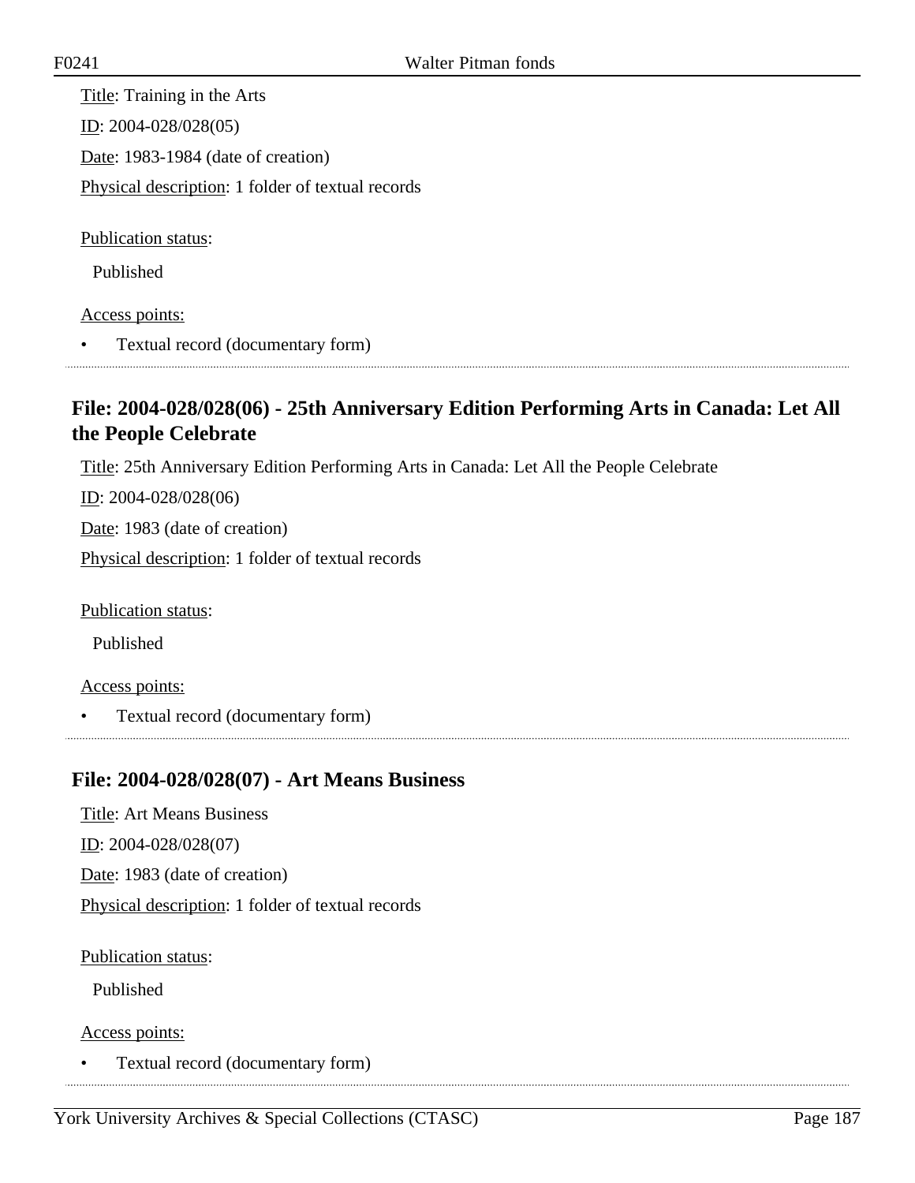Title: Training in the Arts

ID: 2004-028/028(05)

Date: 1983-1984 (date of creation)

Physical description: 1 folder of textual records

Publication status:

Published

Access points:

- Textual record (documentary form)

### File: 2004-028/028(06) - 25th Anniversary Edition Performing Arts in Canada: Let All the People Celebrate

Title: 25th Anniversary Edition Performing Arts in Canada: Let All the People Celebrate

ID: 2004-028/028(06)

Date: 1983 (date of creation)

Physical description: 1 folder of textual records

Publication status:

Published

Access points:

- Textual record (documentary form)

### File: 2004-028/028(07) - Art Means Business

Title: Art Means Business

ID: 2004-028/028(07)

Date: 1983 (date of creation)

Physical description: 1 folder of textual records

Publication status:

Published

Access points:

- Textual record (documentary form)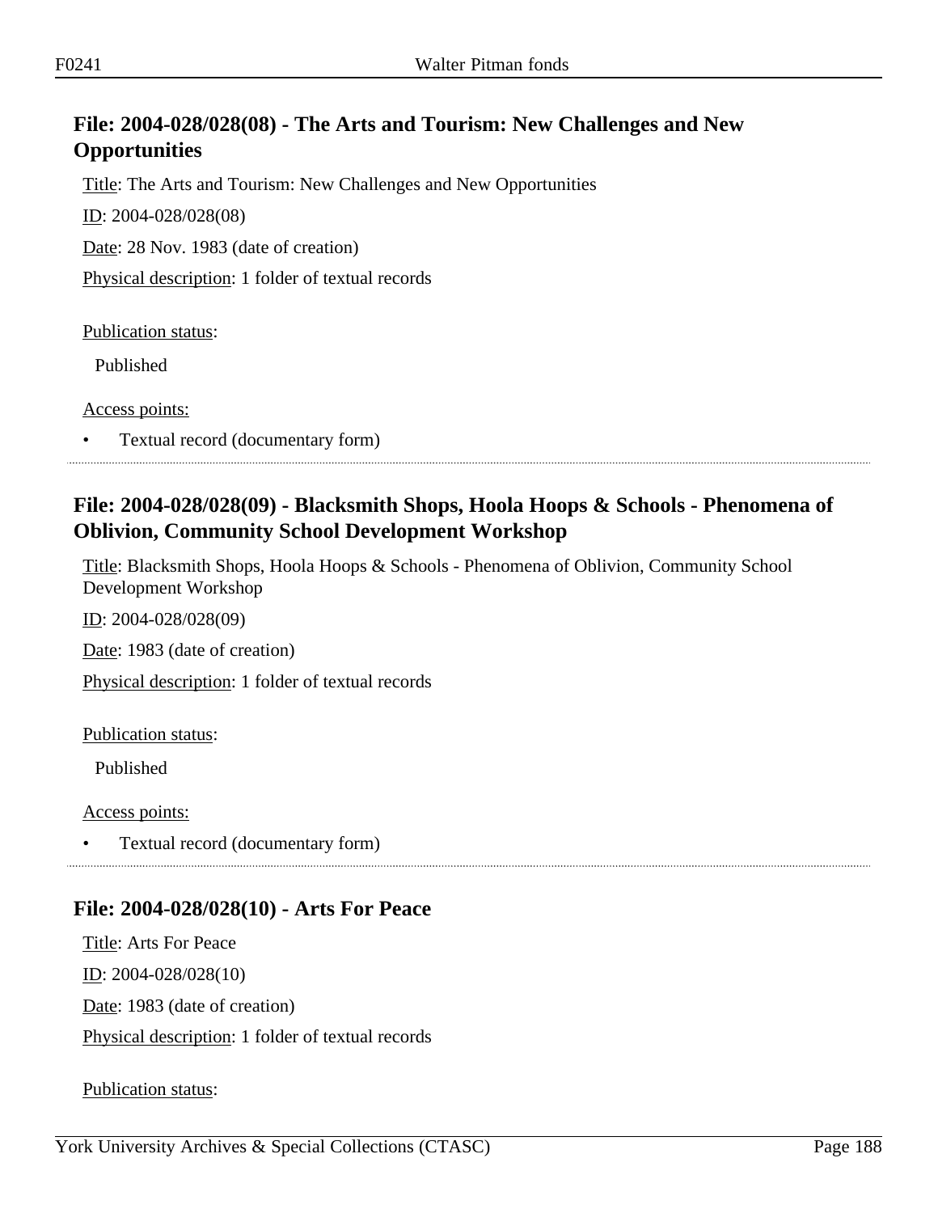## File: 2004-028/028(08) - The Arts and Tourism: New Challenges and New Opportunities

Title: The Arts and Tourism: New Challenges and New Opportunities

ID: 2004-028/028(08)

Date: 28 Nov. 1983 (date of creation)

Physical description: 1 folder of textual records

Publication status:

Published

Access points:

- Textual record (documentary form)

## File: 2004-028/028(09) - Blacksmith Shops, Hoola Hoops & Schools - Phenomena of Oblivion, Community School Development Workshop

Title: Blacksmith Shops, Hoola Hoops & Schools - Phenomena of Oblivion, Community School Development Workshop

ID: 2004-028/028(09)

Date: 1983 (date of creation)

Physical description: 1 folder of textual records

Publication status:

Published

Access points:

- Textual record (documentary form)

## File: 2004-028/028(10) - Arts For Peace

Title: Arts For Peace

ID: 2004-028/028(10)

Date: 1983 (date of creation)

Physical description: 1 folder of textual records

Publication status: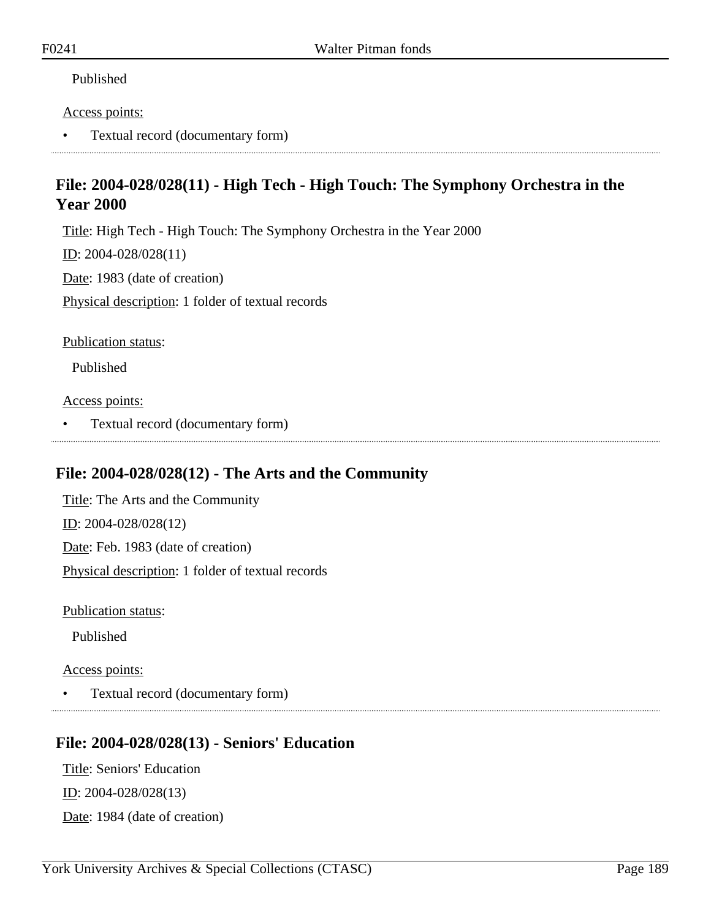Published

Access points:

- Textual record (documentary form)

## File: 2004-028/028(11) - High Tech - High Touch: The Symphony Orchestra in the Year 2000

Title: High Tech - High Touch: The Symphony Orchestra in the Year 2000

ID: 2004-028/028(11)

Date: 1983 (date of creation)

Physical description: 1 folder of textual records

Publication status:

Published

Access points:

- Textual record (documentary form)

## File: 2004-028/028(12) - The Arts and the Community

Title: The Arts and the Community

ID: 2004-028/028(12)

Date: Feb. 1983 (date of creation)

Physical description: 1 folder of textual records

Publication status:

Published

Access points:

- Textual record (documentary form)

## File: 2004-028/028(13) - Seniors' Education

Title: Seniors' Education

ID: 2004-028/028(13)

Date: 1984 (date of creation)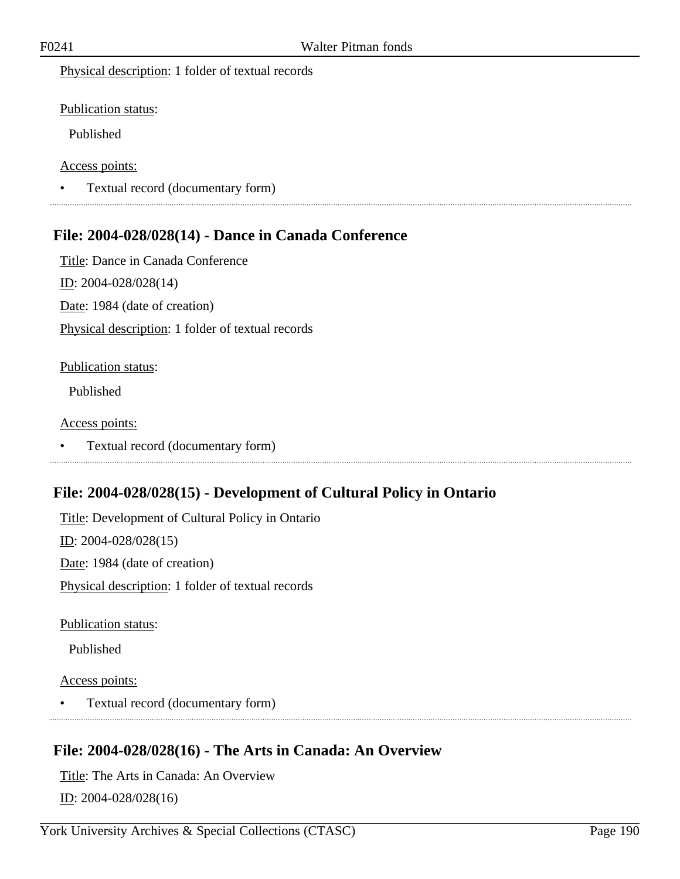Physical description: 1 folder of textual records

Publication status:

Published

Access points:

- Textual record (documentary form)

## File: 2004-028/028(14) - Dance in Canada Conference

Title: Dance in Canada Conference

ID: 2004-028/028(14)

Date: 1984 (date of creation)

Physical description: 1 folder of textual records

Publication status:

Published

Access points:

- Textual record (documentary form)

## File: 2004-028/028(15) - Development of Cultural Policy in Ontario

Title: Development of Cultural Policy in Ontario

ID: 2004-028/028(15)

Date: 1984 (date of creation)

Physical description: 1 folder of textual records

Publication status:

Published

Access points:

- Textual record (documentary form)

## File: 2004-028/028(16) - The Arts in Canada: An Overview

Title: The Arts in Canada: An Overview

ID: 2004-028/028(16)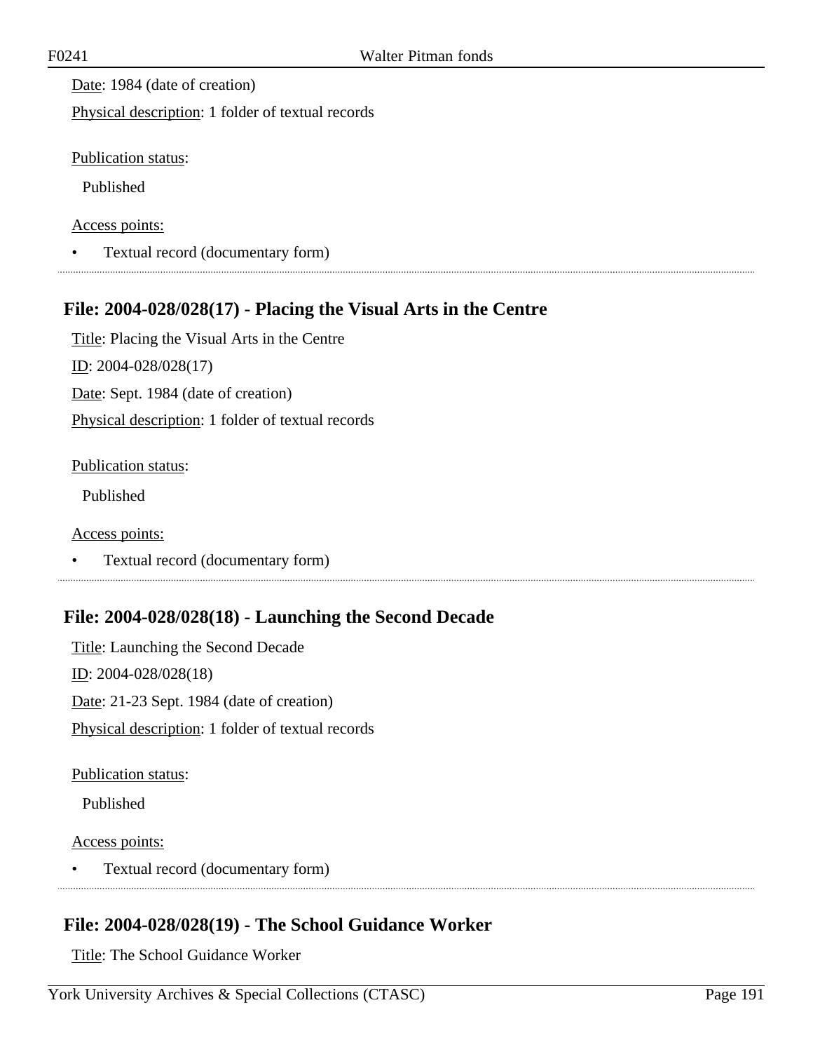Date: 1984 (date of creation)

Physical description: 1 folder of textual records

Publication status:

Published

Access points:

- Textual record (documentary form)

## File: 2004-028/028(17) - Placing the Visual Arts in the Centre

Title: Placing the Visual Arts in the Centre

ID: 2004-028/028(17)

Date: Sept. 1984 (date of creation)

Physical description: 1 folder of textual records

Publication status:

Published

Access points:

- Textual record (documentary form)

## File: 2004-028/028(18) - Launching the Second Decade

Title: Launching the Second Decade

ID: 2004-028/028(18)

Date: 21-23 Sept. 1984 (date of creation)

Physical description: 1 folder of textual records

Publication status:

Published

Access points:

- Textual record (documentary form)

## File: 2004-028/028(19) - The School Guidance Worker

Title: The School Guidance Worker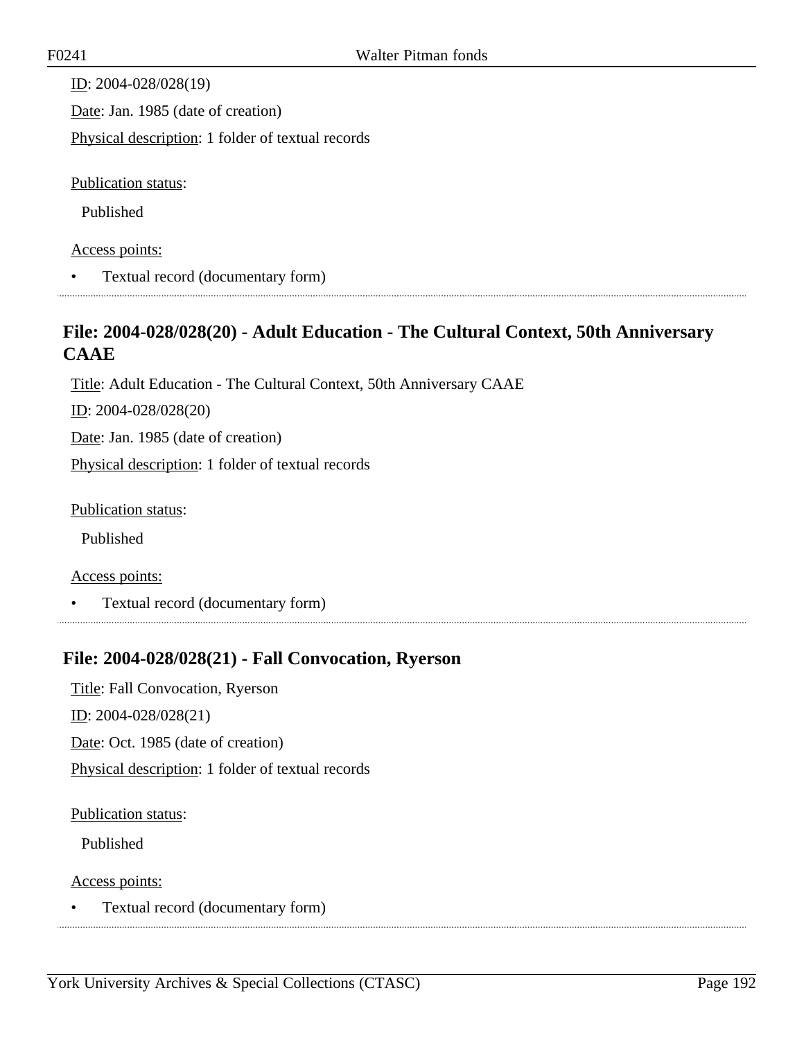ID: 2004-028/028(19)

Date: Jan. 1985 (date of creation)

Physical description: 1 folder of textual records

Publication status:

Published

Access points:

- Textual record (documentary form)

## File: 2004-028/028(20) - Adult Education - The Cultural Context, 50th Anniversary CAAE

Title: Adult Education - The Cultural Context, 50th Anniversary CAAE

ID: 2004-028/028(20)

Date: Jan. 1985 (date of creation)

Physical description: 1 folder of textual records

Publication status:

Published

Access points:

- Textual record (documentary form)

## File: 2004-028/028(21) - Fall Convocation, Ryerson

Title: Fall Convocation, Ryerson

ID: 2004-028/028(21)

Date: Oct. 1985 (date of creation)

Physical description: 1 folder of textual records

Publication status:

Published

Access points:

- Textual record (documentary form)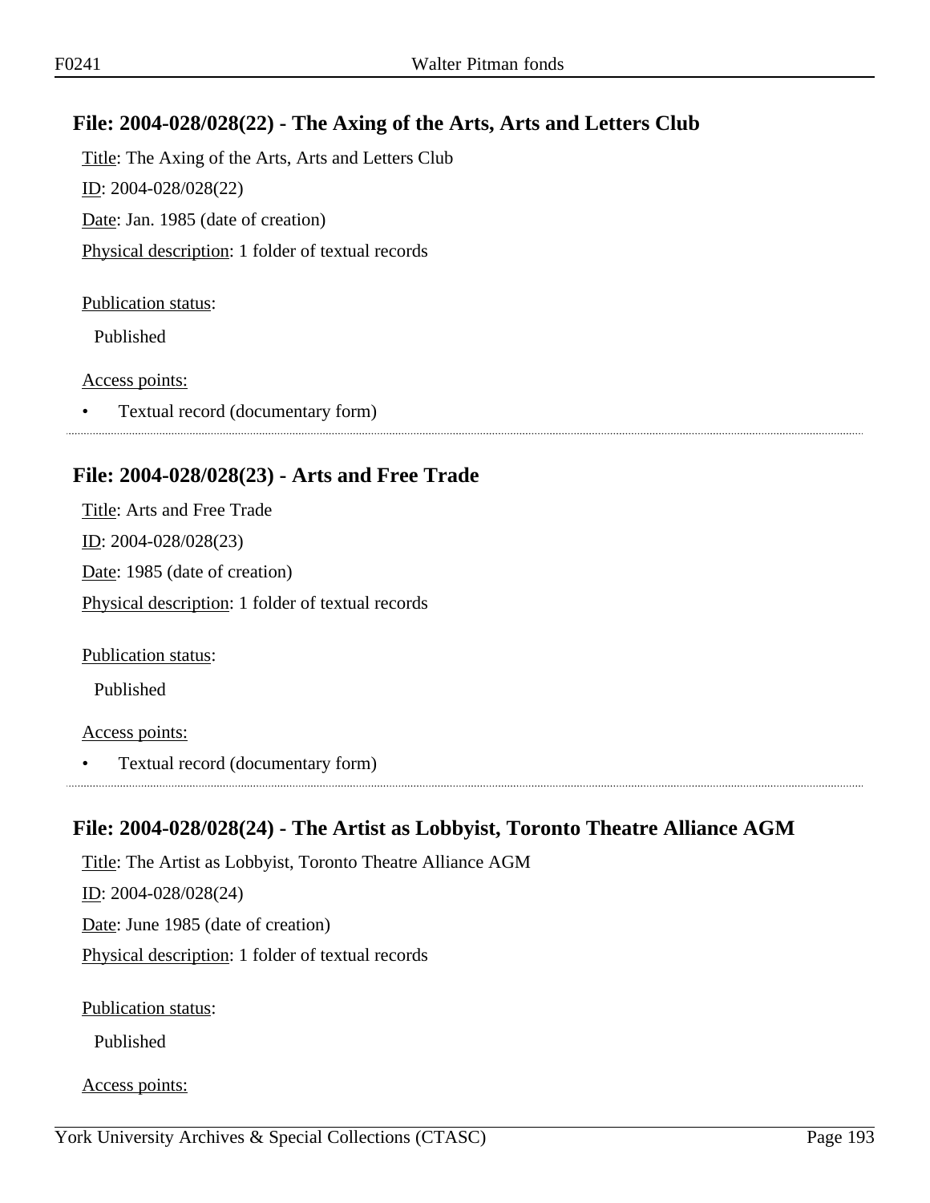## File: 2004-028/028(22) - The Axing of the Arts, Arts and Letters Club

Title: The Axing of the Arts, Arts and Letters Club

ID: 2004-028/028(22)

Date: Jan. 1985 (date of creation)

Physical description: 1 folder of textual records

Publication status:

Published

Access points:

- Textual record (documentary form)

## File: 2004-028/028(23) - Arts and Free Trade

Title: Arts and Free Trade

ID: 2004-028/028(23)

Date: 1985 (date of creation)

Physical description: 1 folder of textual records

Publication status:

Published

Access points:

- Textual record (documentary form)

## File: 2004-028/028(24) - The Artist as Lobbyist, Toronto Theatre Alliance AGM

Title: The Artist as Lobbyist, Toronto Theatre Alliance AGM

ID: 2004-028/028(24)

Date: June 1985 (date of creation)

Physical description: 1 folder of textual records

Publication status:

Published

Access points: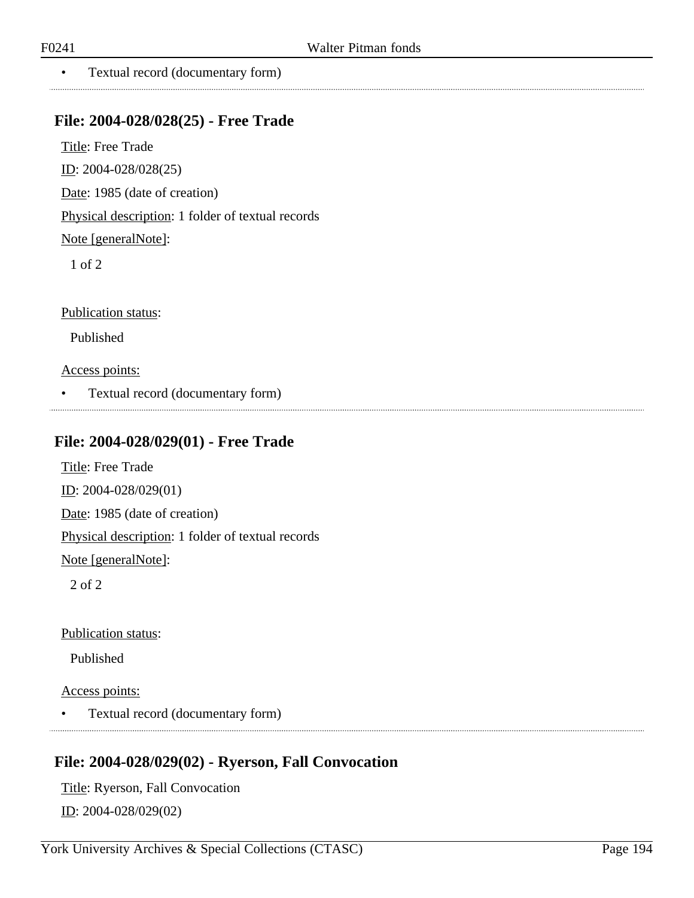- Textual record (documentary form)

## File: 2004-028/028(25) - Free Trade

Title: Free Trade

ID: 2004-028/028(25)

Date: 1985 (date of creation)

Physical description: 1 folder of textual records

Note [generalNote]:

1 of 2

Publication status:

Published

Access points:

- Textual record (documentary form)

## File: 2004-028/029(01) - Free Trade

Title: Free Trade

ID: 2004-028/029(01)

Date: 1985 (date of creation)

Physical description: 1 folder of textual records

Note [generalNote]:

2 of 2

Publication status:

Published

Access points:

- Textual record (documentary form)

## File: 2004-028/029(02) - Ryerson, Fall Convocation

Title: Ryerson, Fall Convocation

ID: 2004-028/029(02)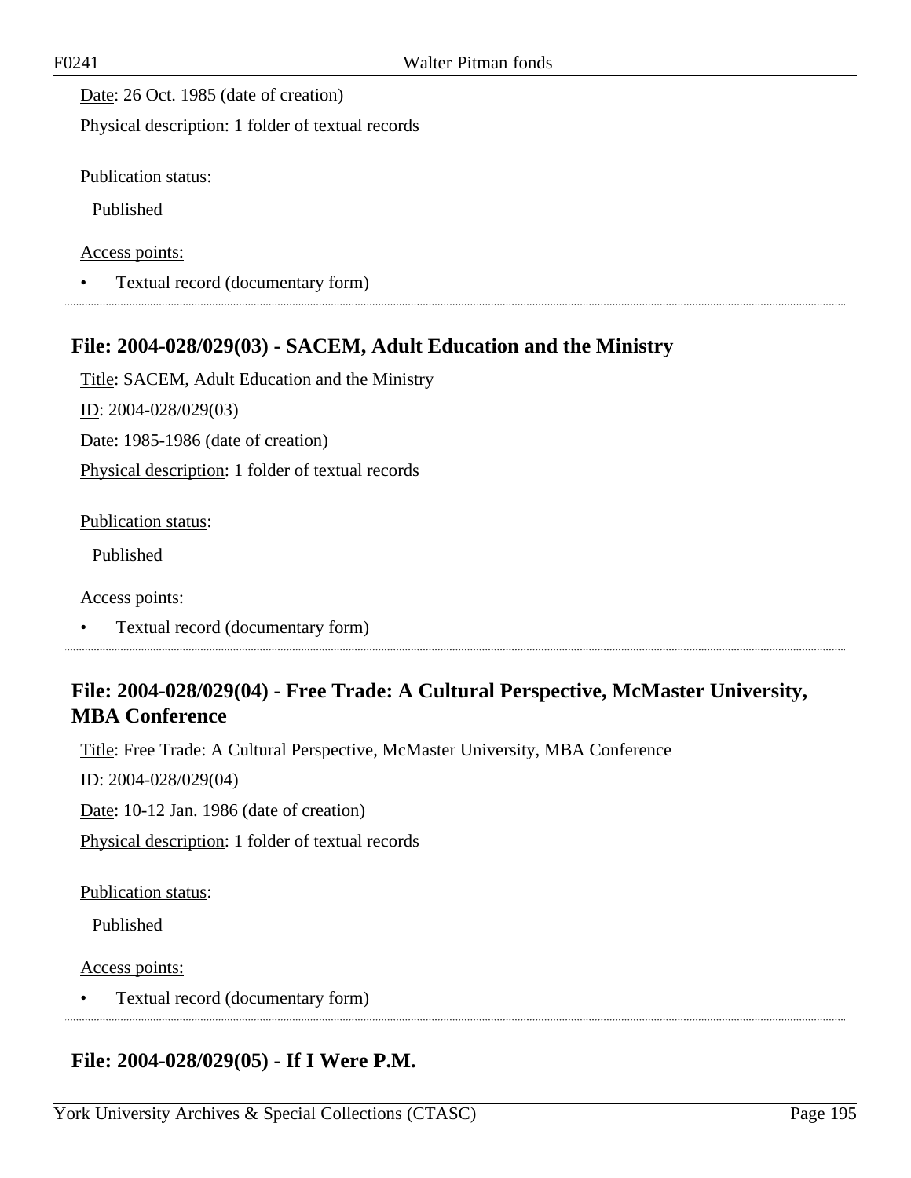Date: 26 Oct. 1985 (date of creation)

Physical description: 1 folder of textual records

Publication status:

Published

Access points:

- Textual record (documentary form)

## File: 2004-028/029(03) - SACEM, Adult Education and the Ministry

Title: SACEM, Adult Education and the Ministry

ID: 2004-028/029(03)

Date: 1985-1986 (date of creation)

Physical description: 1 folder of textual records

Publication status:

Published

Access points:

- Textual record (documentary form)

## File: 2004-028/029(04) - Free Trade: A Cultural Perspective, McMaster University, MBA Conference

Title: Free Trade: A Cultural Perspective, McMaster University, MBA Conference

ID: 2004-028/029(04)

Date: 10-12 Jan. 1986 (date of creation)

Physical description: 1 folder of textual records

Publication status:

Published

Access points:

- Textual record (documentary form)

## File: 2004-028/029(05) - If I Were P.M.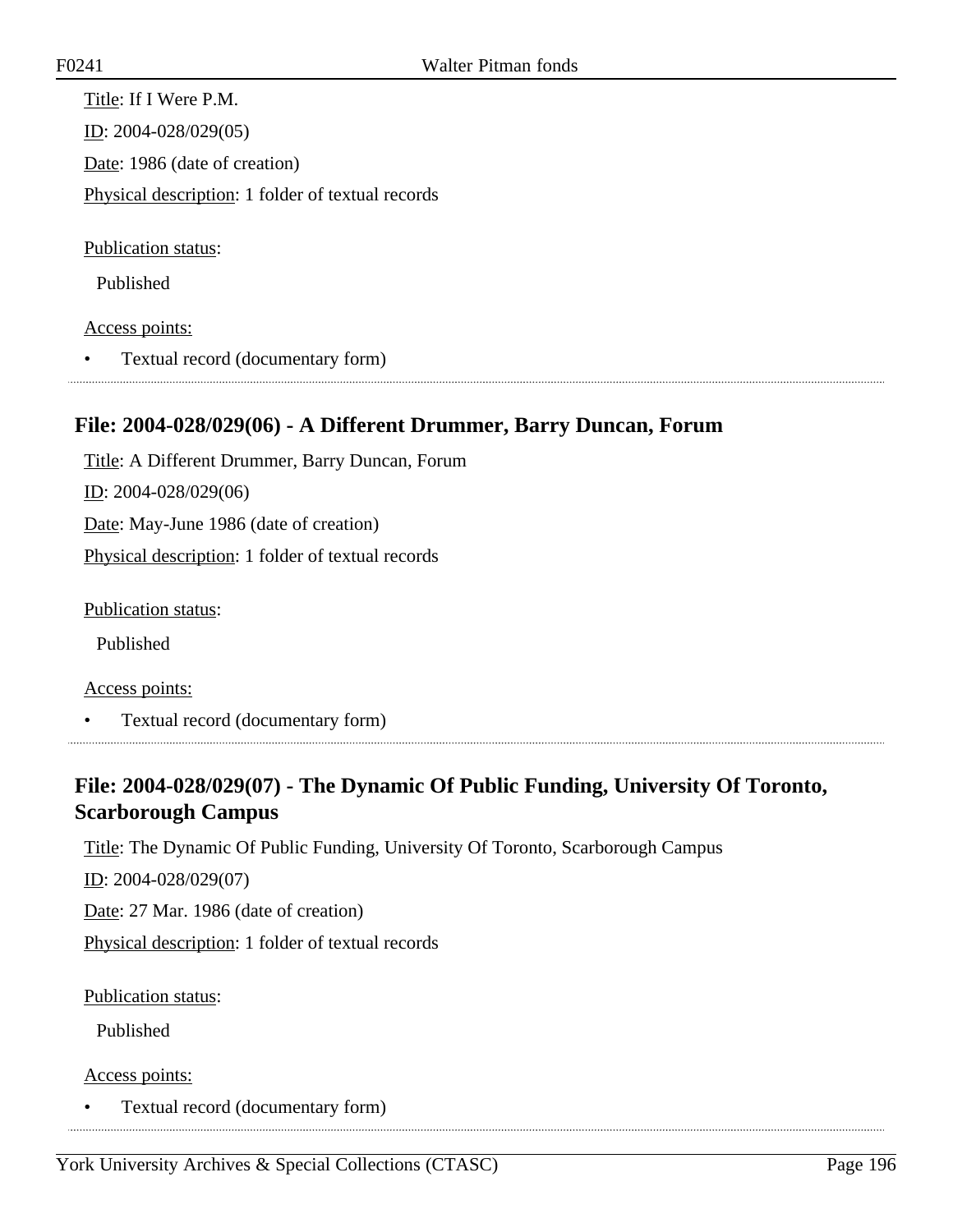Title: If I Were P.M.

ID: 2004-028/029(05)

Date: 1986 (date of creation)

Physical description: 1 folder of textual records

Publication status:

Published

Access points:

- Textual record (documentary form)

## File: 2004-028/029(06) - A Different Drummer, Barry Duncan, Forum

Title: A Different Drummer, Barry Duncan, Forum

ID: 2004-028/029(06)

Date: May-June 1986 (date of creation)

Physical description: 1 folder of textual records

Publication status:

Published

Access points:

- Textual record (documentary form)

## File: 2004-028/029(07) - The Dynamic Of Public Funding, University Of Toronto, Scarborough Campus

Title: The Dynamic Of Public Funding, University Of Toronto, Scarborough Campus

ID: 2004-028/029(07)

Date: 27 Mar. 1986 (date of creation)

Physical description: 1 folder of textual records

Publication status:

Published

Access points:

- Textual record (documentary form)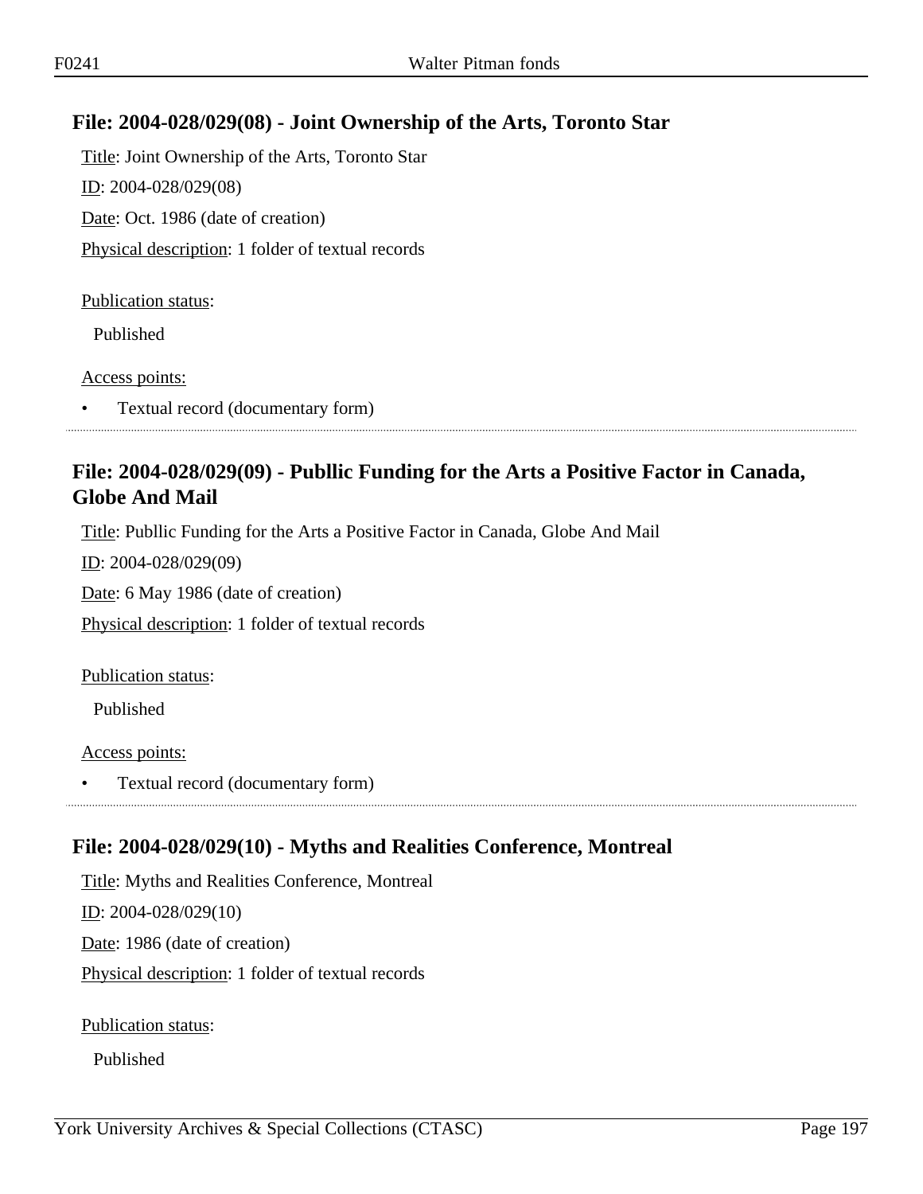## File: 2004-028/029(08) - Joint Ownership of the Arts, Toronto Star

Title: Joint Ownership of the Arts, Toronto Star

ID: 2004-028/029(08)

Date: Oct. 1986 (date of creation)

Physical description: 1 folder of textual records

Publication status:

Published

Access points:

- Textual record (documentary form)

## File: 2004-028/029(09) - Publlic Funding for the Arts a Positive Factor in Canada, Globe And Mail

Title: Publlic Funding for the Arts a Positive Factor in Canada, Globe And Mail

ID: 2004-028/029(09)

Date: 6 May 1986 (date of creation)

Physical description: 1 folder of textual records

Publication status:

Published

Access points:

- Textual record (documentary form)

## File: 2004-028/029(10) - Myths and Realities Conference, Montreal

Title: Myths and Realities Conference, Montreal

ID: 2004-028/029(10)

Date: 1986 (date of creation)

Physical description: 1 folder of textual records

Publication status:

Published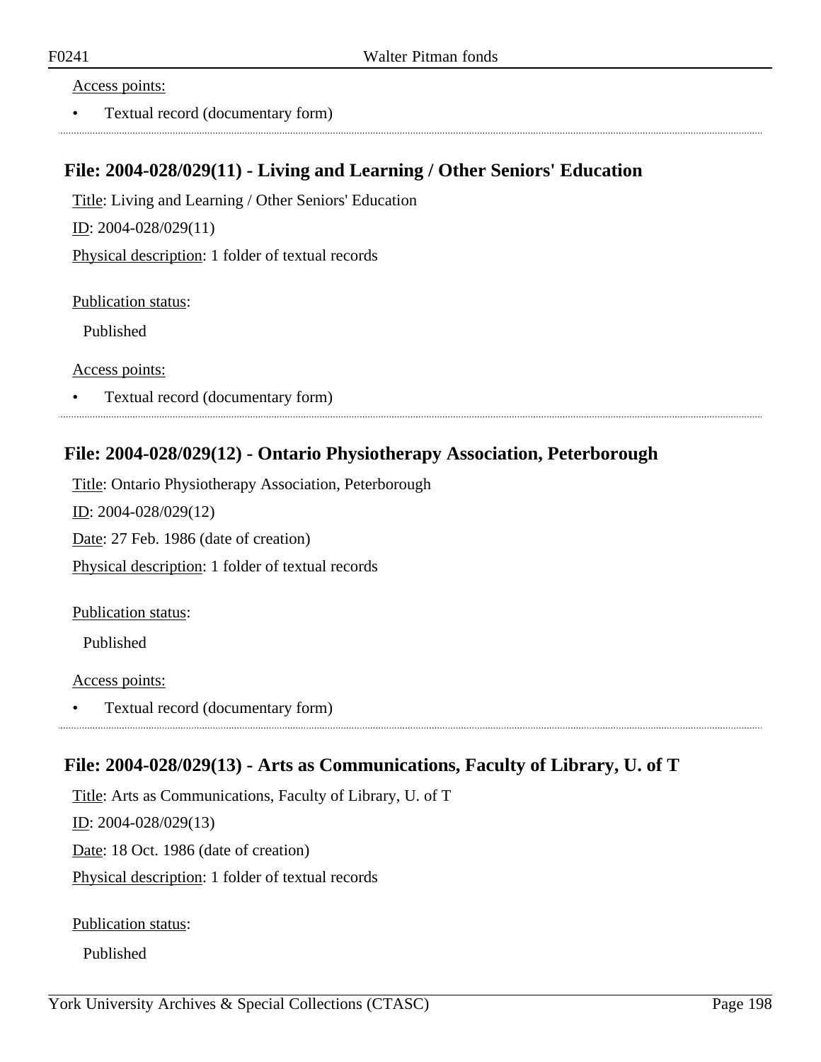Access points:

- Textual record (documentary form)

## File: 2004-028/029(11) - Living and Learning / Other Seniors' Education

Title: Living and Learning / Other Seniors' Education

ID: 2004-028/029(11)

Physical description: 1 folder of textual records

Publication status:

Published

Access points:

- Textual record (documentary form)

## File: 2004-028/029(12) - Ontario Physiotherapy Association, Peterborough

Title: Ontario Physiotherapy Association, Peterborough

ID: 2004-028/029(12)

Date: 27 Feb. 1986 (date of creation)

Physical description: 1 folder of textual records

Publication status:

Published

Access points:

- Textual record (documentary form)

## File: 2004-028/029(13) - Arts as Communications, Faculty of Library, U. of T

Title: Arts as Communications, Faculty of Library, U. of T

ID: 2004-028/029(13)

Date: 18 Oct. 1986 (date of creation)

Physical description: 1 folder of textual records

Publication status:

Published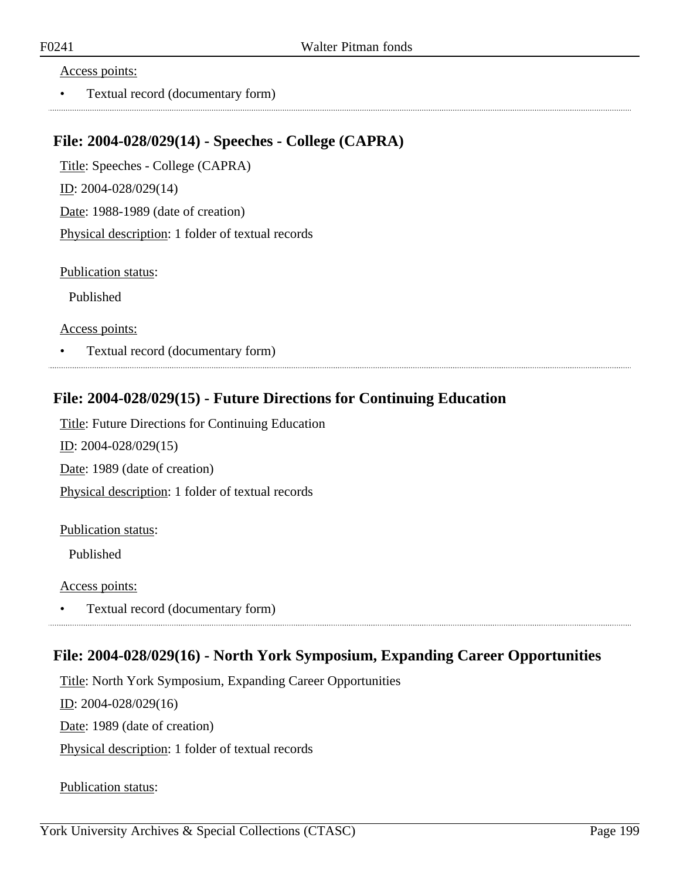Access points:

- Textual record (documentary form)

## File: 2004-028/029(14) - Speeches - College (CAPRA)

Title: Speeches - College (CAPRA)

ID: 2004-028/029(14)

Date: 1988-1989 (date of creation)

Physical description: 1 folder of textual records

Publication status:

Published

Access points:

- Textual record (documentary form)

## File: 2004-028/029(15) - Future Directions for Continuing Education

Title: Future Directions for Continuing Education

ID: 2004-028/029(15)

Date: 1989 (date of creation)

Physical description: 1 folder of textual records

Publication status:

Published

Access points:

- Textual record (documentary form)

## File: 2004-028/029(16) - North York Symposium, Expanding Career Opportunities

Title: North York Symposium, Expanding Career Opportunities

ID: 2004-028/029(16)

Date: 1989 (date of creation)

Physical description: 1 folder of textual records

Publication status: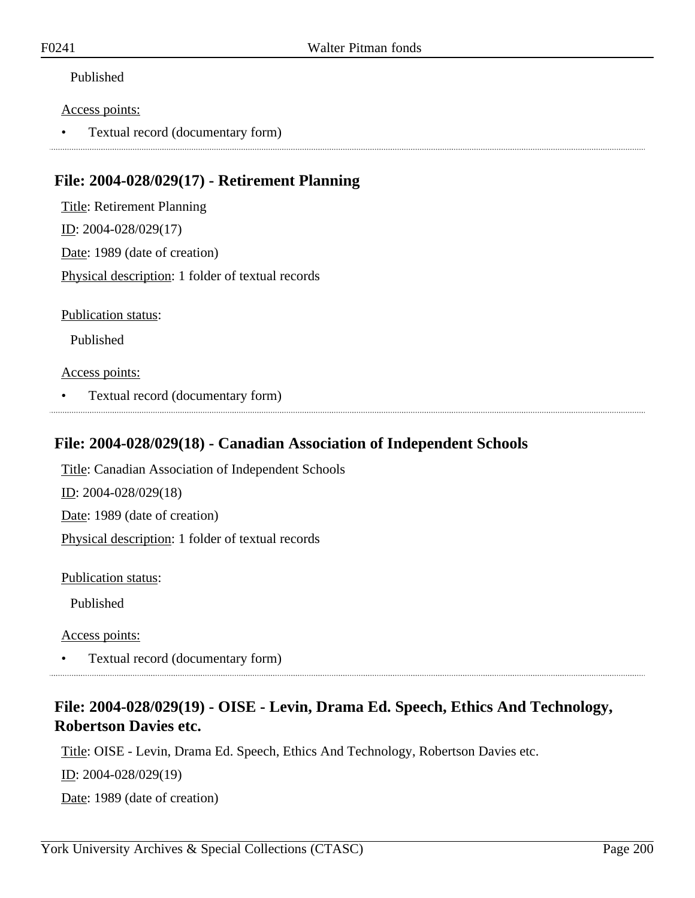Published

Access points:

- Textual record (documentary form)

## File: 2004-028/029(17) - Retirement Planning

Title: Retirement Planning

ID: 2004-028/029(17)

Date: 1989 (date of creation)

Physical description: 1 folder of textual records

Publication status:

Published

Access points:

- Textual record (documentary form)

## File: 2004-028/029(18) - Canadian Association of Independent Schools

Title: Canadian Association of Independent Schools

ID: 2004-028/029(18)

Date: 1989 (date of creation)

Physical description: 1 folder of textual records

Publication status:

Published

Access points:

- Textual record (documentary form)

## File: 2004-028/029(19) - OISE - Levin, Drama Ed. Speech, Ethics And Technology, Robertson Davies etc.

Title: OISE - Levin, Drama Ed. Speech, Ethics And Technology, Robertson Davies etc.

ID: 2004-028/029(19)

Date: 1989 (date of creation)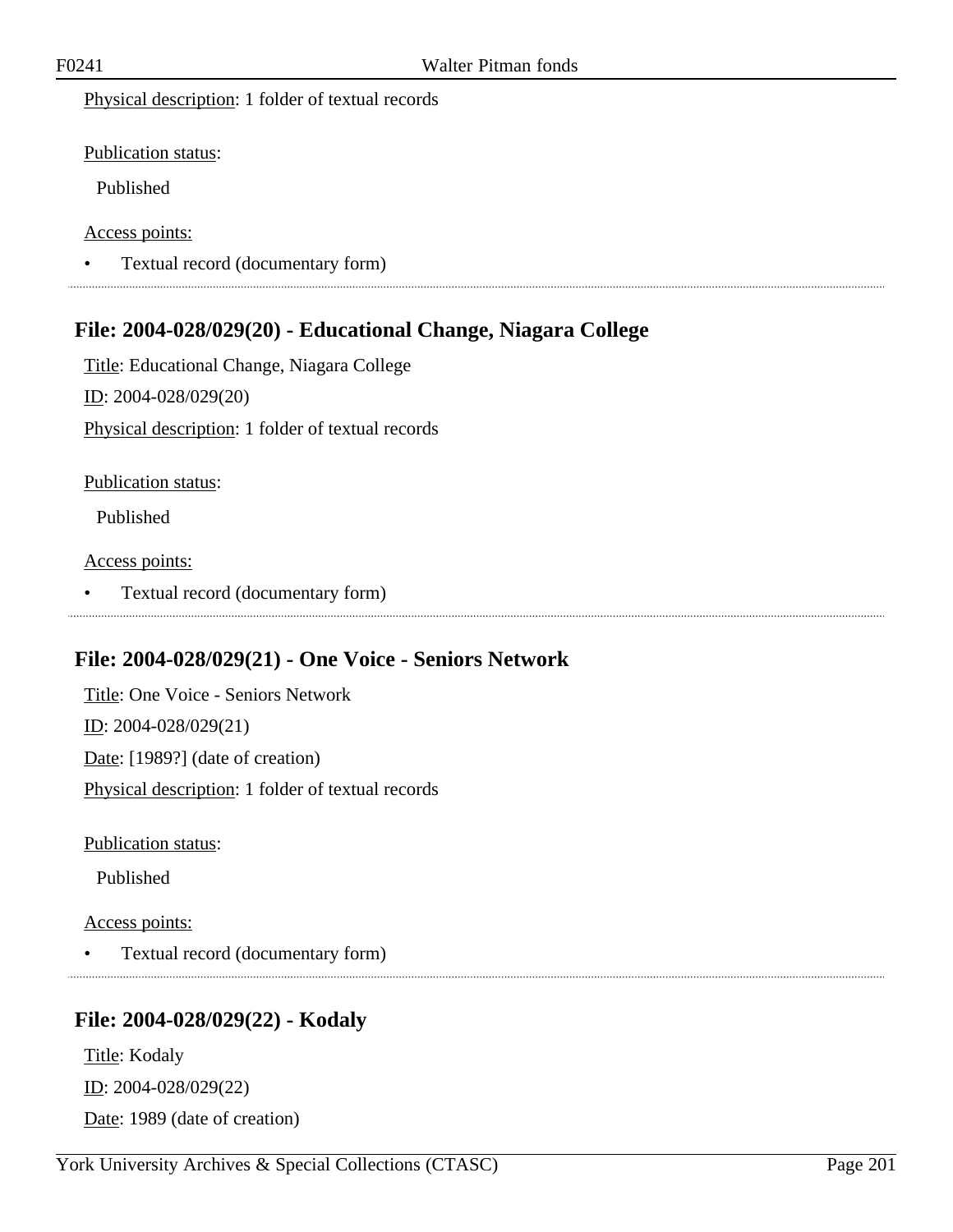Physical description: 1 folder of textual records

Publication status:

Published

Access points:

- Textual record (documentary form)

## File: 2004-028/029(20) - Educational Change, Niagara College

Title: Educational Change, Niagara College

ID: 2004-028/029(20)

Physical description: 1 folder of textual records

Publication status:

Published

Access points:

- Textual record (documentary form)

## File: 2004-028/029(21) - One Voice - Seniors Network

Title: One Voice - Seniors Network

ID: 2004-028/029(21)

Date: [1989?] (date of creation)

Physical description: 1 folder of textual records

Publication status:

Published

Access points:

- Textual record (documentary form)

## File: 2004-028/029(22) - Kodaly

Title: Kodaly

ID: 2004-028/029(22)

Date: 1989 (date of creation)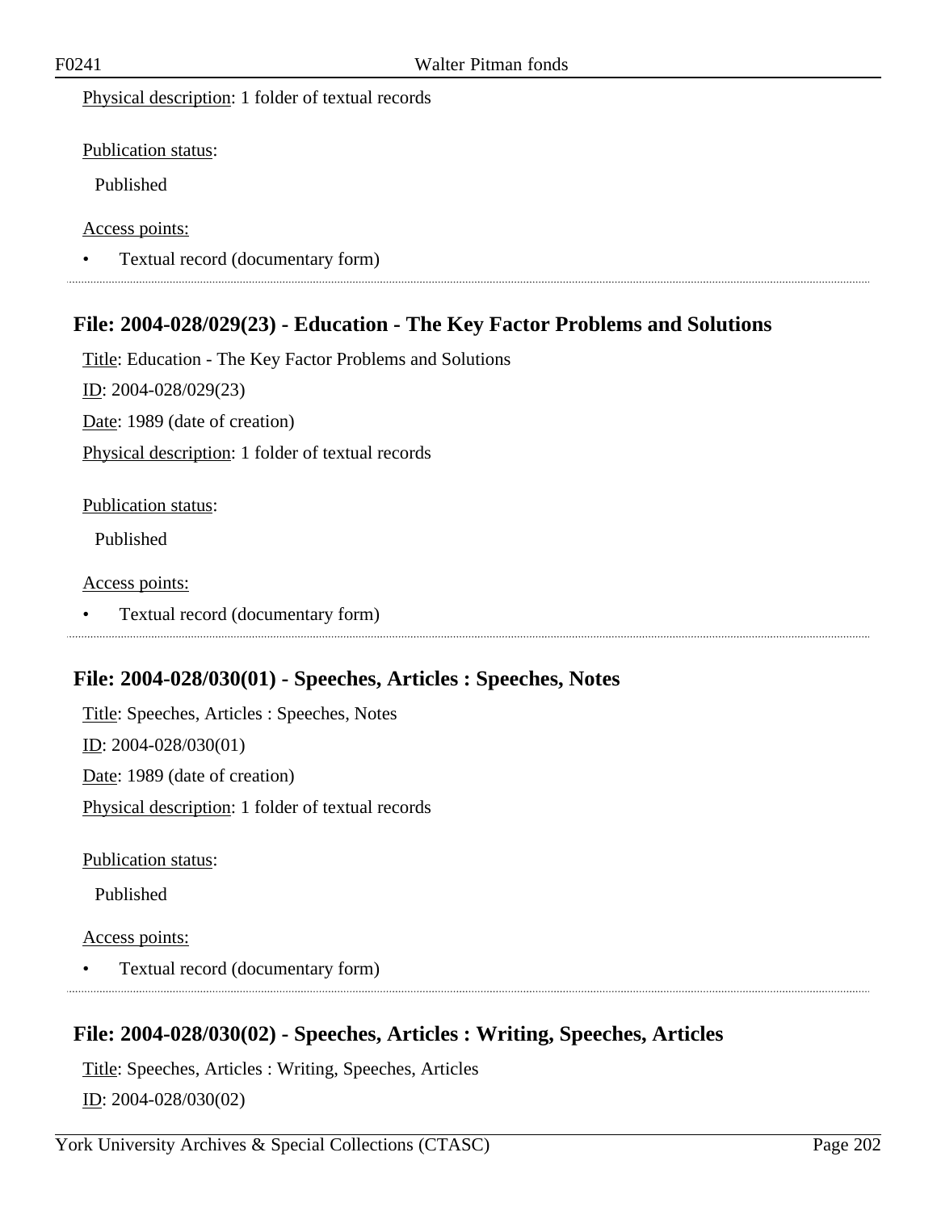Physical description: 1 folder of textual records

Publication status:

Published

Access points:

- Textual record (documentary form)

## File: 2004-028/029(23) - Education - The Key Factor Problems and Solutions

Title: Education - The Key Factor Problems and Solutions

ID: 2004-028/029(23)

Date: 1989 (date of creation)

Physical description: 1 folder of textual records

Publication status:

Published

Access points:

- Textual record (documentary form)

## File: 2004-028/030(01) - Speeches, Articles : Speeches, Notes

Title: Speeches, Articles : Speeches, Notes

ID: 2004-028/030(01)

Date: 1989 (date of creation)

Physical description: 1 folder of textual records

Publication status:

Published

Access points:

- Textual record (documentary form)

## File: 2004-028/030(02) - Speeches, Articles : Writing, Speeches, Articles

Title: Speeches, Articles : Writing, Speeches, Articles

ID: 2004-028/030(02)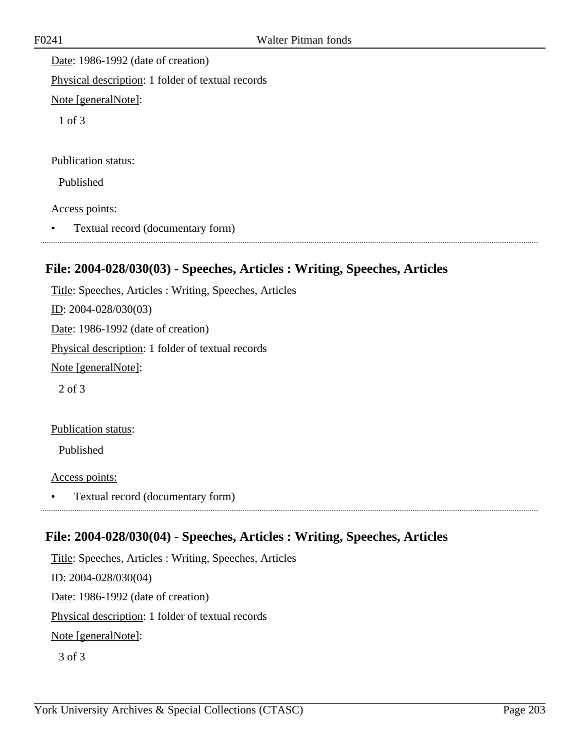Date: 1986-1992 (date of creation)

Physical description: 1 folder of textual records

Note [generalNote]:

1 of 3

Publication status:

Published

Access points:

- Textual record (documentary form)

## File: 2004-028/030(03) - Speeches, Articles : Writing, Speeches, Articles

Title: Speeches, Articles : Writing, Speeches, Articles

ID: 2004-028/030(03)

Date: 1986-1992 (date of creation)

Physical description: 1 folder of textual records

Note [generalNote]:

2 of 3

Publication status:

Published

Access points:

- Textual record (documentary form)

## File: 2004-028/030(04) - Speeches, Articles : Writing, Speeches, Articles

Title: Speeches, Articles : Writing, Speeches, Articles

ID: 2004-028/030(04)

Date: 1986-1992 (date of creation)

Physical description: 1 folder of textual records

Note [generalNote]:

3 of 3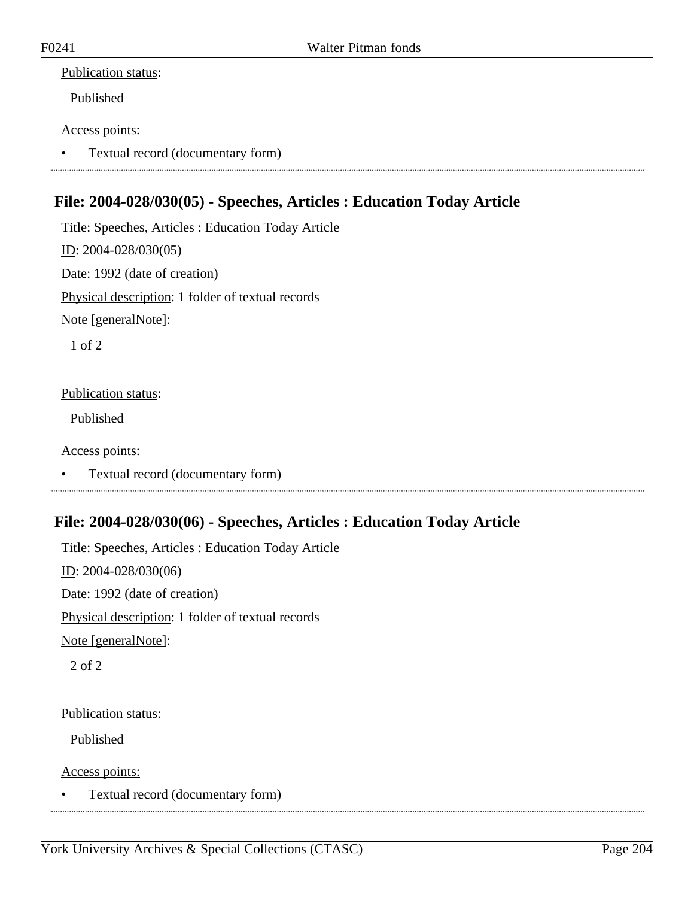Publication status:

Published

Access points:

- Textual record (documentary form)

## File: 2004-028/030(05) - Speeches, Articles : Education Today Article

Title: Speeches, Articles : Education Today Article

ID: 2004-028/030(05)

Date: 1992 (date of creation)

Physical description: 1 folder of textual records

Note [generalNote]:

1 of 2

Publication status:

Published

Access points:

- Textual record (documentary form)

## File: 2004-028/030(06) - Speeches, Articles : Education Today Article

Title: Speeches, Articles : Education Today Article

ID: 2004-028/030(06)

Date: 1992 (date of creation)

Physical description: 1 folder of textual records

Note [generalNote]:

2 of 2

Publication status:

Published

Access points:

- Textual record (documentary form)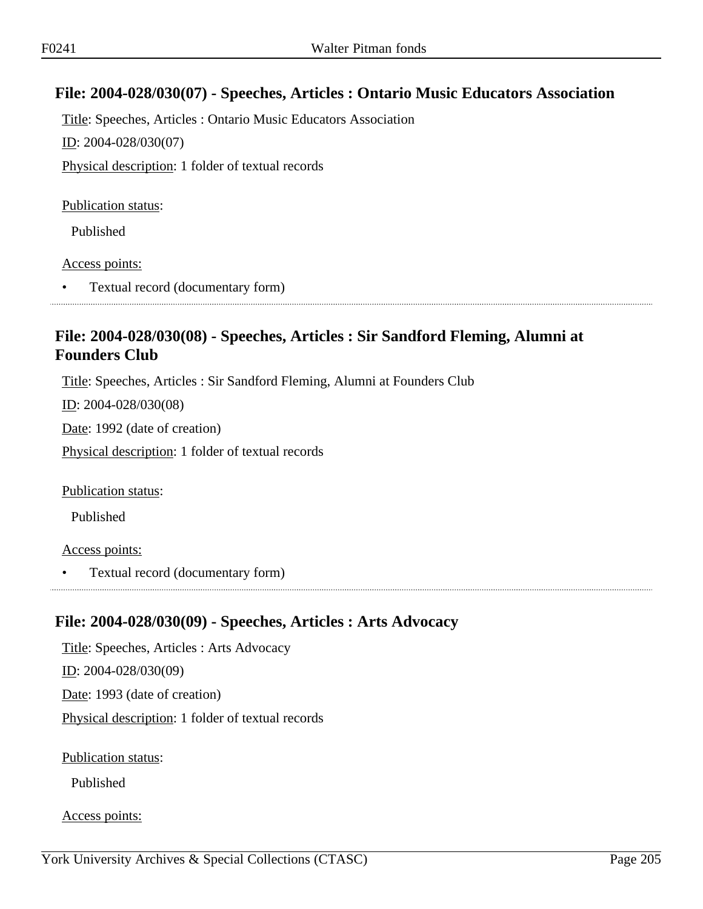## File: 2004-028/030(07) - Speeches, Articles : Ontario Music Educators Association

Title: Speeches, Articles : Ontario Music Educators Association

ID: 2004-028/030(07)

Physical description: 1 folder of textual records

Publication status:

Published

Access points:

- Textual record (documentary form)

## File: 2004-028/030(08) - Speeches, Articles : Sir Sandford Fleming, Alumni at Founders Club

Title: Speeches, Articles : Sir Sandford Fleming, Alumni at Founders Club

ID: 2004-028/030(08)

Date: 1992 (date of creation)

Physical description: 1 folder of textual records

Publication status:

Published

Access points:

- Textual record (documentary form)

## File: 2004-028/030(09) - Speeches, Articles : Arts Advocacy

Title: Speeches, Articles : Arts Advocacy

ID: 2004-028/030(09)

Date: 1993 (date of creation)

Physical description: 1 folder of textual records

Publication status:

Published

Access points: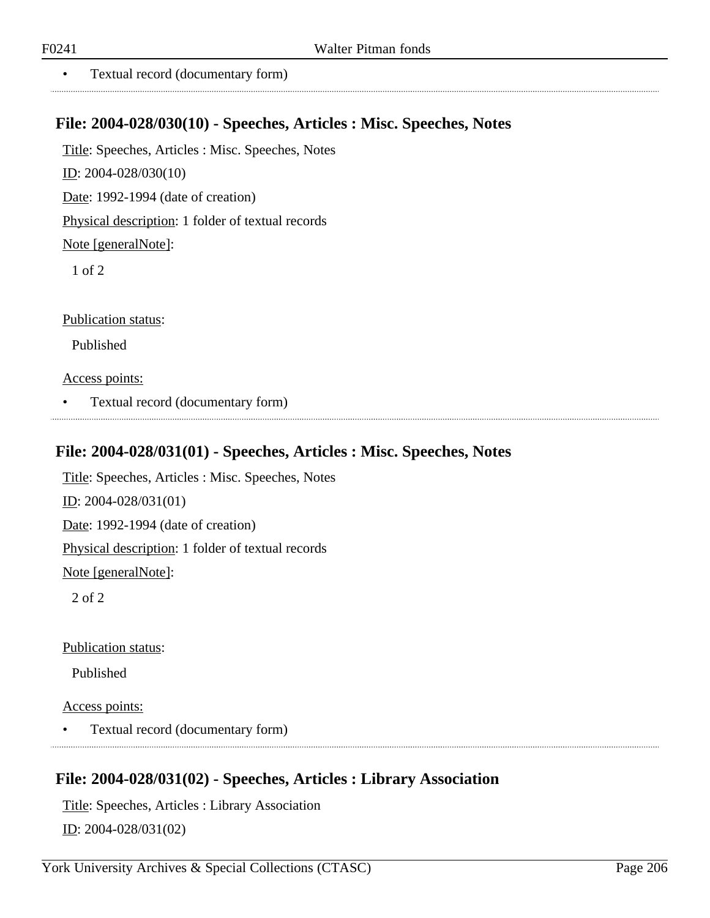- Textual record (documentary form)

## File: 2004-028/030(10) - Speeches, Articles : Misc. Speeches, Notes

Title: Speeches, Articles : Misc. Speeches, Notes

ID: 2004-028/030(10)

Date: 1992-1994 (date of creation)

Physical description: 1 folder of textual records

Note [generalNote]:

1 of 2

Publication status:

Published

Access points:

- Textual record (documentary form)

## File: 2004-028/031(01) - Speeches, Articles : Misc. Speeches, Notes

Title: Speeches, Articles : Misc. Speeches, Notes

ID: 2004-028/031(01)

Date: 1992-1994 (date of creation)

Physical description: 1 folder of textual records

Note [generalNote]:

2 of 2

Publication status:

Published

Access points:

- Textual record (documentary form)

## File: 2004-028/031(02) - Speeches, Articles : Library Association

Title: Speeches, Articles : Library Association

ID: 2004-028/031(02)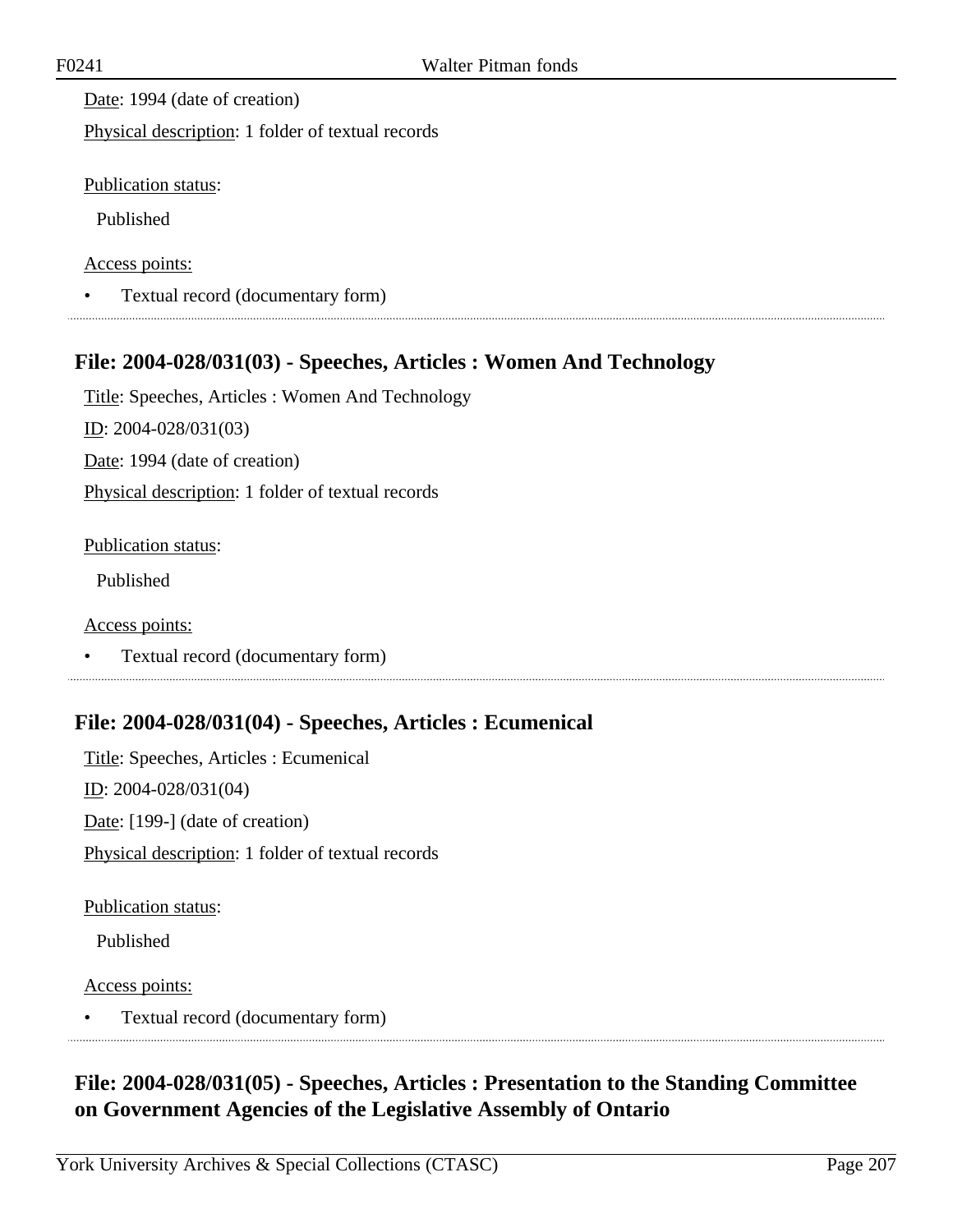Date: 1994 (date of creation)

Physical description: 1 folder of textual records

Publication status:

Published

Access points:

- Textual record (documentary form)

## File: 2004-028/031(03) - Speeches, Articles : Women And Technology

Title: Speeches, Articles : Women And Technology

ID: 2004-028/031(03)

Date: 1994 (date of creation)

Physical description: 1 folder of textual records

Publication status:

Published

Access points:

- Textual record (documentary form)

## File: 2004-028/031(04) - Speeches, Articles : Ecumenical

Title: Speeches, Articles : Ecumenical

ID: 2004-028/031(04)

Date: [199-] (date of creation)

Physical description: 1 folder of textual records

Publication status:

Published

Access points:

- Textual record (documentary form)

## File: 2004-028/031(05) - Speeches, Articles : Presentation to the Standing Committee on Government Agencies of the Legislative Assembly of Ontario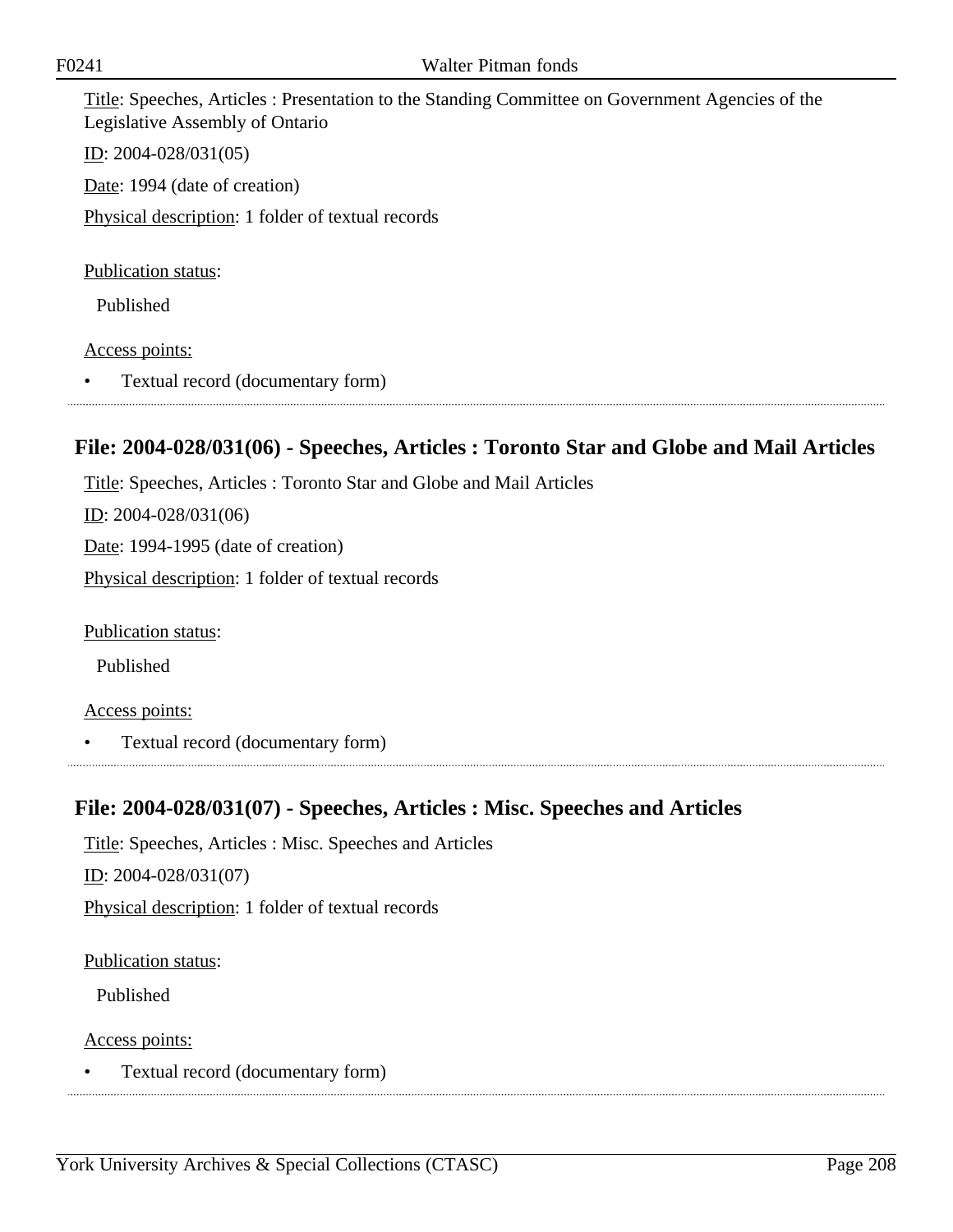Title: Speeches, Articles : Presentation to the Standing Committee on Government Agencies of the Legislative Assembly of Ontario

ID: 2004-028/031(05)

Date: 1994 (date of creation)

Physical description: 1 folder of textual records

Publication status:

Published

Access points:

- Textual record (documentary form)

## File: 2004-028/031(06) - Speeches, Articles : Toronto Star and Globe and Mail Articles

Title: Speeches, Articles : Toronto Star and Globe and Mail Articles

ID: 2004-028/031(06)

Date: 1994-1995 (date of creation)

Physical description: 1 folder of textual records

Publication status:

Published

Access points:

- Textual record (documentary form)

## File: 2004-028/031(07) - Speeches, Articles : Misc. Speeches and Articles

Title: Speeches, Articles : Misc. Speeches and Articles

ID: 2004-028/031(07)

Physical description: 1 folder of textual records

Publication status:

Published

Access points:

- Textual record (documentary form)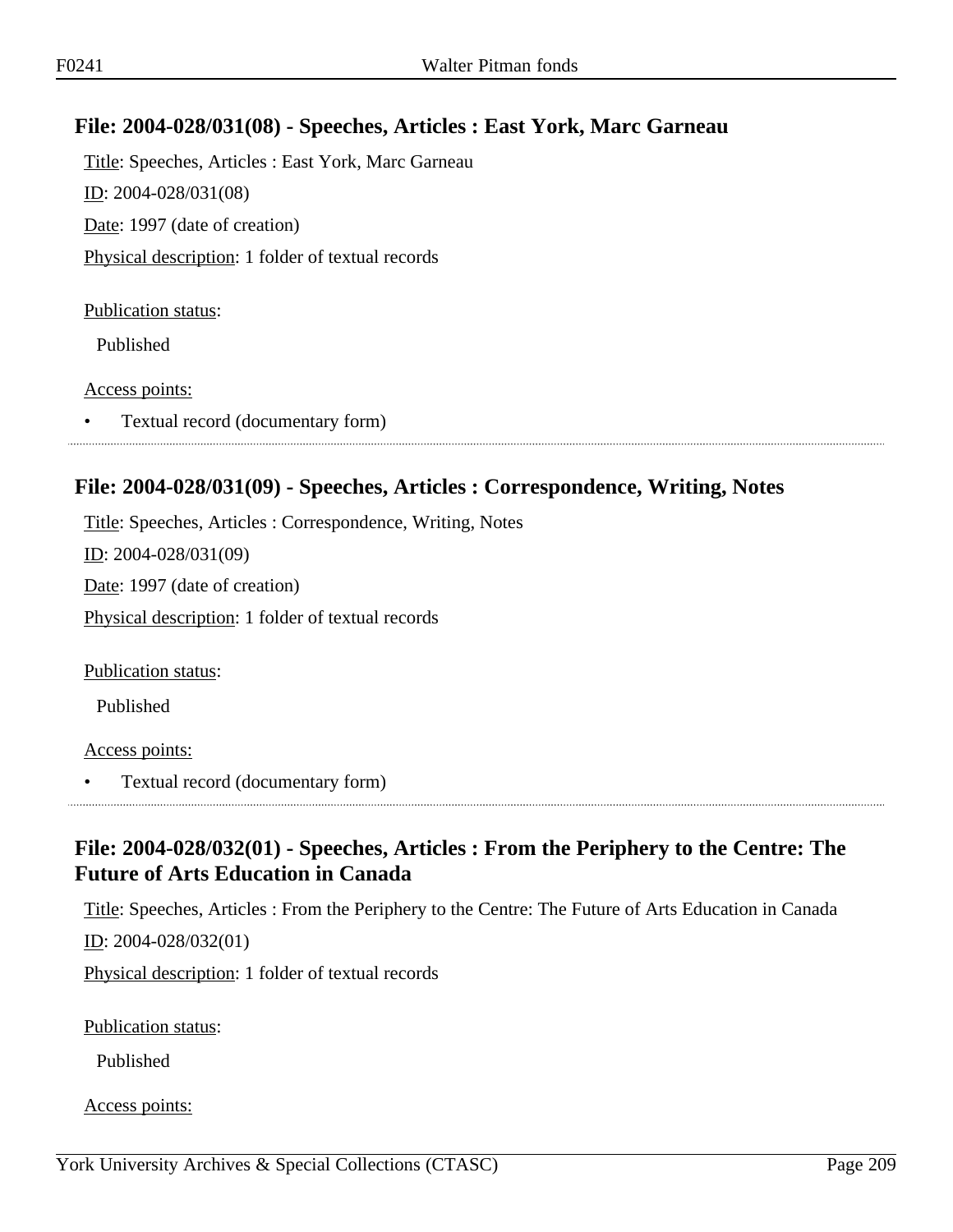## File: 2004-028/031(08) - Speeches, Articles : East York, Marc Garneau

Title: Speeches, Articles : East York, Marc Garneau

ID: 2004-028/031(08)

Date: 1997 (date of creation)

Physical description: 1 folder of textual records

Publication status:

Published

Access points:

- Textual record (documentary form)

## File: 2004-028/031(09) - Speeches, Articles : Correspondence, Writing, Notes

Title: Speeches, Articles : Correspondence, Writing, Notes

ID: 2004-028/031(09)

Date: 1997 (date of creation)

Physical description: 1 folder of textual records

Publication status:

Published

Access points:

- Textual record (documentary form)

## File: 2004-028/032(01) - Speeches, Articles : From the Periphery to the Centre: The Future of Arts Education in Canada

Title: Speeches, Articles : From the Periphery to the Centre: The Future of Arts Education in Canada

ID: 2004-028/032(01)

Physical description: 1 folder of textual records

Publication status:

Published

Access points: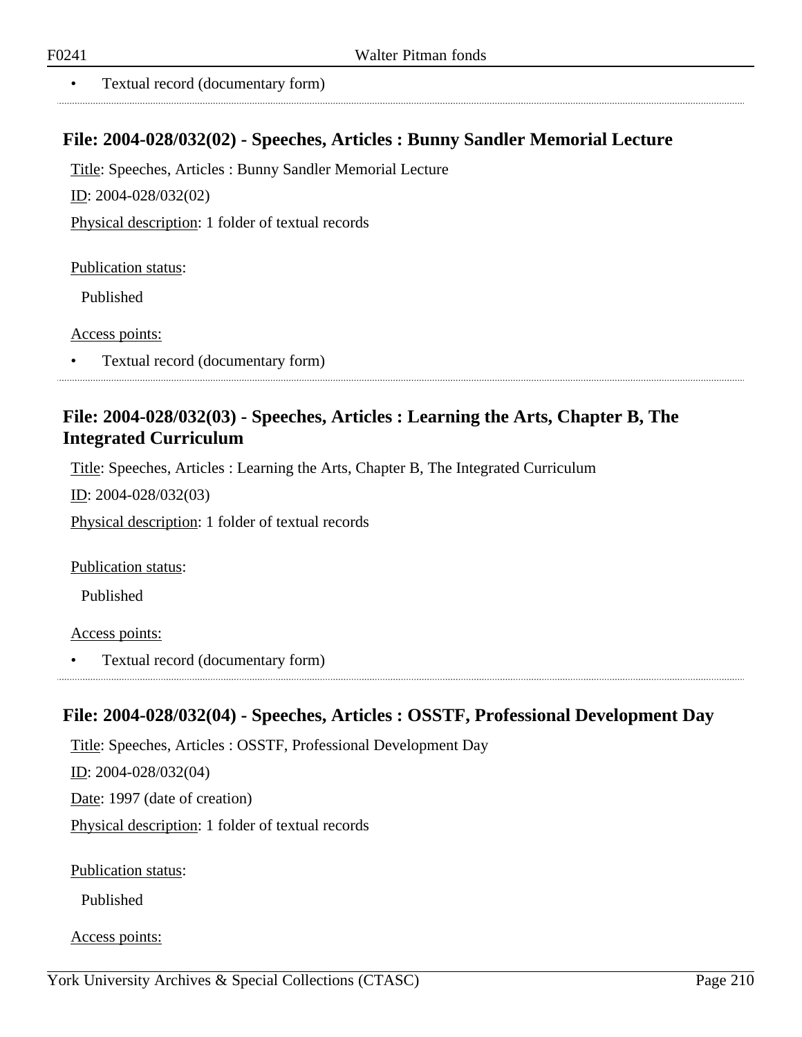- Textual record (documentary form)

## File: 2004-028/032(02) - Speeches, Articles : Bunny Sandler Memorial Lecture

Title: Speeches, Articles : Bunny Sandler Memorial Lecture

ID: 2004-028/032(02)

Physical description: 1 folder of textual records

Publication status:

Published

Access points:

- Textual record (documentary form)

## File: 2004-028/032(03) - Speeches, Articles : Learning the Arts, Chapter B, The Integrated Curriculum

Title: Speeches, Articles : Learning the Arts, Chapter B, The Integrated Curriculum

ID: 2004-028/032(03)

Physical description: 1 folder of textual records

Publication status:

Published

Access points:

- Textual record (documentary form)

## File: 2004-028/032(04) - Speeches, Articles : OSSTF, Professional Development Day

Title: Speeches, Articles : OSSTF, Professional Development Day

ID: 2004-028/032(04)

Date: 1997 (date of creation)

Physical description: 1 folder of textual records

Publication status:

Published

Access points: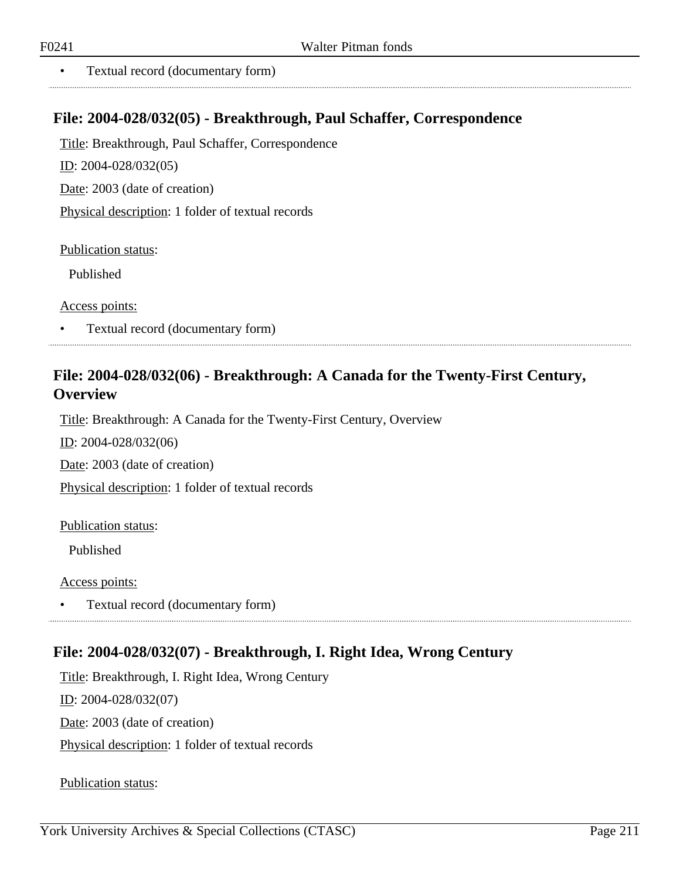- Textual record (documentary form)

## File: 2004-028/032(05) - Breakthrough, Paul Schaffer, Correspondence

Title: Breakthrough, Paul Schaffer, Correspondence

ID: 2004-028/032(05)

Date: 2003 (date of creation)

Physical description: 1 folder of textual records

Publication status:

Published

Access points:

- Textual record (documentary form)

## File: 2004-028/032(06) - Breakthrough: A Canada for the Twenty-First Century, Overview

Title: Breakthrough: A Canada for the Twenty-First Century, Overview

ID: 2004-028/032(06)

Date: 2003 (date of creation)

Physical description: 1 folder of textual records

Publication status:

Published

Access points:

- Textual record (documentary form)

## File: 2004-028/032(07) - Breakthrough, I. Right Idea, Wrong Century

Title: Breakthrough, I. Right Idea, Wrong Century

ID: 2004-028/032(07)

Date: 2003 (date of creation)

Physical description: 1 folder of textual records

Publication status: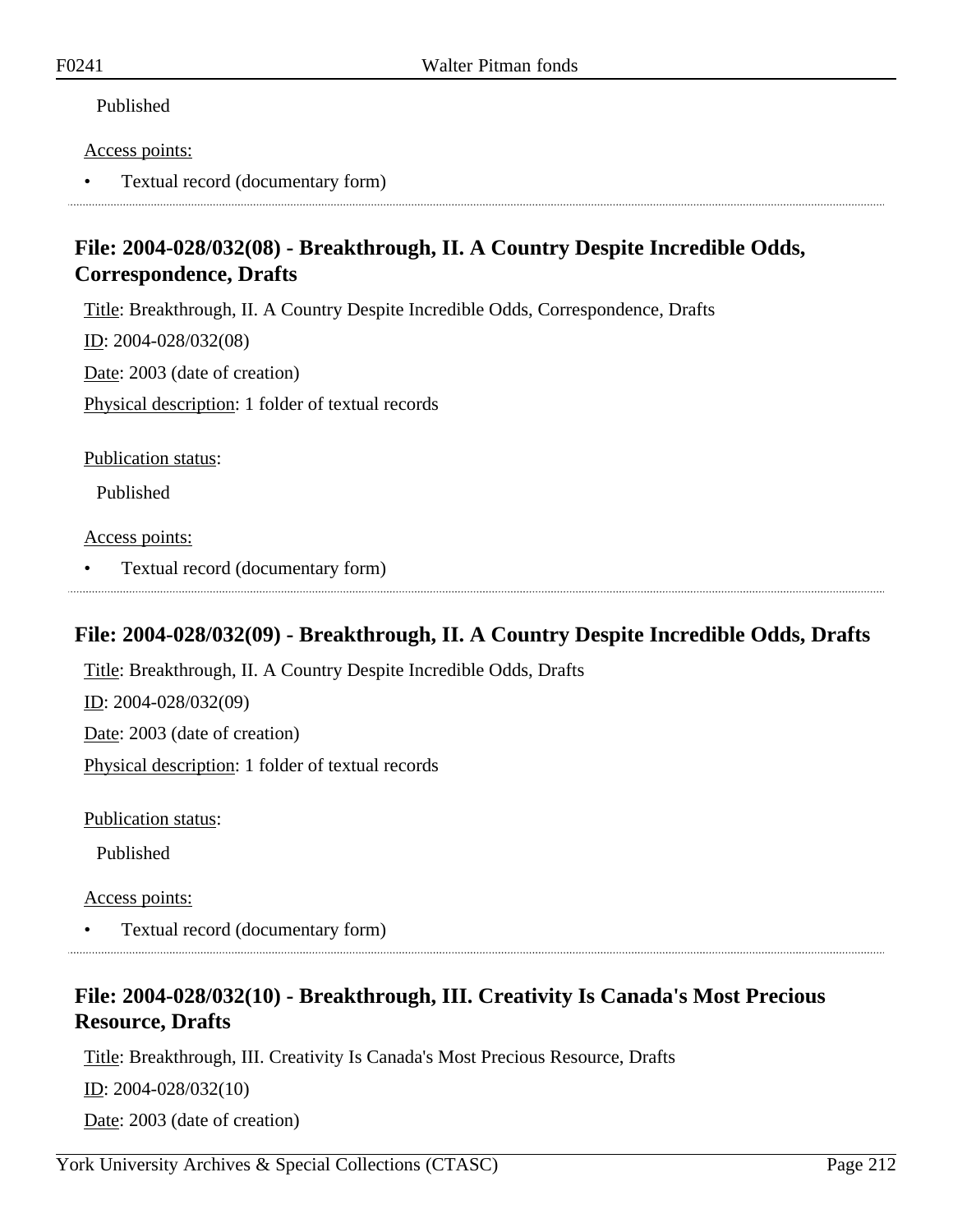Published

Access points:

- Textual record (documentary form)

## File: 2004-028/032(08) - Breakthrough, II. A Country Despite Incredible Odds, Correspondence, Drafts

Title: Breakthrough, II. A Country Despite Incredible Odds, Correspondence, Drafts

ID: 2004-028/032(08)

Date: 2003 (date of creation)

Physical description: 1 folder of textual records

Publication status:

Published

Access points:

- Textual record (documentary form)

## File: 2004-028/032(09) - Breakthrough, II. A Country Despite Incredible Odds, Drafts

Title: Breakthrough, II. A Country Despite Incredible Odds, Drafts

ID: 2004-028/032(09)

Date: 2003 (date of creation)

Physical description: 1 folder of textual records

Publication status:

Published

Access points:

- Textual record (documentary form)

## File: 2004-028/032(10) - Breakthrough, III. Creativity Is Canada's Most Precious Resource, Drafts

Title: Breakthrough, III. Creativity Is Canada's Most Precious Resource, Drafts

ID: 2004-028/032(10)

Date: 2003 (date of creation)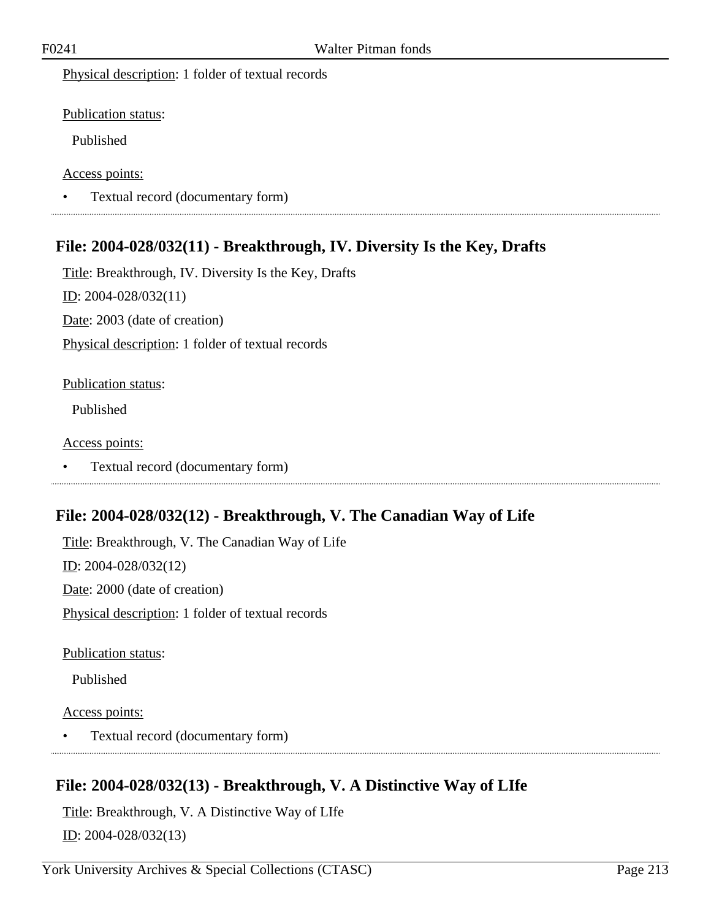Physical description: 1 folder of textual records

Publication status:

Published

Access points:

- Textual record (documentary form)

## File: 2004-028/032(11) - Breakthrough, IV. Diversity Is the Key, Drafts

Title: Breakthrough, IV. Diversity Is the Key, Drafts

ID: 2004-028/032(11)

Date: 2003 (date of creation)

Physical description: 1 folder of textual records

Publication status:

Published

Access points:

- Textual record (documentary form)

## File: 2004-028/032(12) - Breakthrough, V. The Canadian Way of Life

Title: Breakthrough, V. The Canadian Way of Life

ID: 2004-028/032(12)

Date: 2000 (date of creation)

Physical description: 1 folder of textual records

Publication status:

Published

Access points:

- Textual record (documentary form)

## File: 2004-028/032(13) - Breakthrough, V. A Distinctive Way of LIfe

Title: Breakthrough, V. A Distinctive Way of LIfe

ID: 2004-028/032(13)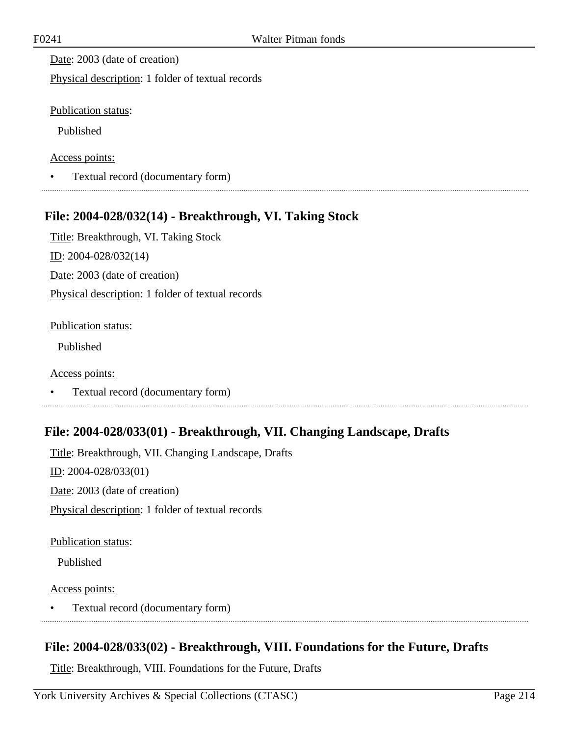Date: 2003 (date of creation)

Physical description: 1 folder of textual records

Publication status:

Published

Access points:

- Textual record (documentary form)

## File: 2004-028/032(14) - Breakthrough, VI. Taking Stock

Title: Breakthrough, VI. Taking Stock

ID: 2004-028/032(14)

Date: 2003 (date of creation)

Physical description: 1 folder of textual records

Publication status:

Published

Access points:

- Textual record (documentary form)

## File: 2004-028/033(01) - Breakthrough, VII. Changing Landscape, Drafts

Title: Breakthrough, VII. Changing Landscape, Drafts

ID: 2004-028/033(01)

Date: 2003 (date of creation)

Physical description: 1 folder of textual records

Publication status:

Published

Access points:

- Textual record (documentary form)

## File: 2004-028/033(02) - Breakthrough, VIII. Foundations for the Future, Drafts

Title: Breakthrough, VIII. Foundations for the Future, Drafts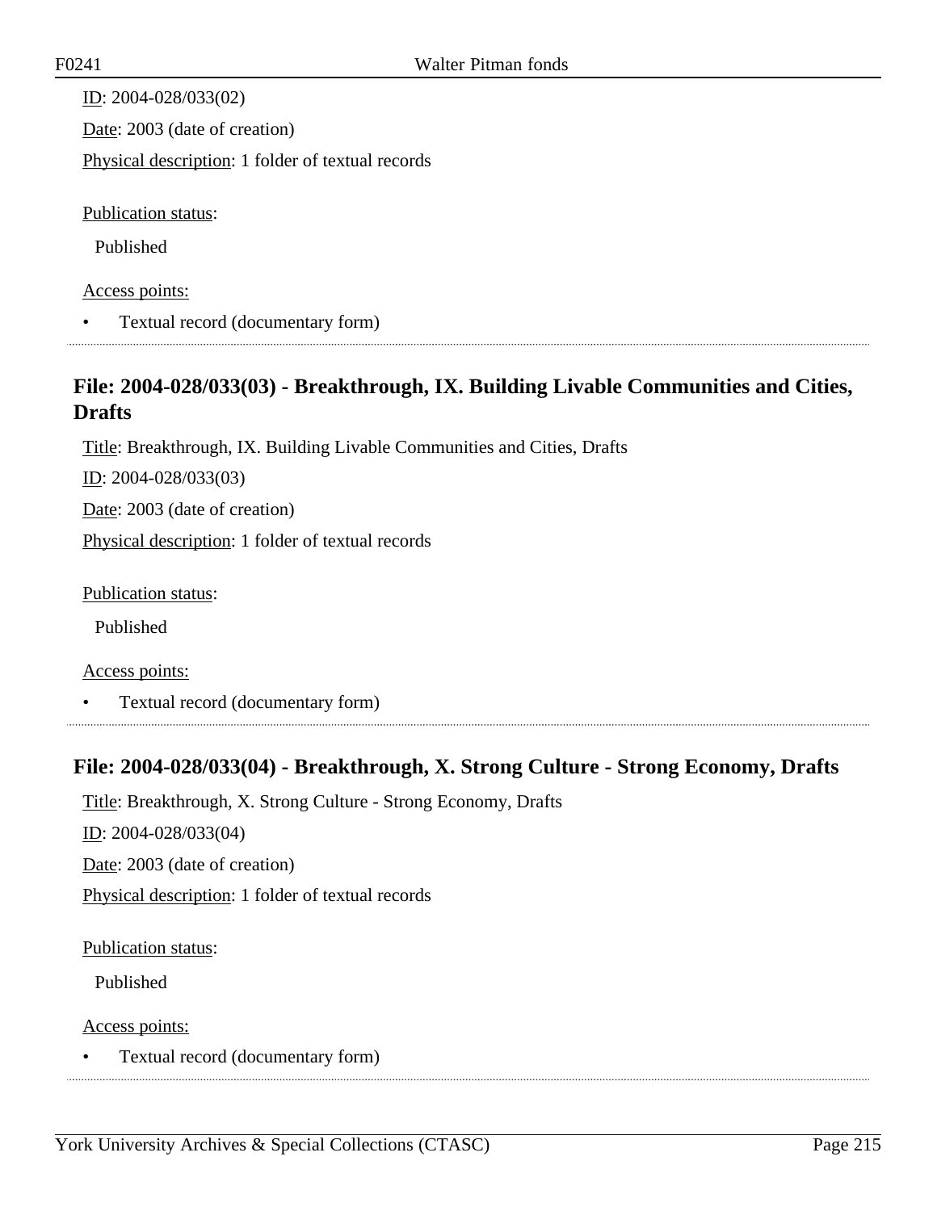ID: 2004-028/033(02)

Date: 2003 (date of creation)

Physical description: 1 folder of textual records

Publication status:

Published

Access points:

- Textual record (documentary form)

## File: 2004-028/033(03) - Breakthrough, IX. Building Livable Communities and Cities, Drafts

Title: Breakthrough, IX. Building Livable Communities and Cities, Drafts

ID: 2004-028/033(03)

Date: 2003 (date of creation)

Physical description: 1 folder of textual records

Publication status:

Published

Access points:

- Textual record (documentary form)

## File: 2004-028/033(04) - Breakthrough, X. Strong Culture - Strong Economy, Drafts

Title: Breakthrough, X. Strong Culture - Strong Economy, Drafts

ID: 2004-028/033(04)

Date: 2003 (date of creation)

Physical description: 1 folder of textual records

Publication status:

Published

Access points:

- Textual record (documentary form)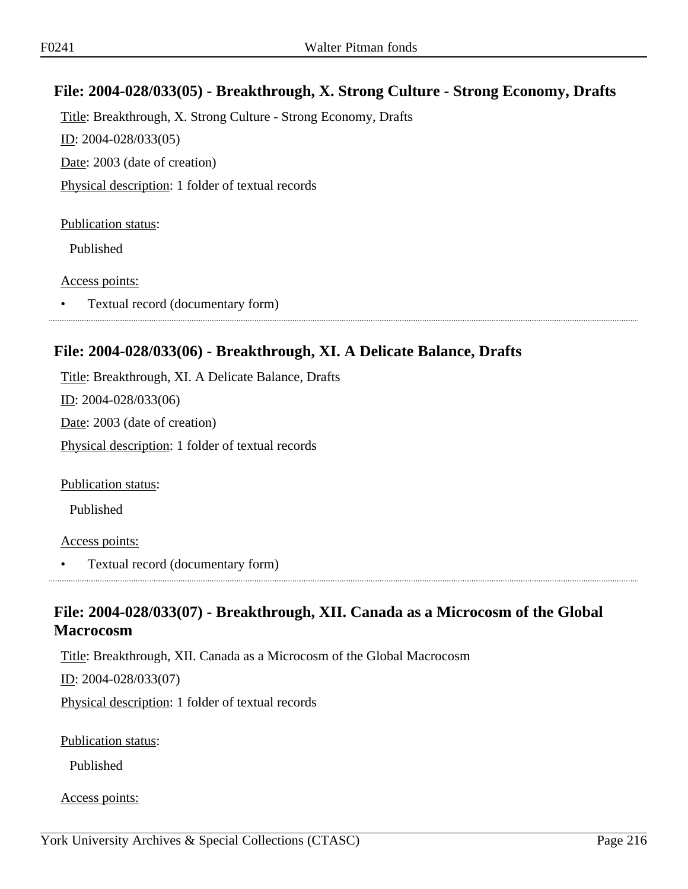## File: 2004-028/033(05) - Breakthrough, X. Strong Culture - Strong Economy, Drafts

Title: Breakthrough, X. Strong Culture - Strong Economy, Drafts

ID: 2004-028/033(05)

Date: 2003 (date of creation)

Physical description: 1 folder of textual records

Publication status:

Published

Access points:

- Textual record (documentary form)

## File: 2004-028/033(06) - Breakthrough, XI. A Delicate Balance, Drafts

Title: Breakthrough, XI. A Delicate Balance, Drafts

ID: 2004-028/033(06)

Date: 2003 (date of creation)

Physical description: 1 folder of textual records

Publication status:

Published

Access points:

- Textual record (documentary form)

## File: 2004-028/033(07) - Breakthrough, XII. Canada as a Microcosm of the Global Macrocosm

Title: Breakthrough, XII. Canada as a Microcosm of the Global Macrocosm

ID: 2004-028/033(07)

Physical description: 1 folder of textual records

Publication status:

Published

Access points: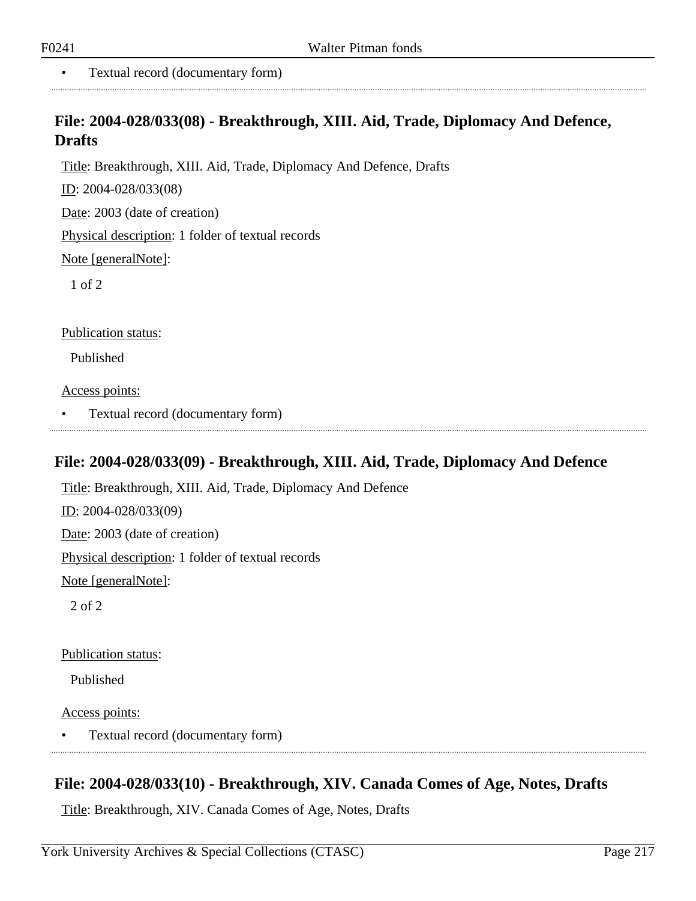- Textual record (documentary form)

## File: 2004-028/033(08) - Breakthrough, XIII. Aid, Trade, Diplomacy And Defence, Drafts

Title: Breakthrough, XIII. Aid, Trade, Diplomacy And Defence, Drafts

ID: 2004-028/033(08)

Date: 2003 (date of creation)

Physical description: 1 folder of textual records

Note [generalNote]:

1 of 2

Publication status:

Published

Access points:

- Textual record (documentary form)

## File: 2004-028/033(09) - Breakthrough, XIII. Aid, Trade, Diplomacy And Defence

Title: Breakthrough, XIII. Aid, Trade, Diplomacy And Defence

ID: 2004-028/033(09)

Date: 2003 (date of creation)

Physical description: 1 folder of textual records

Note [generalNote]:

2 of 2

Publication status:

Published

Access points:

- Textual record (documentary form)

## File: 2004-028/033(10) - Breakthrough, XIV. Canada Comes of Age, Notes, Drafts

Title: Breakthrough, XIV. Canada Comes of Age, Notes, Drafts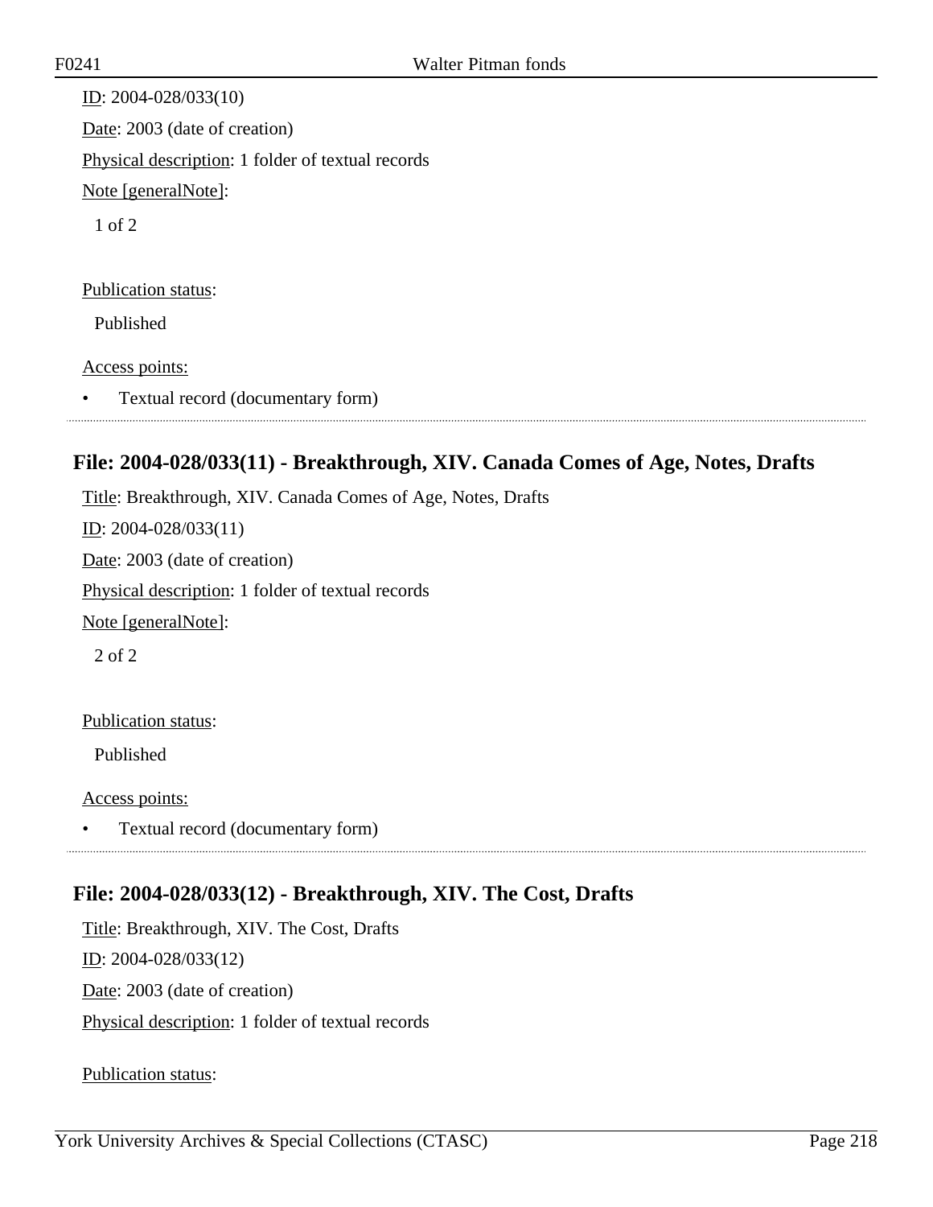ID: 2004-028/033(10)

Date: 2003 (date of creation)

Physical description: 1 folder of textual records

Note [generalNote]:

1 of 2

Publication status:

Published

Access points:

- Textual record (documentary form)

## File: 2004-028/033(11) - Breakthrough, XIV. Canada Comes of Age, Notes, Drafts

Title: Breakthrough, XIV. Canada Comes of Age, Notes, Drafts

ID: 2004-028/033(11)

Date: 2003 (date of creation)

Physical description: 1 folder of textual records

Note [generalNote]:

2 of 2

Publication status:

Published

Access points:

- Textual record (documentary form)

## File: 2004-028/033(12) - Breakthrough, XIV. The Cost, Drafts

Title: Breakthrough, XIV. The Cost, Drafts

ID: 2004-028/033(12)

Date: 2003 (date of creation)

Physical description: 1 folder of textual records

Publication status: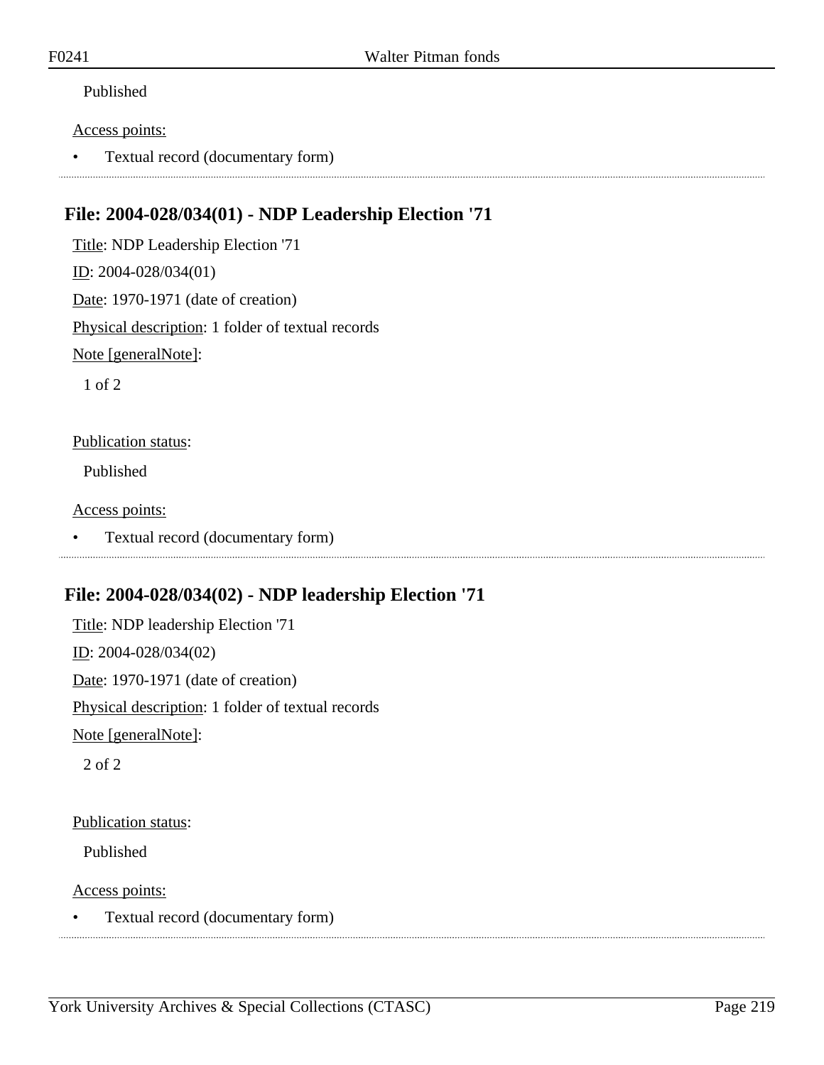Published

Access points:

- Textual record (documentary form)

## File: 2004-028/034(01) - NDP Leadership Election '71

Title: NDP Leadership Election '71

ID: 2004-028/034(01)

Date: 1970-1971 (date of creation)

Physical description: 1 folder of textual records

Note [generalNote]:

1 of 2

Publication status:

Published

Access points:

- Textual record (documentary form)

## File: 2004-028/034(02) - NDP leadership Election '71

Title: NDP leadership Election '71

ID: 2004-028/034(02)

Date: 1970-1971 (date of creation)

Physical description: 1 folder of textual records

Note [generalNote]:

2 of 2

Publication status:

Published

Access points:

- Textual record (documentary form)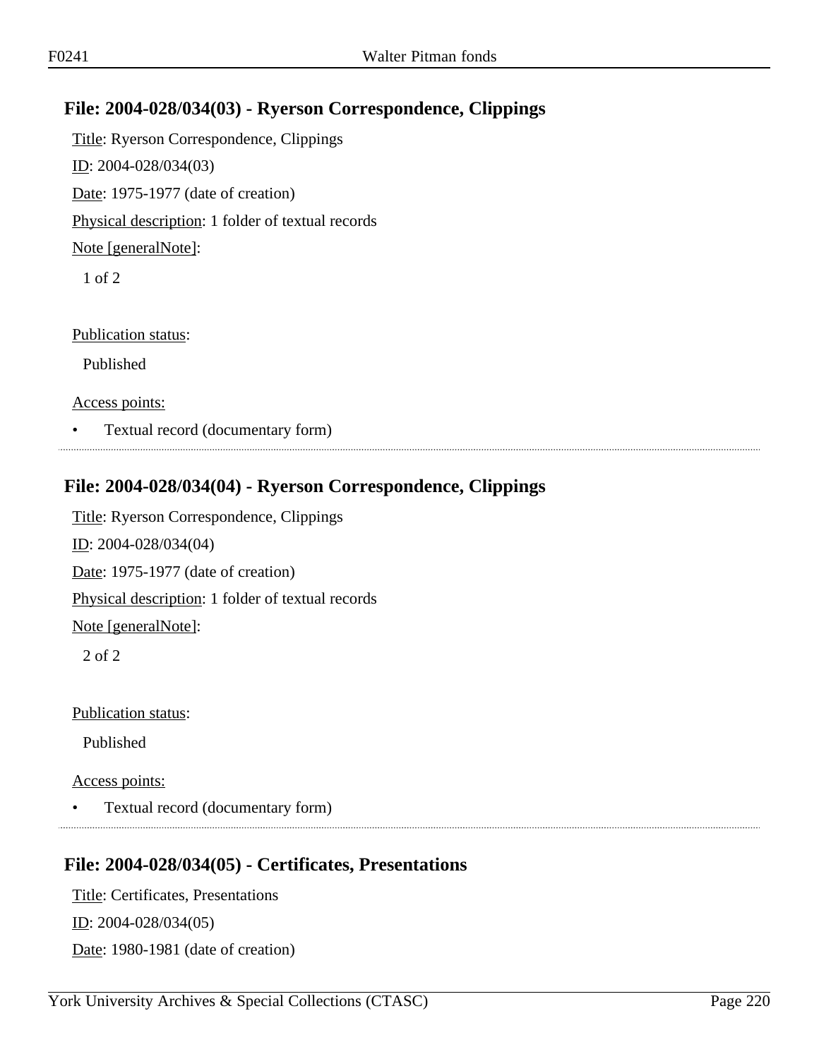## File: 2004-028/034(03) - Ryerson Correspondence, Clippings

Title: Ryerson Correspondence, Clippings

ID: 2004-028/034(03)

Date: 1975-1977 (date of creation)

Physical description: 1 folder of textual records

Note [generalNote]:

1 of 2

Publication status:

Published

Access points:

- Textual record (documentary form)

## File: 2004-028/034(04) - Ryerson Correspondence, Clippings

Title: Ryerson Correspondence, Clippings

ID: 2004-028/034(04)

Date: 1975-1977 (date of creation)

Physical description: 1 folder of textual records

Note [generalNote]:

2 of 2

Publication status:

Published

Access points:

- Textual record (documentary form)

## File: 2004-028/034(05) - Certificates, Presentations

Title: Certificates, Presentations

ID: 2004-028/034(05)

Date: 1980-1981 (date of creation)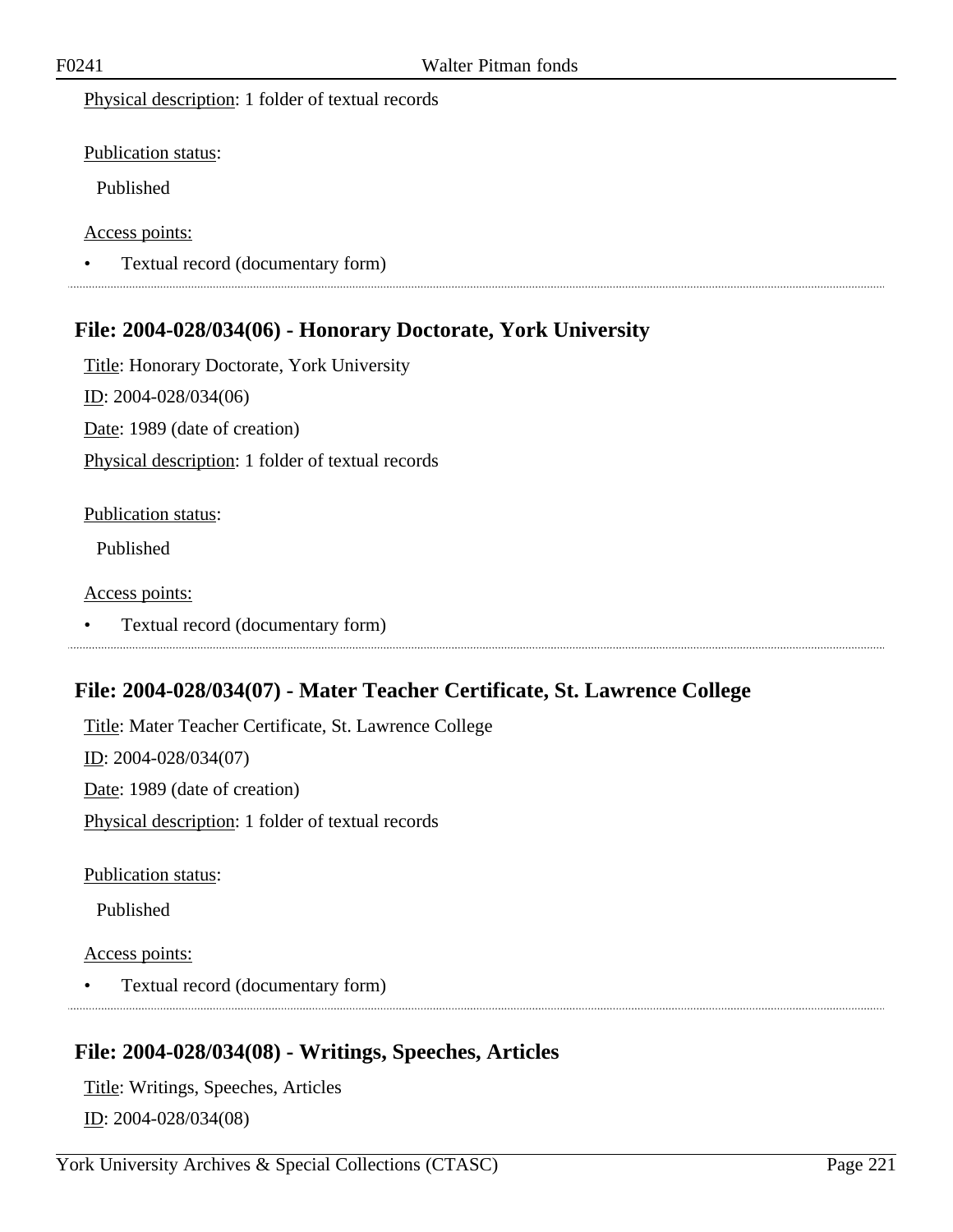Physical description: 1 folder of textual records

Publication status:

Published

Access points:

- Textual record (documentary form)

## File: 2004-028/034(06) - Honorary Doctorate, York University

Title: Honorary Doctorate, York University

ID: 2004-028/034(06)

Date: 1989 (date of creation)

Physical description: 1 folder of textual records

Publication status:

Published

Access points:

- Textual record (documentary form)

## File: 2004-028/034(07) - Mater Teacher Certificate, St. Lawrence College

Title: Mater Teacher Certificate, St. Lawrence College

ID: 2004-028/034(07)

Date: 1989 (date of creation)

Physical description: 1 folder of textual records

Publication status:

Published

Access points:

- Textual record (documentary form)

## File: 2004-028/034(08) - Writings, Speeches, Articles

Title: Writings, Speeches, Articles

ID: 2004-028/034(08)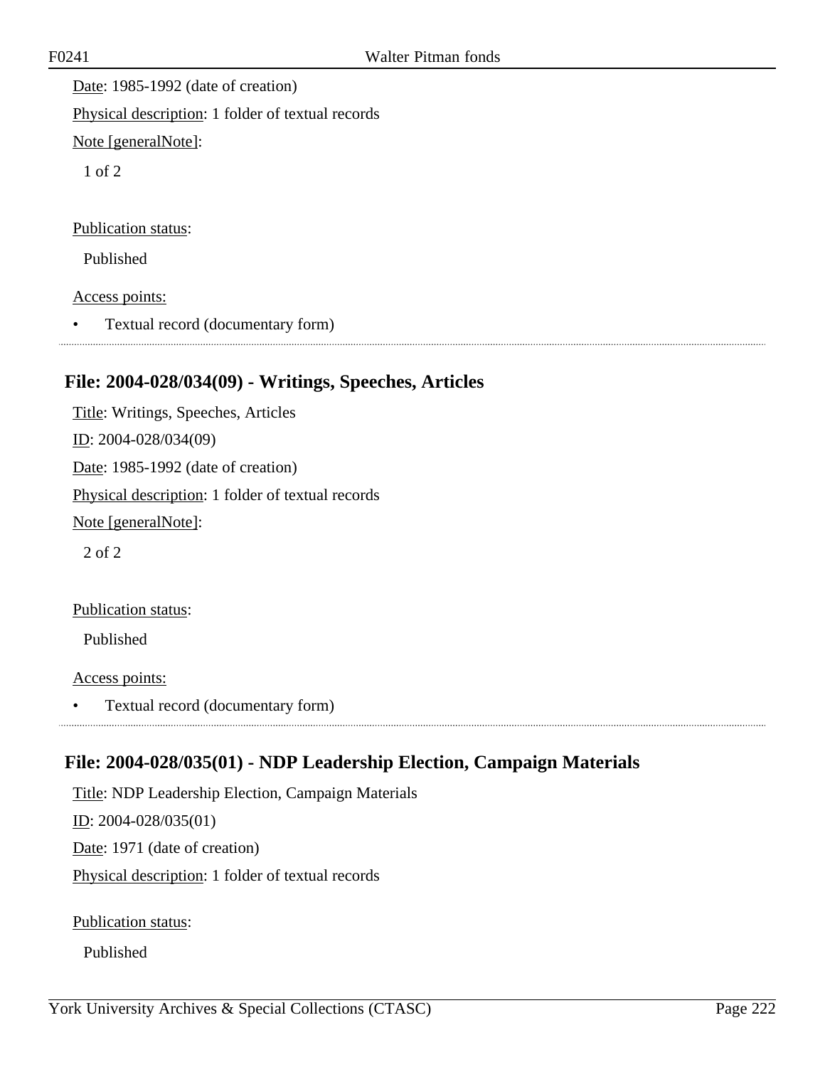Date: 1985-1992 (date of creation)

Physical description: 1 folder of textual records

Note [generalNote]:

1 of 2

Publication status:

Published

Access points:

- Textual record (documentary form)

## File: 2004-028/034(09) - Writings, Speeches, Articles

Title: Writings, Speeches, Articles

ID: 2004-028/034(09)

Date: 1985-1992 (date of creation)

Physical description: 1 folder of textual records

Note [generalNote]:

2 of 2

Publication status:

Published

Access points:

- Textual record (documentary form)

## File: 2004-028/035(01) - NDP Leadership Election, Campaign Materials

Title: NDP Leadership Election, Campaign Materials

ID: 2004-028/035(01)

Date: 1971 (date of creation)

Physical description: 1 folder of textual records

Publication status:

Published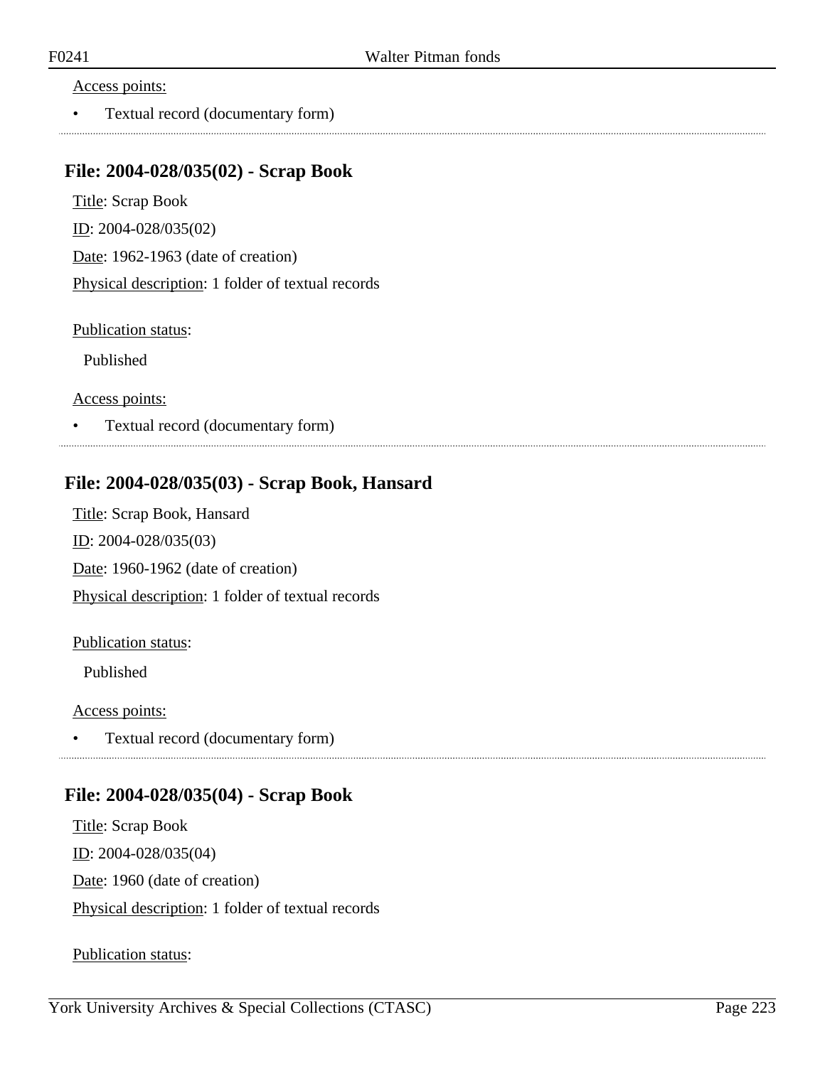Access points:

- Textual record (documentary form)

## File: 2004-028/035(02) - Scrap Book

Title: Scrap Book

ID: 2004-028/035(02)

Date: 1962-1963 (date of creation)

Physical description: 1 folder of textual records

Publication status:

Published

Access points:

- Textual record (documentary form)

## File: 2004-028/035(03) - Scrap Book, Hansard

Title: Scrap Book, Hansard

ID: 2004-028/035(03)

Date: 1960-1962 (date of creation)

Physical description: 1 folder of textual records

Publication status:

Published

Access points:

- Textual record (documentary form)

## File: 2004-028/035(04) - Scrap Book

Title: Scrap Book

ID: 2004-028/035(04)

Date: 1960 (date of creation)

Physical description: 1 folder of textual records

Publication status: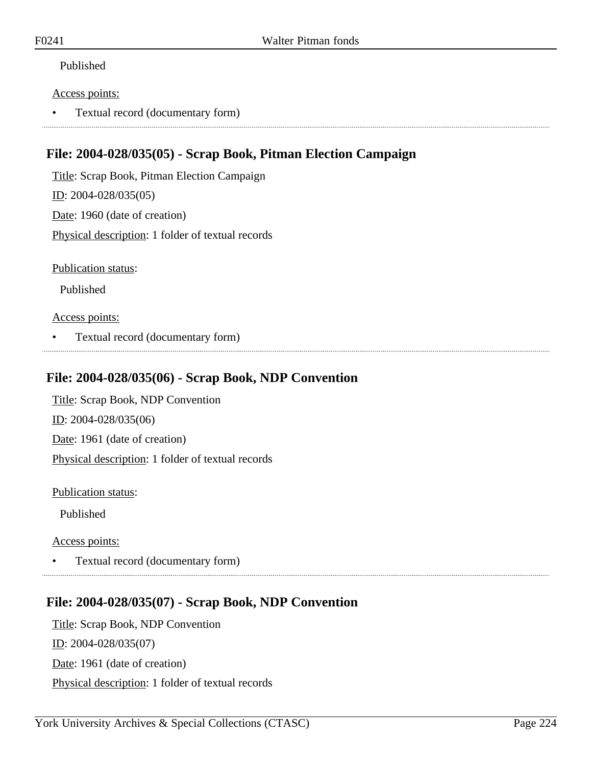Published

Access points:

- Textual record (documentary form)

## File: 2004-028/035(05) - Scrap Book, Pitman Election Campaign

Title: Scrap Book, Pitman Election Campaign

ID: 2004-028/035(05)

Date: 1960 (date of creation)

Physical description: 1 folder of textual records

Publication status:

Published

Access points:

- Textual record (documentary form)

## File: 2004-028/035(06) - Scrap Book, NDP Convention

Title: Scrap Book, NDP Convention

ID: 2004-028/035(06)

Date: 1961 (date of creation)

Physical description: 1 folder of textual records

Publication status:

Published

Access points:

- Textual record (documentary form)

## File: 2004-028/035(07) - Scrap Book, NDP Convention

Title: Scrap Book, NDP Convention

ID: 2004-028/035(07)

Date: 1961 (date of creation)

Physical description: 1 folder of textual records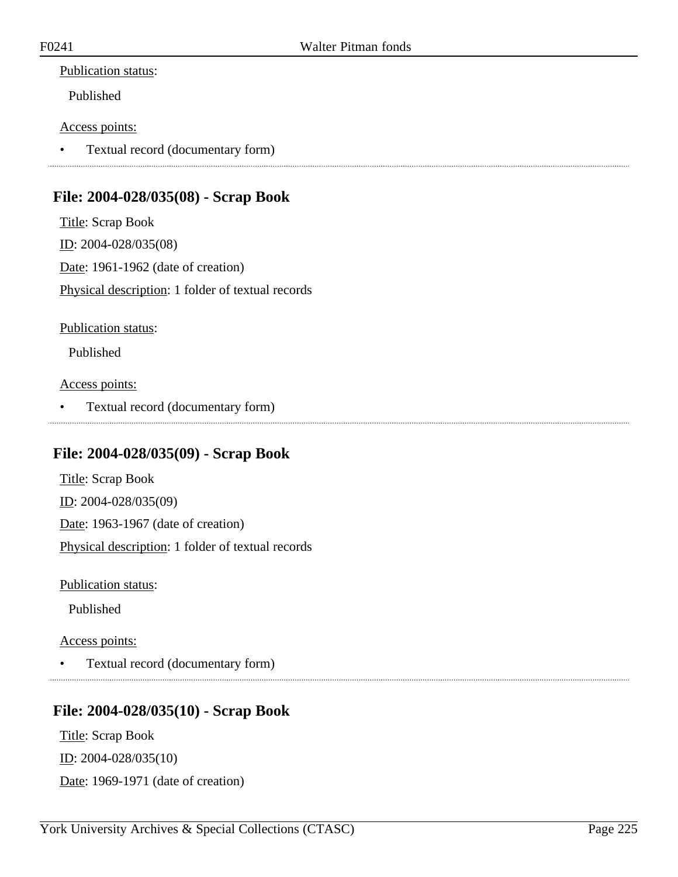Publication status:

Published

Access points:

- Textual record (documentary form)

---

## File: 2004-028/035(08) - Scrap Book

Title: Scrap Book

ID: 2004-028/035(08)

Date: 1961-1962 (date of creation)

Physical description: 1 folder of textual records

Publication status:

Published

Access points:

- Textual record (documentary form)

---

## File: 2004-028/035(09) - Scrap Book

Title: Scrap Book

ID: 2004-028/035(09)

Date: 1963-1967 (date of creation)

Physical description: 1 folder of textual records

Publication status:

Published

Access points:

- Textual record (documentary form)

---

## File: 2004-028/035(10) - Scrap Book

Title: Scrap Book

ID: 2004-028/035(10)

Date: 1969-1971 (date of creation)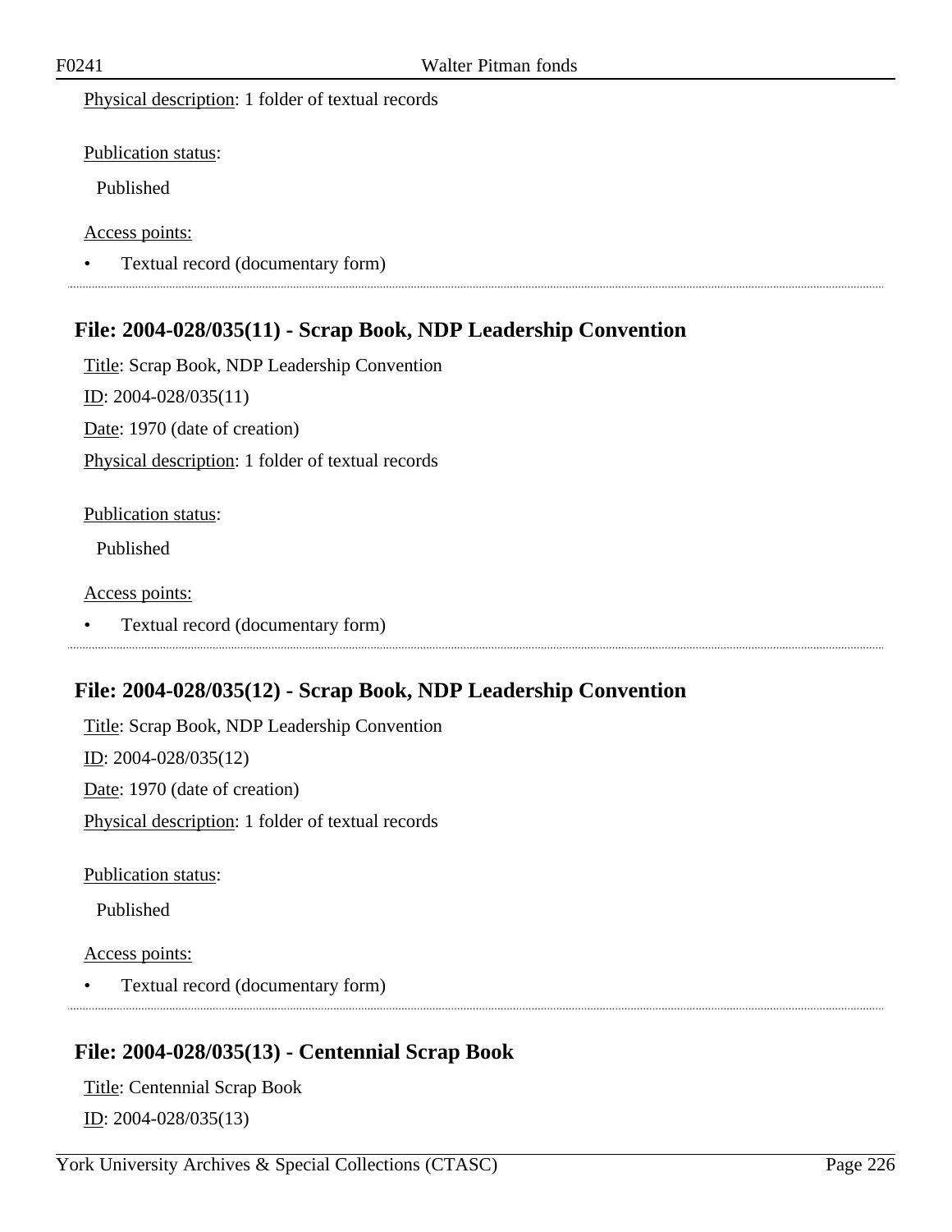Physical description: 1 folder of textual records

Publication status:

Published

Access points:

- Textual record (documentary form)

## File: 2004-028/035(11) - Scrap Book, NDP Leadership Convention

Title: Scrap Book, NDP Leadership Convention

ID: 2004-028/035(11)

Date: 1970 (date of creation)

Physical description: 1 folder of textual records

Publication status:

Published

Access points:

- Textual record (documentary form)

## File: 2004-028/035(12) - Scrap Book, NDP Leadership Convention

Title: Scrap Book, NDP Leadership Convention

ID: 2004-028/035(12)

Date: 1970 (date of creation)

Physical description: 1 folder of textual records

Publication status:

Published

Access points:

- Textual record (documentary form)

## File: 2004-028/035(13) - Centennial Scrap Book

Title: Centennial Scrap Book

ID: 2004-028/035(13)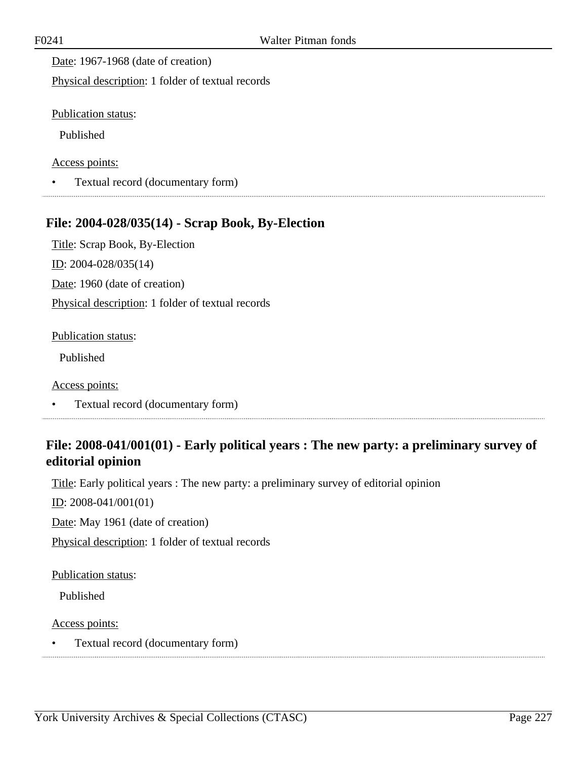Date: 1967-1968 (date of creation)

Physical description: 1 folder of textual records

Publication status:

Published

Access points:

- Textual record (documentary form)

## File: 2004-028/035(14) - Scrap Book, By-Election

Title: Scrap Book, By-Election

ID: 2004-028/035(14)

Date: 1960 (date of creation)

Physical description: 1 folder of textual records

Publication status:

Published

Access points:

- Textual record (documentary form)

## File: 2008-041/001(01) - Early political years : The new party: a preliminary survey of editorial opinion

Title: Early political years : The new party: a preliminary survey of editorial opinion

ID: 2008-041/001(01)

Date: May 1961 (date of creation)

Physical description: 1 folder of textual records

Publication status:

Published

Access points:

- Textual record (documentary form)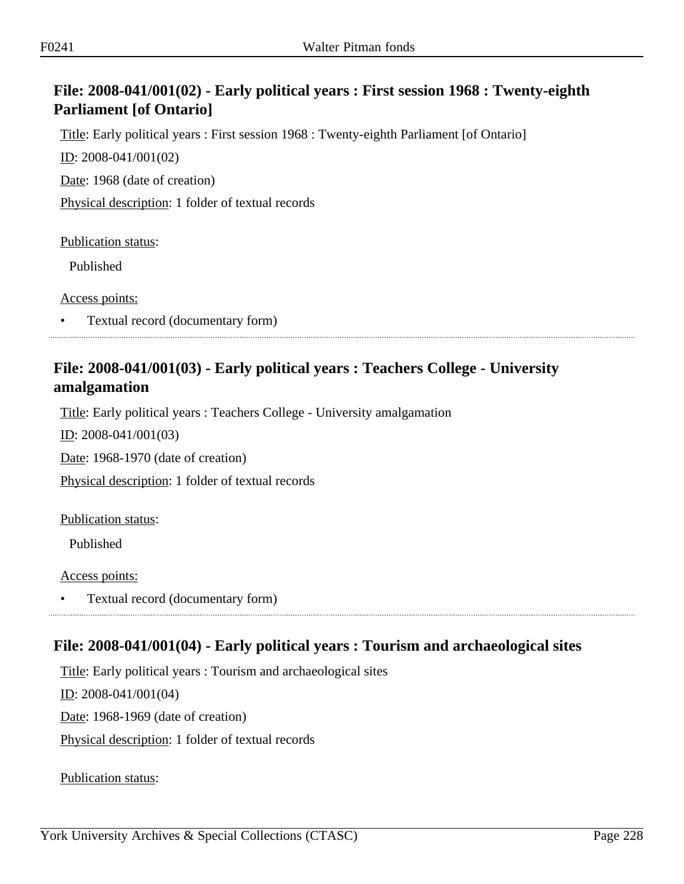## File: 2008-041/001(02) - Early political years : First session 1968 : Twenty-eighth Parliament [of Ontario]

Title: Early political years : First session 1968 : Twenty-eighth Parliament [of Ontario]

ID: 2008-041/001(02)

Date: 1968 (date of creation)

Physical description: 1 folder of textual records

Publication status:

Published

Access points:

- Textual record (documentary form)

## File: 2008-041/001(03) - Early political years : Teachers College - University amalgamation

Title: Early political years : Teachers College - University amalgamation

ID: 2008-041/001(03)

Date: 1968-1970 (date of creation)

Physical description: 1 folder of textual records

Publication status:

Published

Access points:

- Textual record (documentary form)

## File: 2008-041/001(04) - Early political years : Tourism and archaeological sites

Title: Early political years : Tourism and archaeological sites

ID: 2008-041/001(04)

Date: 1968-1969 (date of creation)

Physical description: 1 folder of textual records

Publication status: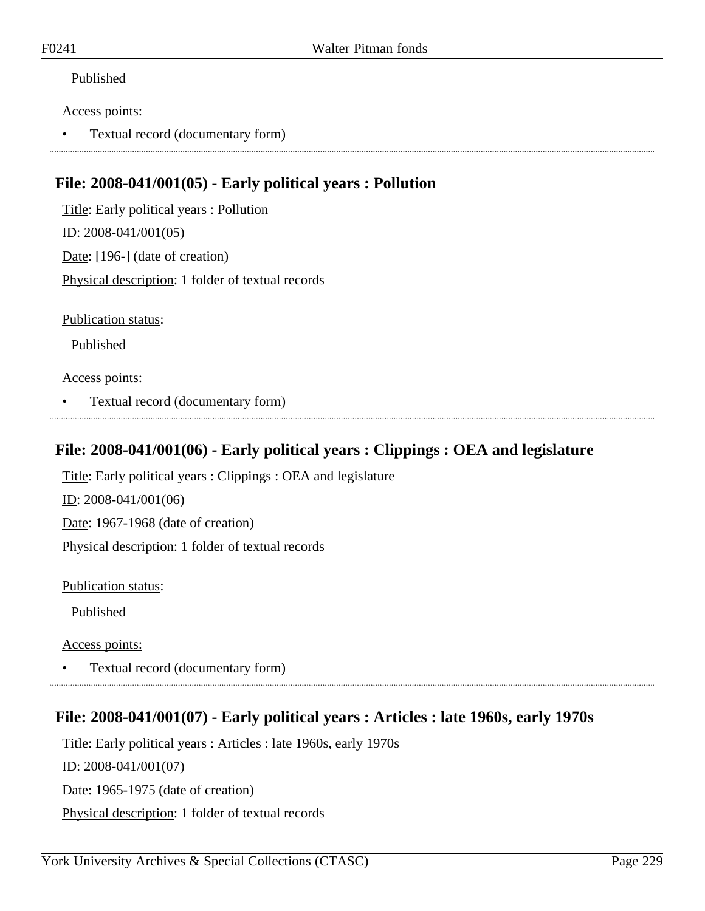Published

Access points:

- Textual record (documentary form)

## File: 2008-041/001(05) - Early political years : Pollution

Title: Early political years : Pollution

ID: 2008-041/001(05)

Date: [196-] (date of creation)

Physical description: 1 folder of textual records

Publication status:

Published

Access points:

- Textual record (documentary form)

## File: 2008-041/001(06) - Early political years : Clippings : OEA and legislature

Title: Early political years : Clippings : OEA and legislature

ID: 2008-041/001(06)

Date: 1967-1968 (date of creation)

Physical description: 1 folder of textual records

Publication status:

Published

Access points:

- Textual record (documentary form)

## File: 2008-041/001(07) - Early political years : Articles : late 1960s, early 1970s

Title: Early political years : Articles : late 1960s, early 1970s

ID: 2008-041/001(07)

Date: 1965-1975 (date of creation)

Physical description: 1 folder of textual records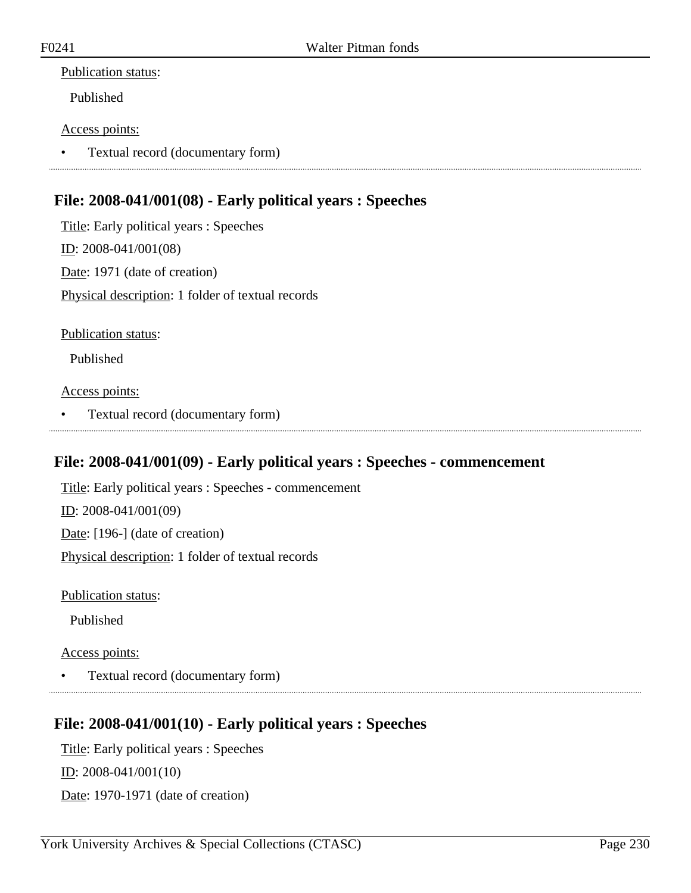Publication status:

Published

Access points:

- Textual record (documentary form)

## File: 2008-041/001(08) - Early political years : Speeches

Title: Early political years : Speeches

ID: 2008-041/001(08)

Date: 1971 (date of creation)

Physical description: 1 folder of textual records

Publication status:

Published

Access points:

- Textual record (documentary form)

## File: 2008-041/001(09) - Early political years : Speeches - commencement

Title: Early political years : Speeches - commencement

ID: 2008-041/001(09)

Date: [196-] (date of creation)

Physical description: 1 folder of textual records

Publication status:

Published

Access points:

- Textual record (documentary form)

## File: 2008-041/001(10) - Early political years : Speeches

Title: Early political years : Speeches

ID: 2008-041/001(10)

Date: 1970-1971 (date of creation)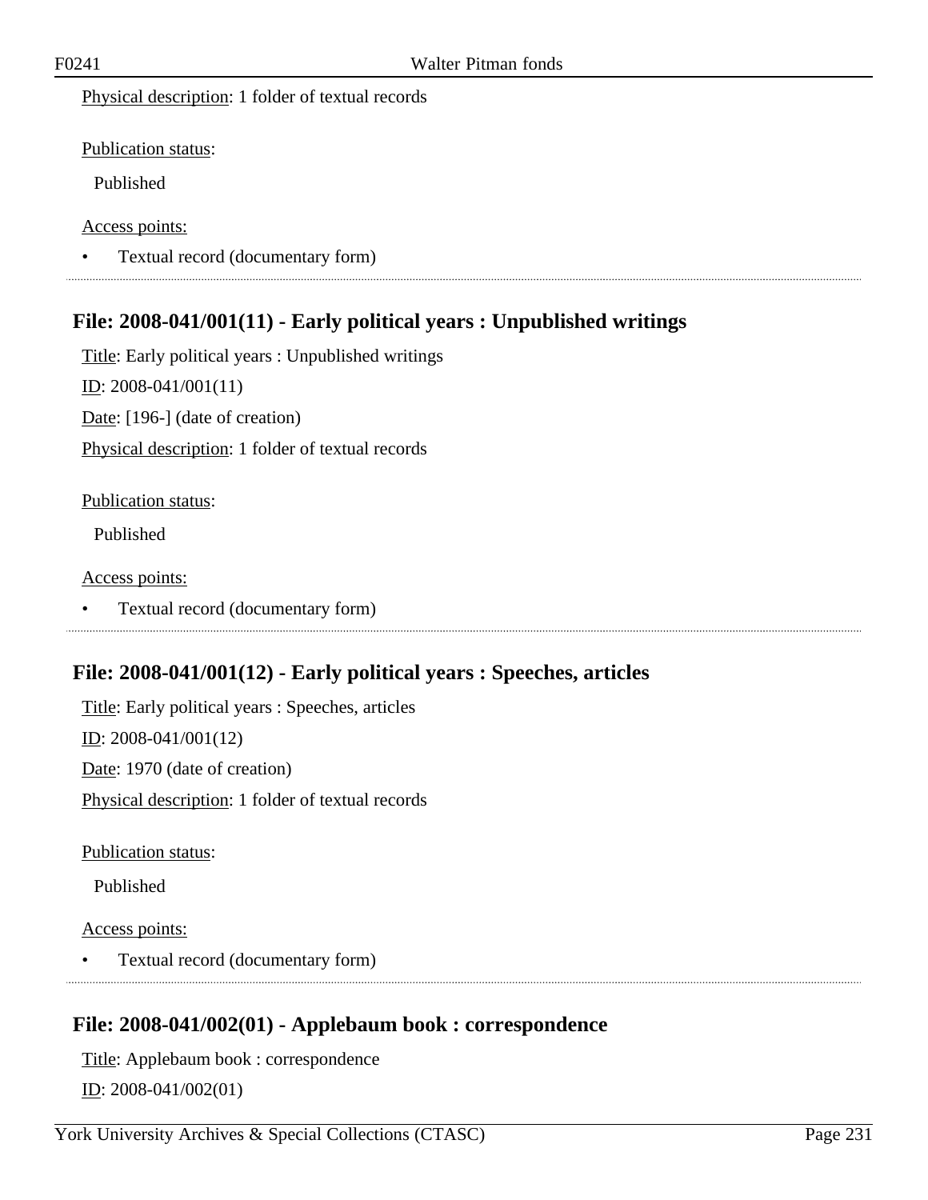Physical description: 1 folder of textual records

Publication status:

Published

Access points:

- Textual record (documentary form)

## File: 2008-041/001(11) - Early political years : Unpublished writings

Title: Early political years : Unpublished writings

ID: 2008-041/001(11)

Date: [196-] (date of creation)

Physical description: 1 folder of textual records

Publication status:

Published

Access points:

- Textual record (documentary form)

## File: 2008-041/001(12) - Early political years : Speeches, articles

Title: Early political years : Speeches, articles

ID: 2008-041/001(12)

Date: 1970 (date of creation)

Physical description: 1 folder of textual records

Publication status:

Published

Access points:

- Textual record (documentary form)

## File: 2008-041/002(01) - Applebaum book : correspondence

Title: Applebaum book : correspondence

ID: 2008-041/002(01)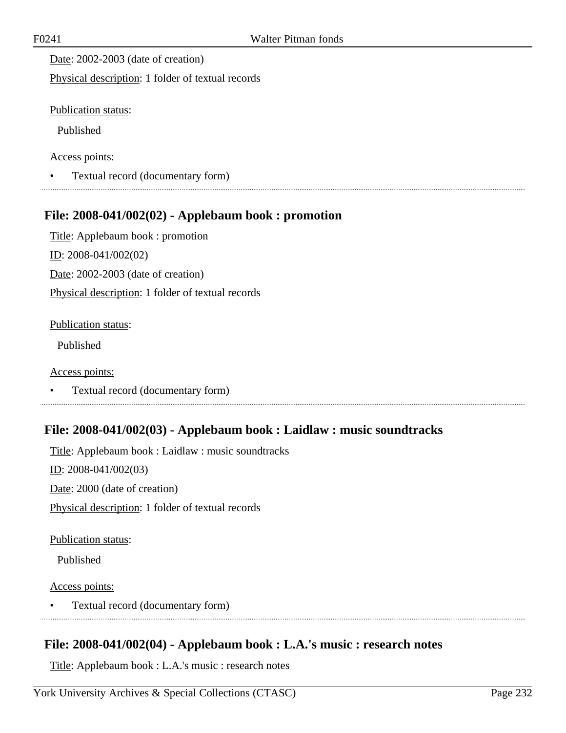Date: 2002-2003 (date of creation)

Physical description: 1 folder of textual records

Publication status:

Published

Access points:

- Textual record (documentary form)

### File: 2008-041/002(02) - Applebaum book : promotion

Title: Applebaum book : promotion

ID: 2008-041/002(02)

Date: 2002-2003 (date of creation)

Physical description: 1 folder of textual records

Publication status:

Published

Access points:

- Textual record (documentary form)

### File: 2008-041/002(03) - Applebaum book : Laidlaw : music soundtracks

Title: Applebaum book : Laidlaw : music soundtracks

ID: 2008-041/002(03)

Date: 2000 (date of creation)

Physical description: 1 folder of textual records

Publication status:

Published

Access points:

- Textual record (documentary form)

### File: 2008-041/002(04) - Applebaum book : L.A.'s music : research notes

Title: Applebaum book : L.A.'s music : research notes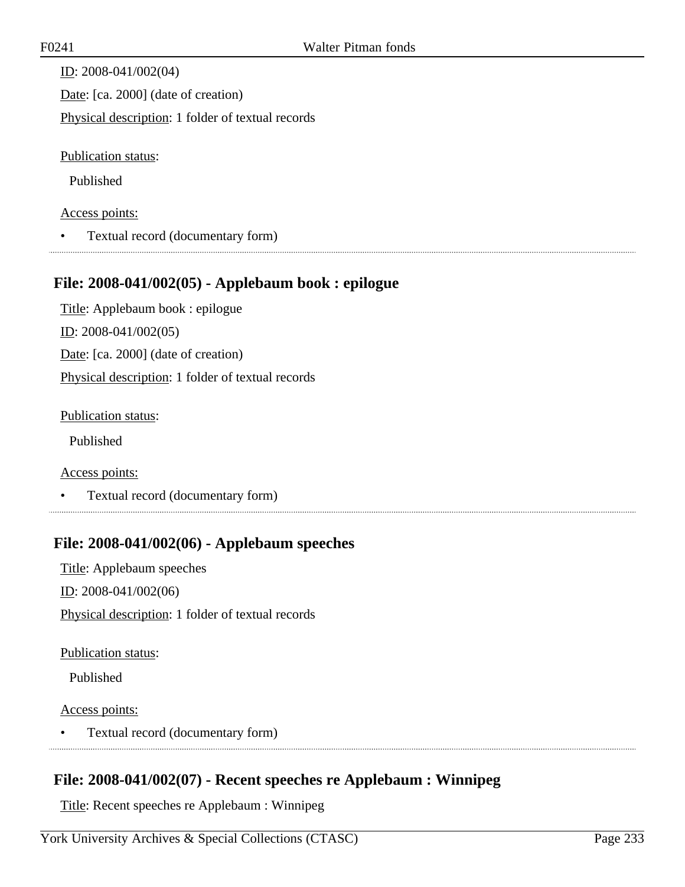ID: 2008-041/002(04)

Date: [ca. 2000] (date of creation)

Physical description: 1 folder of textual records

Publication status:

Published

Access points:

- Textual record (documentary form)

## File: 2008-041/002(05) - Applebaum book : epilogue

Title: Applebaum book : epilogue

ID: 2008-041/002(05)

Date: [ca. 2000] (date of creation)

Physical description: 1 folder of textual records

Publication status:

Published

Access points:

- Textual record (documentary form)

## File: 2008-041/002(06) - Applebaum speeches

Title: Applebaum speeches

ID: 2008-041/002(06)

Physical description: 1 folder of textual records

Publication status:

Published

Access points:

- Textual record (documentary form)

## File: 2008-041/002(07) - Recent speeches re Applebaum : Winnipeg

Title: Recent speeches re Applebaum : Winnipeg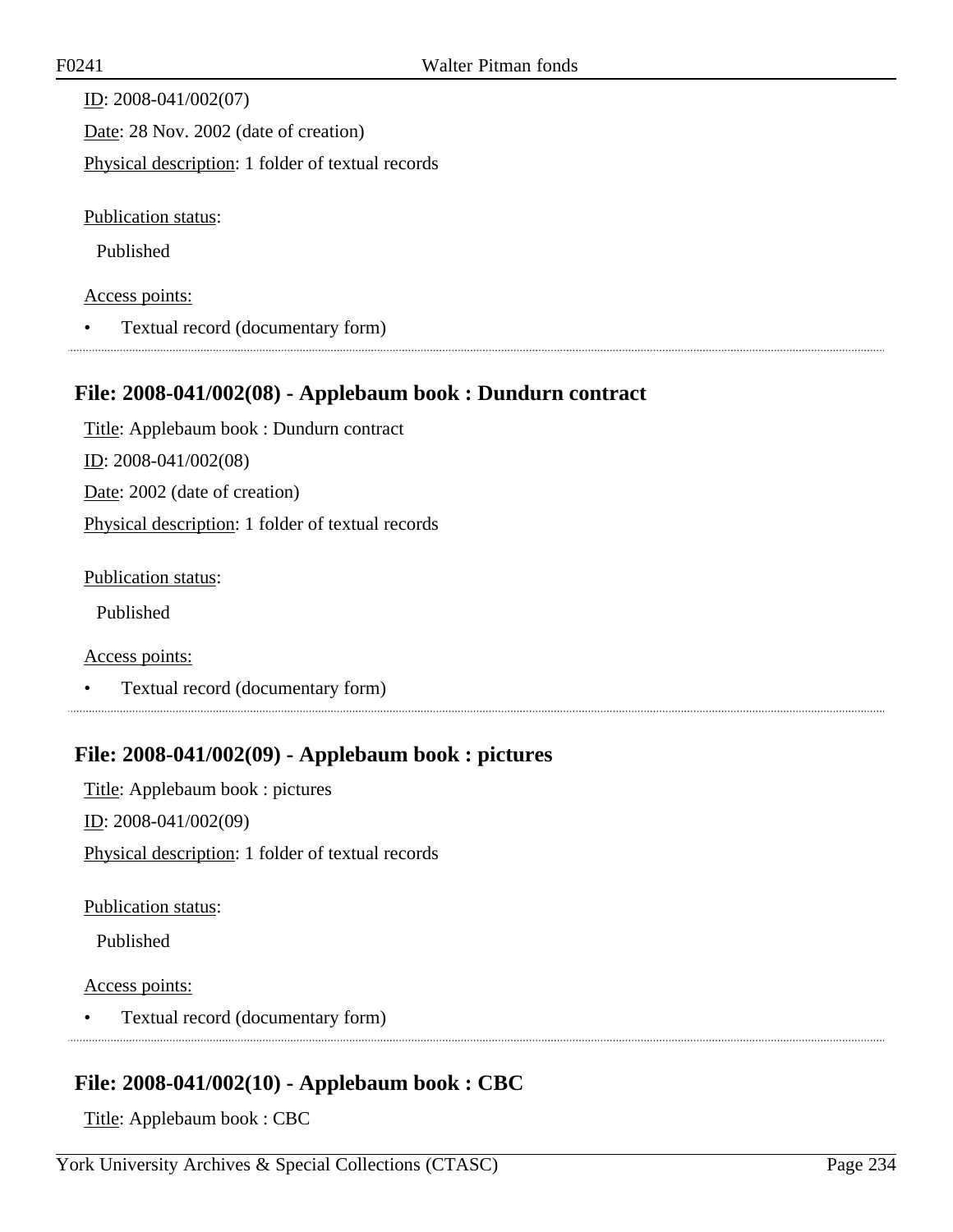ID: 2008-041/002(07)

Date: 28 Nov. 2002 (date of creation)

Physical description: 1 folder of textual records

Publication status:

Published

Access points:

- Textual record (documentary form)

## File: 2008-041/002(08) - Applebaum book : Dundurn contract

Title: Applebaum book : Dundurn contract

ID: 2008-041/002(08)

Date: 2002 (date of creation)

Physical description: 1 folder of textual records

Publication status:

Published

Access points:

- Textual record (documentary form)

## File: 2008-041/002(09) - Applebaum book : pictures

Title: Applebaum book : pictures

ID: 2008-041/002(09)

Physical description: 1 folder of textual records

Publication status:

Published

Access points:

- Textual record (documentary form)

## File: 2008-041/002(10) - Applebaum book : CBC

Title: Applebaum book : CBC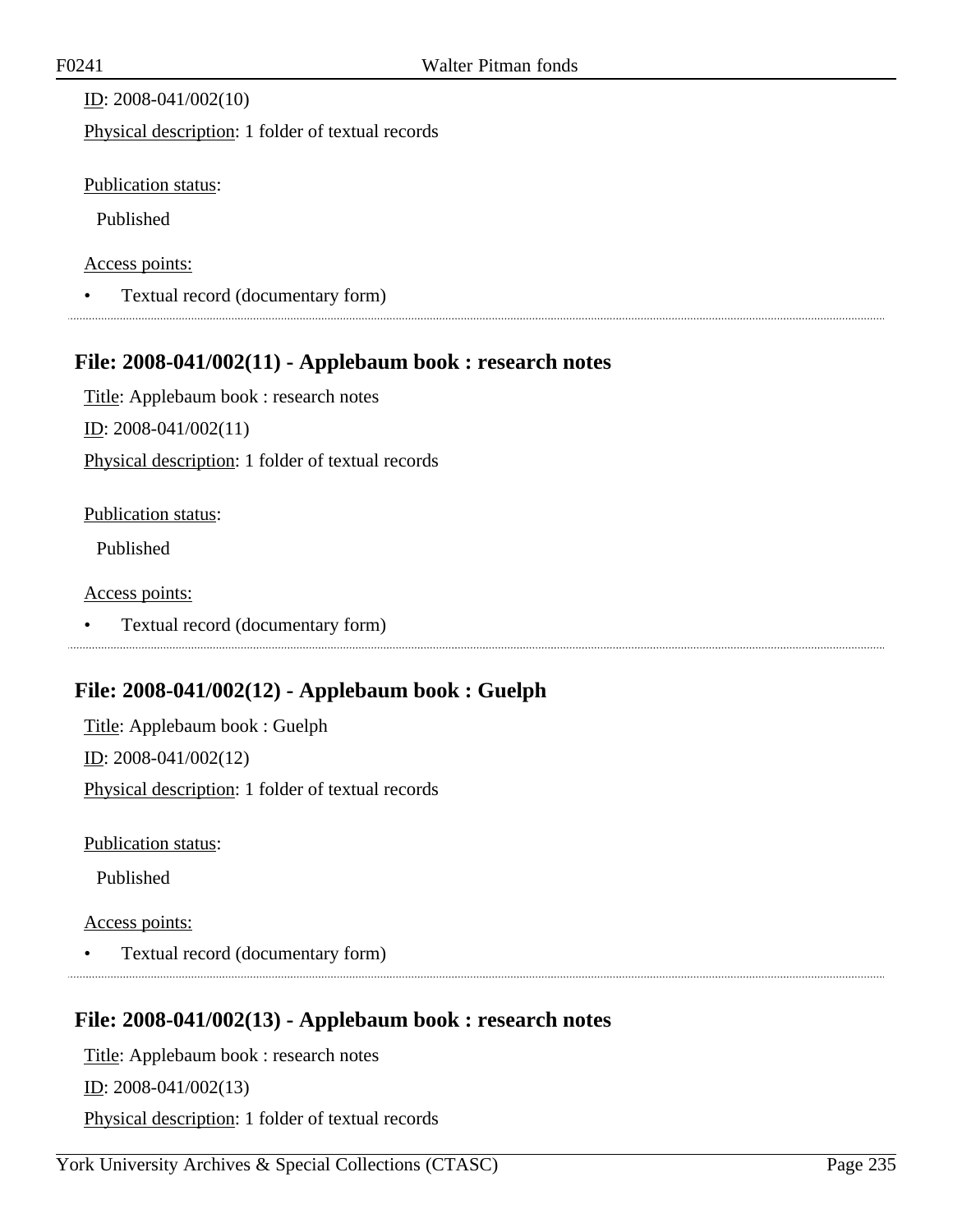ID: 2008-041/002(10)

Physical description: 1 folder of textual records

Publication status:

Published

Access points:

- Textual record (documentary form)

## File: 2008-041/002(11) - Applebaum book : research notes

Title: Applebaum book : research notes

ID: 2008-041/002(11)

Physical description: 1 folder of textual records

Publication status:

Published

Access points:

- Textual record (documentary form)

## File: 2008-041/002(12) - Applebaum book : Guelph

Title: Applebaum book : Guelph

ID: 2008-041/002(12)

Physical description: 1 folder of textual records

Publication status:

Published

Access points:

- Textual record (documentary form)

## File: 2008-041/002(13) - Applebaum book : research notes

Title: Applebaum book : research notes

ID: 2008-041/002(13)

Physical description: 1 folder of textual records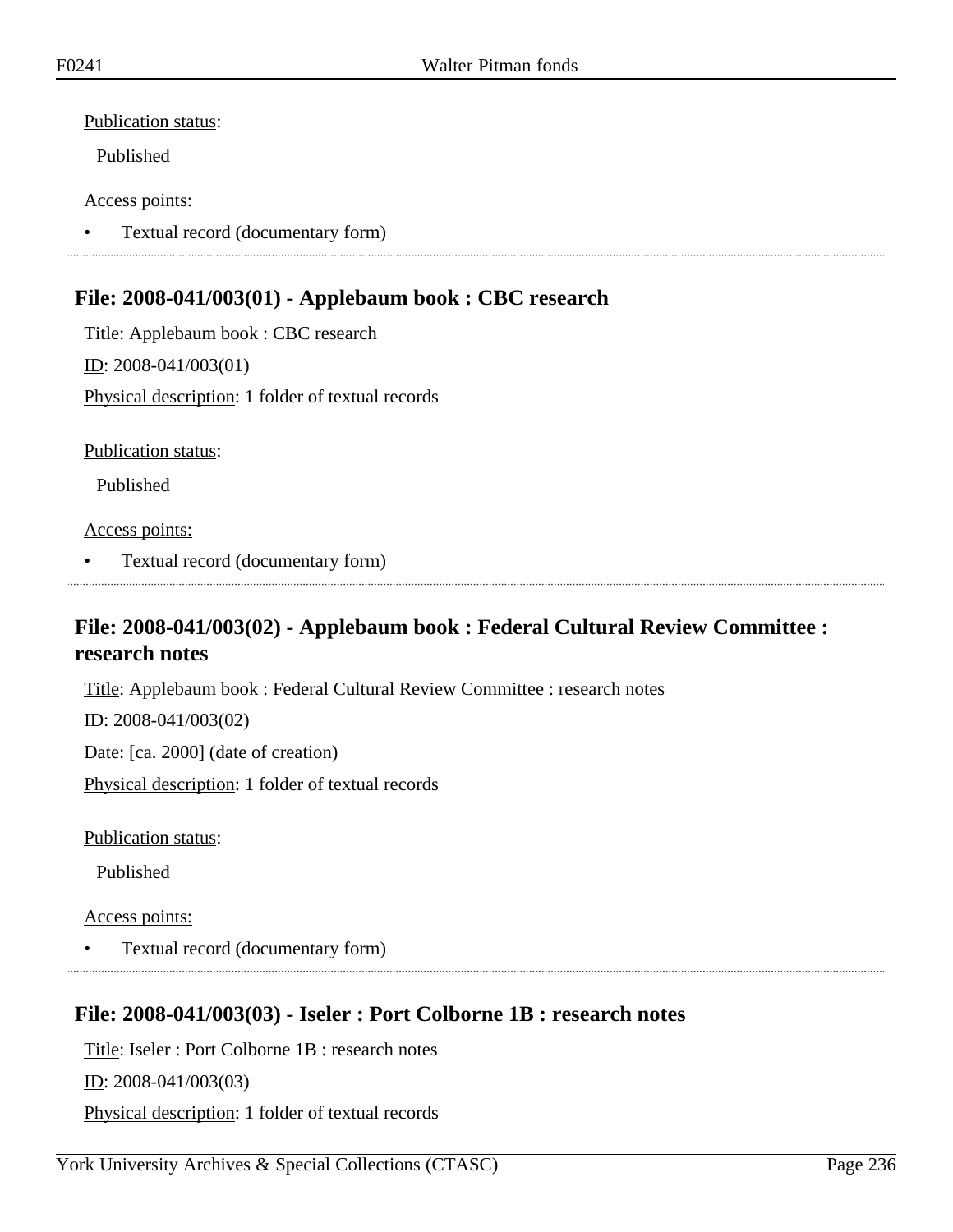Publication status:

Published

Access points:

- Textual record (documentary form)

## File: 2008-041/003(01) - Applebaum book : CBC research

Title: Applebaum book : CBC research

ID: 2008-041/003(01)

Physical description: 1 folder of textual records

Publication status:

Published

Access points:

- Textual record (documentary form)

## File: 2008-041/003(02) - Applebaum book : Federal Cultural Review Committee : research notes

Title: Applebaum book : Federal Cultural Review Committee : research notes

ID: 2008-041/003(02)

Date: [ca. 2000] (date of creation)

Physical description: 1 folder of textual records

Publication status:

Published

Access points:

- Textual record (documentary form)

## File: 2008-041/003(03) - Iseler : Port Colborne 1B : research notes

Title: Iseler : Port Colborne 1B : research notes

ID: 2008-041/003(03)

Physical description: 1 folder of textual records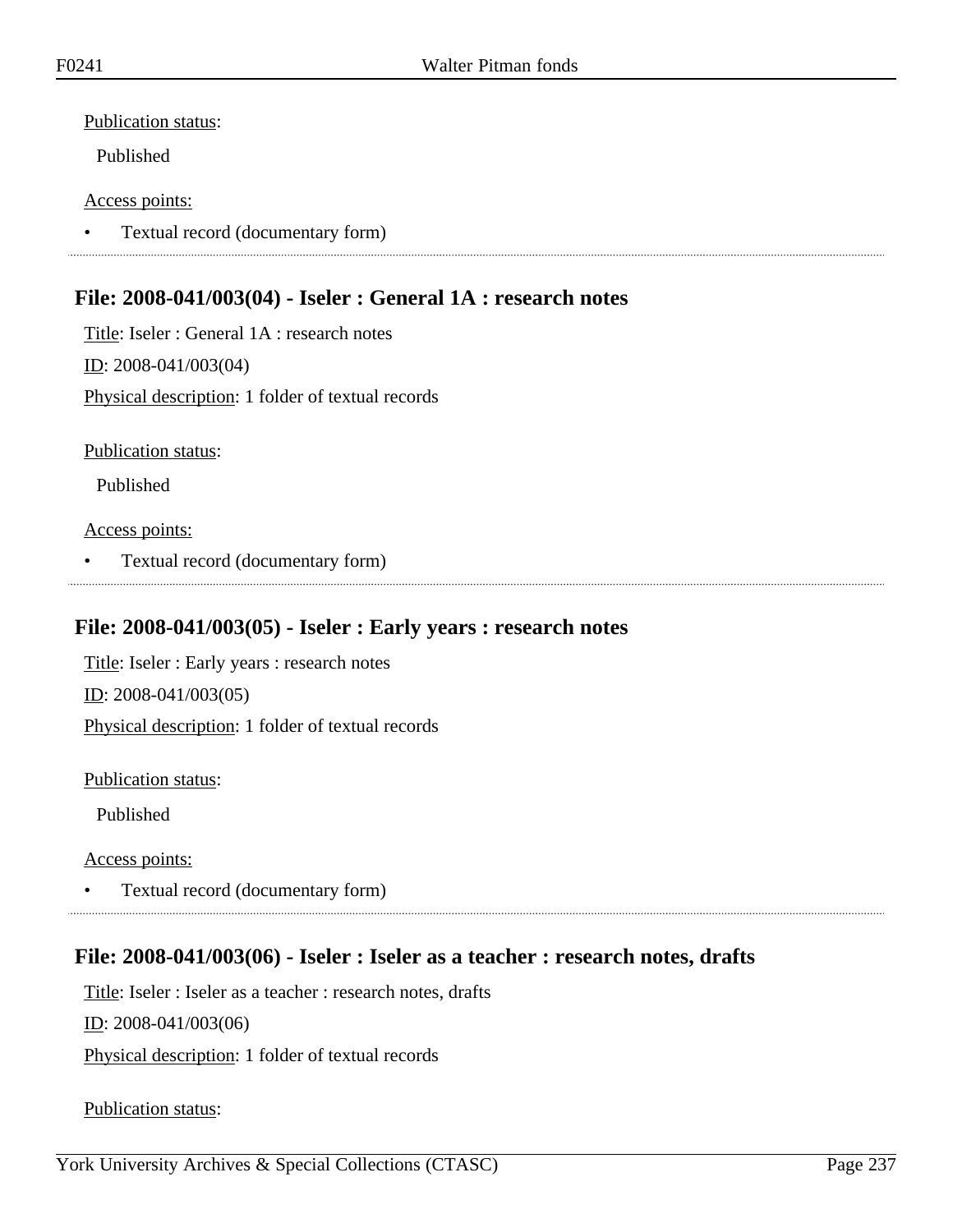Publication status:

Published

Access points:

- Textual record (documentary form)

## File: 2008-041/003(04) - Iseler : General 1A : research notes

Title: Iseler : General 1A : research notes

ID: 2008-041/003(04)

Physical description: 1 folder of textual records

Publication status:

Published

Access points:

- Textual record (documentary form)

## File: 2008-041/003(05) - Iseler : Early years : research notes

Title: Iseler : Early years : research notes

ID: 2008-041/003(05)

Physical description: 1 folder of textual records

Publication status:

Published

Access points:

- Textual record (documentary form)

## File: 2008-041/003(06) - Iseler : Iseler as a teacher : research notes, drafts

Title: Iseler : Iseler as a teacher : research notes, drafts

ID: 2008-041/003(06)

Physical description: 1 folder of textual records

Publication status: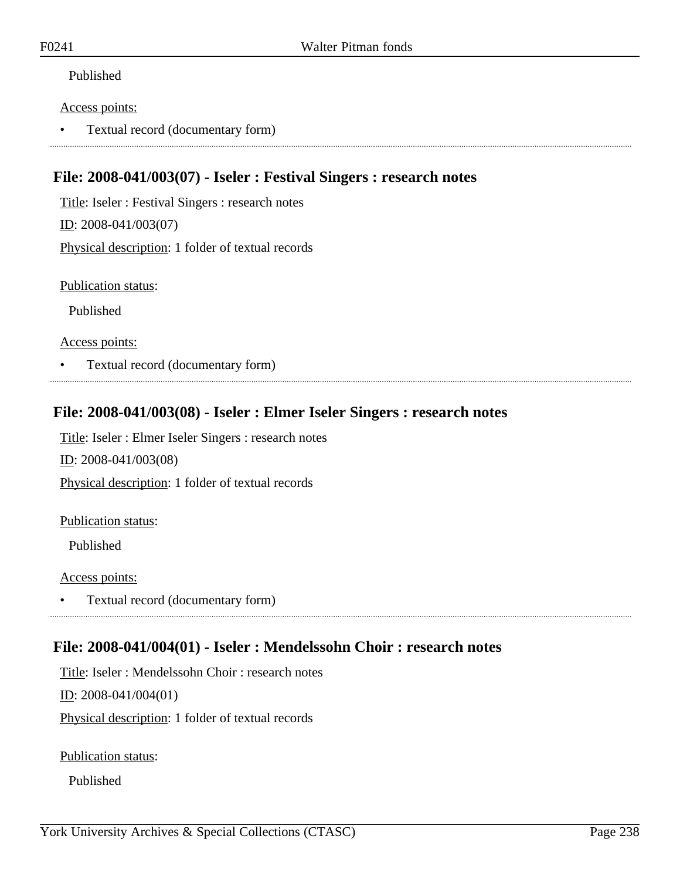Published

Access points:

- Textual record (documentary form)

## File: 2008-041/003(07) - Iseler : Festival Singers : research notes

Title: Iseler : Festival Singers : research notes

ID: 2008-041/003(07)

Physical description: 1 folder of textual records

Publication status:

Published

Access points:

- Textual record (documentary form)

## File: 2008-041/003(08) - Iseler : Elmer Iseler Singers : research notes

Title: Iseler : Elmer Iseler Singers : research notes

ID: 2008-041/003(08)

Physical description: 1 folder of textual records

Publication status:

Published

Access points:

- Textual record (documentary form)

## File: 2008-041/004(01) - Iseler : Mendelssohn Choir : research notes

Title: Iseler : Mendelssohn Choir : research notes

ID: 2008-041/004(01)

Physical description: 1 folder of textual records

Publication status:

Published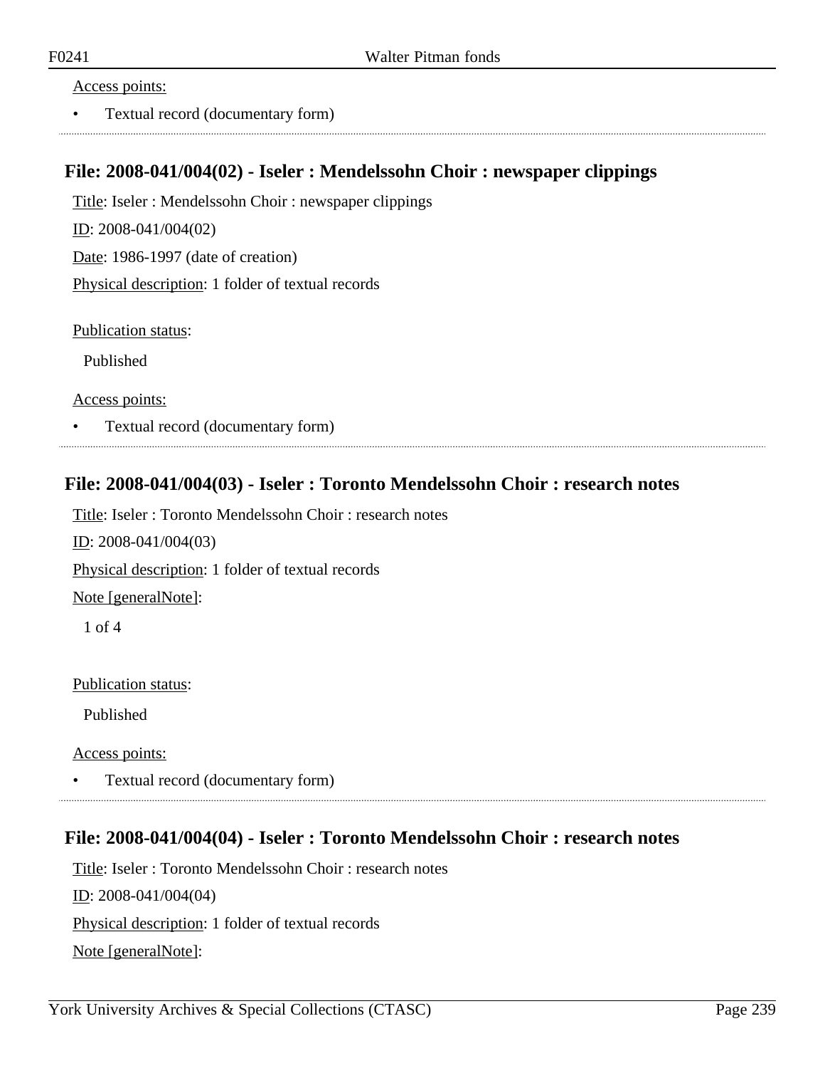Access points:

- Textual record (documentary form)

## File: 2008-041/004(02) - Iseler : Mendelssohn Choir : newspaper clippings

Title: Iseler : Mendelssohn Choir : newspaper clippings

ID: 2008-041/004(02)

Date: 1986-1997 (date of creation)

Physical description: 1 folder of textual records

Publication status:

Published

Access points:

- Textual record (documentary form)

## File: 2008-041/004(03) - Iseler : Toronto Mendelssohn Choir : research notes

Title: Iseler : Toronto Mendelssohn Choir : research notes

ID: 2008-041/004(03)

Physical description: 1 folder of textual records

Note [generalNote]:

1 of 4

Publication status:

Published

Access points:

- Textual record (documentary form)

## File: 2008-041/004(04) - Iseler : Toronto Mendelssohn Choir : research notes

Title: Iseler : Toronto Mendelssohn Choir : research notes

ID: 2008-041/004(04)

Physical description: 1 folder of textual records

Note [generalNote]: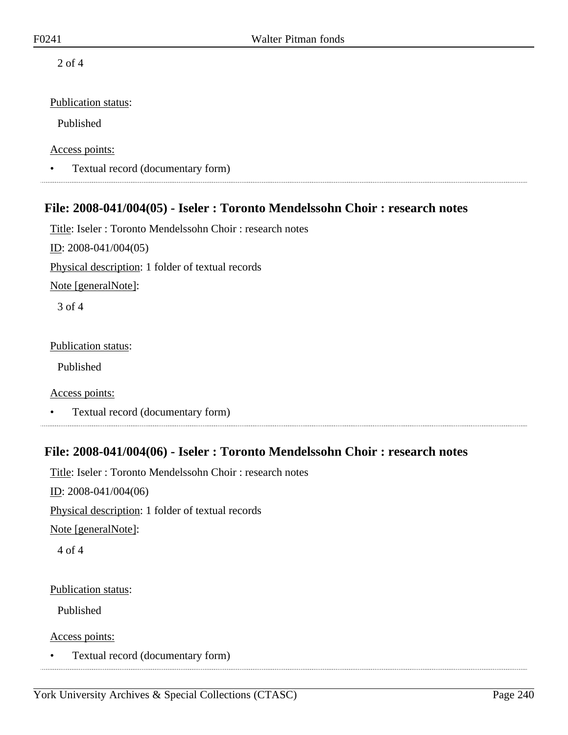2 of 4

Publication status:

Published

Access points:

- Textual record (documentary form)

## File: 2008-041/004(05) - Iseler : Toronto Mendelssohn Choir : research notes

Title: Iseler : Toronto Mendelssohn Choir : research notes

ID: 2008-041/004(05)

Physical description: 1 folder of textual records

Note [generalNote]:

3 of 4

Publication status:

Published

Access points:

- Textual record (documentary form)

## File: 2008-041/004(06) - Iseler : Toronto Mendelssohn Choir : research notes

Title: Iseler : Toronto Mendelssohn Choir : research notes

ID: 2008-041/004(06)

Physical description: 1 folder of textual records

Note [generalNote]:

4 of 4

Publication status:

Published

Access points:

- Textual record (documentary form)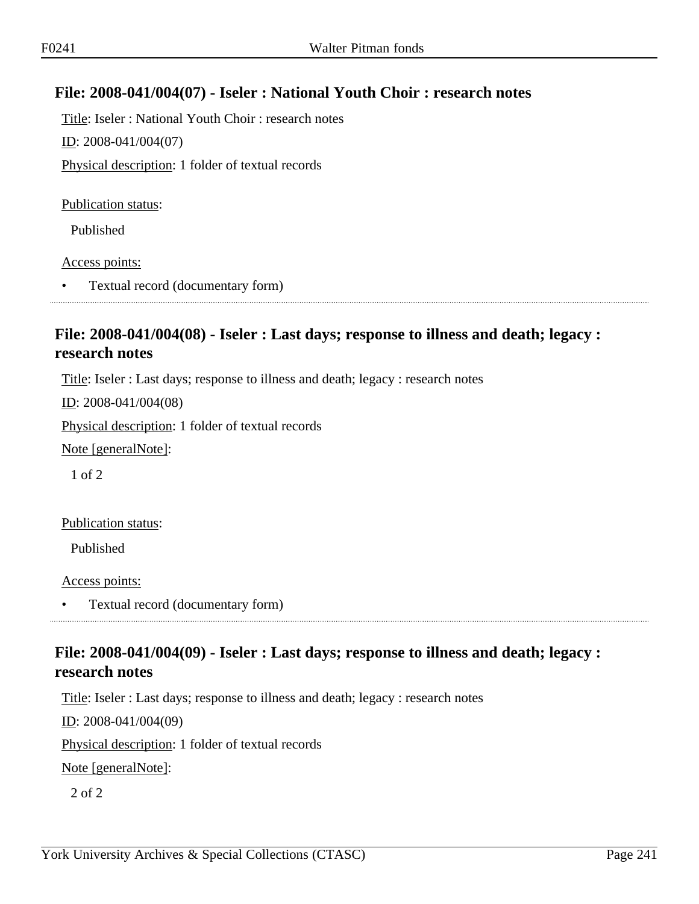## File: 2008-041/004(07) - Iseler : National Youth Choir : research notes

Title: Iseler : National Youth Choir : research notes

ID: 2008-041/004(07)

Physical description: 1 folder of textual records

Publication status:

Published

Access points:

- Textual record (documentary form)

## File: 2008-041/004(08) - Iseler : Last days; response to illness and death; legacy : research notes

Title: Iseler : Last days; response to illness and death; legacy : research notes

ID: 2008-041/004(08)

Physical description: 1 folder of textual records

Note [generalNote]:

1 of 2

Publication status:

Published

Access points:

- Textual record (documentary form)

## File: 2008-041/004(09) - Iseler : Last days; response to illness and death; legacy : research notes

Title: Iseler : Last days; response to illness and death; legacy : research notes

ID: 2008-041/004(09)

Physical description: 1 folder of textual records

Note [generalNote]:

2 of 2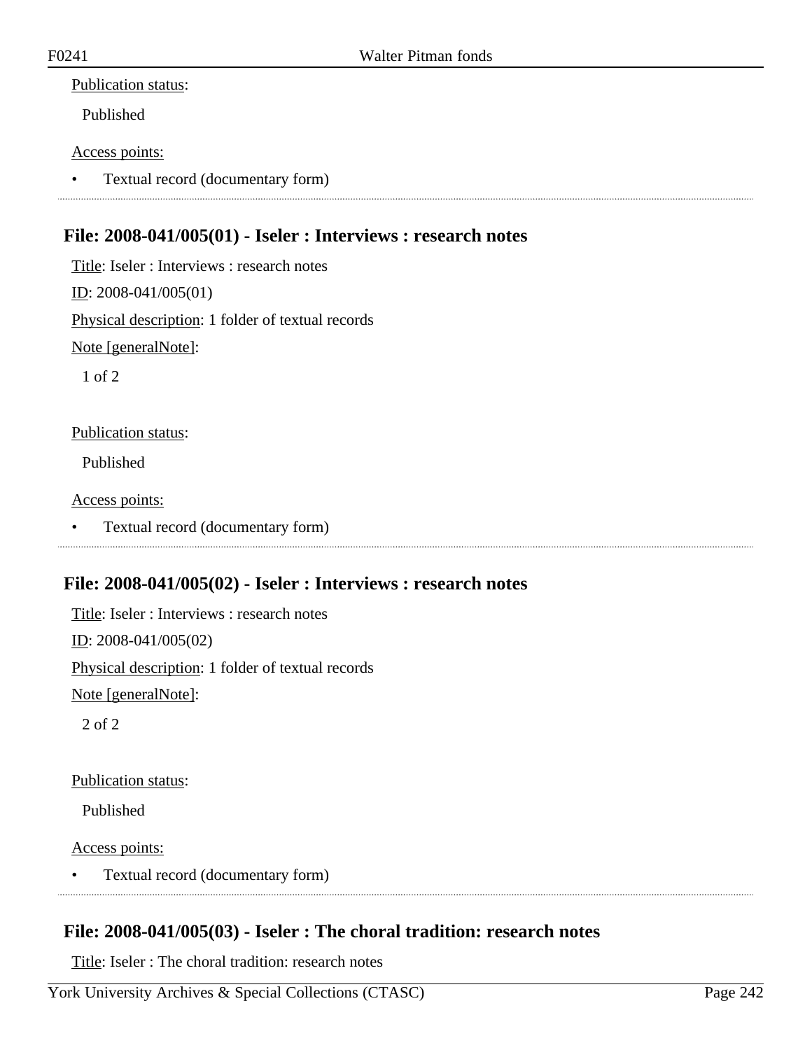Publication status:

Published

Access points:

- Textual record (documentary form)

## File: 2008-041/005(01) - Iseler : Interviews : research notes

Title: Iseler : Interviews : research notes

ID: 2008-041/005(01)

Physical description: 1 folder of textual records

Note [generalNote]:

1 of 2

Publication status:

Published

Access points:

- Textual record (documentary form)

## File: 2008-041/005(02) - Iseler : Interviews : research notes

Title: Iseler : Interviews : research notes

ID: 2008-041/005(02)

Physical description: 1 folder of textual records

Note [generalNote]:

2 of 2

Publication status:

Published

Access points:

- Textual record (documentary form)

## File: 2008-041/005(03) - Iseler : The choral tradition: research notes

Title: Iseler : The choral tradition: research notes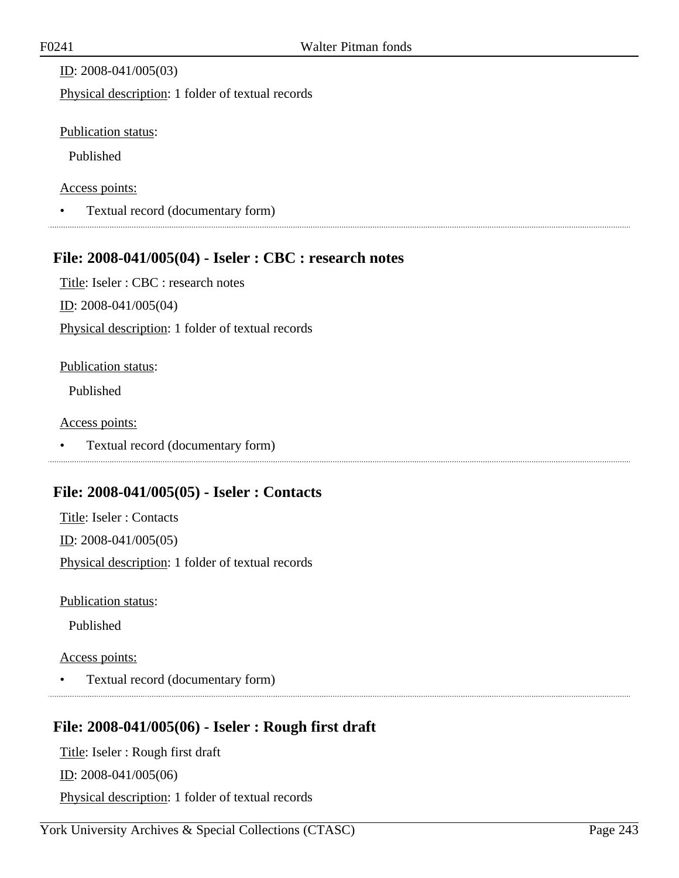ID: 2008-041/005(03)

Physical description: 1 folder of textual records

Publication status:

Published

Access points:

- Textual record (documentary form)

## File: 2008-041/005(04) - Iseler : CBC : research notes

Title: Iseler : CBC : research notes

ID: 2008-041/005(04)

Physical description: 1 folder of textual records

Publication status:

Published

Access points:

- Textual record (documentary form)

## File: 2008-041/005(05) - Iseler : Contacts

Title: Iseler : Contacts

ID: 2008-041/005(05)

Physical description: 1 folder of textual records

Publication status:

Published

Access points:

- Textual record (documentary form)

## File: 2008-041/005(06) - Iseler : Rough first draft

Title: Iseler : Rough first draft

ID: 2008-041/005(06)

Physical description: 1 folder of textual records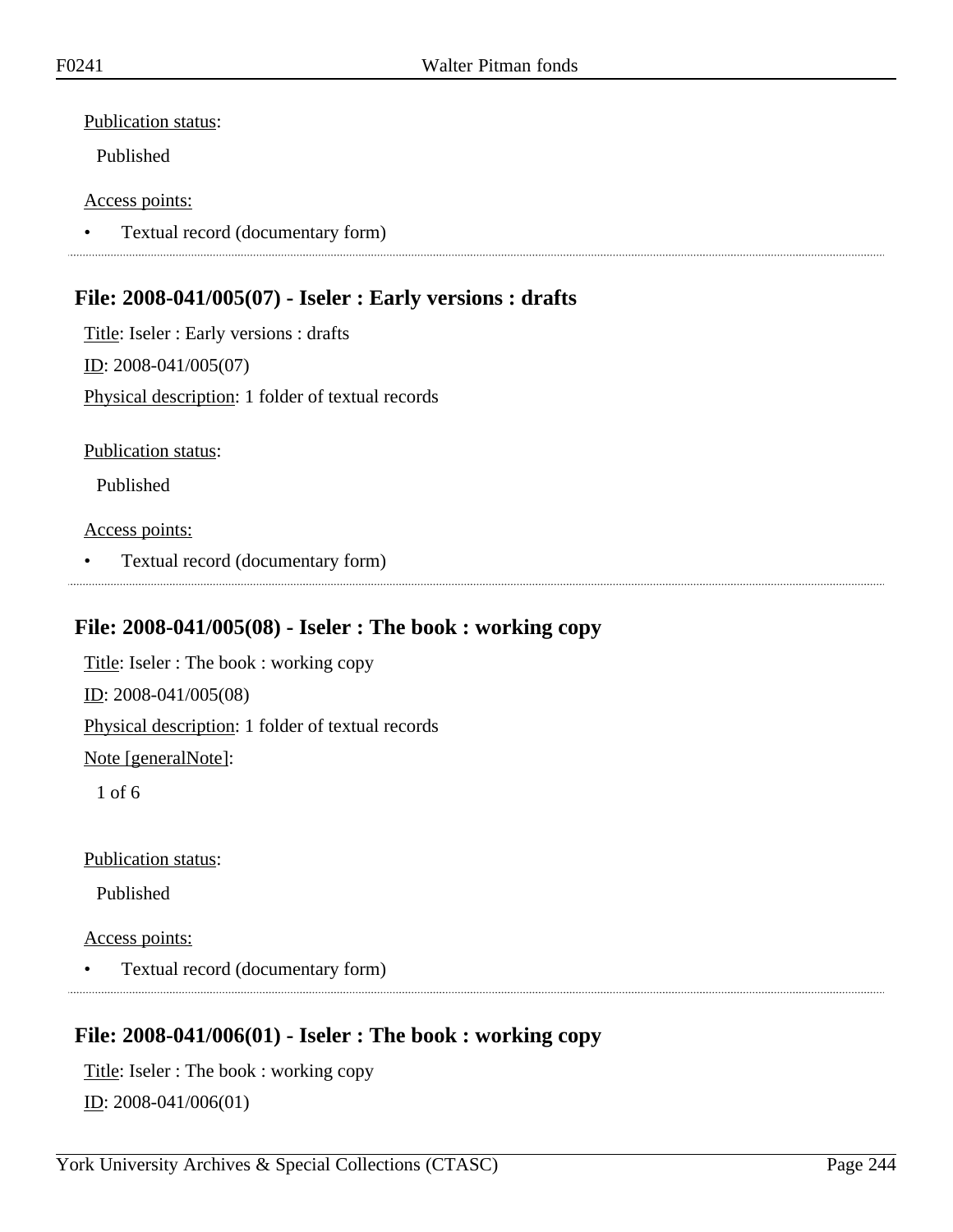Publication status:

Published

Access points:

- Textual record (documentary form)

---

## File: 2008-041/005(07) - Iseler : Early versions : drafts

Title: Iseler : Early versions : drafts

ID: 2008-041/005(07)

Physical description: 1 folder of textual records

Publication status:

Published

Access points:

- Textual record (documentary form)

---

## File: 2008-041/005(08) - Iseler : The book : working copy

Title: Iseler : The book : working copy

ID: 2008-041/005(08)

Physical description: 1 folder of textual records

Note [generalNote]:

1 of 6

Publication status:

Published

Access points:

- Textual record (documentary form)

---

## File: 2008-041/006(01) - Iseler : The book : working copy

Title: Iseler : The book : working copy

ID: 2008-041/006(01)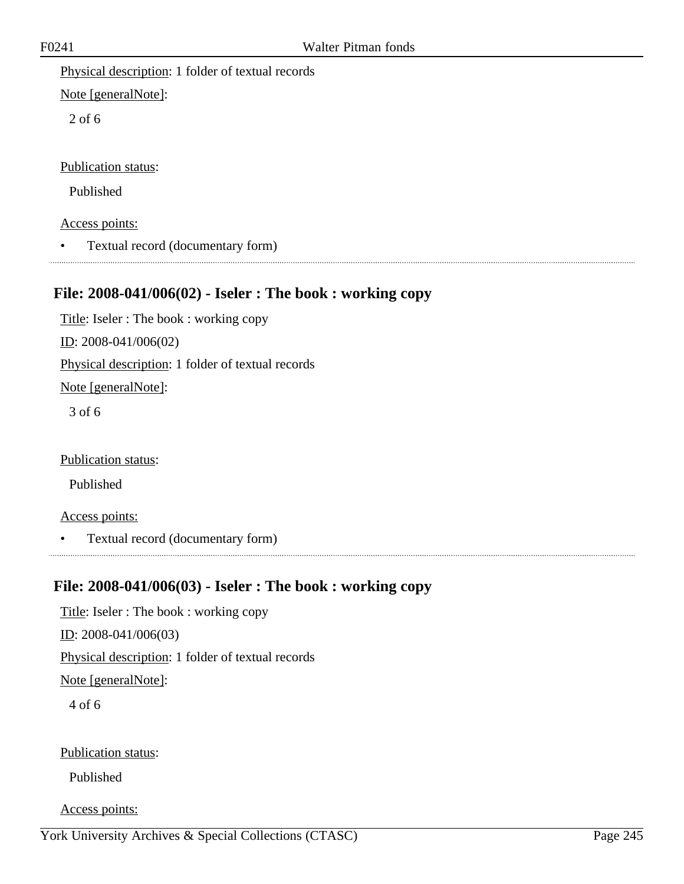Physical description: 1 folder of textual records

Note [generalNote]:

2 of 6

Publication status:

Published

Access points:

- Textual record (documentary form)

## File: 2008-041/006(02) - Iseler : The book : working copy

Title: Iseler : The book : working copy

ID: 2008-041/006(02)

Physical description: 1 folder of textual records

Note [generalNote]:

3 of 6

Publication status:

Published

Access points:

- Textual record (documentary form)

## File: 2008-041/006(03) - Iseler : The book : working copy

Title: Iseler : The book : working copy

ID: 2008-041/006(03)

Physical description: 1 folder of textual records

Note [generalNote]:

4 of 6

Publication status:

Published

Access points: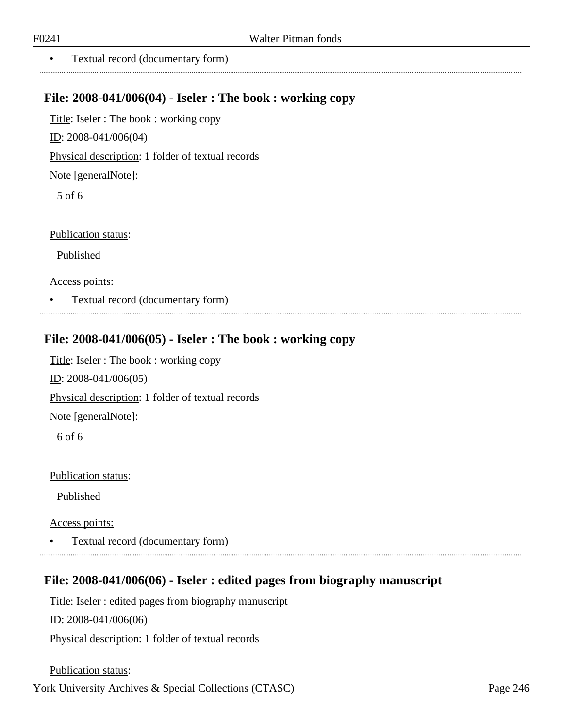- Textual record (documentary form)

## File: 2008-041/006(04) - Iseler : The book : working copy

Title: Iseler : The book : working copy

ID: 2008-041/006(04)

Physical description: 1 folder of textual records

Note [generalNote]:

5 of 6

Publication status:

Published

Access points:

- Textual record (documentary form)

## File: 2008-041/006(05) - Iseler : The book : working copy

Title: Iseler : The book : working copy

ID: 2008-041/006(05)

Physical description: 1 folder of textual records

Note [generalNote]:

6 of 6

Publication status:

Published

Access points:

- Textual record (documentary form)

## File: 2008-041/006(06) - Iseler : edited pages from biography manuscript

Title: Iseler : edited pages from biography manuscript

ID: 2008-041/006(06)

Physical description: 1 folder of textual records

Publication status: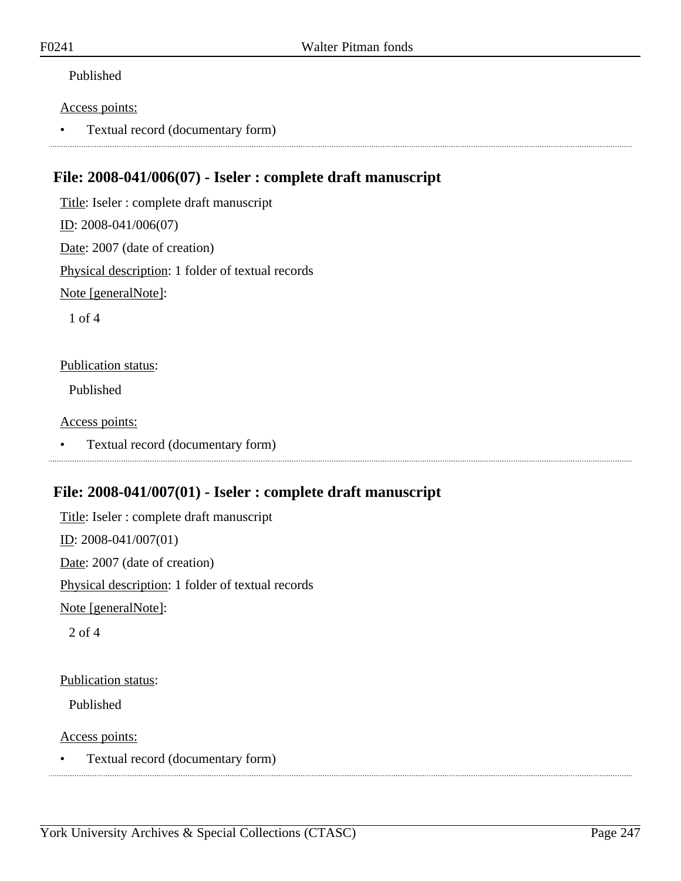Published

Access points:

- Textual record (documentary form)

## File: 2008-041/006(07) - Iseler : complete draft manuscript

Title: Iseler : complete draft manuscript

ID: 2008-041/006(07)

Date: 2007 (date of creation)

Physical description: 1 folder of textual records

Note [generalNote]:

1 of 4

Publication status:

Published

Access points:

- Textual record (documentary form)

## File: 2008-041/007(01) - Iseler : complete draft manuscript

Title: Iseler : complete draft manuscript

ID: 2008-041/007(01)

Date: 2007 (date of creation)

Physical description: 1 folder of textual records

Note [generalNote]:

2 of 4

Publication status:

Published

Access points:

- Textual record (documentary form)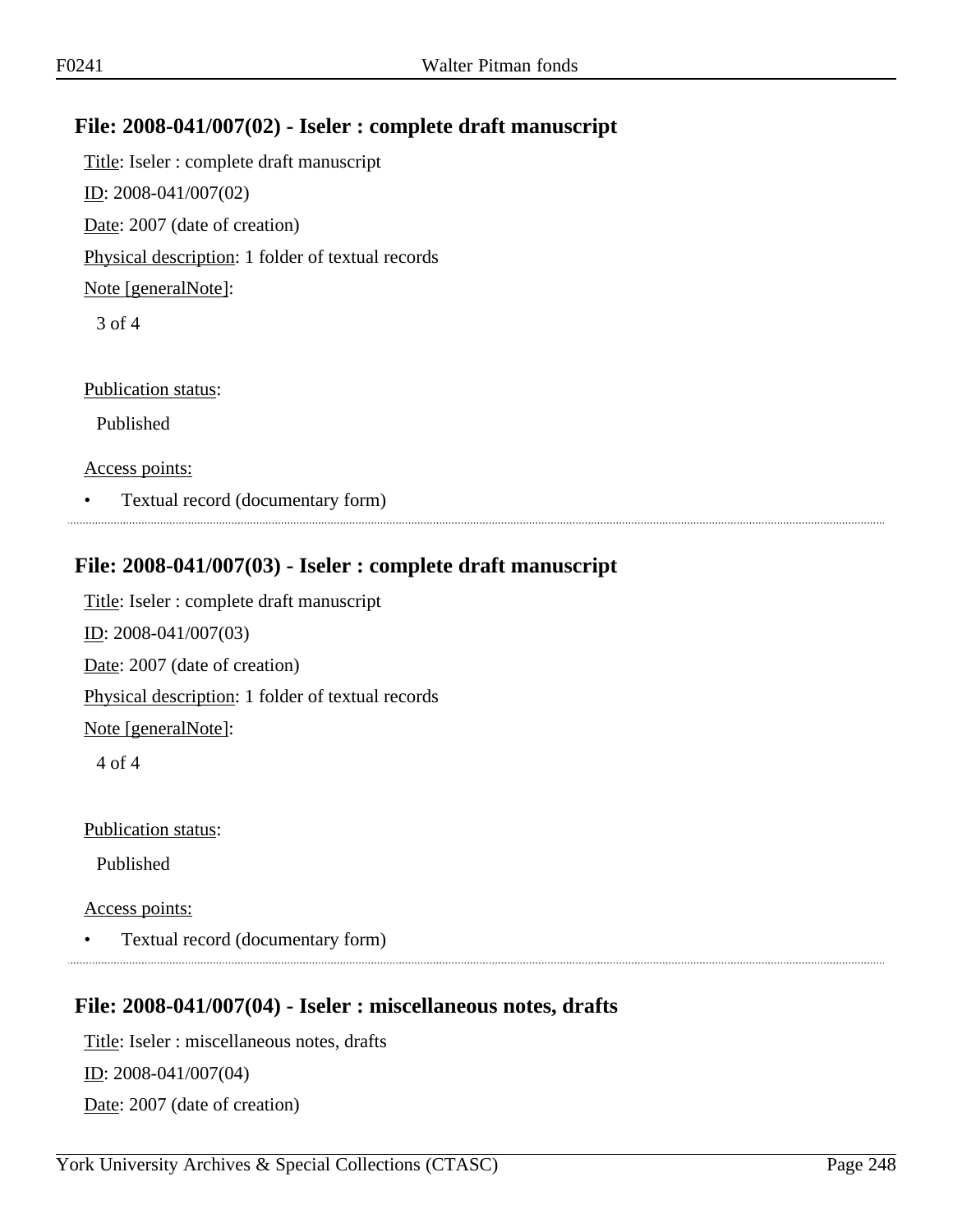## File: 2008-041/007(02) - Iseler : complete draft manuscript

Title: Iseler : complete draft manuscript

ID: 2008-041/007(02)

Date: 2007 (date of creation)

Physical description: 1 folder of textual records

Note [generalNote]:

3 of 4

Publication status:

Published

Access points:

- Textual record (documentary form)

## File: 2008-041/007(03) - Iseler : complete draft manuscript

Title: Iseler : complete draft manuscript

ID: 2008-041/007(03)

Date: 2007 (date of creation)

Physical description: 1 folder of textual records

Note [generalNote]:

4 of 4

Publication status:

Published

Access points:

- Textual record (documentary form)

## File: 2008-041/007(04) - Iseler : miscellaneous notes, drafts

Title: Iseler : miscellaneous notes, drafts

ID: 2008-041/007(04)

Date: 2007 (date of creation)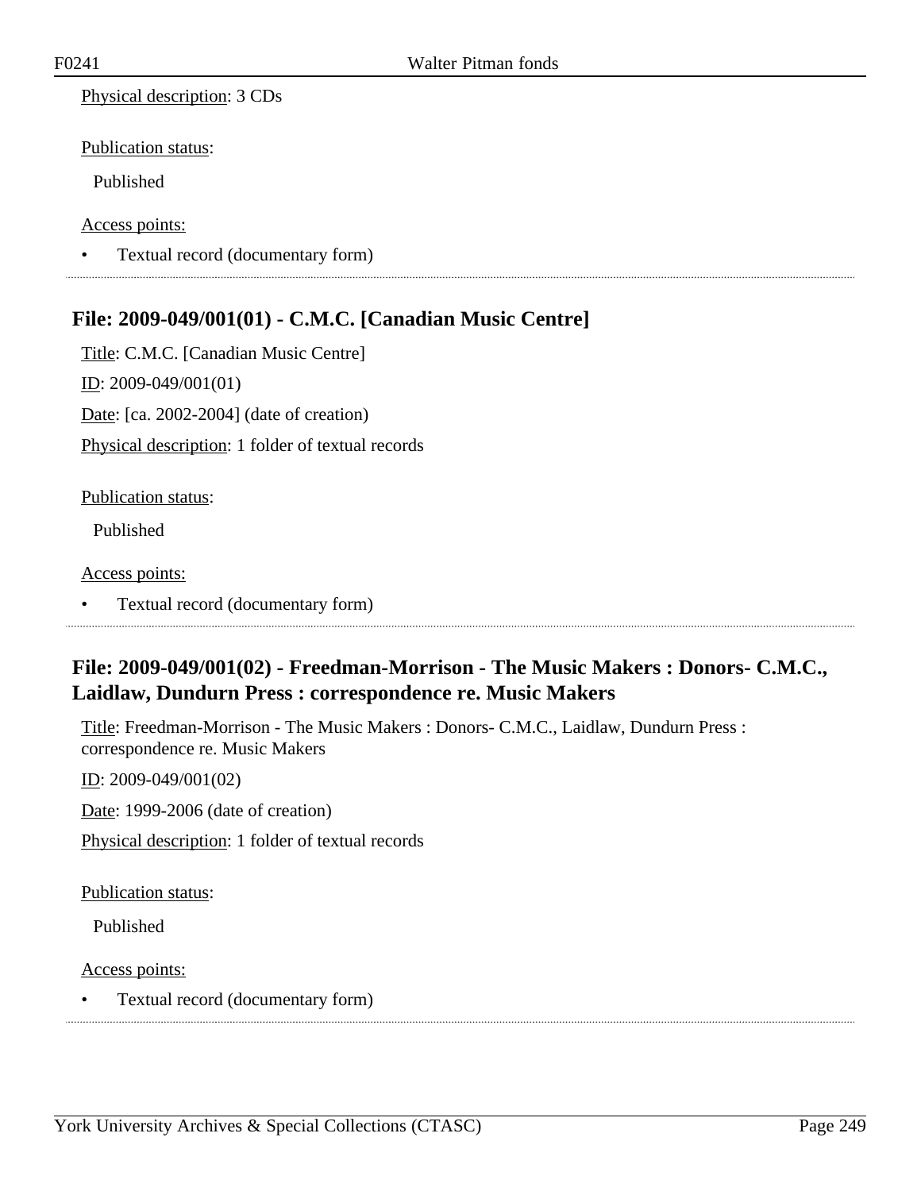Physical description: 3 CDs

Publication status:

Published

Access points:

- Textual record (documentary form)

## File: 2009-049/001(01) - C.M.C. [Canadian Music Centre]

Title: C.M.C. [Canadian Music Centre]

ID: 2009-049/001(01)

Date: [ca. 2002-2004] (date of creation)

Physical description: 1 folder of textual records

Publication status:

Published

Access points:

- Textual record (documentary form)

## File: 2009-049/001(02) - Freedman-Morrison - The Music Makers : Donors- C.M.C., Laidlaw, Dundurn Press : correspondence re. Music Makers

Title: Freedman-Morrison - The Music Makers : Donors- C.M.C., Laidlaw, Dundurn Press : correspondence re. Music Makers

ID: 2009-049/001(02)

Date: 1999-2006 (date of creation)

Physical description: 1 folder of textual records

Publication status:

Published

Access points:

- Textual record (documentary form)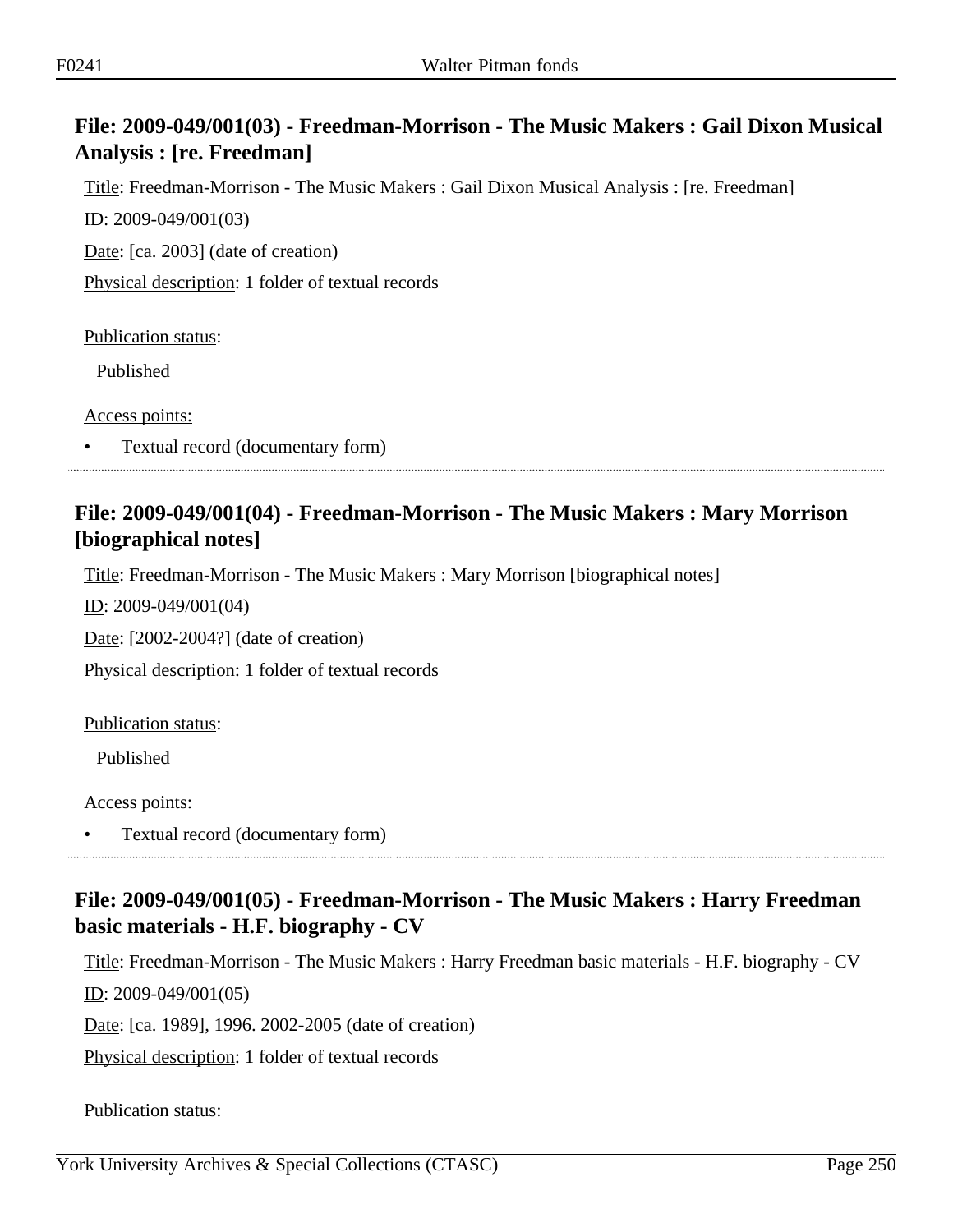## File: 2009-049/001(03) - Freedman-Morrison - The Music Makers : Gail Dixon Musical Analysis : [re. Freedman]

Title: Freedman-Morrison - The Music Makers : Gail Dixon Musical Analysis : [re. Freedman]

ID: 2009-049/001(03)

Date: [ca. 2003] (date of creation)

Physical description: 1 folder of textual records

Publication status:

Published

Access points:

- Textual record (documentary form)

## File: 2009-049/001(04) - Freedman-Morrison - The Music Makers : Mary Morrison [biographical notes]

Title: Freedman-Morrison - The Music Makers : Mary Morrison [biographical notes]

ID: 2009-049/001(04)

Date: [2002-2004?] (date of creation)

Physical description: 1 folder of textual records

Publication status:

Published

Access points:

- Textual record (documentary form)

## File: 2009-049/001(05) - Freedman-Morrison - The Music Makers : Harry Freedman basic materials - H.F. biography - CV

Title: Freedman-Morrison - The Music Makers : Harry Freedman basic materials - H.F. biography - CV

ID: 2009-049/001(05)

Date: [ca. 1989], 1996. 2002-2005 (date of creation)

Physical description: 1 folder of textual records

Publication status: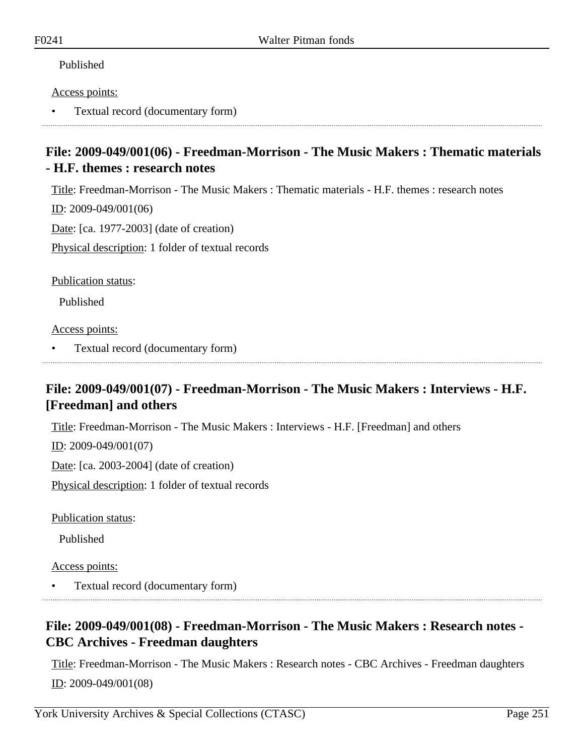Published

Access points:

- Textual record (documentary form)

---

## File: 2009-049/001(06) - Freedman-Morrison - The Music Makers : Thematic materials - H.F. themes : research notes

Title: Freedman-Morrison - The Music Makers : Thematic materials - H.F. themes : research notes

ID: 2009-049/001(06)

Date: [ca. 1977-2003] (date of creation)

Physical description: 1 folder of textual records

Publication status:

Published

Access points:

- Textual record (documentary form)

---

## File: 2009-049/001(07) - Freedman-Morrison - The Music Makers : Interviews - H.F. [Freedman] and others

Title: Freedman-Morrison - The Music Makers : Interviews - H.F. [Freedman] and others

ID: 2009-049/001(07)

Date: [ca. 2003-2004] (date of creation)

Physical description: 1 folder of textual records

Publication status:

Published

Access points:

- Textual record (documentary form)

---

## File: 2009-049/001(08) - Freedman-Morrison - The Music Makers : Research notes - CBC Archives - Freedman daughters

Title: Freedman-Morrison - The Music Makers : Research notes - CBC Archives - Freedman daughters

ID: 2009-049/001(08)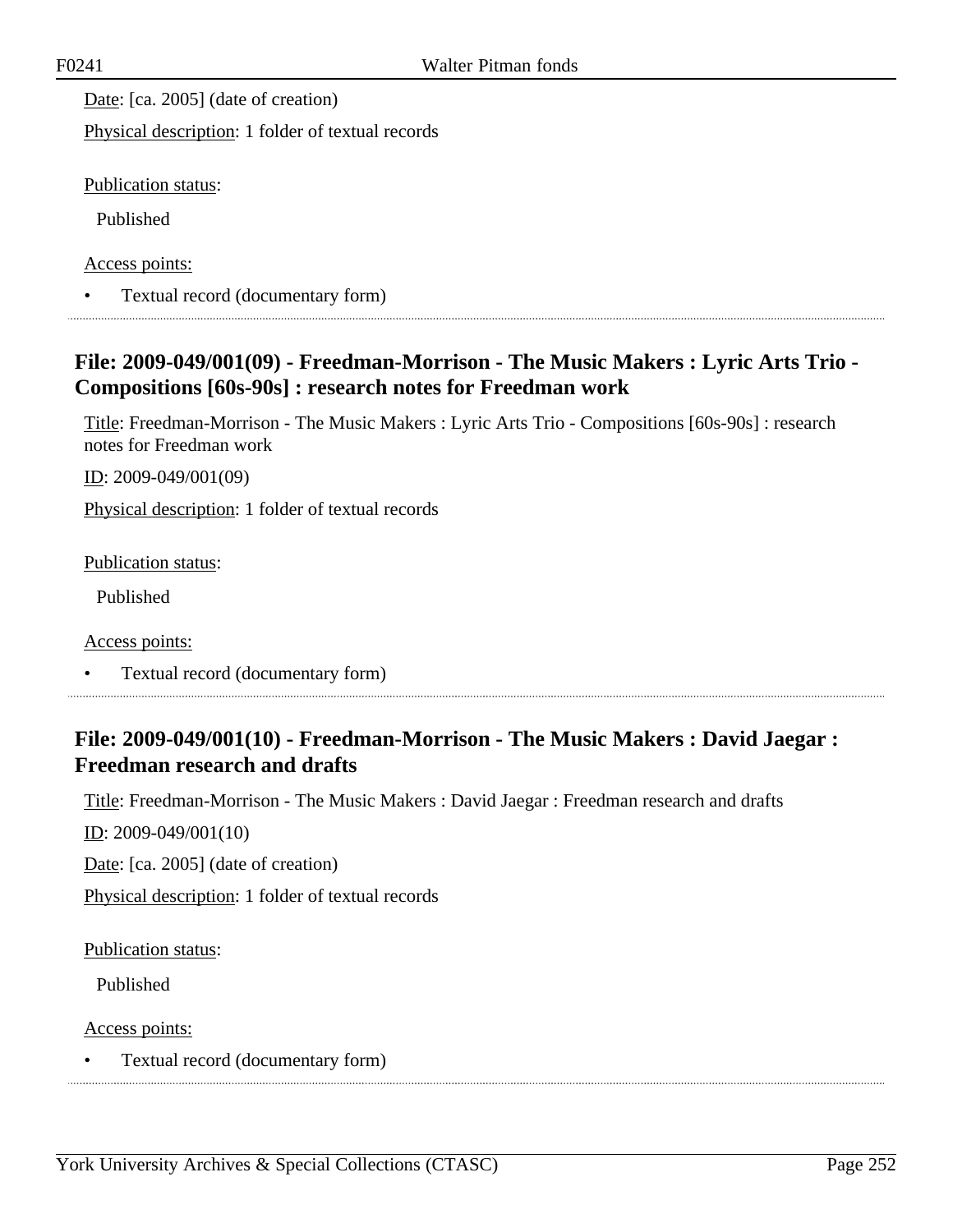Date: [ca. 2005] (date of creation)

Physical description: 1 folder of textual records

Publication status:

Published

Access points:

- Textual record (documentary form)

## File: 2009-049/001(09) - Freedman-Morrison - The Music Makers : Lyric Arts Trio - Compositions [60s-90s] : research notes for Freedman work

Title: Freedman-Morrison - The Music Makers : Lyric Arts Trio - Compositions [60s-90s] : research notes for Freedman work

ID: 2009-049/001(09)

Physical description: 1 folder of textual records

Publication status:

Published

Access points:

- Textual record (documentary form)

## File: 2009-049/001(10) - Freedman-Morrison - The Music Makers : David Jaegar : Freedman research and drafts

Title: Freedman-Morrison - The Music Makers : David Jaegar : Freedman research and drafts

ID: 2009-049/001(10)

Date: [ca. 2005] (date of creation)

Physical description: 1 folder of textual records

Publication status:

Published

Access points:

- Textual record (documentary form)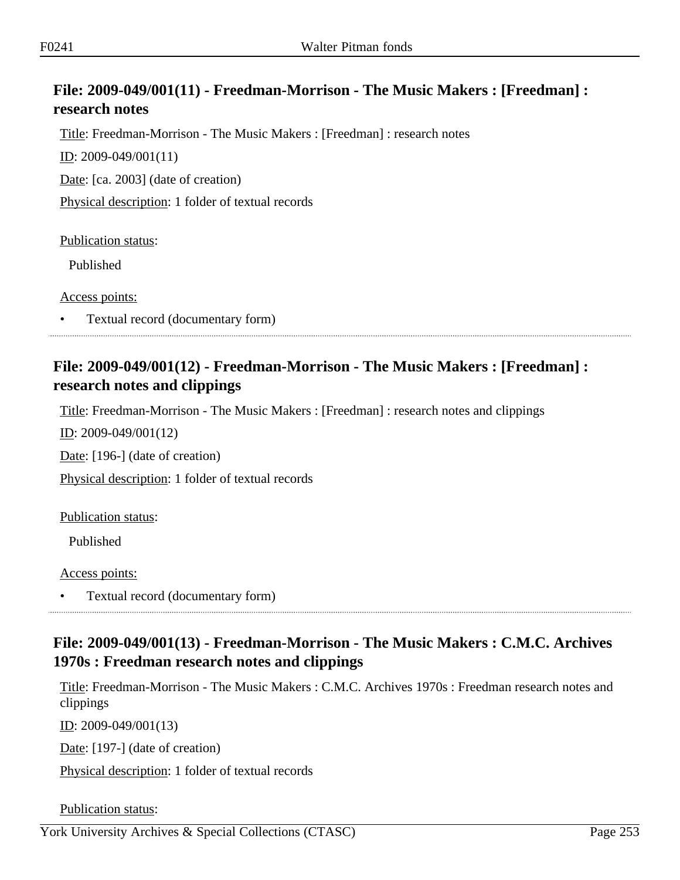## File: 2009-049/001(11) - Freedman-Morrison - The Music Makers : [Freedman] : research notes

Title: Freedman-Morrison - The Music Makers : [Freedman] : research notes

ID: 2009-049/001(11)

Date: [ca. 2003] (date of creation)

Physical description: 1 folder of textual records

Publication status:

Published

Access points:

- Textual record (documentary form)

## File: 2009-049/001(12) - Freedman-Morrison - The Music Makers : [Freedman] : research notes and clippings

Title: Freedman-Morrison - The Music Makers : [Freedman] : research notes and clippings

ID: 2009-049/001(12)

Date: [196-] (date of creation)

Physical description: 1 folder of textual records

Publication status:

Published

Access points:

- Textual record (documentary form)

## File: 2009-049/001(13) - Freedman-Morrison - The Music Makers : C.M.C. Archives 1970s : Freedman research notes and clippings

Title: Freedman-Morrison - The Music Makers : C.M.C. Archives 1970s : Freedman research notes and clippings

ID: 2009-049/001(13)

Date: [197-] (date of creation)

Physical description: 1 folder of textual records

Publication status: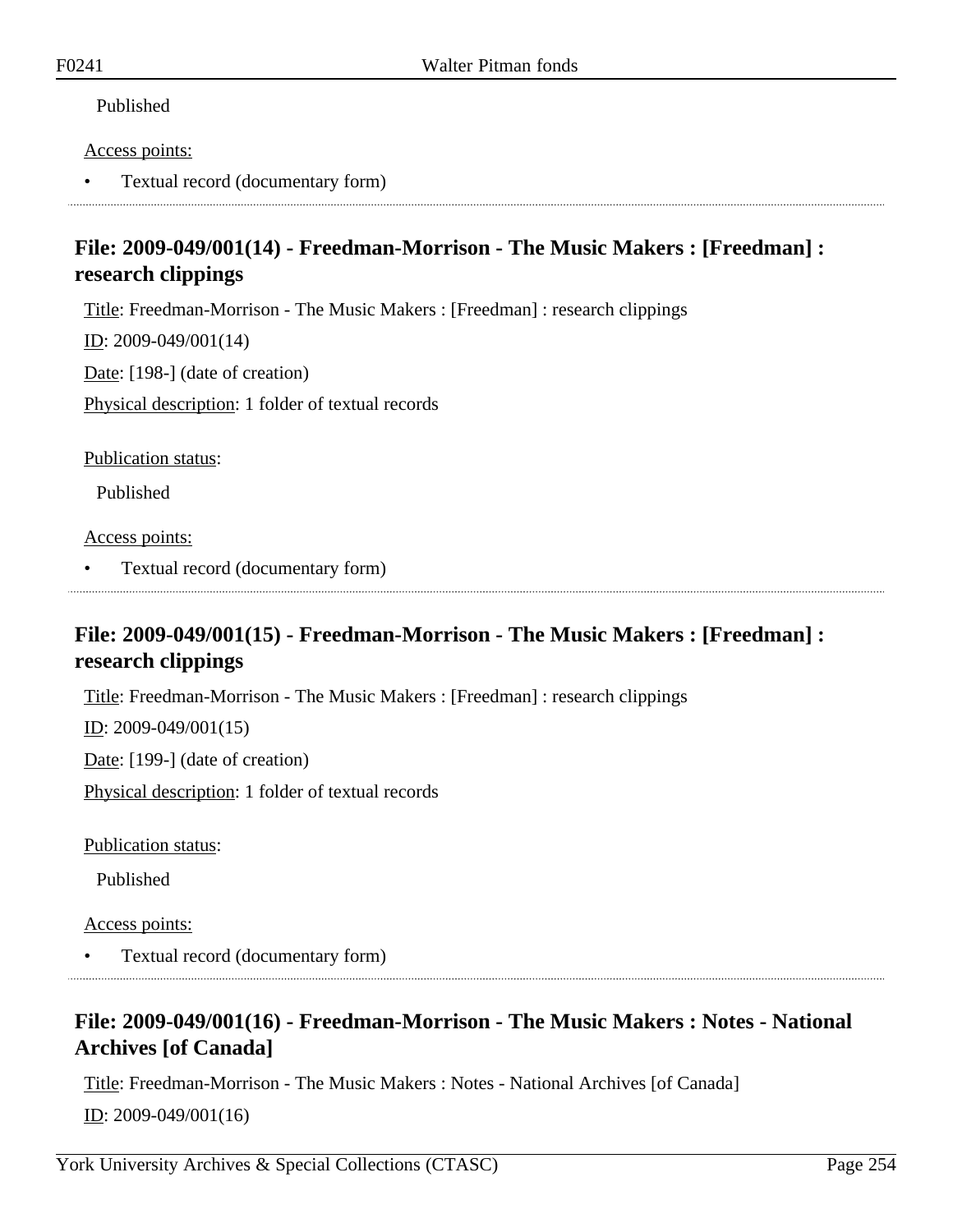Published

Access points:

- Textual record (documentary form)

## File: 2009-049/001(14) - Freedman-Morrison - The Music Makers : [Freedman] : research clippings

Title: Freedman-Morrison - The Music Makers : [Freedman] : research clippings

ID: 2009-049/001(14)

Date: [198-] (date of creation)

Physical description: 1 folder of textual records

Publication status:

Published

Access points:

- Textual record (documentary form)

## File: 2009-049/001(15) - Freedman-Morrison - The Music Makers : [Freedman] : research clippings

Title: Freedman-Morrison - The Music Makers : [Freedman] : research clippings

ID: 2009-049/001(15)

Date: [199-] (date of creation)

Physical description: 1 folder of textual records

Publication status:

Published

Access points:

- Textual record (documentary form)

## File: 2009-049/001(16) - Freedman-Morrison - The Music Makers : Notes - National Archives [of Canada]

Title: Freedman-Morrison - The Music Makers : Notes - National Archives [of Canada]

ID: 2009-049/001(16)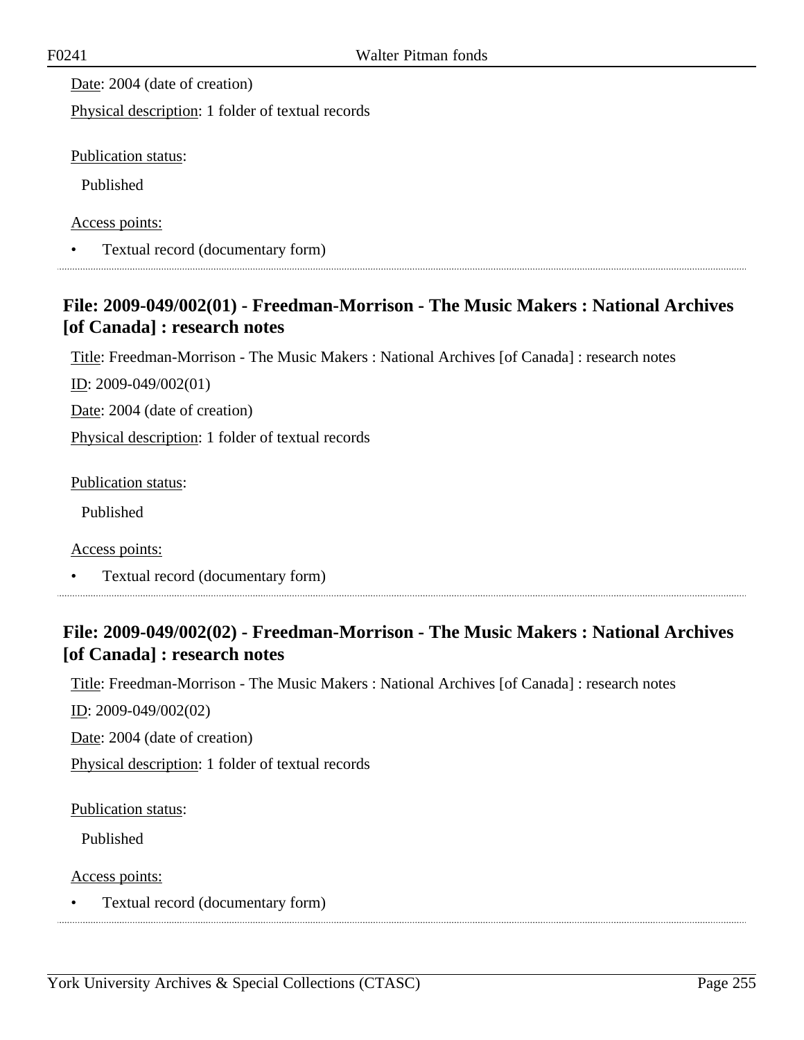Date: 2004 (date of creation)

Physical description: 1 folder of textual records

Publication status:

Published

Access points:

- Textual record (documentary form)

## File: 2009-049/002(01) - Freedman-Morrison - The Music Makers : National Archives [of Canada] : research notes

Title: Freedman-Morrison - The Music Makers : National Archives [of Canada] : research notes

ID: 2009-049/002(01)

Date: 2004 (date of creation)

Physical description: 1 folder of textual records

Publication status:

Published

Access points:

- Textual record (documentary form)

## File: 2009-049/002(02) - Freedman-Morrison - The Music Makers : National Archives [of Canada] : research notes

Title: Freedman-Morrison - The Music Makers : National Archives [of Canada] : research notes

ID: 2009-049/002(02)

Date: 2004 (date of creation)

Physical description: 1 folder of textual records

Publication status:

Published

Access points:

- Textual record (documentary form)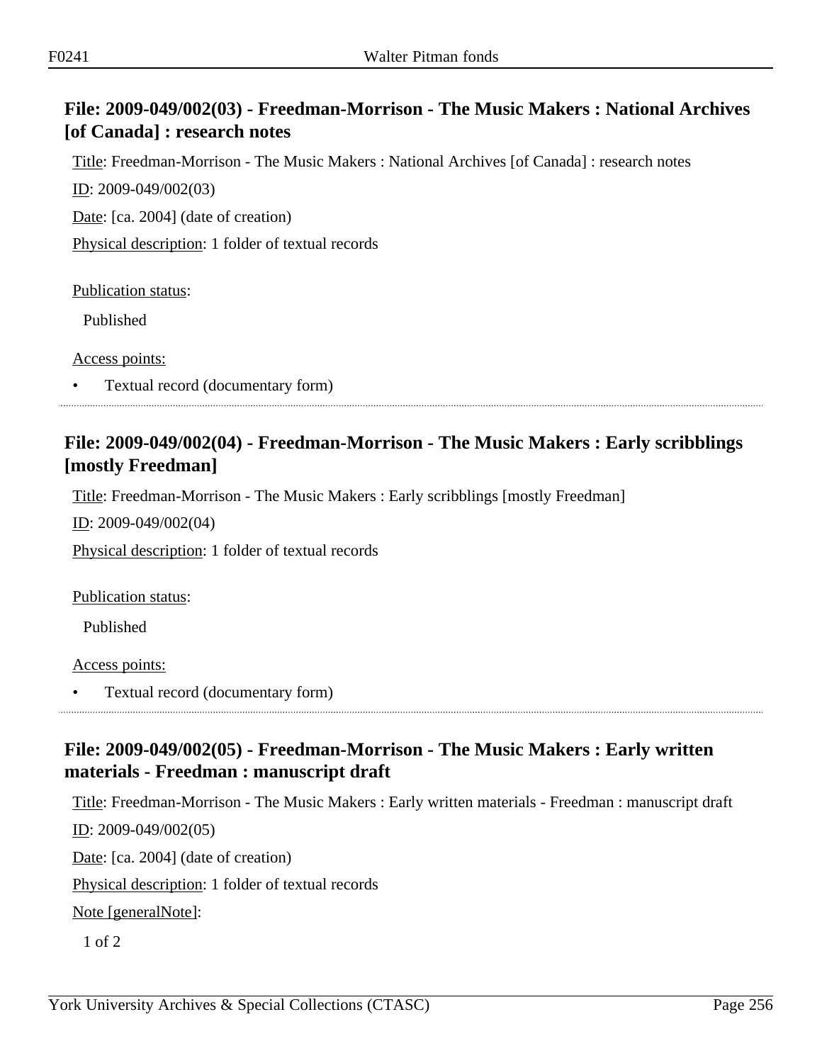## File: 2009-049/002(03) - Freedman-Morrison - The Music Makers : National Archives [of Canada] : research notes

Title: Freedman-Morrison - The Music Makers : National Archives [of Canada] : research notes

ID: 2009-049/002(03)

Date: [ca. 2004] (date of creation)

Physical description: 1 folder of textual records

Publication status:

Published

Access points:

- Textual record (documentary form)

## File: 2009-049/002(04) - Freedman-Morrison - The Music Makers : Early scribblings [mostly Freedman]

Title: Freedman-Morrison - The Music Makers : Early scribblings [mostly Freedman]

ID: 2009-049/002(04)

Physical description: 1 folder of textual records

Publication status:

Published

Access points:

- Textual record (documentary form)

## File: 2009-049/002(05) - Freedman-Morrison - The Music Makers : Early written materials - Freedman : manuscript draft

Title: Freedman-Morrison - The Music Makers : Early written materials - Freedman : manuscript draft

ID: 2009-049/002(05)

Date: [ca. 2004] (date of creation)

Physical description: 1 folder of textual records

Note [generalNote]:

1 of 2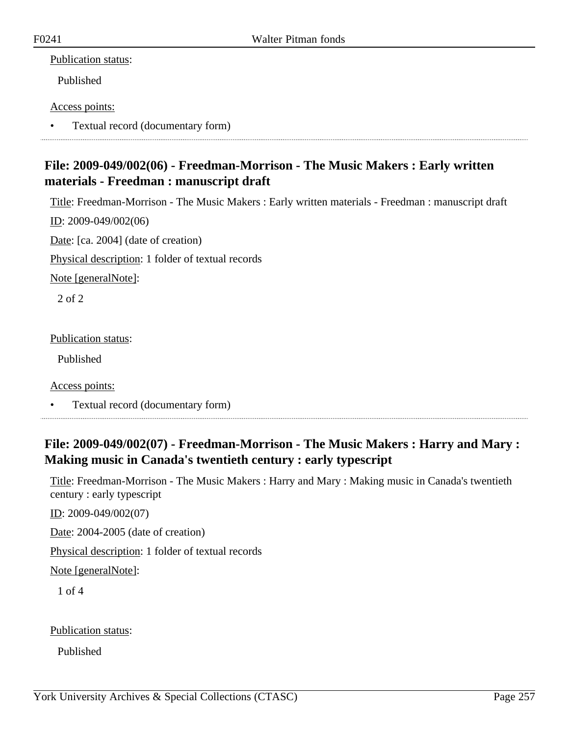Publication status:

Published

Access points:

- Textual record (documentary form)

---

## File: 2009-049/002(06) - Freedman-Morrison - The Music Makers : Early written materials - Freedman : manuscript draft

Title: Freedman-Morrison - The Music Makers : Early written materials - Freedman : manuscript draft

ID: 2009-049/002(06)

Date: [ca. 2004] (date of creation)

Physical description: 1 folder of textual records

Note [generalNote]:

2 of 2

Publication status:

Published

Access points:

- Textual record (documentary form)

---

## File: 2009-049/002(07) - Freedman-Morrison - The Music Makers : Harry and Mary : Making music in Canada's twentieth century : early typescript

Title: Freedman-Morrison - The Music Makers : Harry and Mary : Making music in Canada's twentieth century : early typescript

ID: 2009-049/002(07)

Date: 2004-2005 (date of creation)

Physical description: 1 folder of textual records

Note [generalNote]:

1 of 4

Publication status:

Published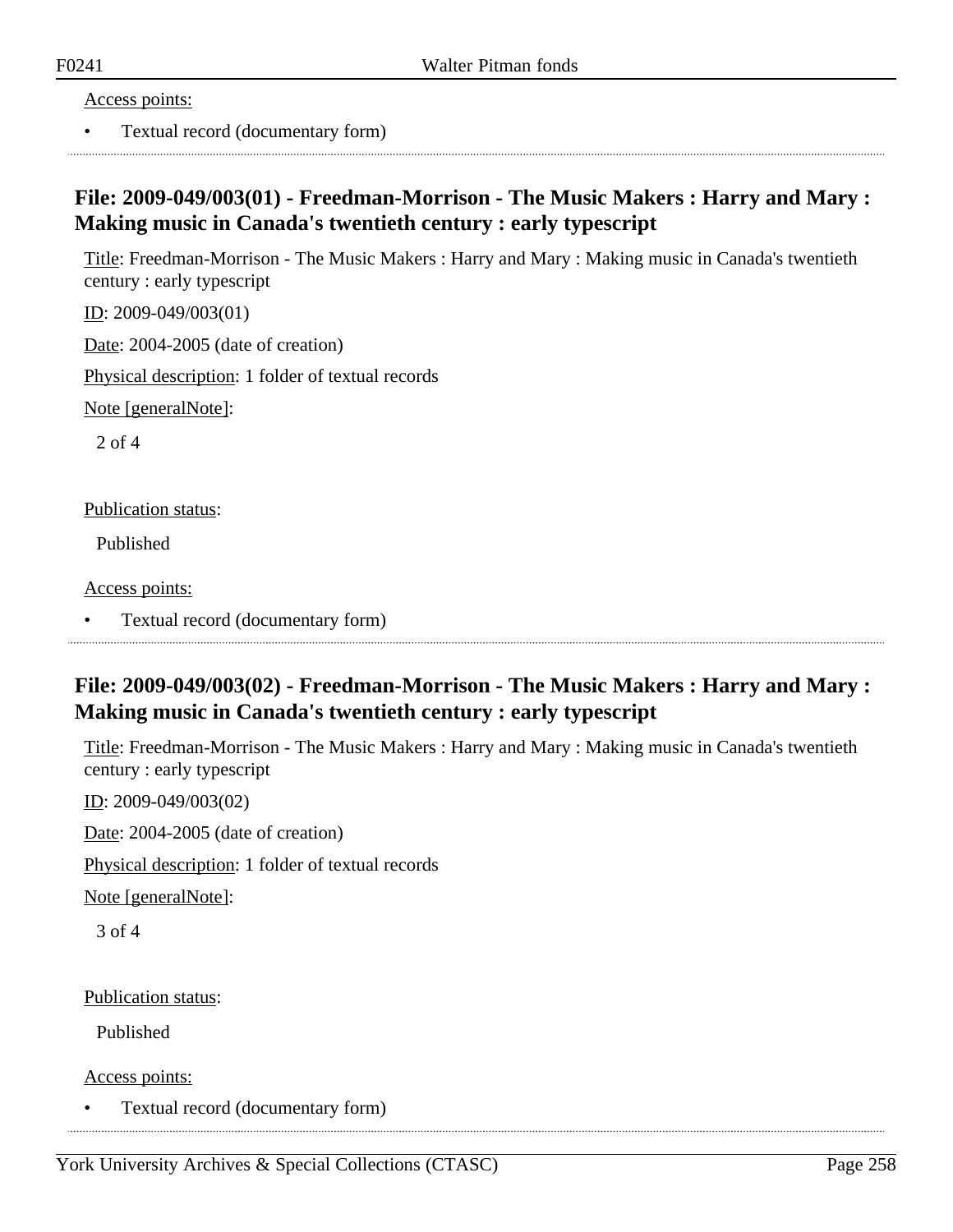Access points:

- Textual record (documentary form)

---

## File: 2009-049/003(01) - Freedman-Morrison - The Music Makers : Harry and Mary : Making music in Canada's twentieth century : early typescript

Title: Freedman-Morrison - The Music Makers : Harry and Mary : Making music in Canada's twentieth century : early typescript

ID: 2009-049/003(01)

Date: 2004-2005 (date of creation)

Physical description: 1 folder of textual records

Note [generalNote]:

2 of 4

Publication status:

Published

Access points:

- Textual record (documentary form)

---

## File: 2009-049/003(02) - Freedman-Morrison - The Music Makers : Harry and Mary : Making music in Canada's twentieth century : early typescript

Title: Freedman-Morrison - The Music Makers : Harry and Mary : Making music in Canada's twentieth century : early typescript

ID: 2009-049/003(02)

Date: 2004-2005 (date of creation)

Physical description: 1 folder of textual records

Note [generalNote]:

3 of 4

Publication status:

Published

Access points:

- Textual record (documentary form)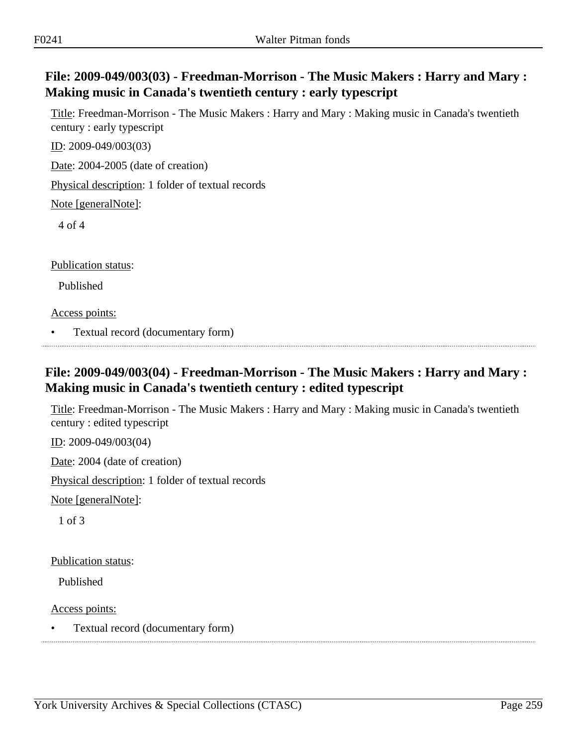## File: 2009-049/003(03) - Freedman-Morrison - The Music Makers : Harry and Mary : Making music in Canada's twentieth century : early typescript

Title: Freedman-Morrison - The Music Makers : Harry and Mary : Making music in Canada's twentieth century : early typescript

ID: 2009-049/003(03)

Date: 2004-2005 (date of creation)

Physical description: 1 folder of textual records

Note [generalNote]:

4 of 4

Publication status:

Published

Access points:

- Textual record (documentary form)

## File: 2009-049/003(04) - Freedman-Morrison - The Music Makers : Harry and Mary : Making music in Canada's twentieth century : edited typescript

Title: Freedman-Morrison - The Music Makers : Harry and Mary : Making music in Canada's twentieth century : edited typescript

ID: 2009-049/003(04)

Date: 2004 (date of creation)

Physical description: 1 folder of textual records

Note [generalNote]:

1 of 3

Publication status:

Published

Access points:

- Textual record (documentary form)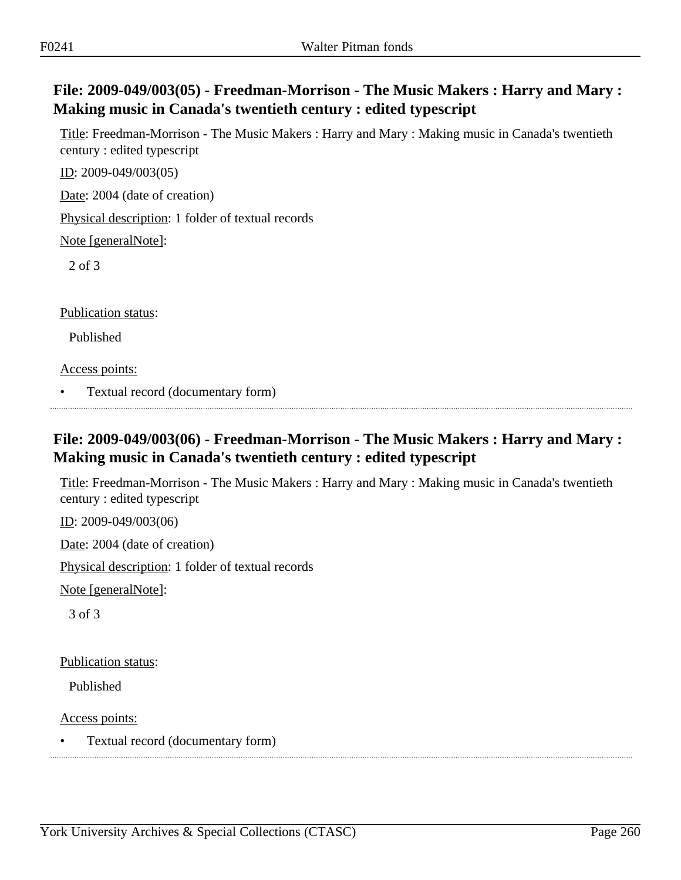## File: 2009-049/003(05) - Freedman-Morrison - The Music Makers : Harry and Mary : Making music in Canada's twentieth century : edited typescript

Title: Freedman-Morrison - The Music Makers : Harry and Mary : Making music in Canada's twentieth century : edited typescript

ID: 2009-049/003(05)

Date: 2004 (date of creation)

Physical description: 1 folder of textual records

Note [generalNote]:

2 of 3

Publication status:

Published

Access points:

- Textual record (documentary form)

## File: 2009-049/003(06) - Freedman-Morrison - The Music Makers : Harry and Mary : Making music in Canada's twentieth century : edited typescript

Title: Freedman-Morrison - The Music Makers : Harry and Mary : Making music in Canada's twentieth century : edited typescript

ID: 2009-049/003(06)

Date: 2004 (date of creation)

Physical description: 1 folder of textual records

Note [generalNote]:

3 of 3

Publication status:

Published

Access points:

- Textual record (documentary form)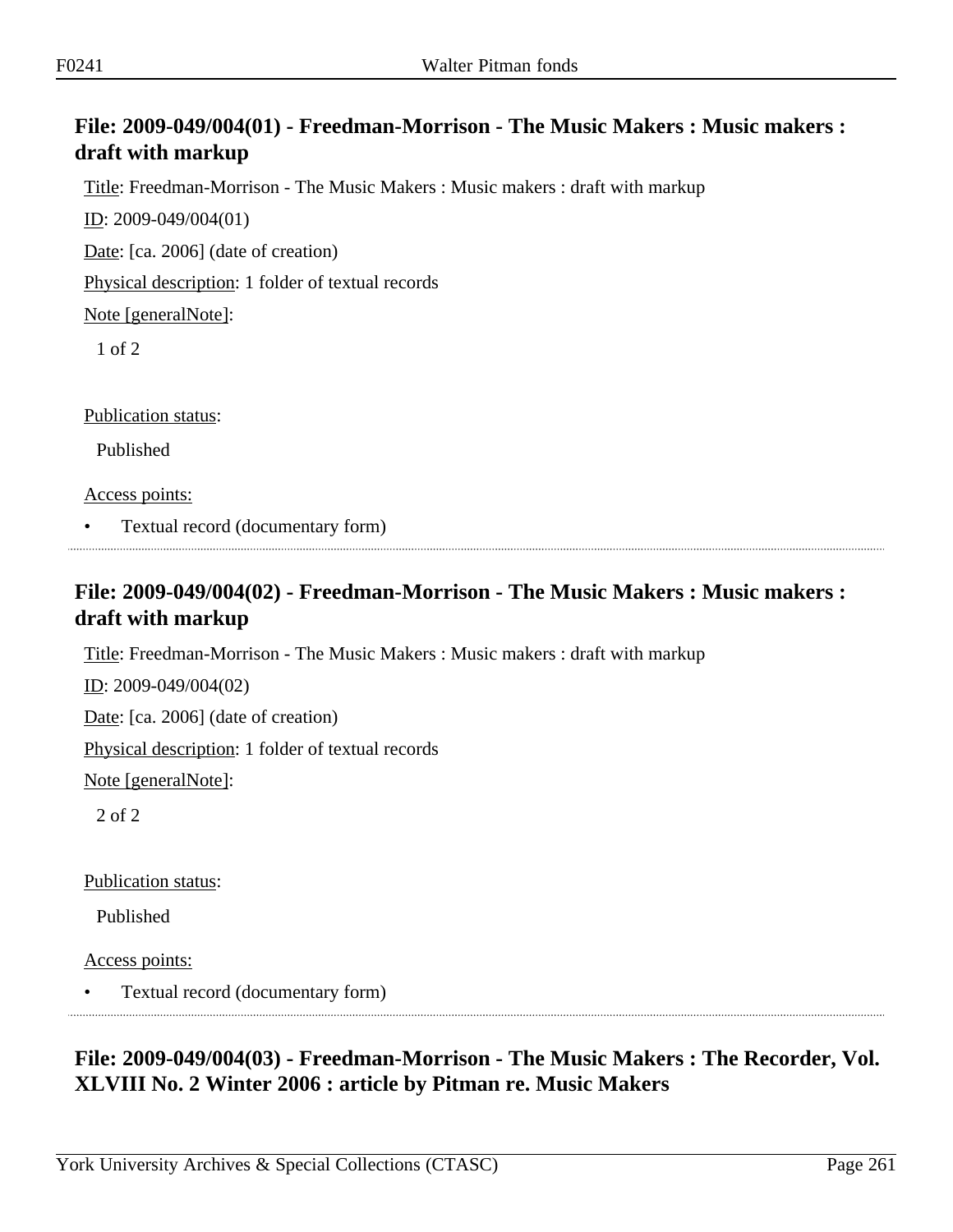## File: 2009-049/004(01) - Freedman-Morrison - The Music Makers : Music makers : draft with markup

Title: Freedman-Morrison - The Music Makers : Music makers : draft with markup

ID: 2009-049/004(01)

Date: [ca. 2006] (date of creation)

Physical description: 1 folder of textual records

Note [generalNote]:

1 of 2

Publication status:

Published

Access points:

- Textual record (documentary form)

## File: 2009-049/004(02) - Freedman-Morrison - The Music Makers : Music makers : draft with markup

Title: Freedman-Morrison - The Music Makers : Music makers : draft with markup

ID: 2009-049/004(02)

Date: [ca. 2006] (date of creation)

Physical description: 1 folder of textual records

Note [generalNote]:

2 of 2

Publication status:

Published

Access points:

- Textual record (documentary form)

## File: 2009-049/004(03) - Freedman-Morrison - The Music Makers : The Recorder, Vol. XLVIII No. 2 Winter 2006 : article by Pitman re. Music Makers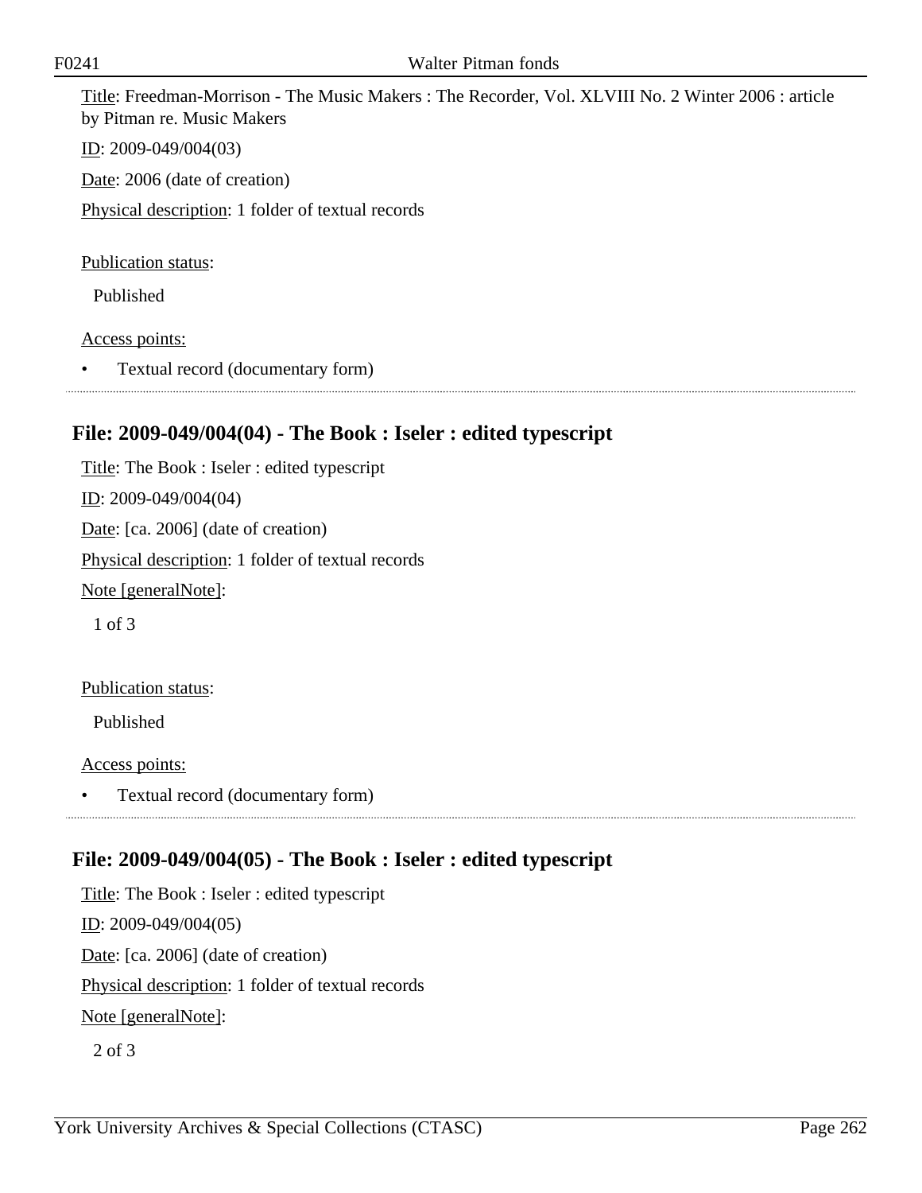Title: Freedman-Morrison - The Music Makers : The Recorder, Vol. XLVIII No. 2 Winter 2006 : article by Pitman re. Music Makers

ID: 2009-049/004(03)

Date: 2006 (date of creation)

Physical description: 1 folder of textual records

Publication status:

Published

Access points:

- Textual record (documentary form)

## File: 2009-049/004(04) - The Book : Iseler : edited typescript

Title: The Book : Iseler : edited typescript

ID: 2009-049/004(04)

Date: [ca. 2006] (date of creation)

Physical description: 1 folder of textual records

Note [generalNote]:

1 of 3

Publication status:

Published

Access points:

- Textual record (documentary form)

## File: 2009-049/004(05) - The Book : Iseler : edited typescript

Title: The Book : Iseler : edited typescript

ID: 2009-049/004(05)

Date: [ca. 2006] (date of creation)

Physical description: 1 folder of textual records

Note [generalNote]:

2 of 3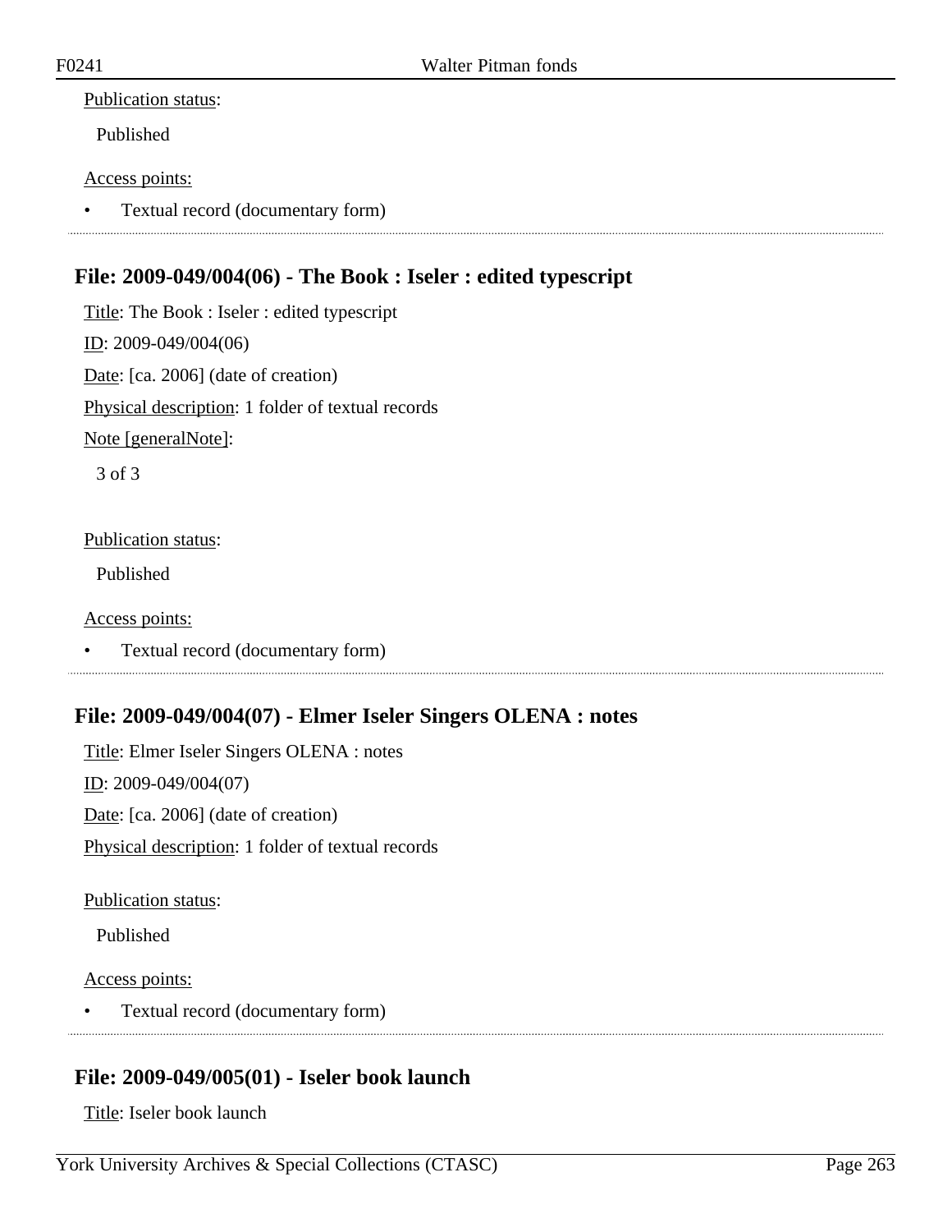Publication status:

Published

Access points:

- Textual record (documentary form)

## File: 2009-049/004(06) - The Book : Iseler : edited typescript

Title: The Book : Iseler : edited typescript

ID: 2009-049/004(06)

Date: [ca. 2006] (date of creation)

Physical description: 1 folder of textual records

Note [generalNote]:

3 of 3

Publication status:

Published

Access points:

- Textual record (documentary form)

## File: 2009-049/004(07) - Elmer Iseler Singers OLENA : notes

Title: Elmer Iseler Singers OLENA : notes

ID: 2009-049/004(07)

Date: [ca. 2006] (date of creation)

Physical description: 1 folder of textual records

Publication status:

Published

Access points:

- Textual record (documentary form)

## File: 2009-049/005(01) - Iseler book launch

Title: Iseler book launch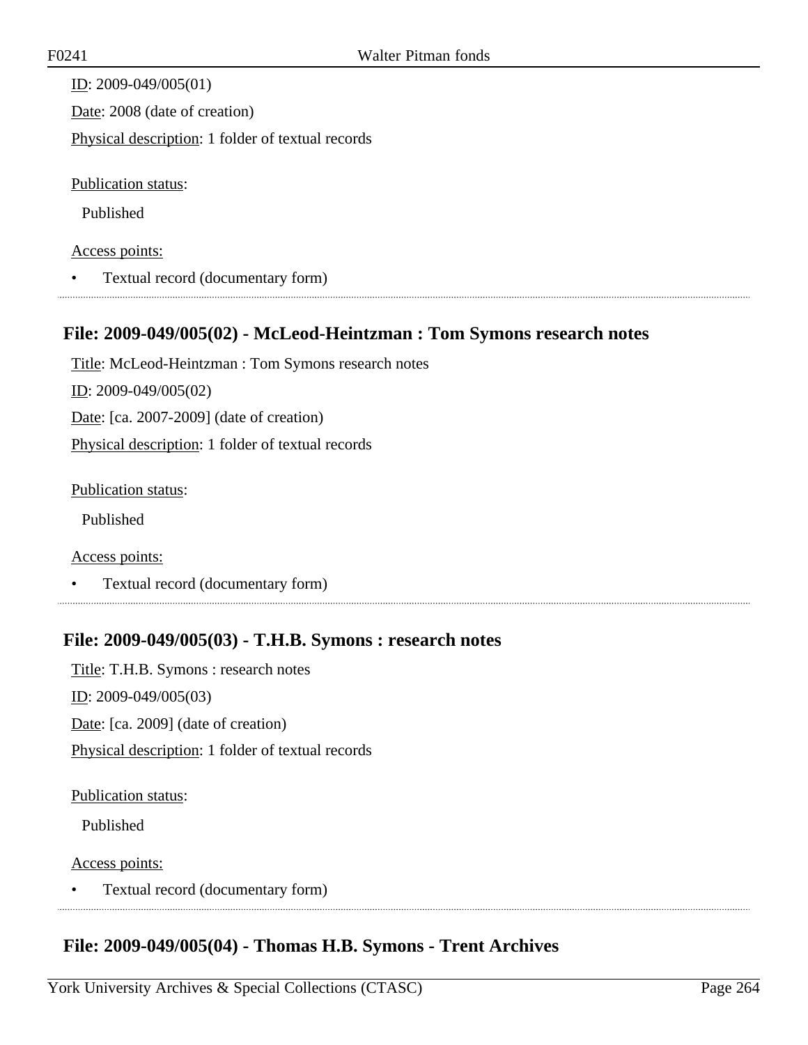ID: 2009-049/005(01)

Date: 2008 (date of creation)

Physical description: 1 folder of textual records

Publication status:

Published

Access points:

- Textual record (documentary form)

## File: 2009-049/005(02) - McLeod-Heintzman : Tom Symons research notes

Title: McLeod-Heintzman : Tom Symons research notes

ID: 2009-049/005(02)

Date: [ca. 2007-2009] (date of creation)

Physical description: 1 folder of textual records

Publication status:

Published

Access points:

- Textual record (documentary form)

## File: 2009-049/005(03) - T.H.B. Symons : research notes

Title: T.H.B. Symons : research notes

ID: 2009-049/005(03)

Date: [ca. 2009] (date of creation)

Physical description: 1 folder of textual records

Publication status:

Published

Access points:

- Textual record (documentary form)

## File: 2009-049/005(04) - Thomas H.B. Symons - Trent Archives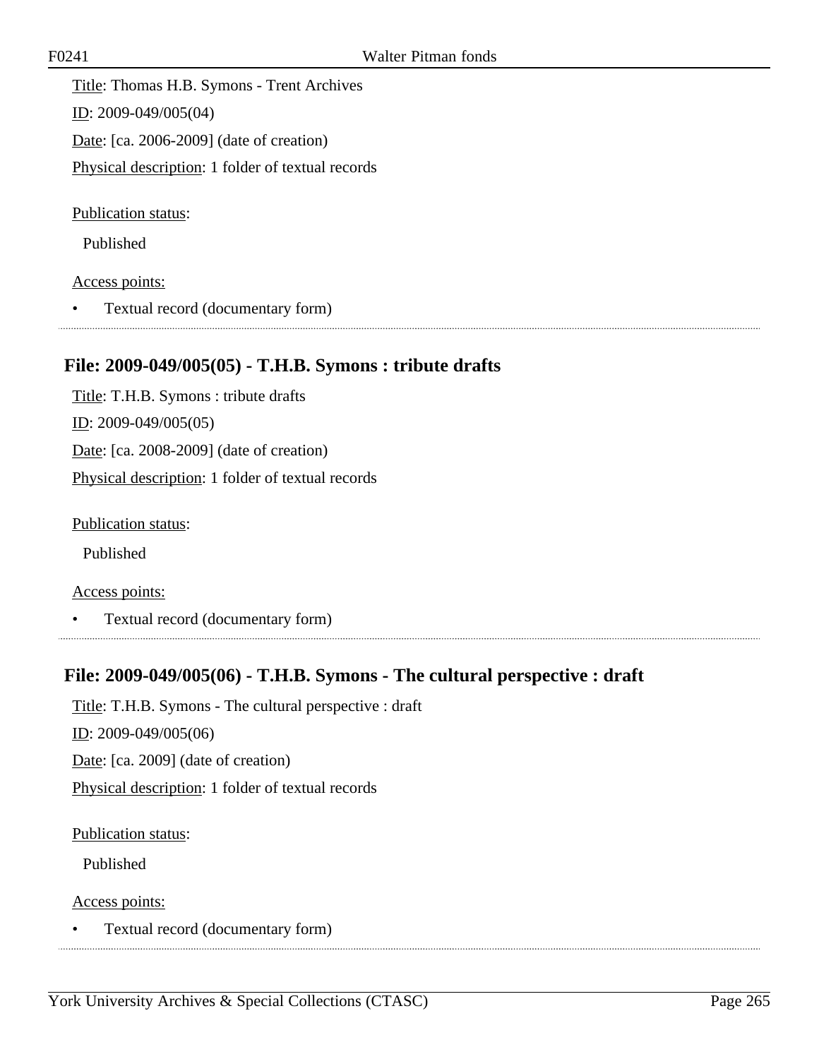Title: Thomas H.B. Symons - Trent Archives

ID: 2009-049/005(04)

Date: [ca. 2006-2009] (date of creation)

Physical description: 1 folder of textual records

Publication status:

Published

Access points:

- Textual record (documentary form)

## File: 2009-049/005(05) - T.H.B. Symons : tribute drafts

Title: T.H.B. Symons : tribute drafts

ID: 2009-049/005(05)

Date: [ca. 2008-2009] (date of creation)

Physical description: 1 folder of textual records

Publication status:

Published

Access points:

- Textual record (documentary form)

## File: 2009-049/005(06) - T.H.B. Symons - The cultural perspective : draft

Title: T.H.B. Symons - The cultural perspective : draft

ID: 2009-049/005(06)

Date: [ca. 2009] (date of creation)

Physical description: 1 folder of textual records

Publication status:

Published

Access points:

- Textual record (documentary form)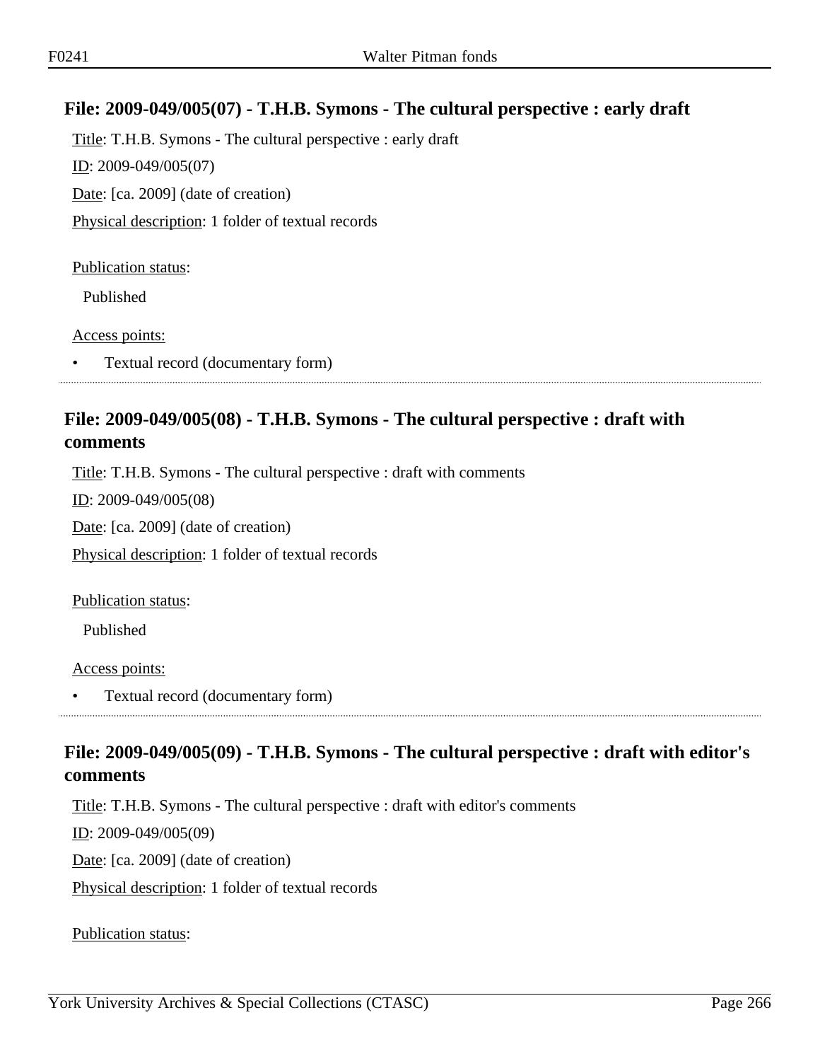## File: 2009-049/005(07) - T.H.B. Symons - The cultural perspective : early draft

Title: T.H.B. Symons - The cultural perspective : early draft

ID: 2009-049/005(07)

Date: [ca. 2009] (date of creation)

Physical description: 1 folder of textual records

Publication status:

Published

Access points:

- Textual record (documentary form)

## File: 2009-049/005(08) - T.H.B. Symons - The cultural perspective : draft with comments

Title: T.H.B. Symons - The cultural perspective : draft with comments

ID: 2009-049/005(08)

Date: [ca. 2009] (date of creation)

Physical description: 1 folder of textual records

Publication status:

Published

Access points:

- Textual record (documentary form)

## File: 2009-049/005(09) - T.H.B. Symons - The cultural perspective : draft with editor's comments

Title: T.H.B. Symons - The cultural perspective : draft with editor's comments

ID: 2009-049/005(09)

Date: [ca. 2009] (date of creation)

Physical description: 1 folder of textual records

Publication status: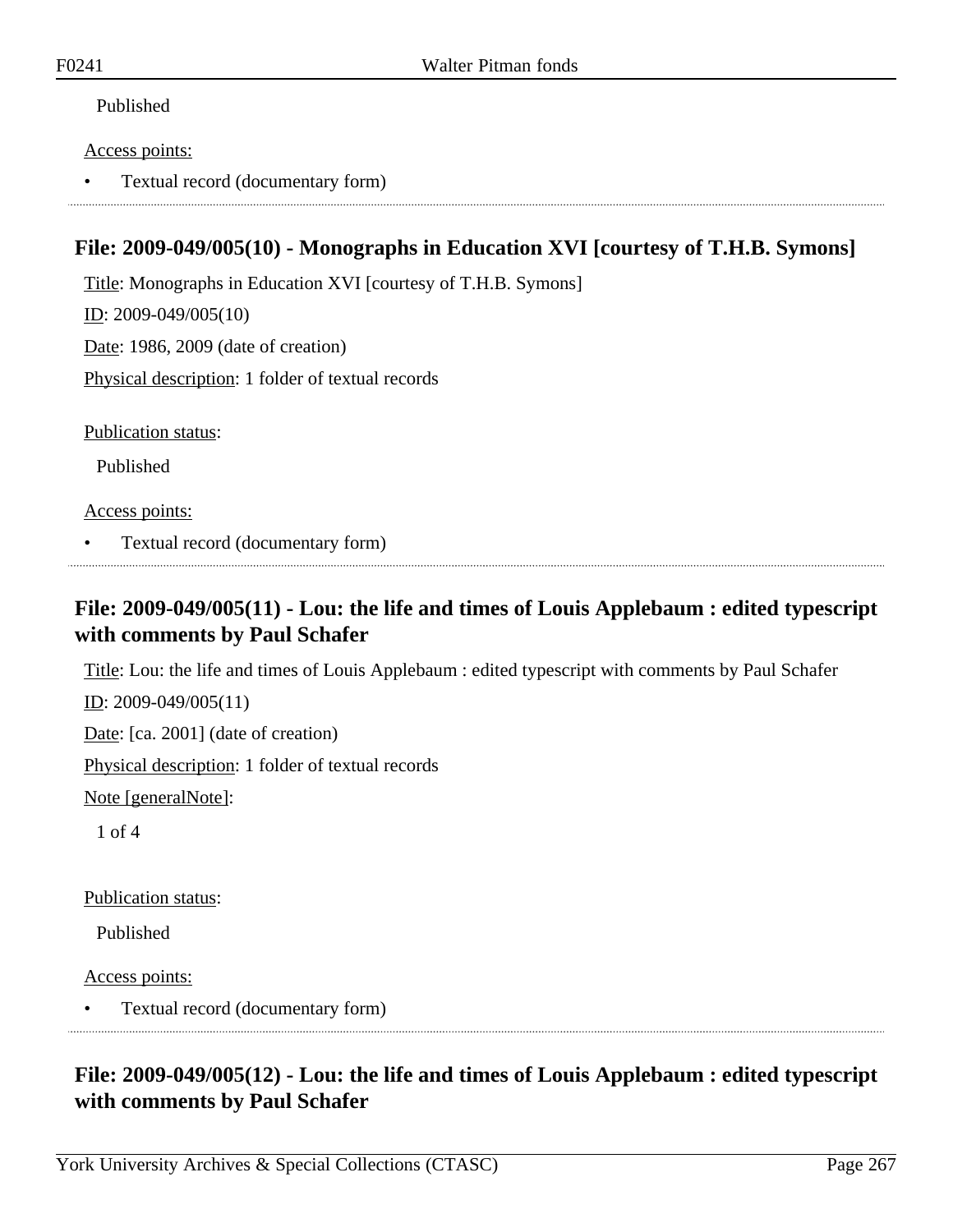Published

Access points:

- Textual record (documentary form)

## File: 2009-049/005(10) - Monographs in Education XVI [courtesy of T.H.B. Symons]

Title: Monographs in Education XVI [courtesy of T.H.B. Symons]

ID: 2009-049/005(10)

Date: 1986, 2009 (date of creation)

Physical description: 1 folder of textual records

Publication status:

Published

Access points:

- Textual record (documentary form)

## File: 2009-049/005(11) - Lou: the life and times of Louis Applebaum : edited typescript with comments by Paul Schafer

Title: Lou: the life and times of Louis Applebaum : edited typescript with comments by Paul Schafer

ID: 2009-049/005(11)

Date: [ca. 2001] (date of creation)

Physical description: 1 folder of textual records

Note [generalNote]:

1 of 4

Publication status:

Published

Access points:

- Textual record (documentary form)

## File: 2009-049/005(12) - Lou: the life and times of Louis Applebaum : edited typescript with comments by Paul Schafer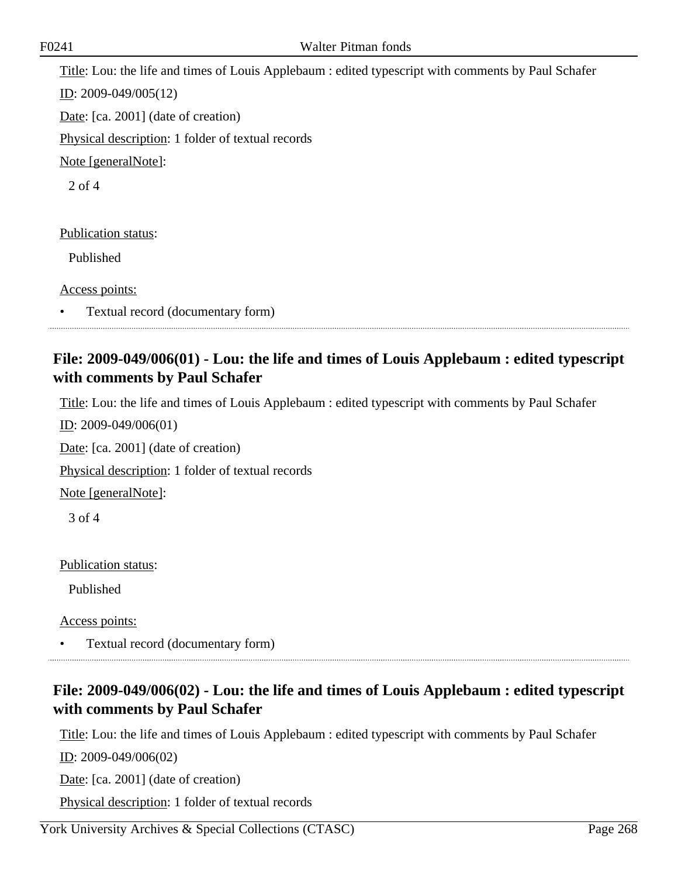Title: Lou: the life and times of Louis Applebaum : edited typescript with comments by Paul Schafer

ID: 2009-049/005(12)

Date: [ca. 2001] (date of creation)

Physical description: 1 folder of textual records

Note [generalNote]:

2 of 4

Publication status:

Published

Access points:

- Textual record (documentary form)

## File: 2009-049/006(01) - Lou: the life and times of Louis Applebaum : edited typescript with comments by Paul Schafer

Title: Lou: the life and times of Louis Applebaum : edited typescript with comments by Paul Schafer

ID: 2009-049/006(01)

Date: [ca. 2001] (date of creation)

Physical description: 1 folder of textual records

Note [generalNote]:

3 of 4

Publication status:

Published

Access points:

- Textual record (documentary form)

## File: 2009-049/006(02) - Lou: the life and times of Louis Applebaum : edited typescript with comments by Paul Schafer

Title: Lou: the life and times of Louis Applebaum : edited typescript with comments by Paul Schafer

ID: 2009-049/006(02)

Date: [ca. 2001] (date of creation)

Physical description: 1 folder of textual records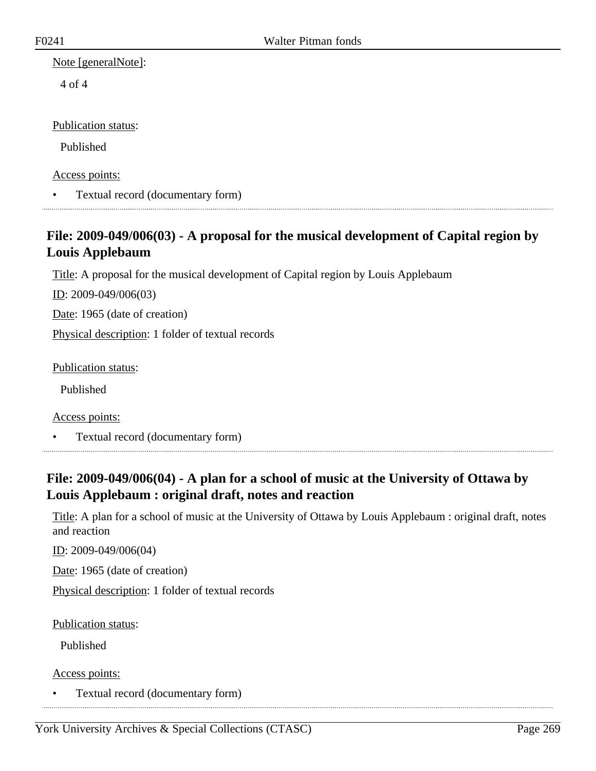Note [generalNote]:

4 of 4

Publication status:

Published

Access points:

- Textual record (documentary form)

## File: 2009-049/006(03) - A proposal for the musical development of Capital region by Louis Applebaum

Title: A proposal for the musical development of Capital region by Louis Applebaum

ID: 2009-049/006(03)

Date: 1965 (date of creation)

Physical description: 1 folder of textual records

Publication status:

Published

Access points:

- Textual record (documentary form)

## File: 2009-049/006(04) - A plan for a school of music at the University of Ottawa by Louis Applebaum : original draft, notes and reaction

Title: A plan for a school of music at the University of Ottawa by Louis Applebaum : original draft, notes and reaction

ID: 2009-049/006(04)

Date: 1965 (date of creation)

Physical description: 1 folder of textual records

Publication status:

Published

Access points:

- Textual record (documentary form)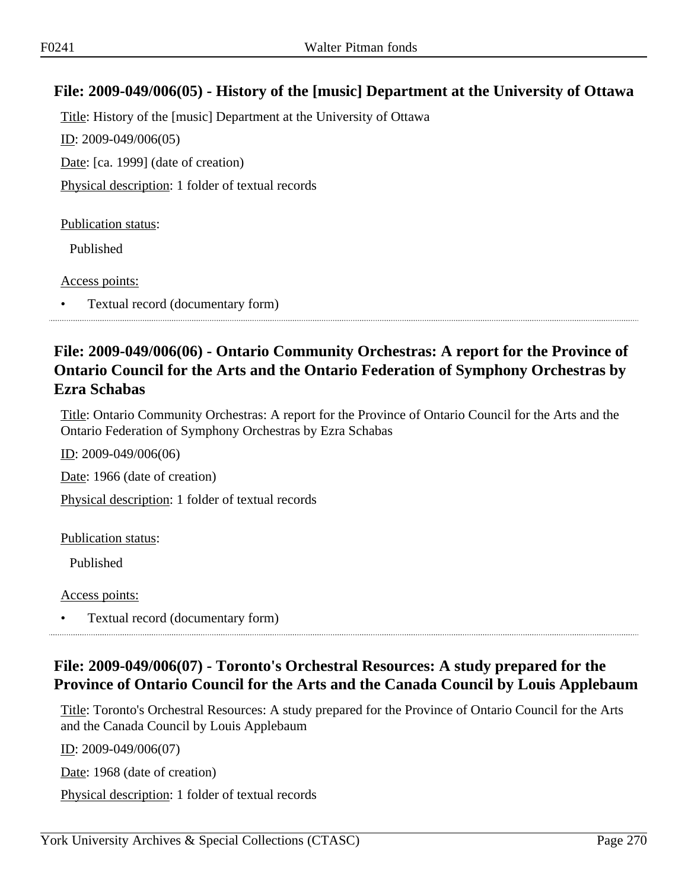## File: 2009-049/006(05) - History of the [music] Department at the University of Ottawa

Title: History of the [music] Department at the University of Ottawa

ID: 2009-049/006(05)

Date: [ca. 1999] (date of creation)

Physical description: 1 folder of textual records

Publication status:

Published

Access points:

- Textual record (documentary form)

## File: 2009-049/006(06) - Ontario Community Orchestras: A report for the Province of Ontario Council for the Arts and the Ontario Federation of Symphony Orchestras by Ezra Schabas

Title: Ontario Community Orchestras: A report for the Province of Ontario Council for the Arts and the Ontario Federation of Symphony Orchestras by Ezra Schabas

ID: 2009-049/006(06)

Date: 1966 (date of creation)

Physical description: 1 folder of textual records

Publication status:

Published

Access points:

- Textual record (documentary form)

## File: 2009-049/006(07) - Toronto's Orchestral Resources: A study prepared for the Province of Ontario Council for the Arts and the Canada Council by Louis Applebaum

Title: Toronto's Orchestral Resources: A study prepared for the Province of Ontario Council for the Arts and the Canada Council by Louis Applebaum

ID: 2009-049/006(07)

Date: 1968 (date of creation)

Physical description: 1 folder of textual records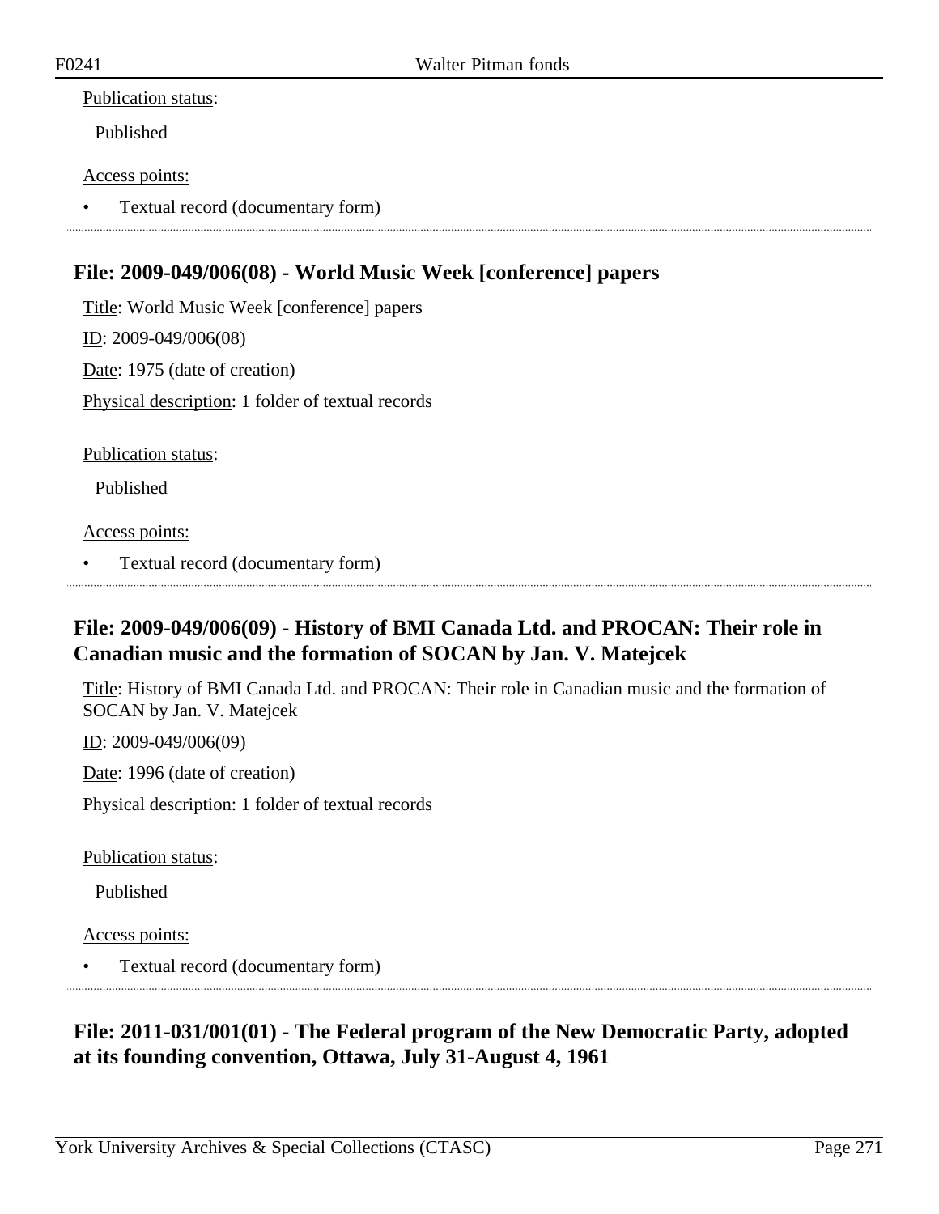Publication status:

Published

Access points:

- Textual record (documentary form)

## File: 2009-049/006(08) - World Music Week [conference] papers

Title: World Music Week [conference] papers

ID: 2009-049/006(08)

Date: 1975 (date of creation)

Physical description: 1 folder of textual records

Publication status:

Published

Access points:

- Textual record (documentary form)

## File: 2009-049/006(09) - History of BMI Canada Ltd. and PROCAN: Their role in Canadian music and the formation of SOCAN by Jan. V. Matejcek

Title: History of BMI Canada Ltd. and PROCAN: Their role in Canadian music and the formation of SOCAN by Jan. V. Matejcek

ID: 2009-049/006(09)

Date: 1996 (date of creation)

Physical description: 1 folder of textual records

Publication status:

Published

Access points:

- Textual record (documentary form)

## File: 2011-031/001(01) - The Federal program of the New Democratic Party, adopted at its founding convention, Ottawa, July 31-August 4, 1961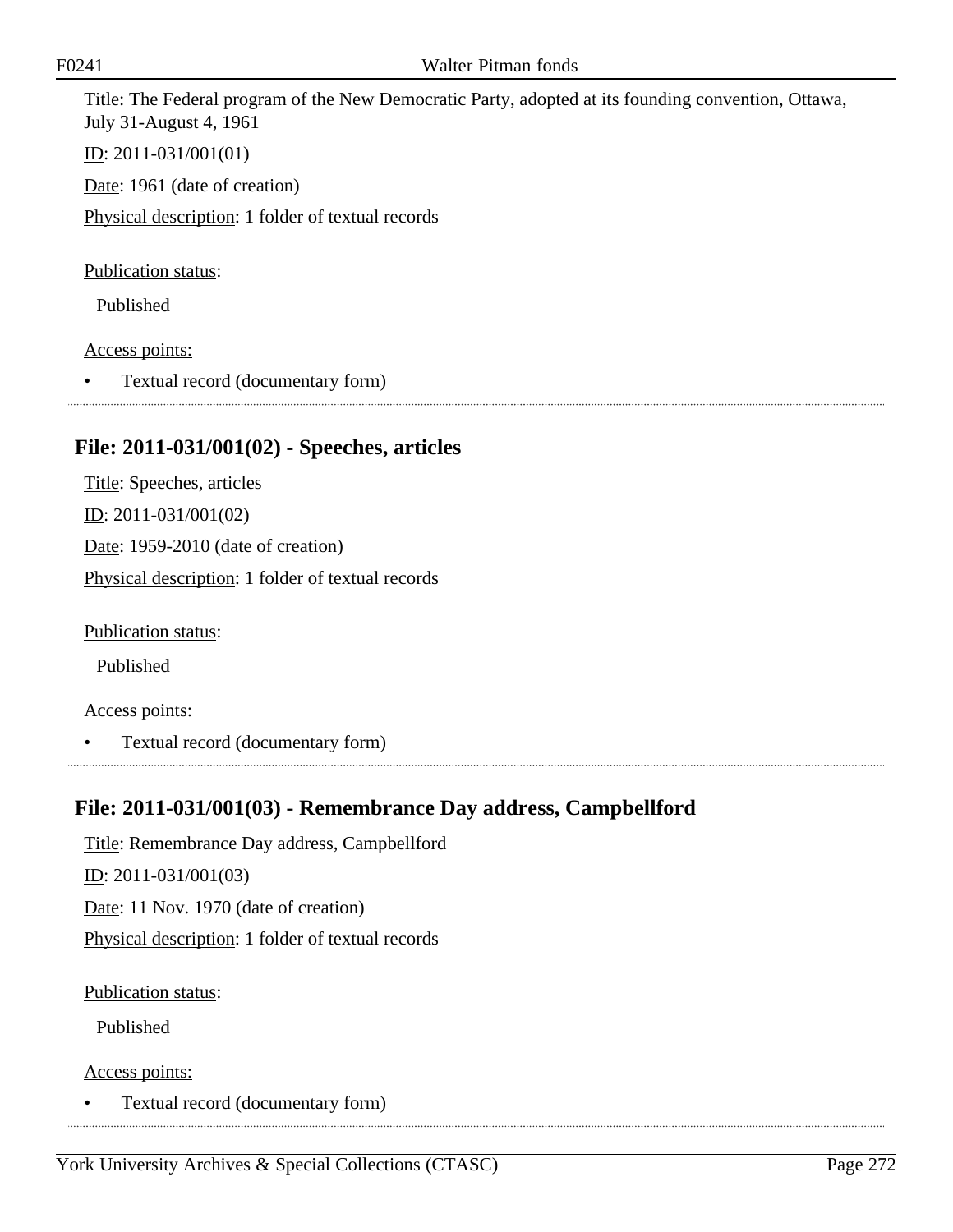Title: The Federal program of the New Democratic Party, adopted at its founding convention, Ottawa, July 31-August 4, 1961

ID: 2011-031/001(01)

Date: 1961 (date of creation)

Physical description: 1 folder of textual records

Publication status:

Published

Access points:

- Textual record (documentary form)

## File: 2011-031/001(02) - Speeches, articles

Title: Speeches, articles

ID: 2011-031/001(02)

Date: 1959-2010 (date of creation)

Physical description: 1 folder of textual records

Publication status:

Published

Access points:

- Textual record (documentary form)

## File: 2011-031/001(03) - Remembrance Day address, Campbellford

Title: Remembrance Day address, Campbellford

ID: 2011-031/001(03)

Date: 11 Nov. 1970 (date of creation)

Physical description: 1 folder of textual records

Publication status:

Published

Access points:

- Textual record (documentary form)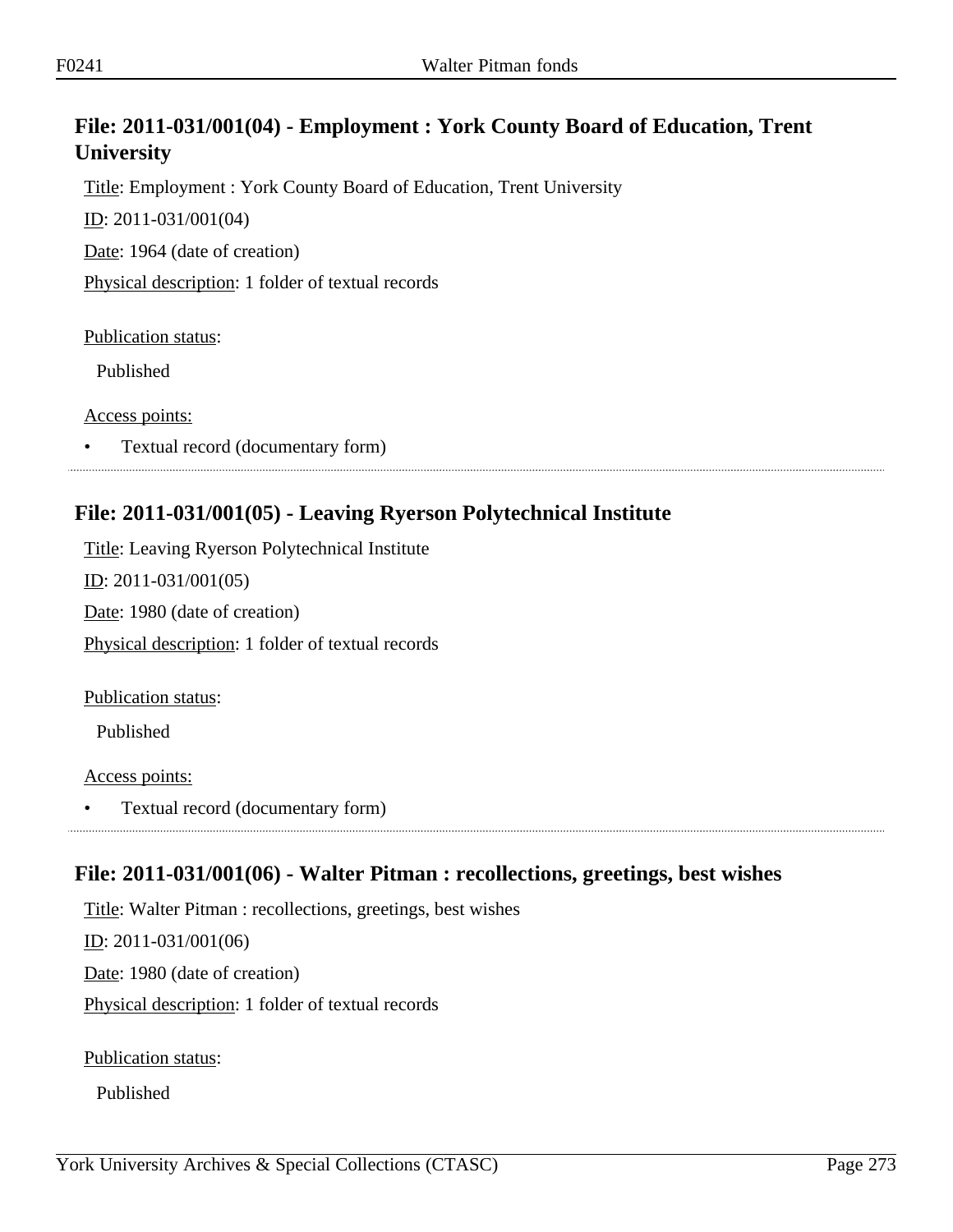## File: 2011-031/001(04) - Employment : York County Board of Education, Trent University

Title: Employment : York County Board of Education, Trent University

ID: 2011-031/001(04)

Date: 1964 (date of creation)

Physical description: 1 folder of textual records

Publication status:

Published

Access points:

- Textual record (documentary form)

## File: 2011-031/001(05) - Leaving Ryerson Polytechnical Institute

Title: Leaving Ryerson Polytechnical Institute

ID: 2011-031/001(05)

Date: 1980 (date of creation)

Physical description: 1 folder of textual records

Publication status:

Published

Access points:

- Textual record (documentary form)

## File: 2011-031/001(06) - Walter Pitman : recollections, greetings, best wishes

Title: Walter Pitman : recollections, greetings, best wishes

ID: 2011-031/001(06)

Date: 1980 (date of creation)

Physical description: 1 folder of textual records

Publication status:

Published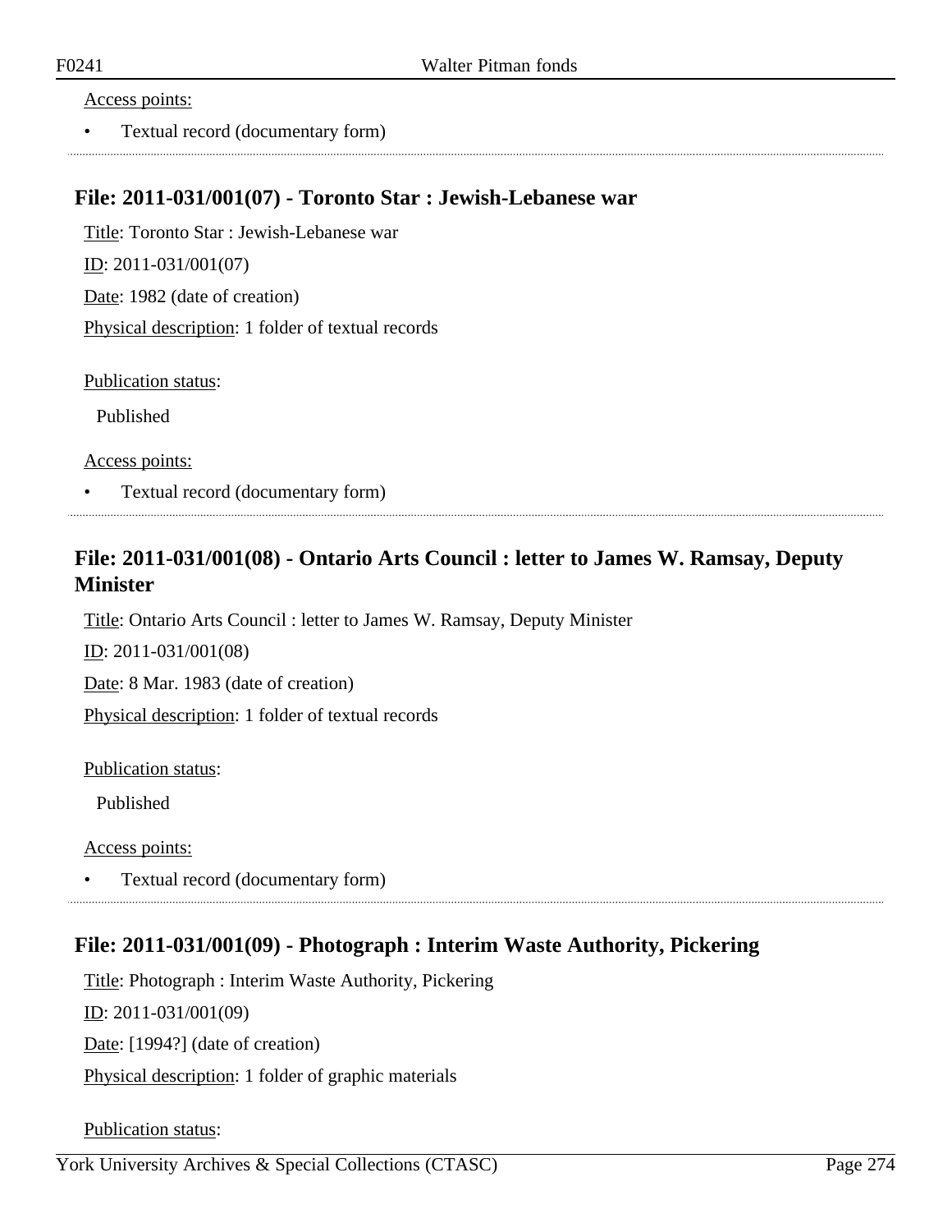Access points:

- Textual record (documentary form)

## File: 2011-031/001(07) - Toronto Star : Jewish-Lebanese war

Title: Toronto Star : Jewish-Lebanese war

ID: 2011-031/001(07)

Date: 1982 (date of creation)

Physical description: 1 folder of textual records

Publication status:

Published

Access points:

- Textual record (documentary form)

## File: 2011-031/001(08) - Ontario Arts Council : letter to James W. Ramsay, Deputy Minister

Title: Ontario Arts Council : letter to James W. Ramsay, Deputy Minister

ID: 2011-031/001(08)

Date: 8 Mar. 1983 (date of creation)

Physical description: 1 folder of textual records

Publication status:

Published

Access points:

- Textual record (documentary form)

## File: 2011-031/001(09) - Photograph : Interim Waste Authority, Pickering

Title: Photograph : Interim Waste Authority, Pickering

ID: 2011-031/001(09)

Date: [1994?] (date of creation)

Physical description: 1 folder of graphic materials

Publication status: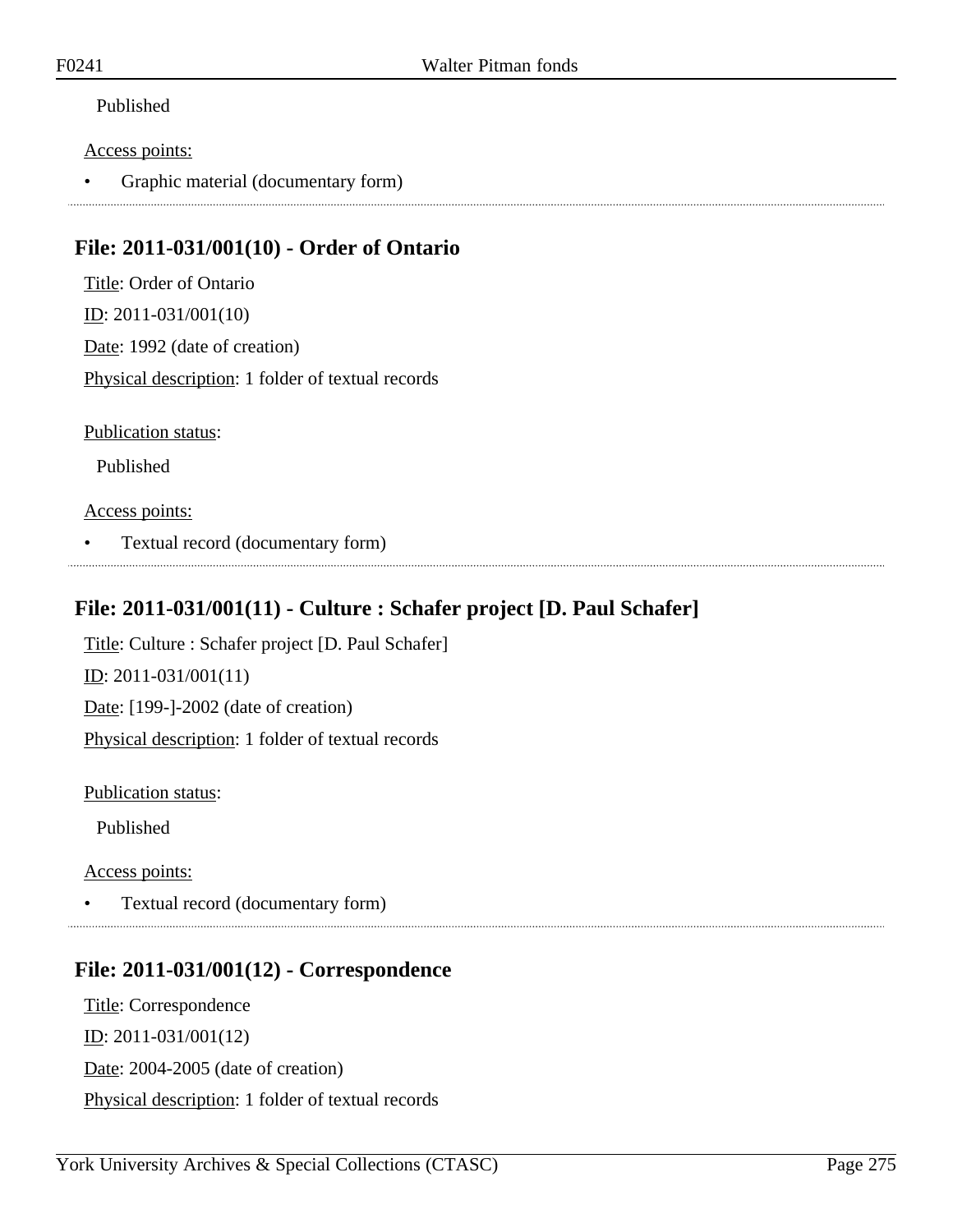Published

Access points:

- Graphic material (documentary form)

## File: 2011-031/001(10) - Order of Ontario

Title: Order of Ontario

ID: 2011-031/001(10)

Date: 1992 (date of creation)

Physical description: 1 folder of textual records

Publication status:

Published

Access points:

- Textual record (documentary form)

## File: 2011-031/001(11) - Culture : Schafer project [D. Paul Schafer]

Title: Culture : Schafer project [D. Paul Schafer]

ID: 2011-031/001(11)

Date: [199-]-2002 (date of creation)

Physical description: 1 folder of textual records

Publication status:

Published

Access points:

- Textual record (documentary form)

## File: 2011-031/001(12) - Correspondence

Title: Correspondence

ID: 2011-031/001(12)

Date: 2004-2005 (date of creation)

Physical description: 1 folder of textual records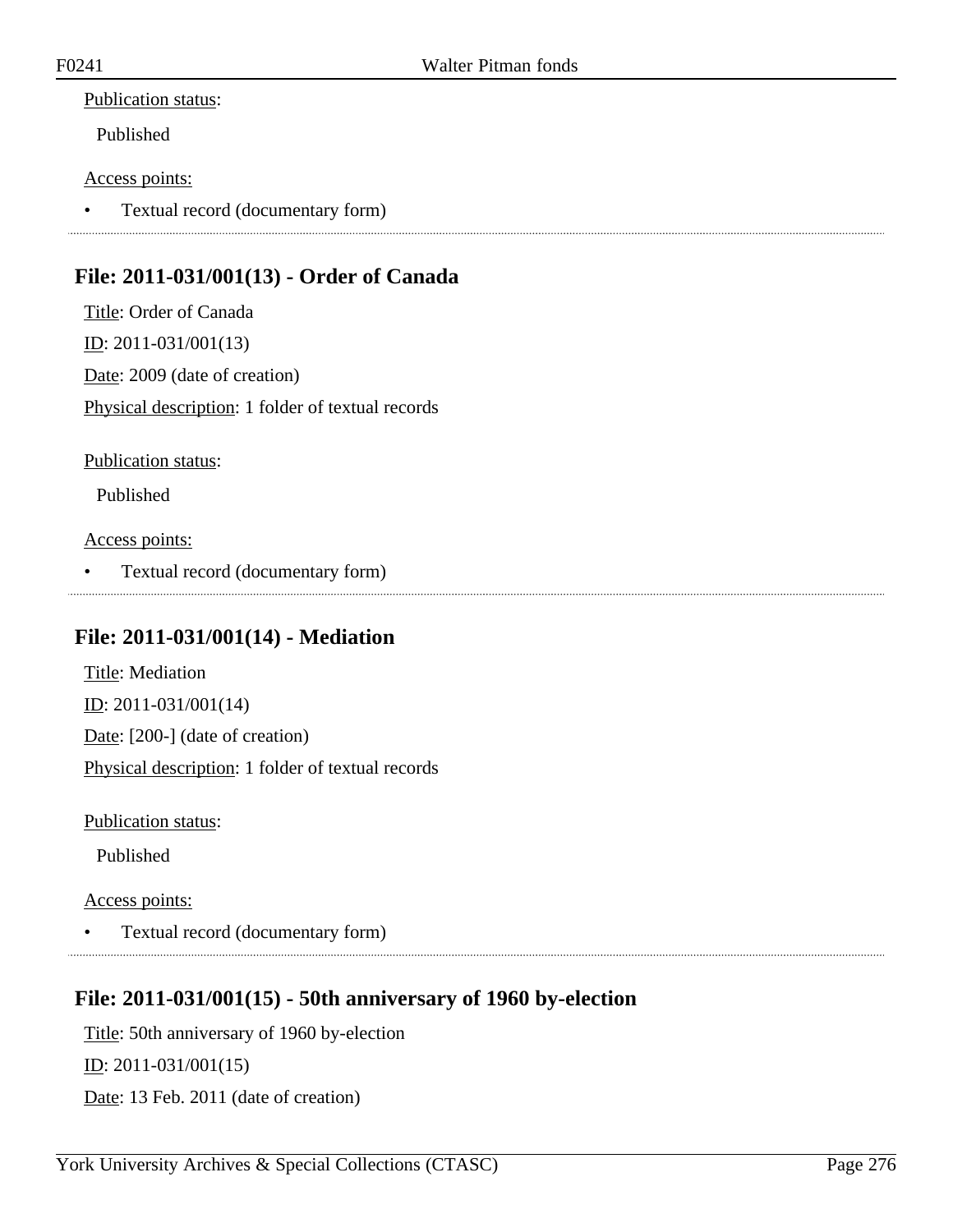Publication status:

Published

Access points:

- Textual record (documentary form)

## File: 2011-031/001(13) - Order of Canada

Title: Order of Canada

ID: 2011-031/001(13)

Date: 2009 (date of creation)

Physical description: 1 folder of textual records

Publication status:

Published

Access points:

- Textual record (documentary form)

## File: 2011-031/001(14) - Mediation

Title: Mediation

ID: 2011-031/001(14)

Date: [200-] (date of creation)

Physical description: 1 folder of textual records

Publication status:

Published

Access points:

- Textual record (documentary form)

## File: 2011-031/001(15) - 50th anniversary of 1960 by-election

Title: 50th anniversary of 1960 by-election

ID: 2011-031/001(15)

Date: 13 Feb. 2011 (date of creation)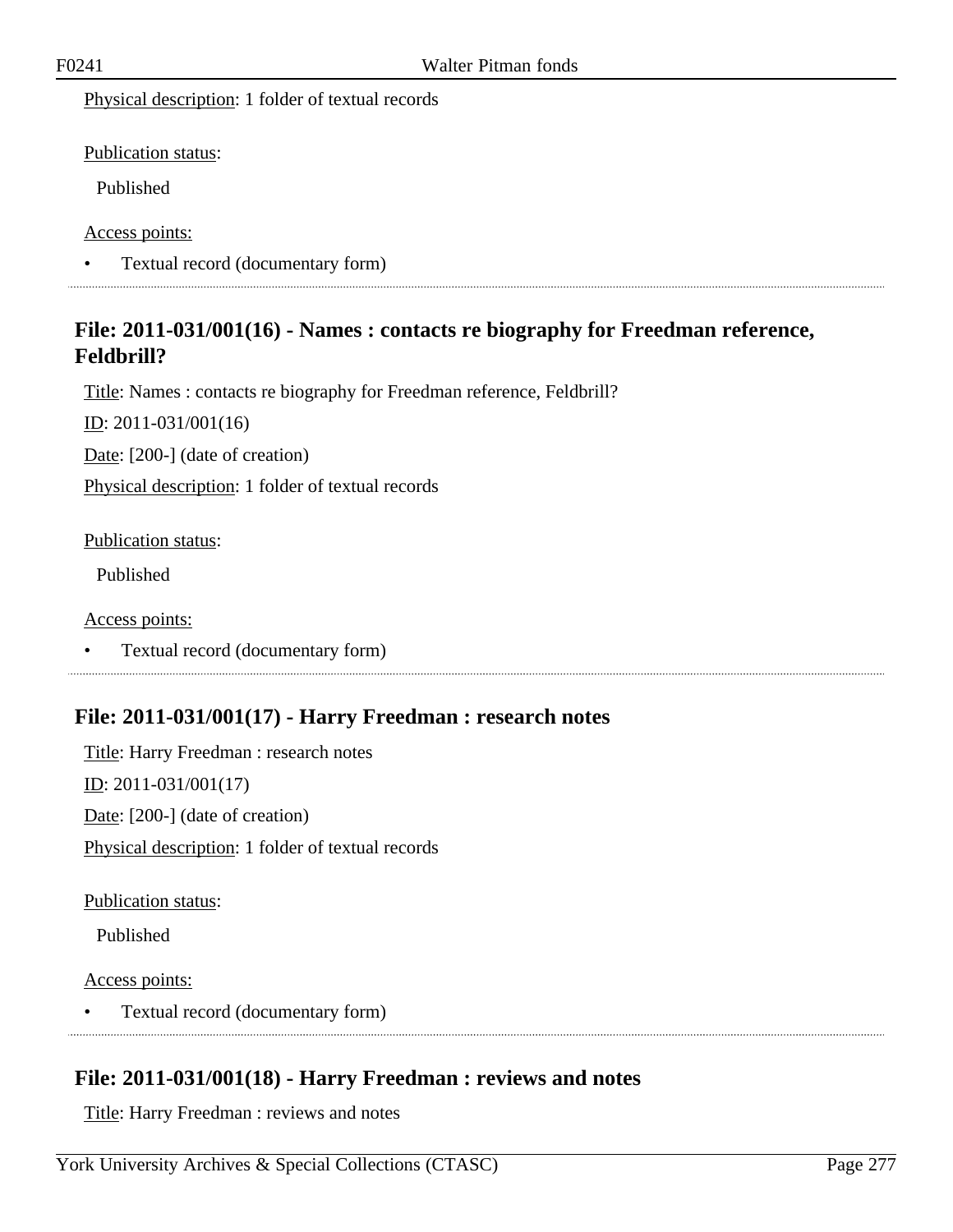Physical description: 1 folder of textual records

Publication status:

Published

Access points:

- Textual record (documentary form)

## File: 2011-031/001(16) - Names : contacts re biography for Freedman reference, Feldbrill?

Title: Names : contacts re biography for Freedman reference, Feldbrill?

ID: 2011-031/001(16)

Date: [200-] (date of creation)

Physical description: 1 folder of textual records

Publication status:

Published

Access points:

- Textual record (documentary form)

## File: 2011-031/001(17) - Harry Freedman : research notes

Title: Harry Freedman : research notes

ID: 2011-031/001(17)

Date: [200-] (date of creation)

Physical description: 1 folder of textual records

Publication status:

Published

Access points:

- Textual record (documentary form)

## File: 2011-031/001(18) - Harry Freedman : reviews and notes

Title: Harry Freedman : reviews and notes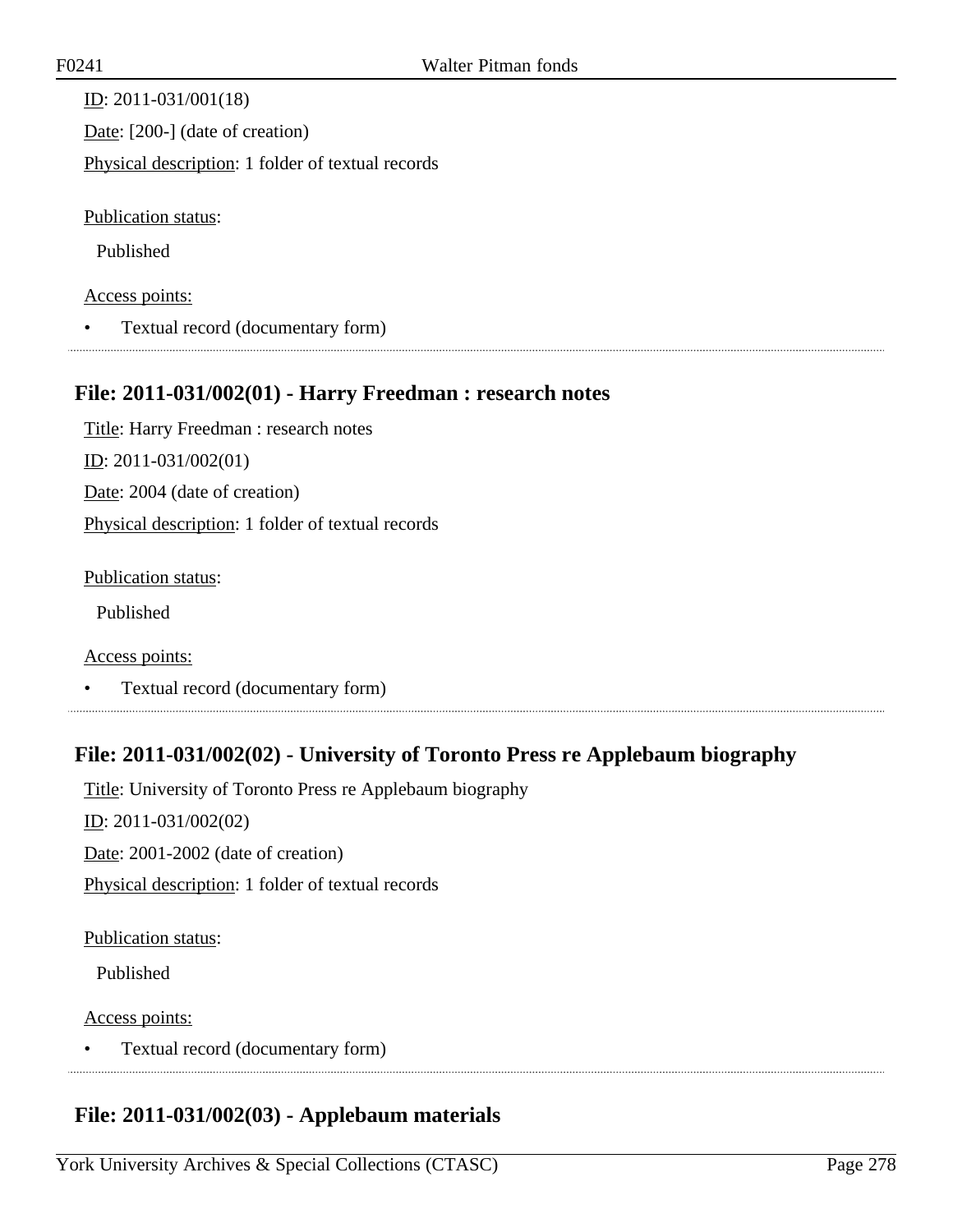ID: 2011-031/001(18)

Date: [200-] (date of creation)

Physical description: 1 folder of textual records

Publication status:

Published

Access points:

- Textual record (documentary form)

## File: 2011-031/002(01) - Harry Freedman : research notes

Title: Harry Freedman : research notes

ID: 2011-031/002(01)

Date: 2004 (date of creation)

Physical description: 1 folder of textual records

Publication status:

Published

Access points:

- Textual record (documentary form)

## File: 2011-031/002(02) - University of Toronto Press re Applebaum biography

Title: University of Toronto Press re Applebaum biography

ID: 2011-031/002(02)

Date: 2001-2002 (date of creation)

Physical description: 1 folder of textual records

Publication status:

Published

Access points:

- Textual record (documentary form)

## File: 2011-031/002(03) - Applebaum materials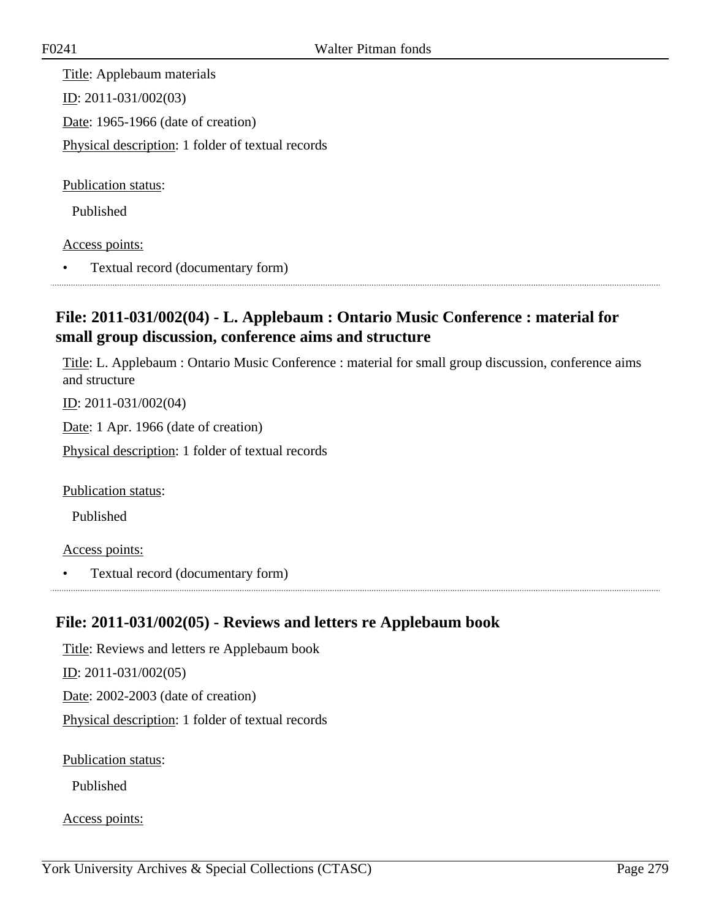Title: Applebaum materials

ID: 2011-031/002(03)

Date: 1965-1966 (date of creation)

Physical description: 1 folder of textual records

Publication status:

Published

Access points:

- Textual record (documentary form)

## File: 2011-031/002(04) - L. Applebaum : Ontario Music Conference : material for small group discussion, conference aims and structure

Title: L. Applebaum : Ontario Music Conference : material for small group discussion, conference aims and structure

ID: 2011-031/002(04)

Date: 1 Apr. 1966 (date of creation)

Physical description: 1 folder of textual records

Publication status:

Published

Access points:

- Textual record (documentary form)

## File: 2011-031/002(05) - Reviews and letters re Applebaum book

Title: Reviews and letters re Applebaum book

ID: 2011-031/002(05)

Date: 2002-2003 (date of creation)

Physical description: 1 folder of textual records

Publication status:

Published

Access points: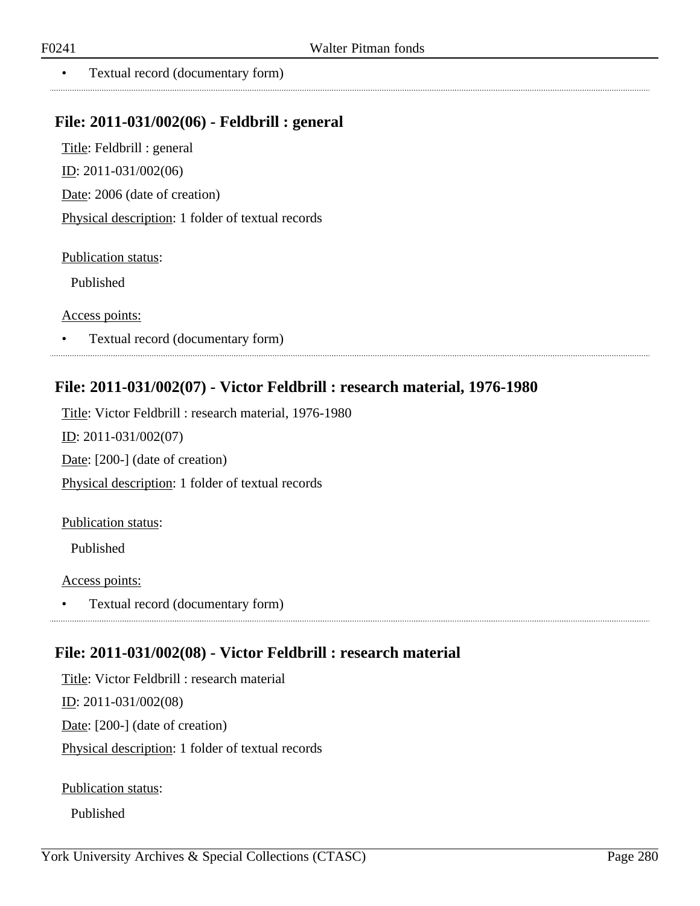- Textual record (documentary form)

## File: 2011-031/002(06) - Feldbrill : general

Title: Feldbrill : general

ID: 2011-031/002(06)

Date: 2006 (date of creation)

Physical description: 1 folder of textual records

Publication status:

Published

Access points:

- Textual record (documentary form)

## File: 2011-031/002(07) - Victor Feldbrill : research material, 1976-1980

Title: Victor Feldbrill : research material, 1976-1980

ID: 2011-031/002(07)

Date: [200-] (date of creation)

Physical description: 1 folder of textual records

Publication status:

Published

Access points:

- Textual record (documentary form)

## File: 2011-031/002(08) - Victor Feldbrill : research material

Title: Victor Feldbrill : research material

ID: 2011-031/002(08)

Date: [200-] (date of creation)

Physical description: 1 folder of textual records

Publication status:

Published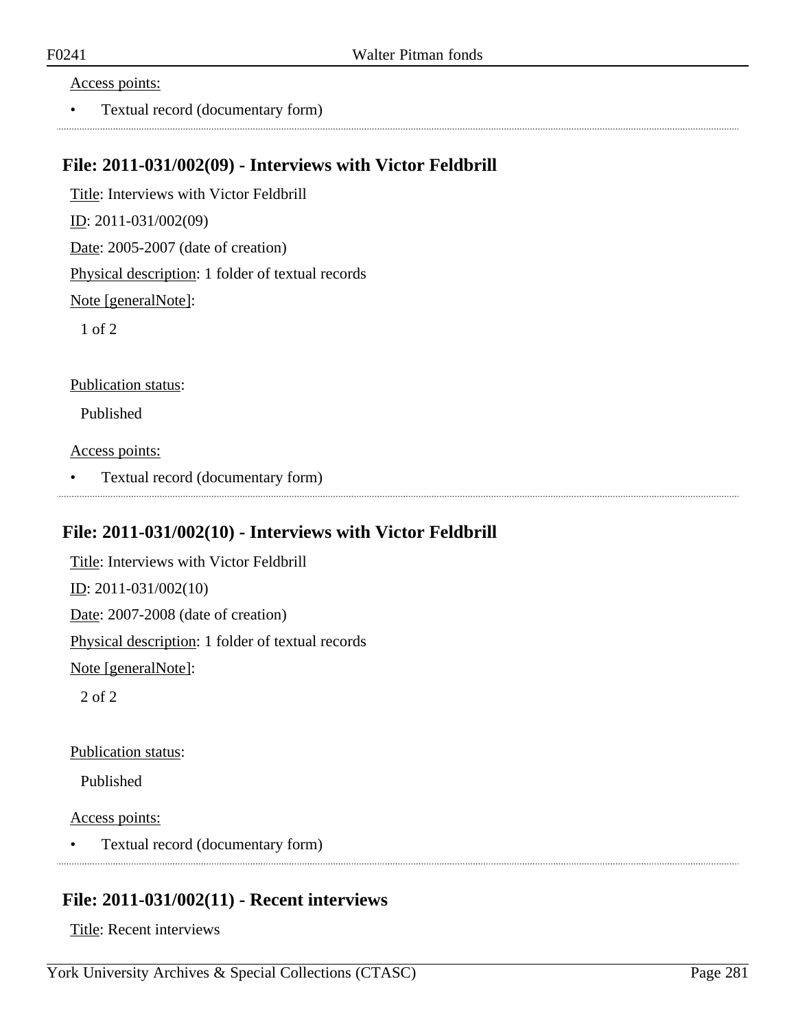Access points:

- Textual record (documentary form)

## File: 2011-031/002(09) - Interviews with Victor Feldbrill

Title: Interviews with Victor Feldbrill

ID: 2011-031/002(09)

Date: 2005-2007 (date of creation)

Physical description: 1 folder of textual records

Note [generalNote]:

1 of 2

Publication status:

Published

Access points:

- Textual record (documentary form)

## File: 2011-031/002(10) - Interviews with Victor Feldbrill

Title: Interviews with Victor Feldbrill

ID: 2011-031/002(10)

Date: 2007-2008 (date of creation)

Physical description: 1 folder of textual records

Note [generalNote]:

2 of 2

Publication status:

Published

Access points:

- Textual record (documentary form)

## File: 2011-031/002(11) - Recent interviews

Title: Recent interviews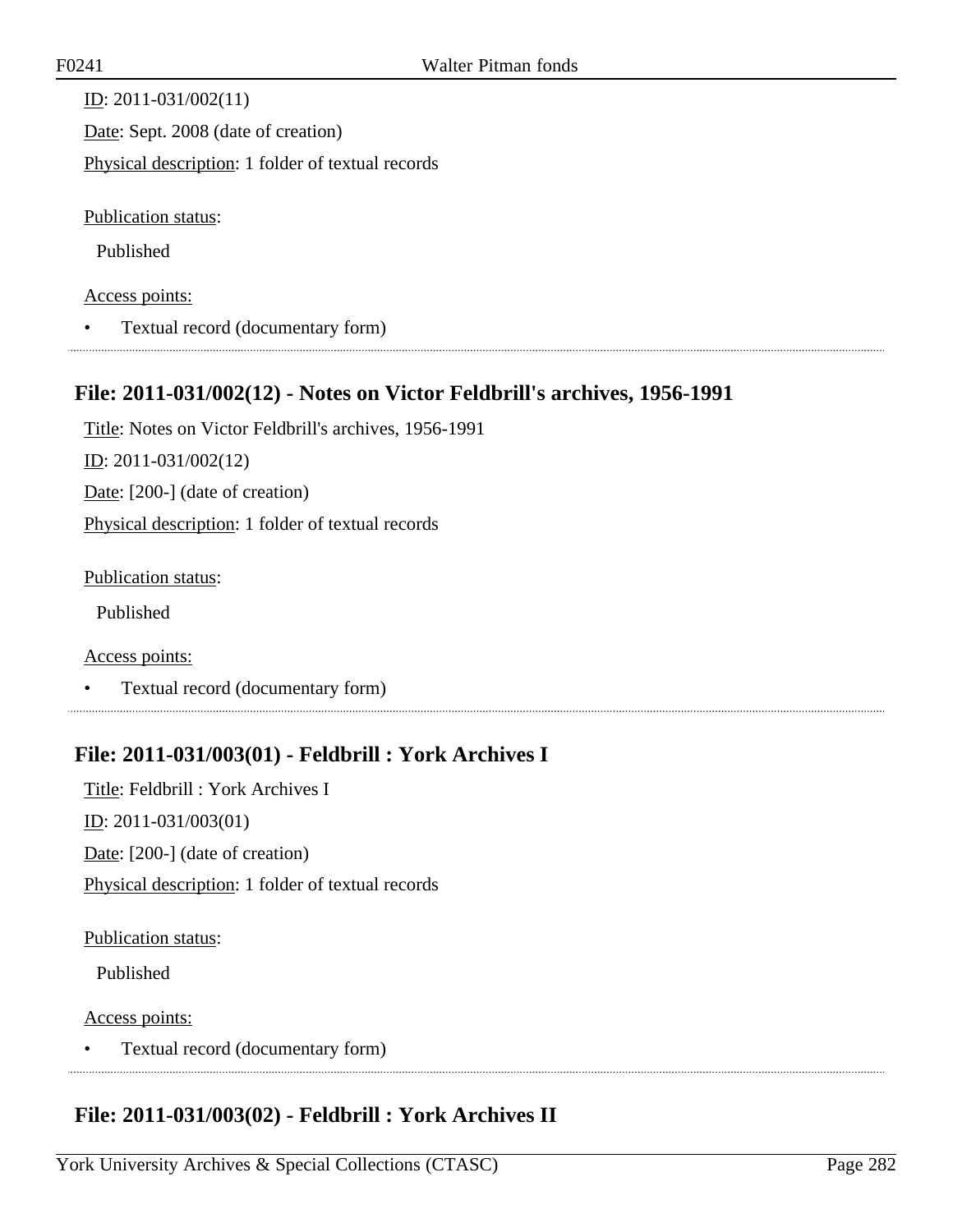ID: 2011-031/002(11)

Date: Sept. 2008 (date of creation)

Physical description: 1 folder of textual records

Publication status:

Published

Access points:

- Textual record (documentary form)

## File: 2011-031/002(12) - Notes on Victor Feldbrill's archives, 1956-1991

Title: Notes on Victor Feldbrill's archives, 1956-1991

ID: 2011-031/002(12)

Date: [200-] (date of creation)

Physical description: 1 folder of textual records

Publication status:

Published

Access points:

- Textual record (documentary form)

## File: 2011-031/003(01) - Feldbrill : York Archives I

Title: Feldbrill : York Archives I

ID: 2011-031/003(01)

Date: [200-] (date of creation)

Physical description: 1 folder of textual records

Publication status:

Published

Access points:

- Textual record (documentary form)

## File: 2011-031/003(02) - Feldbrill : York Archives II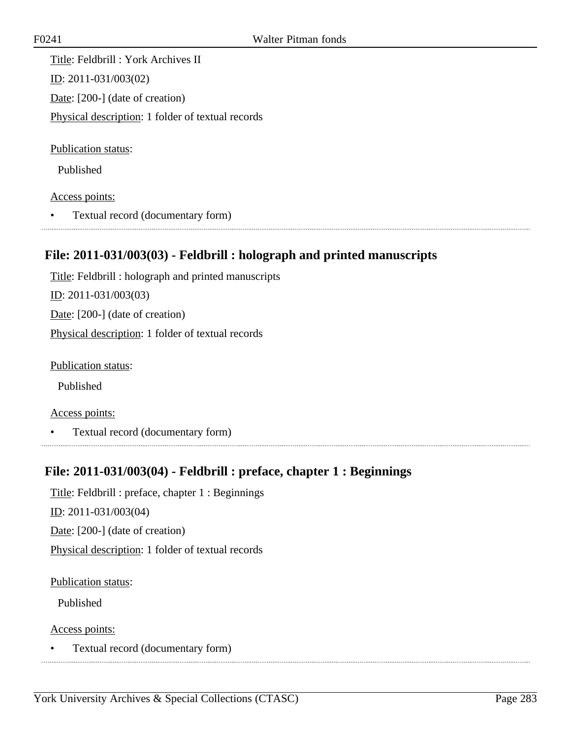Title: Feldbrill : York Archives II

ID: 2011-031/003(02)

Date: [200-] (date of creation)

Physical description: 1 folder of textual records

Publication status:

Published

Access points:

- Textual record (documentary form)

## File: 2011-031/003(03) - Feldbrill : holograph and printed manuscripts

Title: Feldbrill : holograph and printed manuscripts

ID: 2011-031/003(03)

Date: [200-] (date of creation)

Physical description: 1 folder of textual records

Publication status:

Published

Access points:

- Textual record (documentary form)

## File: 2011-031/003(04) - Feldbrill : preface, chapter 1 : Beginnings

Title: Feldbrill : preface, chapter 1 : Beginnings

ID: 2011-031/003(04)

Date: [200-] (date of creation)

Physical description: 1 folder of textual records

Publication status:

Published

Access points:

- Textual record (documentary form)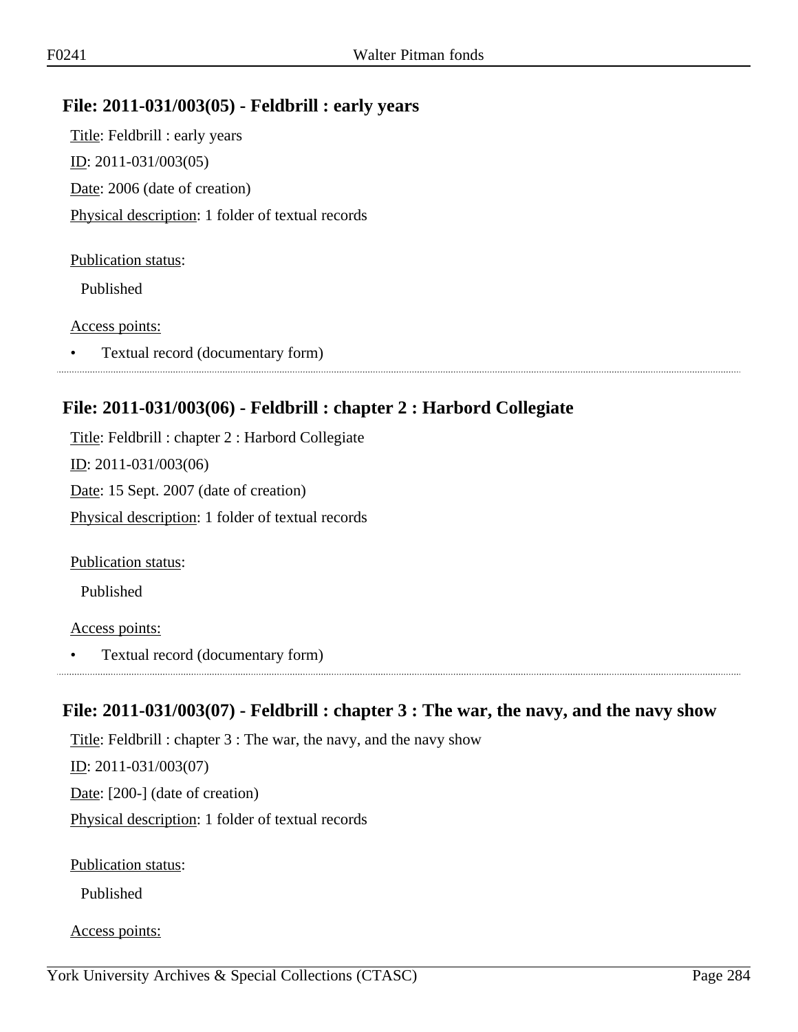## File: 2011-031/003(05) - Feldbrill : early years

Title: Feldbrill : early years

ID: 2011-031/003(05)

Date: 2006 (date of creation)

Physical description: 1 folder of textual records

Publication status:

Published

Access points:

- Textual record (documentary form)

## File: 2011-031/003(06) - Feldbrill : chapter 2 : Harbord Collegiate

Title: Feldbrill : chapter 2 : Harbord Collegiate

ID: 2011-031/003(06)

Date: 15 Sept. 2007 (date of creation)

Physical description: 1 folder of textual records

Publication status:

Published

Access points:

- Textual record (documentary form)

## File: 2011-031/003(07) - Feldbrill : chapter 3 : The war, the navy, and the navy show

Title: Feldbrill : chapter 3 : The war, the navy, and the navy show

ID: 2011-031/003(07)

Date: [200-] (date of creation)

Physical description: 1 folder of textual records

Publication status:

Published

Access points: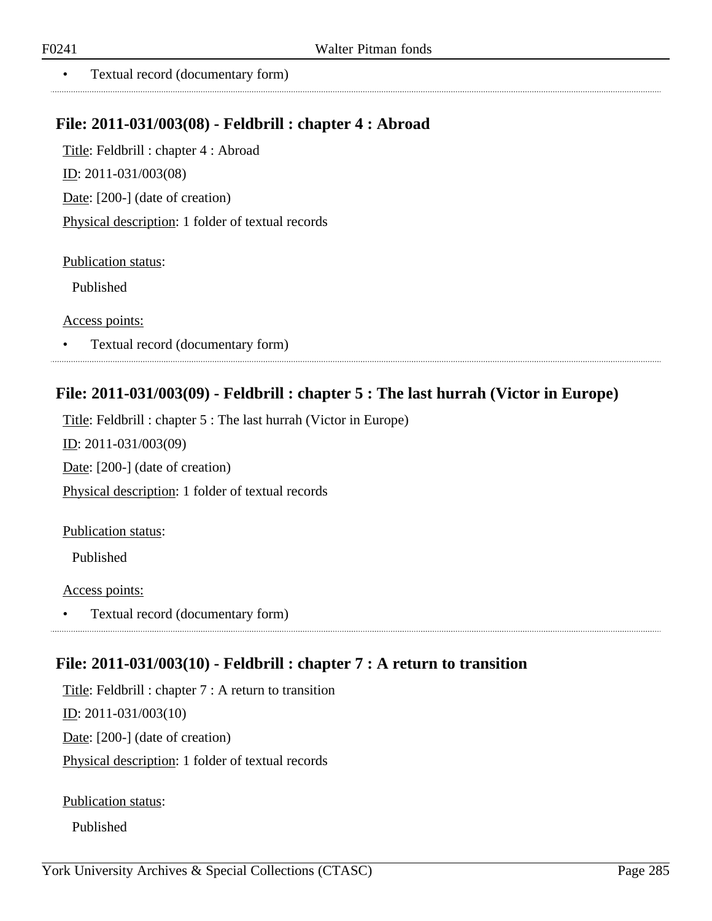- Textual record (documentary form)

## File: 2011-031/003(08) - Feldbrill : chapter 4 : Abroad

Title: Feldbrill : chapter 4 : Abroad

ID: 2011-031/003(08)

Date: [200-] (date of creation)

Physical description: 1 folder of textual records

Publication status:

Published

Access points:

- Textual record (documentary form)

## File: 2011-031/003(09) - Feldbrill : chapter 5 : The last hurrah (Victor in Europe)

Title: Feldbrill : chapter 5 : The last hurrah (Victor in Europe)

ID: 2011-031/003(09)

Date: [200-] (date of creation)

Physical description: 1 folder of textual records

Publication status:

Published

Access points:

- Textual record (documentary form)

## File: 2011-031/003(10) - Feldbrill : chapter 7 : A return to transition

Title: Feldbrill : chapter 7 : A return to transition

ID: 2011-031/003(10)

Date: [200-] (date of creation)

Physical description: 1 folder of textual records

Publication status:

Published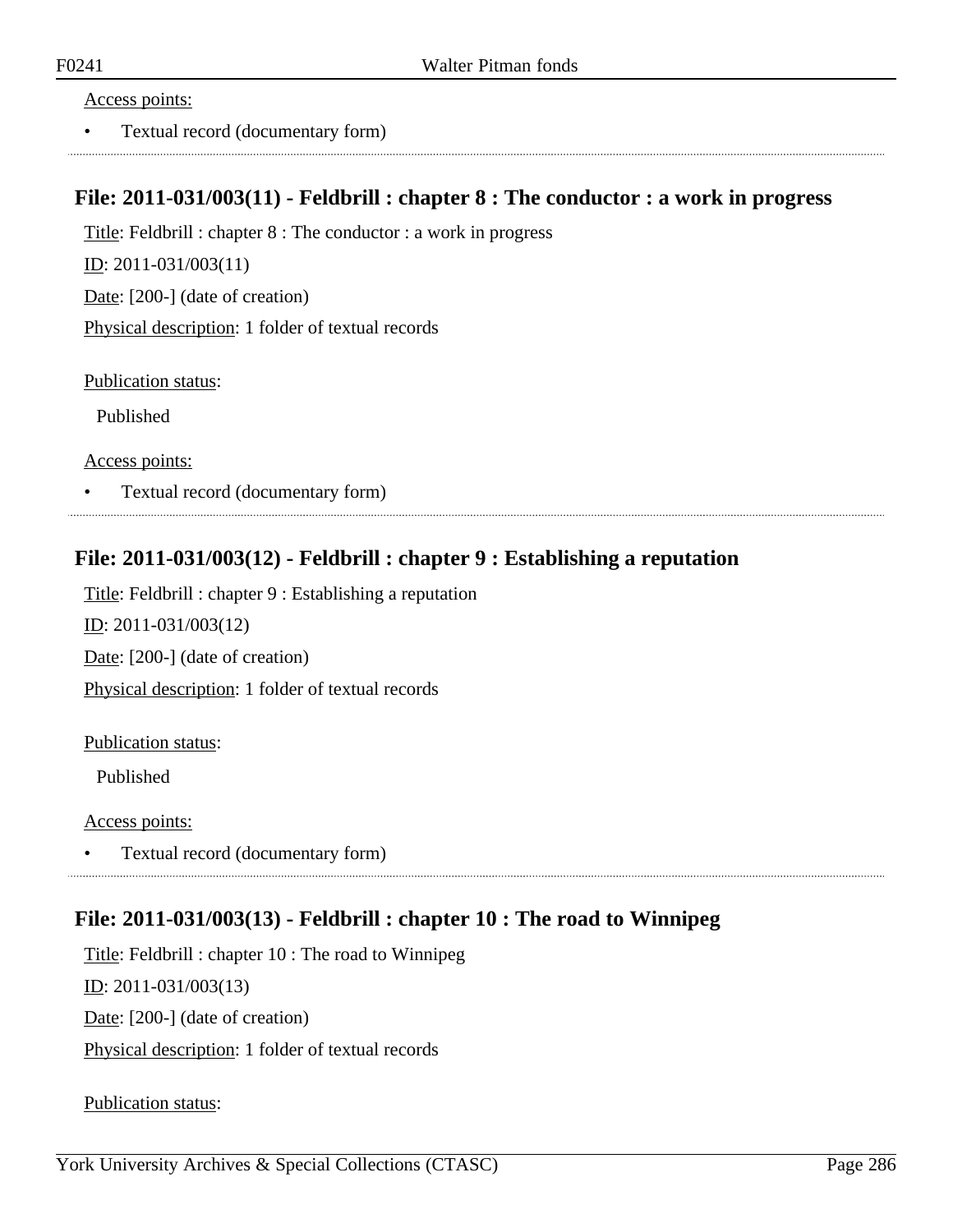Access points:

- Textual record (documentary form)

## File: 2011-031/003(11) - Feldbrill : chapter 8 : The conductor : a work in progress

Title: Feldbrill : chapter 8 : The conductor : a work in progress

ID: 2011-031/003(11)

Date: [200-] (date of creation)

Physical description: 1 folder of textual records

Publication status:

Published

Access points:

- Textual record (documentary form)

## File: 2011-031/003(12) - Feldbrill : chapter 9 : Establishing a reputation

Title: Feldbrill : chapter 9 : Establishing a reputation

ID: 2011-031/003(12)

Date: [200-] (date of creation)

Physical description: 1 folder of textual records

Publication status:

Published

Access points:

- Textual record (documentary form)

## File: 2011-031/003(13) - Feldbrill : chapter 10 : The road to Winnipeg

Title: Feldbrill : chapter 10 : The road to Winnipeg

ID: 2011-031/003(13)

Date: [200-] (date of creation)

Physical description: 1 folder of textual records

Publication status: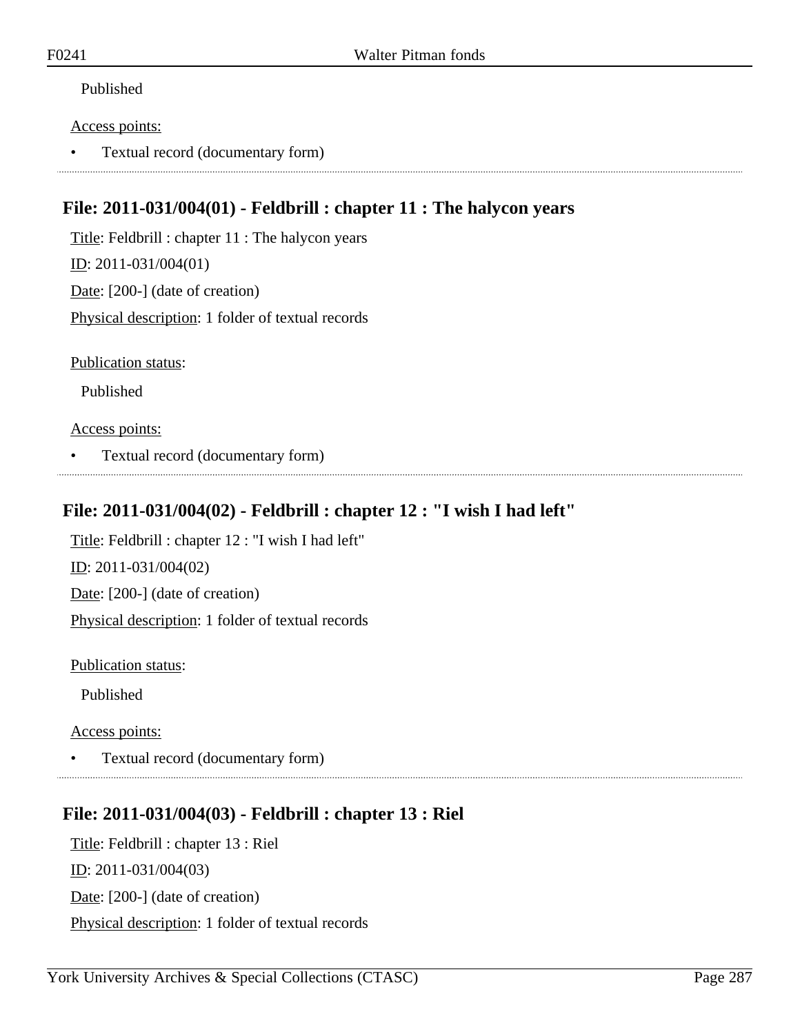Published

Access points:

- Textual record (documentary form)

## File: 2011-031/004(01) - Feldbrill : chapter 11 : The halycon years

Title: Feldbrill : chapter 11 : The halycon years

ID: 2011-031/004(01)

Date: [200-] (date of creation)

Physical description: 1 folder of textual records

Publication status:

Published

Access points:

- Textual record (documentary form)

## File: 2011-031/004(02) - Feldbrill : chapter 12 : "I wish I had left"

Title: Feldbrill : chapter 12 : "I wish I had left"

ID: 2011-031/004(02)

Date: [200-] (date of creation)

Physical description: 1 folder of textual records

Publication status:

Published

Access points:

- Textual record (documentary form)

## File: 2011-031/004(03) - Feldbrill : chapter 13 : Riel

Title: Feldbrill : chapter 13 : Riel

ID: 2011-031/004(03)

Date: [200-] (date of creation)

Physical description: 1 folder of textual records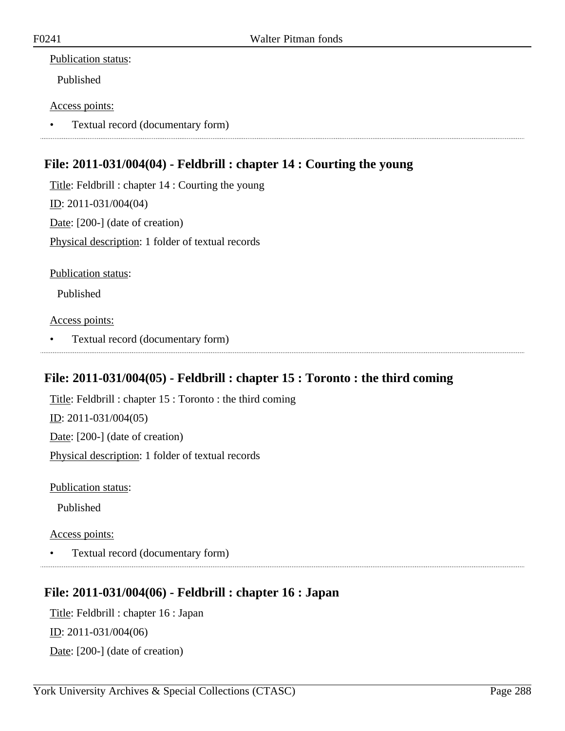Publication status:

Published

Access points:

- Textual record (documentary form)

---

## File: 2011-031/004(04) - Feldbrill : chapter 14 : Courting the young

Title: Feldbrill : chapter 14 : Courting the young

ID: 2011-031/004(04)

Date: [200-] (date of creation)

Physical description: 1 folder of textual records

Publication status:

Published

Access points:

- Textual record (documentary form)

---

## File: 2011-031/004(05) - Feldbrill : chapter 15 : Toronto : the third coming

Title: Feldbrill : chapter 15 : Toronto : the third coming

ID: 2011-031/004(05)

Date: [200-] (date of creation)

Physical description: 1 folder of textual records

Publication status:

Published

Access points:

- Textual record (documentary form)

---

## File: 2011-031/004(06) - Feldbrill : chapter 16 : Japan

Title: Feldbrill : chapter 16 : Japan

ID: 2011-031/004(06)

Date: [200-] (date of creation)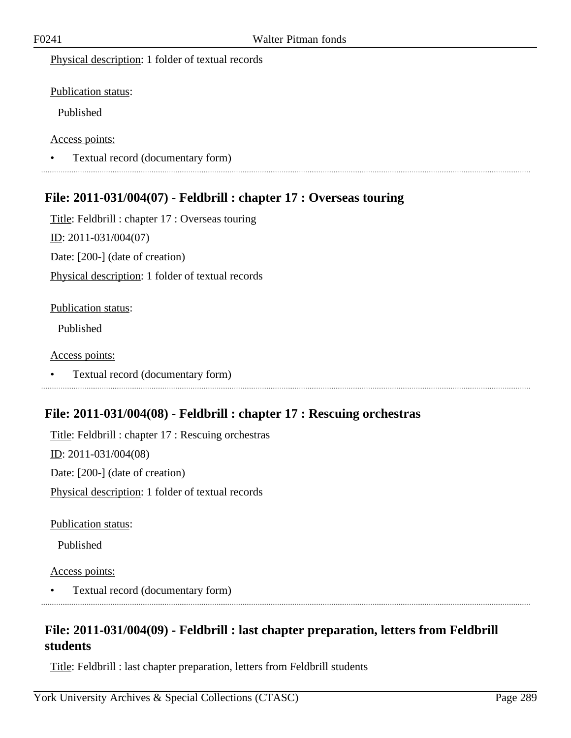Physical description: 1 folder of textual records

Publication status:

Published

Access points:

- Textual record (documentary form)

## File: 2011-031/004(07) - Feldbrill : chapter 17 : Overseas touring

Title: Feldbrill : chapter 17 : Overseas touring

ID: 2011-031/004(07)

Date: [200-] (date of creation)

Physical description: 1 folder of textual records

Publication status:

Published

Access points:

- Textual record (documentary form)

## File: 2011-031/004(08) - Feldbrill : chapter 17 : Rescuing orchestras

Title: Feldbrill : chapter 17 : Rescuing orchestras

ID: 2011-031/004(08)

Date: [200-] (date of creation)

Physical description: 1 folder of textual records

Publication status:

Published

Access points:

- Textual record (documentary form)

## File: 2011-031/004(09) - Feldbrill : last chapter preparation, letters from Feldbrill students

Title: Feldbrill : last chapter preparation, letters from Feldbrill students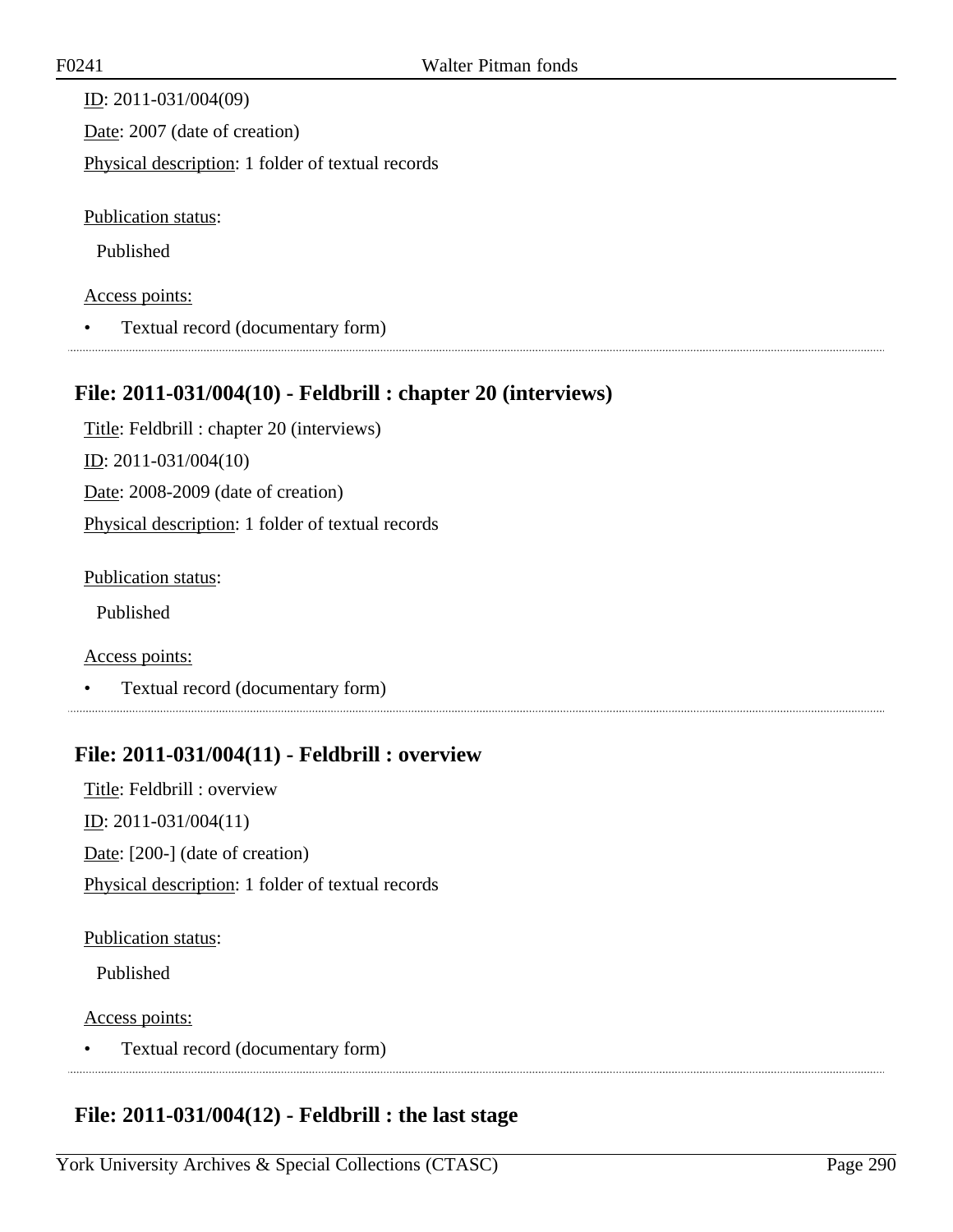ID: 2011-031/004(09)

Date: 2007 (date of creation)

Physical description: 1 folder of textual records

Publication status:

Published

Access points:

- Textual record (documentary form)

## File: 2011-031/004(10) - Feldbrill : chapter 20 (interviews)

Title: Feldbrill : chapter 20 (interviews)

ID: 2011-031/004(10)

Date: 2008-2009 (date of creation)

Physical description: 1 folder of textual records

Publication status:

Published

Access points:

- Textual record (documentary form)

## File: 2011-031/004(11) - Feldbrill : overview

Title: Feldbrill : overview

ID: 2011-031/004(11)

Date: [200-] (date of creation)

Physical description: 1 folder of textual records

Publication status:

Published

Access points:

- Textual record (documentary form)

## File: 2011-031/004(12) - Feldbrill : the last stage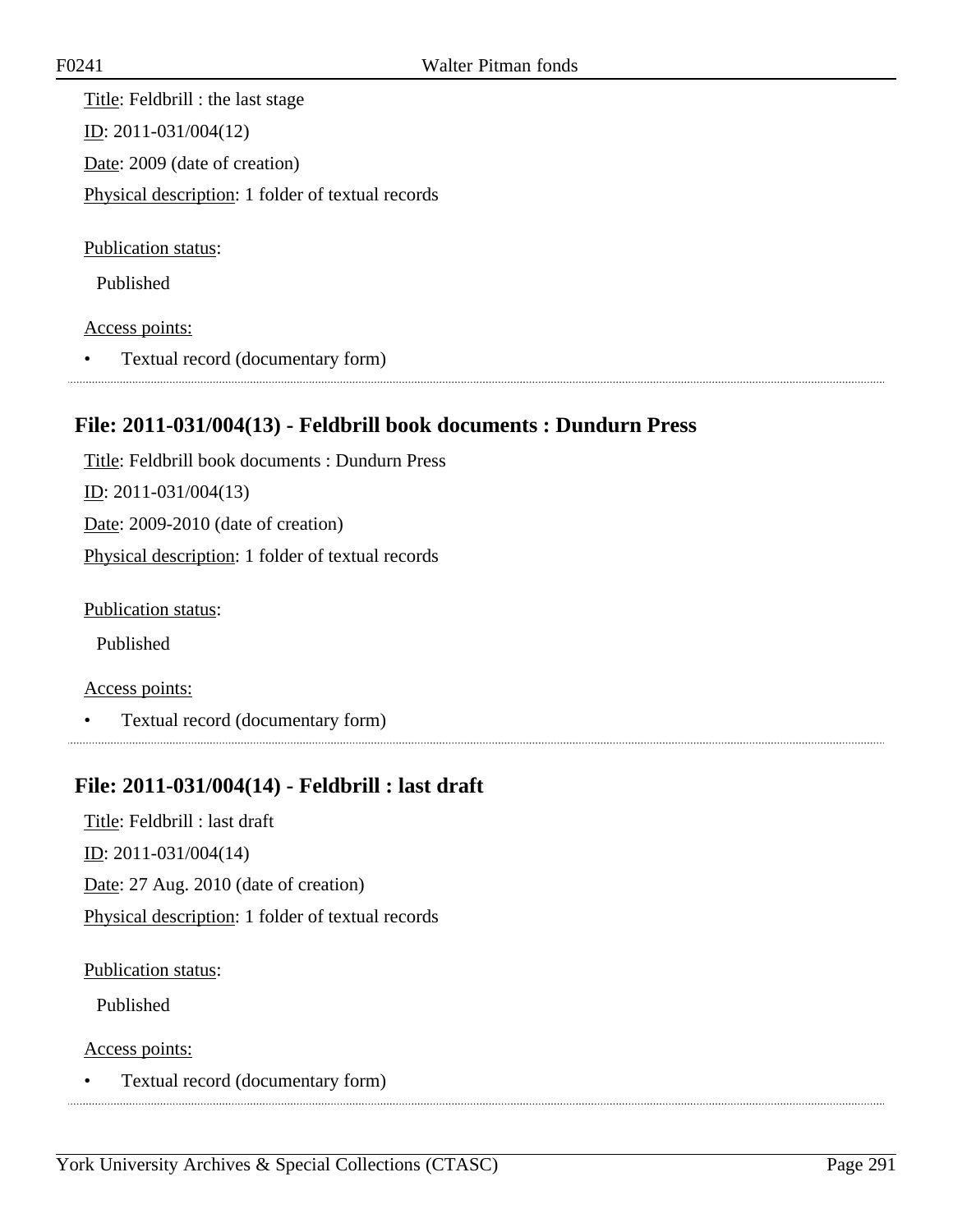Title: Feldbrill : the last stage

ID: 2011-031/004(12)

Date: 2009 (date of creation)

Physical description: 1 folder of textual records

Publication status:

Published

Access points:

- Textual record (documentary form)

## File: 2011-031/004(13) - Feldbrill book documents : Dundurn Press

Title: Feldbrill book documents : Dundurn Press

ID: 2011-031/004(13)

Date: 2009-2010 (date of creation)

Physical description: 1 folder of textual records

Publication status:

Published

Access points:

- Textual record (documentary form)

## File: 2011-031/004(14) - Feldbrill : last draft

Title: Feldbrill : last draft

ID: 2011-031/004(14)

Date: 27 Aug. 2010 (date of creation)

Physical description: 1 folder of textual records

Publication status:

Published

Access points:

- Textual record (documentary form)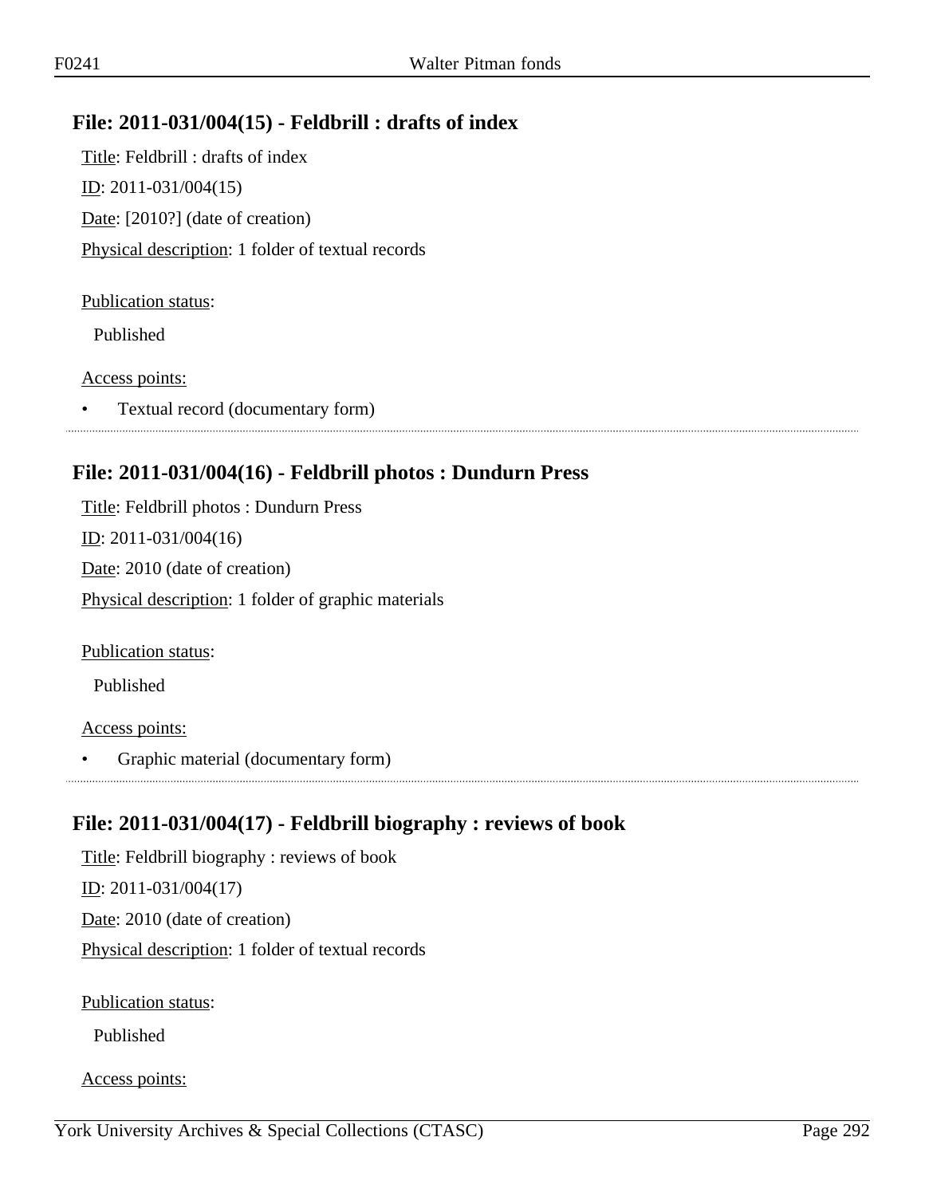## File: 2011-031/004(15) - Feldbrill : drafts of index

Title: Feldbrill : drafts of index

ID: 2011-031/004(15)

Date: [2010?] (date of creation)

Physical description: 1 folder of textual records

Publication status:

Published

Access points:

- Textual record (documentary form)

## File: 2011-031/004(16) - Feldbrill photos : Dundurn Press

Title: Feldbrill photos : Dundurn Press

ID: 2011-031/004(16)

Date: 2010 (date of creation)

Physical description: 1 folder of graphic materials

Publication status:

Published

Access points:

- Graphic material (documentary form)

## File: 2011-031/004(17) - Feldbrill biography : reviews of book

Title: Feldbrill biography : reviews of book

ID: 2011-031/004(17)

Date: 2010 (date of creation)

Physical description: 1 folder of textual records

Publication status:

Published

Access points: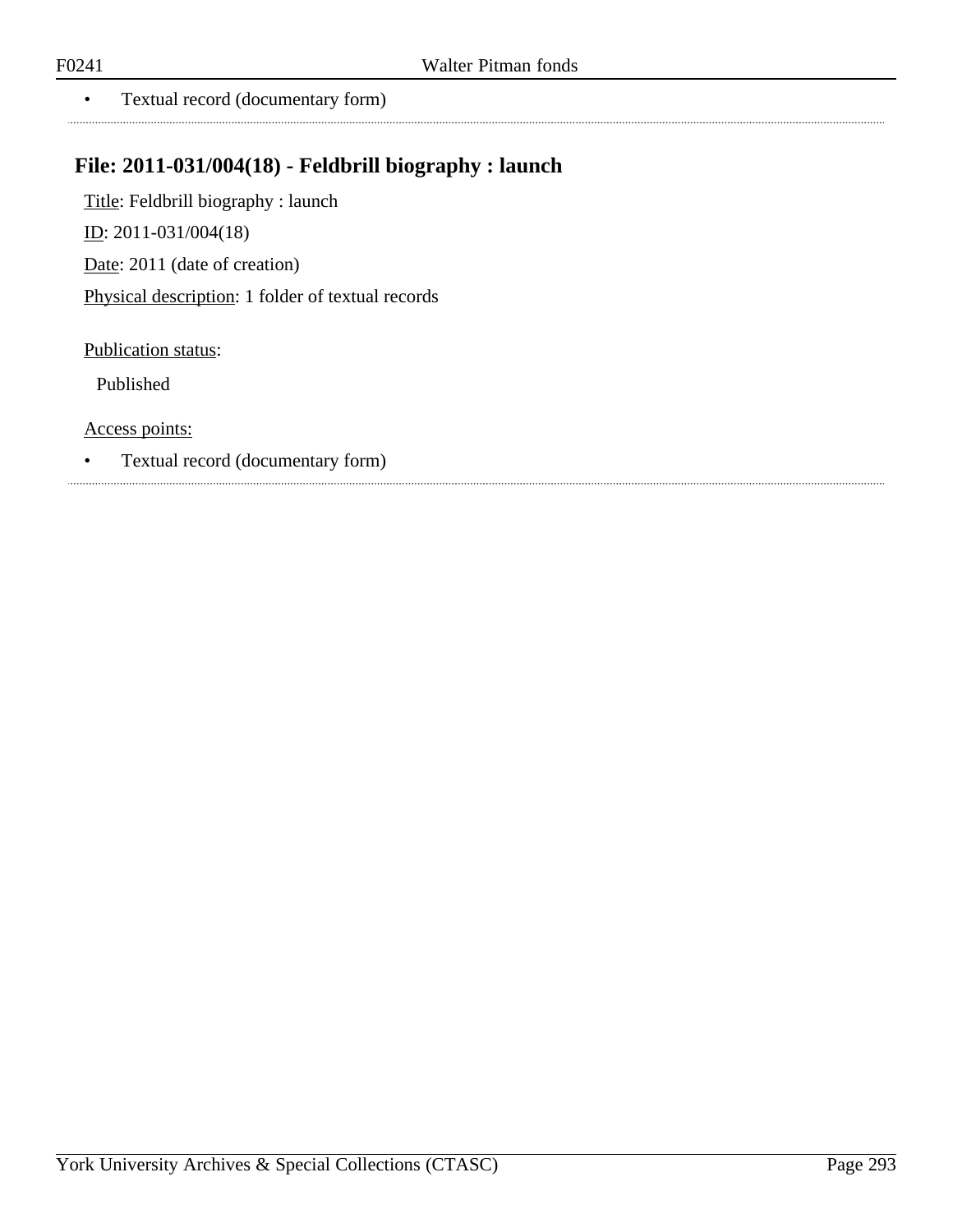- Textual record (documentary form)

## File: 2011-031/004(18) - Feldbrill biography : launch

Title: Feldbrill biography : launch

ID: 2011-031/004(18)

Date: 2011 (date of creation)

Physical description: 1 folder of textual records

Publication status:

Published

Access points:

- Textual record (documentary form)